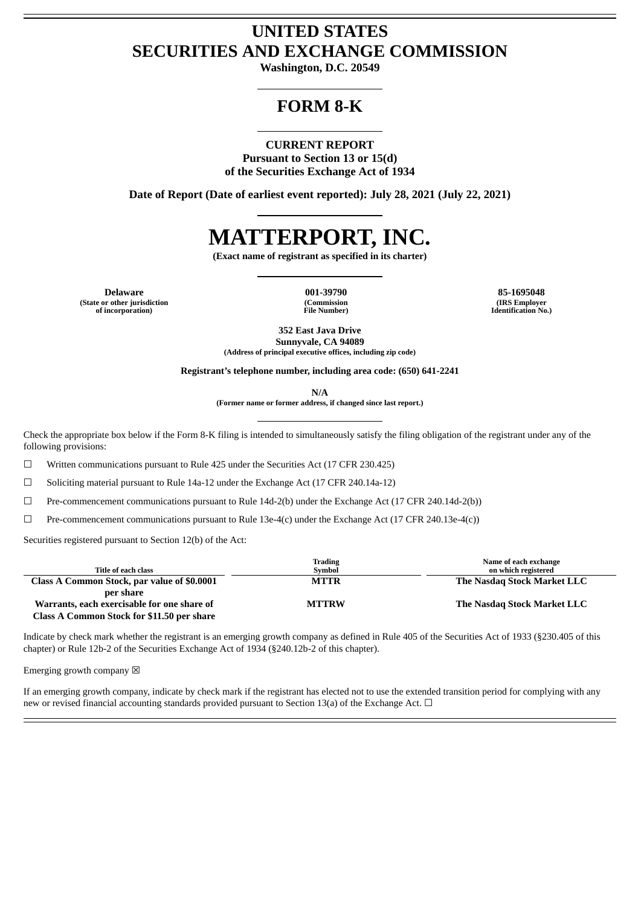# UNITED STATES
# SECURITIES AND EXCHANGE COMMISSION

**Washington, D.C. 20549**

## FORM 8-K

**CURRENT REPORT**
**Pursuant to Section 13 or 15(d)**
**of the Securities Exchange Act of 1934**

**Date of Report (Date of earliest event reported): July 28, 2021 (July 22, 2021)**

# MATTERPORT, INC.

**(Exact name of registrant as specified in its charter)**

| Delaware | 001-39790 | 85-1695048 |
|---|---|---|
| (State or other jurisdiction of incorporation) | (Commission File Number) | (IRS Employer Identification No.) |

**352 East Java Drive**
**Sunnyvale, CA 94089**
**(Address of principal executive offices, including zip code)**

**Registrant's telephone number, including area code: (650) 641-2241**

**N/A**
**(Former name or former address, if changed since last report.)**

Check the appropriate box below if the Form 8-K filing is intended to simultaneously satisfy the filing obligation of the registrant under any of the following provisions:

☐ Written communications pursuant to Rule 425 under the Securities Act (17 CFR 230.425)

☐ Soliciting material pursuant to Rule 14a-12 under the Exchange Act (17 CFR 240.14a-12)

☐ Pre-commencement communications pursuant to Rule 14d-2(b) under the Exchange Act (17 CFR 240.14d-2(b))

☐ Pre-commencement communications pursuant to Rule 13e-4(c) under the Exchange Act (17 CFR 240.13e-4(c))

Securities registered pursuant to Section 12(b) of the Act:

| Title of each class | Trading Symbol | Name of each exchange on which registered |
|---|---|---|
| **Class A Common Stock, par value of $0.0001 per share** | **MTTR** | **The Nasdaq Stock Market LLC** |
| **Warrants, each exercisable for one share of Class A Common Stock for $11.50 per share** | **MTTRW** | **The Nasdaq Stock Market LLC** |

Indicate by check mark whether the registrant is an emerging growth company as defined in Rule 405 of the Securities Act of 1933 (§230.405 of this chapter) or Rule 12b-2 of the Securities Exchange Act of 1934 (§240.12b-2 of this chapter).

Emerging growth company ☒

If an emerging growth company, indicate by check mark if the registrant has elected not to use the extended transition period for complying with any new or revised financial accounting standards provided pursuant to Section 13(a) of the Exchange Act. ☐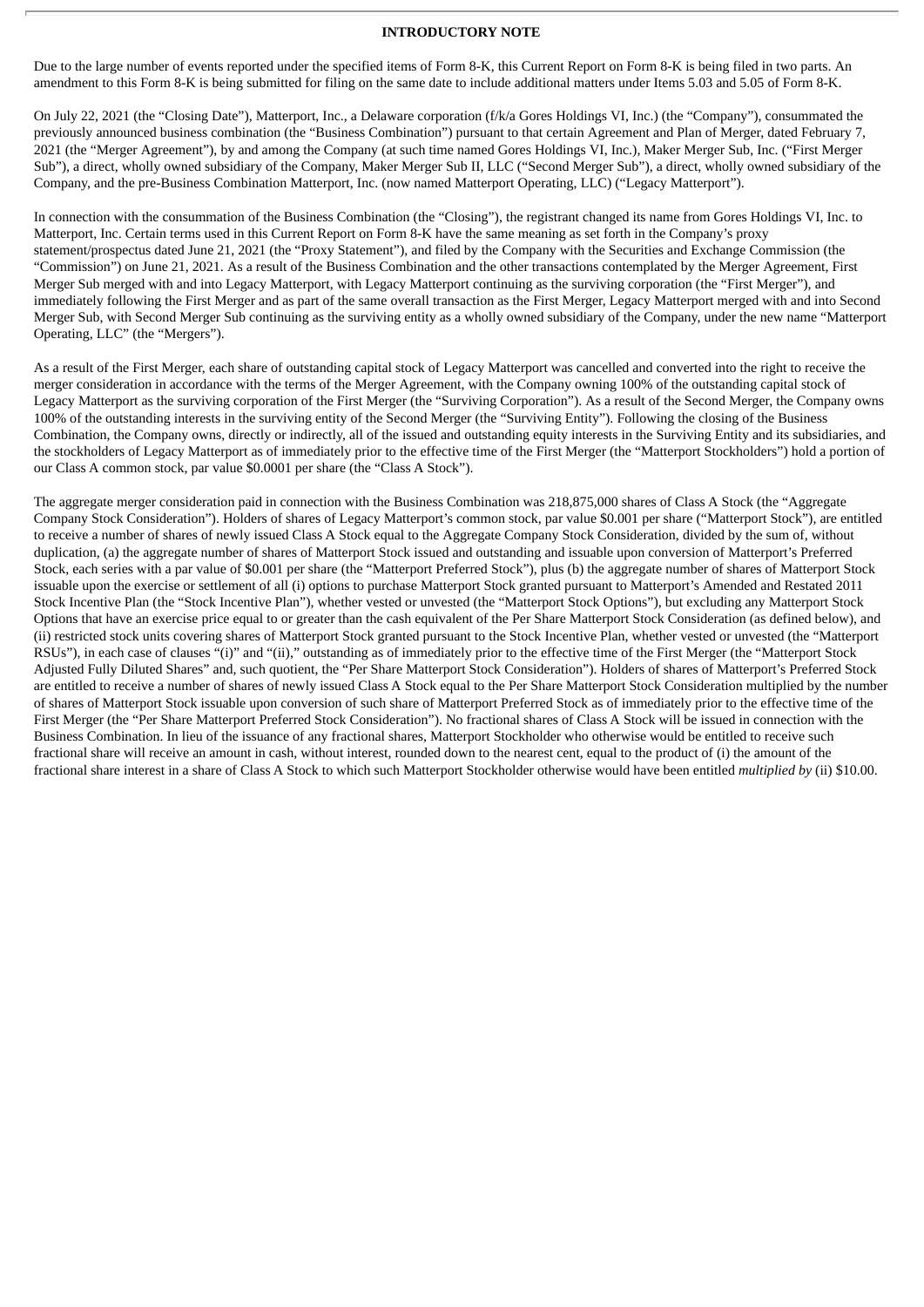**INTRODUCTORY NOTE**

Due to the large number of events reported under the specified items of Form 8-K, this Current Report on Form 8-K is being filed in two parts. An amendment to this Form 8-K is being submitted for filing on the same date to include additional matters under Items 5.03 and 5.05 of Form 8-K.

On July 22, 2021 (the "Closing Date"), Matterport, Inc., a Delaware corporation (f/k/a Gores Holdings VI, Inc.) (the "Company"), consummated the previously announced business combination (the "Business Combination") pursuant to that certain Agreement and Plan of Merger, dated February 7, 2021 (the "Merger Agreement"), by and among the Company (at such time named Gores Holdings VI, Inc.), Maker Merger Sub, Inc. ("First Merger Sub"), a direct, wholly owned subsidiary of the Company, Maker Merger Sub II, LLC ("Second Merger Sub"), a direct, wholly owned subsidiary of the Company, and the pre-Business Combination Matterport, Inc. (now named Matterport Operating, LLC) ("Legacy Matterport").

In connection with the consummation of the Business Combination (the "Closing"), the registrant changed its name from Gores Holdings VI, Inc. to Matterport, Inc. Certain terms used in this Current Report on Form 8-K have the same meaning as set forth in the Company's proxy statement/prospectus dated June 21, 2021 (the "Proxy Statement"), and filed by the Company with the Securities and Exchange Commission (the "Commission") on June 21, 2021. As a result of the Business Combination and the other transactions contemplated by the Merger Agreement, First Merger Sub merged with and into Legacy Matterport, with Legacy Matterport continuing as the surviving corporation (the "First Merger"), and immediately following the First Merger and as part of the same overall transaction as the First Merger, Legacy Matterport merged with and into Second Merger Sub, with Second Merger Sub continuing as the surviving entity as a wholly owned subsidiary of the Company, under the new name "Matterport Operating, LLC" (the "Mergers").

As a result of the First Merger, each share of outstanding capital stock of Legacy Matterport was cancelled and converted into the right to receive the merger consideration in accordance with the terms of the Merger Agreement, with the Company owning 100% of the outstanding capital stock of Legacy Matterport as the surviving corporation of the First Merger (the "Surviving Corporation"). As a result of the Second Merger, the Company owns 100% of the outstanding interests in the surviving entity of the Second Merger (the "Surviving Entity"). Following the closing of the Business Combination, the Company owns, directly or indirectly, all of the issued and outstanding equity interests in the Surviving Entity and its subsidiaries, and the stockholders of Legacy Matterport as of immediately prior to the effective time of the First Merger (the "Matterport Stockholders") hold a portion of our Class A common stock, par value $0.0001 per share (the "Class A Stock").

The aggregate merger consideration paid in connection with the Business Combination was 218,875,000 shares of Class A Stock (the "Aggregate Company Stock Consideration"). Holders of shares of Legacy Matterport's common stock, par value $0.001 per share ("Matterport Stock"), are entitled to receive a number of shares of newly issued Class A Stock equal to the Aggregate Company Stock Consideration, divided by the sum of, without duplication, (a) the aggregate number of shares of Matterport Stock issued and outstanding and issuable upon conversion of Matterport's Preferred Stock, each series with a par value of $0.001 per share (the "Matterport Preferred Stock"), plus (b) the aggregate number of shares of Matterport Stock issuable upon the exercise or settlement of all (i) options to purchase Matterport Stock granted pursuant to Matterport's Amended and Restated 2011 Stock Incentive Plan (the "Stock Incentive Plan"), whether vested or unvested (the "Matterport Stock Options"), but excluding any Matterport Stock Options that have an exercise price equal to or greater than the cash equivalent of the Per Share Matterport Stock Consideration (as defined below), and (ii) restricted stock units covering shares of Matterport Stock granted pursuant to the Stock Incentive Plan, whether vested or unvested (the "Matterport RSUs"), in each case of clauses "(i)" and "(ii)," outstanding as of immediately prior to the effective time of the First Merger (the "Matterport Stock Adjusted Fully Diluted Shares" and, such quotient, the "Per Share Matterport Stock Consideration"). Holders of shares of Matterport's Preferred Stock are entitled to receive a number of shares of newly issued Class A Stock equal to the Per Share Matterport Stock Consideration multiplied by the number of shares of Matterport Stock issuable upon conversion of such share of Matterport Preferred Stock as of immediately prior to the effective time of the First Merger (the "Per Share Matterport Preferred Stock Consideration"). No fractional shares of Class A Stock will be issued in connection with the Business Combination. In lieu of the issuance of any fractional shares, Matterport Stockholder who otherwise would be entitled to receive such fractional share will receive an amount in cash, without interest, rounded down to the nearest cent, equal to the product of (i) the amount of the fractional share interest in a share of Class A Stock to which such Matterport Stockholder otherwise would have been entitled *multiplied by* (ii) $10.00.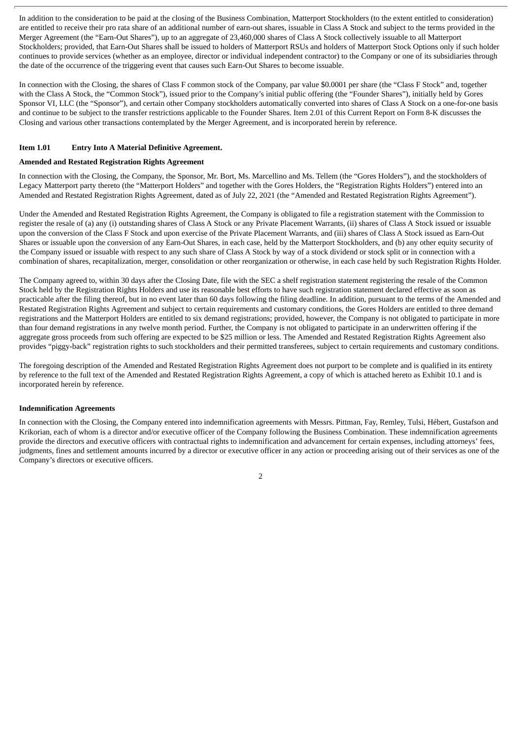In addition to the consideration to be paid at the closing of the Business Combination, Matterport Stockholders (to the extent entitled to consideration) are entitled to receive their pro rata share of an additional number of earn-out shares, issuable in Class A Stock and subject to the terms provided in the Merger Agreement (the "Earn-Out Shares"), up to an aggregate of 23,460,000 shares of Class A Stock collectively issuable to all Matterport Stockholders; provided, that Earn-Out Shares shall be issued to holders of Matterport RSUs and holders of Matterport Stock Options only if such holder continues to provide services (whether as an employee, director or individual independent contractor) to the Company or one of its subsidiaries through the date of the occurrence of the triggering event that causes such Earn-Out Shares to become issuable.

In connection with the Closing, the shares of Class F common stock of the Company, par value $0.0001 per share (the "Class F Stock" and, together with the Class A Stock, the "Common Stock"), issued prior to the Company's initial public offering (the "Founder Shares"), initially held by Gores Sponsor VI, LLC (the "Sponsor"), and certain other Company stockholders automatically converted into shares of Class A Stock on a one-for-one basis and continue to be subject to the transfer restrictions applicable to the Founder Shares. Item 2.01 of this Current Report on Form 8-K discusses the Closing and various other transactions contemplated by the Merger Agreement, and is incorporated herein by reference.

**Item 1.01 Entry Into A Material Definitive Agreement.**

**Amended and Restated Registration Rights Agreement**

In connection with the Closing, the Company, the Sponsor, Mr. Bort, Ms. Marcellino and Ms. Tellem (the "Gores Holders"), and the stockholders of Legacy Matterport party thereto (the "Matterport Holders" and together with the Gores Holders, the "Registration Rights Holders") entered into an Amended and Restated Registration Rights Agreement, dated as of July 22, 2021 (the "Amended and Restated Registration Rights Agreement").

Under the Amended and Restated Registration Rights Agreement, the Company is obligated to file a registration statement with the Commission to register the resale of (a) any (i) outstanding shares of Class A Stock or any Private Placement Warrants, (ii) shares of Class A Stock issued or issuable upon the conversion of the Class F Stock and upon exercise of the Private Placement Warrants, and (iii) shares of Class A Stock issued as Earn-Out Shares or issuable upon the conversion of any Earn-Out Shares, in each case, held by the Matterport Stockholders, and (b) any other equity security of the Company issued or issuable with respect to any such share of Class A Stock by way of a stock dividend or stock split or in connection with a combination of shares, recapitalization, merger, consolidation or other reorganization or otherwise, in each case held by such Registration Rights Holder.

The Company agreed to, within 30 days after the Closing Date, file with the SEC a shelf registration statement registering the resale of the Common Stock held by the Registration Rights Holders and use its reasonable best efforts to have such registration statement declared effective as soon as practicable after the filing thereof, but in no event later than 60 days following the filing deadline. In addition, pursuant to the terms of the Amended and Restated Registration Rights Agreement and subject to certain requirements and customary conditions, the Gores Holders are entitled to three demand registrations and the Matterport Holders are entitled to six demand registrations; provided, however, the Company is not obligated to participate in more than four demand registrations in any twelve month period. Further, the Company is not obligated to participate in an underwritten offering if the aggregate gross proceeds from such offering are expected to be $25 million or less. The Amended and Restated Registration Rights Agreement also provides "piggy-back" registration rights to such stockholders and their permitted transferees, subject to certain requirements and customary conditions.

The foregoing description of the Amended and Restated Registration Rights Agreement does not purport to be complete and is qualified in its entirety by reference to the full text of the Amended and Restated Registration Rights Agreement, a copy of which is attached hereto as Exhibit 10.1 and is incorporated herein by reference.

**Indemnification Agreements**

In connection with the Closing, the Company entered into indemnification agreements with Messrs. Pittman, Fay, Remley, Tulsi, Hébert, Gustafson and Krikorian, each of whom is a director and/or executive officer of the Company following the Business Combination. These indemnification agreements provide the directors and executive officers with contractual rights to indemnification and advancement for certain expenses, including attorneys' fees, judgments, fines and settlement amounts incurred by a director or executive officer in any action or proceeding arising out of their services as one of the Company's directors or executive officers.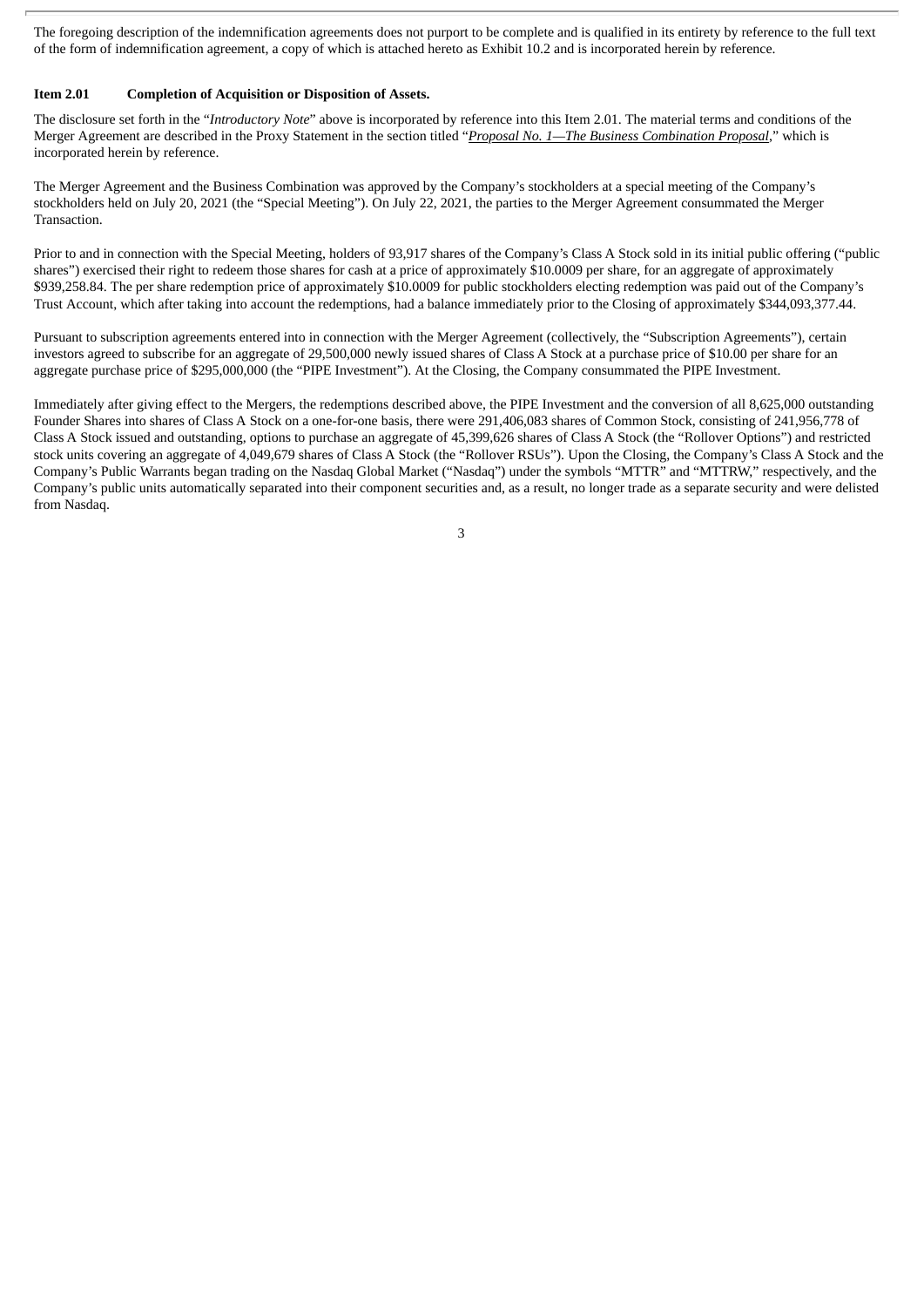The foregoing description of the indemnification agreements does not purport to be complete and is qualified in its entirety by reference to the full text of the form of indemnification agreement, a copy of which is attached hereto as Exhibit 10.2 and is incorporated herein by reference.

**Item 2.01 Completion of Acquisition or Disposition of Assets.**

The disclosure set forth in the "*Introductory Note*" above is incorporated by reference into this Item 2.01. The material terms and conditions of the Merger Agreement are described in the Proxy Statement in the section titled "*Proposal No. 1—The Business Combination Proposal*," which is incorporated herein by reference.

The Merger Agreement and the Business Combination was approved by the Company's stockholders at a special meeting of the Company's stockholders held on July 20, 2021 (the "Special Meeting"). On July 22, 2021, the parties to the Merger Agreement consummated the Merger Transaction.

Prior to and in connection with the Special Meeting, holders of 93,917 shares of the Company's Class A Stock sold in its initial public offering ("public shares") exercised their right to redeem those shares for cash at a price of approximately $10.0009 per share, for an aggregate of approximately $939,258.84. The per share redemption price of approximately $10.0009 for public stockholders electing redemption was paid out of the Company's Trust Account, which after taking into account the redemptions, had a balance immediately prior to the Closing of approximately $344,093,377.44.

Pursuant to subscription agreements entered into in connection with the Merger Agreement (collectively, the "Subscription Agreements"), certain investors agreed to subscribe for an aggregate of 29,500,000 newly issued shares of Class A Stock at a purchase price of $10.00 per share for an aggregate purchase price of $295,000,000 (the "PIPE Investment"). At the Closing, the Company consummated the PIPE Investment.

Immediately after giving effect to the Mergers, the redemptions described above, the PIPE Investment and the conversion of all 8,625,000 outstanding Founder Shares into shares of Class A Stock on a one-for-one basis, there were 291,406,083 shares of Common Stock, consisting of 241,956,778 of Class A Stock issued and outstanding, options to purchase an aggregate of 45,399,626 shares of Class A Stock (the "Rollover Options") and restricted stock units covering an aggregate of 4,049,679 shares of Class A Stock (the "Rollover RSUs"). Upon the Closing, the Company's Class A Stock and the Company's Public Warrants began trading on the Nasdaq Global Market ("Nasdaq") under the symbols "MTTR" and "MTTRW," respectively, and the Company's public units automatically separated into their component securities and, as a result, no longer trade as a separate security and were delisted from Nasdaq.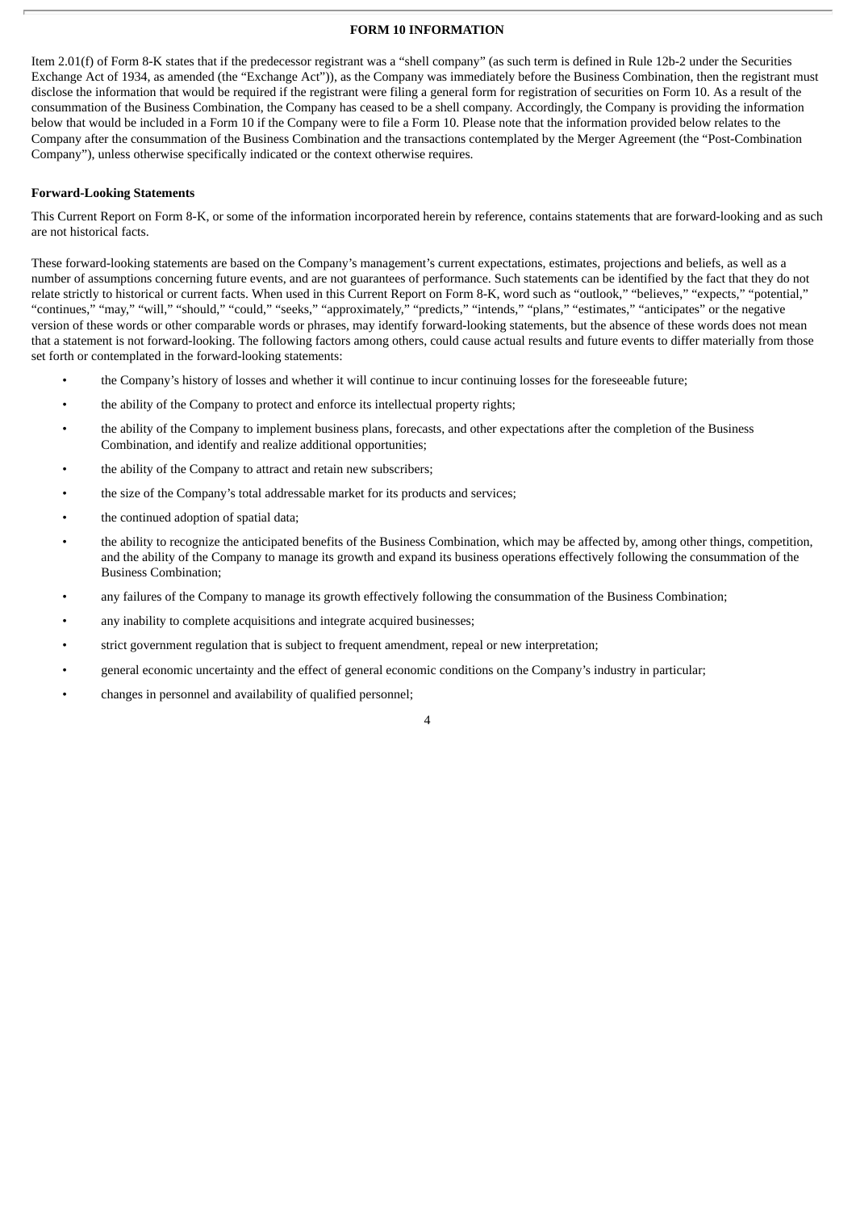## FORM 10 INFORMATION

Item 2.01(f) of Form 8-K states that if the predecessor registrant was a "shell company" (as such term is defined in Rule 12b-2 under the Securities Exchange Act of 1934, as amended (the "Exchange Act")), as the Company was immediately before the Business Combination, then the registrant must disclose the information that would be required if the registrant were filing a general form for registration of securities on Form 10. As a result of the consummation of the Business Combination, the Company has ceased to be a shell company. Accordingly, the Company is providing the information below that would be included in a Form 10 if the Company were to file a Form 10. Please note that the information provided below relates to the Company after the consummation of the Business Combination and the transactions contemplated by the Merger Agreement (the "Post-Combination Company"), unless otherwise specifically indicated or the context otherwise requires.

### Forward-Looking Statements

This Current Report on Form 8-K, or some of the information incorporated herein by reference, contains statements that are forward-looking and as such are not historical facts.

These forward-looking statements are based on the Company's management's current expectations, estimates, projections and beliefs, as well as a number of assumptions concerning future events, and are not guarantees of performance. Such statements can be identified by the fact that they do not relate strictly to historical or current facts. When used in this Current Report on Form 8-K, word such as "outlook," "believes," "expects," "potential," "continues," "may," "will," "should," "could," "seeks," "approximately," "predicts," "intends," "plans," "estimates," "anticipates" or the negative version of these words or other comparable words or phrases, may identify forward-looking statements, but the absence of these words does not mean that a statement is not forward-looking. The following factors among others, could cause actual results and future events to differ materially from those set forth or contemplated in the forward-looking statements:

- the Company's history of losses and whether it will continue to incur continuing losses for the foreseeable future;
- the ability of the Company to protect and enforce its intellectual property rights;
- the ability of the Company to implement business plans, forecasts, and other expectations after the completion of the Business Combination, and identify and realize additional opportunities;
- the ability of the Company to attract and retain new subscribers;
- the size of the Company's total addressable market for its products and services;
- the continued adoption of spatial data;
- the ability to recognize the anticipated benefits of the Business Combination, which may be affected by, among other things, competition, and the ability of the Company to manage its growth and expand its business operations effectively following the consummation of the Business Combination;
- any failures of the Company to manage its growth effectively following the consummation of the Business Combination;
- any inability to complete acquisitions and integrate acquired businesses;
- strict government regulation that is subject to frequent amendment, repeal or new interpretation;
- general economic uncertainty and the effect of general economic conditions on the Company's industry in particular;
- changes in personnel and availability of qualified personnel;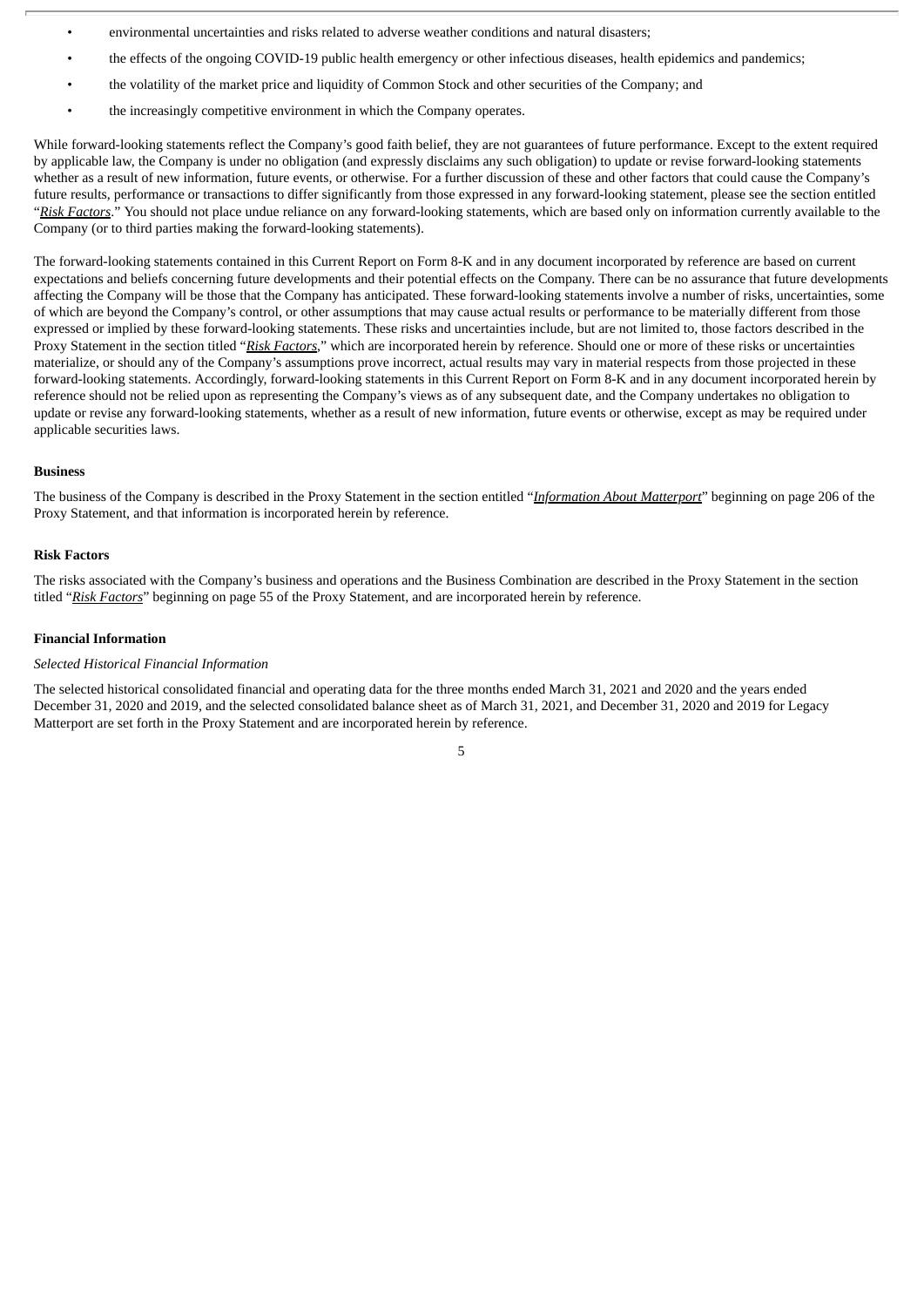- environmental uncertainties and risks related to adverse weather conditions and natural disasters;
- the effects of the ongoing COVID-19 public health emergency or other infectious diseases, health epidemics and pandemics;
- the volatility of the market price and liquidity of Common Stock and other securities of the Company; and
- the increasingly competitive environment in which the Company operates.

While forward-looking statements reflect the Company's good faith belief, they are not guarantees of future performance. Except to the extent required by applicable law, the Company is under no obligation (and expressly disclaims any such obligation) to update or revise forward-looking statements whether as a result of new information, future events, or otherwise. For a further discussion of these and other factors that could cause the Company's future results, performance or transactions to differ significantly from those expressed in any forward-looking statement, please see the section entitled "*Risk Factors*." You should not place undue reliance on any forward-looking statements, which are based only on information currently available to the Company (or to third parties making the forward-looking statements).

The forward-looking statements contained in this Current Report on Form 8-K and in any document incorporated by reference are based on current expectations and beliefs concerning future developments and their potential effects on the Company. There can be no assurance that future developments affecting the Company will be those that the Company has anticipated. These forward-looking statements involve a number of risks, uncertainties, some of which are beyond the Company's control, or other assumptions that may cause actual results or performance to be materially different from those expressed or implied by these forward-looking statements. These risks and uncertainties include, but are not limited to, those factors described in the Proxy Statement in the section titled "*Risk Factors*," which are incorporated herein by reference. Should one or more of these risks or uncertainties materialize, or should any of the Company's assumptions prove incorrect, actual results may vary in material respects from those projected in these forward-looking statements. Accordingly, forward-looking statements in this Current Report on Form 8-K and in any document incorporated herein by reference should not be relied upon as representing the Company's views as of any subsequent date, and the Company undertakes no obligation to update or revise any forward-looking statements, whether as a result of new information, future events or otherwise, except as may be required under applicable securities laws.

**Business**

The business of the Company is described in the Proxy Statement in the section entitled "*Information About Matterport*" beginning on page 206 of the Proxy Statement, and that information is incorporated herein by reference.

**Risk Factors**

The risks associated with the Company's business and operations and the Business Combination are described in the Proxy Statement in the section titled "*Risk Factors*" beginning on page 55 of the Proxy Statement, and are incorporated herein by reference.

**Financial Information**

*Selected Historical Financial Information*

The selected historical consolidated financial and operating data for the three months ended March 31, 2021 and 2020 and the years ended December 31, 2020 and 2019, and the selected consolidated balance sheet as of March 31, 2021, and December 31, 2020 and 2019 for Legacy Matterport are set forth in the Proxy Statement and are incorporated herein by reference.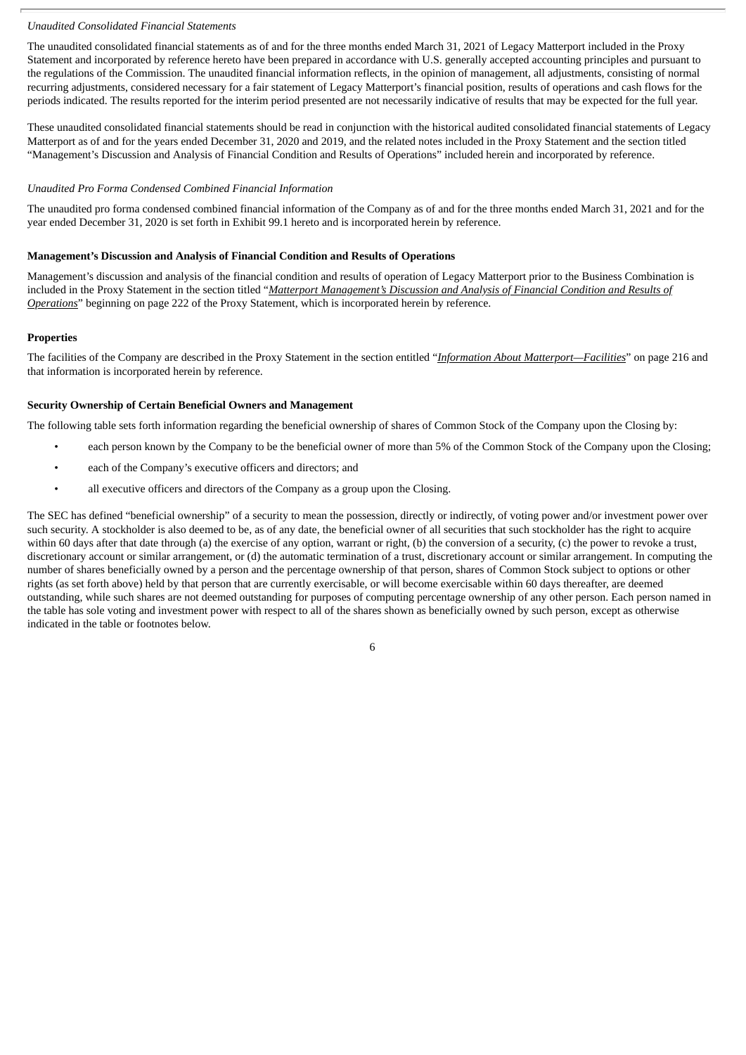*Unaudited Consolidated Financial Statements*

The unaudited consolidated financial statements as of and for the three months ended March 31, 2021 of Legacy Matterport included in the Proxy Statement and incorporated by reference hereto have been prepared in accordance with U.S. generally accepted accounting principles and pursuant to the regulations of the Commission. The unaudited financial information reflects, in the opinion of management, all adjustments, consisting of normal recurring adjustments, considered necessary for a fair statement of Legacy Matterport's financial position, results of operations and cash flows for the periods indicated. The results reported for the interim period presented are not necessarily indicative of results that may be expected for the full year.

These unaudited consolidated financial statements should be read in conjunction with the historical audited consolidated financial statements of Legacy Matterport as of and for the years ended December 31, 2020 and 2019, and the related notes included in the Proxy Statement and the section titled "Management's Discussion and Analysis of Financial Condition and Results of Operations" included herein and incorporated by reference.

*Unaudited Pro Forma Condensed Combined Financial Information*

The unaudited pro forma condensed combined financial information of the Company as of and for the three months ended March 31, 2021 and for the year ended December 31, 2020 is set forth in Exhibit 99.1 hereto and is incorporated herein by reference.

**Management's Discussion and Analysis of Financial Condition and Results of Operations**

Management's discussion and analysis of the financial condition and results of operation of Legacy Matterport prior to the Business Combination is included in the Proxy Statement in the section titled "*Matterport Management's Discussion and Analysis of Financial Condition and Results of Operations*" beginning on page 222 of the Proxy Statement, which is incorporated herein by reference.

**Properties**

The facilities of the Company are described in the Proxy Statement in the section entitled "*Information About Matterport—Facilities*" on page 216 and that information is incorporated herein by reference.

**Security Ownership of Certain Beneficial Owners and Management**

The following table sets forth information regarding the beneficial ownership of shares of Common Stock of the Company upon the Closing by:

- each person known by the Company to be the beneficial owner of more than 5% of the Common Stock of the Company upon the Closing;
- each of the Company's executive officers and directors; and
- all executive officers and directors of the Company as a group upon the Closing.

The SEC has defined "beneficial ownership" of a security to mean the possession, directly or indirectly, of voting power and/or investment power over such security. A stockholder is also deemed to be, as of any date, the beneficial owner of all securities that such stockholder has the right to acquire within 60 days after that date through (a) the exercise of any option, warrant or right, (b) the conversion of a security, (c) the power to revoke a trust, discretionary account or similar arrangement, or (d) the automatic termination of a trust, discretionary account or similar arrangement. In computing the number of shares beneficially owned by a person and the percentage ownership of that person, shares of Common Stock subject to options or other rights (as set forth above) held by that person that are currently exercisable, or will become exercisable within 60 days thereafter, are deemed outstanding, while such shares are not deemed outstanding for purposes of computing percentage ownership of any other person. Each person named in the table has sole voting and investment power with respect to all of the shares shown as beneficially owned by such person, except as otherwise indicated in the table or footnotes below.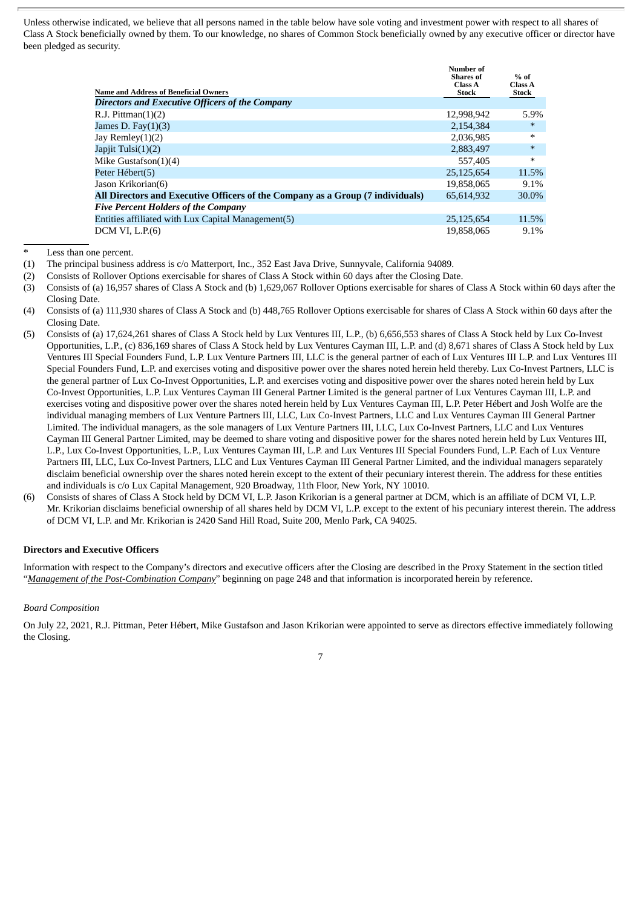Unless otherwise indicated, we believe that all persons named in the table below have sole voting and investment power with respect to all shares of Class A Stock beneficially owned by them. To our knowledge, no shares of Common Stock beneficially owned by any executive officer or director have been pledged as security.

| Name and Address of Beneficial Owners | Number of Shares of Class A Stock | % of Class A Stock |
|---|---|---|
| ***Directors and Executive Officers of the Company*** | | |
| R.J. Pittman(1)(2) | 12,998,942 | 5.9% |
| James D. Fay(1)(3) | 2,154,384 | * |
| Jay Remley(1)(2) | 2,036,985 | * |
| Japjit Tulsi(1)(2) | 2,883,497 | * |
| Mike Gustafson(1)(4) | 557,405 | * |
| Peter Hébert(5) | 25,125,654 | 11.5% |
| Jason Krikorian(6) | 19,858,065 | 9.1% |
| **All Directors and Executive Officers of the Company as a Group (7 individuals)** | 65,614,932 | 30.0% |
| ***Five Percent Holders of the Company*** | | |
| Entities affiliated with Lux Capital Management(5) | 25,125,654 | 11.5% |
| DCM VI, L.P.(6) | 19,858,065 | 9.1% |

\* Less than one percent.

(1) The principal business address is c/o Matterport, Inc., 352 East Java Drive, Sunnyvale, California 94089.

(2) Consists of Rollover Options exercisable for shares of Class A Stock within 60 days after the Closing Date.

(3) Consists of (a) 16,957 shares of Class A Stock and (b) 1,629,067 Rollover Options exercisable for shares of Class A Stock within 60 days after the Closing Date.

(4) Consists of (a) 111,930 shares of Class A Stock and (b) 448,765 Rollover Options exercisable for shares of Class A Stock within 60 days after the Closing Date.

(5) Consists of (a) 17,624,261 shares of Class A Stock held by Lux Ventures III, L.P., (b) 6,656,553 shares of Class A Stock held by Lux Co-Invest Opportunities, L.P., (c) 836,169 shares of Class A Stock held by Lux Ventures Cayman III, L.P. and (d) 8,671 shares of Class A Stock held by Lux Ventures III Special Founders Fund, L.P. Lux Venture Partners III, LLC is the general partner of each of Lux Ventures III L.P. and Lux Ventures III Special Founders Fund, L.P. and exercises voting and dispositive power over the shares noted herein held thereby. Lux Co-Invest Partners, LLC is the general partner of Lux Co-Invest Opportunities, L.P. and exercises voting and dispositive power over the shares noted herein held by Lux Co-Invest Opportunities, L.P. Lux Ventures Cayman III General Partner Limited is the general partner of Lux Ventures Cayman III, L.P. and exercises voting and dispositive power over the shares noted herein held by Lux Ventures Cayman III, L.P. Peter Hébert and Josh Wolfe are the individual managing members of Lux Venture Partners III, LLC, Lux Co-Invest Partners, LLC and Lux Ventures Cayman III General Partner Limited. The individual managers, as the sole managers of Lux Venture Partners III, LLC, Lux Co-Invest Partners, LLC and Lux Ventures Cayman III General Partner Limited, may be deemed to share voting and dispositive power for the shares noted herein held by Lux Ventures III, L.P., Lux Co-Invest Opportunities, L.P., Lux Ventures Cayman III, L.P. and Lux Ventures III Special Founders Fund, L.P. Each of Lux Venture Partners III, LLC, Lux Co-Invest Partners, LLC and Lux Ventures Cayman III General Partner Limited, and the individual managers separately disclaim beneficial ownership over the shares noted herein except to the extent of their pecuniary interest therein. The address for these entities and individuals is c/o Lux Capital Management, 920 Broadway, 11th Floor, New York, NY 10010.

(6) Consists of shares of Class A Stock held by DCM VI, L.P. Jason Krikorian is a general partner at DCM, which is an affiliate of DCM VI, L.P. Mr. Krikorian disclaims beneficial ownership of all shares held by DCM VI, L.P. except to the extent of his pecuniary interest therein. The address of DCM VI, L.P. and Mr. Krikorian is 2420 Sand Hill Road, Suite 200, Menlo Park, CA 94025.

**Directors and Executive Officers**

Information with respect to the Company's directors and executive officers after the Closing are described in the Proxy Statement in the section titled "*Management of the Post-Combination Company*" beginning on page 248 and that information is incorporated herein by reference.

*Board Composition*

On July 22, 2021, R.J. Pittman, Peter Hébert, Mike Gustafson and Jason Krikorian were appointed to serve as directors effective immediately following the Closing.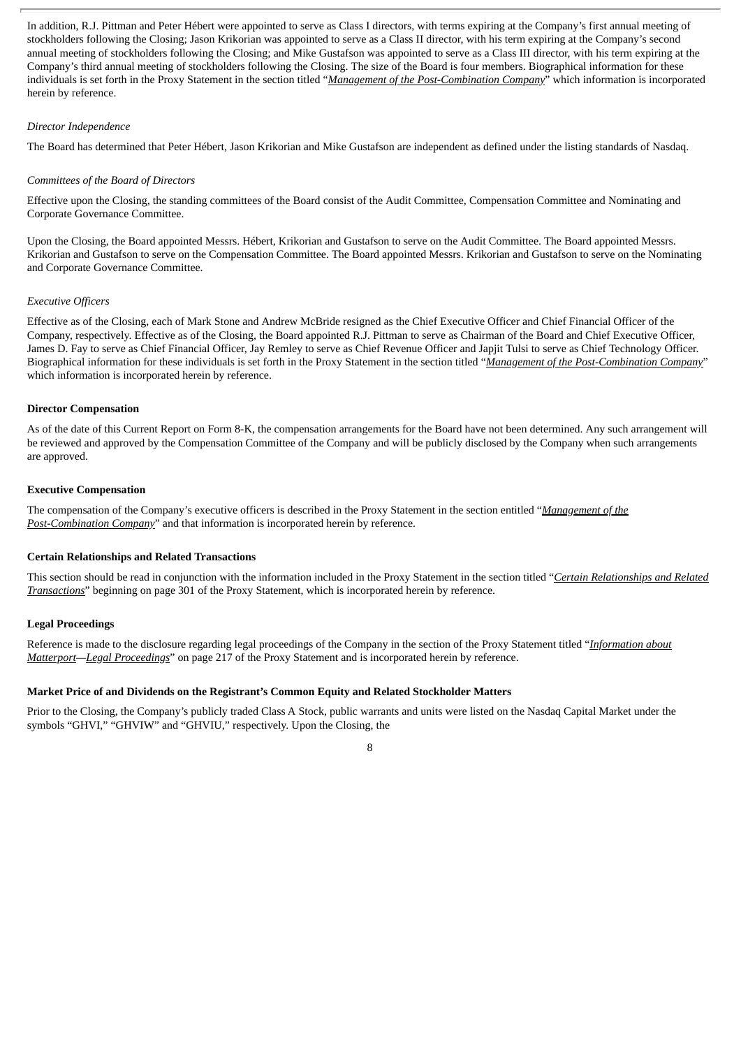In addition, R.J. Pittman and Peter Hébert were appointed to serve as Class I directors, with terms expiring at the Company's first annual meeting of stockholders following the Closing; Jason Krikorian was appointed to serve as a Class II director, with his term expiring at the Company's second annual meeting of stockholders following the Closing; and Mike Gustafson was appointed to serve as a Class III director, with his term expiring at the Company's third annual meeting of stockholders following the Closing. The size of the Board is four members. Biographical information for these individuals is set forth in the Proxy Statement in the section titled "*Management of the Post-Combination Company*" which information is incorporated herein by reference.

*Director Independence*

The Board has determined that Peter Hébert, Jason Krikorian and Mike Gustafson are independent as defined under the listing standards of Nasdaq.

*Committees of the Board of Directors*

Effective upon the Closing, the standing committees of the Board consist of the Audit Committee, Compensation Committee and Nominating and Corporate Governance Committee.

Upon the Closing, the Board appointed Messrs. Hébert, Krikorian and Gustafson to serve on the Audit Committee. The Board appointed Messrs. Krikorian and Gustafson to serve on the Compensation Committee. The Board appointed Messrs. Krikorian and Gustafson to serve on the Nominating and Corporate Governance Committee.

*Executive Officers*

Effective as of the Closing, each of Mark Stone and Andrew McBride resigned as the Chief Executive Officer and Chief Financial Officer of the Company, respectively. Effective as of the Closing, the Board appointed R.J. Pittman to serve as Chairman of the Board and Chief Executive Officer, James D. Fay to serve as Chief Financial Officer, Jay Remley to serve as Chief Revenue Officer and Japjit Tulsi to serve as Chief Technology Officer. Biographical information for these individuals is set forth in the Proxy Statement in the section titled "*Management of the Post-Combination Company*" which information is incorporated herein by reference.

**Director Compensation**

As of the date of this Current Report on Form 8-K, the compensation arrangements for the Board have not been determined. Any such arrangement will be reviewed and approved by the Compensation Committee of the Company and will be publicly disclosed by the Company when such arrangements are approved.

**Executive Compensation**

The compensation of the Company's executive officers is described in the Proxy Statement in the section entitled "*Management of the Post-Combination Company*" and that information is incorporated herein by reference.

**Certain Relationships and Related Transactions**

This section should be read in conjunction with the information included in the Proxy Statement in the section titled "*Certain Relationships and Related Transactions*" beginning on page 301 of the Proxy Statement, which is incorporated herein by reference.

**Legal Proceedings**

Reference is made to the disclosure regarding legal proceedings of the Company in the section of the Proxy Statement titled "*Information about Matterport—Legal Proceedings*" on page 217 of the Proxy Statement and is incorporated herein by reference.

**Market Price of and Dividends on the Registrant's Common Equity and Related Stockholder Matters**

Prior to the Closing, the Company's publicly traded Class A Stock, public warrants and units were listed on the Nasdaq Capital Market under the symbols "GHVI," "GHVIW" and "GHVIU," respectively. Upon the Closing, the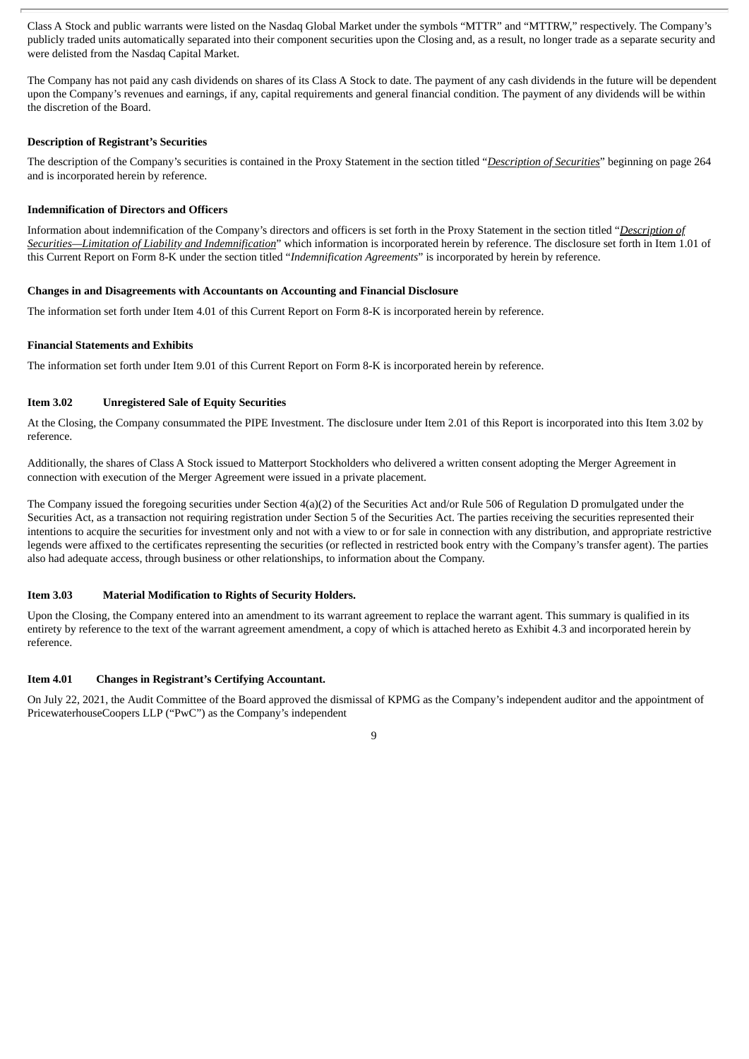Class A Stock and public warrants were listed on the Nasdaq Global Market under the symbols "MTTR" and "MTTRW," respectively. The Company's publicly traded units automatically separated into their component securities upon the Closing and, as a result, no longer trade as a separate security and were delisted from the Nasdaq Capital Market.

The Company has not paid any cash dividends on shares of its Class A Stock to date. The payment of any cash dividends in the future will be dependent upon the Company's revenues and earnings, if any, capital requirements and general financial condition. The payment of any dividends will be within the discretion of the Board.

**Description of Registrant's Securities**

The description of the Company's securities is contained in the Proxy Statement in the section titled "*Description of Securities*" beginning on page 264 and is incorporated herein by reference.

**Indemnification of Directors and Officers**

Information about indemnification of the Company's directors and officers is set forth in the Proxy Statement in the section titled "*Description of Securities—Limitation of Liability and Indemnification*" which information is incorporated herein by reference. The disclosure set forth in Item 1.01 of this Current Report on Form 8-K under the section titled "*Indemnification Agreements*" is incorporated by herein by reference.

**Changes in and Disagreements with Accountants on Accounting and Financial Disclosure**

The information set forth under Item 4.01 of this Current Report on Form 8-K is incorporated herein by reference.

**Financial Statements and Exhibits**

The information set forth under Item 9.01 of this Current Report on Form 8-K is incorporated herein by reference.

**Item 3.02 Unregistered Sale of Equity Securities**

At the Closing, the Company consummated the PIPE Investment. The disclosure under Item 2.01 of this Report is incorporated into this Item 3.02 by reference.

Additionally, the shares of Class A Stock issued to Matterport Stockholders who delivered a written consent adopting the Merger Agreement in connection with execution of the Merger Agreement were issued in a private placement.

The Company issued the foregoing securities under Section 4(a)(2) of the Securities Act and/or Rule 506 of Regulation D promulgated under the Securities Act, as a transaction not requiring registration under Section 5 of the Securities Act. The parties receiving the securities represented their intentions to acquire the securities for investment only and not with a view to or for sale in connection with any distribution, and appropriate restrictive legends were affixed to the certificates representing the securities (or reflected in restricted book entry with the Company's transfer agent). The parties also had adequate access, through business or other relationships, to information about the Company.

**Item 3.03 Material Modification to Rights of Security Holders.**

Upon the Closing, the Company entered into an amendment to its warrant agreement to replace the warrant agent. This summary is qualified in its entirety by reference to the text of the warrant agreement amendment, a copy of which is attached hereto as Exhibit 4.3 and incorporated herein by reference.

**Item 4.01 Changes in Registrant's Certifying Accountant.**

On July 22, 2021, the Audit Committee of the Board approved the dismissal of KPMG as the Company's independent auditor and the appointment of PricewaterhouseCoopers LLP ("PwC") as the Company's independent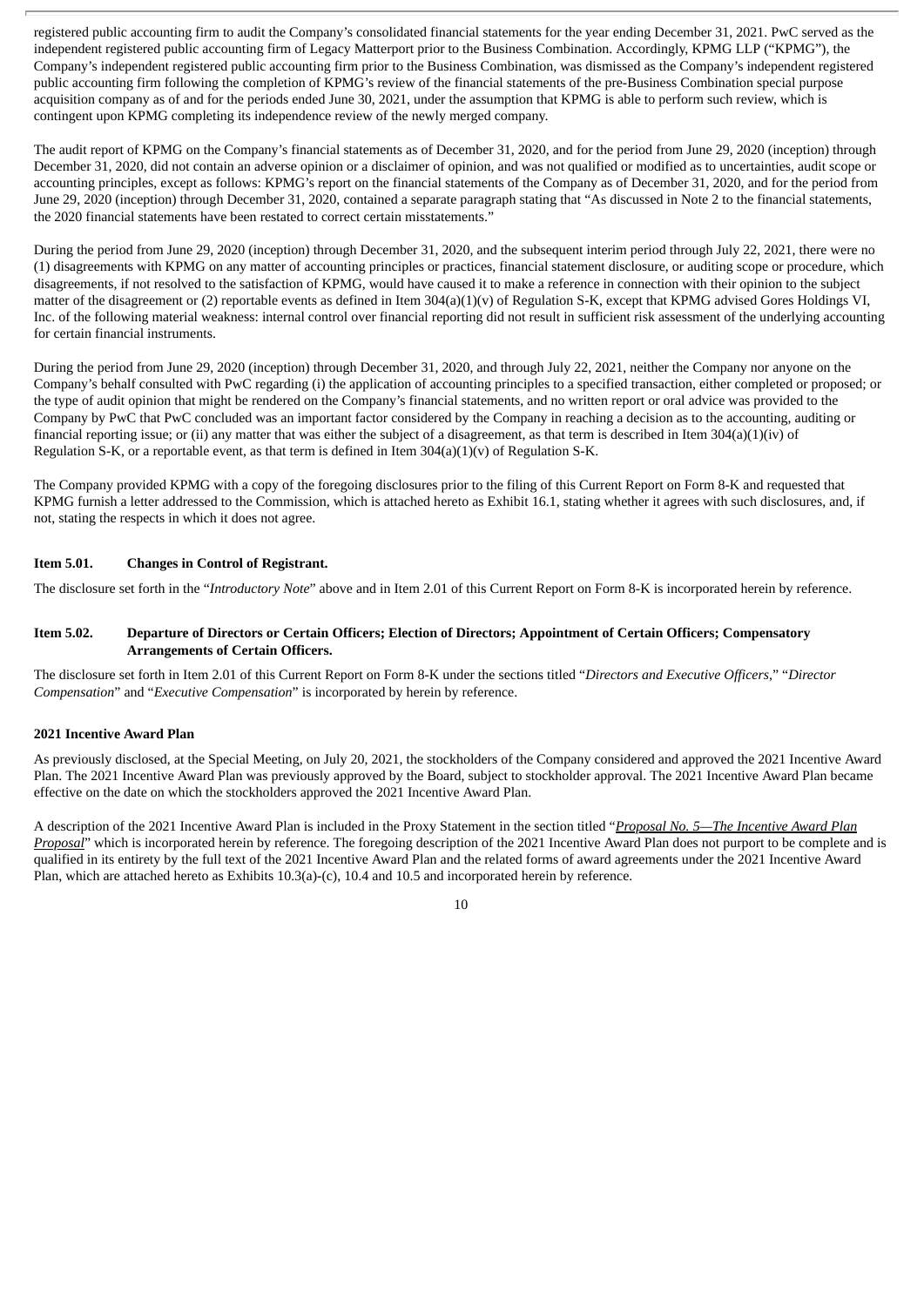registered public accounting firm to audit the Company's consolidated financial statements for the year ending December 31, 2021. PwC served as the independent registered public accounting firm of Legacy Matterport prior to the Business Combination. Accordingly, KPMG LLP ("KPMG"), the Company's independent registered public accounting firm prior to the Business Combination, was dismissed as the Company's independent registered public accounting firm following the completion of KPMG's review of the financial statements of the pre-Business Combination special purpose acquisition company as of and for the periods ended June 30, 2021, under the assumption that KPMG is able to perform such review, which is contingent upon KPMG completing its independence review of the newly merged company.

The audit report of KPMG on the Company's financial statements as of December 31, 2020, and for the period from June 29, 2020 (inception) through December 31, 2020, did not contain an adverse opinion or a disclaimer of opinion, and was not qualified or modified as to uncertainties, audit scope or accounting principles, except as follows: KPMG's report on the financial statements of the Company as of December 31, 2020, and for the period from June 29, 2020 (inception) through December 31, 2020, contained a separate paragraph stating that "As discussed in Note 2 to the financial statements, the 2020 financial statements have been restated to correct certain misstatements."

During the period from June 29, 2020 (inception) through December 31, 2020, and the subsequent interim period through July 22, 2021, there were no (1) disagreements with KPMG on any matter of accounting principles or practices, financial statement disclosure, or auditing scope or procedure, which disagreements, if not resolved to the satisfaction of KPMG, would have caused it to make a reference in connection with their opinion to the subject matter of the disagreement or (2) reportable events as defined in Item 304(a)(1)(v) of Regulation S-K, except that KPMG advised Gores Holdings VI, Inc. of the following material weakness: internal control over financial reporting did not result in sufficient risk assessment of the underlying accounting for certain financial instruments.

During the period from June 29, 2020 (inception) through December 31, 2020, and through July 22, 2021, neither the Company nor anyone on the Company's behalf consulted with PwC regarding (i) the application of accounting principles to a specified transaction, either completed or proposed; or the type of audit opinion that might be rendered on the Company's financial statements, and no written report or oral advice was provided to the Company by PwC that PwC concluded was an important factor considered by the Company in reaching a decision as to the accounting, auditing or financial reporting issue; or (ii) any matter that was either the subject of a disagreement, as that term is described in Item 304(a)(1)(iv) of Regulation S-K, or a reportable event, as that term is defined in Item 304(a)(1)(v) of Regulation S-K.

The Company provided KPMG with a copy of the foregoing disclosures prior to the filing of this Current Report on Form 8-K and requested that KPMG furnish a letter addressed to the Commission, which is attached hereto as Exhibit 16.1, stating whether it agrees with such disclosures, and, if not, stating the respects in which it does not agree.

**Item 5.01. Changes in Control of Registrant.**

The disclosure set forth in the "*Introductory Note*" above and in Item 2.01 of this Current Report on Form 8-K is incorporated herein by reference.

**Item 5.02. Departure of Directors or Certain Officers; Election of Directors; Appointment of Certain Officers; Compensatory Arrangements of Certain Officers.**

The disclosure set forth in Item 2.01 of this Current Report on Form 8-K under the sections titled "*Directors and Executive Officers*," "*Director Compensation*" and "*Executive Compensation*" is incorporated by herein by reference.

**2021 Incentive Award Plan**

As previously disclosed, at the Special Meeting, on July 20, 2021, the stockholders of the Company considered and approved the 2021 Incentive Award Plan. The 2021 Incentive Award Plan was previously approved by the Board, subject to stockholder approval. The 2021 Incentive Award Plan became effective on the date on which the stockholders approved the 2021 Incentive Award Plan.

A description of the 2021 Incentive Award Plan is included in the Proxy Statement in the section titled "*Proposal No. 5—The Incentive Award Plan Proposal*" which is incorporated herein by reference. The foregoing description of the 2021 Incentive Award Plan does not purport to be complete and is qualified in its entirety by the full text of the 2021 Incentive Award Plan and the related forms of award agreements under the 2021 Incentive Award Plan, which are attached hereto as Exhibits 10.3(a)-(c), 10.4 and 10.5 and incorporated herein by reference.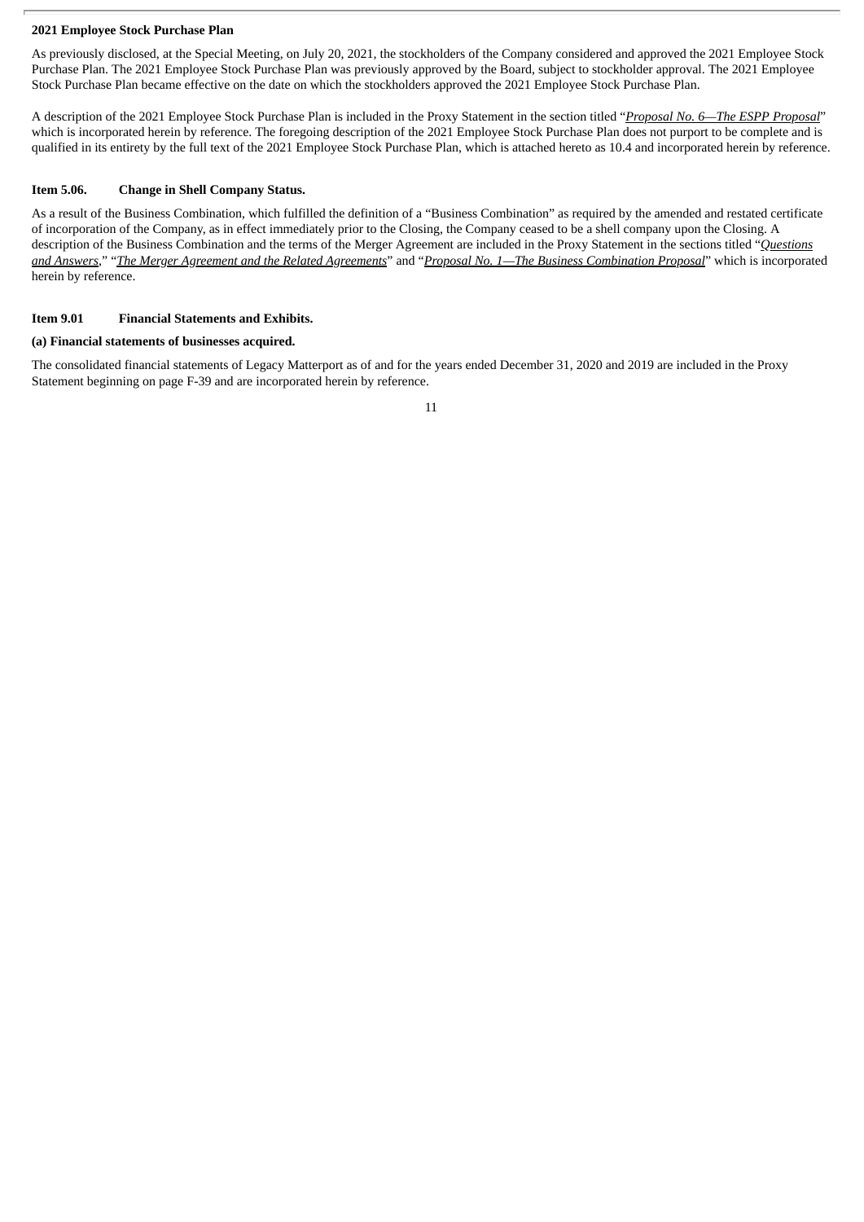**2021 Employee Stock Purchase Plan**

As previously disclosed, at the Special Meeting, on July 20, 2021, the stockholders of the Company considered and approved the 2021 Employee Stock Purchase Plan. The 2021 Employee Stock Purchase Plan was previously approved by the Board, subject to stockholder approval. The 2021 Employee Stock Purchase Plan became effective on the date on which the stockholders approved the 2021 Employee Stock Purchase Plan.

A description of the 2021 Employee Stock Purchase Plan is included in the Proxy Statement in the section titled "*Proposal No. 6—The ESPP Proposal*" which is incorporated herein by reference. The foregoing description of the 2021 Employee Stock Purchase Plan does not purport to be complete and is qualified in its entirety by the full text of the 2021 Employee Stock Purchase Plan, which is attached hereto as 10.4 and incorporated herein by reference.

**Item 5.06. Change in Shell Company Status.**

As a result of the Business Combination, which fulfilled the definition of a "Business Combination" as required by the amended and restated certificate of incorporation of the Company, as in effect immediately prior to the Closing, the Company ceased to be a shell company upon the Closing. A description of the Business Combination and the terms of the Merger Agreement are included in the Proxy Statement in the sections titled "*Questions and Answers*," "*The Merger Agreement and the Related Agreements*" and "*Proposal No. 1—The Business Combination Proposal*" which is incorporated herein by reference.

**Item 9.01 Financial Statements and Exhibits.**

**(a) Financial statements of businesses acquired.**

The consolidated financial statements of Legacy Matterport as of and for the years ended December 31, 2020 and 2019 are included in the Proxy Statement beginning on page F-39 and are incorporated herein by reference.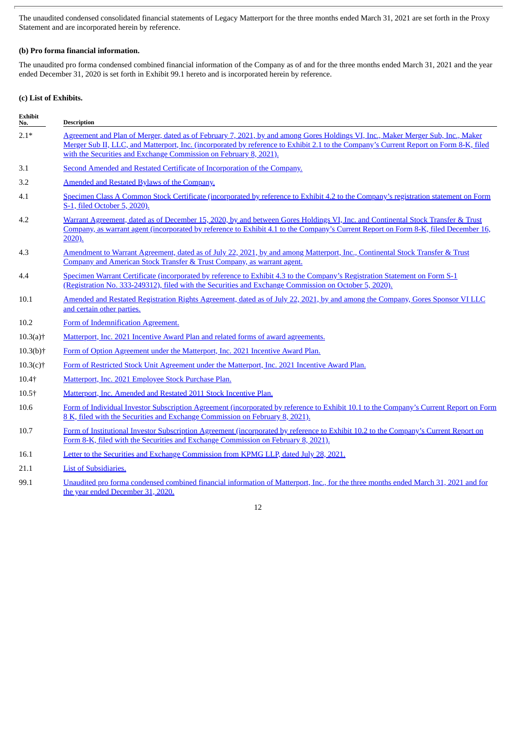The unaudited condensed consolidated financial statements of Legacy Matterport for the three months ended March 31, 2021 are set forth in the Proxy Statement and are incorporated herein by reference.

**(b) Pro forma financial information.**

The unaudited pro forma condensed combined financial information of the Company as of and for the three months ended March 31, 2021 and the year ended December 31, 2020 is set forth in Exhibit 99.1 hereto and is incorporated herein by reference.

**(c) List of Exhibits.**

| Exhibit No. | Description |
|---|---|
| 2.1* | Agreement and Plan of Merger, dated as of February 7, 2021, by and among Gores Holdings VI, Inc., Maker Merger Sub, Inc., Maker Merger Sub II, LLC, and Matterport, Inc. (incorporated by reference to Exhibit 2.1 to the Company's Current Report on Form 8-K, filed with the Securities and Exchange Commission on February 8, 2021). |
| 3.1 | Second Amended and Restated Certificate of Incorporation of the Company. |
| 3.2 | Amended and Restated Bylaws of the Company. |
| 4.1 | Specimen Class A Common Stock Certificate (incorporated by reference to Exhibit 4.2 to the Company's registration statement on Form S-1, filed October 5, 2020). |
| 4.2 | Warrant Agreement, dated as of December 15, 2020, by and between Gores Holdings VI, Inc. and Continental Stock Transfer & Trust Company, as warrant agent (incorporated by reference to Exhibit 4.1 to the Company's Current Report on Form 8-K, filed December 16, 2020). |
| 4.3 | Amendment to Warrant Agreement, dated as of July 22, 2021, by and among Matterport, Inc., Continental Stock Transfer & Trust Company and American Stock Transfer & Trust Company, as warrant agent. |
| 4.4 | Specimen Warrant Certificate (incorporated by reference to Exhibit 4.3 to the Company's Registration Statement on Form S-1 (Registration No. 333-249312), filed with the Securities and Exchange Commission on October 5, 2020). |
| 10.1 | Amended and Restated Registration Rights Agreement, dated as of July 22, 2021, by and among the Company, Gores Sponsor VI LLC and certain other parties. |
| 10.2 | Form of Indemnification Agreement. |
| 10.3(a)† | Matterport, Inc. 2021 Incentive Award Plan and related forms of award agreements. |
| 10.3(b)† | Form of Option Agreement under the Matterport, Inc. 2021 Incentive Award Plan. |
| 10.3(c)† | Form of Restricted Stock Unit Agreement under the Matterport, Inc. 2021 Incentive Award Plan. |
| 10.4† | Matterport, Inc. 2021 Employee Stock Purchase Plan. |
| 10.5† | Matterport, Inc. Amended and Restated 2011 Stock Incentive Plan. |
| 10.6 | Form of Individual Investor Subscription Agreement (incorporated by reference to Exhibit 10.1 to the Company's Current Report on Form 8 K, filed with the Securities and Exchange Commission on February 8, 2021). |
| 10.7 | Form of Institutional Investor Subscription Agreement (incorporated by reference to Exhibit 10.2 to the Company's Current Report on Form 8-K, filed with the Securities and Exchange Commission on February 8, 2021). |
| 16.1 | Letter to the Securities and Exchange Commission from KPMG LLP, dated July 28, 2021. |
| 21.1 | List of Subsidiaries. |
| 99.1 | Unaudited pro forma condensed combined financial information of Matterport, Inc., for the three months ended March 31, 2021 and for the year ended December 31, 2020. |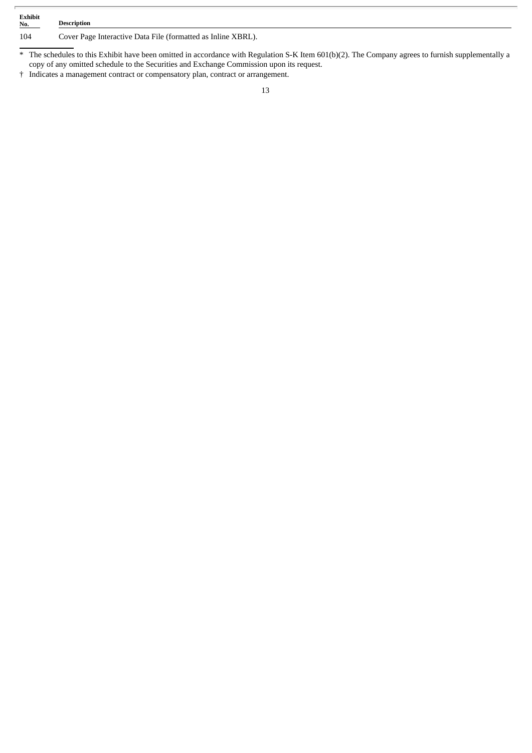| Exhibit No. | Description |
| --- | --- |
| 104 | Cover Page Interactive Data File (formatted as Inline XBRL). |

\* The schedules to this Exhibit have been omitted in accordance with Regulation S-K Item 601(b)(2). The Company agrees to furnish supplementally a copy of any omitted schedule to the Securities and Exchange Commission upon its request.

† Indicates a management contract or compensatory plan, contract or arrangement.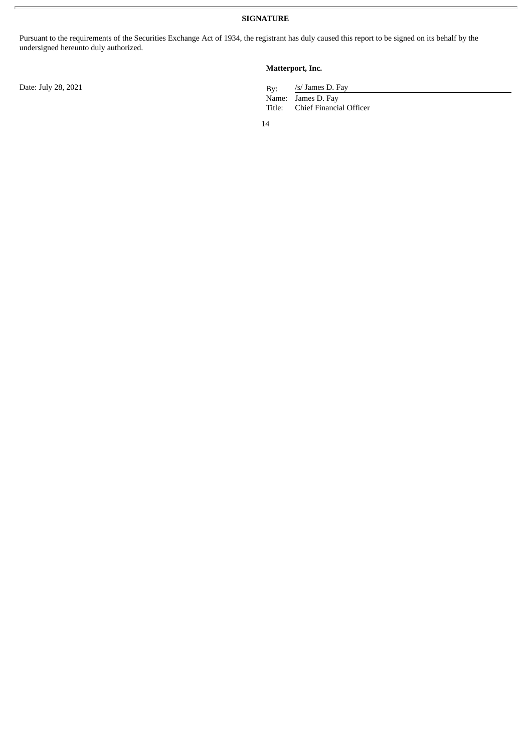**SIGNATURE**

Pursuant to the requirements of the Securities Exchange Act of 1934, the registrant has duly caused this report to be signed on its behalf by the undersigned hereunto duly authorized.

**Matterport, Inc.**

Date: July 28, 2021

By: /s/ James D. Fay
Name: James D. Fay
Title: Chief Financial Officer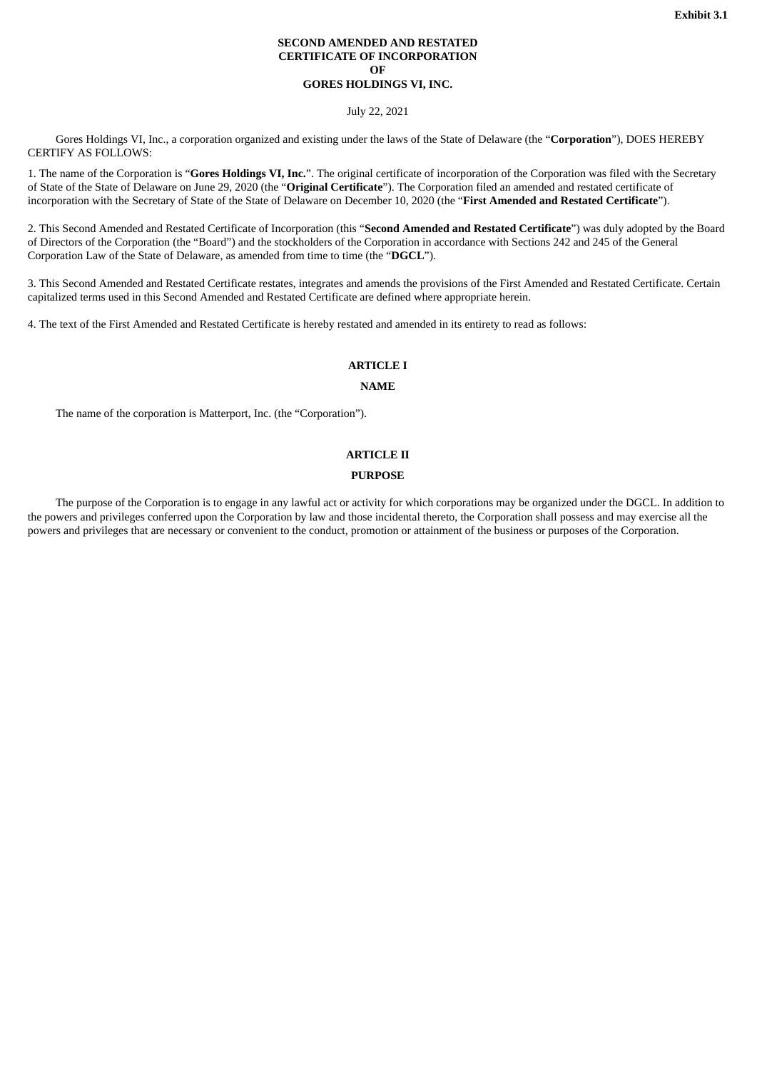**Exhibit 3.1**

# SECOND AMENDED AND RESTATED CERTIFICATE OF INCORPORATION OF GORES HOLDINGS VI, INC.

July 22, 2021

Gores Holdings VI, Inc., a corporation organized and existing under the laws of the State of Delaware (the "**Corporation**"), DOES HEREBY CERTIFY AS FOLLOWS:

1. The name of the Corporation is "**Gores Holdings VI, Inc.**". The original certificate of incorporation of the Corporation was filed with the Secretary of State of the State of Delaware on June 29, 2020 (the "**Original Certificate**"). The Corporation filed an amended and restated certificate of incorporation with the Secretary of State of the State of Delaware on December 10, 2020 (the "**First Amended and Restated Certificate**").

2. This Second Amended and Restated Certificate of Incorporation (this "**Second Amended and Restated Certificate**") was duly adopted by the Board of Directors of the Corporation (the "Board") and the stockholders of the Corporation in accordance with Sections 242 and 245 of the General Corporation Law of the State of Delaware, as amended from time to time (the "**DGCL**").

3. This Second Amended and Restated Certificate restates, integrates and amends the provisions of the First Amended and Restated Certificate. Certain capitalized terms used in this Second Amended and Restated Certificate are defined where appropriate herein.

4. The text of the First Amended and Restated Certificate is hereby restated and amended in its entirety to read as follows:

## ARTICLE I

## NAME

The name of the corporation is Matterport, Inc. (the "Corporation").

## ARTICLE II

## PURPOSE

The purpose of the Corporation is to engage in any lawful act or activity for which corporations may be organized under the DGCL. In addition to the powers and privileges conferred upon the Corporation by law and those incidental thereto, the Corporation shall possess and may exercise all the powers and privileges that are necessary or convenient to the conduct, promotion or attainment of the business or purposes of the Corporation.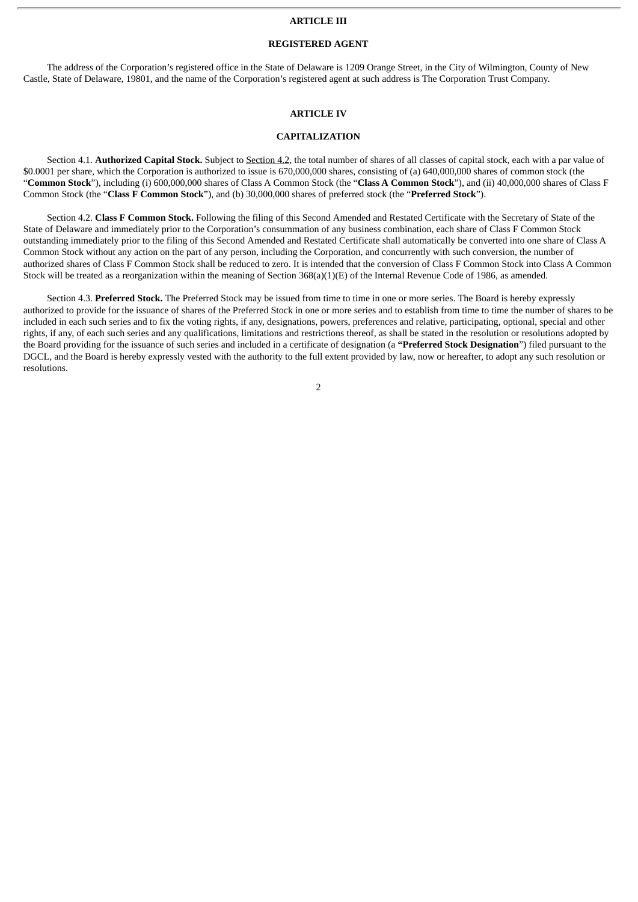## ARTICLE III

## REGISTERED AGENT

The address of the Corporation's registered office in the State of Delaware is 1209 Orange Street, in the City of Wilmington, County of New Castle, State of Delaware, 19801, and the name of the Corporation's registered agent at such address is The Corporation Trust Company.

## ARTICLE IV

## CAPITALIZATION

Section 4.1. **Authorized Capital Stock.** Subject to Section 4.2, the total number of shares of all classes of capital stock, each with a par value of $0.0001 per share, which the Corporation is authorized to issue is 670,000,000 shares, consisting of (a) 640,000,000 shares of common stock (the "**Common Stock**"), including (i) 600,000,000 shares of Class A Common Stock (the "**Class A Common Stock**"), and (ii) 40,000,000 shares of Class F Common Stock (the "**Class F Common Stock**"), and (b) 30,000,000 shares of preferred stock (the "**Preferred Stock**").

Section 4.2. **Class F Common Stock.** Following the filing of this Second Amended and Restated Certificate with the Secretary of State of the State of Delaware and immediately prior to the Corporation's consummation of any business combination, each share of Class F Common Stock outstanding immediately prior to the filing of this Second Amended and Restated Certificate shall automatically be converted into one share of Class A Common Stock without any action on the part of any person, including the Corporation, and concurrently with such conversion, the number of authorized shares of Class F Common Stock shall be reduced to zero. It is intended that the conversion of Class F Common Stock into Class A Common Stock will be treated as a reorganization within the meaning of Section 368(a)(1)(E) of the Internal Revenue Code of 1986, as amended.

Section 4.3. **Preferred Stock.** The Preferred Stock may be issued from time to time in one or more series. The Board is hereby expressly authorized to provide for the issuance of shares of the Preferred Stock in one or more series and to establish from time to time the number of shares to be included in each such series and to fix the voting rights, if any, designations, powers, preferences and relative, participating, optional, special and other rights, if any, of each such series and any qualifications, limitations and restrictions thereof, as shall be stated in the resolution or resolutions adopted by the Board providing for the issuance of such series and included in a certificate of designation (a **"Preferred Stock Designation"**) filed pursuant to the DGCL, and the Board is hereby expressly vested with the authority to the full extent provided by law, now or hereafter, to adopt any such resolution or resolutions.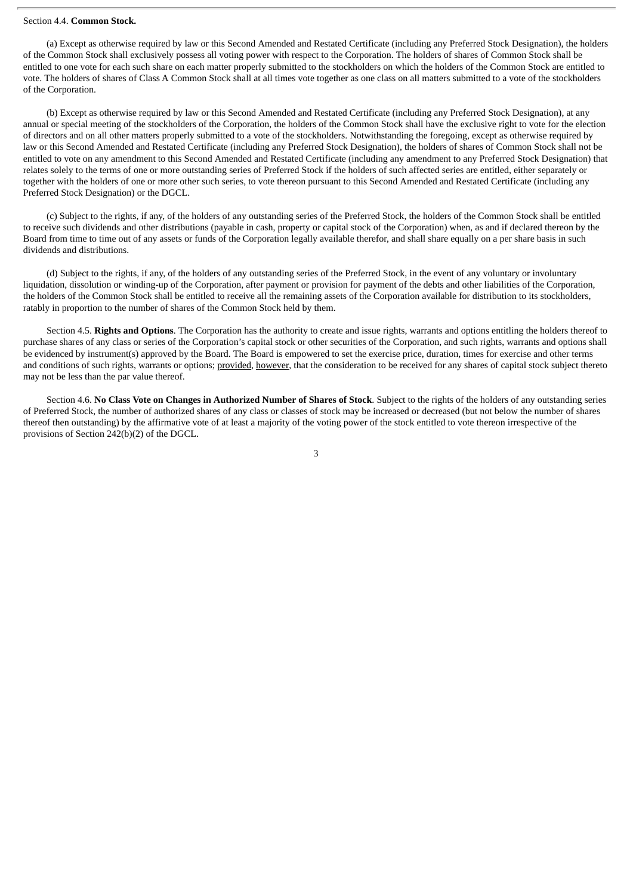Section 4.4. **Common Stock.**

(a) Except as otherwise required by law or this Second Amended and Restated Certificate (including any Preferred Stock Designation), the holders of the Common Stock shall exclusively possess all voting power with respect to the Corporation. The holders of shares of Common Stock shall be entitled to one vote for each such share on each matter properly submitted to the stockholders on which the holders of the Common Stock are entitled to vote. The holders of shares of Class A Common Stock shall at all times vote together as one class on all matters submitted to a vote of the stockholders of the Corporation.

(b) Except as otherwise required by law or this Second Amended and Restated Certificate (including any Preferred Stock Designation), at any annual or special meeting of the stockholders of the Corporation, the holders of the Common Stock shall have the exclusive right to vote for the election of directors and on all other matters properly submitted to a vote of the stockholders. Notwithstanding the foregoing, except as otherwise required by law or this Second Amended and Restated Certificate (including any Preferred Stock Designation), the holders of shares of Common Stock shall not be entitled to vote on any amendment to this Second Amended and Restated Certificate (including any amendment to any Preferred Stock Designation) that relates solely to the terms of one or more outstanding series of Preferred Stock if the holders of such affected series are entitled, either separately or together with the holders of one or more other such series, to vote thereon pursuant to this Second Amended and Restated Certificate (including any Preferred Stock Designation) or the DGCL.

(c) Subject to the rights, if any, of the holders of any outstanding series of the Preferred Stock, the holders of the Common Stock shall be entitled to receive such dividends and other distributions (payable in cash, property or capital stock of the Corporation) when, as and if declared thereon by the Board from time to time out of any assets or funds of the Corporation legally available therefor, and shall share equally on a per share basis in such dividends and distributions.

(d) Subject to the rights, if any, of the holders of any outstanding series of the Preferred Stock, in the event of any voluntary or involuntary liquidation, dissolution or winding-up of the Corporation, after payment or provision for payment of the debts and other liabilities of the Corporation, the holders of the Common Stock shall be entitled to receive all the remaining assets of the Corporation available for distribution to its stockholders, ratably in proportion to the number of shares of the Common Stock held by them.

Section 4.5. **Rights and Options**. The Corporation has the authority to create and issue rights, warrants and options entitling the holders thereof to purchase shares of any class or series of the Corporation's capital stock or other securities of the Corporation, and such rights, warrants and options shall be evidenced by instrument(s) approved by the Board. The Board is empowered to set the exercise price, duration, times for exercise and other terms and conditions of such rights, warrants or options; provided, however, that the consideration to be received for any shares of capital stock subject thereto may not be less than the par value thereof.

Section 4.6. **No Class Vote on Changes in Authorized Number of Shares of Stock**. Subject to the rights of the holders of any outstanding series of Preferred Stock, the number of authorized shares of any class or classes of stock may be increased or decreased (but not below the number of shares thereof then outstanding) by the affirmative vote of at least a majority of the voting power of the stock entitled to vote thereon irrespective of the provisions of Section 242(b)(2) of the DGCL.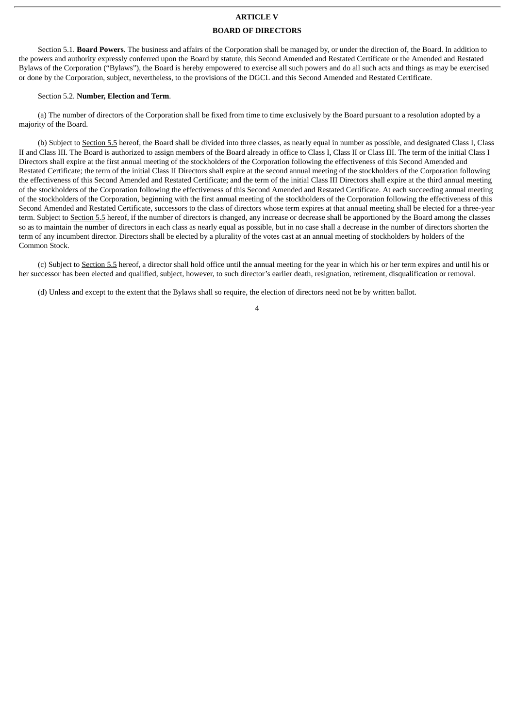# ARTICLE V

## BOARD OF DIRECTORS

Section 5.1. **Board Powers**. The business and affairs of the Corporation shall be managed by, or under the direction of, the Board. In addition to the powers and authority expressly conferred upon the Board by statute, this Second Amended and Restated Certificate or the Amended and Restated Bylaws of the Corporation ("Bylaws"), the Board is hereby empowered to exercise all such powers and do all such acts and things as may be exercised or done by the Corporation, subject, nevertheless, to the provisions of the DGCL and this Second Amended and Restated Certificate.

Section 5.2. **Number, Election and Term**.

(a) The number of directors of the Corporation shall be fixed from time to time exclusively by the Board pursuant to a resolution adopted by a majority of the Board.

(b) Subject to Section 5.5 hereof, the Board shall be divided into three classes, as nearly equal in number as possible, and designated Class I, Class II and Class III. The Board is authorized to assign members of the Board already in office to Class I, Class II or Class III. The term of the initial Class I Directors shall expire at the first annual meeting of the stockholders of the Corporation following the effectiveness of this Second Amended and Restated Certificate; the term of the initial Class II Directors shall expire at the second annual meeting of the stockholders of the Corporation following the effectiveness of this Second Amended and Restated Certificate; and the term of the initial Class III Directors shall expire at the third annual meeting of the stockholders of the Corporation following the effectiveness of this Second Amended and Restated Certificate. At each succeeding annual meeting of the stockholders of the Corporation, beginning with the first annual meeting of the stockholders of the Corporation following the effectiveness of this Second Amended and Restated Certificate, successors to the class of directors whose term expires at that annual meeting shall be elected for a three-year term. Subject to Section 5.5 hereof, if the number of directors is changed, any increase or decrease shall be apportioned by the Board among the classes so as to maintain the number of directors in each class as nearly equal as possible, but in no case shall a decrease in the number of directors shorten the term of any incumbent director. Directors shall be elected by a plurality of the votes cast at an annual meeting of stockholders by holders of the Common Stock.

(c) Subject to Section 5.5 hereof, a director shall hold office until the annual meeting for the year in which his or her term expires and until his or her successor has been elected and qualified, subject, however, to such director's earlier death, resignation, retirement, disqualification or removal.

(d) Unless and except to the extent that the Bylaws shall so require, the election of directors need not be by written ballot.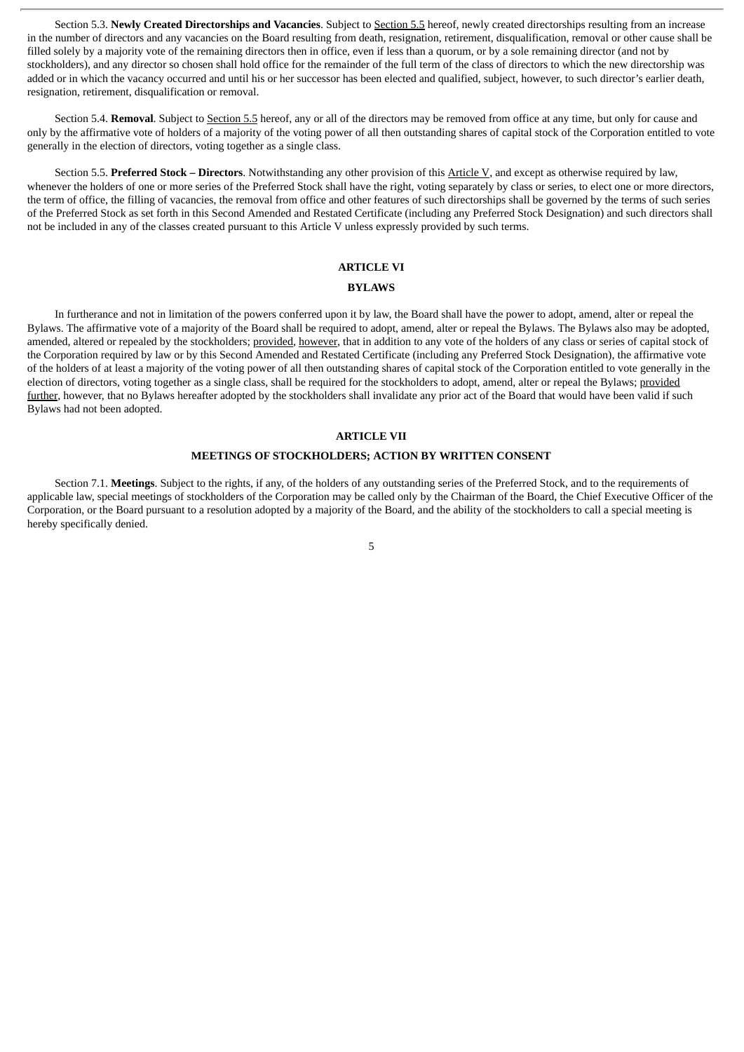Section 5.3. **Newly Created Directorships and Vacancies**. Subject to Section 5.5 hereof, newly created directorships resulting from an increase in the number of directors and any vacancies on the Board resulting from death, resignation, retirement, disqualification, removal or other cause shall be filled solely by a majority vote of the remaining directors then in office, even if less than a quorum, or by a sole remaining director (and not by stockholders), and any director so chosen shall hold office for the remainder of the full term of the class of directors to which the new directorship was added or in which the vacancy occurred and until his or her successor has been elected and qualified, subject, however, to such director's earlier death, resignation, retirement, disqualification or removal.

Section 5.4. **Removal**. Subject to Section 5.5 hereof, any or all of the directors may be removed from office at any time, but only for cause and only by the affirmative vote of holders of a majority of the voting power of all then outstanding shares of capital stock of the Corporation entitled to vote generally in the election of directors, voting together as a single class.

Section 5.5. **Preferred Stock – Directors**. Notwithstanding any other provision of this Article V, and except as otherwise required by law, whenever the holders of one or more series of the Preferred Stock shall have the right, voting separately by class or series, to elect one or more directors, the term of office, the filling of vacancies, the removal from office and other features of such directorships shall be governed by the terms of such series of the Preferred Stock as set forth in this Second Amended and Restated Certificate (including any Preferred Stock Designation) and such directors shall not be included in any of the classes created pursuant to this Article V unless expressly provided by such terms.

## ARTICLE VI

## BYLAWS

In furtherance and not in limitation of the powers conferred upon it by law, the Board shall have the power to adopt, amend, alter or repeal the Bylaws. The affirmative vote of a majority of the Board shall be required to adopt, amend, alter or repeal the Bylaws. The Bylaws also may be adopted, amended, altered or repealed by the stockholders; provided, however, that in addition to any vote of the holders of any class or series of capital stock of the Corporation required by law or by this Second Amended and Restated Certificate (including any Preferred Stock Designation), the affirmative vote of the holders of at least a majority of the voting power of all then outstanding shares of capital stock of the Corporation entitled to vote generally in the election of directors, voting together as a single class, shall be required for the stockholders to adopt, amend, alter or repeal the Bylaws; provided further, however, that no Bylaws hereafter adopted by the stockholders shall invalidate any prior act of the Board that would have been valid if such Bylaws had not been adopted.

## ARTICLE VII

## MEETINGS OF STOCKHOLDERS; ACTION BY WRITTEN CONSENT

Section 7.1. **Meetings**. Subject to the rights, if any, of the holders of any outstanding series of the Preferred Stock, and to the requirements of applicable law, special meetings of stockholders of the Corporation may be called only by the Chairman of the Board, the Chief Executive Officer of the Corporation, or the Board pursuant to a resolution adopted by a majority of the Board, and the ability of the stockholders to call a special meeting is hereby specifically denied.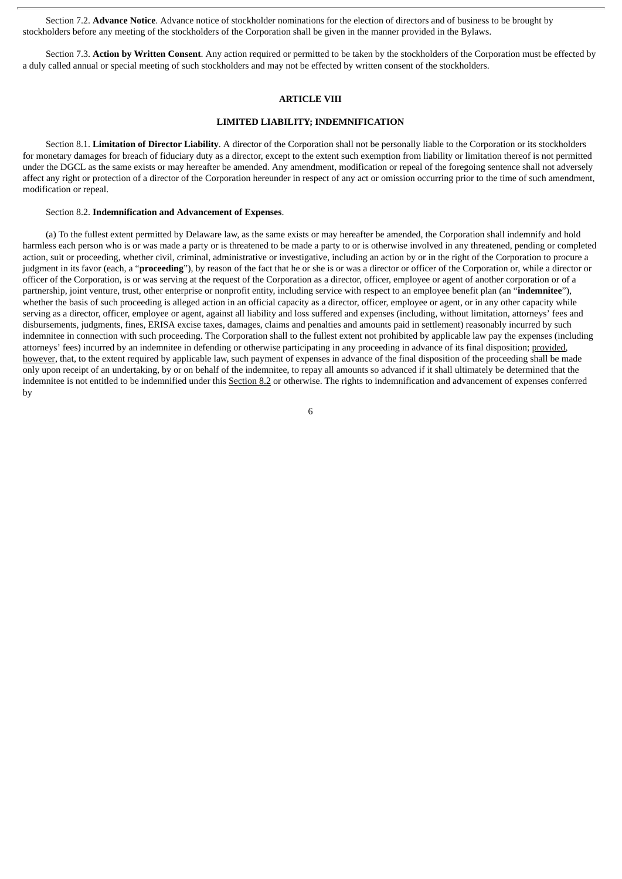Section 7.2. **Advance Notice**. Advance notice of stockholder nominations for the election of directors and of business to be brought by stockholders before any meeting of the stockholders of the Corporation shall be given in the manner provided in the Bylaws.

Section 7.3. **Action by Written Consent**. Any action required or permitted to be taken by the stockholders of the Corporation must be effected by a duly called annual or special meeting of such stockholders and may not be effected by written consent of the stockholders.

## ARTICLE VIII

## LIMITED LIABILITY; INDEMNIFICATION

Section 8.1. **Limitation of Director Liability**. A director of the Corporation shall not be personally liable to the Corporation or its stockholders for monetary damages for breach of fiduciary duty as a director, except to the extent such exemption from liability or limitation thereof is not permitted under the DGCL as the same exists or may hereafter be amended. Any amendment, modification or repeal of the foregoing sentence shall not adversely affect any right or protection of a director of the Corporation hereunder in respect of any act or omission occurring prior to the time of such amendment, modification or repeal.

Section 8.2. **Indemnification and Advancement of Expenses**.

(a) To the fullest extent permitted by Delaware law, as the same exists or may hereafter be amended, the Corporation shall indemnify and hold harmless each person who is or was made a party or is threatened to be made a party to or is otherwise involved in any threatened, pending or completed action, suit or proceeding, whether civil, criminal, administrative or investigative, including an action by or in the right of the Corporation to procure a judgment in its favor (each, a "**proceeding**"), by reason of the fact that he or she is or was a director or officer of the Corporation or, while a director or officer of the Corporation, is or was serving at the request of the Corporation as a director, officer, employee or agent of another corporation or of a partnership, joint venture, trust, other enterprise or nonprofit entity, including service with respect to an employee benefit plan (an "**indemnitee**"), whether the basis of such proceeding is alleged action in an official capacity as a director, officer, employee or agent, or in any other capacity while serving as a director, officer, employee or agent, against all liability and loss suffered and expenses (including, without limitation, attorneys' fees and disbursements, judgments, fines, ERISA excise taxes, damages, claims and penalties and amounts paid in settlement) reasonably incurred by such indemnitee in connection with such proceeding. The Corporation shall to the fullest extent not prohibited by applicable law pay the expenses (including attorneys' fees) incurred by an indemnitee in defending or otherwise participating in any proceeding in advance of its final disposition; provided, however, that, to the extent required by applicable law, such payment of expenses in advance of the final disposition of the proceeding shall be made only upon receipt of an undertaking, by or on behalf of the indemnitee, to repay all amounts so advanced if it shall ultimately be determined that the indemnitee is not entitled to be indemnified under this Section 8.2 or otherwise. The rights to indemnification and advancement of expenses conferred by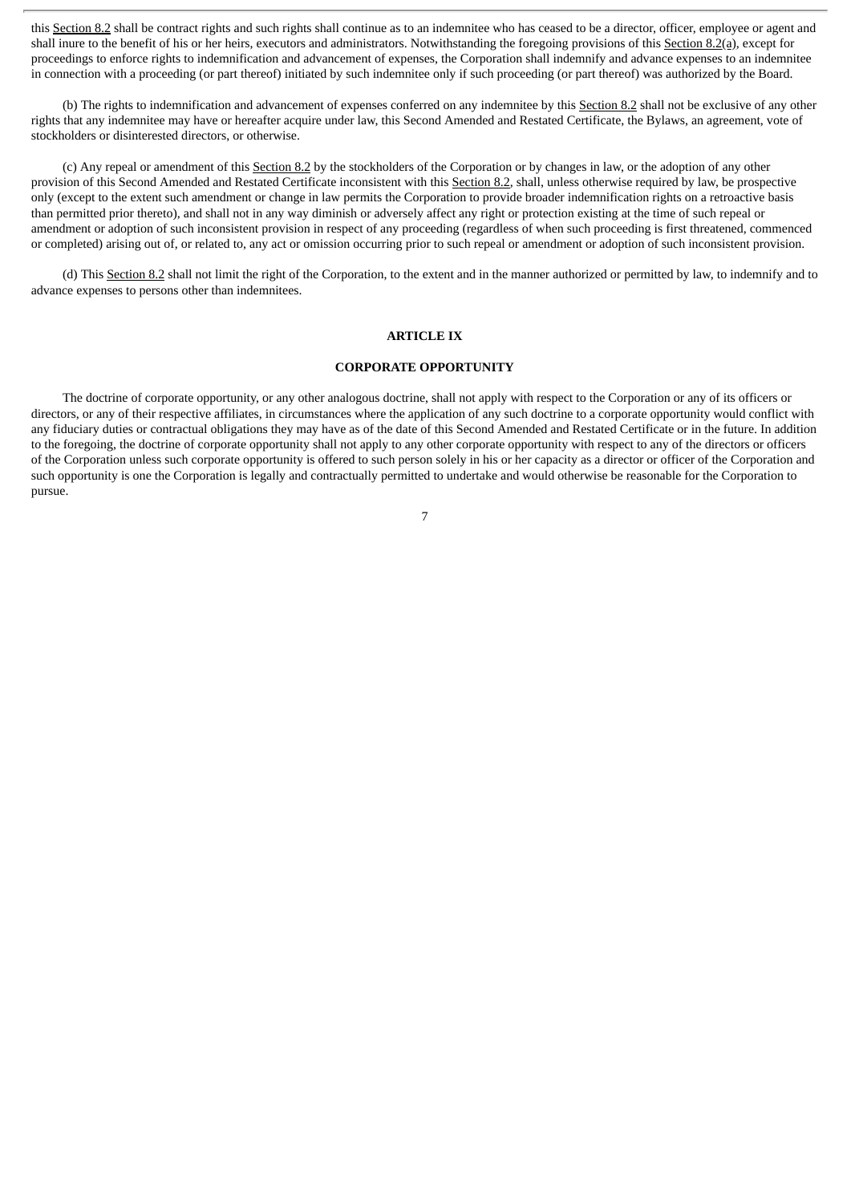this Section 8.2 shall be contract rights and such rights shall continue as to an indemnitee who has ceased to be a director, officer, employee or agent and shall inure to the benefit of his or her heirs, executors and administrators. Notwithstanding the foregoing provisions of this Section 8.2(a), except for proceedings to enforce rights to indemnification and advancement of expenses, the Corporation shall indemnify and advance expenses to an indemnitee in connection with a proceeding (or part thereof) initiated by such indemnitee only if such proceeding (or part thereof) was authorized by the Board.

(b) The rights to indemnification and advancement of expenses conferred on any indemnitee by this Section 8.2 shall not be exclusive of any other rights that any indemnitee may have or hereafter acquire under law, this Second Amended and Restated Certificate, the Bylaws, an agreement, vote of stockholders or disinterested directors, or otherwise.

(c) Any repeal or amendment of this Section 8.2 by the stockholders of the Corporation or by changes in law, or the adoption of any other provision of this Second Amended and Restated Certificate inconsistent with this Section 8.2, shall, unless otherwise required by law, be prospective only (except to the extent such amendment or change in law permits the Corporation to provide broader indemnification rights on a retroactive basis than permitted prior thereto), and shall not in any way diminish or adversely affect any right or protection existing at the time of such repeal or amendment or adoption of such inconsistent provision in respect of any proceeding (regardless of when such proceeding is first threatened, commenced or completed) arising out of, or related to, any act or omission occurring prior to such repeal or amendment or adoption of such inconsistent provision.

(d) This Section 8.2 shall not limit the right of the Corporation, to the extent and in the manner authorized or permitted by law, to indemnify and to advance expenses to persons other than indemnitees.

## ARTICLE IX

## CORPORATE OPPORTUNITY

The doctrine of corporate opportunity, or any other analogous doctrine, shall not apply with respect to the Corporation or any of its officers or directors, or any of their respective affiliates, in circumstances where the application of any such doctrine to a corporate opportunity would conflict with any fiduciary duties or contractual obligations they may have as of the date of this Second Amended and Restated Certificate or in the future. In addition to the foregoing, the doctrine of corporate opportunity shall not apply to any other corporate opportunity with respect to any of the directors or officers of the Corporation unless such corporate opportunity is offered to such person solely in his or her capacity as a director or officer of the Corporation and such opportunity is one the Corporation is legally and contractually permitted to undertake and would otherwise be reasonable for the Corporation to pursue.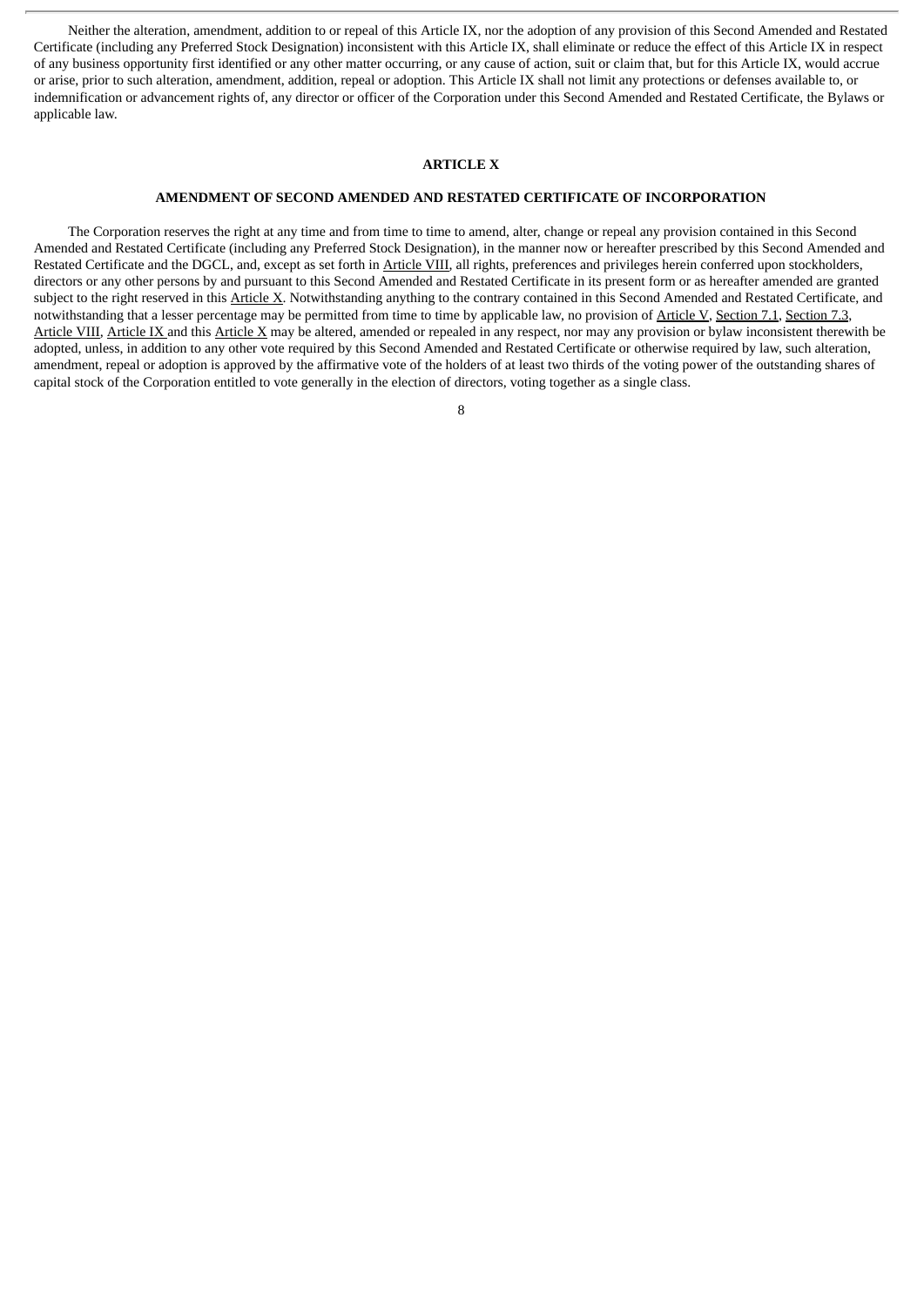Neither the alteration, amendment, addition to or repeal of this Article IX, nor the adoption of any provision of this Second Amended and Restated Certificate (including any Preferred Stock Designation) inconsistent with this Article IX, shall eliminate or reduce the effect of this Article IX in respect of any business opportunity first identified or any other matter occurring, or any cause of action, suit or claim that, but for this Article IX, would accrue or arise, prior to such alteration, amendment, addition, repeal or adoption. This Article IX shall not limit any protections or defenses available to, or indemnification or advancement rights of, any director or officer of the Corporation under this Second Amended and Restated Certificate, the Bylaws or applicable law.

## ARTICLE X

## AMENDMENT OF SECOND AMENDED AND RESTATED CERTIFICATE OF INCORPORATION

The Corporation reserves the right at any time and from time to time to amend, alter, change or repeal any provision contained in this Second Amended and Restated Certificate (including any Preferred Stock Designation), in the manner now or hereafter prescribed by this Second Amended and Restated Certificate and the DGCL, and, except as set forth in Article VIII, all rights, preferences and privileges herein conferred upon stockholders, directors or any other persons by and pursuant to this Second Amended and Restated Certificate in its present form or as hereafter amended are granted subject to the right reserved in this Article X. Notwithstanding anything to the contrary contained in this Second Amended and Restated Certificate, and notwithstanding that a lesser percentage may be permitted from time to time by applicable law, no provision of Article V, Section 7.1, Section 7.3, Article VIII, Article IX and this Article X may be altered, amended or repealed in any respect, nor may any provision or bylaw inconsistent therewith be adopted, unless, in addition to any other vote required by this Second Amended and Restated Certificate or otherwise required by law, such alteration, amendment, repeal or adoption is approved by the affirmative vote of the holders of at least two thirds of the voting power of the outstanding shares of capital stock of the Corporation entitled to vote generally in the election of directors, voting together as a single class.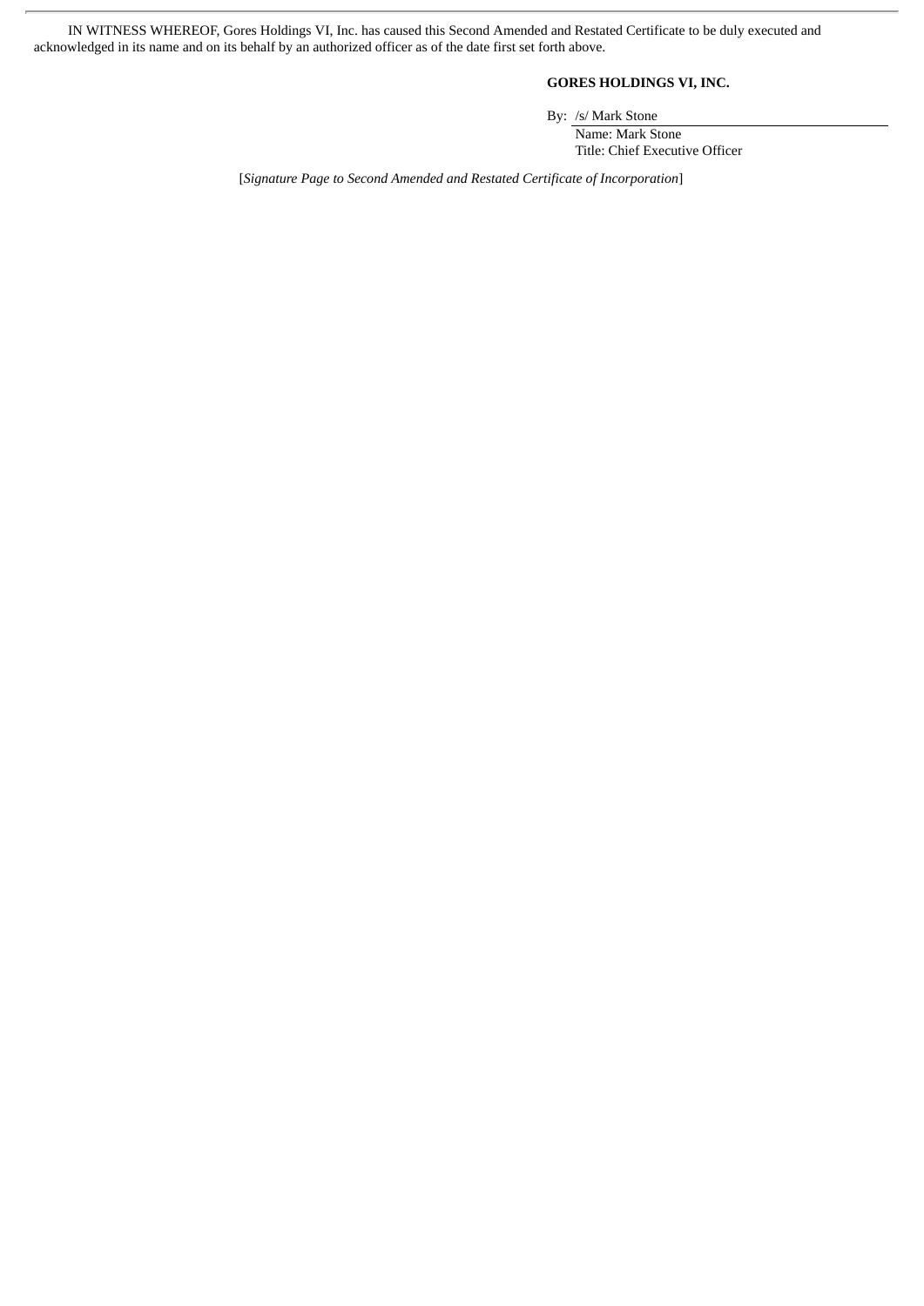IN WITNESS WHEREOF, Gores Holdings VI, Inc. has caused this Second Amended and Restated Certificate to be duly executed and acknowledged in its name and on its behalf by an authorized officer as of the date first set forth above.

**GORES HOLDINGS VI, INC.**

By: /s/ Mark Stone
Name: Mark Stone
Title: Chief Executive Officer

[*Signature Page to Second Amended and Restated Certificate of Incorporation*]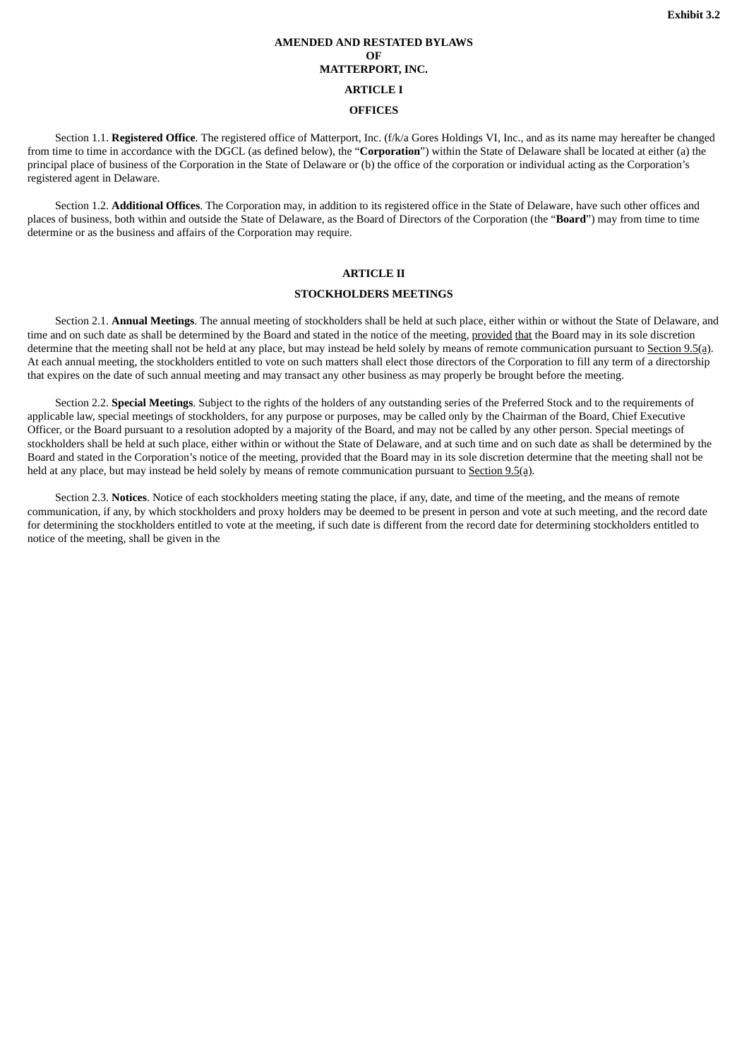**Exhibit 3.2**

# AMENDED AND RESTATED BYLAWS
# OF
# MATTERPORT, INC.

## ARTICLE I

## OFFICES

Section 1.1. **Registered Office**. The registered office of Matterport, Inc. (f/k/a Gores Holdings VI, Inc., and as its name may hereafter be changed from time to time in accordance with the DGCL (as defined below), the "**Corporation**") within the State of Delaware shall be located at either (a) the principal place of business of the Corporation in the State of Delaware or (b) the office of the corporation or individual acting as the Corporation's registered agent in Delaware.

Section 1.2. **Additional Offices**. The Corporation may, in addition to its registered office in the State of Delaware, have such other offices and places of business, both within and outside the State of Delaware, as the Board of Directors of the Corporation (the "**Board**") may from time to time determine or as the business and affairs of the Corporation may require.

## ARTICLE II

## STOCKHOLDERS MEETINGS

Section 2.1. **Annual Meetings**. The annual meeting of stockholders shall be held at such place, either within or without the State of Delaware, and time and on such date as shall be determined by the Board and stated in the notice of the meeting, provided that the Board may in its sole discretion determine that the meeting shall not be held at any place, but may instead be held solely by means of remote communication pursuant to Section 9.5(a). At each annual meeting, the stockholders entitled to vote on such matters shall elect those directors of the Corporation to fill any term of a directorship that expires on the date of such annual meeting and may transact any other business as may properly be brought before the meeting.

Section 2.2. **Special Meetings**. Subject to the rights of the holders of any outstanding series of the Preferred Stock and to the requirements of applicable law, special meetings of stockholders, for any purpose or purposes, may be called only by the Chairman of the Board, Chief Executive Officer, or the Board pursuant to a resolution adopted by a majority of the Board, and may not be called by any other person. Special meetings of stockholders shall be held at such place, either within or without the State of Delaware, and at such time and on such date as shall be determined by the Board and stated in the Corporation's notice of the meeting, provided that the Board may in its sole discretion determine that the meeting shall not be held at any place, but may instead be held solely by means of remote communication pursuant to Section 9.5(a).

Section 2.3. **Notices**. Notice of each stockholders meeting stating the place, if any, date, and time of the meeting, and the means of remote communication, if any, by which stockholders and proxy holders may be deemed to be present in person and vote at such meeting, and the record date for determining the stockholders entitled to vote at the meeting, if such date is different from the record date for determining stockholders entitled to notice of the meeting, shall be given in the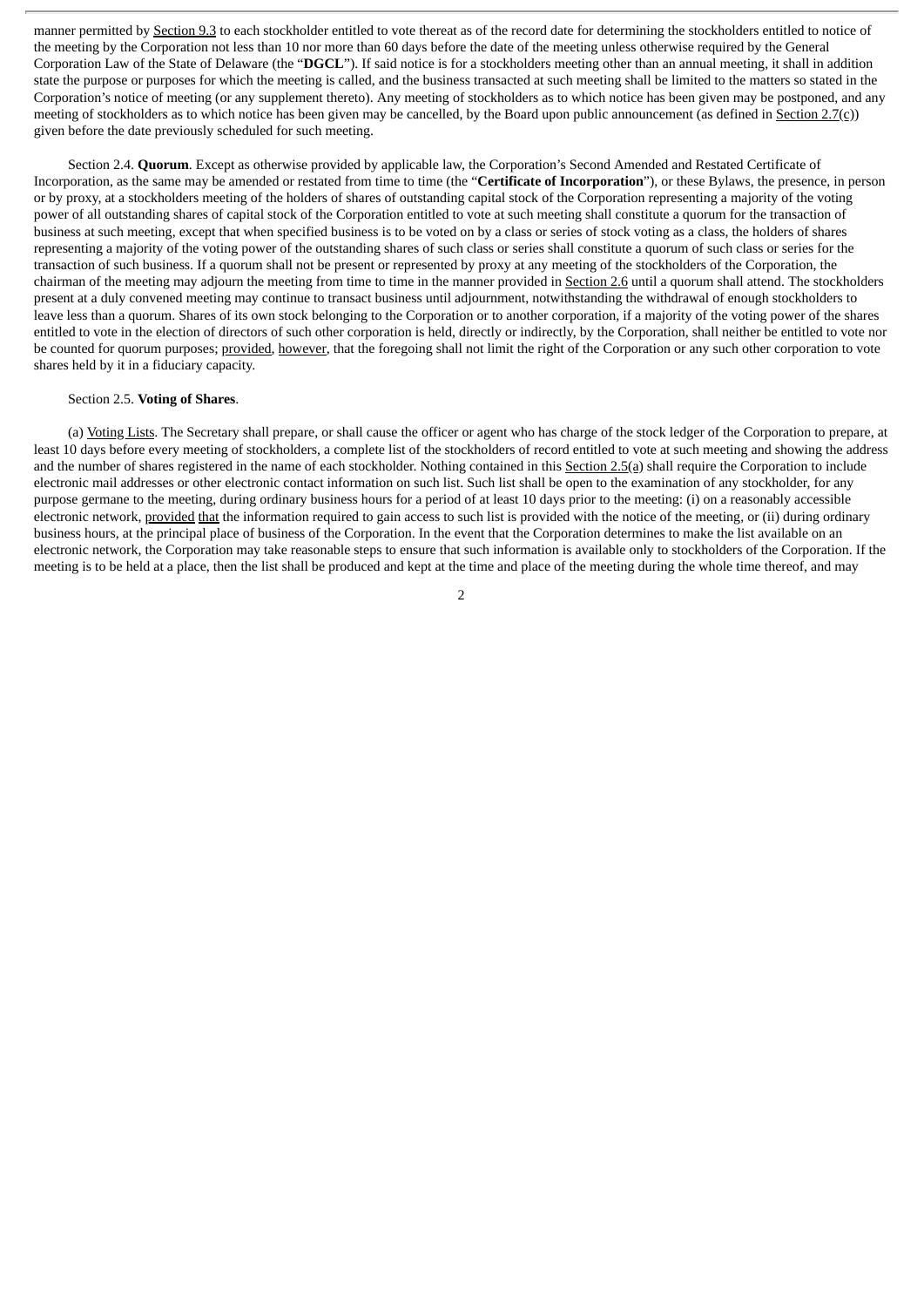manner permitted by Section 9.3 to each stockholder entitled to vote thereat as of the record date for determining the stockholders entitled to notice of the meeting by the Corporation not less than 10 nor more than 60 days before the date of the meeting unless otherwise required by the General Corporation Law of the State of Delaware (the "**DGCL**"). If said notice is for a stockholders meeting other than an annual meeting, it shall in addition state the purpose or purposes for which the meeting is called, and the business transacted at such meeting shall be limited to the matters so stated in the Corporation's notice of meeting (or any supplement thereto). Any meeting of stockholders as to which notice has been given may be postponed, and any meeting of stockholders as to which notice has been given may be cancelled, by the Board upon public announcement (as defined in Section 2.7(c)) given before the date previously scheduled for such meeting.

Section 2.4. **Quorum**. Except as otherwise provided by applicable law, the Corporation's Second Amended and Restated Certificate of Incorporation, as the same may be amended or restated from time to time (the "**Certificate of Incorporation**"), or these Bylaws, the presence, in person or by proxy, at a stockholders meeting of the holders of shares of outstanding capital stock of the Corporation representing a majority of the voting power of all outstanding shares of capital stock of the Corporation entitled to vote at such meeting shall constitute a quorum for the transaction of business at such meeting, except that when specified business is to be voted on by a class or series of stock voting as a class, the holders of shares representing a majority of the voting power of the outstanding shares of such class or series shall constitute a quorum of such class or series for the transaction of such business. If a quorum shall not be present or represented by proxy at any meeting of the stockholders of the Corporation, the chairman of the meeting may adjourn the meeting from time to time in the manner provided in Section 2.6 until a quorum shall attend. The stockholders present at a duly convened meeting may continue to transact business until adjournment, notwithstanding the withdrawal of enough stockholders to leave less than a quorum. Shares of its own stock belonging to the Corporation or to another corporation, if a majority of the voting power of the shares entitled to vote in the election of directors of such other corporation is held, directly or indirectly, by the Corporation, shall neither be entitled to vote nor be counted for quorum purposes; provided, however, that the foregoing shall not limit the right of the Corporation or any such other corporation to vote shares held by it in a fiduciary capacity.

Section 2.5. **Voting of Shares**.

(a) Voting Lists. The Secretary shall prepare, or shall cause the officer or agent who has charge of the stock ledger of the Corporation to prepare, at least 10 days before every meeting of stockholders, a complete list of the stockholders of record entitled to vote at such meeting and showing the address and the number of shares registered in the name of each stockholder. Nothing contained in this Section 2.5(a) shall require the Corporation to include electronic mail addresses or other electronic contact information on such list. Such list shall be open to the examination of any stockholder, for any purpose germane to the meeting, during ordinary business hours for a period of at least 10 days prior to the meeting: (i) on a reasonably accessible electronic network, provided that the information required to gain access to such list is provided with the notice of the meeting, or (ii) during ordinary business hours, at the principal place of business of the Corporation. In the event that the Corporation determines to make the list available on an electronic network, the Corporation may take reasonable steps to ensure that such information is available only to stockholders of the Corporation. If the meeting is to be held at a place, then the list shall be produced and kept at the time and place of the meeting during the whole time thereof, and may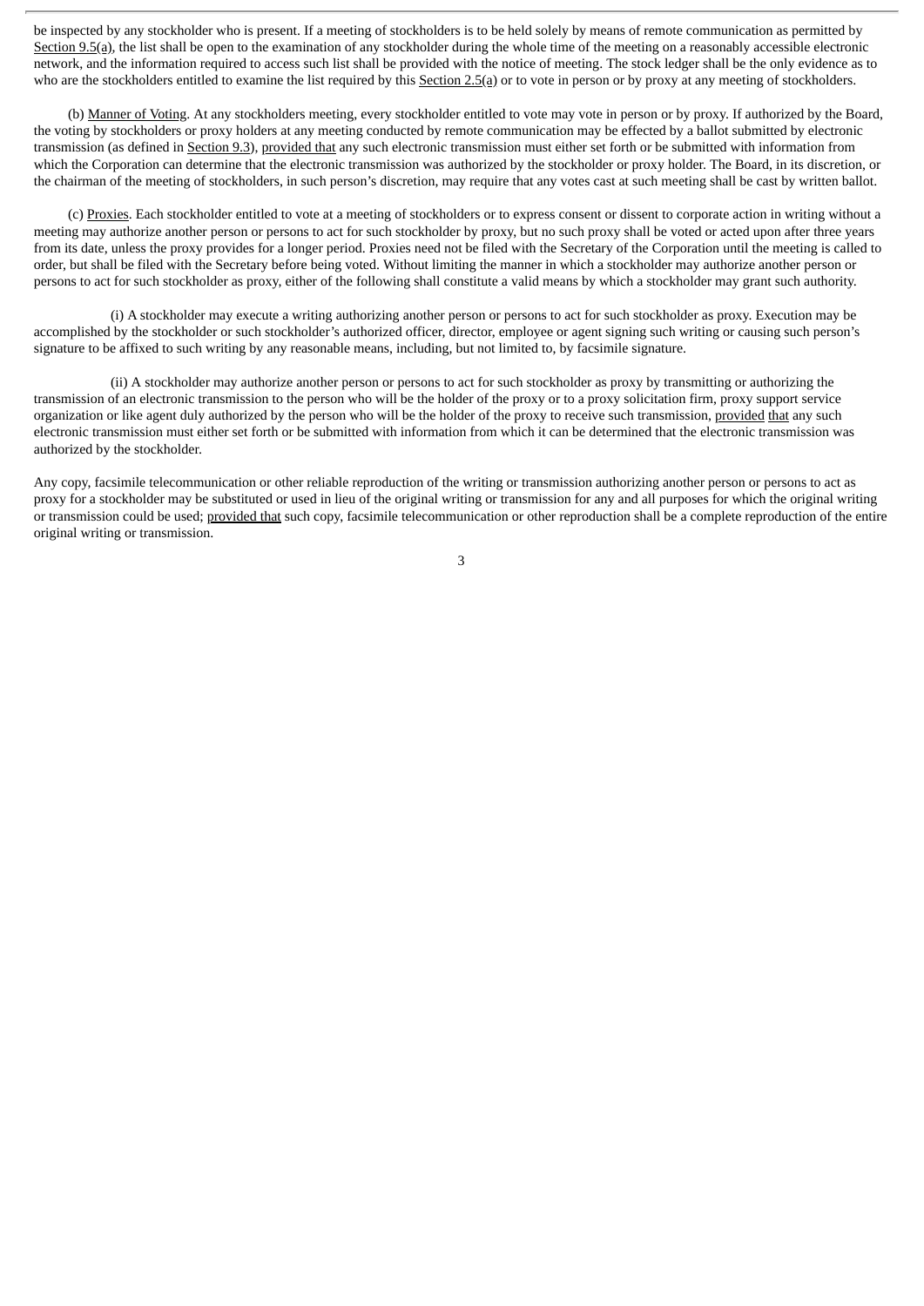be inspected by any stockholder who is present. If a meeting of stockholders is to be held solely by means of remote communication as permitted by Section 9.5(a), the list shall be open to the examination of any stockholder during the whole time of the meeting on a reasonably accessible electronic network, and the information required to access such list shall be provided with the notice of meeting. The stock ledger shall be the only evidence as to who are the stockholders entitled to examine the list required by this Section 2.5(a) or to vote in person or by proxy at any meeting of stockholders.

(b) Manner of Voting. At any stockholders meeting, every stockholder entitled to vote may vote in person or by proxy. If authorized by the Board, the voting by stockholders or proxy holders at any meeting conducted by remote communication may be effected by a ballot submitted by electronic transmission (as defined in Section 9.3), provided that any such electronic transmission must either set forth or be submitted with information from which the Corporation can determine that the electronic transmission was authorized by the stockholder or proxy holder. The Board, in its discretion, or the chairman of the meeting of stockholders, in such person's discretion, may require that any votes cast at such meeting shall be cast by written ballot.

(c) Proxies. Each stockholder entitled to vote at a meeting of stockholders or to express consent or dissent to corporate action in writing without a meeting may authorize another person or persons to act for such stockholder by proxy, but no such proxy shall be voted or acted upon after three years from its date, unless the proxy provides for a longer period. Proxies need not be filed with the Secretary of the Corporation until the meeting is called to order, but shall be filed with the Secretary before being voted. Without limiting the manner in which a stockholder may authorize another person or persons to act for such stockholder as proxy, either of the following shall constitute a valid means by which a stockholder may grant such authority.

(i) A stockholder may execute a writing authorizing another person or persons to act for such stockholder as proxy. Execution may be accomplished by the stockholder or such stockholder's authorized officer, director, employee or agent signing such writing or causing such person's signature to be affixed to such writing by any reasonable means, including, but not limited to, by facsimile signature.

(ii) A stockholder may authorize another person or persons to act for such stockholder as proxy by transmitting or authorizing the transmission of an electronic transmission to the person who will be the holder of the proxy or to a proxy solicitation firm, proxy support service organization or like agent duly authorized by the person who will be the holder of the proxy to receive such transmission, provided that any such electronic transmission must either set forth or be submitted with information from which it can be determined that the electronic transmission was authorized by the stockholder.

Any copy, facsimile telecommunication or other reliable reproduction of the writing or transmission authorizing another person or persons to act as proxy for a stockholder may be substituted or used in lieu of the original writing or transmission for any and all purposes for which the original writing or transmission could be used; provided that such copy, facsimile telecommunication or other reproduction shall be a complete reproduction of the entire original writing or transmission.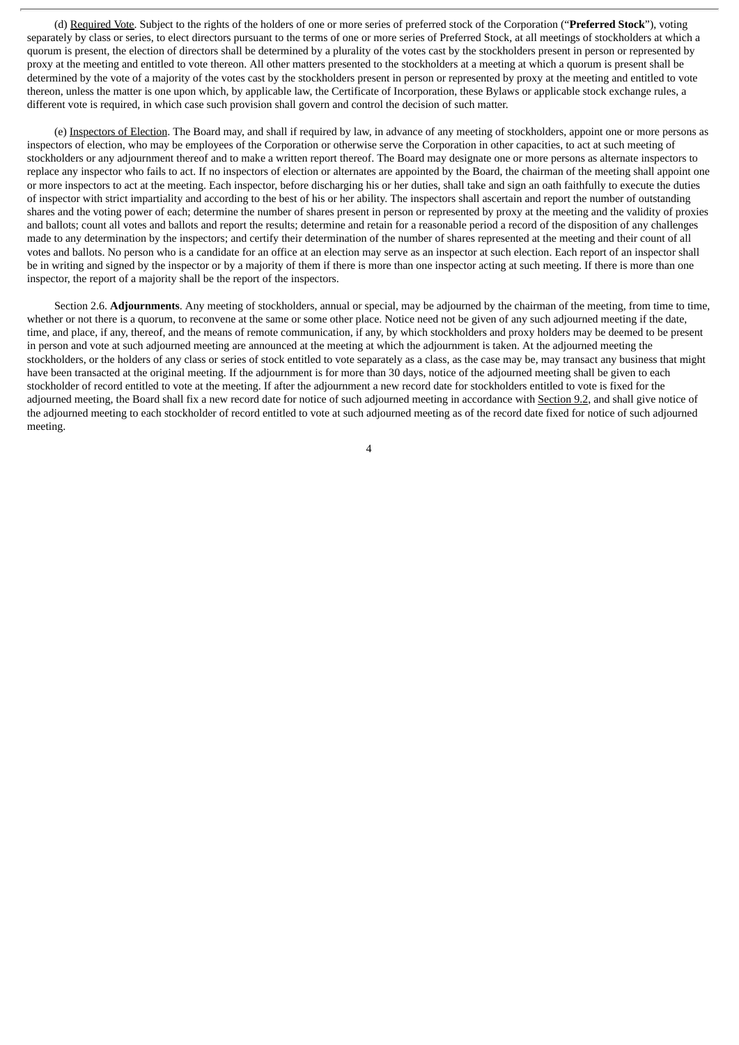(d) Required Vote. Subject to the rights of the holders of one or more series of preferred stock of the Corporation ("**Preferred Stock**"), voting separately by class or series, to elect directors pursuant to the terms of one or more series of Preferred Stock, at all meetings of stockholders at which a quorum is present, the election of directors shall be determined by a plurality of the votes cast by the stockholders present in person or represented by proxy at the meeting and entitled to vote thereon. All other matters presented to the stockholders at a meeting at which a quorum is present shall be determined by the vote of a majority of the votes cast by the stockholders present in person or represented by proxy at the meeting and entitled to vote thereon, unless the matter is one upon which, by applicable law, the Certificate of Incorporation, these Bylaws or applicable stock exchange rules, a different vote is required, in which case such provision shall govern and control the decision of such matter.

(e) Inspectors of Election. The Board may, and shall if required by law, in advance of any meeting of stockholders, appoint one or more persons as inspectors of election, who may be employees of the Corporation or otherwise serve the Corporation in other capacities, to act at such meeting of stockholders or any adjournment thereof and to make a written report thereof. The Board may designate one or more persons as alternate inspectors to replace any inspector who fails to act. If no inspectors of election or alternates are appointed by the Board, the chairman of the meeting shall appoint one or more inspectors to act at the meeting. Each inspector, before discharging his or her duties, shall take and sign an oath faithfully to execute the duties of inspector with strict impartiality and according to the best of his or her ability. The inspectors shall ascertain and report the number of outstanding shares and the voting power of each; determine the number of shares present in person or represented by proxy at the meeting and the validity of proxies and ballots; count all votes and ballots and report the results; determine and retain for a reasonable period a record of the disposition of any challenges made to any determination by the inspectors; and certify their determination of the number of shares represented at the meeting and their count of all votes and ballots. No person who is a candidate for an office at an election may serve as an inspector at such election. Each report of an inspector shall be in writing and signed by the inspector or by a majority of them if there is more than one inspector acting at such meeting. If there is more than one inspector, the report of a majority shall be the report of the inspectors.

Section 2.6. **Adjournments**. Any meeting of stockholders, annual or special, may be adjourned by the chairman of the meeting, from time to time, whether or not there is a quorum, to reconvene at the same or some other place. Notice need not be given of any such adjourned meeting if the date, time, and place, if any, thereof, and the means of remote communication, if any, by which stockholders and proxy holders may be deemed to be present in person and vote at such adjourned meeting are announced at the meeting at which the adjournment is taken. At the adjourned meeting the stockholders, or the holders of any class or series of stock entitled to vote separately as a class, as the case may be, may transact any business that might have been transacted at the original meeting. If the adjournment is for more than 30 days, notice of the adjourned meeting shall be given to each stockholder of record entitled to vote at the meeting. If after the adjournment a new record date for stockholders entitled to vote is fixed for the adjourned meeting, the Board shall fix a new record date for notice of such adjourned meeting in accordance with Section 9.2, and shall give notice of the adjourned meeting to each stockholder of record entitled to vote at such adjourned meeting as of the record date fixed for notice of such adjourned meeting.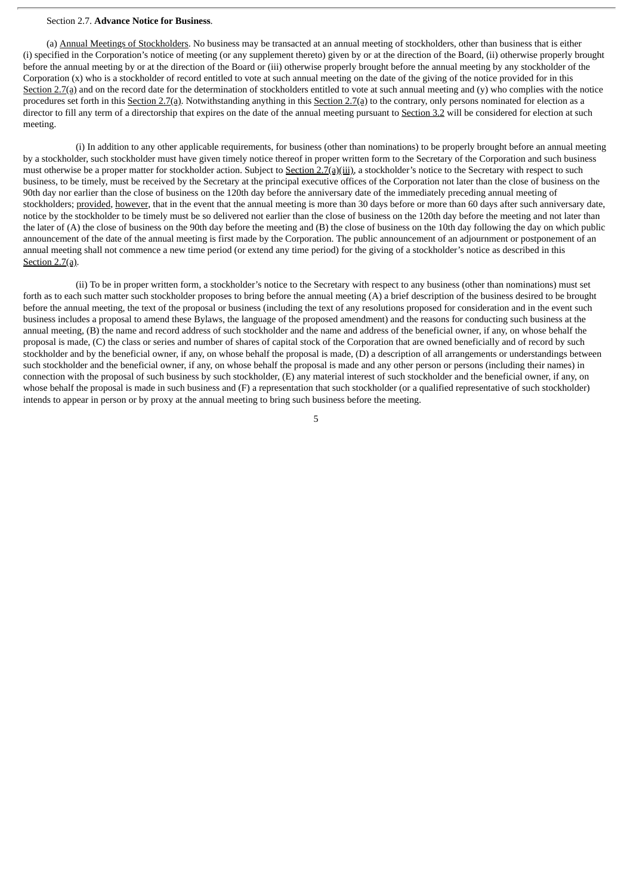Section 2.7. **Advance Notice for Business**.

(a) Annual Meetings of Stockholders. No business may be transacted at an annual meeting of stockholders, other than business that is either (i) specified in the Corporation's notice of meeting (or any supplement thereto) given by or at the direction of the Board, (ii) otherwise properly brought before the annual meeting by or at the direction of the Board or (iii) otherwise properly brought before the annual meeting by any stockholder of the Corporation (x) who is a stockholder of record entitled to vote at such annual meeting on the date of the giving of the notice provided for in this Section 2.7(a) and on the record date for the determination of stockholders entitled to vote at such annual meeting and (y) who complies with the notice procedures set forth in this Section 2.7(a). Notwithstanding anything in this Section 2.7(a) to the contrary, only persons nominated for election as a director to fill any term of a directorship that expires on the date of the annual meeting pursuant to Section 3.2 will be considered for election at such meeting.

(i) In addition to any other applicable requirements, for business (other than nominations) to be properly brought before an annual meeting by a stockholder, such stockholder must have given timely notice thereof in proper written form to the Secretary of the Corporation and such business must otherwise be a proper matter for stockholder action. Subject to Section 2.7(a)(iii), a stockholder's notice to the Secretary with respect to such business, to be timely, must be received by the Secretary at the principal executive offices of the Corporation not later than the close of business on the 90th day nor earlier than the close of business on the 120th day before the anniversary date of the immediately preceding annual meeting of stockholders; provided, however, that in the event that the annual meeting is more than 30 days before or more than 60 days after such anniversary date, notice by the stockholder to be timely must be so delivered not earlier than the close of business on the 120th day before the meeting and not later than the later of (A) the close of business on the 90th day before the meeting and (B) the close of business on the 10th day following the day on which public announcement of the date of the annual meeting is first made by the Corporation. The public announcement of an adjournment or postponement of an annual meeting shall not commence a new time period (or extend any time period) for the giving of a stockholder's notice as described in this Section 2.7(a).

(ii) To be in proper written form, a stockholder's notice to the Secretary with respect to any business (other than nominations) must set forth as to each such matter such stockholder proposes to bring before the annual meeting (A) a brief description of the business desired to be brought before the annual meeting, the text of the proposal or business (including the text of any resolutions proposed for consideration and in the event such business includes a proposal to amend these Bylaws, the language of the proposed amendment) and the reasons for conducting such business at the annual meeting, (B) the name and record address of such stockholder and the name and address of the beneficial owner, if any, on whose behalf the proposal is made, (C) the class or series and number of shares of capital stock of the Corporation that are owned beneficially and of record by such stockholder and by the beneficial owner, if any, on whose behalf the proposal is made, (D) a description of all arrangements or understandings between such stockholder and the beneficial owner, if any, on whose behalf the proposal is made and any other person or persons (including their names) in connection with the proposal of such business by such stockholder, (E) any material interest of such stockholder and the beneficial owner, if any, on whose behalf the proposal is made in such business and (F) a representation that such stockholder (or a qualified representative of such stockholder) intends to appear in person or by proxy at the annual meeting to bring such business before the meeting.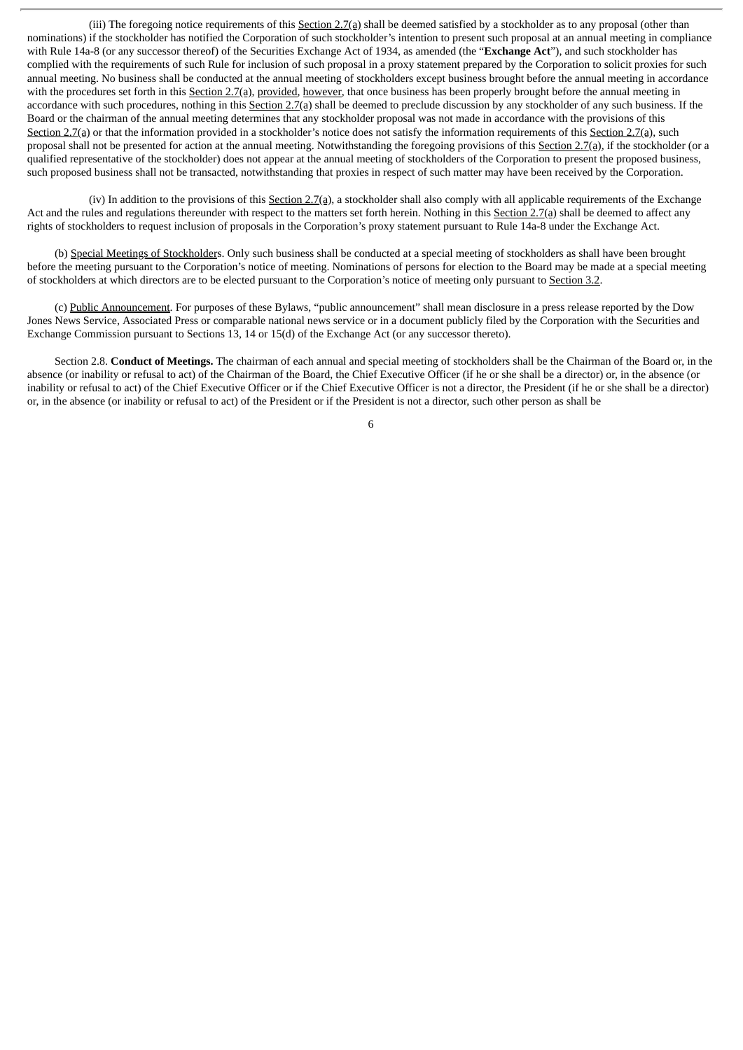(iii) The foregoing notice requirements of this Section 2.7(a) shall be deemed satisfied by a stockholder as to any proposal (other than nominations) if the stockholder has notified the Corporation of such stockholder's intention to present such proposal at an annual meeting in compliance with Rule 14a-8 (or any successor thereof) of the Securities Exchange Act of 1934, as amended (the "**Exchange Act**"), and such stockholder has complied with the requirements of such Rule for inclusion of such proposal in a proxy statement prepared by the Corporation to solicit proxies for such annual meeting. No business shall be conducted at the annual meeting of stockholders except business brought before the annual meeting in accordance with the procedures set forth in this Section 2.7(a), provided, however, that once business has been properly brought before the annual meeting in accordance with such procedures, nothing in this Section 2.7(a) shall be deemed to preclude discussion by any stockholder of any such business. If the Board or the chairman of the annual meeting determines that any stockholder proposal was not made in accordance with the provisions of this Section 2.7(a) or that the information provided in a stockholder's notice does not satisfy the information requirements of this Section 2.7(a), such proposal shall not be presented for action at the annual meeting. Notwithstanding the foregoing provisions of this Section 2.7(a), if the stockholder (or a qualified representative of the stockholder) does not appear at the annual meeting of stockholders of the Corporation to present the proposed business, such proposed business shall not be transacted, notwithstanding that proxies in respect of such matter may have been received by the Corporation.

(iv) In addition to the provisions of this Section 2.7(a), a stockholder shall also comply with all applicable requirements of the Exchange Act and the rules and regulations thereunder with respect to the matters set forth herein. Nothing in this Section 2.7(a) shall be deemed to affect any rights of stockholders to request inclusion of proposals in the Corporation's proxy statement pursuant to Rule 14a-8 under the Exchange Act.

(b) Special Meetings of Stockholders. Only such business shall be conducted at a special meeting of stockholders as shall have been brought before the meeting pursuant to the Corporation's notice of meeting. Nominations of persons for election to the Board may be made at a special meeting of stockholders at which directors are to be elected pursuant to the Corporation's notice of meeting only pursuant to Section 3.2.

(c) Public Announcement. For purposes of these Bylaws, "public announcement" shall mean disclosure in a press release reported by the Dow Jones News Service, Associated Press or comparable national news service or in a document publicly filed by the Corporation with the Securities and Exchange Commission pursuant to Sections 13, 14 or 15(d) of the Exchange Act (or any successor thereto).

Section 2.8. **Conduct of Meetings.** The chairman of each annual and special meeting of stockholders shall be the Chairman of the Board or, in the absence (or inability or refusal to act) of the Chairman of the Board, the Chief Executive Officer (if he or she shall be a director) or, in the absence (or inability or refusal to act) of the Chief Executive Officer or if the Chief Executive Officer is not a director, the President (if he or she shall be a director) or, in the absence (or inability or refusal to act) of the President or if the President is not a director, such other person as shall be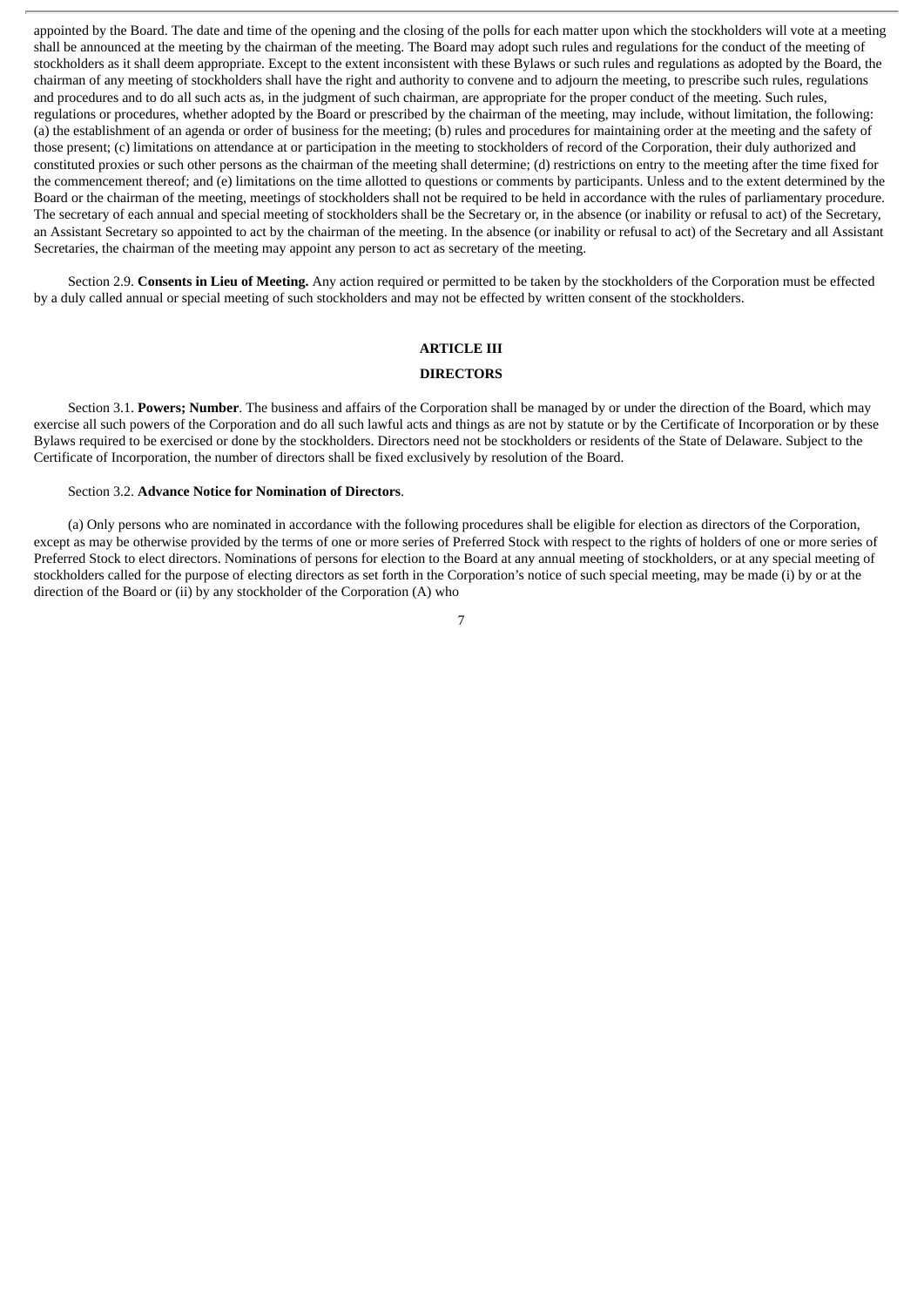appointed by the Board. The date and time of the opening and the closing of the polls for each matter upon which the stockholders will vote at a meeting shall be announced at the meeting by the chairman of the meeting. The Board may adopt such rules and regulations for the conduct of the meeting of stockholders as it shall deem appropriate. Except to the extent inconsistent with these Bylaws or such rules and regulations as adopted by the Board, the chairman of any meeting of stockholders shall have the right and authority to convene and to adjourn the meeting, to prescribe such rules, regulations and procedures and to do all such acts as, in the judgment of such chairman, are appropriate for the proper conduct of the meeting. Such rules, regulations or procedures, whether adopted by the Board or prescribed by the chairman of the meeting, may include, without limitation, the following: (a) the establishment of an agenda or order of business for the meeting; (b) rules and procedures for maintaining order at the meeting and the safety of those present; (c) limitations on attendance at or participation in the meeting to stockholders of record of the Corporation, their duly authorized and constituted proxies or such other persons as the chairman of the meeting shall determine; (d) restrictions on entry to the meeting after the time fixed for the commencement thereof; and (e) limitations on the time allotted to questions or comments by participants. Unless and to the extent determined by the Board or the chairman of the meeting, meetings of stockholders shall not be required to be held in accordance with the rules of parliamentary procedure. The secretary of each annual and special meeting of stockholders shall be the Secretary or, in the absence (or inability or refusal to act) of the Secretary, an Assistant Secretary so appointed to act by the chairman of the meeting. In the absence (or inability or refusal to act) of the Secretary and all Assistant Secretaries, the chairman of the meeting may appoint any person to act as secretary of the meeting.

Section 2.9. **Consents in Lieu of Meeting.** Any action required or permitted to be taken by the stockholders of the Corporation must be effected by a duly called annual or special meeting of such stockholders and may not be effected by written consent of the stockholders.

## ARTICLE III

## DIRECTORS

Section 3.1. **Powers; Number**. The business and affairs of the Corporation shall be managed by or under the direction of the Board, which may exercise all such powers of the Corporation and do all such lawful acts and things as are not by statute or by the Certificate of Incorporation or by these Bylaws required to be exercised or done by the stockholders. Directors need not be stockholders or residents of the State of Delaware. Subject to the Certificate of Incorporation, the number of directors shall be fixed exclusively by resolution of the Board.

Section 3.2. **Advance Notice for Nomination of Directors**.

(a) Only persons who are nominated in accordance with the following procedures shall be eligible for election as directors of the Corporation, except as may be otherwise provided by the terms of one or more series of Preferred Stock with respect to the rights of holders of one or more series of Preferred Stock to elect directors. Nominations of persons for election to the Board at any annual meeting of stockholders, or at any special meeting of stockholders called for the purpose of electing directors as set forth in the Corporation's notice of such special meeting, may be made (i) by or at the direction of the Board or (ii) by any stockholder of the Corporation (A) who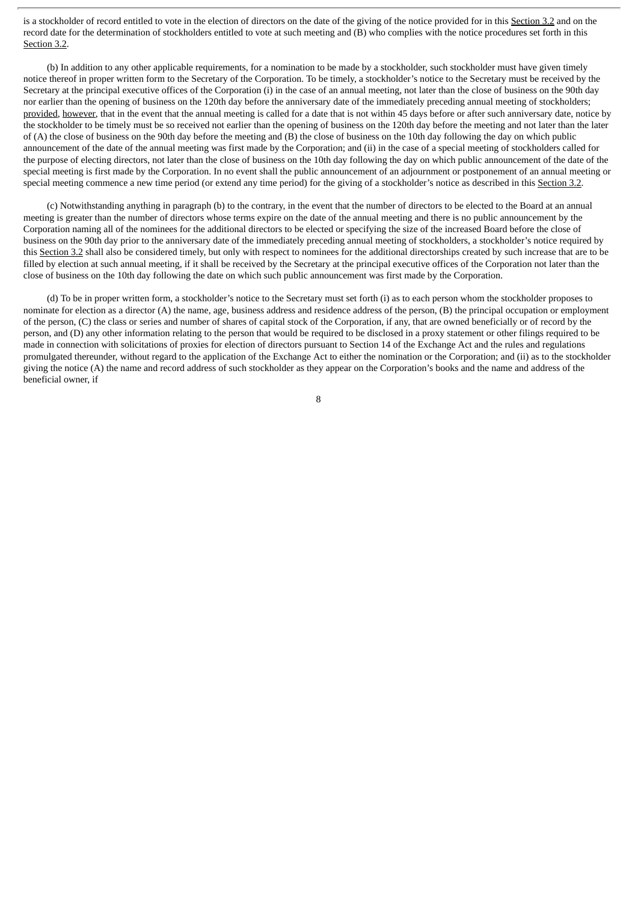is a stockholder of record entitled to vote in the election of directors on the date of the giving of the notice provided for in this Section 3.2 and on the record date for the determination of stockholders entitled to vote at such meeting and (B) who complies with the notice procedures set forth in this Section 3.2.

(b) In addition to any other applicable requirements, for a nomination to be made by a stockholder, such stockholder must have given timely notice thereof in proper written form to the Secretary of the Corporation. To be timely, a stockholder's notice to the Secretary must be received by the Secretary at the principal executive offices of the Corporation (i) in the case of an annual meeting, not later than the close of business on the 90th day nor earlier than the opening of business on the 120th day before the anniversary date of the immediately preceding annual meeting of stockholders; provided, however, that in the event that the annual meeting is called for a date that is not within 45 days before or after such anniversary date, notice by the stockholder to be timely must be so received not earlier than the opening of business on the 120th day before the meeting and not later than the later of (A) the close of business on the 90th day before the meeting and (B) the close of business on the 10th day following the day on which public announcement of the date of the annual meeting was first made by the Corporation; and (ii) in the case of a special meeting of stockholders called for the purpose of electing directors, not later than the close of business on the 10th day following the day on which public announcement of the date of the special meeting is first made by the Corporation. In no event shall the public announcement of an adjournment or postponement of an annual meeting or special meeting commence a new time period (or extend any time period) for the giving of a stockholder's notice as described in this Section 3.2.

(c) Notwithstanding anything in paragraph (b) to the contrary, in the event that the number of directors to be elected to the Board at an annual meeting is greater than the number of directors whose terms expire on the date of the annual meeting and there is no public announcement by the Corporation naming all of the nominees for the additional directors to be elected or specifying the size of the increased Board before the close of business on the 90th day prior to the anniversary date of the immediately preceding annual meeting of stockholders, a stockholder's notice required by this Section 3.2 shall also be considered timely, but only with respect to nominees for the additional directorships created by such increase that are to be filled by election at such annual meeting, if it shall be received by the Secretary at the principal executive offices of the Corporation not later than the close of business on the 10th day following the date on which such public announcement was first made by the Corporation.

(d) To be in proper written form, a stockholder's notice to the Secretary must set forth (i) as to each person whom the stockholder proposes to nominate for election as a director (A) the name, age, business address and residence address of the person, (B) the principal occupation or employment of the person, (C) the class or series and number of shares of capital stock of the Corporation, if any, that are owned beneficially or of record by the person, and (D) any other information relating to the person that would be required to be disclosed in a proxy statement or other filings required to be made in connection with solicitations of proxies for election of directors pursuant to Section 14 of the Exchange Act and the rules and regulations promulgated thereunder, without regard to the application of the Exchange Act to either the nomination or the Corporation; and (ii) as to the stockholder giving the notice (A) the name and record address of such stockholder as they appear on the Corporation's books and the name and address of the beneficial owner, if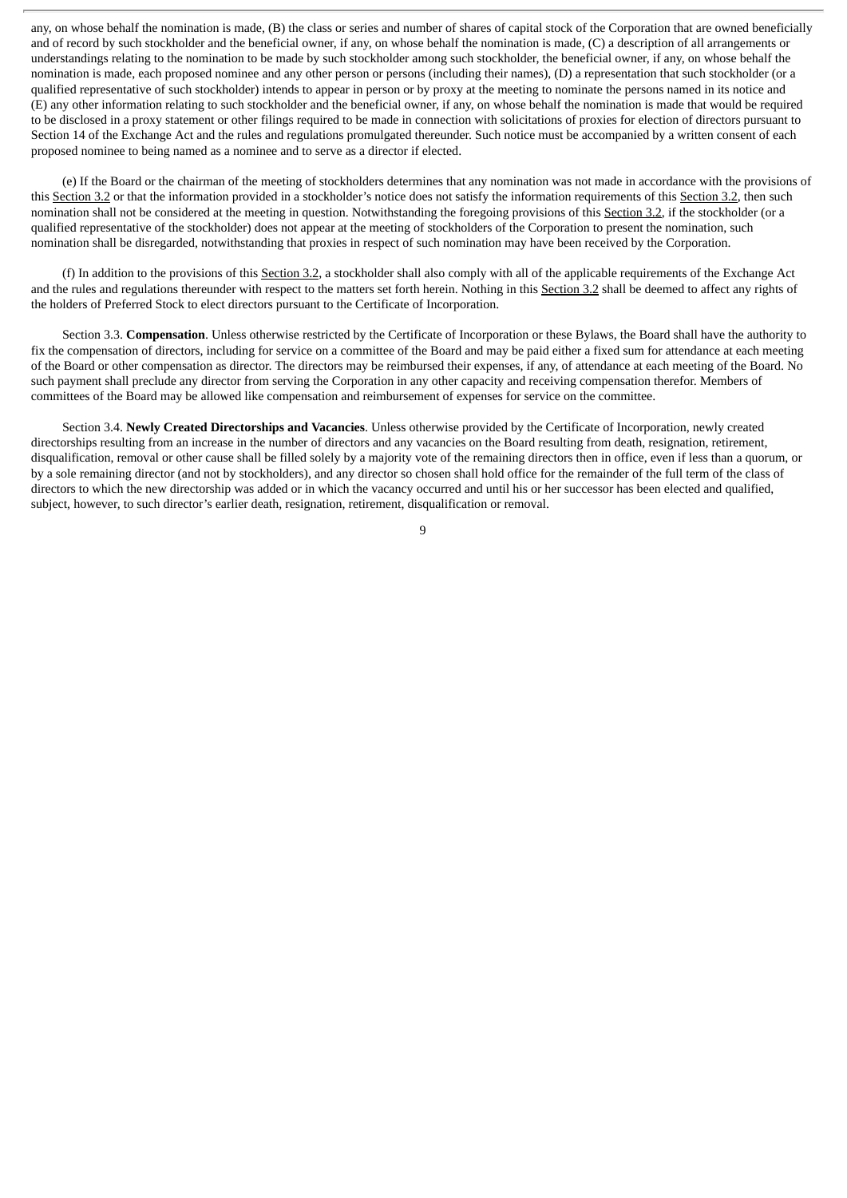any, on whose behalf the nomination is made, (B) the class or series and number of shares of capital stock of the Corporation that are owned beneficially and of record by such stockholder and the beneficial owner, if any, on whose behalf the nomination is made, (C) a description of all arrangements or understandings relating to the nomination to be made by such stockholder among such stockholder, the beneficial owner, if any, on whose behalf the nomination is made, each proposed nominee and any other person or persons (including their names), (D) a representation that such stockholder (or a qualified representative of such stockholder) intends to appear in person or by proxy at the meeting to nominate the persons named in its notice and (E) any other information relating to such stockholder and the beneficial owner, if any, on whose behalf the nomination is made that would be required to be disclosed in a proxy statement or other filings required to be made in connection with solicitations of proxies for election of directors pursuant to Section 14 of the Exchange Act and the rules and regulations promulgated thereunder. Such notice must be accompanied by a written consent of each proposed nominee to being named as a nominee and to serve as a director if elected.

(e) If the Board or the chairman of the meeting of stockholders determines that any nomination was not made in accordance with the provisions of this Section 3.2 or that the information provided in a stockholder's notice does not satisfy the information requirements of this Section 3.2, then such nomination shall not be considered at the meeting in question. Notwithstanding the foregoing provisions of this Section 3.2, if the stockholder (or a qualified representative of the stockholder) does not appear at the meeting of stockholders of the Corporation to present the nomination, such nomination shall be disregarded, notwithstanding that proxies in respect of such nomination may have been received by the Corporation.

(f) In addition to the provisions of this Section 3.2, a stockholder shall also comply with all of the applicable requirements of the Exchange Act and the rules and regulations thereunder with respect to the matters set forth herein. Nothing in this Section 3.2 shall be deemed to affect any rights of the holders of Preferred Stock to elect directors pursuant to the Certificate of Incorporation.

Section 3.3. **Compensation**. Unless otherwise restricted by the Certificate of Incorporation or these Bylaws, the Board shall have the authority to fix the compensation of directors, including for service on a committee of the Board and may be paid either a fixed sum for attendance at each meeting of the Board or other compensation as director. The directors may be reimbursed their expenses, if any, of attendance at each meeting of the Board. No such payment shall preclude any director from serving the Corporation in any other capacity and receiving compensation therefor. Members of committees of the Board may be allowed like compensation and reimbursement of expenses for service on the committee.

Section 3.4. **Newly Created Directorships and Vacancies**. Unless otherwise provided by the Certificate of Incorporation, newly created directorships resulting from an increase in the number of directors and any vacancies on the Board resulting from death, resignation, retirement, disqualification, removal or other cause shall be filled solely by a majority vote of the remaining directors then in office, even if less than a quorum, or by a sole remaining director (and not by stockholders), and any director so chosen shall hold office for the remainder of the full term of the class of directors to which the new directorship was added or in which the vacancy occurred and until his or her successor has been elected and qualified, subject, however, to such director's earlier death, resignation, retirement, disqualification or removal.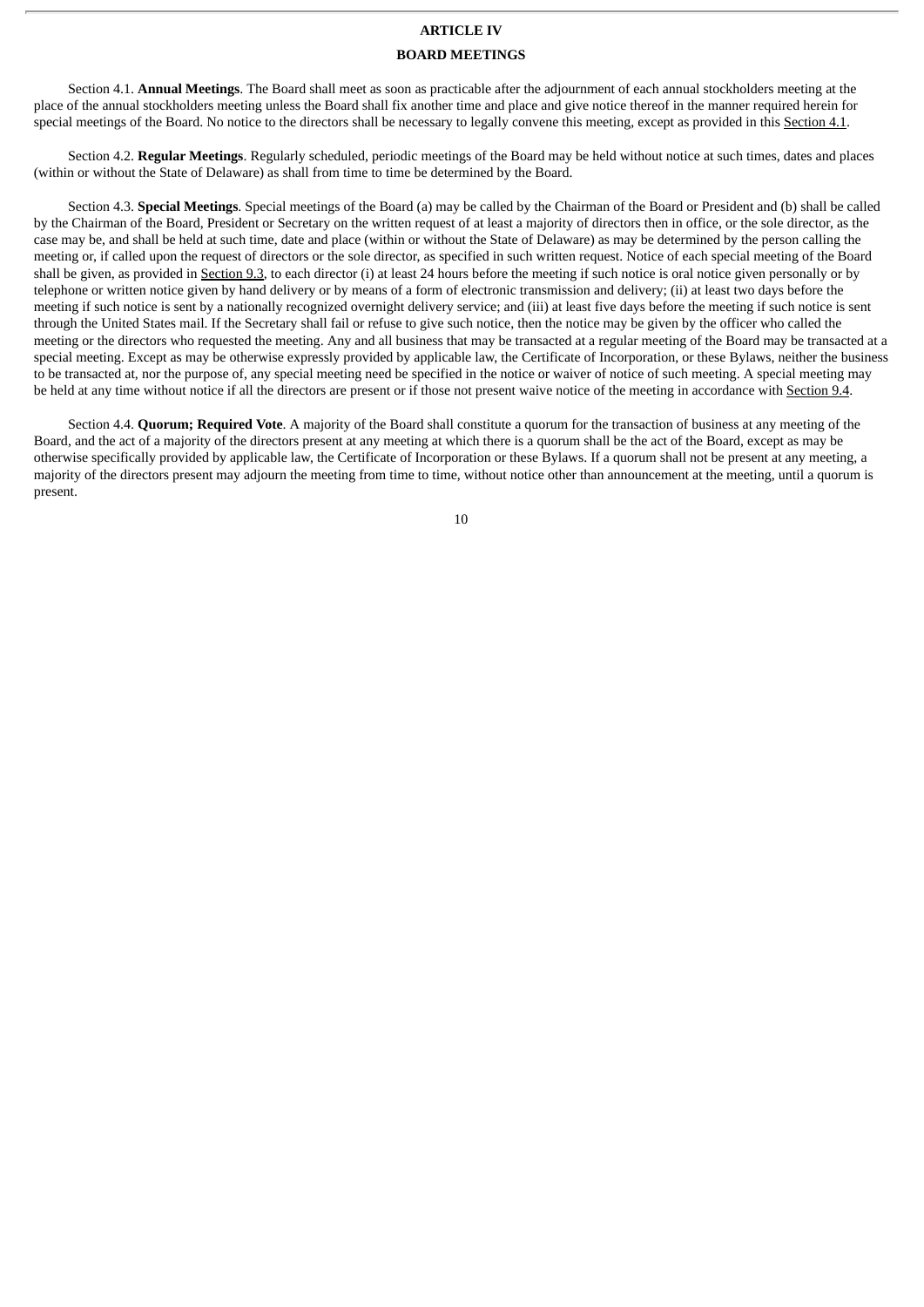# ARTICLE IV

## BOARD MEETINGS

Section 4.1. **Annual Meetings**. The Board shall meet as soon as practicable after the adjournment of each annual stockholders meeting at the place of the annual stockholders meeting unless the Board shall fix another time and place and give notice thereof in the manner required herein for special meetings of the Board. No notice to the directors shall be necessary to legally convene this meeting, except as provided in Section 4.1.

Section 4.2. **Regular Meetings**. Regularly scheduled, periodic meetings of the Board may be held without notice at such times, dates and places (within or without the State of Delaware) as shall from time to time be determined by the Board.

Section 4.3. **Special Meetings**. Special meetings of the Board (a) may be called by the Chairman of the Board or President and (b) shall be called by the Chairman of the Board, President or Secretary on the written request of at least a majority of directors then in office, or the sole director, as the case may be, and shall be held at such time, date and place (within or without the State of Delaware) as may be determined by the person calling the meeting or, if called upon the request of directors or the sole director, as specified in such written request. Notice of each special meeting of the Board shall be given, as provided in Section 9.3, to each director (i) at least 24 hours before the meeting if such notice is oral notice given personally or by telephone or written notice given by hand delivery or by means of a form of electronic transmission and delivery; (ii) at least two days before the meeting if such notice is sent by a nationally recognized overnight delivery service; and (iii) at least five days before the meeting if such notice is sent through the United States mail. If the Secretary shall fail or refuse to give such notice, then the notice may be given by the officer who called the meeting or the directors who requested the meeting. Any and all business that may be transacted at a regular meeting of the Board may be transacted at a special meeting. Except as may be otherwise expressly provided by applicable law, the Certificate of Incorporation, or these Bylaws, neither the business to be transacted at, nor the purpose of, any special meeting need be specified in the notice or waiver of notice of such meeting. A special meeting may be held at any time without notice if all the directors are present or if those not present waive notice of the meeting in accordance with Section 9.4.

Section 4.4. **Quorum; Required Vote**. A majority of the Board shall constitute a quorum for the transaction of business at any meeting of the Board, and the act of a majority of the directors present at any meeting at which there is a quorum shall be the act of the Board, except as may be otherwise specifically provided by applicable law, the Certificate of Incorporation or these Bylaws. If a quorum shall not be present at any meeting, a majority of the directors present may adjourn the meeting from time to time, without notice other than announcement at the meeting, until a quorum is present.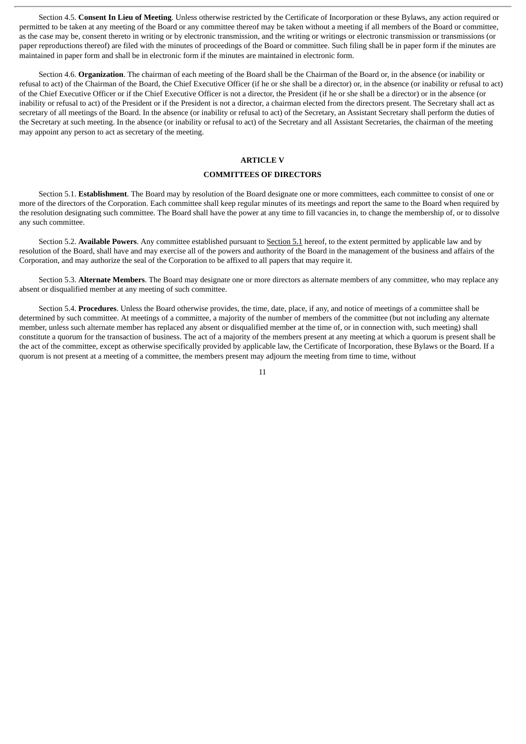Section 4.5. **Consent In Lieu of Meeting**. Unless otherwise restricted by the Certificate of Incorporation or these Bylaws, any action required or permitted to be taken at any meeting of the Board or any committee thereof may be taken without a meeting if all members of the Board or committee, as the case may be, consent thereto in writing or by electronic transmission, and the writing or writings or electronic transmission or transmissions (or paper reproductions thereof) are filed with the minutes of proceedings of the Board or committee. Such filing shall be in paper form if the minutes are maintained in paper form and shall be in electronic form if the minutes are maintained in electronic form.

Section 4.6. **Organization**. The chairman of each meeting of the Board shall be the Chairman of the Board or, in the absence (or inability or refusal to act) of the Chairman of the Board, the Chief Executive Officer (if he or she shall be a director) or, in the absence (or inability or refusal to act) of the Chief Executive Officer or if the Chief Executive Officer is not a director, the President (if he or she shall be a director) or in the absence (or inability or refusal to act) of the President or if the President is not a director, a chairman elected from the directors present. The Secretary shall act as secretary of all meetings of the Board. In the absence (or inability or refusal to act) of the Secretary, an Assistant Secretary shall perform the duties of the Secretary at such meeting. In the absence (or inability or refusal to act) of the Secretary and all Assistant Secretaries, the chairman of the meeting may appoint any person to act as secretary of the meeting.

## ARTICLE V

## COMMITTEES OF DIRECTORS

Section 5.1. **Establishment**. The Board may by resolution of the Board designate one or more committees, each committee to consist of one or more of the directors of the Corporation. Each committee shall keep regular minutes of its meetings and report the same to the Board when required by the resolution designating such committee. The Board shall have the power at any time to fill vacancies in, to change the membership of, or to dissolve any such committee.

Section 5.2. **Available Powers**. Any committee established pursuant to Section 5.1 hereof, to the extent permitted by applicable law and by resolution of the Board, shall have and may exercise all of the powers and authority of the Board in the management of the business and affairs of the Corporation, and may authorize the seal of the Corporation to be affixed to all papers that may require it.

Section 5.3. **Alternate Members**. The Board may designate one or more directors as alternate members of any committee, who may replace any absent or disqualified member at any meeting of such committee.

Section 5.4. **Procedures**. Unless the Board otherwise provides, the time, date, place, if any, and notice of meetings of a committee shall be determined by such committee. At meetings of a committee, a majority of the number of members of the committee (but not including any alternate member, unless such alternate member has replaced any absent or disqualified member at the time of, or in connection with, such meeting) shall constitute a quorum for the transaction of business. The act of a majority of the members present at any meeting at which a quorum is present shall be the act of the committee, except as otherwise specifically provided by applicable law, the Certificate of Incorporation, these Bylaws or the Board. If a quorum is not present at a meeting of a committee, the members present may adjourn the meeting from time to time, without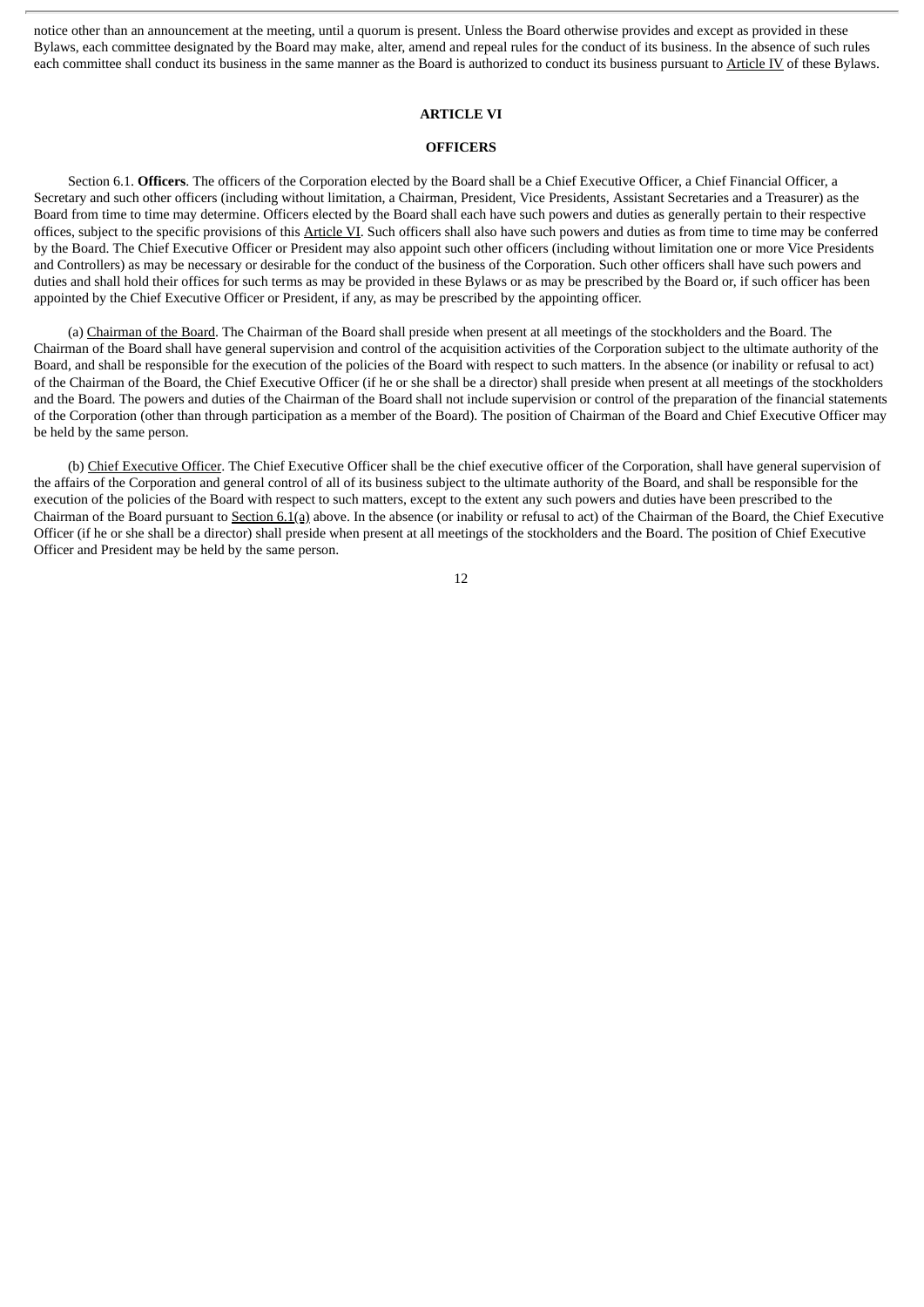notice other than an announcement at the meeting, until a quorum is present. Unless the Board otherwise provides and except as provided in these Bylaws, each committee designated by the Board may make, alter, amend and repeal rules for the conduct of its business. In the absence of such rules each committee shall conduct its business in the same manner as the Board is authorized to conduct its business pursuant to Article IV of these Bylaws.

## ARTICLE VI

## OFFICERS

Section 6.1. **Officers**. The officers of the Corporation elected by the Board shall be a Chief Executive Officer, a Chief Financial Officer, a Secretary and such other officers (including without limitation, a Chairman, President, Vice Presidents, Assistant Secretaries and a Treasurer) as the Board from time to time may determine. Officers elected by the Board shall each have such powers and duties as generally pertain to their respective offices, subject to the specific provisions of this Article VI. Such officers shall also have such powers and duties as from time to time may be conferred by the Board. The Chief Executive Officer or President may also appoint such other officers (including without limitation one or more Vice Presidents and Controllers) as may be necessary or desirable for the conduct of the business of the Corporation. Such other officers shall have such powers and duties and shall hold their offices for such terms as may be provided in these Bylaws or as may be prescribed by the Board or, if such officer has been appointed by the Chief Executive Officer or President, if any, as may be prescribed by the appointing officer.

(a) Chairman of the Board. The Chairman of the Board shall preside when present at all meetings of the stockholders and the Board. The Chairman of the Board shall have general supervision and control of the acquisition activities of the Corporation subject to the ultimate authority of the Board, and shall be responsible for the execution of the policies of the Board with respect to such matters. In the absence (or inability or refusal to act) of the Chairman of the Board, the Chief Executive Officer (if he or she shall be a director) shall preside when present at all meetings of the stockholders and the Board. The powers and duties of the Chairman of the Board shall not include supervision or control of the preparation of the financial statements of the Corporation (other than through participation as a member of the Board). The position of Chairman of the Board and Chief Executive Officer may be held by the same person.

(b) Chief Executive Officer. The Chief Executive Officer shall be the chief executive officer of the Corporation, shall have general supervision of the affairs of the Corporation and general control of all of its business subject to the ultimate authority of the Board, and shall be responsible for the execution of the policies of the Board with respect to such matters, except to the extent any such powers and duties have been prescribed to the Chairman of the Board pursuant to Section 6.1(a) above. In the absence (or inability or refusal to act) of the Chairman of the Board, the Chief Executive Officer (if he or she shall be a director) shall preside when present at all meetings of the stockholders and the Board. The position of Chief Executive Officer and President may be held by the same person.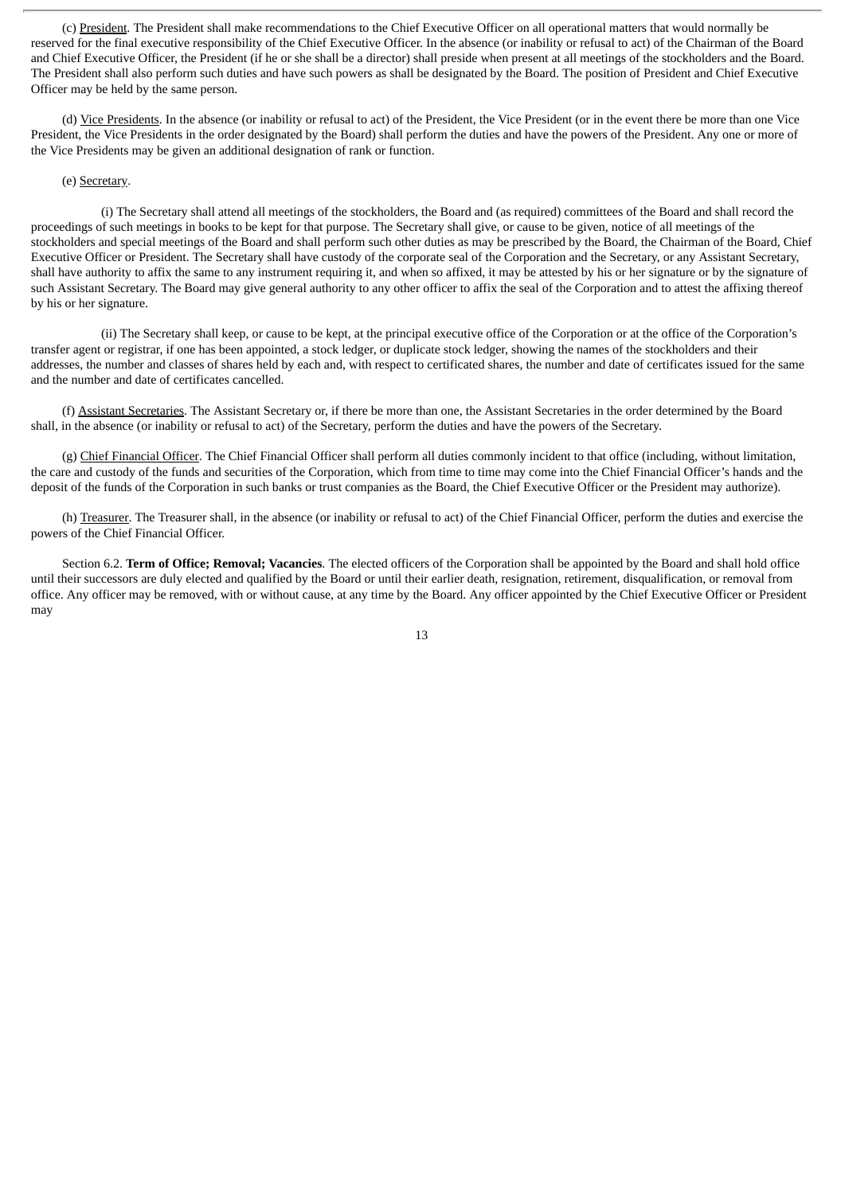(c) President. The President shall make recommendations to the Chief Executive Officer on all operational matters that would normally be reserved for the final executive responsibility of the Chief Executive Officer. In the absence (or inability or refusal to act) of the Chairman of the Board and Chief Executive Officer, the President (if he or she shall be a director) shall preside when present at all meetings of the stockholders and the Board. The President shall also perform such duties and have such powers as shall be designated by the Board. The position of President and Chief Executive Officer may be held by the same person.

(d) Vice Presidents. In the absence (or inability or refusal to act) of the President, the Vice President (or in the event there be more than one Vice President, the Vice Presidents in the order designated by the Board) shall perform the duties and have the powers of the President. Any one or more of the Vice Presidents may be given an additional designation of rank or function.

(e) Secretary.

(i) The Secretary shall attend all meetings of the stockholders, the Board and (as required) committees of the Board and shall record the proceedings of such meetings in books to be kept for that purpose. The Secretary shall give, or cause to be given, notice of all meetings of the stockholders and special meetings of the Board and shall perform such other duties as may be prescribed by the Board, the Chairman of the Board, Chief Executive Officer or President. The Secretary shall have custody of the corporate seal of the Corporation and the Secretary, or any Assistant Secretary, shall have authority to affix the same to any instrument requiring it, and when so affixed, it may be attested by his or her signature or by the signature of such Assistant Secretary. The Board may give general authority to any other officer to affix the seal of the Corporation and to attest the affixing thereof by his or her signature.

(ii) The Secretary shall keep, or cause to be kept, at the principal executive office of the Corporation or at the office of the Corporation's transfer agent or registrar, if one has been appointed, a stock ledger, or duplicate stock ledger, showing the names of the stockholders and their addresses, the number and classes of shares held by each and, with respect to certificated shares, the number and date of certificates issued for the same and the number and date of certificates cancelled.

(f) Assistant Secretaries. The Assistant Secretary or, if there be more than one, the Assistant Secretaries in the order determined by the Board shall, in the absence (or inability or refusal to act) of the Secretary, perform the duties and have the powers of the Secretary.

(g) Chief Financial Officer. The Chief Financial Officer shall perform all duties commonly incident to that office (including, without limitation, the care and custody of the funds and securities of the Corporation, which from time to time may come into the Chief Financial Officer's hands and the deposit of the funds of the Corporation in such banks or trust companies as the Board, the Chief Executive Officer or the President may authorize).

(h) Treasurer. The Treasurer shall, in the absence (or inability or refusal to act) of the Chief Financial Officer, perform the duties and exercise the powers of the Chief Financial Officer.

Section 6.2. **Term of Office; Removal; Vacancies**. The elected officers of the Corporation shall be appointed by the Board and shall hold office until their successors are duly elected and qualified by the Board or until their earlier death, resignation, retirement, disqualification, or removal from office. Any officer may be removed, with or without cause, at any time by the Board. Any officer appointed by the Chief Executive Officer or President may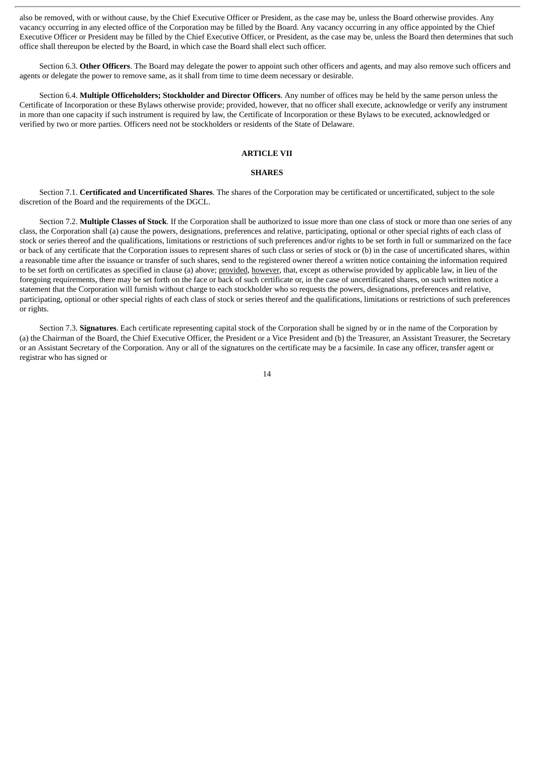also be removed, with or without cause, by the Chief Executive Officer or President, as the case may be, unless the Board otherwise provides. Any vacancy occurring in any elected office of the Corporation may be filled by the Board. Any vacancy occurring in any office appointed by the Chief Executive Officer or President may be filled by the Chief Executive Officer, or President, as the case may be, unless the Board then determines that such office shall thereupon be elected by the Board, in which case the Board shall elect such officer.

Section 6.3. **Other Officers**. The Board may delegate the power to appoint such other officers and agents, and may also remove such officers and agents or delegate the power to remove same, as it shall from time to time deem necessary or desirable.

Section 6.4. **Multiple Officeholders; Stockholder and Director Officers**. Any number of offices may be held by the same person unless the Certificate of Incorporation or these Bylaws otherwise provide; provided, however, that no officer shall execute, acknowledge or verify any instrument in more than one capacity if such instrument is required by law, the Certificate of Incorporation or these Bylaws to be executed, acknowledged or verified by two or more parties. Officers need not be stockholders or residents of the State of Delaware.

## ARTICLE VII

## SHARES

Section 7.1. **Certificated and Uncertificated Shares**. The shares of the Corporation may be certificated or uncertificated, subject to the sole discretion of the Board and the requirements of the DGCL.

Section 7.2. **Multiple Classes of Stock**. If the Corporation shall be authorized to issue more than one class of stock or more than one series of any class, the Corporation shall (a) cause the powers, designations, preferences and relative, participating, optional or other special rights of each class of stock or series thereof and the qualifications, limitations or restrictions of such preferences and/or rights to be set forth in full or summarized on the face or back of any certificate that the Corporation issues to represent shares of such class or series of stock or (b) in the case of uncertificated shares, within a reasonable time after the issuance or transfer of such shares, send to the registered owner thereof a written notice containing the information required to be set forth on certificates as specified in clause (a) above; provided, however, that, except as otherwise provided by applicable law, in lieu of the foregoing requirements, there may be set forth on the face or back of such certificate or, in the case of uncertificated shares, on such written notice a statement that the Corporation will furnish without charge to each stockholder who so requests the powers, designations, preferences and relative, participating, optional or other special rights of each class of stock or series thereof and the qualifications, limitations or restrictions of such preferences or rights.

Section 7.3. **Signatures**. Each certificate representing capital stock of the Corporation shall be signed by or in the name of the Corporation by (a) the Chairman of the Board, the Chief Executive Officer, the President or a Vice President and (b) the Treasurer, an Assistant Treasurer, the Secretary or an Assistant Secretary of the Corporation. Any or all of the signatures on the certificate may be a facsimile. In case any officer, transfer agent or registrar who has signed or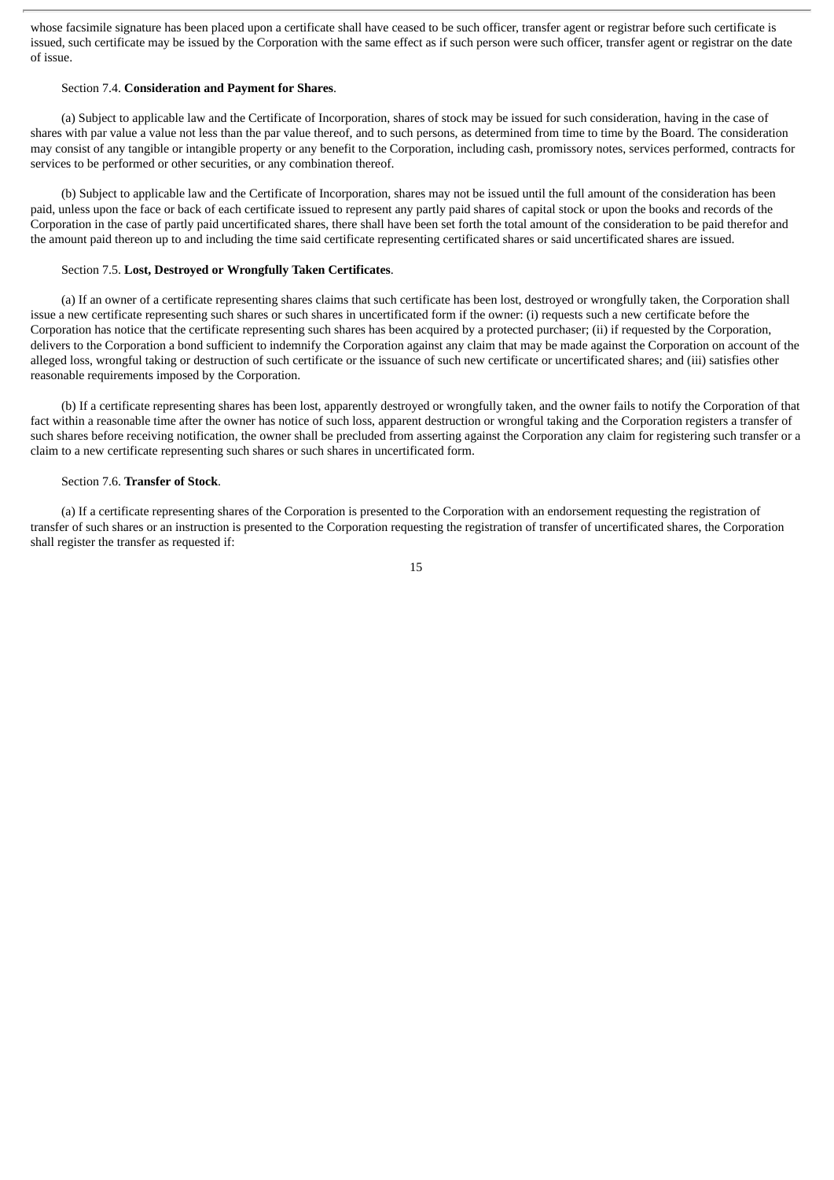whose facsimile signature has been placed upon a certificate shall have ceased to be such officer, transfer agent or registrar before such certificate is issued, such certificate may be issued by the Corporation with the same effect as if such person were such officer, transfer agent or registrar on the date of issue.

Section 7.4. **Consideration and Payment for Shares**.

(a) Subject to applicable law and the Certificate of Incorporation, shares of stock may be issued for such consideration, having in the case of shares with par value a value not less than the par value thereof, and to such persons, as determined from time to time by the Board. The consideration may consist of any tangible or intangible property or any benefit to the Corporation, including cash, promissory notes, services performed, contracts for services to be performed or other securities, or any combination thereof.

(b) Subject to applicable law and the Certificate of Incorporation, shares may not be issued until the full amount of the consideration has been paid, unless upon the face or back of each certificate issued to represent any partly paid shares of capital stock or upon the books and records of the Corporation in the case of partly paid uncertificated shares, there shall have been set forth the total amount of the consideration to be paid therefor and the amount paid thereon up to and including the time said certificate representing certificated shares or said uncertificated shares are issued.

Section 7.5. **Lost, Destroyed or Wrongfully Taken Certificates**.

(a) If an owner of a certificate representing shares claims that such certificate has been lost, destroyed or wrongfully taken, the Corporation shall issue a new certificate representing such shares or such shares in uncertificated form if the owner: (i) requests such a new certificate before the Corporation has notice that the certificate representing such shares has been acquired by a protected purchaser; (ii) if requested by the Corporation, delivers to the Corporation a bond sufficient to indemnify the Corporation against any claim that may be made against the Corporation on account of the alleged loss, wrongful taking or destruction of such certificate or the issuance of such new certificate or uncertificated shares; and (iii) satisfies other reasonable requirements imposed by the Corporation.

(b) If a certificate representing shares has been lost, apparently destroyed or wrongfully taken, and the owner fails to notify the Corporation of that fact within a reasonable time after the owner has notice of such loss, apparent destruction or wrongful taking and the Corporation registers a transfer of such shares before receiving notification, the owner shall be precluded from asserting against the Corporation any claim for registering such transfer or a claim to a new certificate representing such shares or such shares in uncertificated form.

Section 7.6. **Transfer of Stock**.

(a) If a certificate representing shares of the Corporation is presented to the Corporation with an endorsement requesting the registration of transfer of such shares or an instruction is presented to the Corporation requesting the registration of transfer of uncertificated shares, the Corporation shall register the transfer as requested if: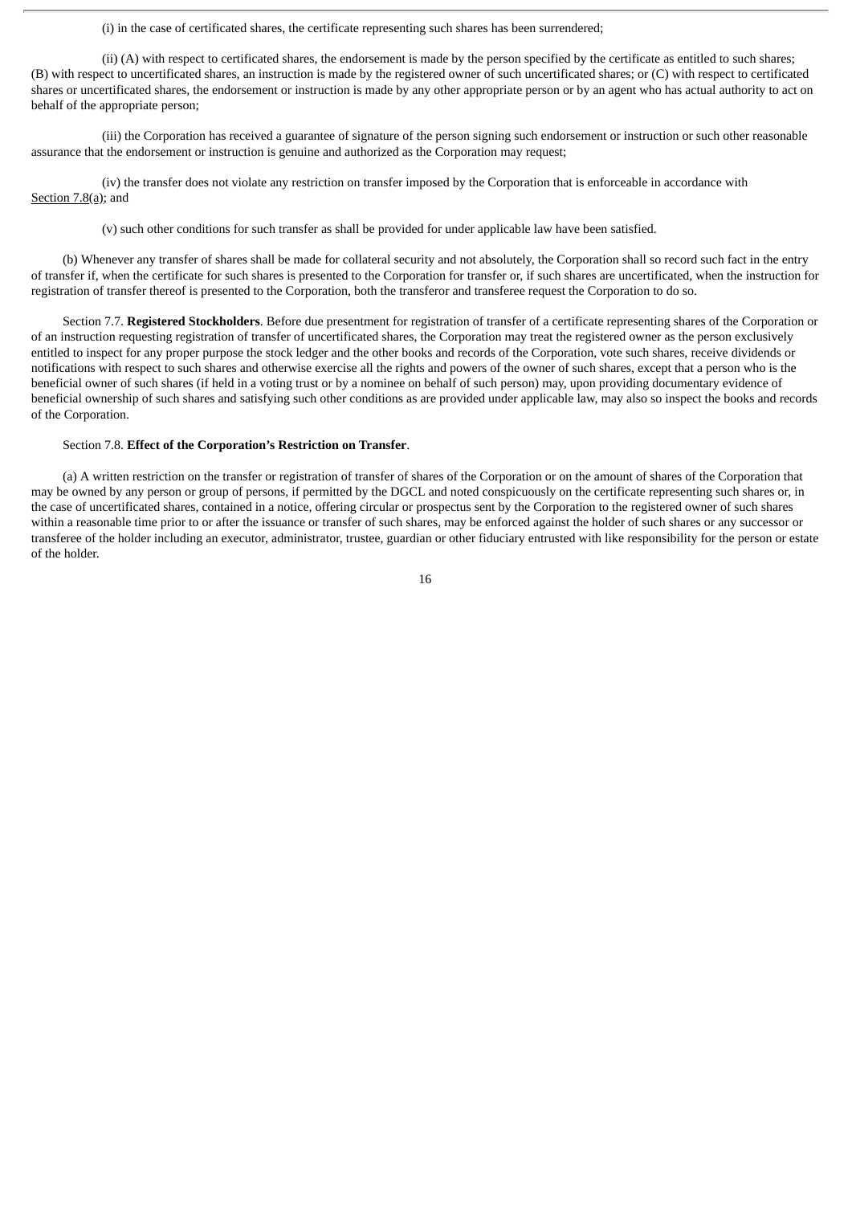(i) in the case of certificated shares, the certificate representing such shares has been surrendered;

(ii) (A) with respect to certificated shares, the endorsement is made by the person specified by the certificate as entitled to such shares; (B) with respect to uncertificated shares, an instruction is made by the registered owner of such uncertificated shares; or (C) with respect to certificated shares or uncertificated shares, the endorsement or instruction is made by any other appropriate person or by an agent who has actual authority to act on behalf of the appropriate person;

(iii) the Corporation has received a guarantee of signature of the person signing such endorsement or instruction or such other reasonable assurance that the endorsement or instruction is genuine and authorized as the Corporation may request;

(iv) the transfer does not violate any restriction on transfer imposed by the Corporation that is enforceable in accordance with Section 7.8(a); and

(v) such other conditions for such transfer as shall be provided for under applicable law have been satisfied.

(b) Whenever any transfer of shares shall be made for collateral security and not absolutely, the Corporation shall so record such fact in the entry of transfer if, when the certificate for such shares is presented to the Corporation for transfer or, if such shares are uncertificated, when the instruction for registration of transfer thereof is presented to the Corporation, both the transferor and transferee request the Corporation to do so.

Section 7.7. **Registered Stockholders**. Before due presentment for registration of transfer of a certificate representing shares of the Corporation or of an instruction requesting registration of transfer of uncertificated shares, the Corporation may treat the registered owner as the person exclusively entitled to inspect for any proper purpose the stock ledger and the other books and records of the Corporation, vote such shares, receive dividends or notifications with respect to such shares and otherwise exercise all the rights and powers of the owner of such shares, except that a person who is the beneficial owner of such shares (if held in a voting trust or by a nominee on behalf of such person) may, upon providing documentary evidence of beneficial ownership of such shares and satisfying such other conditions as are provided under applicable law, may also so inspect the books and records of the Corporation.

Section 7.8. **Effect of the Corporation's Restriction on Transfer**.

(a) A written restriction on the transfer or registration of transfer of shares of the Corporation or on the amount of shares of the Corporation that may be owned by any person or group of persons, if permitted by the DGCL and noted conspicuously on the certificate representing such shares or, in the case of uncertificated shares, contained in a notice, offering circular or prospectus sent by the Corporation to the registered owner of such shares within a reasonable time prior to or after the issuance or transfer of such shares, may be enforced against the holder of such shares or any successor or transferee of the holder including an executor, administrator, trustee, guardian or other fiduciary entrusted with like responsibility for the person or estate of the holder.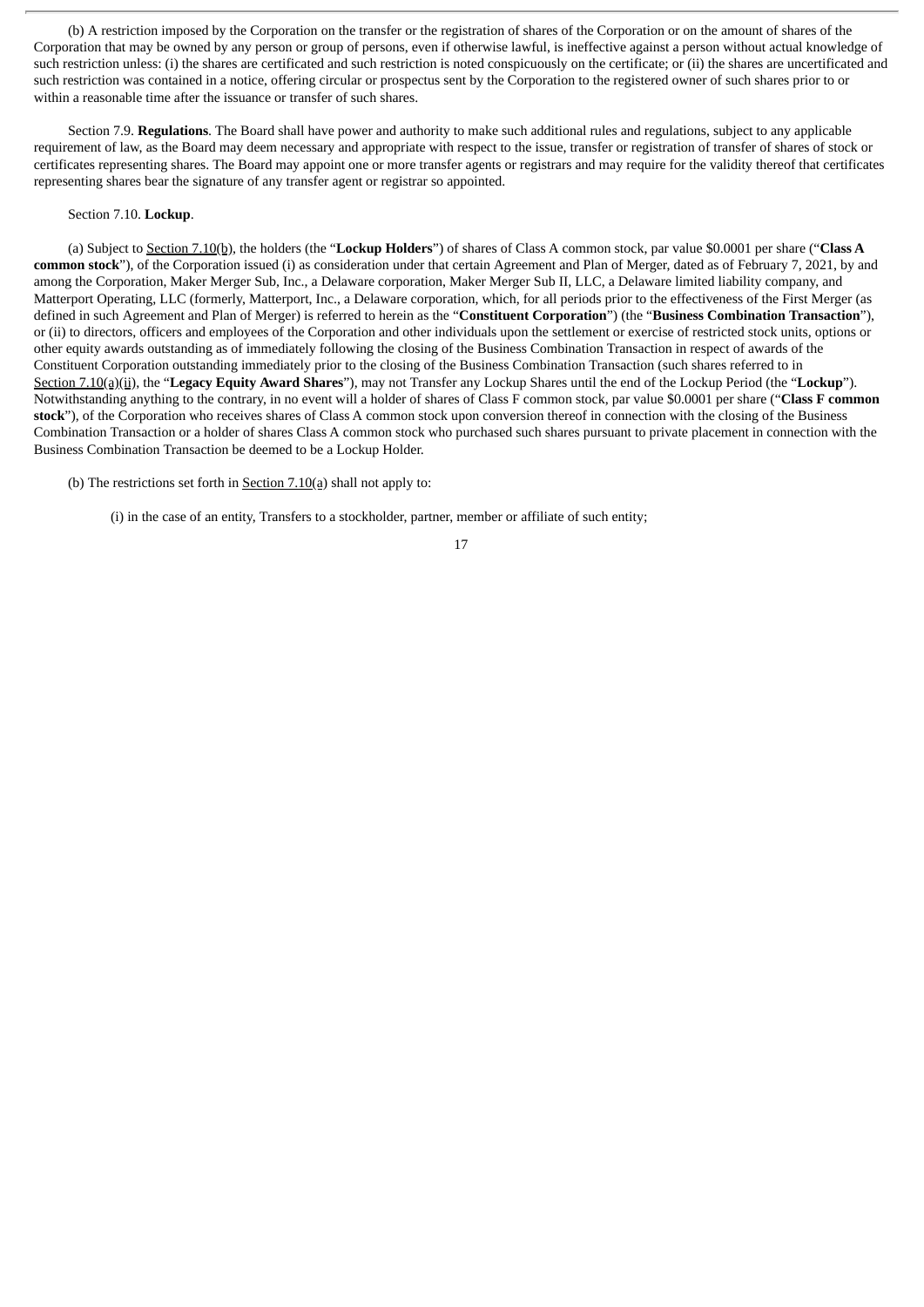(b) A restriction imposed by the Corporation on the transfer or the registration of shares of the Corporation or on the amount of shares of the Corporation that may be owned by any person or group of persons, even if otherwise lawful, is ineffective against a person without actual knowledge of such restriction unless: (i) the shares are certificated and such restriction is noted conspicuously on the certificate; or (ii) the shares are uncertificated and such restriction was contained in a notice, offering circular or prospectus sent by the Corporation to the registered owner of such shares prior to or within a reasonable time after the issuance or transfer of such shares.

Section 7.9. **Regulations**. The Board shall have power and authority to make such additional rules and regulations, subject to any applicable requirement of law, as the Board may deem necessary and appropriate with respect to the issue, transfer or registration of transfer of shares of stock or certificates representing shares. The Board may appoint one or more transfer agents or registrars and may require for the validity thereof that certificates representing shares bear the signature of any transfer agent or registrar so appointed.

Section 7.10. **Lockup**.

(a) Subject to Section 7.10(b), the holders (the "**Lockup Holders**") of shares of Class A common stock, par value $0.0001 per share ("**Class A common stock**"), of the Corporation issued (i) as consideration under that certain Agreement and Plan of Merger, dated as of February 7, 2021, by and among the Corporation, Maker Merger Sub, Inc., a Delaware corporation, Maker Merger Sub II, LLC, a Delaware limited liability company, and Matterport Operating, LLC (formerly, Matterport, Inc., a Delaware corporation, which, for all periods prior to the effectiveness of the First Merger (as defined in such Agreement and Plan of Merger) is referred to herein as the "**Constituent Corporation**") (the "**Business Combination Transaction**"), or (ii) to directors, officers and employees of the Corporation and other individuals upon the settlement or exercise of restricted stock units, options or other equity awards outstanding as of immediately following the closing of the Business Combination Transaction in respect of awards of the Constituent Corporation outstanding immediately prior to the closing of the Business Combination Transaction (such shares referred to in Section 7.10(a)(ii), the "**Legacy Equity Award Shares**"), may not Transfer any Lockup Shares until the end of the Lockup Period (the "**Lockup**"). Notwithstanding anything to the contrary, in no event will a holder of shares of Class F common stock, par value $0.0001 per share ("**Class F common stock**"), of the Corporation who receives shares of Class A common stock upon conversion thereof in connection with the closing of the Business Combination Transaction or a holder of shares Class A common stock who purchased such shares pursuant to private placement in connection with the Business Combination Transaction be deemed to be a Lockup Holder.

(b) The restrictions set forth in Section 7.10(a) shall not apply to:

(i) in the case of an entity, Transfers to a stockholder, partner, member or affiliate of such entity;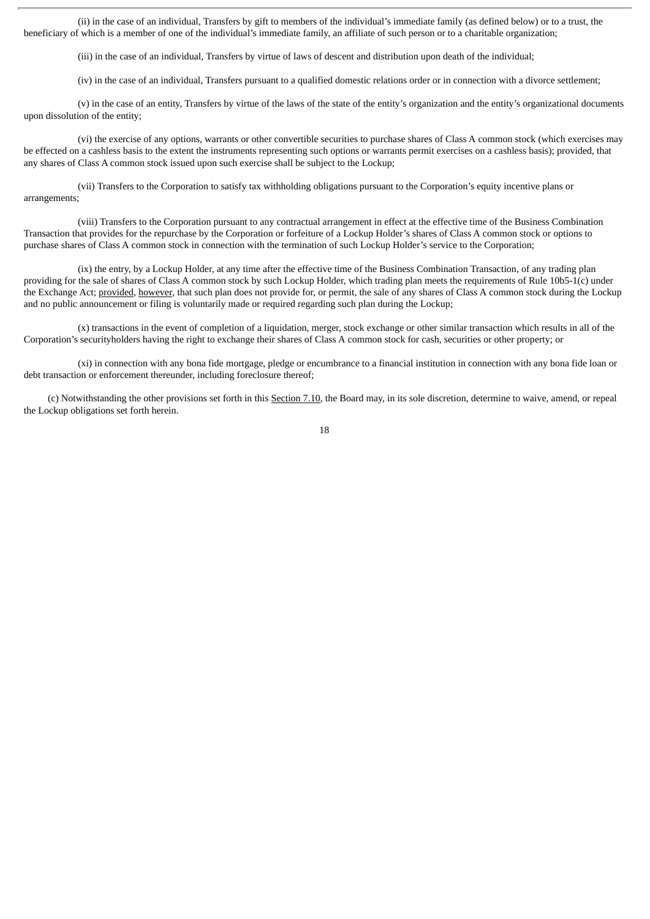(ii) in the case of an individual, Transfers by gift to members of the individual's immediate family (as defined below) or to a trust, the beneficiary of which is a member of one of the individual's immediate family, an affiliate of such person or to a charitable organization;

(iii) in the case of an individual, Transfers by virtue of laws of descent and distribution upon death of the individual;

(iv) in the case of an individual, Transfers pursuant to a qualified domestic relations order or in connection with a divorce settlement;

(v) in the case of an entity, Transfers by virtue of the laws of the state of the entity's organization and the entity's organizational documents upon dissolution of the entity;

(vi) the exercise of any options, warrants or other convertible securities to purchase shares of Class A common stock (which exercises may be effected on a cashless basis to the extent the instruments representing such options or warrants permit exercises on a cashless basis); provided, that any shares of Class A common stock issued upon such exercise shall be subject to the Lockup;

(vii) Transfers to the Corporation to satisfy tax withholding obligations pursuant to the Corporation's equity incentive plans or arrangements;

(viii) Transfers to the Corporation pursuant to any contractual arrangement in effect at the effective time of the Business Combination Transaction that provides for the repurchase by the Corporation or forfeiture of a Lockup Holder's shares of Class A common stock or options to purchase shares of Class A common stock in connection with the termination of such Lockup Holder's service to the Corporation;

(ix) the entry, by a Lockup Holder, at any time after the effective time of the Business Combination Transaction, of any trading plan providing for the sale of shares of Class A common stock by such Lockup Holder, which trading plan meets the requirements of Rule 10b5-1(c) under the Exchange Act; provided, however, that such plan does not provide for, or permit, the sale of any shares of Class A common stock during the Lockup and no public announcement or filing is voluntarily made or required regarding such plan during the Lockup;

(x) transactions in the event of completion of a liquidation, merger, stock exchange or other similar transaction which results in all of the Corporation's securityholders having the right to exchange their shares of Class A common stock for cash, securities or other property; or

(xi) in connection with any bona fide mortgage, pledge or encumbrance to a financial institution in connection with any bona fide loan or debt transaction or enforcement thereunder, including foreclosure thereof;

(c) Notwithstanding the other provisions set forth in this Section 7.10, the Board may, in its sole discretion, determine to waive, amend, or repeal the Lockup obligations set forth herein.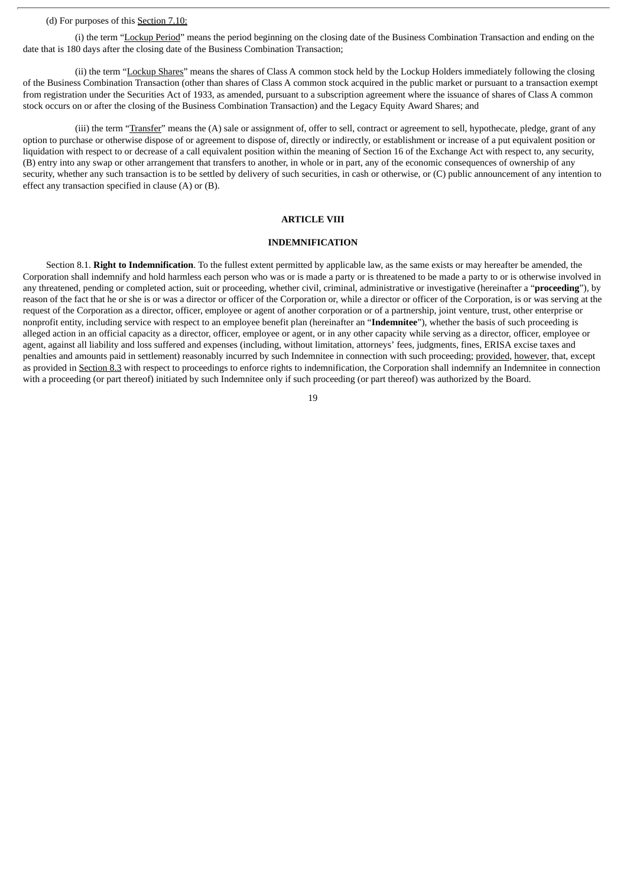(d) For purposes of this Section 7.10:

(i) the term "Lockup Period" means the period beginning on the closing date of the Business Combination Transaction and ending on the date that is 180 days after the closing date of the Business Combination Transaction;

(ii) the term "Lockup Shares" means the shares of Class A common stock held by the Lockup Holders immediately following the closing of the Business Combination Transaction (other than shares of Class A common stock acquired in the public market or pursuant to a transaction exempt from registration under the Securities Act of 1933, as amended, pursuant to a subscription agreement where the issuance of shares of Class A common stock occurs on or after the closing of the Business Combination Transaction) and the Legacy Equity Award Shares; and

(iii) the term "Transfer" means the (A) sale or assignment of, offer to sell, contract or agreement to sell, hypothecate, pledge, grant of any option to purchase or otherwise dispose of or agreement to dispose of, directly or indirectly, or establishment or increase of a put equivalent position or liquidation with respect to or decrease of a call equivalent position within the meaning of Section 16 of the Exchange Act with respect to, any security, (B) entry into any swap or other arrangement that transfers to another, in whole or in part, any of the economic consequences of ownership of any security, whether any such transaction is to be settled by delivery of such securities, in cash or otherwise, or (C) public announcement of any intention to effect any transaction specified in clause (A) or (B).

## ARTICLE VIII

## INDEMNIFICATION

Section 8.1. **Right to Indemnification**. To the fullest extent permitted by applicable law, as the same exists or may hereafter be amended, the Corporation shall indemnify and hold harmless each person who was or is made a party or is threatened to be made a party to or is otherwise involved in any threatened, pending or completed action, suit or proceeding, whether civil, criminal, administrative or investigative (hereinafter a "**proceeding**"), by reason of the fact that he or she is or was a director or officer of the Corporation or, while a director or officer of the Corporation, is or was serving at the request of the Corporation as a director, officer, employee or agent of another corporation or of a partnership, joint venture, trust, other enterprise or nonprofit entity, including service with respect to an employee benefit plan (hereinafter an "**Indemnitee**"), whether the basis of such proceeding is alleged action in an official capacity as a director, officer, employee or agent, or in any other capacity while serving as a director, officer, employee or agent, against all liability and loss suffered and expenses (including, without limitation, attorneys' fees, judgments, fines, ERISA excise taxes and penalties and amounts paid in settlement) reasonably incurred by such Indemnitee in connection with such proceeding; provided, however, that, except as provided in Section 8.3 with respect to proceedings to enforce rights to indemnification, the Corporation shall indemnify an Indemnitee in connection with a proceeding (or part thereof) initiated by such Indemnitee only if such proceeding (or part thereof) was authorized by the Board.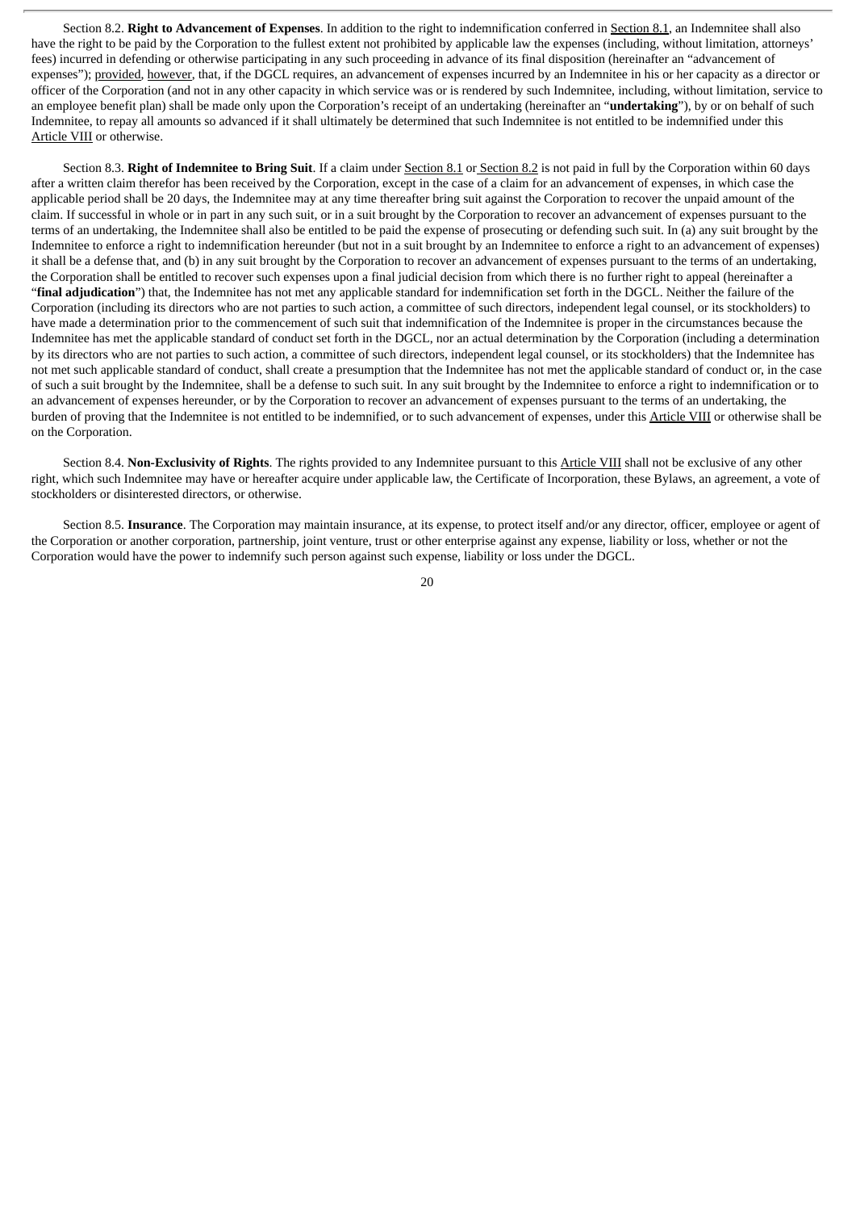Section 8.2. **Right to Advancement of Expenses**. In addition to the right to indemnification conferred in Section 8.1, an Indemnitee shall also have the right to be paid by the Corporation to the fullest extent not prohibited by applicable law the expenses (including, without limitation, attorneys' fees) incurred in defending or otherwise participating in any such proceeding in advance of its final disposition (hereinafter an "advancement of expenses"); provided, however, that, if the DGCL requires, an advancement of expenses incurred by an Indemnitee in his or her capacity as a director or officer of the Corporation (and not in any other capacity in which service was or is rendered by such Indemnitee, including, without limitation, service to an employee benefit plan) shall be made only upon the Corporation's receipt of an undertaking (hereinafter an "**undertaking**"), by or on behalf of such Indemnitee, to repay all amounts so advanced if it shall ultimately be determined that such Indemnitee is not entitled to be indemnified under this Article VIII or otherwise.

Section 8.3. **Right of Indemnitee to Bring Suit**. If a claim under Section 8.1 or Section 8.2 is not paid in full by the Corporation within 60 days after a written claim therefor has been received by the Corporation, except in the case of a claim for an advancement of expenses, in which case the applicable period shall be 20 days, the Indemnitee may at any time thereafter bring suit against the Corporation to recover the unpaid amount of the claim. If successful in whole or in part in any such suit, or in a suit brought by the Corporation to recover an advancement of expenses pursuant to the terms of an undertaking, the Indemnitee shall also be entitled to be paid the expense of prosecuting or defending such suit. In (a) any suit brought by the Indemnitee to enforce a right to indemnification hereunder (but not in a suit brought by an Indemnitee to enforce a right to an advancement of expenses) it shall be a defense that, and (b) in any suit brought by the Corporation to recover an advancement of expenses pursuant to the terms of an undertaking, the Corporation shall be entitled to recover such expenses upon a final judicial decision from which there is no further right to appeal (hereinafter a "**final adjudication**") that, the Indemnitee has not met any applicable standard for indemnification set forth in the DGCL. Neither the failure of the Corporation (including its directors who are not parties to such action, a committee of such directors, independent legal counsel, or its stockholders) to have made a determination prior to the commencement of such suit that indemnification of the Indemnitee is proper in the circumstances because the Indemnitee has met the applicable standard of conduct set forth in the DGCL, nor an actual determination by the Corporation (including a determination by its directors who are not parties to such action, a committee of such directors, independent legal counsel, or its stockholders) that the Indemnitee has not met such applicable standard of conduct, shall create a presumption that the Indemnitee has not met the applicable standard of conduct or, in the case of such a suit brought by the Indemnitee, shall be a defense to such suit. In any suit brought by the Indemnitee to enforce a right to indemnification or to an advancement of expenses hereunder, or by the Corporation to recover an advancement of expenses pursuant to the terms of an undertaking, the burden of proving that the Indemnitee is not entitled to be indemnified, or to such advancement of expenses, under this Article VIII or otherwise shall be on the Corporation.

Section 8.4. **Non-Exclusivity of Rights**. The rights provided to any Indemnitee pursuant to this Article VIII shall not be exclusive of any other right, which such Indemnitee may have or hereafter acquire under applicable law, the Certificate of Incorporation, these Bylaws, an agreement, a vote of stockholders or disinterested directors, or otherwise.

Section 8.5. **Insurance**. The Corporation may maintain insurance, at its expense, to protect itself and/or any director, officer, employee or agent of the Corporation or another corporation, partnership, joint venture, trust or other enterprise against any expense, liability or loss, whether or not the Corporation would have the power to indemnify such person against such expense, liability or loss under the DGCL.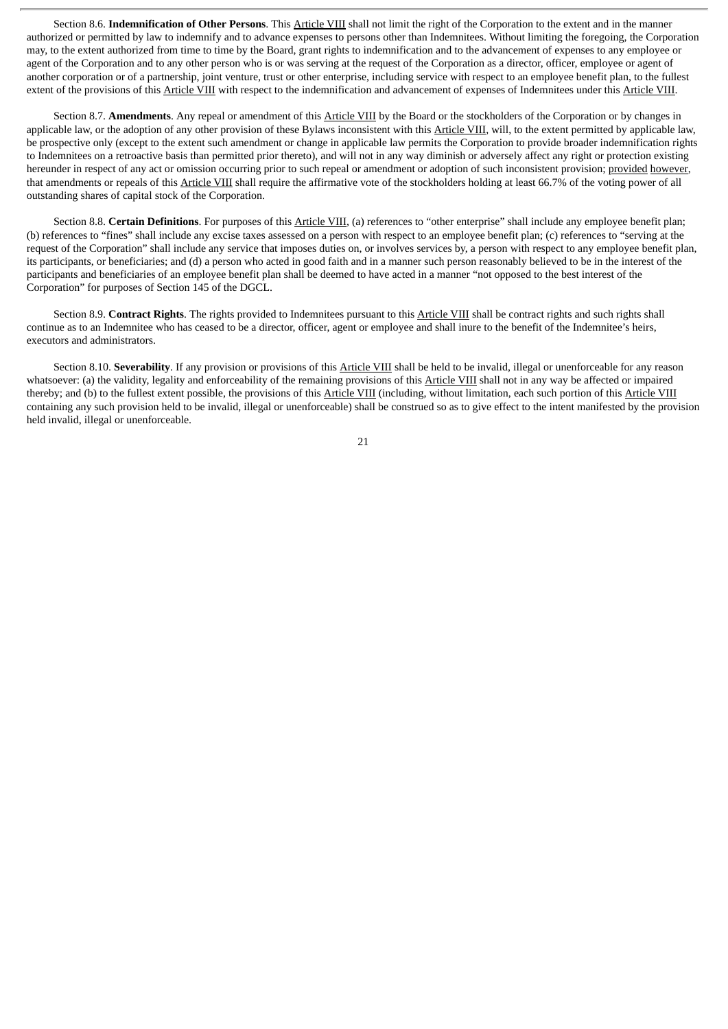Section 8.6. **Indemnification of Other Persons**. This Article VIII shall not limit the right of the Corporation to the extent and in the manner authorized or permitted by law to indemnify and to advance expenses to persons other than Indemnitees. Without limiting the foregoing, the Corporation may, to the extent authorized from time to time by the Board, grant rights to indemnification and to the advancement of expenses to any employee or agent of the Corporation and to any other person who is or was serving at the request of the Corporation as a director, officer, employee or agent of another corporation or of a partnership, joint venture, trust or other enterprise, including service with respect to an employee benefit plan, to the fullest extent of the provisions of this Article VIII with respect to the indemnification and advancement of expenses of Indemnitees under this Article VIII.

Section 8.7. **Amendments**. Any repeal or amendment of this Article VIII by the Board or the stockholders of the Corporation or by changes in applicable law, or the adoption of any other provision of these Bylaws inconsistent with this Article VIII, will, to the extent permitted by applicable law, be prospective only (except to the extent such amendment or change in applicable law permits the Corporation to provide broader indemnification rights to Indemnitees on a retroactive basis than permitted prior thereto), and will not in any way diminish or adversely affect any right or protection existing hereunder in respect of any act or omission occurring prior to such repeal or amendment or adoption of such inconsistent provision; provided however, that amendments or repeals of this Article VIII shall require the affirmative vote of the stockholders holding at least 66.7% of the voting power of all outstanding shares of capital stock of the Corporation.

Section 8.8. **Certain Definitions**. For purposes of this Article VIII, (a) references to "other enterprise" shall include any employee benefit plan; (b) references to "fines" shall include any excise taxes assessed on a person with respect to an employee benefit plan; (c) references to "serving at the request of the Corporation" shall include any service that imposes duties on, or involves services by, a person with respect to any employee benefit plan, its participants, or beneficiaries; and (d) a person who acted in good faith and in a manner such person reasonably believed to be in the interest of the participants and beneficiaries of an employee benefit plan shall be deemed to have acted in a manner "not opposed to the best interest of the Corporation" for purposes of Section 145 of the DGCL.

Section 8.9. **Contract Rights**. The rights provided to Indemnitees pursuant to this Article VIII shall be contract rights and such rights shall continue as to an Indemnitee who has ceased to be a director, officer, agent or employee and shall inure to the benefit of the Indemnitee's heirs, executors and administrators.

Section 8.10. **Severability**. If any provision or provisions of this Article VIII shall be held to be invalid, illegal or unenforceable for any reason whatsoever: (a) the validity, legality and enforceability of the remaining provisions of this Article VIII shall not in any way be affected or impaired thereby; and (b) to the fullest extent possible, the provisions of this Article VIII (including, without limitation, each such portion of this Article VIII containing any such provision held to be invalid, illegal or unenforceable) shall be construed so as to give effect to the intent manifested by the provision held invalid, illegal or unenforceable.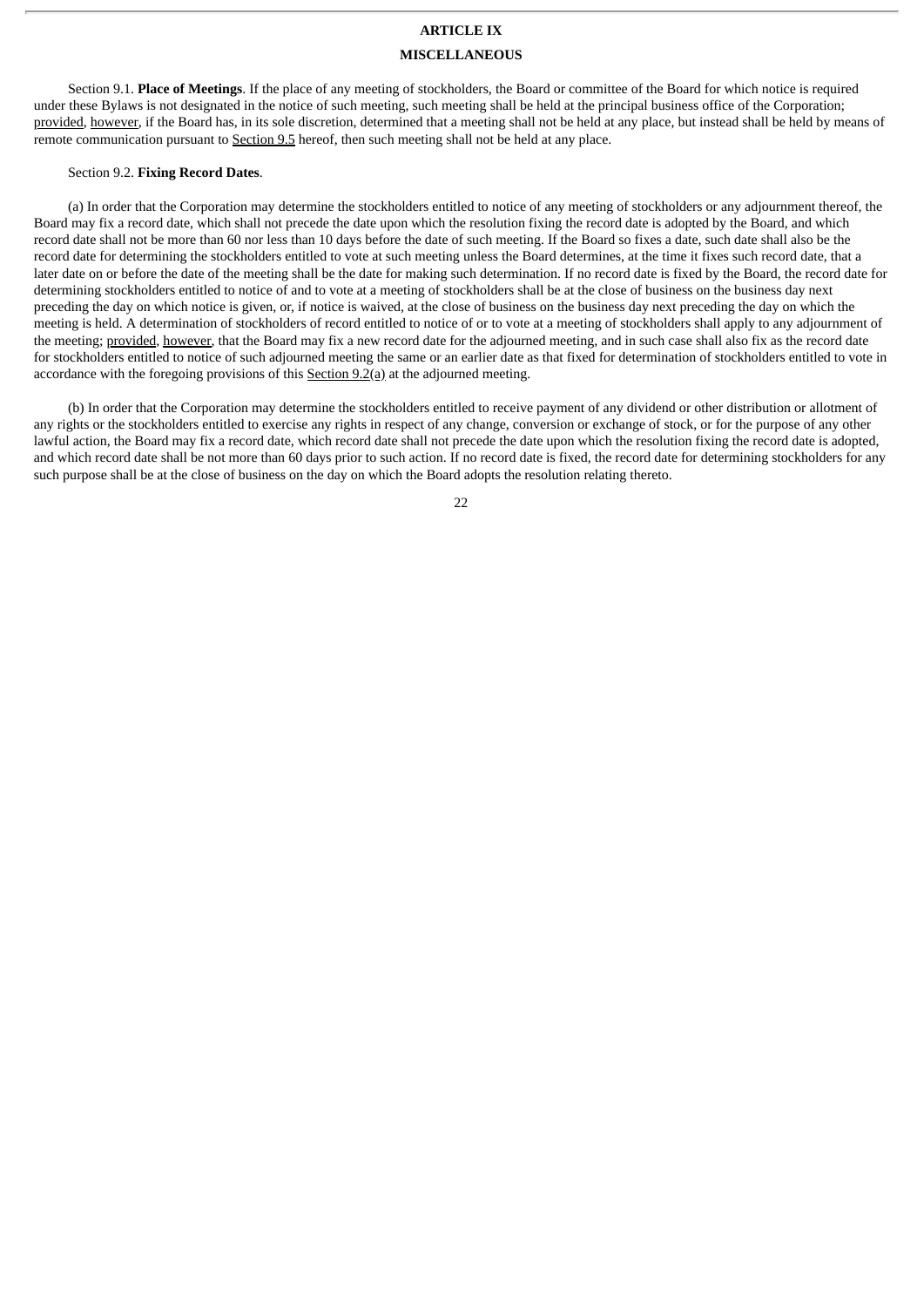# ARTICLE IX

## MISCELLANEOUS

Section 9.1. **Place of Meetings**. If the place of any meeting of stockholders, the Board or committee of the Board for which notice is required under these Bylaws is not designated in the notice of such meeting, such meeting shall be held at the principal business office of the Corporation; provided, however, if the Board has, in its sole discretion, determined that a meeting shall not be held at any place, but instead shall be held by means of remote communication pursuant to Section 9.5 hereof, then such meeting shall not be held at any place.

Section 9.2. **Fixing Record Dates**.

(a) In order that the Corporation may determine the stockholders entitled to notice of any meeting of stockholders or any adjournment thereof, the Board may fix a record date, which shall not precede the date upon which the resolution fixing the record date is adopted by the Board, and which record date shall not be more than 60 nor less than 10 days before the date of such meeting. If the Board so fixes a date, such date shall also be the record date for determining the stockholders entitled to vote at such meeting unless the Board determines, at the time it fixes such record date, that a later date on or before the date of the meeting shall be the date for making such determination. If no record date is fixed by the Board, the record date for determining stockholders entitled to notice of and to vote at a meeting of stockholders shall be at the close of business on the business day next preceding the day on which notice is given, or, if notice is waived, at the close of business on the business day next preceding the day on which the meeting is held. A determination of stockholders of record entitled to notice of or to vote at a meeting of stockholders shall apply to any adjournment of the meeting; provided, however, that the Board may fix a new record date for the adjourned meeting, and in such case shall also fix as the record date for stockholders entitled to notice of such adjourned meeting the same or an earlier date as that fixed for determination of stockholders entitled to vote in accordance with the foregoing provisions of this Section 9.2(a) at the adjourned meeting.

(b) In order that the Corporation may determine the stockholders entitled to receive payment of any dividend or other distribution or allotment of any rights or the stockholders entitled to exercise any rights in respect of any change, conversion or exchange of stock, or for the purpose of any other lawful action, the Board may fix a record date, which record date shall not precede the date upon which the resolution fixing the record date is adopted, and which record date shall be not more than 60 days prior to such action. If no record date is fixed, the record date for determining stockholders for any such purpose shall be at the close of business on the day on which the Board adopts the resolution relating thereto.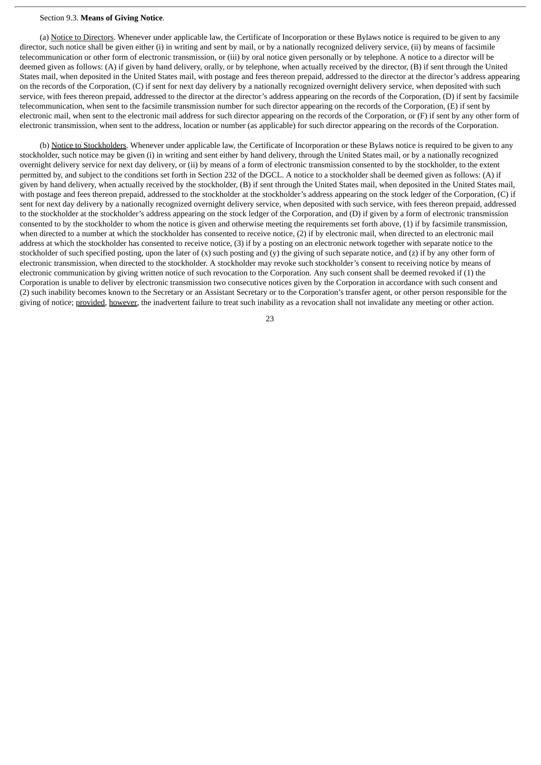Section 9.3. **Means of Giving Notice**.

(a) Notice to Directors. Whenever under applicable law, the Certificate of Incorporation or these Bylaws notice is required to be given to any director, such notice shall be given either (i) in writing and sent by mail, or by a nationally recognized delivery service, (ii) by means of facsimile telecommunication or other form of electronic transmission, or (iii) by oral notice given personally or by telephone. A notice to a director will be deemed given as follows: (A) if given by hand delivery, orally, or by telephone, when actually received by the director, (B) if sent through the United States mail, when deposited in the United States mail, with postage and fees thereon prepaid, addressed to the director at the director's address appearing on the records of the Corporation, (C) if sent for next day delivery by a nationally recognized overnight delivery service, when deposited with such service, with fees thereon prepaid, addressed to the director at the director's address appearing on the records of the Corporation, (D) if sent by facsimile telecommunication, when sent to the facsimile transmission number for such director appearing on the records of the Corporation, (E) if sent by electronic mail, when sent to the electronic mail address for such director appearing on the records of the Corporation, or (F) if sent by any other form of electronic transmission, when sent to the address, location or number (as applicable) for such director appearing on the records of the Corporation.

(b) Notice to Stockholders. Whenever under applicable law, the Certificate of Incorporation or these Bylaws notice is required to be given to any stockholder, such notice may be given (i) in writing and sent either by hand delivery, through the United States mail, or by a nationally recognized overnight delivery service for next day delivery, or (ii) by means of a form of electronic transmission consented to by the stockholder, to the extent permitted by, and subject to the conditions set forth in Section 232 of the DGCL. A notice to a stockholder shall be deemed given as follows: (A) if given by hand delivery, when actually received by the stockholder, (B) if sent through the United States mail, when deposited in the United States mail, with postage and fees thereon prepaid, addressed to the stockholder at the stockholder's address appearing on the stock ledger of the Corporation, (C) if sent for next day delivery by a nationally recognized overnight delivery service, when deposited with such service, with fees thereon prepaid, addressed to the stockholder at the stockholder's address appearing on the stock ledger of the Corporation, and (D) if given by a form of electronic transmission consented to by the stockholder to whom the notice is given and otherwise meeting the requirements set forth above, (1) if by facsimile transmission, when directed to a number at which the stockholder has consented to receive notice, (2) if by electronic mail, when directed to an electronic mail address at which the stockholder has consented to receive notice, (3) if by a posting on an electronic network together with separate notice to the stockholder of such specified posting, upon the later of (x) such posting and (y) the giving of such separate notice, and (z) if by any other form of electronic transmission, when directed to the stockholder. A stockholder may revoke such stockholder's consent to receiving notice by means of electronic communication by giving written notice of such revocation to the Corporation. Any such consent shall be deemed revoked if (1) the Corporation is unable to deliver by electronic transmission two consecutive notices given by the Corporation in accordance with such consent and (2) such inability becomes known to the Secretary or an Assistant Secretary or to the Corporation's transfer agent, or other person responsible for the giving of notice; provided, however, the inadvertent failure to treat such inability as a revocation shall not invalidate any meeting or other action.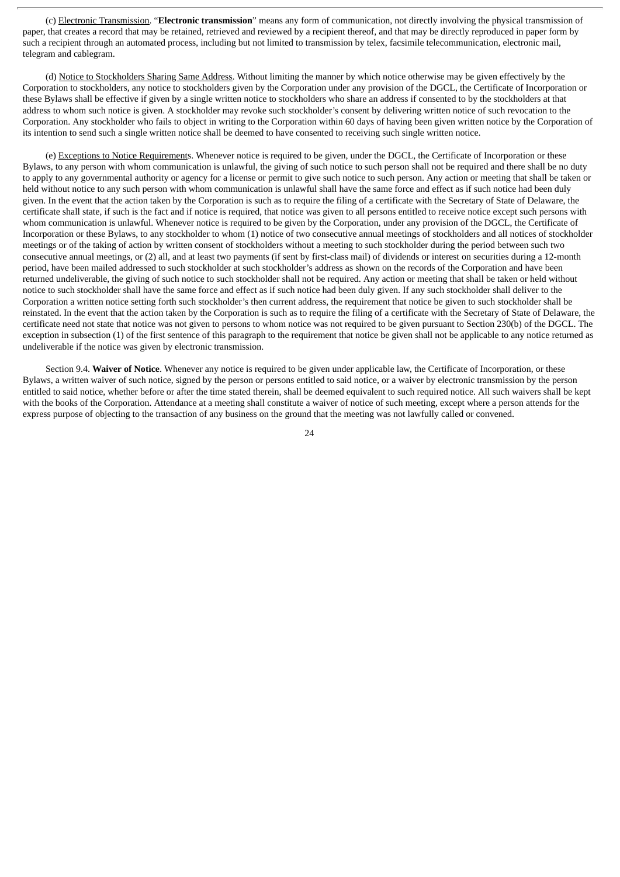(c) Electronic Transmission. “**Electronic transmission**” means any form of communication, not directly involving the physical transmission of paper, that creates a record that may be retained, retrieved and reviewed by a recipient thereof, and that may be directly reproduced in paper form by such a recipient through an automated process, including but not limited to transmission by telex, facsimile telecommunication, electronic mail, telegram and cablegram.

(d) Notice to Stockholders Sharing Same Address. Without limiting the manner by which notice otherwise may be given effectively by the Corporation to stockholders, any notice to stockholders given by the Corporation under any provision of the DGCL, the Certificate of Incorporation or these Bylaws shall be effective if given by a single written notice to stockholders who share an address if consented to by the stockholders at that address to whom such notice is given. A stockholder may revoke such stockholder’s consent by delivering written notice of such revocation to the Corporation. Any stockholder who fails to object in writing to the Corporation within 60 days of having been given written notice by the Corporation of its intention to send such a single written notice shall be deemed to have consented to receiving such single written notice.

(e) Exceptions to Notice Requirements. Whenever notice is required to be given, under the DGCL, the Certificate of Incorporation or these Bylaws, to any person with whom communication is unlawful, the giving of such notice to such person shall not be required and there shall be no duty to apply to any governmental authority or agency for a license or permit to give such notice to such person. Any action or meeting that shall be taken or held without notice to any such person with whom communication is unlawful shall have the same force and effect as if such notice had been duly given. In the event that the action taken by the Corporation is such as to require the filing of a certificate with the Secretary of State of Delaware, the certificate shall state, if such is the fact and if notice is required, that notice was given to all persons entitled to receive notice except such persons with whom communication is unlawful. Whenever notice is required to be given by the Corporation, under any provision of the DGCL, the Certificate of Incorporation or these Bylaws, to any stockholder to whom (1) notice of two consecutive annual meetings of stockholders and all notices of stockholder meetings or of the taking of action by written consent of stockholders without a meeting to such stockholder during the period between such two consecutive annual meetings, or (2) all, and at least two payments (if sent by first-class mail) of dividends or interest on securities during a 12-month period, have been mailed addressed to such stockholder at such stockholder’s address as shown on the records of the Corporation and have been returned undeliverable, the giving of such notice to such stockholder shall not be required. Any action or meeting that shall be taken or held without notice to such stockholder shall have the same force and effect as if such notice had been duly given. If any such stockholder shall deliver to the Corporation a written notice setting forth such stockholder’s then current address, the requirement that notice be given to such stockholder shall be reinstated. In the event that the action taken by the Corporation is such as to require the filing of a certificate with the Secretary of State of Delaware, the certificate need not state that notice was not given to persons to whom notice was not required to be given pursuant to Section 230(b) of the DGCL. The exception in subsection (1) of the first sentence of this paragraph to the requirement that notice be given shall not be applicable to any notice returned as undeliverable if the notice was given by electronic transmission.

Section 9.4. **Waiver of Notice**. Whenever any notice is required to be given under applicable law, the Certificate of Incorporation, or these Bylaws, a written waiver of such notice, signed by the person or persons entitled to said notice, or a waiver by electronic transmission by the person entitled to said notice, whether before or after the time stated therein, shall be deemed equivalent to such required notice. All such waivers shall be kept with the books of the Corporation. Attendance at a meeting shall constitute a waiver of notice of such meeting, except where a person attends for the express purpose of objecting to the transaction of any business on the ground that the meeting was not lawfully called or convened.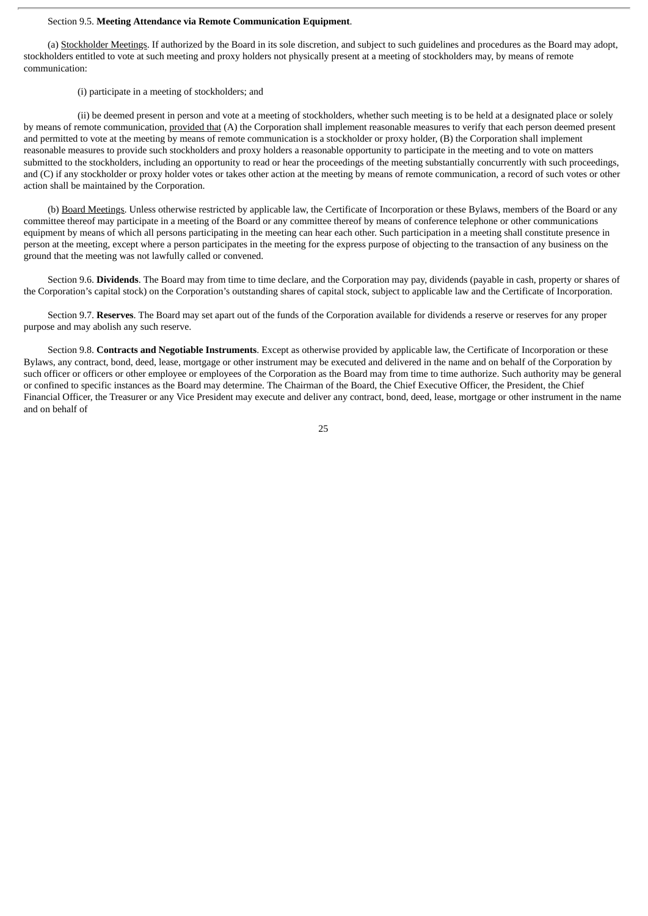Section 9.5. **Meeting Attendance via Remote Communication Equipment**.

(a) Stockholder Meetings. If authorized by the Board in its sole discretion, and subject to such guidelines and procedures as the Board may adopt, stockholders entitled to vote at such meeting and proxy holders not physically present at a meeting of stockholders may, by means of remote communication:

(i) participate in a meeting of stockholders; and

(ii) be deemed present in person and vote at a meeting of stockholders, whether such meeting is to be held at a designated place or solely by means of remote communication, provided that (A) the Corporation shall implement reasonable measures to verify that each person deemed present and permitted to vote at the meeting by means of remote communication is a stockholder or proxy holder, (B) the Corporation shall implement reasonable measures to provide such stockholders and proxy holders a reasonable opportunity to participate in the meeting and to vote on matters submitted to the stockholders, including an opportunity to read or hear the proceedings of the meeting substantially concurrently with such proceedings, and (C) if any stockholder or proxy holder votes or takes other action at the meeting by means of remote communication, a record of such votes or other action shall be maintained by the Corporation.

(b) Board Meetings. Unless otherwise restricted by applicable law, the Certificate of Incorporation or these Bylaws, members of the Board or any committee thereof may participate in a meeting of the Board or any committee thereof by means of conference telephone or other communications equipment by means of which all persons participating in the meeting can hear each other. Such participation in a meeting shall constitute presence in person at the meeting, except where a person participates in the meeting for the express purpose of objecting to the transaction of any business on the ground that the meeting was not lawfully called or convened.

Section 9.6. **Dividends**. The Board may from time to time declare, and the Corporation may pay, dividends (payable in cash, property or shares of the Corporation's capital stock) on the Corporation's outstanding shares of capital stock, subject to applicable law and the Certificate of Incorporation.

Section 9.7. **Reserves**. The Board may set apart out of the funds of the Corporation available for dividends a reserve or reserves for any proper purpose and may abolish any such reserve.

Section 9.8. **Contracts and Negotiable Instruments**. Except as otherwise provided by applicable law, the Certificate of Incorporation or these Bylaws, any contract, bond, deed, lease, mortgage or other instrument may be executed and delivered in the name and on behalf of the Corporation by such officer or officers or other employee or employees of the Corporation as the Board may from time to time authorize. Such authority may be general or confined to specific instances as the Board may determine. The Chairman of the Board, the Chief Executive Officer, the President, the Chief Financial Officer, the Treasurer or any Vice President may execute and deliver any contract, bond, deed, lease, mortgage or other instrument in the name and on behalf of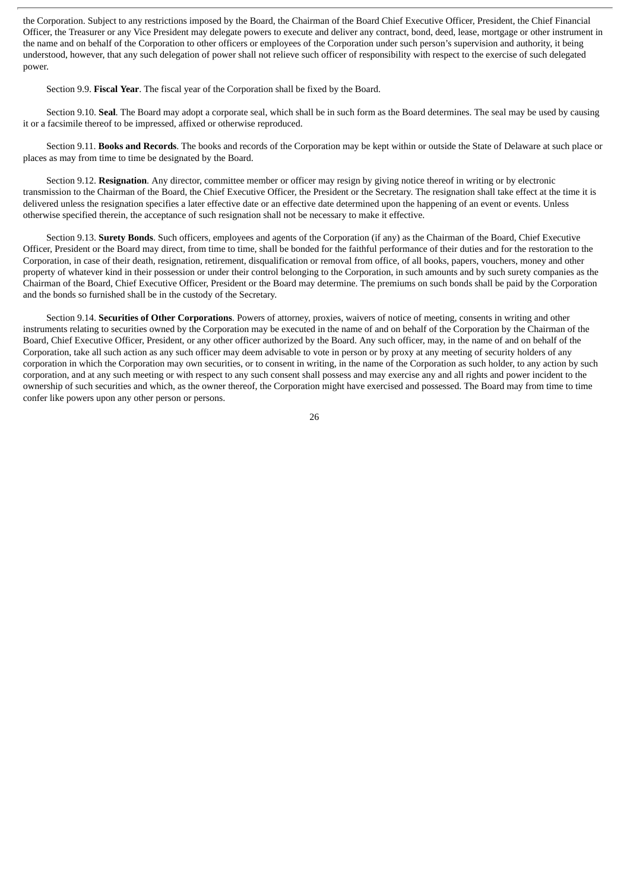the Corporation. Subject to any restrictions imposed by the Board, the Chairman of the Board Chief Executive Officer, President, the Chief Financial Officer, the Treasurer or any Vice President may delegate powers to execute and deliver any contract, bond, deed, lease, mortgage or other instrument in the name and on behalf of the Corporation to other officers or employees of the Corporation under such person's supervision and authority, it being understood, however, that any such delegation of power shall not relieve such officer of responsibility with respect to the exercise of such delegated power.

Section 9.9. **Fiscal Year**. The fiscal year of the Corporation shall be fixed by the Board.

Section 9.10. **Seal**. The Board may adopt a corporate seal, which shall be in such form as the Board determines. The seal may be used by causing it or a facsimile thereof to be impressed, affixed or otherwise reproduced.

Section 9.11. **Books and Records**. The books and records of the Corporation may be kept within or outside the State of Delaware at such place or places as may from time to time be designated by the Board.

Section 9.12. **Resignation**. Any director, committee member or officer may resign by giving notice thereof in writing or by electronic transmission to the Chairman of the Board, the Chief Executive Officer, the President or the Secretary. The resignation shall take effect at the time it is delivered unless the resignation specifies a later effective date or an effective date determined upon the happening of an event or events. Unless otherwise specified therein, the acceptance of such resignation shall not be necessary to make it effective.

Section 9.13. **Surety Bonds**. Such officers, employees and agents of the Corporation (if any) as the Chairman of the Board, Chief Executive Officer, President or the Board may direct, from time to time, shall be bonded for the faithful performance of their duties and for the restoration to the Corporation, in case of their death, resignation, retirement, disqualification or removal from office, of all books, papers, vouchers, money and other property of whatever kind in their possession or under their control belonging to the Corporation, in such amounts and by such surety companies as the Chairman of the Board, Chief Executive Officer, President or the Board may determine. The premiums on such bonds shall be paid by the Corporation and the bonds so furnished shall be in the custody of the Secretary.

Section 9.14. **Securities of Other Corporations**. Powers of attorney, proxies, waivers of notice of meeting, consents in writing and other instruments relating to securities owned by the Corporation may be executed in the name of and on behalf of the Corporation by the Chairman of the Board, Chief Executive Officer, President, or any other officer authorized by the Board. Any such officer, may, in the name of and on behalf of the Corporation, take all such action as any such officer may deem advisable to vote in person or by proxy at any meeting of security holders of any corporation in which the Corporation may own securities, or to consent in writing, in the name of the Corporation as such holder, to any action by such corporation, and at any such meeting or with respect to any such consent shall possess and may exercise any and all rights and power incident to the ownership of such securities and which, as the owner thereof, the Corporation might have exercised and possessed. The Board may from time to time confer like powers upon any other person or persons.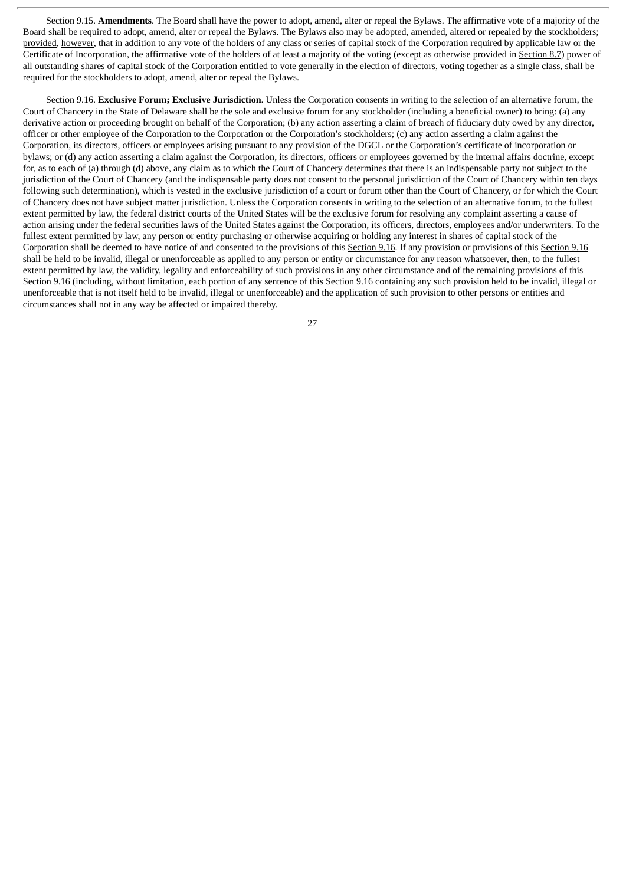Section 9.15. **Amendments**. The Board shall have the power to adopt, amend, alter or repeal the Bylaws. The affirmative vote of a majority of the Board shall be required to adopt, amend, alter or repeal the Bylaws. The Bylaws also may be adopted, amended, altered or repealed by the stockholders; provided, however, that in addition to any vote of the holders of any class or series of capital stock of the Corporation required by applicable law or the Certificate of Incorporation, the affirmative vote of the holders of at least a majority of the voting (except as otherwise provided in Section 8.7) power of all outstanding shares of capital stock of the Corporation entitled to vote generally in the election of directors, voting together as a single class, shall be required for the stockholders to adopt, amend, alter or repeal the Bylaws.

Section 9.16. **Exclusive Forum; Exclusive Jurisdiction**. Unless the Corporation consents in writing to the selection of an alternative forum, the Court of Chancery in the State of Delaware shall be the sole and exclusive forum for any stockholder (including a beneficial owner) to bring: (a) any derivative action or proceeding brought on behalf of the Corporation; (b) any action asserting a claim of breach of fiduciary duty owed by any director, officer or other employee of the Corporation to the Corporation or the Corporation's stockholders; (c) any action asserting a claim against the Corporation, its directors, officers or employees arising pursuant to any provision of the DGCL or the Corporation's certificate of incorporation or bylaws; or (d) any action asserting a claim against the Corporation, its directors, officers or employees governed by the internal affairs doctrine, except for, as to each of (a) through (d) above, any claim as to which the Court of Chancery determines that there is an indispensable party not subject to the jurisdiction of the Court of Chancery (and the indispensable party does not consent to the personal jurisdiction of the Court of Chancery within ten days following such determination), which is vested in the exclusive jurisdiction of a court or forum other than the Court of Chancery, or for which the Court of Chancery does not have subject matter jurisdiction. Unless the Corporation consents in writing to the selection of an alternative forum, to the fullest extent permitted by law, the federal district courts of the United States will be the exclusive forum for resolving any complaint asserting a cause of action arising under the federal securities laws of the United States against the Corporation, its officers, directors, employees and/or underwriters. To the fullest extent permitted by law, any person or entity purchasing or otherwise acquiring or holding any interest in shares of capital stock of the Corporation shall be deemed to have notice of and consented to the provisions of this Section 9.16. If any provision or provisions of this Section 9.16 shall be held to be invalid, illegal or unenforceable as applied to any person or entity or circumstance for any reason whatsoever, then, to the fullest extent permitted by law, the validity, legality and enforceability of such provisions in any other circumstance and of the remaining provisions of this Section 9.16 (including, without limitation, each portion of any sentence of this Section 9.16 containing any such provision held to be invalid, illegal or unenforceable that is not itself held to be invalid, illegal or unenforceable) and the application of such provision to other persons or entities and circumstances shall not in any way be affected or impaired thereby.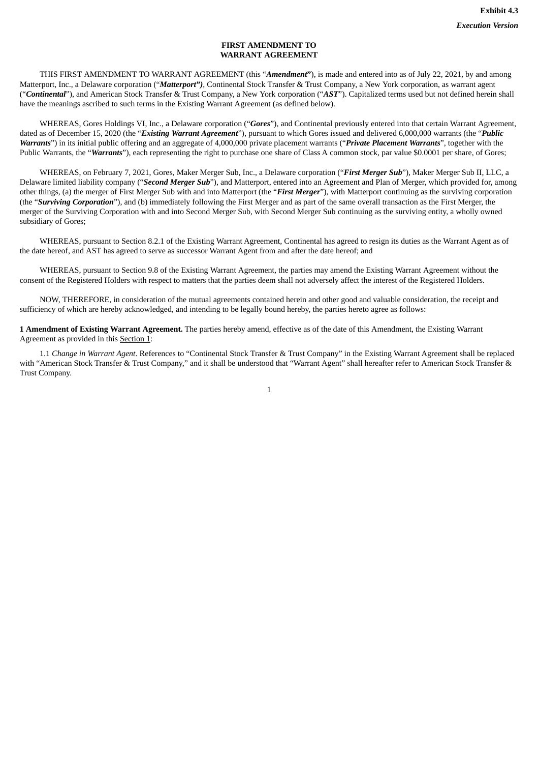**Exhibit 4.3**

***Execution Version***

**FIRST AMENDMENT TO WARRANT AGREEMENT**

THIS FIRST AMENDMENT TO WARRANT AGREEMENT (this "***Amendment***"), is made and entered into as of July 22, 2021, by and among Matterport, Inc., a Delaware corporation ("***Matterport")***, Continental Stock Transfer & Trust Company, a New York corporation, as warrant agent ("***Continental***"), and American Stock Transfer & Trust Company, a New York corporation ("***AST***"). Capitalized terms used but not defined herein shall have the meanings ascribed to such terms in the Existing Warrant Agreement (as defined below).

WHEREAS, Gores Holdings VI, Inc., a Delaware corporation ("***Gores***"), and Continental previously entered into that certain Warrant Agreement, dated as of December 15, 2020 (the "***Existing Warrant Agreement***"), pursuant to which Gores issued and delivered 6,000,000 warrants (the "***Public Warrants***") in its initial public offering and an aggregate of 4,000,000 private placement warrants ("***Private Placement Warrants***", together with the Public Warrants, the "***Warrants***"), each representing the right to purchase one share of Class A common stock, par value $0.0001 per share, of Gores;

WHEREAS, on February 7, 2021, Gores, Maker Merger Sub, Inc., a Delaware corporation ("***First Merger Sub***"), Maker Merger Sub II, LLC, a Delaware limited liability company ("***Second Merger Sub***"), and Matterport, entered into an Agreement and Plan of Merger, which provided for, among other things, (a) the merger of First Merger Sub with and into Matterport (the "***First Merger***"), with Matterport continuing as the surviving corporation (the "***Surviving Corporation***"), and (b) immediately following the First Merger and as part of the same overall transaction as the First Merger, the merger of the Surviving Corporation with and into Second Merger Sub, with Second Merger Sub continuing as the surviving entity, a wholly owned subsidiary of Gores;

WHEREAS, pursuant to Section 8.2.1 of the Existing Warrant Agreement, Continental has agreed to resign its duties as the Warrant Agent as of the date hereof, and AST has agreed to serve as successor Warrant Agent from and after the date hereof; and

WHEREAS, pursuant to Section 9.8 of the Existing Warrant Agreement, the parties may amend the Existing Warrant Agreement without the consent of the Registered Holders with respect to matters that the parties deem shall not adversely affect the interest of the Registered Holders.

NOW, THEREFORE, in consideration of the mutual agreements contained herein and other good and valuable consideration, the receipt and sufficiency of which are hereby acknowledged, and intending to be legally bound hereby, the parties hereto agree as follows:

**1 Amendment of Existing Warrant Agreement.** The parties hereby amend, effective as of the date of this Amendment, the Existing Warrant Agreement as provided in this Section 1:

1.1 *Change in Warrant Agent*. References to "Continental Stock Transfer & Trust Company" in the Existing Warrant Agreement shall be replaced with "American Stock Transfer & Trust Company," and it shall be understood that "Warrant Agent" shall hereafter refer to American Stock Transfer & Trust Company.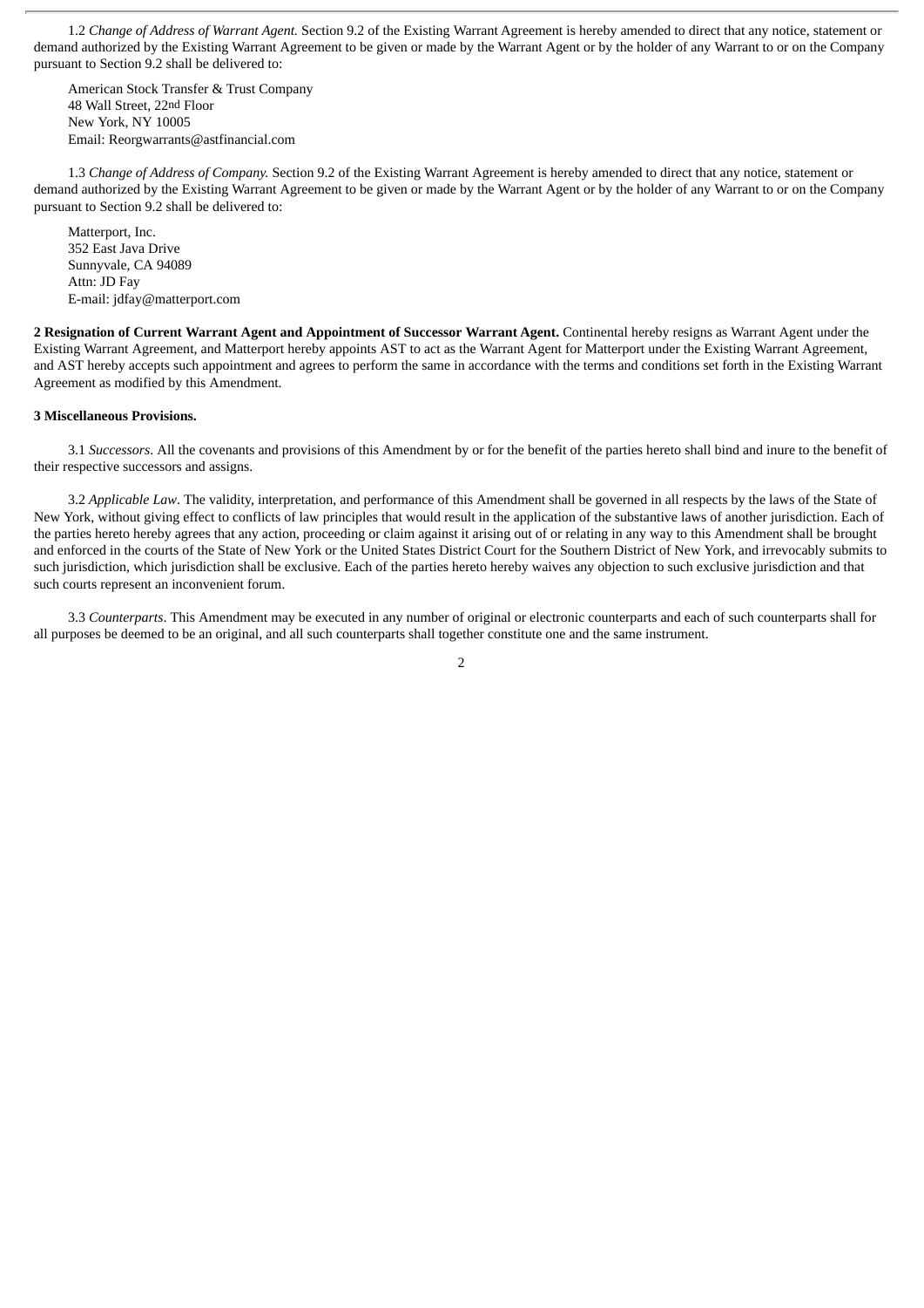1.2 *Change of Address of Warrant Agent.* Section 9.2 of the Existing Warrant Agreement is hereby amended to direct that any notice, statement or demand authorized by the Existing Warrant Agreement to be given or made by the Warrant Agent or by the holder of any Warrant to or on the Company pursuant to Section 9.2 shall be delivered to:

American Stock Transfer & Trust Company
48 Wall Street, 22nd Floor
New York, NY 10005
Email: Reorgwarrants@astfinancial.com

1.3 *Change of Address of Company.* Section 9.2 of the Existing Warrant Agreement is hereby amended to direct that any notice, statement or demand authorized by the Existing Warrant Agreement to be given or made by the Warrant Agent or by the holder of any Warrant to or on the Company pursuant to Section 9.2 shall be delivered to:

Matterport, Inc.
352 East Java Drive
Sunnyvale, CA 94089
Attn: JD Fay
E-mail: jdfay@matterport.com

**2 Resignation of Current Warrant Agent and Appointment of Successor Warrant Agent.** Continental hereby resigns as Warrant Agent under the Existing Warrant Agreement, and Matterport hereby appoints AST to act as the Warrant Agent for Matterport under the Existing Warrant Agreement, and AST hereby accepts such appointment and agrees to perform the same in accordance with the terms and conditions set forth in the Existing Warrant Agreement as modified by this Amendment.

**3 Miscellaneous Provisions.**

3.1 *Successors*. All the covenants and provisions of this Amendment by or for the benefit of the parties hereto shall bind and inure to the benefit of their respective successors and assigns.

3.2 *Applicable Law*. The validity, interpretation, and performance of this Amendment shall be governed in all respects by the laws of the State of New York, without giving effect to conflicts of law principles that would result in the application of the substantive laws of another jurisdiction. Each of the parties hereto hereby agrees that any action, proceeding or claim against it arising out of or relating in any way to this Amendment shall be brought and enforced in the courts of the State of New York or the United States District Court for the Southern District of New York, and irrevocably submits to such jurisdiction, which jurisdiction shall be exclusive. Each of the parties hereto hereby waives any objection to such exclusive jurisdiction and that such courts represent an inconvenient forum.

3.3 *Counterparts*. This Amendment may be executed in any number of original or electronic counterparts and each of such counterparts shall for all purposes be deemed to be an original, and all such counterparts shall together constitute one and the same instrument.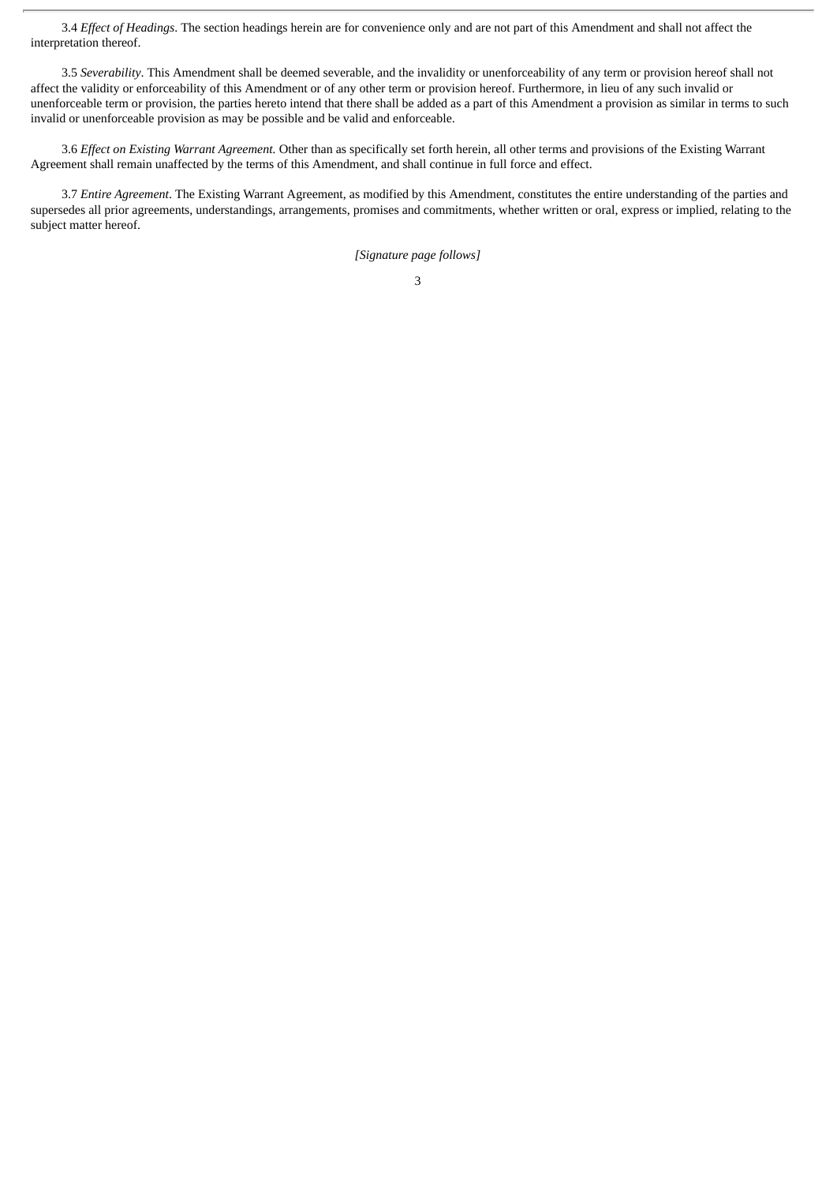3.4 *Effect of Headings*. The section headings herein are for convenience only and are not part of this Amendment and shall not affect the interpretation thereof.

3.5 *Severability*. This Amendment shall be deemed severable, and the invalidity or unenforceability of any term or provision hereof shall not affect the validity or enforceability of this Amendment or of any other term or provision hereof. Furthermore, in lieu of any such invalid or unenforceable term or provision, the parties hereto intend that there shall be added as a part of this Amendment a provision as similar in terms to such invalid or unenforceable provision as may be possible and be valid and enforceable.

3.6 *Effect on Existing Warrant Agreement.* Other than as specifically set forth herein, all other terms and provisions of the Existing Warrant Agreement shall remain unaffected by the terms of this Amendment, and shall continue in full force and effect.

3.7 *Entire Agreement*. The Existing Warrant Agreement, as modified by this Amendment, constitutes the entire understanding of the parties and supersedes all prior agreements, understandings, arrangements, promises and commitments, whether written or oral, express or implied, relating to the subject matter hereof.

*[Signature page follows]*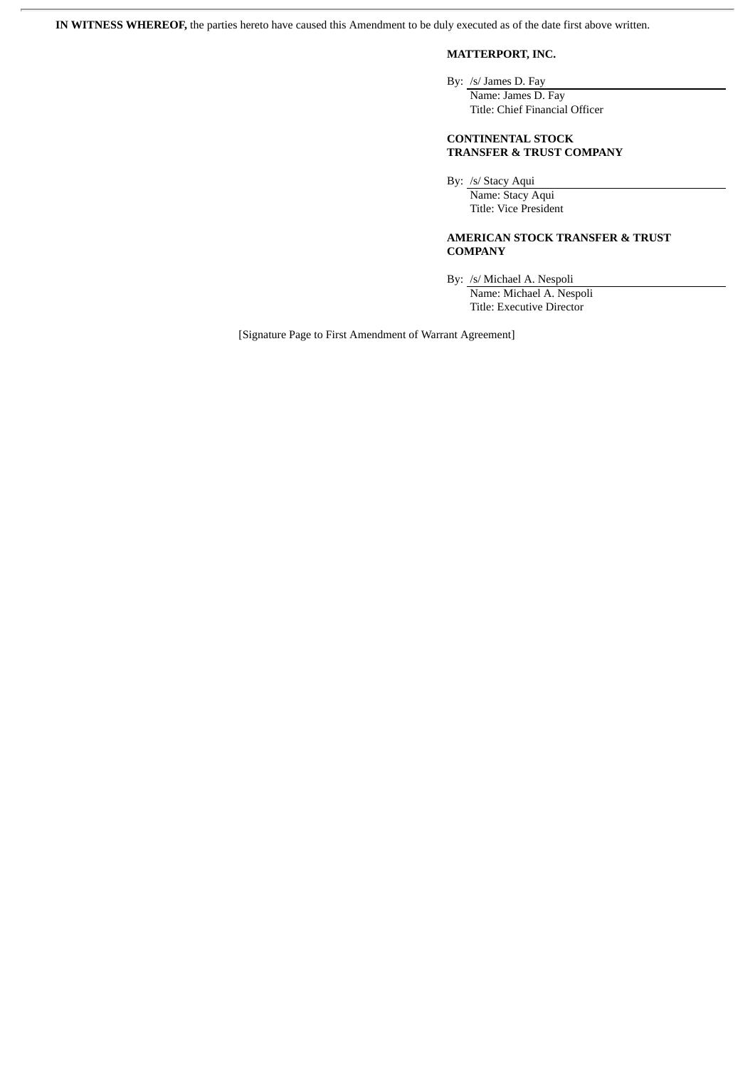**IN WITNESS WHEREOF,** the parties hereto have caused this Amendment to be duly executed as of the date first above written.

**MATTERPORT, INC.**

By: /s/ James D. Fay
Name: James D. Fay
Title: Chief Financial Officer

**CONTINENTAL STOCK TRANSFER & TRUST COMPANY**

By: /s/ Stacy Aqui
Name: Stacy Aqui
Title: Vice President

**AMERICAN STOCK TRANSFER & TRUST COMPANY**

By: /s/ Michael A. Nespoli
Name: Michael A. Nespoli
Title: Executive Director

[Signature Page to First Amendment of Warrant Agreement]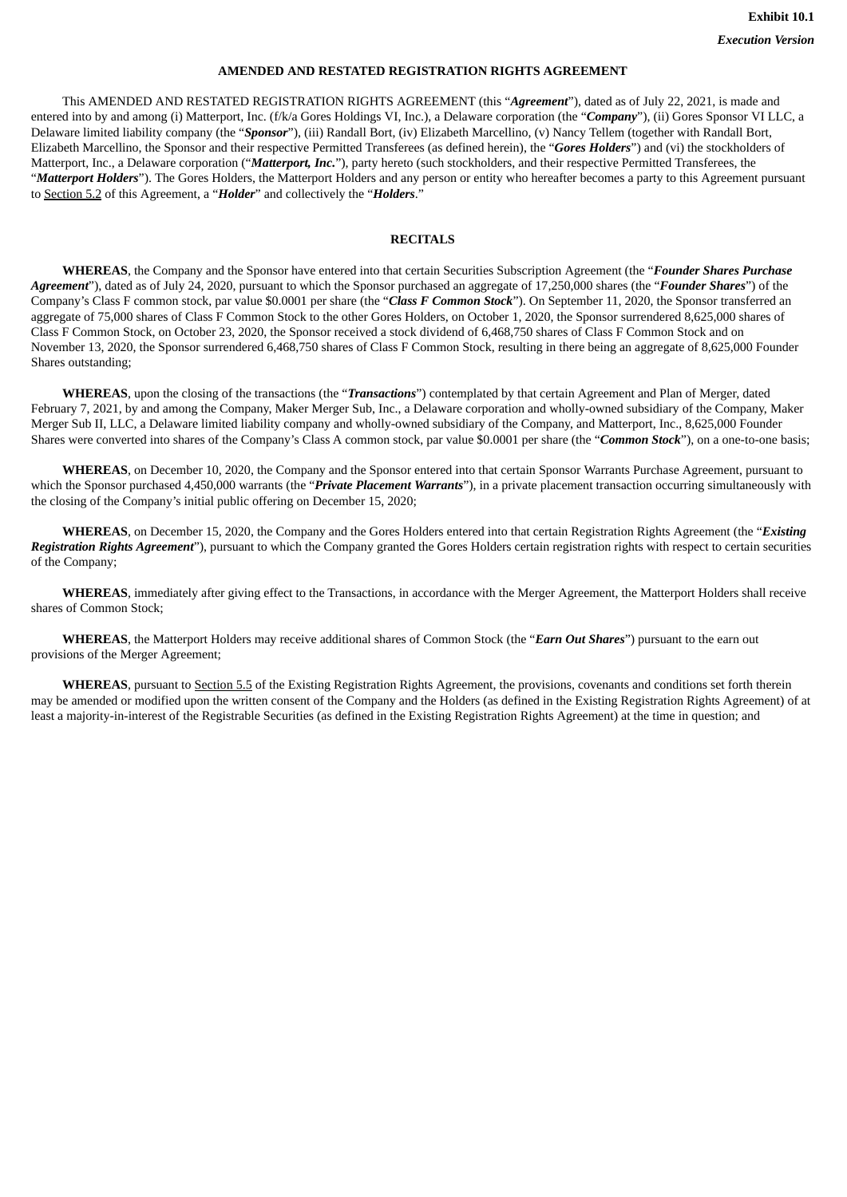**Exhibit 10.1**

***Execution Version***

**AMENDED AND RESTATED REGISTRATION RIGHTS AGREEMENT**

This AMENDED AND RESTATED REGISTRATION RIGHTS AGREEMENT (this "***Agreement***"), dated as of July 22, 2021, is made and entered into by and among (i) Matterport, Inc. (f/k/a Gores Holdings VI, Inc.), a Delaware corporation (the "***Company***"), (ii) Gores Sponsor VI LLC, a Delaware limited liability company (the "***Sponsor***"), (iii) Randall Bort, (iv) Elizabeth Marcellino, (v) Nancy Tellem (together with Randall Bort, Elizabeth Marcellino, the Sponsor and their respective Permitted Transferees (as defined herein), the "***Gores Holders***") and (vi) the stockholders of Matterport, Inc., a Delaware corporation ("***Matterport, Inc.***"), party hereto (such stockholders, and their respective Permitted Transferees, the "***Matterport Holders***"). The Gores Holders, the Matterport Holders and any person or entity who hereafter becomes a party to this Agreement pursuant to Section 5.2 of this Agreement, a "***Holder***" and collectively the "***Holders***."

**RECITALS**

**WHEREAS**, the Company and the Sponsor have entered into that certain Securities Subscription Agreement (the "***Founder Shares Purchase Agreement***"), dated as of July 24, 2020, pursuant to which the Sponsor purchased an aggregate of 17,250,000 shares (the "***Founder Shares***") of the Company's Class F common stock, par value $0.0001 per share (the "***Class F Common Stock***"). On September 11, 2020, the Sponsor transferred an aggregate of 75,000 shares of Class F Common Stock to the other Gores Holders, on October 1, 2020, the Sponsor surrendered 8,625,000 shares of Class F Common Stock, on October 23, 2020, the Sponsor received a stock dividend of 6,468,750 shares of Class F Common Stock and on November 13, 2020, the Sponsor surrendered 6,468,750 shares of Class F Common Stock, resulting in there being an aggregate of 8,625,000 Founder Shares outstanding;

**WHEREAS**, upon the closing of the transactions (the "***Transactions***") contemplated by that certain Agreement and Plan of Merger, dated February 7, 2021, by and among the Company, Maker Merger Sub, Inc., a Delaware corporation and wholly-owned subsidiary of the Company, Maker Merger Sub II, LLC, a Delaware limited liability company and wholly-owned subsidiary of the Company, and Matterport, Inc., 8,625,000 Founder Shares were converted into shares of the Company's Class A common stock, par value $0.0001 per share (the "***Common Stock***"), on a one-to-one basis;

**WHEREAS**, on December 10, 2020, the Company and the Sponsor entered into that certain Sponsor Warrants Purchase Agreement, pursuant to which the Sponsor purchased 4,450,000 warrants (the "***Private Placement Warrants***"), in a private placement transaction occurring simultaneously with the closing of the Company's initial public offering on December 15, 2020;

**WHEREAS**, on December 15, 2020, the Company and the Gores Holders entered into that certain Registration Rights Agreement (the "***Existing Registration Rights Agreement***"), pursuant to which the Company granted the Gores Holders certain registration rights with respect to certain securities of the Company;

**WHEREAS**, immediately after giving effect to the Transactions, in accordance with the Merger Agreement, the Matterport Holders shall receive shares of Common Stock;

**WHEREAS**, the Matterport Holders may receive additional shares of Common Stock (the "***Earn Out Shares***") pursuant to the earn out provisions of the Merger Agreement;

**WHEREAS**, pursuant to Section 5.5 of the Existing Registration Rights Agreement, the provisions, covenants and conditions set forth therein may be amended or modified upon the written consent of the Company and the Holders (as defined in the Existing Registration Rights Agreement) of at least a majority-in-interest of the Registrable Securities (as defined in the Existing Registration Rights Agreement) at the time in question; and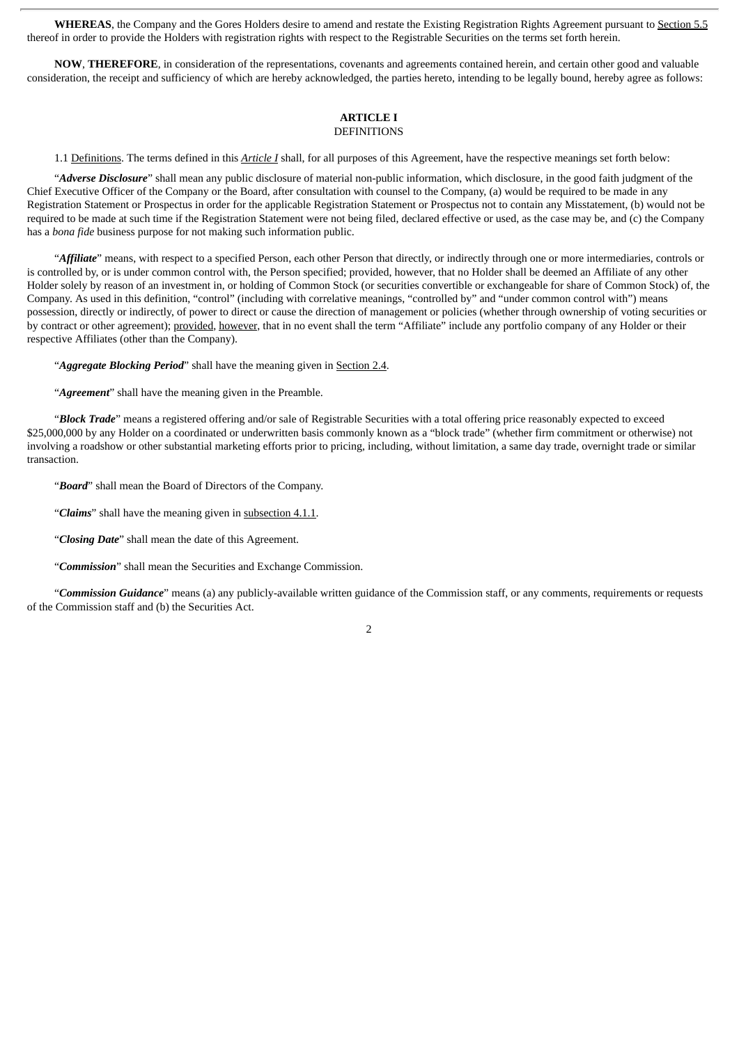**WHEREAS**, the Company and the Gores Holders desire to amend and restate the Existing Registration Rights Agreement pursuant to Section 5.5 thereof in order to provide the Holders with registration rights with respect to the Registrable Securities on the terms set forth herein.

**NOW**, **THEREFORE**, in consideration of the representations, covenants and agreements contained herein, and certain other good and valuable consideration, the receipt and sufficiency of which are hereby acknowledged, the parties hereto, intending to be legally bound, hereby agree as follows:

## ARTICLE I
DEFINITIONS

1.1 Definitions. The terms defined in this *Article I* shall, for all purposes of this Agreement, have the respective meanings set forth below:

"***Adverse Disclosure***" shall mean any public disclosure of material non-public information, which disclosure, in the good faith judgment of the Chief Executive Officer of the Company or the Board, after consultation with counsel to the Company, (a) would be required to be made in any Registration Statement or Prospectus in order for the applicable Registration Statement or Prospectus not to contain any Misstatement, (b) would not be required to be made at such time if the Registration Statement were not being filed, declared effective or used, as the case may be, and (c) the Company has a *bona fide* business purpose for not making such information public.

"***Affiliate***" means, with respect to a specified Person, each other Person that directly, or indirectly through one or more intermediaries, controls or is controlled by, or is under common control with, the Person specified; provided, however, that no Holder shall be deemed an Affiliate of any other Holder solely by reason of an investment in, or holding of Common Stock (or securities convertible or exchangeable for share of Common Stock) of, the Company. As used in this definition, "control" (including with correlative meanings, "controlled by" and "under common control with") means possession, directly or indirectly, of power to direct or cause the direction of management or policies (whether through ownership of voting securities or by contract or other agreement); provided, however, that in no event shall the term "Affiliate" include any portfolio company of any Holder or their respective Affiliates (other than the Company).

"***Aggregate Blocking Period***" shall have the meaning given in Section 2.4.

"***Agreement***" shall have the meaning given in the Preamble.

"***Block Trade***" means a registered offering and/or sale of Registrable Securities with a total offering price reasonably expected to exceed $25,000,000 by any Holder on a coordinated or underwritten basis commonly known as a "block trade" (whether firm commitment or otherwise) not involving a roadshow or other substantial marketing efforts prior to pricing, including, without limitation, a same day trade, overnight trade or similar transaction.

"***Board***" shall mean the Board of Directors of the Company.

"***Claims***" shall have the meaning given in subsection 4.1.1.

"***Closing Date***" shall mean the date of this Agreement.

"***Commission***" shall mean the Securities and Exchange Commission.

"***Commission Guidance***" means (a) any publicly-available written guidance of the Commission staff, or any comments, requirements or requests of the Commission staff and (b) the Securities Act.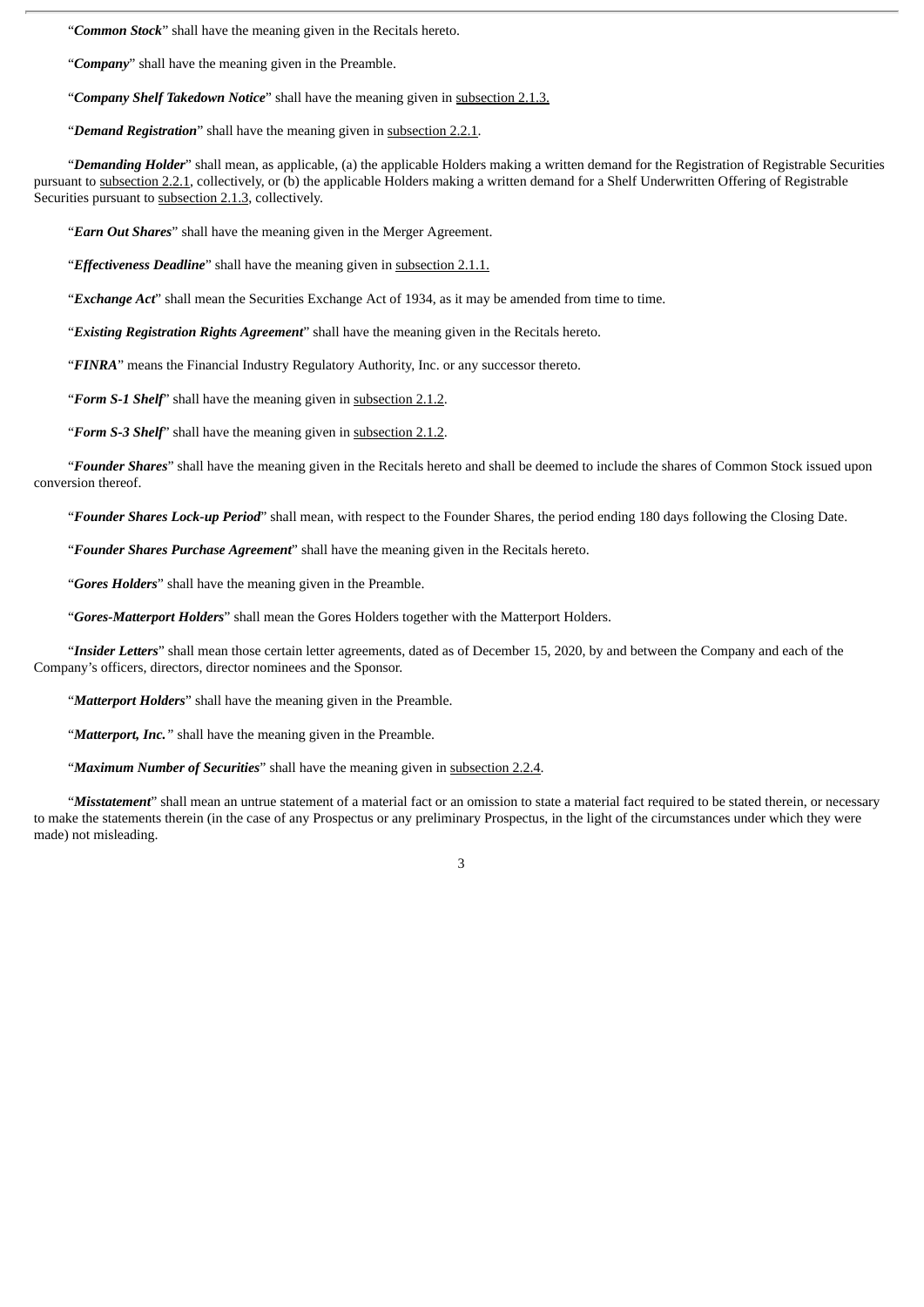"***Common Stock***" shall have the meaning given in the Recitals hereto.

"***Company***" shall have the meaning given in the Preamble.

"***Company Shelf Takedown Notice***" shall have the meaning given in subsection 2.1.3.

"***Demand Registration***" shall have the meaning given in subsection 2.2.1.

"***Demanding Holder***" shall mean, as applicable, (a) the applicable Holders making a written demand for the Registration of Registrable Securities pursuant to subsection 2.2.1, collectively, or (b) the applicable Holders making a written demand for a Shelf Underwritten Offering of Registrable Securities pursuant to subsection 2.1.3, collectively.

"***Earn Out Shares***" shall have the meaning given in the Merger Agreement.

"***Effectiveness Deadline***" shall have the meaning given in subsection 2.1.1.

"***Exchange Act***" shall mean the Securities Exchange Act of 1934, as it may be amended from time to time.

"***Existing Registration Rights Agreement***" shall have the meaning given in the Recitals hereto.

"***FINRA***" means the Financial Industry Regulatory Authority, Inc. or any successor thereto.

"***Form S-1 Shelf***" shall have the meaning given in subsection 2.1.2.

"***Form S-3 Shelf***" shall have the meaning given in subsection 2.1.2.

"***Founder Shares***" shall have the meaning given in the Recitals hereto and shall be deemed to include the shares of Common Stock issued upon conversion thereof.

"***Founder Shares Lock-up Period***" shall mean, with respect to the Founder Shares, the period ending 180 days following the Closing Date.

"***Founder Shares Purchase Agreement***" shall have the meaning given in the Recitals hereto.

"***Gores Holders***" shall have the meaning given in the Preamble.

"***Gores-Matterport Holders***" shall mean the Gores Holders together with the Matterport Holders.

"***Insider Letters***" shall mean those certain letter agreements, dated as of December 15, 2020, by and between the Company and each of the Company's officers, directors, director nominees and the Sponsor.

"***Matterport Holders***" shall have the meaning given in the Preamble.

"***Matterport, Inc.***" shall have the meaning given in the Preamble.

"***Maximum Number of Securities***" shall have the meaning given in subsection 2.2.4.

"***Misstatement***" shall mean an untrue statement of a material fact or an omission to state a material fact required to be stated therein, or necessary to make the statements therein (in the case of any Prospectus or any preliminary Prospectus, in the light of the circumstances under which they were made) not misleading.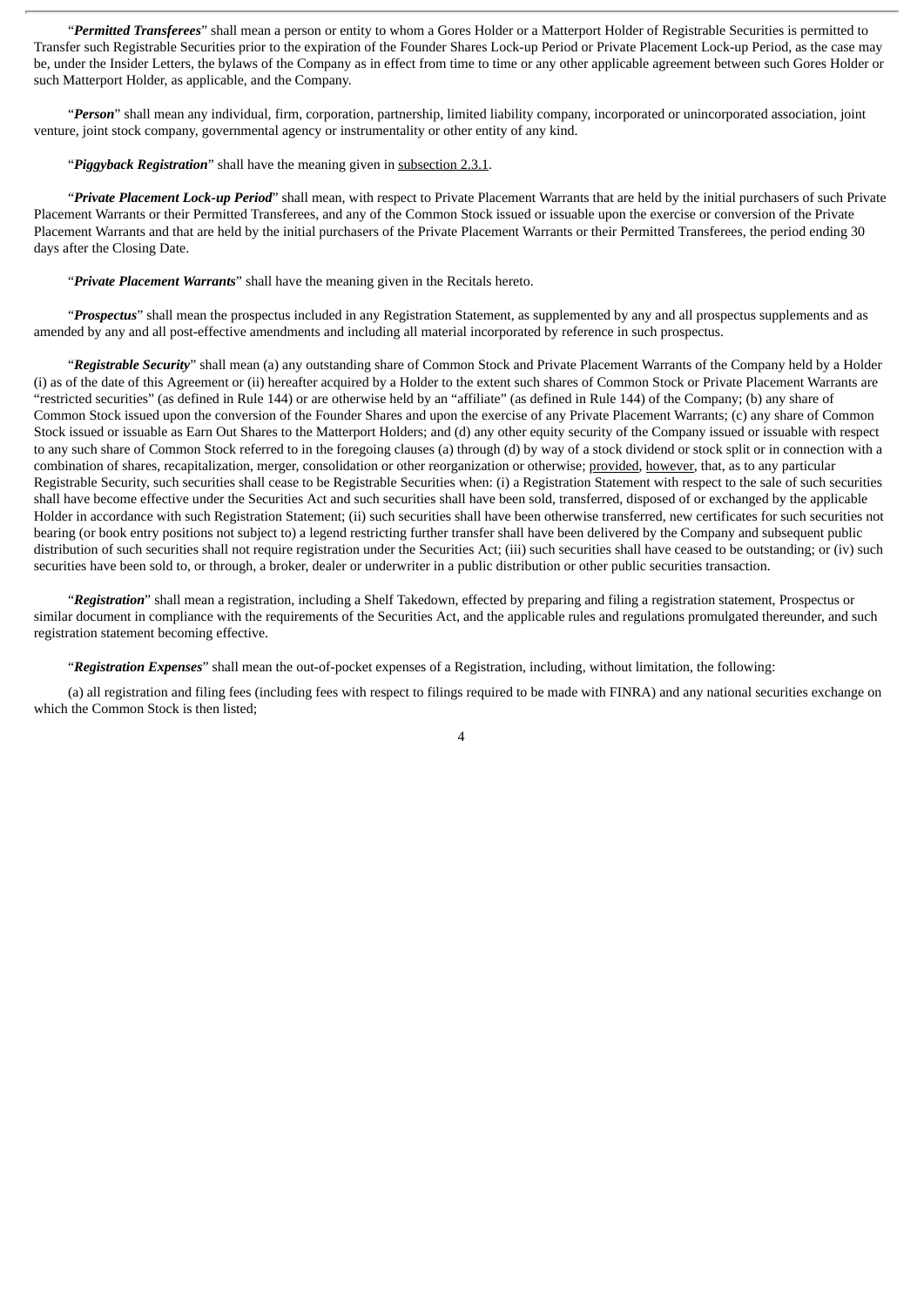"***Permitted Transferees***" shall mean a person or entity to whom a Gores Holder or a Matterport Holder of Registrable Securities is permitted to Transfer such Registrable Securities prior to the expiration of the Founder Shares Lock-up Period or Private Placement Lock-up Period, as the case may be, under the Insider Letters, the bylaws of the Company as in effect from time to time or any other applicable agreement between such Gores Holder or such Matterport Holder, as applicable, and the Company.

"***Person***" shall mean any individual, firm, corporation, partnership, limited liability company, incorporated or unincorporated association, joint venture, joint stock company, governmental agency or instrumentality or other entity of any kind.

"***Piggyback Registration***" shall have the meaning given in subsection 2.3.1.

"***Private Placement Lock-up Period***" shall mean, with respect to Private Placement Warrants that are held by the initial purchasers of such Private Placement Warrants or their Permitted Transferees, and any of the Common Stock issued or issuable upon the exercise or conversion of the Private Placement Warrants and that are held by the initial purchasers of the Private Placement Warrants or their Permitted Transferees, the period ending 30 days after the Closing Date.

"***Private Placement Warrants***" shall have the meaning given in the Recitals hereto.

"***Prospectus***" shall mean the prospectus included in any Registration Statement, as supplemented by any and all prospectus supplements and as amended by any and all post-effective amendments and including all material incorporated by reference in such prospectus.

"***Registrable Security***" shall mean (a) any outstanding share of Common Stock and Private Placement Warrants of the Company held by a Holder (i) as of the date of this Agreement or (ii) hereafter acquired by a Holder to the extent such shares of Common Stock or Private Placement Warrants are "restricted securities" (as defined in Rule 144) or are otherwise held by an "affiliate" (as defined in Rule 144) of the Company; (b) any share of Common Stock issued upon the conversion of the Founder Shares and upon the exercise of any Private Placement Warrants; (c) any share of Common Stock issued or issuable as Earn Out Shares to the Matterport Holders; and (d) any other equity security of the Company issued or issuable with respect to any such share of Common Stock referred to in the foregoing clauses (a) through (d) by way of a stock dividend or stock split or in connection with a combination of shares, recapitalization, merger, consolidation or other reorganization or otherwise; provided, however, that, as to any particular Registrable Security, such securities shall cease to be Registrable Securities when: (i) a Registration Statement with respect to the sale of such securities shall have become effective under the Securities Act and such securities shall have been sold, transferred, disposed of or exchanged by the applicable Holder in accordance with such Registration Statement; (ii) such securities shall have been otherwise transferred, new certificates for such securities not bearing (or book entry positions not subject to) a legend restricting further transfer shall have been delivered by the Company and subsequent public distribution of such securities shall not require registration under the Securities Act; (iii) such securities shall have ceased to be outstanding; or (iv) such securities have been sold to, or through, a broker, dealer or underwriter in a public distribution or other public securities transaction.

"***Registration***" shall mean a registration, including a Shelf Takedown, effected by preparing and filing a registration statement, Prospectus or similar document in compliance with the requirements of the Securities Act, and the applicable rules and regulations promulgated thereunder, and such registration statement becoming effective.

"***Registration Expenses***" shall mean the out-of-pocket expenses of a Registration, including, without limitation, the following:

(a) all registration and filing fees (including fees with respect to filings required to be made with FINRA) and any national securities exchange on which the Common Stock is then listed;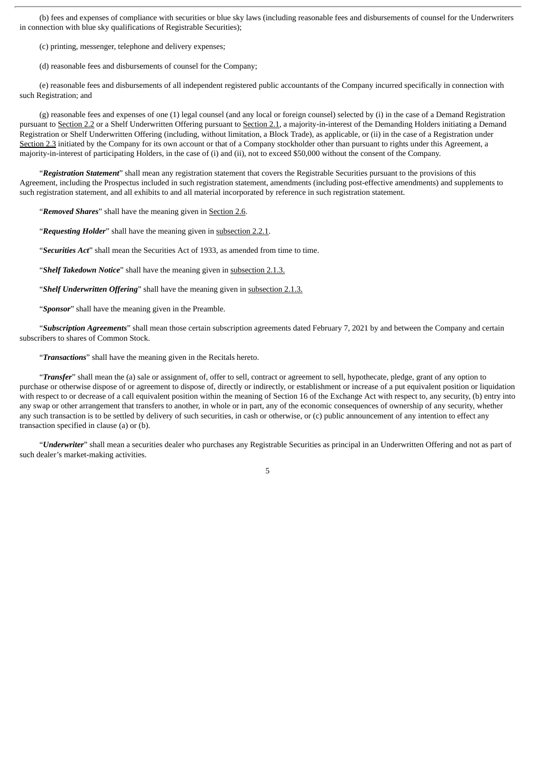(b) fees and expenses of compliance with securities or blue sky laws (including reasonable fees and disbursements of counsel for the Underwriters in connection with blue sky qualifications of Registrable Securities);

(c) printing, messenger, telephone and delivery expenses;

(d) reasonable fees and disbursements of counsel for the Company;

(e) reasonable fees and disbursements of all independent registered public accountants of the Company incurred specifically in connection with such Registration; and

(g) reasonable fees and expenses of one (1) legal counsel (and any local or foreign counsel) selected by (i) in the case of a Demand Registration pursuant to Section 2.2 or a Shelf Underwritten Offering pursuant to Section 2.1, a majority-in-interest of the Demanding Holders initiating a Demand Registration or Shelf Underwritten Offering (including, without limitation, a Block Trade), as applicable, or (ii) in the case of a Registration under Section 2.3 initiated by the Company for its own account or that of a Company stockholder other than pursuant to rights under this Agreement, a majority-in-interest of participating Holders, in the case of (i) and (ii), not to exceed $50,000 without the consent of the Company.

"***Registration Statement***" shall mean any registration statement that covers the Registrable Securities pursuant to the provisions of this Agreement, including the Prospectus included in such registration statement, amendments (including post-effective amendments) and supplements to such registration statement, and all exhibits to and all material incorporated by reference in such registration statement.

"***Removed Shares***" shall have the meaning given in Section 2.6.

"***Requesting Holder***" shall have the meaning given in subsection 2.2.1.

"***Securities Act***" shall mean the Securities Act of 1933, as amended from time to time.

"***Shelf Takedown Notice***" shall have the meaning given in subsection 2.1.3.

"***Shelf Underwritten Offering***" shall have the meaning given in subsection 2.1.3.

"***Sponsor***" shall have the meaning given in the Preamble.

"***Subscription Agreements***" shall mean those certain subscription agreements dated February 7, 2021 by and between the Company and certain subscribers to shares of Common Stock.

"***Transactions***" shall have the meaning given in the Recitals hereto.

"***Transfer***" shall mean the (a) sale or assignment of, offer to sell, contract or agreement to sell, hypothecate, pledge, grant of any option to purchase or otherwise dispose of or agreement to dispose of, directly or indirectly, or establishment or increase of a put equivalent position or liquidation with respect to or decrease of a call equivalent position within the meaning of Section 16 of the Exchange Act with respect to, any security, (b) entry into any swap or other arrangement that transfers to another, in whole or in part, any of the economic consequences of ownership of any security, whether any such transaction is to be settled by delivery of such securities, in cash or otherwise, or (c) public announcement of any intention to effect any transaction specified in clause (a) or (b).

"***Underwriter***" shall mean a securities dealer who purchases any Registrable Securities as principal in an Underwritten Offering and not as part of such dealer's market-making activities.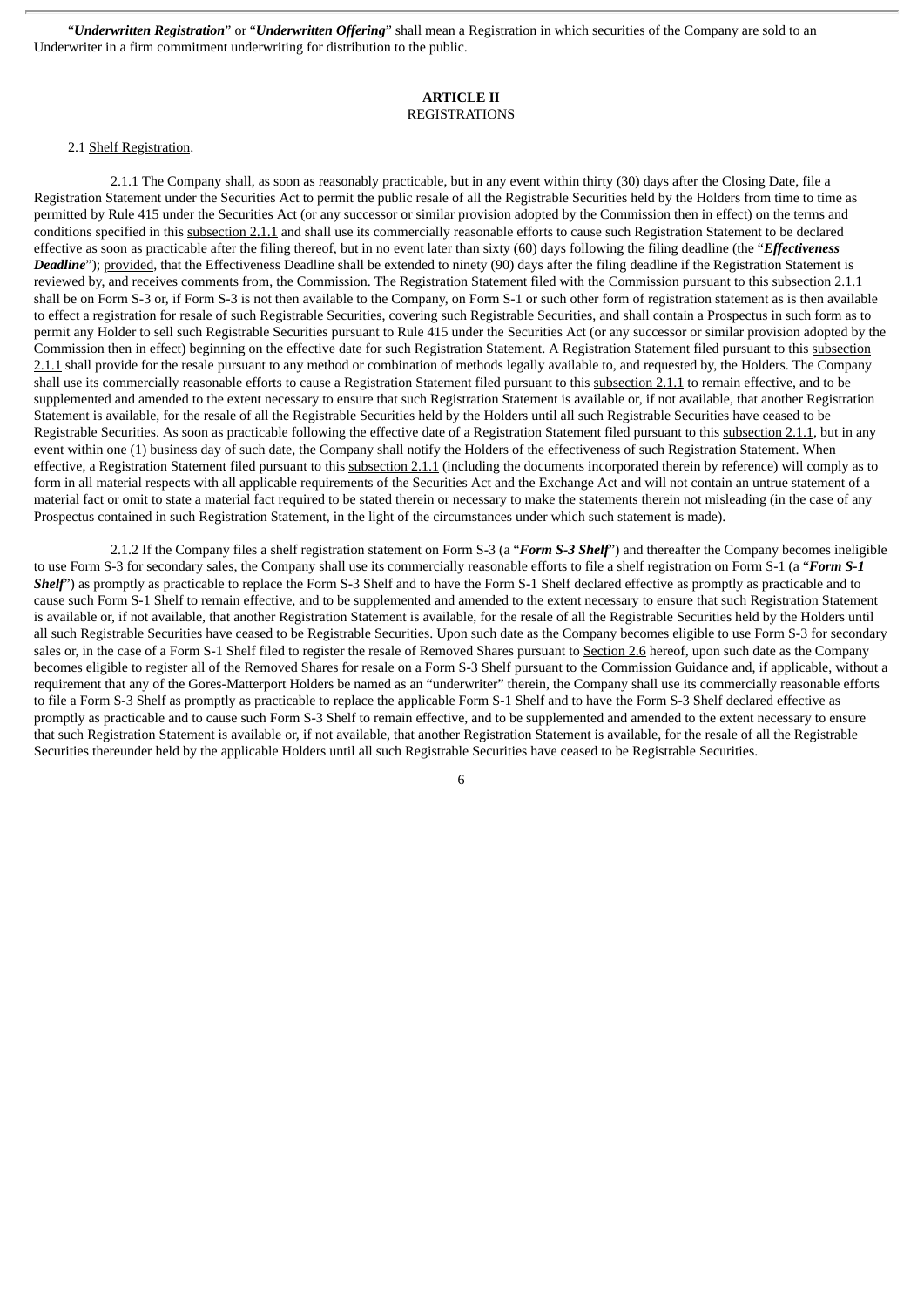"***Underwritten Registration***" or "***Underwritten Offering***" shall mean a Registration in which securities of the Company are sold to an Underwriter in a firm commitment underwriting for distribution to the public.

**ARTICLE II**
REGISTRATIONS

2.1 Shelf Registration.

2.1.1 The Company shall, as soon as reasonably practicable, but in any event within thirty (30) days after the Closing Date, file a Registration Statement under the Securities Act to permit the public resale of all the Registrable Securities held by the Holders from time to time as permitted by Rule 415 under the Securities Act (or any successor or similar provision adopted by the Commission then in effect) on the terms and conditions specified in this subsection 2.1.1 and shall use its commercially reasonable efforts to cause such Registration Statement to be declared effective as soon as reasonably practicable after the filing thereof, but in no event later than sixty (60) days following the filing deadline (the "***Effectiveness Deadline***"); provided, that the Effectiveness Deadline shall be extended to ninety (90) days after the filing deadline if the Registration Statement is reviewed by, and receives comments from, the Commission. The Registration Statement filed with the Commission pursuant to this subsection 2.1.1 shall be on Form S-3 or, if Form S-3 is not then available to the Company, on Form S-1 or such other form of registration statement as is then available to effect a registration for resale of such Registrable Securities, covering such Registrable Securities, and shall contain a Prospectus in such form as to permit any Holder to sell such Registrable Securities pursuant to Rule 415 under the Securities Act (or any successor or similar provision adopted by the Commission then in effect) beginning on the effective date for such Registration Statement. A Registration Statement filed pursuant to this subsection 2.1.1 shall provide for the resale pursuant to any method or combination of methods legally available to, and requested by, the Holders. The Company shall use its commercially reasonable efforts to cause a Registration Statement filed pursuant to this subsection 2.1.1 to remain effective, and to be supplemented and amended to the extent necessary to ensure that such Registration Statement is available or, if not available, that another Registration Statement is available, for the resale of all the Registrable Securities held by the Holders until all such Registrable Securities have ceased to be Registrable Securities. As soon as practicable following the effective date of a Registration Statement filed pursuant to this subsection 2.1.1, but in any event within one (1) business day of such date, the Company shall notify the Holders of the effectiveness of such Registration Statement. When effective, a Registration Statement filed pursuant to this subsection 2.1.1 (including the documents incorporated therein by reference) will comply as to form in all material respects with all applicable requirements of the Securities Act and the Exchange Act and will not contain an untrue statement of a material fact or omit to state a material fact required to be stated therein or necessary to make the statements therein not misleading (in the case of any Prospectus contained in such Registration Statement, in the light of the circumstances under which such statement is made).

2.1.2 If the Company files a shelf registration statement on Form S-3 (a "***Form S-3 Shelf***") and thereafter the Company becomes ineligible to use Form S-3 for secondary sales, the Company shall use its commercially reasonable efforts to file a shelf registration on Form S-1 (a "***Form S-1 Shelf***") as promptly as practicable to replace the Form S-3 Shelf and to have the Form S-1 Shelf declared effective as promptly as practicable and to cause such Form S-1 Shelf to remain effective, and to be supplemented and amended to the extent necessary to ensure that such Registration Statement is available or, if not available, that another Registration Statement is available, for the resale of all the Registrable Securities held by the Holders until all such Registrable Securities have ceased to be Registrable Securities. Upon such date as the Company becomes eligible to use Form S-3 for secondary sales or, in the case of a Form S-1 Shelf filed to register the resale of Removed Shares pursuant to Section 2.6 hereof, upon such date as the Company becomes eligible to register all of the Removed Shares for resale on a Form S-3 Shelf pursuant to the Commission Guidance and, if applicable, without a requirement that any of the Gores-Matterport Holders be named as an "underwriter" therein, the Company shall use its commercially reasonable efforts to file a Form S-3 Shelf as promptly as practicable to replace the applicable Form S-1 Shelf and to have the Form S-3 Shelf declared effective as promptly as practicable and to cause such Form S-3 Shelf to remain effective, and to be supplemented and amended to the extent necessary to ensure that such Registration Statement is available or, if not available, that another Registration Statement is available, for the resale of all the Registrable Securities thereunder held by the applicable Holders until all such Registrable Securities have ceased to be Registrable Securities.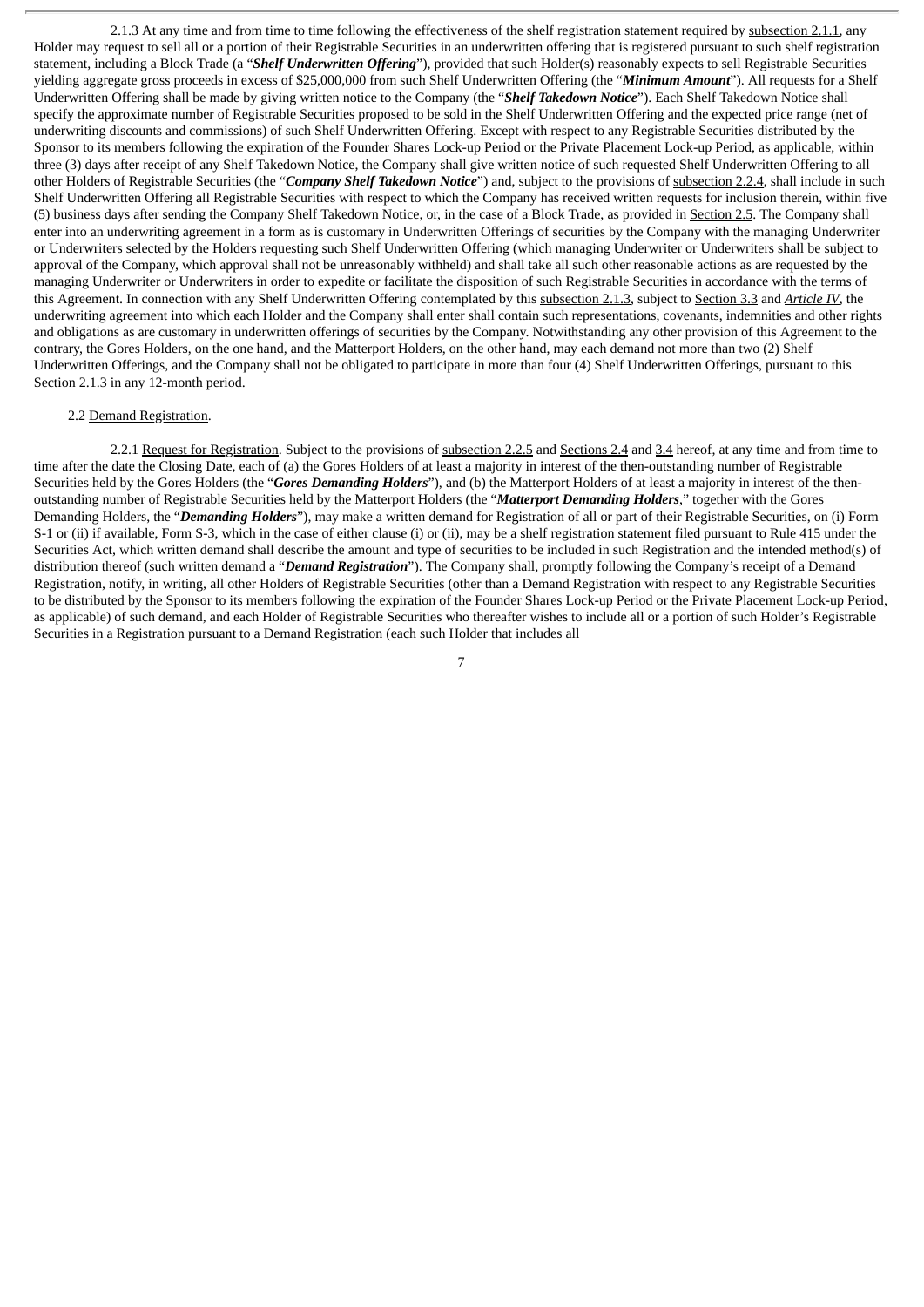2.1.3 At any time and from time to time following the effectiveness of the shelf registration statement required by subsection 2.1.1, any Holder may request to sell all or a portion of their Registrable Securities in an underwritten offering that is registered pursuant to such shelf registration statement, including a Block Trade (a "***Shelf Underwritten Offering***"), provided that such Holder(s) reasonably expects to sell Registrable Securities yielding aggregate gross proceeds in excess of $25,000,000 from such Shelf Underwritten Offering (the "***Minimum Amount***"). All requests for a Shelf Underwritten Offering shall be made by giving written notice to the Company (the "***Shelf Takedown Notice***"). Each Shelf Takedown Notice shall specify the approximate number of Registrable Securities proposed to be sold in the Shelf Underwritten Offering and the expected price range (net of underwriting discounts and commissions) of such Shelf Underwritten Offering. Except with respect to any Registrable Securities distributed by the Sponsor to its members following the expiration of the Founder Shares Lock-up Period or the Private Placement Lock-up Period, as applicable, within three (3) days after receipt of any Shelf Takedown Notice, the Company shall give written notice of such requested Shelf Underwritten Offering to all other Holders of Registrable Securities (the "***Company Shelf Takedown Notice***") and, subject to the provisions of subsection 2.2.4, shall include in such Shelf Underwritten Offering all Registrable Securities with respect to which the Company has received written requests for inclusion therein, within five (5) business days after sending the Company Shelf Takedown Notice, or, in the case of a Block Trade, as provided in Section 2.5. The Company shall enter into an underwriting agreement in a form as is customary in Underwritten Offerings of securities by the Company with the managing Underwriter or Underwriters selected by the Holders requesting such Shelf Underwritten Offering (which managing Underwriter or Underwriters shall be subject to approval of the Company, which approval shall not be unreasonably withheld) and shall take all such other reasonable actions as are requested by the managing Underwriter or Underwriters in order to expedite or facilitate the disposition of such Registrable Securities in accordance with the terms of this Agreement. In connection with any Shelf Underwritten Offering contemplated by this subsection 2.1.3, subject to Section 3.3 and *Article IV*, the underwriting agreement into which each Holder and the Company shall enter shall contain such representations, covenants, indemnities and other rights and obligations as are customary in underwritten offerings of securities by the Company. Notwithstanding any other provision of this Agreement to the contrary, the Gores Holders, on the one hand, and the Matterport Holders, on the other hand, may each demand not more than two (2) Shelf Underwritten Offerings, and the Company shall not be obligated to participate in more than four (4) Shelf Underwritten Offerings, pursuant to this Section 2.1.3 in any 12-month period.

2.2 Demand Registration.

2.2.1 Request for Registration. Subject to the provisions of subsection 2.2.5 and Sections 2.4 and 3.4 hereof, at any time and from time to time after the date the Closing Date, each of (a) the Gores Holders of at least a majority in interest of the then-outstanding number of Registrable Securities held by the Gores Holders (the "***Gores Demanding Holders***"), and (b) the Matterport Holders of at least a majority in interest of the then-outstanding number of Registrable Securities held by the Matterport Holders (the "***Matterport Demanding Holders***," together with the Gores Demanding Holders, the "***Demanding Holders***"), may make a written demand for Registration of all or part of their Registrable Securities, on (i) Form S-1 or (ii) if available, Form S-3, which in the case of either clause (i) or (ii), may be a shelf registration statement filed pursuant to Rule 415 under the Securities Act, which written demand shall describe the amount and type of securities to be included in such Registration and the intended method(s) of distribution thereof (such written demand a "***Demand Registration***"). The Company shall, promptly following the Company's receipt of a Demand Registration, notify, in writing, all other Holders of Registrable Securities (other than a Demand Registration with respect to any Registrable Securities to be distributed by the Sponsor to its members following the expiration of the Founder Shares Lock-up Period or the Private Placement Lock-up Period, as applicable) of such demand, and each Holder of Registrable Securities who thereafter wishes to include all or a portion of such Holder's Registrable Securities in a Registration pursuant to a Demand Registration (each such Holder that includes all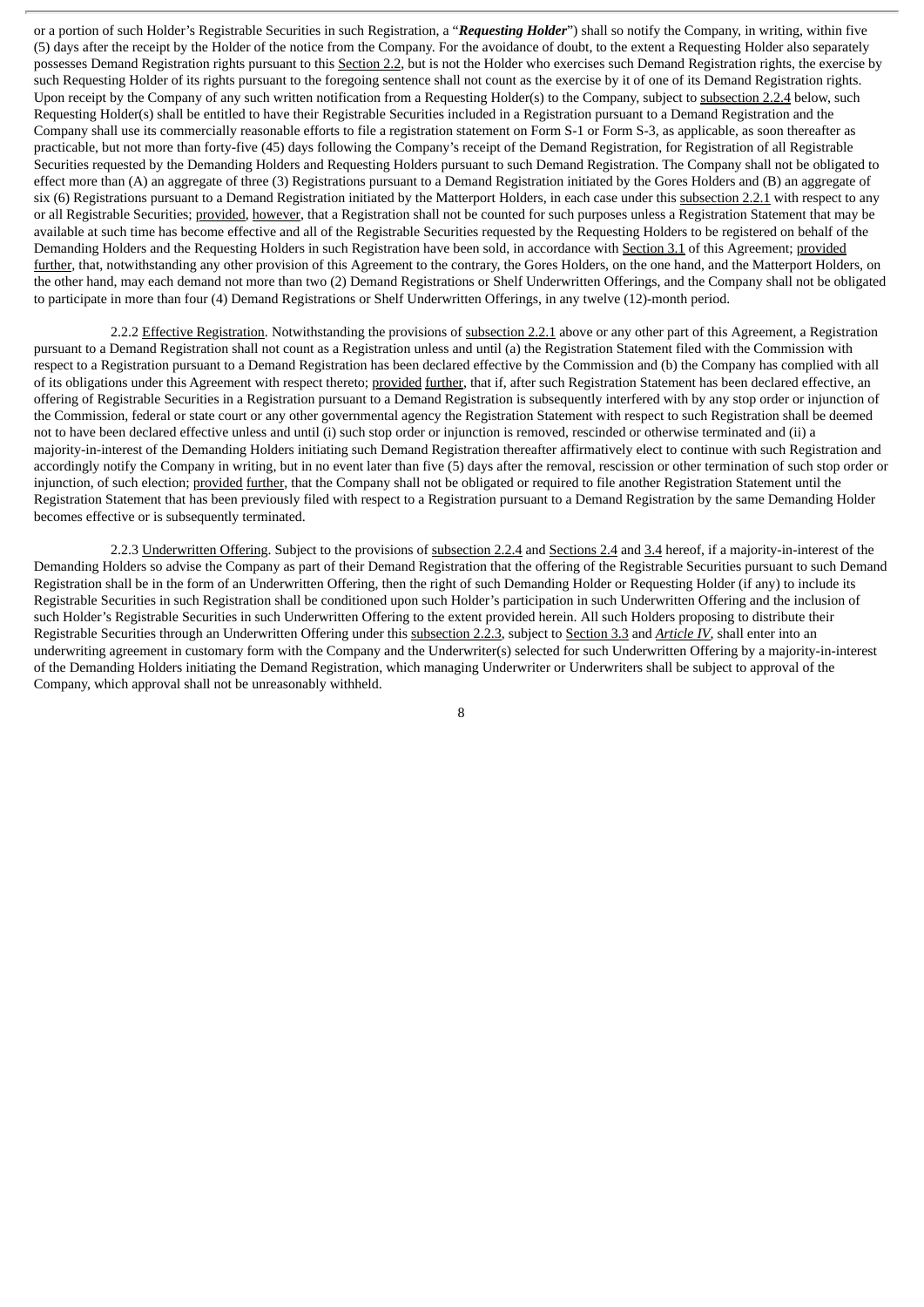or a portion of such Holder's Registrable Securities in such Registration, a "***Requesting Holder***") shall so notify the Company, in writing, within five (5) days after the receipt by the Holder of the notice from the Company. For the avoidance of doubt, to the extent a Requesting Holder also separately possesses Demand Registration rights pursuant to this Section 2.2, but is not the Holder who exercises such Demand Registration rights, the exercise by such Requesting Holder of its rights pursuant to the foregoing sentence shall not count as the exercise by it of one of its Demand Registration rights. Upon receipt by the Company of any such written notification from a Requesting Holder(s) to the Company, subject to subsection 2.2.4 below, such Requesting Holder(s) shall be entitled to have their Registrable Securities included in a Registration pursuant to a Demand Registration and the Company shall use its commercially reasonable efforts to file a registration statement on Form S-1 or Form S-3, as applicable, as soon thereafter as practicable, but not more than forty-five (45) days following the Company's receipt of the Demand Registration, for Registration of all Registrable Securities requested by the Demanding Holders and Requesting Holders pursuant to such Demand Registration. The Company shall not be obligated to effect more than (A) an aggregate of three (3) Registrations pursuant to a Demand Registration initiated by the Gores Holders and (B) an aggregate of six (6) Registrations pursuant to a Demand Registration initiated by the Matterport Holders, in each case under this subsection 2.2.1 with respect to any or all Registrable Securities; provided, however, that a Registration shall not be counted for such purposes unless a Registration Statement that may be available at such time has become effective and all of the Registrable Securities requested by the Requesting Holders to be registered on behalf of the Demanding Holders and the Requesting Holders in such Registration have been sold, in accordance with Section 3.1 of this Agreement; provided further, that, notwithstanding any other provision of this Agreement to the contrary, the Gores Holders, on the one hand, and the Matterport Holders, on the other hand, may each demand not more than two (2) Demand Registrations or Shelf Underwritten Offerings, and the Company shall not be obligated to participate in more than four (4) Demand Registrations or Shelf Underwritten Offerings, in any twelve (12)-month period.

2.2.2 Effective Registration. Notwithstanding the provisions of subsection 2.2.1 above or any other part of this Agreement, a Registration pursuant to a Demand Registration shall not count as a Registration unless and until (a) the Registration Statement filed with the Commission with respect to a Registration pursuant to a Demand Registration has been declared effective by the Commission and (b) the Company has complied with all of its obligations under this Agreement with respect thereto; provided further, that if, after such Registration Statement has been declared effective, an offering of Registrable Securities in a Registration pursuant to a Demand Registration is subsequently interfered with by any stop order or injunction of the Commission, federal or state court or any other governmental agency the Registration Statement with respect to such Registration shall be deemed not to have been declared effective unless and until (i) such stop order or injunction is removed, rescinded or otherwise terminated and (ii) a majority-in-interest of the Demanding Holders initiating such Demand Registration thereafter affirmatively elect to continue with such Registration and accordingly notify the Company in writing, but in no event later than five (5) days after the removal, rescission or other termination of such stop order or injunction, of such election; provided further, that the Company shall not be obligated or required to file another Registration Statement until the Registration Statement that has been previously filed with respect to a Registration pursuant to a Demand Registration by the same Demanding Holder becomes effective or is subsequently terminated.

2.2.3 Underwritten Offering. Subject to the provisions of subsection 2.2.4 and Sections 2.4 and 3.4 hereof, if a majority-in-interest of the Demanding Holders so advise the Company as part of their Demand Registration that the offering of the Registrable Securities pursuant to such Demand Registration shall be in the form of an Underwritten Offering, then the right of such Demanding Holder or Requesting Holder (if any) to include its Registrable Securities in such Registration shall be conditioned upon such Holder's participation in such Underwritten Offering and the inclusion of such Holder's Registrable Securities in such Underwritten Offering to the extent provided herein. All such Holders proposing to distribute their Registrable Securities through an Underwritten Offering under this subsection 2.2.3, subject to Section 3.3 and *Article IV*, shall enter into an underwriting agreement in customary form with the Company and the Underwriter(s) selected for such Underwritten Offering by a majority-in-interest of the Demanding Holders initiating the Demand Registration, which managing Underwriter or Underwriters shall be subject to approval of the Company, which approval shall not be unreasonably withheld.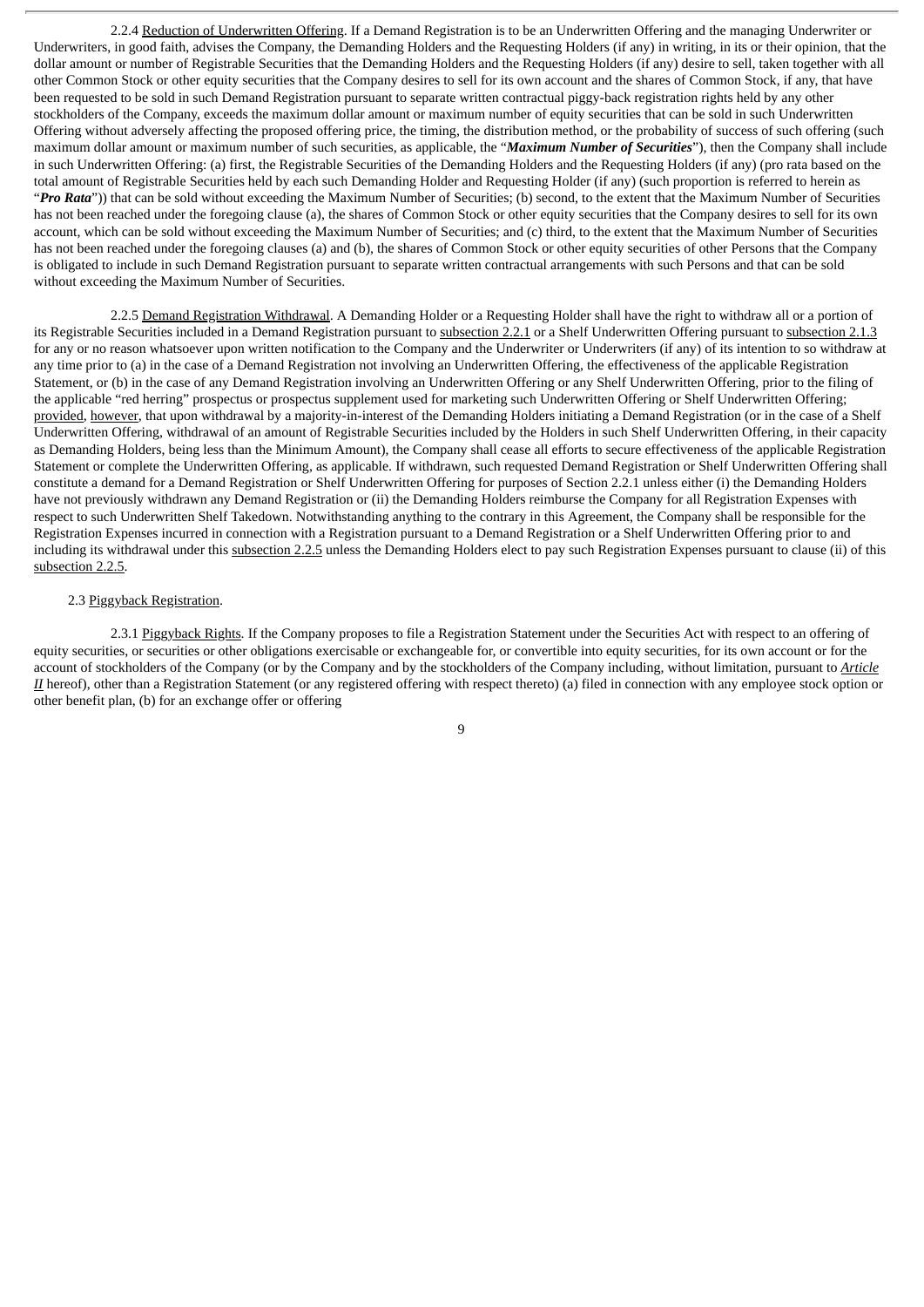2.2.4 Reduction of Underwritten Offering. If a Demand Registration is to be an Underwritten Offering and the managing Underwriter or Underwriters, in good faith, advises the Company, the Demanding Holders and the Requesting Holders (if any) in writing, in its or their opinion, that the dollar amount or number of Registrable Securities that the Demanding Holders and the Requesting Holders (if any) desire to sell, taken together with all other Common Stock or other equity securities that the Company desires to sell for its own account and the shares of Common Stock, if any, that have been requested to be sold in such Demand Registration pursuant to separate written contractual piggy-back registration rights held by any other stockholders of the Company, exceeds the maximum dollar amount or maximum number of equity securities that can be sold in such Underwritten Offering without adversely affecting the proposed offering price, the timing, the distribution method, or the probability of success of such offering (such maximum dollar amount or maximum number of such securities, as applicable, the "***Maximum Number of Securities***"), then the Company shall include in such Underwritten Offering: (a) first, the Registrable Securities of the Demanding Holders and the Requesting Holders (if any) (pro rata based on the total amount of Registrable Securities held by each such Demanding Holder and Requesting Holder (if any) (such proportion is referred to herein as "***Pro Rata***")) that can be sold without exceeding the Maximum Number of Securities; (b) second, to the extent that the Maximum Number of Securities has not been reached under the foregoing clause (a), the shares of Common Stock or other equity securities that the Company desires to sell for its own account, which can be sold without exceeding the Maximum Number of Securities; and (c) third, to the extent that the Maximum Number of Securities has not been reached under the foregoing clauses (a) and (b), the shares of Common Stock or other equity securities of other Persons that the Company is obligated to include in such Demand Registration pursuant to separate written contractual arrangements with such Persons and that can be sold without exceeding the Maximum Number of Securities.

2.2.5 Demand Registration Withdrawal. A Demanding Holder or a Requesting Holder shall have the right to withdraw all or a portion of its Registrable Securities included in a Demand Registration pursuant to subsection 2.2.1 or a Shelf Underwritten Offering pursuant to subsection 2.1.3 for any or no reason whatsoever upon written notification to the Company and the Underwriter or Underwriters (if any) of its intention to so withdraw at any time prior to (a) in the case of a Demand Registration not involving an Underwritten Offering, the effectiveness of the applicable Registration Statement, or (b) in the case of any Demand Registration involving an Underwritten Offering or any Shelf Underwritten Offering, prior to the filing of the applicable "red herring" prospectus or prospectus supplement used for marketing such Underwritten Offering or Shelf Underwritten Offering; provided, however, that upon withdrawal by a majority-in-interest of the Demanding Holders initiating a Demand Registration (or in the case of a Shelf Underwritten Offering, withdrawal of an amount of Registrable Securities included by the Holders in such Shelf Underwritten Offering, in their capacity as Demanding Holders, being less than the Minimum Amount), the Company shall cease all efforts to secure effectiveness of the applicable Registration Statement or complete the Underwritten Offering, as applicable. If withdrawn, such requested Demand Registration or Shelf Underwritten Offering shall constitute a demand for a Demand Registration or Shelf Underwritten Offering for purposes of Section 2.2.1 unless either (i) the Demanding Holders have not previously withdrawn any Demand Registration or (ii) the Demanding Holders reimburse the Company for all Registration Expenses with respect to such Underwritten Shelf Takedown. Notwithstanding anything to the contrary in this Agreement, the Company shall be responsible for the Registration Expenses incurred in connection with a Registration pursuant to a Demand Registration or a Shelf Underwritten Offering prior to and including its withdrawal under this subsection 2.2.5 unless the Demanding Holders elect to pay such Registration Expenses pursuant to clause (ii) of this subsection 2.2.5.

2.3 Piggyback Registration.

2.3.1 Piggyback Rights. If the Company proposes to file a Registration Statement under the Securities Act with respect to an offering of equity securities, or securities or other obligations exercisable or exchangeable for, or convertible into equity securities, for its own account or for the account of stockholders of the Company (or by the Company and by the stockholders of the Company including, without limitation, pursuant to ***Article II*** hereof), other than a Registration Statement (or any registered offering with respect thereto) (a) filed in connection with any employee stock option or other benefit plan, (b) for an exchange offer or offering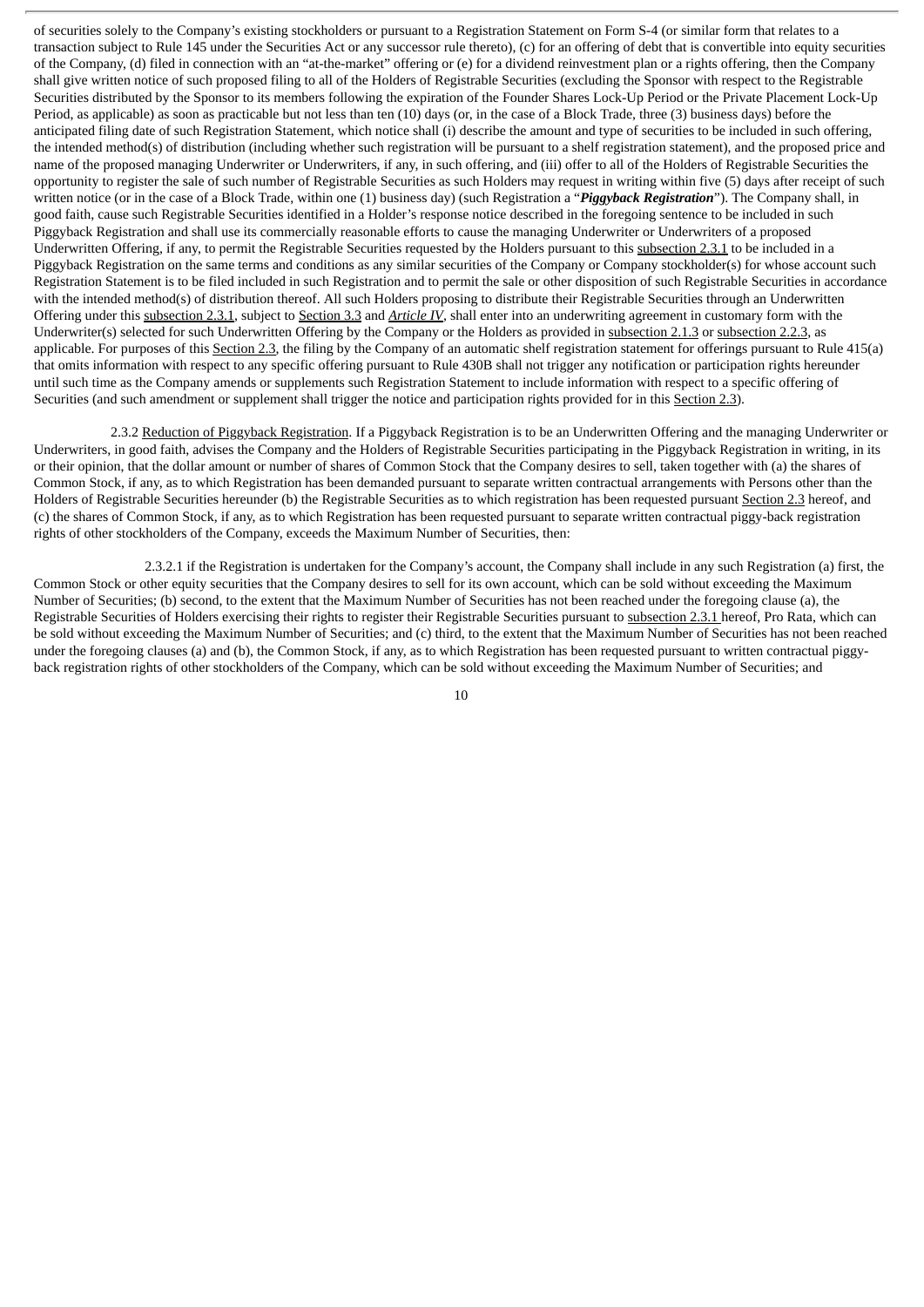of securities solely to the Company's existing stockholders or pursuant to a Registration Statement on Form S-4 (or similar form that relates to a transaction subject to Rule 145 under the Securities Act or any successor rule thereto), (c) for an offering of debt that is convertible into equity securities of the Company, (d) filed in connection with an "at-the-market" offering or (e) for a dividend reinvestment plan or a rights offering, then the Company shall give written notice of such proposed filing to all of the Holders of Registrable Securities (excluding the Sponsor with respect to the Registrable Securities distributed by the Sponsor to its members following the expiration of the Founder Shares Lock-Up Period or the Private Placement Lock-Up Period, as applicable) as soon as practicable but not less than ten (10) days (or, in the case of a Block Trade, three (3) business days) before the anticipated filing date of such Registration Statement, which notice shall (i) describe the amount and type of securities to be included in such offering, the intended method(s) of distribution (including whether such registration will be pursuant to a shelf registration statement), and the proposed price and name of the proposed managing Underwriter or Underwriters, if any, in such offering, and (iii) offer to all of the Holders of Registrable Securities the opportunity to register the sale of such number of Registrable Securities as such Holders may request in writing within five (5) days after receipt of such written notice (or in the case of a Block Trade, within one (1) business day) (such Registration a "***Piggyback Registration***"). The Company shall, in good faith, cause such Registrable Securities identified in a Holder's response notice described in the foregoing sentence to be included in such Piggyback Registration and shall use its commercially reasonable efforts to cause the managing Underwriter or Underwriters of a proposed Underwritten Offering, if any, to permit the Registrable Securities requested by the Holders pursuant to this subsection 2.3.1 to be included in a Piggyback Registration on the same terms and conditions as any similar securities of the Company or Company stockholder(s) for whose account such Registration Statement is to be filed included in such Registration and to permit the sale or other disposition of such Registrable Securities in accordance with the intended method(s) of distribution thereof. All such Holders proposing to distribute their Registrable Securities through an Underwritten Offering under this subsection 2.3.1, subject to Section 3.3 and *Article IV*, shall enter into an underwriting agreement in customary form with the Underwriter(s) selected for such Underwritten Offering by the Company or the Holders as provided in subsection 2.1.3 or subsection 2.2.3, as applicable. For purposes of this Section 2.3, the filing by the Company of an automatic shelf registration statement for offerings pursuant to Rule 415(a) that omits information with respect to any specific offering pursuant to Rule 430B shall not trigger any notification or participation rights hereunder until such time as the Company amends or supplements such Registration Statement to include information with respect to a specific offering of Securities (and such amendment or supplement shall trigger the notice and participation rights provided for in this Section 2.3).

2.3.2 Reduction of Piggyback Registration. If a Piggyback Registration is to be an Underwritten Offering and the managing Underwriter or Underwriters, in good faith, advises the Company and the Holders of Registrable Securities participating in the Piggyback Registration in writing, in its or their opinion, that the dollar amount or number of shares of Common Stock that the Company desires to sell, taken together with (a) the shares of Common Stock, if any, as to which Registration has been demanded pursuant to separate written contractual arrangements with Persons other than the Holders of Registrable Securities hereunder (b) the Registrable Securities as to which registration has been requested pursuant Section 2.3 hereof, and (c) the shares of Common Stock, if any, as to which Registration has been requested pursuant to separate written contractual piggy-back registration rights of other stockholders of the Company, exceeds the Maximum Number of Securities, then:

2.3.2.1 if the Registration is undertaken for the Company's account, the Company shall include in any such Registration (a) first, the Common Stock or other equity securities that the Company desires to sell for its own account, which can be sold without exceeding the Maximum Number of Securities; (b) second, to the extent that the Maximum Number of Securities has not been reached under the foregoing clause (a), the Registrable Securities of Holders exercising their rights to register their Registrable Securities pursuant to subsection 2.3.1 hereof, Pro Rata, which can be sold without exceeding the Maximum Number of Securities; and (c) third, to the extent that the Maximum Number of Securities has not been reached under the foregoing clauses (a) and (b), the Common Stock, if any, as to which Registration has been requested pursuant to written contractual piggy-back registration rights of other stockholders of the Company, which can be sold without exceeding the Maximum Number of Securities; and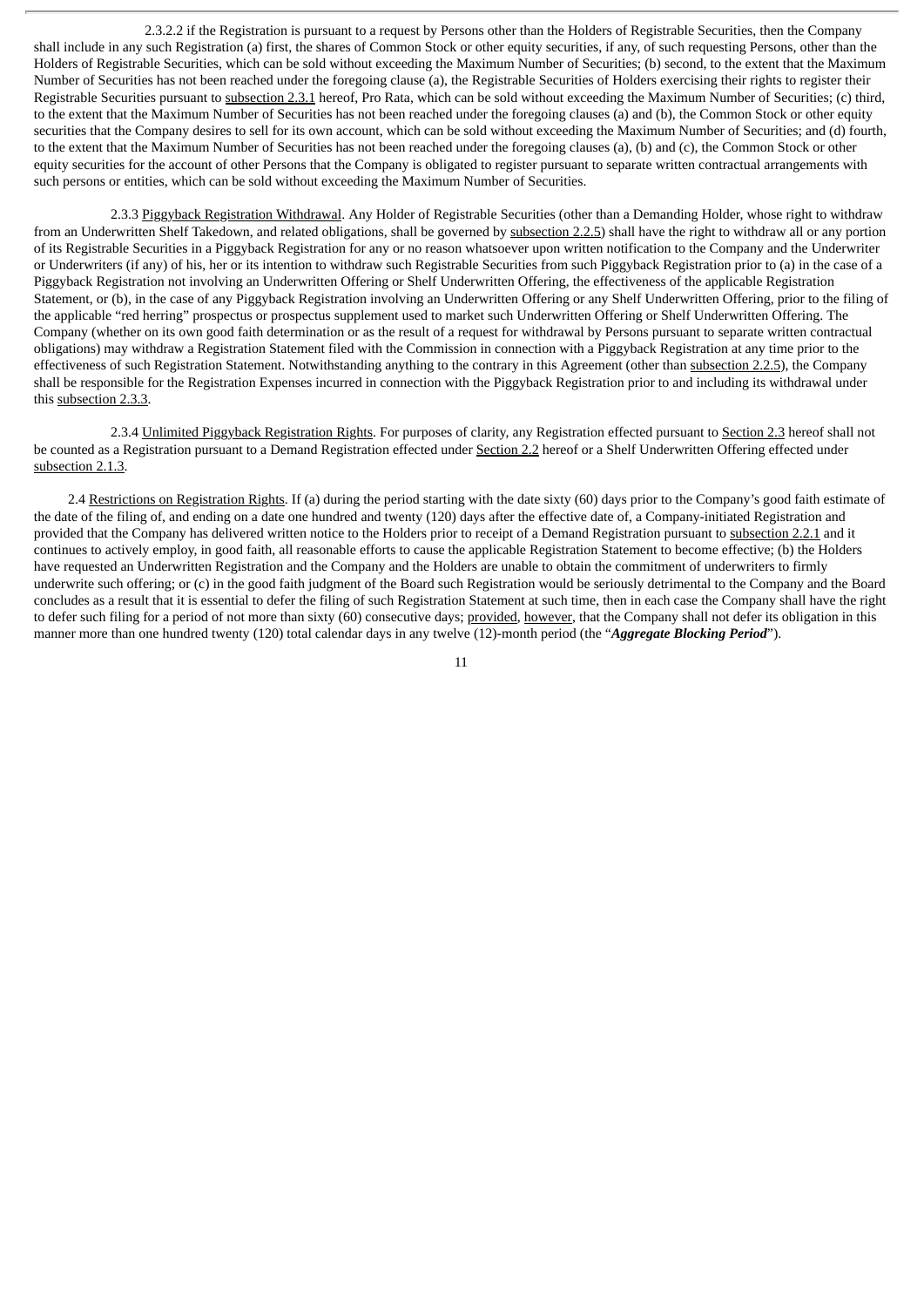2.3.2.2 if the Registration is pursuant to a request by Persons other than the Holders of Registrable Securities, then the Company shall include in any such Registration (a) first, the shares of Common Stock or other equity securities, if any, of such requesting Persons, other than the Holders of Registrable Securities, which can be sold without exceeding the Maximum Number of Securities; (b) second, to the extent that the Maximum Number of Securities has not been reached under the foregoing clause (a), the Registrable Securities of Holders exercising their rights to register their Registrable Securities pursuant to subsection 2.3.1 hereof, Pro Rata, which can be sold without exceeding the Maximum Number of Securities; (c) third, to the extent that the Maximum Number of Securities has not been reached under the foregoing clauses (a) and (b), the Common Stock or other equity securities that the Company desires to sell for its own account, which can be sold without exceeding the Maximum Number of Securities; and (d) fourth, to the extent that the Maximum Number of Securities has not been reached under the foregoing clauses (a), (b) and (c), the Common Stock or other equity securities for the account of other Persons that the Company is obligated to register pursuant to separate written contractual arrangements with such persons or entities, which can be sold without exceeding the Maximum Number of Securities.

2.3.3 Piggyback Registration Withdrawal. Any Holder of Registrable Securities (other than a Demanding Holder, whose right to withdraw from an Underwritten Shelf Takedown, and related obligations, shall be governed by subsection 2.2.5) shall have the right to withdraw all or any portion of its Registrable Securities in a Piggyback Registration for any or no reason whatsoever upon written notification to the Company and the Underwriter or Underwriters (if any) of his, her or its intention to withdraw such Registrable Securities from such Piggyback Registration prior to (a) in the case of a Piggyback Registration not involving an Underwritten Offering or Shelf Underwritten Offering, the effectiveness of the applicable Registration Statement, or (b), in the case of any Piggyback Registration involving an Underwritten Offering or any Shelf Underwritten Offering, prior to the filing of the applicable "red herring" prospectus or prospectus supplement used to market such Underwritten Offering or Shelf Underwritten Offering. The Company (whether on its own good faith determination or as the result of a request for withdrawal by Persons pursuant to separate written contractual obligations) may withdraw a Registration Statement filed with the Commission in connection with a Piggyback Registration at any time prior to the effectiveness of such Registration Statement. Notwithstanding anything to the contrary in this Agreement (other than subsection 2.2.5), the Company shall be responsible for the Registration Expenses incurred in connection with the Piggyback Registration prior to and including its withdrawal under this subsection 2.3.3.

2.3.4 Unlimited Piggyback Registration Rights. For purposes of clarity, any Registration effected pursuant to Section 2.3 hereof shall not be counted as a Registration pursuant to a Demand Registration effected under Section 2.2 hereof or a Shelf Underwritten Offering effected under subsection 2.1.3.

2.4 Restrictions on Registration Rights. If (a) during the period starting with the date sixty (60) days prior to the Company's good faith estimate of the date of the filing of, and ending on a date one hundred and twenty (120) days after the effective date of, a Company-initiated Registration and provided that the Company has delivered written notice to the Holders prior to receipt of a Demand Registration pursuant to subsection 2.2.1 and it continues to actively employ, in good faith, all reasonable efforts to cause the applicable Registration Statement to become effective; (b) the Holders have requested an Underwritten Registration and the Company and the Holders are unable to obtain the commitment of underwriters to firmly underwrite such offering; or (c) in the good faith judgment of the Board such Registration would be seriously detrimental to the Company and the Board concludes as a result that it is essential to defer the filing of such Registration Statement at such time, then in each case the Company shall have the right to defer such filing for a period of not more than sixty (60) consecutive days; provided, however, that the Company shall not defer its obligation in this manner more than one hundred twenty (120) total calendar days in any twelve (12)-month period (the "***Aggregate Blocking Period***").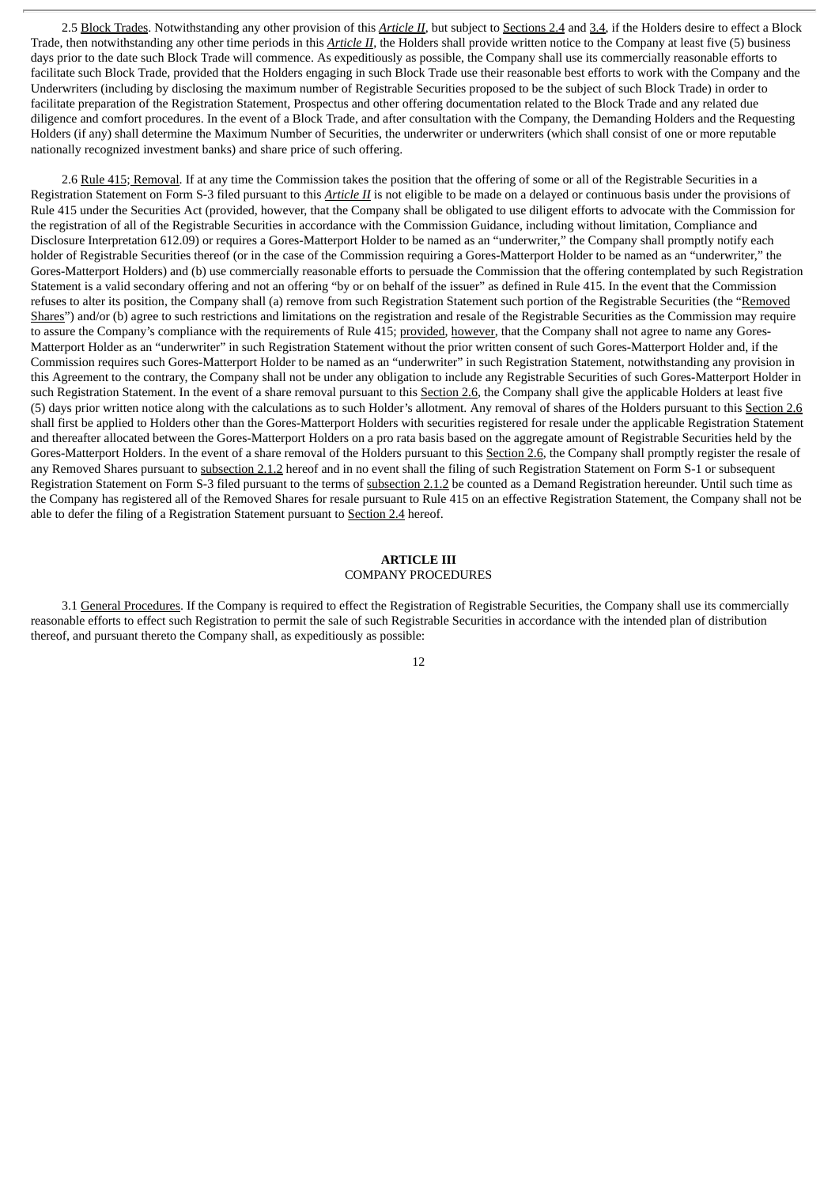2.5 Block Trades. Notwithstanding any other provision of this *Article II*, but subject to Sections 2.4 and 3.4, if the Holders desire to effect a Block Trade, then notwithstanding any other time periods in this *Article II*, the Holders shall provide written notice to the Company at least five (5) business days prior to the date such Block Trade will commence. As expeditiously as possible, the Company shall use its commercially reasonable efforts to facilitate such Block Trade, provided that the Holders engaging in such Block Trade use their reasonable best efforts to work with the Company and the Underwriters (including by disclosing the maximum number of Registrable Securities proposed to be the subject of such Block Trade) in order to facilitate preparation of the Registration Statement, Prospectus and other offering documentation related to the Block Trade and any related due diligence and comfort procedures. In the event of a Block Trade, and after consultation with the Company, the Demanding Holders and the Requesting Holders (if any) shall determine the Maximum Number of Securities, the underwriter or underwriters (which shall consist of one or more reputable nationally recognized investment banks) and share price of such offering.

2.6 Rule 415; Removal. If at any time the Commission takes the position that the offering of some or all of the Registrable Securities in a Registration Statement on Form S-3 filed pursuant to this *Article II* is not eligible to be made on a delayed or continuous basis under the provisions of Rule 415 under the Securities Act (provided, however, that the Company shall be obligated to use diligent efforts to advocate with the Commission for the registration of all of the Registrable Securities in accordance with the Commission Guidance, including without limitation, Compliance and Disclosure Interpretation 612.09) or requires a Gores-Matterport Holder to be named as an "underwriter," the Company shall promptly notify each holder of Registrable Securities thereof (or in the case of the Commission requiring a Gores-Matterport Holder to be named as an "underwriter," the Gores-Matterport Holders) and (b) use commercially reasonable efforts to persuade the Commission that the offering contemplated by such Registration Statement is a valid secondary offering and not an offering "by or on behalf of the issuer" as defined in Rule 415. In the event that the Commission refuses to alter its position, the Company shall (a) remove from such Registration Statement such portion of the Registrable Securities (the "Removed Shares") and/or (b) agree to such restrictions and limitations on the registration and resale of the Registrable Securities as the Commission may require to assure the Company's compliance with the requirements of Rule 415; provided, however, that the Company shall not agree to name any Gores-Matterport Holder as an "underwriter" in such Registration Statement without the prior written consent of such Gores-Matterport Holder and, if the Commission requires such Gores-Matterport Holder to be named as an "underwriter" in such Registration Statement, notwithstanding any provision in this Agreement to the contrary, the Company shall not be under any obligation to include any Registrable Securities of such Gores-Matterport Holder in such Registration Statement. In the event of a share removal pursuant to this Section 2.6, the Company shall give the applicable Holders at least five (5) days prior written notice along with the calculations as to such Holder's allotment. Any removal of shares of the Holders pursuant to this Section 2.6 shall first be applied to Holders other than the Gores-Matterport Holders with securities registered for resale under the applicable Registration Statement and thereafter allocated between the Gores-Matterport Holders on a pro rata basis based on the aggregate amount of Registrable Securities held by the Gores-Matterport Holders. In the event of a share removal of the Holders pursuant to this Section 2.6, the Company shall promptly register the resale of any Removed Shares pursuant to subsection 2.1.2 hereof and in no event shall the filing of such Registration Statement on Form S-1 or subsequent Registration Statement on Form S-3 filed pursuant to the terms of subsection 2.1.2 be counted as a Demand Registration hereunder. Until such time as the Company has registered all of the Removed Shares for resale pursuant to Rule 415 on an effective Registration Statement, the Company shall not be able to defer the filing of a Registration Statement pursuant to Section 2.4 hereof.

## ARTICLE III
COMPANY PROCEDURES

3.1 General Procedures. If the Company is required to effect the Registration of Registrable Securities, the Company shall use its commercially reasonable efforts to effect such Registration to permit the sale of such Registrable Securities in accordance with the intended plan of distribution thereof, and pursuant thereto the Company shall, as expeditiously as possible: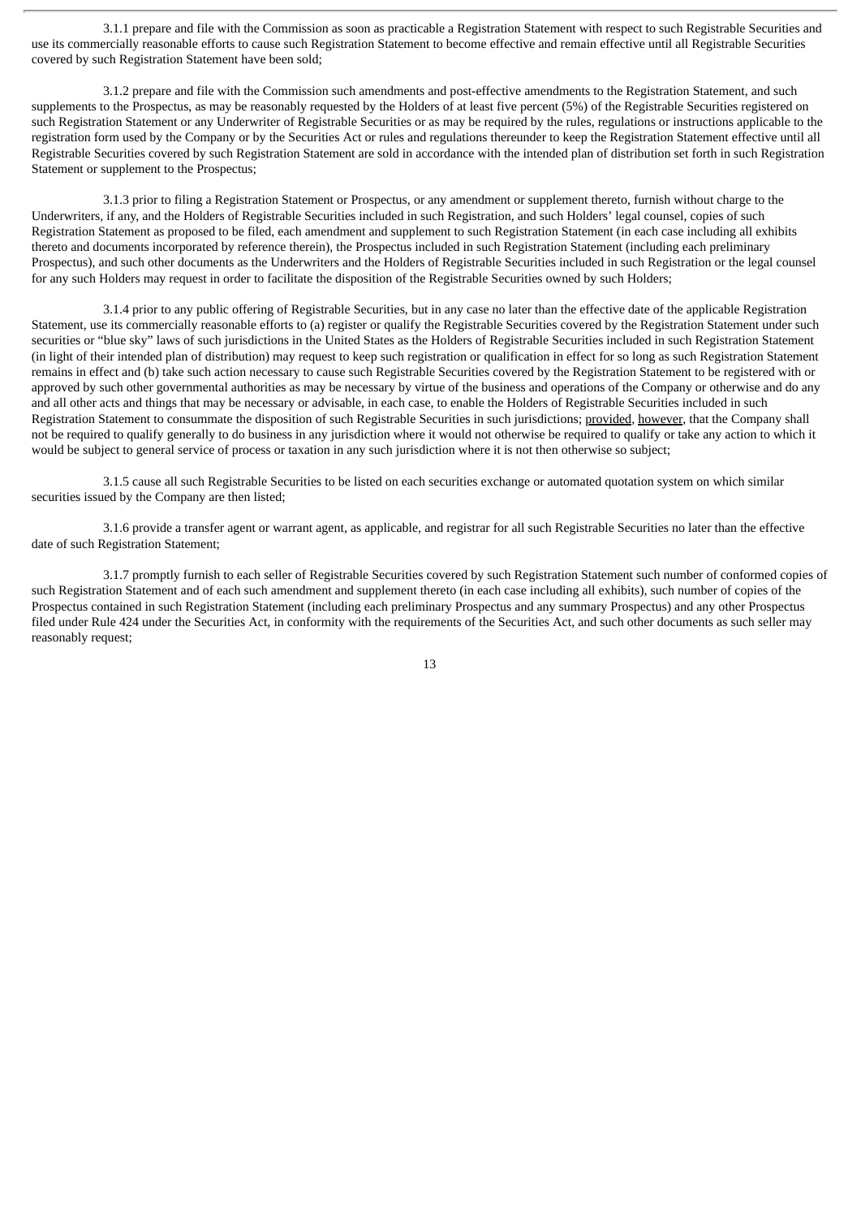3.1.1 prepare and file with the Commission as soon as practicable a Registration Statement with respect to such Registrable Securities and use its commercially reasonable efforts to cause such Registration Statement to become effective and remain effective until all Registrable Securities covered by such Registration Statement have been sold;

3.1.2 prepare and file with the Commission such amendments and post-effective amendments to the Registration Statement, and such supplements to the Prospectus, as may be reasonably requested by the Holders of at least five percent (5%) of the Registrable Securities registered on such Registration Statement or any Underwriter of Registrable Securities or as may be required by the rules, regulations or instructions applicable to the registration form used by the Company or by the Securities Act or rules and regulations thereunder to keep the Registration Statement effective until all Registrable Securities covered by such Registration Statement are sold in accordance with the intended plan of distribution set forth in such Registration Statement or supplement to the Prospectus;

3.1.3 prior to filing a Registration Statement or Prospectus, or any amendment or supplement thereto, furnish without charge to the Underwriters, if any, and the Holders of Registrable Securities included in such Registration, and such Holders' legal counsel, copies of such Registration Statement as proposed to be filed, each amendment and supplement to such Registration Statement (in each case including all exhibits thereto and documents incorporated by reference therein), the Prospectus included in such Registration Statement (including each preliminary Prospectus), and such other documents as the Underwriters and the Holders of Registrable Securities included in such Registration or the legal counsel for any such Holders may request in order to facilitate the disposition of the Registrable Securities owned by such Holders;

3.1.4 prior to any public offering of Registrable Securities, but in any case no later than the effective date of the applicable Registration Statement, use its commercially reasonable efforts to (a) register or qualify the Registrable Securities covered by the Registration Statement under such securities or "blue sky" laws of such jurisdictions in the United States as the Holders of Registrable Securities included in such Registration Statement (in light of their intended plan of distribution) may request to keep such registration or qualification in effect for so long as such Registration Statement remains in effect and (b) take such action necessary to cause such Registrable Securities covered by the Registration Statement to be registered with or approved by such other governmental authorities as may be necessary by virtue of the business and operations of the Company or otherwise and do any and all other acts and things that may be necessary or advisable, in each case, to enable the Holders of Registrable Securities included in such Registration Statement to consummate the disposition of such Registrable Securities in such jurisdictions; provided, however, that the Company shall not be required to qualify generally to do business in any jurisdiction where it would not otherwise be required to qualify or take any action to which it would be subject to general service of process or taxation in any such jurisdiction where it is not then otherwise so subject;

3.1.5 cause all such Registrable Securities to be listed on each securities exchange or automated quotation system on which similar securities issued by the Company are then listed;

3.1.6 provide a transfer agent or warrant agent, as applicable, and registrar for all such Registrable Securities no later than the effective date of such Registration Statement;

3.1.7 promptly furnish to each seller of Registrable Securities covered by such Registration Statement such number of conformed copies of such Registration Statement and of each such amendment and supplement thereto (in each case including all exhibits), such number of copies of the Prospectus contained in such Registration Statement (including each preliminary Prospectus and any summary Prospectus) and any other Prospectus filed under Rule 424 under the Securities Act, in conformity with the requirements of the Securities Act, and such other documents as such seller may reasonably request;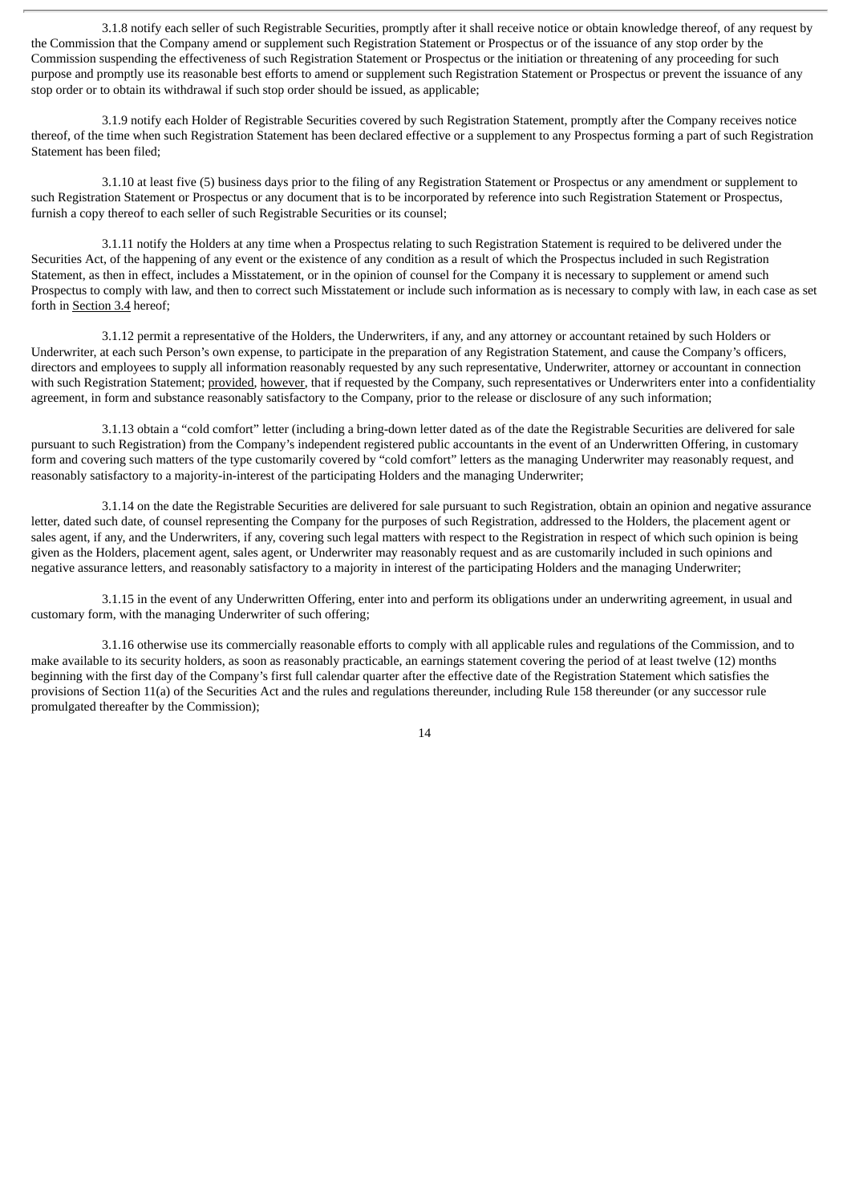3.1.8 notify each seller of such Registrable Securities, promptly after it shall receive notice or obtain knowledge thereof, of any request by the Commission that the Company amend or supplement such Registration Statement or Prospectus or of the issuance of any stop order by the Commission suspending the effectiveness of such Registration Statement or Prospectus or the initiation or threatening of any proceeding for such purpose and promptly use its reasonable best efforts to amend or supplement such Registration Statement or Prospectus or prevent the issuance of any stop order or to obtain its withdrawal if such stop order should be issued, as applicable;

3.1.9 notify each Holder of Registrable Securities covered by such Registration Statement, promptly after the Company receives notice thereof, of the time when such Registration Statement has been declared effective or a supplement to any Prospectus forming a part of such Registration Statement has been filed;

3.1.10 at least five (5) business days prior to the filing of any Registration Statement or Prospectus or any amendment or supplement to such Registration Statement or Prospectus or any document that is to be incorporated by reference into such Registration Statement or Prospectus, furnish a copy thereof to each seller of such Registrable Securities or its counsel;

3.1.11 notify the Holders at any time when a Prospectus relating to such Registration Statement is required to be delivered under the Securities Act, of the happening of any event or the existence of any condition as a result of which the Prospectus included in such Registration Statement, as then in effect, includes a Misstatement, or in the opinion of counsel for the Company it is necessary to supplement or amend such Prospectus to comply with law, and then to correct such Misstatement or include such information as is necessary to comply with law, in each case as set forth in Section 3.4 hereof;

3.1.12 permit a representative of the Holders, the Underwriters, if any, and any attorney or accountant retained by such Holders or Underwriter, at each such Person's own expense, to participate in the preparation of any Registration Statement, and cause the Company's officers, directors and employees to supply all information reasonably requested by any such representative, Underwriter, attorney or accountant in connection with such Registration Statement; provided, however, that if requested by the Company, such representatives or Underwriters enter into a confidentiality agreement, in form and substance reasonably satisfactory to the Company, prior to the release or disclosure of any such information;

3.1.13 obtain a "cold comfort" letter (including a bring-down letter dated as of the date the Registrable Securities are delivered for sale pursuant to such Registration) from the Company's independent registered public accountants in the event of an Underwritten Offering, in customary form and covering such matters of the type customarily covered by "cold comfort" letters as the managing Underwriter may reasonably request, and reasonably satisfactory to a majority-in-interest of the participating Holders and the managing Underwriter;

3.1.14 on the date the Registrable Securities are delivered for sale pursuant to such Registration, obtain an opinion and negative assurance letter, dated such date, of counsel representing the Company for the purposes of such Registration, addressed to the Holders, the placement agent or sales agent, if any, and the Underwriters, if any, covering such legal matters with respect to the Registration in respect of which such opinion is being given as the Holders, placement agent, sales agent, or Underwriter may reasonably request and as are customarily included in such opinions and negative assurance letters, and reasonably satisfactory to a majority in interest of the participating Holders and the managing Underwriter;

3.1.15 in the event of any Underwritten Offering, enter into and perform its obligations under an underwriting agreement, in usual and customary form, with the managing Underwriter of such offering;

3.1.16 otherwise use its commercially reasonable efforts to comply with all applicable rules and regulations of the Commission, and to make available to its security holders, as soon as reasonably practicable, an earnings statement covering the period of at least twelve (12) months beginning with the first day of the Company's first full calendar quarter after the effective date of the Registration Statement which satisfies the provisions of Section 11(a) of the Securities Act and the rules and regulations thereunder, including Rule 158 thereunder (or any successor rule promulgated thereafter by the Commission);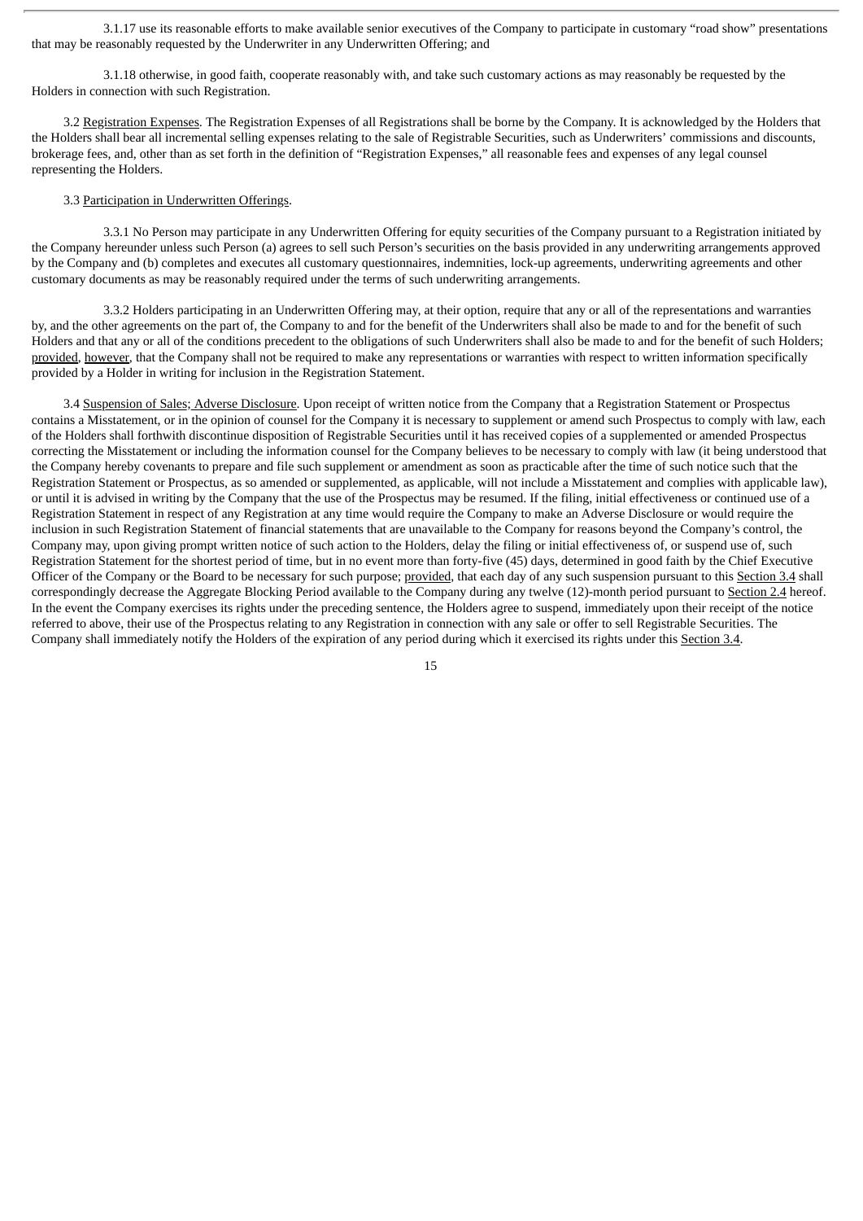3.1.17 use its reasonable efforts to make available senior executives of the Company to participate in customary "road show" presentations that may be reasonably requested by the Underwriter in any Underwritten Offering; and

3.1.18 otherwise, in good faith, cooperate reasonably with, and take such customary actions as may reasonably be requested by the Holders in connection with such Registration.

3.2 Registration Expenses. The Registration Expenses of all Registrations shall be borne by the Company. It is acknowledged by the Holders that the Holders shall bear all incremental selling expenses relating to the sale of Registrable Securities, such as Underwriters' commissions and discounts, brokerage fees, and, other than as set forth in the definition of "Registration Expenses," all reasonable fees and expenses of any legal counsel representing the Holders.

3.3 Participation in Underwritten Offerings.

3.3.1 No Person may participate in any Underwritten Offering for equity securities of the Company pursuant to a Registration initiated by the Company hereunder unless such Person (a) agrees to sell such Person's securities on the basis provided in any underwriting arrangements approved by the Company and (b) completes and executes all customary questionnaires, indemnities, lock-up agreements, underwriting agreements and other customary documents as may be reasonably required under the terms of such underwriting arrangements.

3.3.2 Holders participating in an Underwritten Offering may, at their option, require that any or all of the representations and warranties by, and the other agreements on the part of, the Company to and for the benefit of the Underwriters shall also be made to and for the benefit of such Holders and that any or all of the conditions precedent to the obligations of such Underwriters shall also be made to and for the benefit of such Holders; provided, however, that the Company shall not be required to make any representations or warranties with respect to written information specifically provided by a Holder in writing for inclusion in the Registration Statement.

3.4 Suspension of Sales; Adverse Disclosure. Upon receipt of written notice from the Company that a Registration Statement or Prospectus contains a Misstatement, or in the opinion of counsel for the Company it is necessary to supplement or amend such Prospectus to comply with law, each of the Holders shall forthwith discontinue disposition of Registrable Securities until it has received copies of a supplemented or amended Prospectus correcting the Misstatement or including the information counsel for the Company believes to be necessary to comply with law (it being understood that the Company hereby covenants to prepare and file such supplement or amendment as soon as practicable after the time of such notice such that the Registration Statement or Prospectus, as so amended or supplemented, as applicable, will not include a Misstatement and complies with applicable law), or until it is advised in writing by the Company that the use of the Prospectus may be resumed. If the filing, initial effectiveness or continued use of a Registration Statement in respect of any Registration at any time would require the Company to make an Adverse Disclosure or would require the inclusion in such Registration Statement of financial statements that are unavailable to the Company for reasons beyond the Company's control, the Company may, upon giving prompt written notice of such action to the Holders, delay the filing or initial effectiveness of, or suspend use of, such Registration Statement for the shortest period of time, but in no event more than forty-five (45) days, determined in good faith by the Chief Executive Officer of the Company or the Board to be necessary for such purpose; provided, that each day of any such suspension pursuant to this Section 3.4 shall correspondingly decrease the Aggregate Blocking Period available to the Company during any twelve (12)-month period pursuant to Section 2.4 hereof. In the event the Company exercises its rights under the preceding sentence, the Holders agree to suspend, immediately upon their receipt of the notice referred to above, their use of the Prospectus relating to any Registration in connection with any sale or offer to sell Registrable Securities. The Company shall immediately notify the Holders of the expiration of any period during which it exercised its rights under this Section 3.4.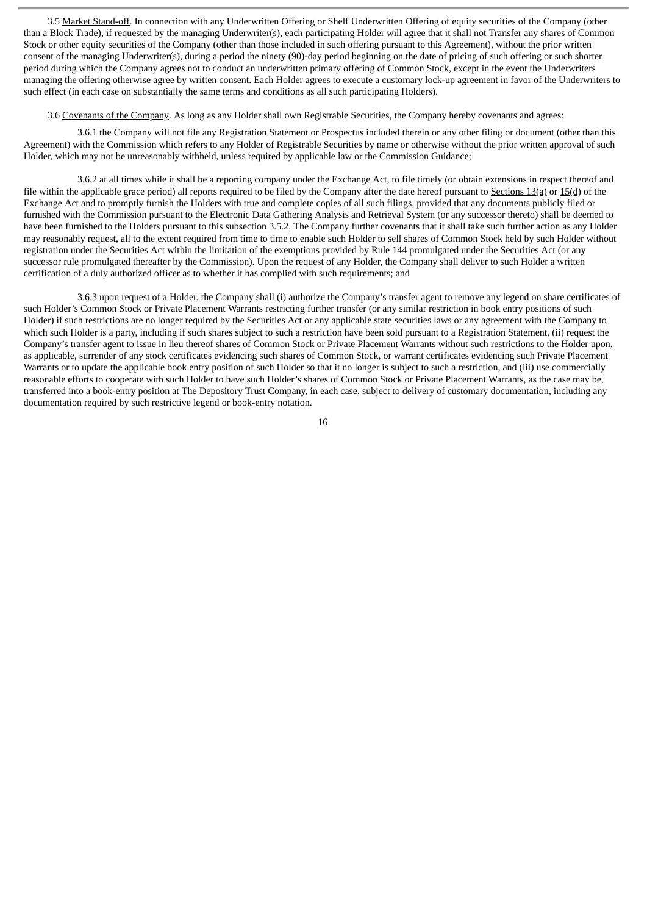3.5 Market Stand-off. In connection with any Underwritten Offering or Shelf Underwritten Offering of equity securities of the Company (other than a Block Trade), if requested by the managing Underwriter(s), each participating Holder will agree that it shall not Transfer any shares of Common Stock or other equity securities of the Company (other than those included in such offering pursuant to this Agreement), without the prior written consent of the managing Underwriter(s), during a period the ninety (90)-day period beginning on the date of pricing of such offering or such shorter period during which the Company agrees not to conduct an underwritten primary offering of Common Stock, except in the event the Underwriters managing the offering otherwise agree by written consent. Each Holder agrees to execute a customary lock-up agreement in favor of the Underwriters to such effect (in each case on substantially the same terms and conditions as all such participating Holders).

3.6 Covenants of the Company. As long as any Holder shall own Registrable Securities, the Company hereby covenants and agrees:

3.6.1 the Company will not file any Registration Statement or Prospectus included therein or any other filing or document (other than this Agreement) with the Commission which refers to any Holder of Registrable Securities by name or otherwise without the prior written approval of such Holder, which may not be unreasonably withheld, unless required by applicable law or the Commission Guidance;

3.6.2 at all times while it shall be a reporting company under the Exchange Act, to file timely (or obtain extensions in respect thereof and file within the applicable grace period) all reports required to be filed by the Company after the date hereof pursuant to Sections 13(a) or 15(d) of the Exchange Act and to promptly furnish the Holders with true and complete copies of all such filings, provided that any documents publicly filed or furnished with the Commission pursuant to the Electronic Data Gathering Analysis and Retrieval System (or any successor thereto) shall be deemed to have been furnished to the Holders pursuant to this subsection 3.5.2. The Company further covenants that it shall take such further action as any Holder may reasonably request, all to the extent required from time to time to enable such Holder to sell shares of Common Stock held by such Holder without registration under the Securities Act within the limitation of the exemptions provided by Rule 144 promulgated under the Securities Act (or any successor rule promulgated thereafter by the Commission). Upon the request of any Holder, the Company shall deliver to such Holder a written certification of a duly authorized officer as to whether it has complied with such requirements; and

3.6.3 upon request of a Holder, the Company shall (i) authorize the Company's transfer agent to remove any legend on share certificates of such Holder's Common Stock or Private Placement Warrants restricting further transfer (or any similar restriction in book entry positions of such Holder) if such restrictions are no longer required by the Securities Act or any applicable state securities laws or any agreement with the Company to which such Holder is a party, including if such shares subject to such a restriction have been sold pursuant to a Registration Statement, (ii) request the Company's transfer agent to issue in lieu thereof shares of Common Stock or Private Placement Warrants without such restrictions to the Holder upon, as applicable, surrender of any stock certificates evidencing such shares of Common Stock, or warrant certificates evidencing such Private Placement Warrants or to update the applicable book entry position of such Holder so that it no longer is subject to such a restriction, and (iii) use commercially reasonable efforts to cooperate with such Holder to have such Holder's shares of Common Stock or Private Placement Warrants, as the case may be, transferred into a book-entry position at The Depository Trust Company, in each case, subject to delivery of customary documentation, including any documentation required by such restrictive legend or book-entry notation.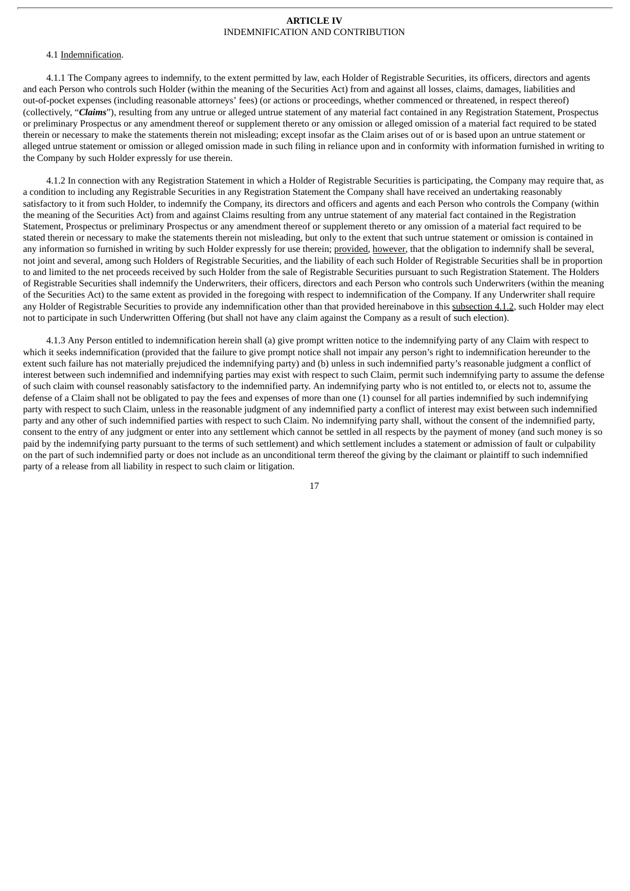# ARTICLE IV
INDEMNIFICATION AND CONTRIBUTION

4.1 Indemnification.

4.1.1 The Company agrees to indemnify, to the extent permitted by law, each Holder of Registrable Securities, its officers, directors and agents and each Person who controls such Holder (within the meaning of the Securities Act) from and against all losses, claims, damages, liabilities and out-of-pocket expenses (including reasonable attorneys' fees) (or actions or proceedings, whether commenced or threatened, in respect thereof) (collectively, "***Claims***"), resulting from any untrue or alleged untrue statement of any material fact contained in any Registration Statement, Prospectus or preliminary Prospectus or any amendment thereof or supplement thereto or any omission or alleged omission of a material fact required to be stated therein or necessary to make the statements therein not misleading; except insofar as the Claim arises out of or is based upon an untrue statement or alleged untrue statement or omission or alleged omission made in such filing in reliance upon and in conformity with information furnished in writing to the Company by such Holder expressly for use therein.

4.1.2 In connection with any Registration Statement in which a Holder of Registrable Securities is participating, the Company may require that, as a condition to including any Registrable Securities in any Registration Statement the Company shall have received an undertaking reasonably satisfactory to it from such Holder, to indemnify the Company, its directors and officers and agents and each Person who controls the Company (within the meaning of the Securities Act) from and against Claims resulting from any untrue statement of any material fact contained in the Registration Statement, Prospectus or preliminary Prospectus or any amendment thereof or supplement thereto or any omission of a material fact required to be stated therein or necessary to make the statements therein not misleading, but only to the extent that such untrue statement or omission is contained in any information so furnished in writing by such Holder expressly for use therein; provided, however, that the obligation to indemnify shall be several, not joint and several, among such Holders of Registrable Securities, and the liability of each such Holder of Registrable Securities shall be in proportion to and limited to the net proceeds received by such Holder from the sale of Registrable Securities pursuant to such Registration Statement. The Holders of Registrable Securities shall indemnify the Underwriters, their officers, directors and each Person who controls such Underwriters (within the meaning of the Securities Act) to the same extent as provided in the foregoing with respect to indemnification of the Company. If any Underwriter shall require any Holder of Registrable Securities to provide any indemnification other than that provided hereinabove in this subsection 4.1.2, such Holder may elect not to participate in such Underwritten Offering (but shall not have any claim against the Company as a result of such election).

4.1.3 Any Person entitled to indemnification herein shall (a) give prompt written notice to the indemnifying party of any Claim with respect to which it seeks indemnification (provided that the failure to give prompt notice shall not impair any person's right to indemnification hereunder to the extent such failure has not materially prejudiced the indemnifying party) and (b) unless in such indemnified party's reasonable judgment a conflict of interest between such indemnified and indemnifying parties may exist with respect to such Claim, permit such indemnifying party to assume the defense of such claim with counsel reasonably satisfactory to the indemnified party. An indemnifying party who is not entitled to, or elects not to, assume the defense of a Claim shall not be obligated to pay the fees and expenses of more than one (1) counsel for all parties indemnified by such indemnifying party with respect to such Claim, unless in the reasonable judgment of any indemnified party a conflict of interest may exist between such indemnified party and any other of such indemnified parties with respect to such Claim. No indemnifying party shall, without the consent of the indemnified party, consent to the entry of any judgment or enter into any settlement which cannot be settled in all respects by the payment of money (and such money is so paid by the indemnifying party pursuant to the terms of such settlement) and which settlement includes a statement or admission of fault or culpability on the part of such indemnified party or does not include as an unconditional term thereof the giving by the claimant or plaintiff to such indemnified party of a release from all liability in respect to such claim or litigation.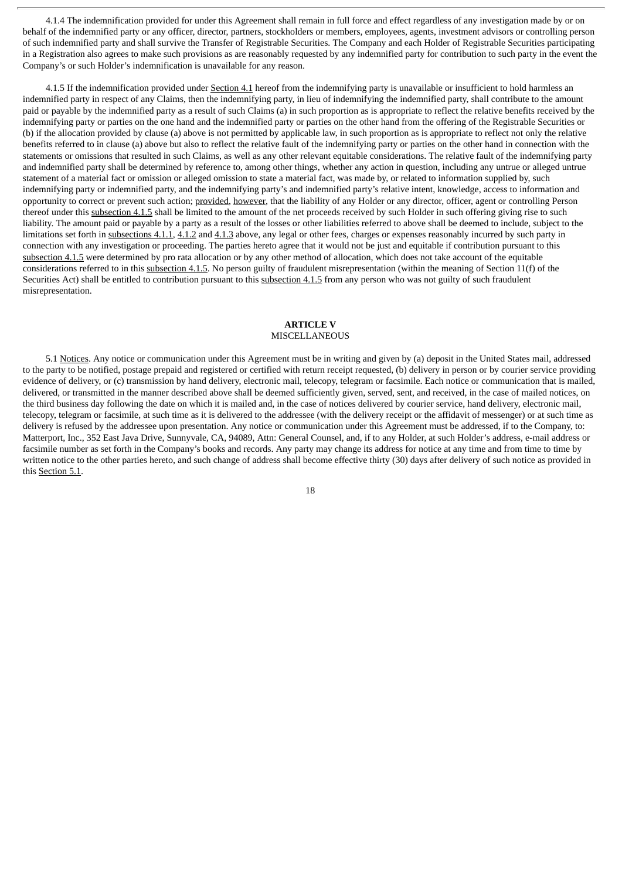4.1.4 The indemnification provided for under this Agreement shall remain in full force and effect regardless of any investigation made by or on behalf of the indemnified party or any officer, director, partners, stockholders or members, employees, agents, investment advisors or controlling person of such indemnified party and shall survive the Transfer of Registrable Securities. The Company and each Holder of Registrable Securities participating in a Registration also agrees to make such provisions as are reasonably requested by any indemnified party for contribution to such party in the event the Company's or such Holder's indemnification is unavailable for any reason.

4.1.5 If the indemnification provided under Section 4.1 hereof from the indemnifying party is unavailable or insufficient to hold harmless an indemnified party in respect of any Claims, then the indemnifying party, in lieu of indemnifying the indemnified party, shall contribute to the amount paid or payable by the indemnified party as a result of such Claims (a) in such proportion as is appropriate to reflect the relative benefits received by the indemnifying party or parties on the one hand and the indemnified party or parties on the other hand from the offering of the Registrable Securities or (b) if the allocation provided by clause (a) above is not permitted by applicable law, in such proportion as is appropriate to reflect not only the relative benefits referred to in clause (a) above but also to reflect the relative fault of the indemnifying party or parties on the other hand in connection with the statements or omissions that resulted in such Claims, as well as any other relevant equitable considerations. The relative fault of the indemnifying party and indemnified party shall be determined by reference to, among other things, whether any action in question, including any untrue or alleged untrue statement of a material fact or omission or alleged omission to state a material fact, was made by, or related to information supplied by, such indemnifying party or indemnified party, and the indemnifying party's and indemnified party's relative intent, knowledge, access to information and opportunity to correct or prevent such action; provided, however, that the liability of any Holder or any director, officer, agent or controlling Person thereof under this subsection 4.1.5 shall be limited to the amount of the net proceeds received by such Holder in such offering giving rise to such liability. The amount paid or payable by a party as a result of the losses or other liabilities referred to above shall be deemed to include, subject to the limitations set forth in subsections 4.1.1, 4.1.2 and 4.1.3 above, any legal or other fees, charges or expenses reasonably incurred by such party in connection with any investigation or proceeding. The parties hereto agree that it would not be just and equitable if contribution pursuant to this subsection 4.1.5 were determined by pro rata allocation or by any other method of allocation, which does not take account of the equitable considerations referred to in this subsection 4.1.5. No person guilty of fraudulent misrepresentation (within the meaning of Section 11(f) of the Securities Act) shall be entitled to contribution pursuant to this subsection 4.1.5 from any person who was not guilty of such fraudulent misrepresentation.

## ARTICLE V
MISCELLANEOUS

5.1 Notices. Any notice or communication under this Agreement must be in writing and given by (a) deposit in the United States mail, addressed to the party to be notified, postage prepaid and registered or certified with return receipt requested, (b) delivery in person or by courier service providing evidence of delivery, or (c) transmission by hand delivery, electronic mail, telecopy, telegram or facsimile. Each notice or communication that is mailed, delivered, or transmitted in the manner described above shall be deemed sufficiently given, served, sent, and received, in the case of mailed notices, on the third business day following the date on which it is mailed and, in the case of notices delivered by courier service, hand delivery, electronic mail, telecopy, telegram or facsimile, at such time as it is delivered to the addressee (with the delivery receipt or the affidavit of messenger) or at such time as delivery is refused by the addressee upon presentation. Any notice or communication under this Agreement must be addressed, if to the Company, to: Matterport, Inc., 352 East Java Drive, Sunnyvale, CA, 94089, Attn: General Counsel, and, if to any Holder, at such Holder's address, e-mail address or facsimile number as set forth in the Company's books and records. Any party may change its address for notice at any time and from time to time by written notice to the other parties hereto, and such change of address shall become effective thirty (30) days after delivery of such notice as provided in this Section 5.1.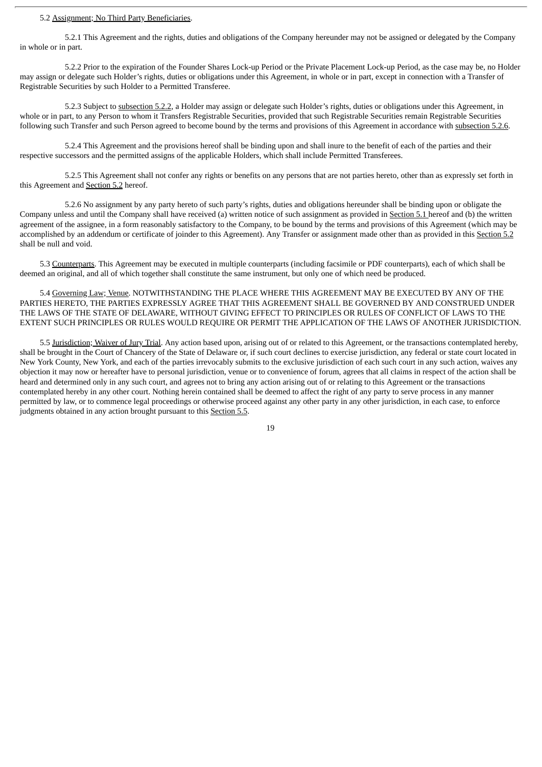5.2 Assignment; No Third Party Beneficiaries.

5.2.1 This Agreement and the rights, duties and obligations of the Company hereunder may not be assigned or delegated by the Company in whole or in part.

5.2.2 Prior to the expiration of the Founder Shares Lock-up Period or the Private Placement Lock-up Period, as the case may be, no Holder may assign or delegate such Holder's rights, duties or obligations under this Agreement, in whole or in part, except in connection with a Transfer of Registrable Securities by such Holder to a Permitted Transferee.

5.2.3 Subject to subsection 5.2.2, a Holder may assign or delegate such Holder's rights, duties or obligations under this Agreement, in whole or in part, to any Person to whom it Transfers Registrable Securities, provided that such Registrable Securities remain Registrable Securities following such Transfer and such Person agreed to become bound by the terms and provisions of this Agreement in accordance with subsection 5.2.6.

5.2.4 This Agreement and the provisions hereof shall be binding upon and shall inure to the benefit of each of the parties and their respective successors and the permitted assigns of the applicable Holders, which shall include Permitted Transferees.

5.2.5 This Agreement shall not confer any rights or benefits on any persons that are not parties hereto, other than as expressly set forth in this Agreement and Section 5.2 hereof.

5.2.6 No assignment by any party hereto of such party's rights, duties and obligations hereunder shall be binding upon or obligate the Company unless and until the Company shall have received (a) written notice of such assignment as provided in Section 5.1 hereof and (b) the written agreement of the assignee, in a form reasonably satisfactory to the Company, to be bound by the terms and provisions of this Agreement (which may be accomplished by an addendum or certificate of joinder to this Agreement). Any Transfer or assignment made other than as provided in this Section 5.2 shall be null and void.

5.3 Counterparts. This Agreement may be executed in multiple counterparts (including facsimile or PDF counterparts), each of which shall be deemed an original, and all of which together shall constitute the same instrument, but only one of which need be produced.

5.4 Governing Law; Venue. NOTWITHSTANDING THE PLACE WHERE THIS AGREEMENT MAY BE EXECUTED BY ANY OF THE PARTIES HERETO, THE PARTIES EXPRESSLY AGREE THAT THIS AGREEMENT SHALL BE GOVERNED BY AND CONSTRUED UNDER THE LAWS OF THE STATE OF DELAWARE, WITHOUT GIVING EFFECT TO PRINCIPLES OR RULES OF CONFLICT OF LAWS TO THE EXTENT SUCH PRINCIPLES OR RULES WOULD REQUIRE OR PERMIT THE APPLICATION OF THE LAWS OF ANOTHER JURISDICTION.

5.5 Jurisdiction; Waiver of Jury Trial. Any action based upon, arising out of or related to this Agreement, or the transactions contemplated hereby, shall be brought in the Court of Chancery of the State of Delaware or, if such court declines to exercise jurisdiction, any federal or state court located in New York County, New York, and each of the parties irrevocably submits to the exclusive jurisdiction of each such court in any such action, waives any objection it may now or hereafter have to personal jurisdiction, venue or to convenience of forum, agrees that all claims in respect of the action shall be heard and determined only in any such court, and agrees not to bring any action arising out of or relating to this Agreement or the transactions contemplated hereby in any other court. Nothing herein contained shall be deemed to affect the right of any party to serve process in any manner permitted by law, or to commence legal proceedings or otherwise proceed against any other party in any other jurisdiction, in each case, to enforce judgments obtained in any action brought pursuant to this Section 5.5.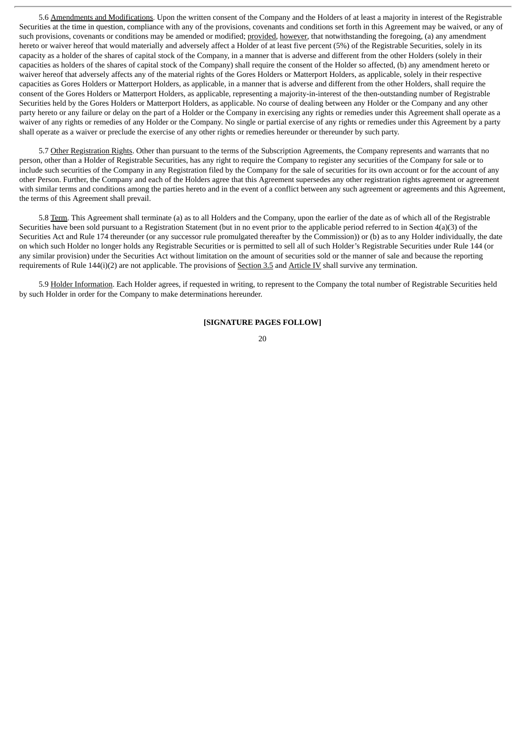5.6 Amendments and Modifications. Upon the written consent of the Company and the Holders of at least a majority in interest of the Registrable Securities at the time in question, compliance with any of the provisions, covenants and conditions set forth in this Agreement may be waived, or any of such provisions, covenants or conditions may be amended or modified; provided, however, that notwithstanding the foregoing, (a) any amendment hereto or waiver hereof that would materially and adversely affect a Holder of at least five percent (5%) of the Registrable Securities, solely in its capacity as a holder of the shares of capital stock of the Company, in a manner that is adverse and different from the other Holders (solely in their capacities as holders of the shares of capital stock of the Company) shall require the consent of the Holder so affected, (b) any amendment hereto or waiver hereof that adversely affects any of the material rights of the Gores Holders or Matterport Holders, as applicable, solely in their respective capacities as Gores Holders or Matterport Holders, as applicable, in a manner that is adverse and different from the other Holders, shall require the consent of the Gores Holders or Matterport Holders, as applicable, representing a majority-in-interest of the then-outstanding number of Registrable Securities held by the Gores Holders or Matterport Holders, as applicable. No course of dealing between any Holder or the Company and any other party hereto or any failure or delay on the part of a Holder or the Company in exercising any rights or remedies under this Agreement shall operate as a waiver of any rights or remedies of any Holder or the Company. No single or partial exercise of any rights or remedies under this Agreement by a party shall operate as a waiver or preclude the exercise of any other rights or remedies hereunder or thereunder by such party.

5.7 Other Registration Rights. Other than pursuant to the terms of the Subscription Agreements, the Company represents and warrants that no person, other than a Holder of Registrable Securities, has any right to require the Company to register any securities of the Company for sale or to include such securities of the Company in any Registration filed by the Company for the sale of securities for its own account or for the account of any other Person. Further, the Company and each of the Holders agree that this Agreement supersedes any other registration rights agreement or agreement with similar terms and conditions among the parties hereto and in the event of a conflict between any such agreement or agreements and this Agreement, the terms of this Agreement shall prevail.

5.8 Term. This Agreement shall terminate (a) as to all Holders and the Company, upon the earlier of the date as of which all of the Registrable Securities have been sold pursuant to a Registration Statement (but in no event prior to the applicable period referred to in Section 4(a)(3) of the Securities Act and Rule 174 thereunder (or any successor rule promulgated thereafter by the Commission)) or (b) as to any Holder individually, the date on which such Holder no longer holds any Registrable Securities or is permitted to sell all of such Holder's Registrable Securities under Rule 144 (or any similar provision) under the Securities Act without limitation on the amount of securities sold or the manner of sale and because the reporting requirements of Rule 144(i)(2) are not applicable. The provisions of Section 3.5 and Article IV shall survive any termination.

5.9 Holder Information. Each Holder agrees, if requested in writing, to represent to the Company the total number of Registrable Securities held by such Holder in order for the Company to make determinations hereunder.

**[SIGNATURE PAGES FOLLOW]**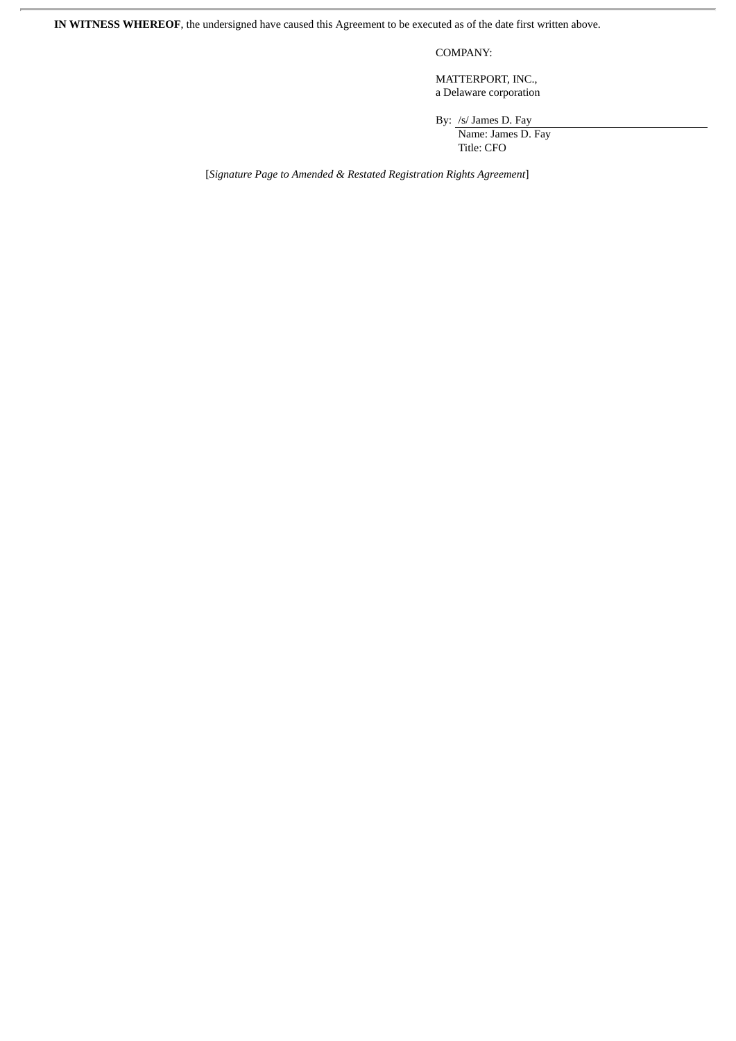**IN WITNESS WHEREOF**, the undersigned have caused this Agreement to be executed as of the date first written above.

COMPANY:

MATTERPORT, INC.,
a Delaware corporation

By: /s/ James D. Fay
Name: James D. Fay
Title: CFO

[*Signature Page to Amended & Restated Registration Rights Agreement*]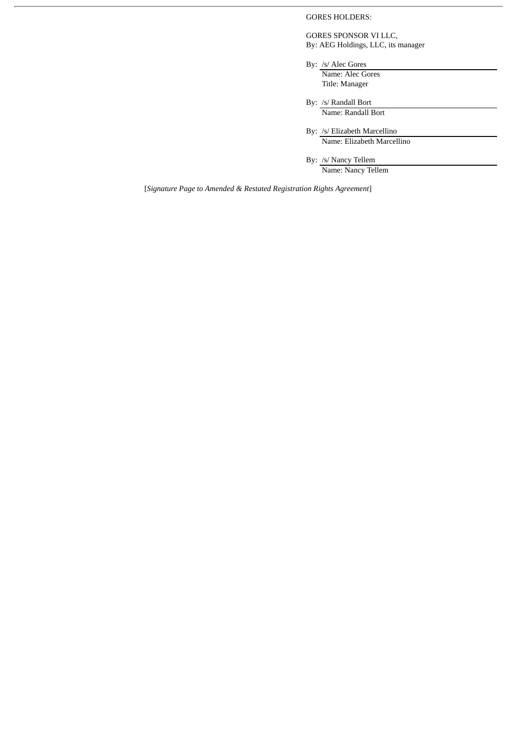GORES HOLDERS:

GORES SPONSOR VI LLC,
By: AEG Holdings, LLC, its manager

By: /s/ Alec Gores
Name: Alec Gores
Title: Manager

By: /s/ Randall Bort
Name: Randall Bort

By: /s/ Elizabeth Marcellino
Name: Elizabeth Marcellino

By: /s/ Nancy Tellem
Name: Nancy Tellem

[*Signature Page to Amended & Restated Registration Rights Agreement*]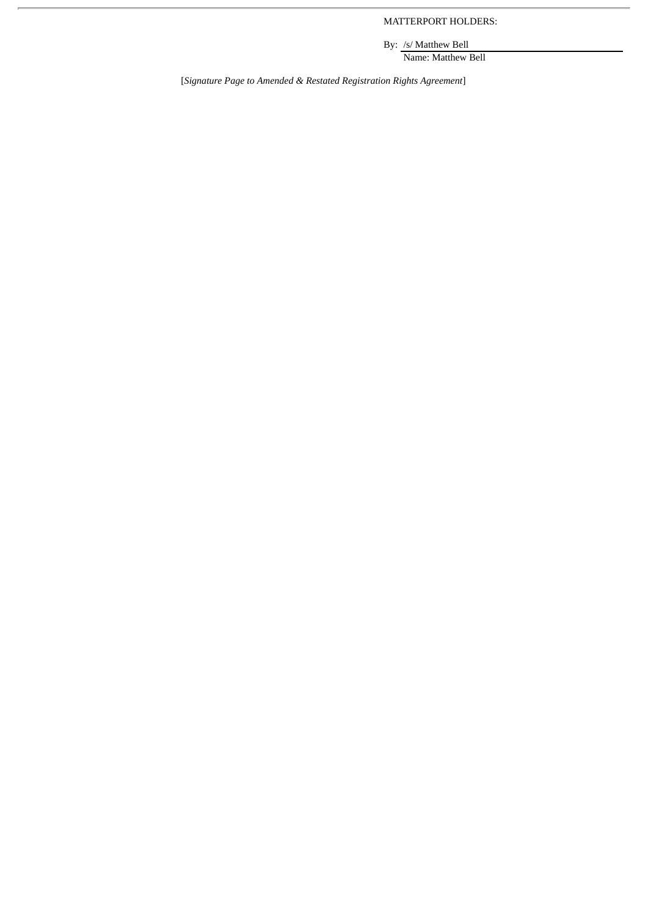MATTERPORT HOLDERS:

By: /s/ Matthew Bell

Name: Matthew Bell

[*Signature Page to Amended & Restated Registration Rights Agreement*]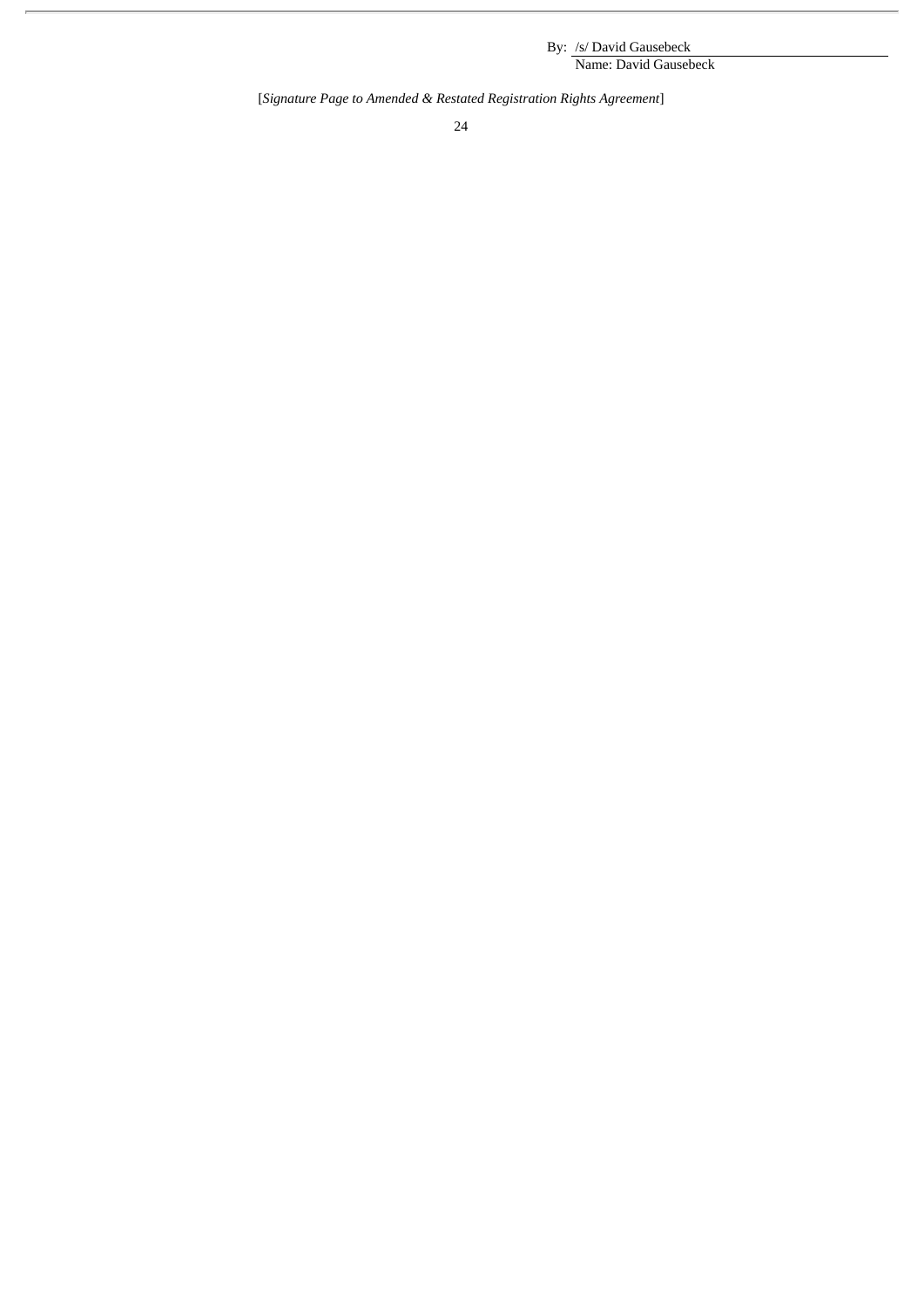By: /s/ David Gausebeck

Name: David Gausebeck

[*Signature Page to Amended & Restated Registration Rights Agreement*]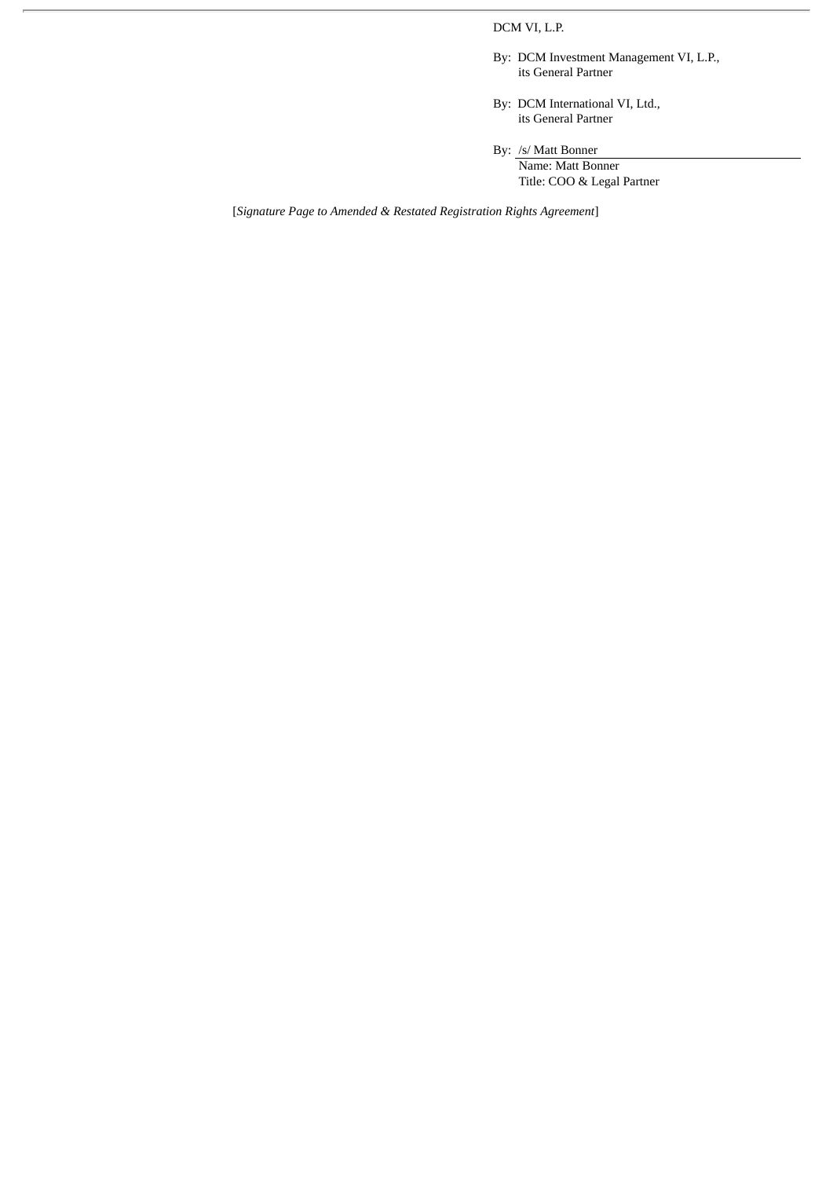DCM VI, L.P.

By: DCM Investment Management VI, L.P.,
its General Partner

By: DCM International VI, Ltd.,
its General Partner

By: /s/ Matt Bonner
Name: Matt Bonner
Title: COO & Legal Partner

[*Signature Page to Amended & Restated Registration Rights Agreement*]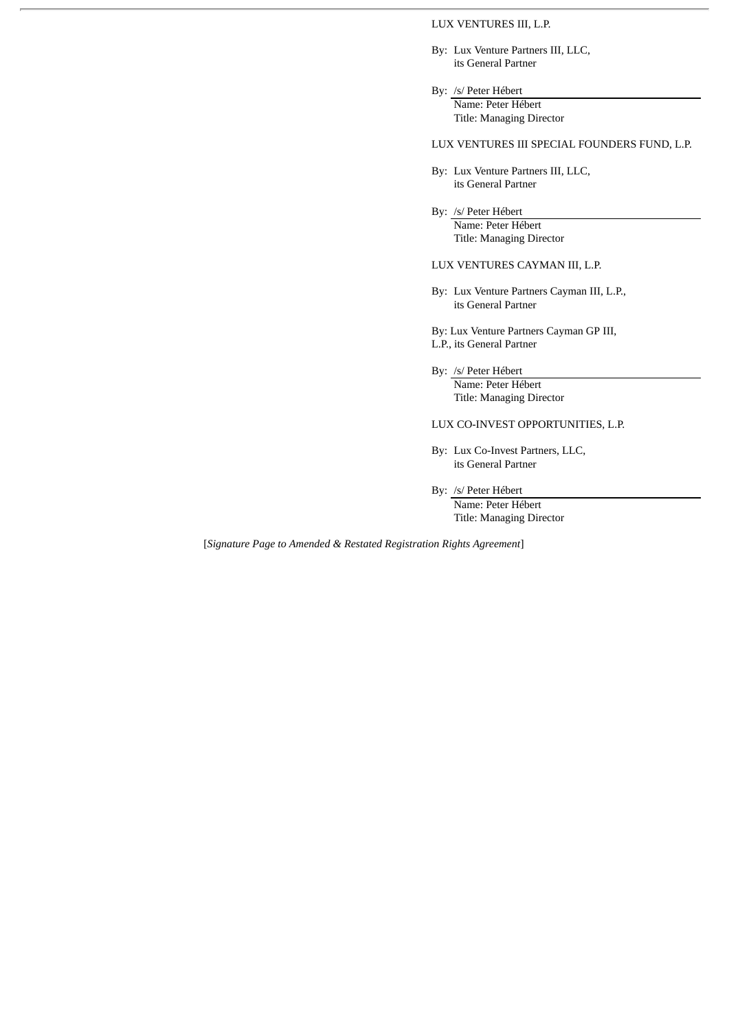LUX VENTURES III, L.P.

By: Lux Venture Partners III, LLC,
its General Partner

By: /s/ Peter Hébert
Name: Peter Hébert
Title: Managing Director

LUX VENTURES III SPECIAL FOUNDERS FUND, L.P.

By: Lux Venture Partners III, LLC,
its General Partner

By: /s/ Peter Hébert
Name: Peter Hébert
Title: Managing Director

LUX VENTURES CAYMAN III, L.P.

By: Lux Venture Partners Cayman III, L.P.,
its General Partner

By: Lux Venture Partners Cayman GP III,
L.P., its General Partner

By: /s/ Peter Hébert
Name: Peter Hébert
Title: Managing Director

LUX CO-INVEST OPPORTUNITIES, L.P.

By: Lux Co-Invest Partners, LLC,
its General Partner

By: /s/ Peter Hébert
Name: Peter Hébert
Title: Managing Director

[*Signature Page to Amended & Restated Registration Rights Agreement*]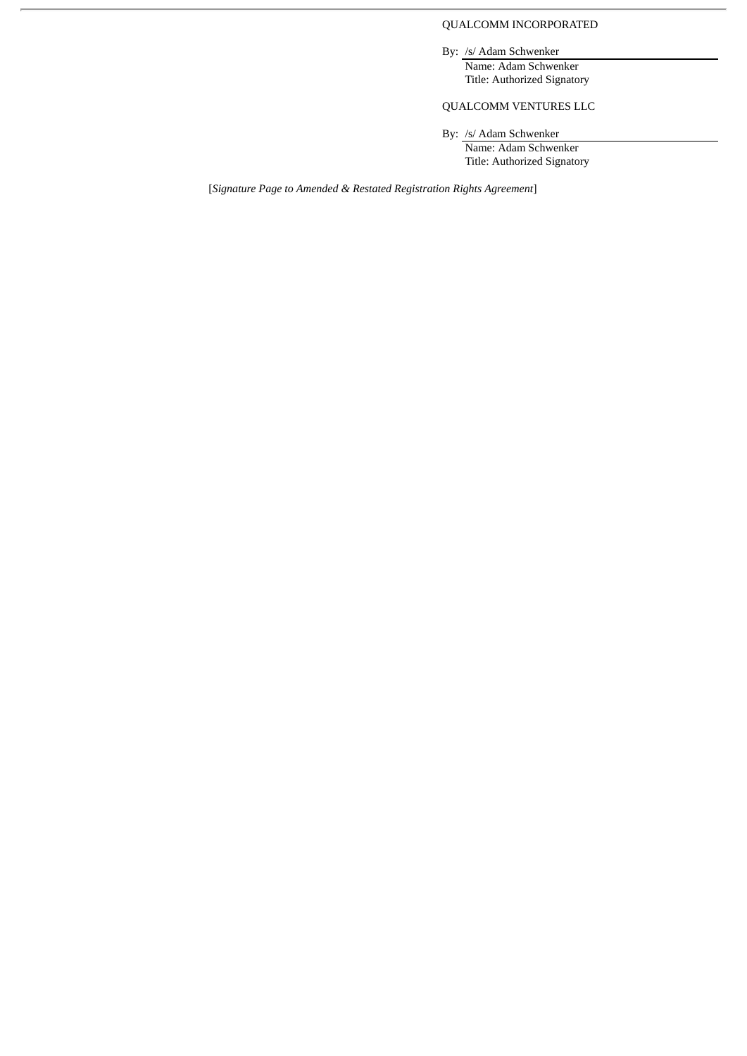QUALCOMM INCORPORATED

By: /s/ Adam Schwenker

Name: Adam Schwenker

Title: Authorized Signatory

QUALCOMM VENTURES LLC

By: /s/ Adam Schwenker

Name: Adam Schwenker

Title: Authorized Signatory

[*Signature Page to Amended & Restated Registration Rights Agreement*]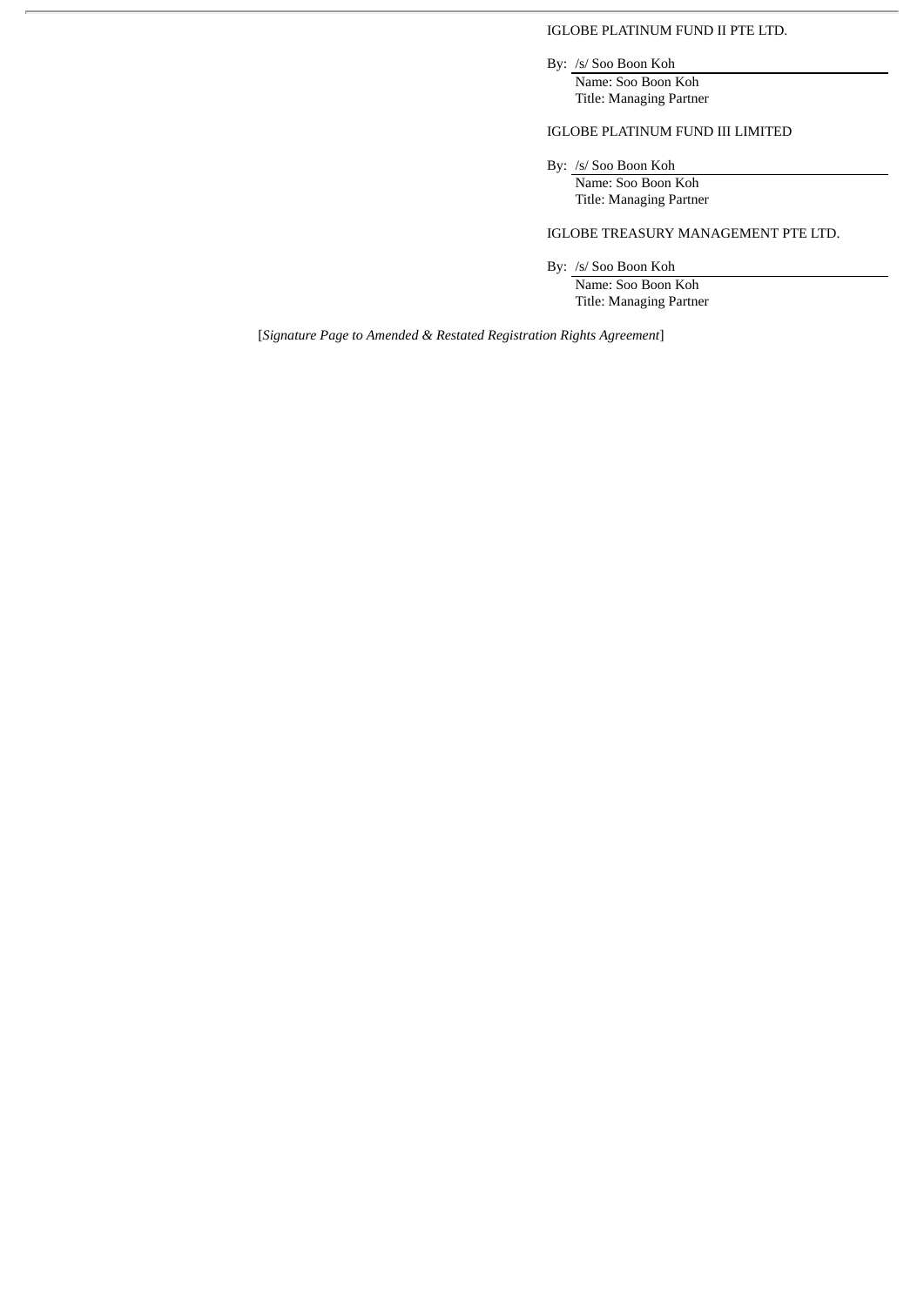IGLOBE PLATINUM FUND II PTE LTD.

By: /s/ Soo Boon Koh
Name: Soo Boon Koh
Title: Managing Partner

IGLOBE PLATINUM FUND III LIMITED

By: /s/ Soo Boon Koh
Name: Soo Boon Koh
Title: Managing Partner

IGLOBE TREASURY MANAGEMENT PTE LTD.

By: /s/ Soo Boon Koh
Name: Soo Boon Koh
Title: Managing Partner

[*Signature Page to Amended & Restated Registration Rights Agreement*]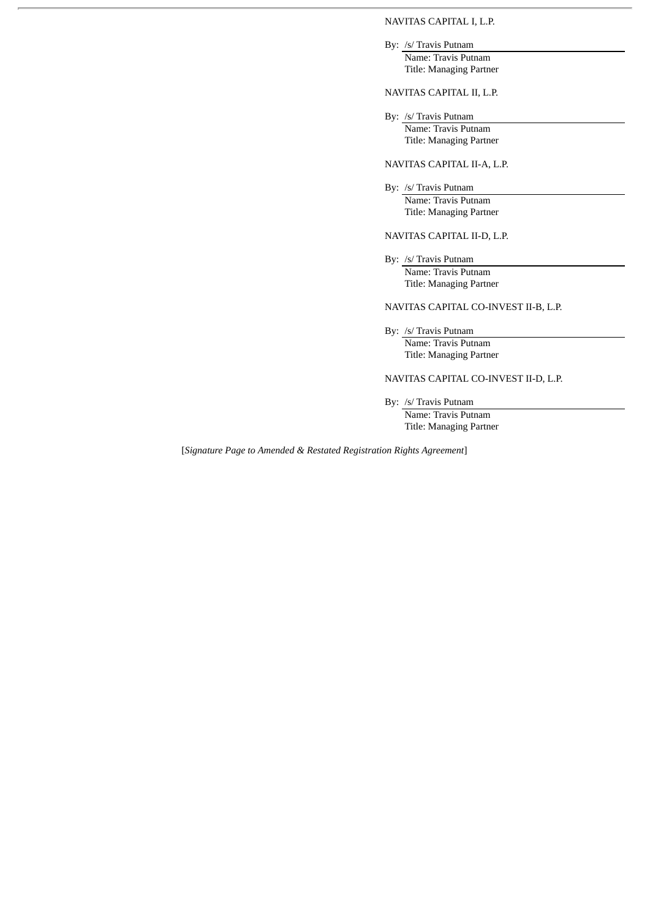NAVITAS CAPITAL I, L.P.

By: /s/ Travis Putnam
Name: Travis Putnam
Title: Managing Partner

NAVITAS CAPITAL II, L.P.

By: /s/ Travis Putnam
Name: Travis Putnam
Title: Managing Partner

NAVITAS CAPITAL II-A, L.P.

By: /s/ Travis Putnam
Name: Travis Putnam
Title: Managing Partner

NAVITAS CAPITAL II-D, L.P.

By: /s/ Travis Putnam
Name: Travis Putnam
Title: Managing Partner

NAVITAS CAPITAL CO-INVEST II-B, L.P.

By: /s/ Travis Putnam
Name: Travis Putnam
Title: Managing Partner

NAVITAS CAPITAL CO-INVEST II-D, L.P.

By: /s/ Travis Putnam
Name: Travis Putnam
Title: Managing Partner

[*Signature Page to Amended & Restated Registration Rights Agreement*]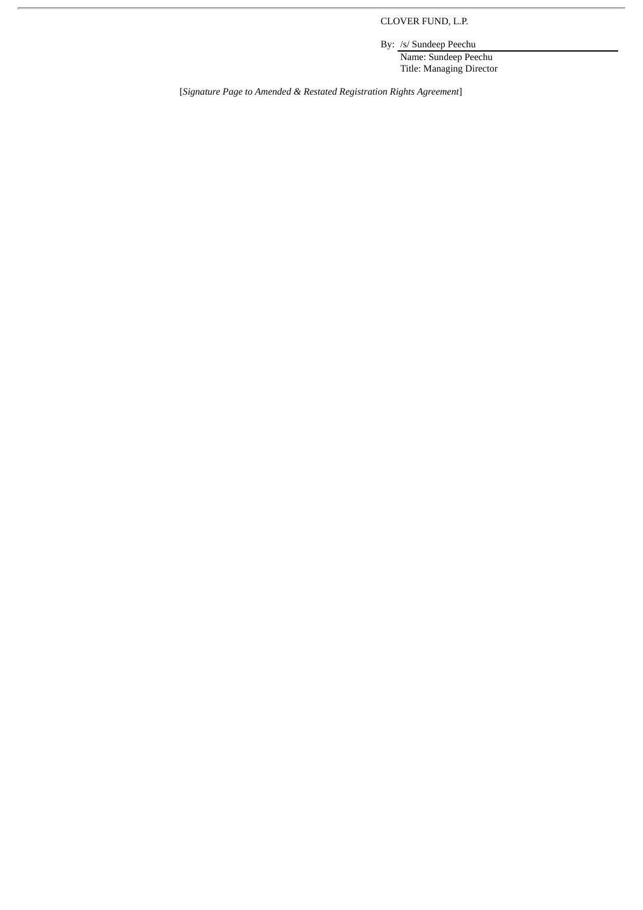CLOVER FUND, L.P.

By: /s/ Sundeep Peechu
Name: Sundeep Peechu
Title: Managing Director

[*Signature Page to Amended & Restated Registration Rights Agreement*]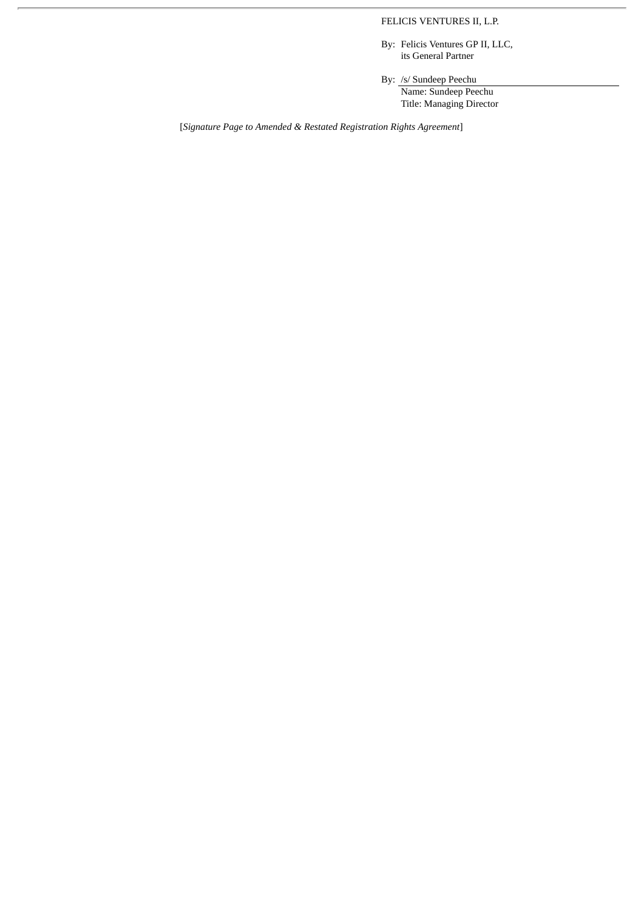FELICIS VENTURES II, L.P.

By: Felicis Ventures GP II, LLC,
its General Partner

By: /s/ Sundeep Peechu
Name: Sundeep Peechu
Title: Managing Director

[*Signature Page to Amended & Restated Registration Rights Agreement*]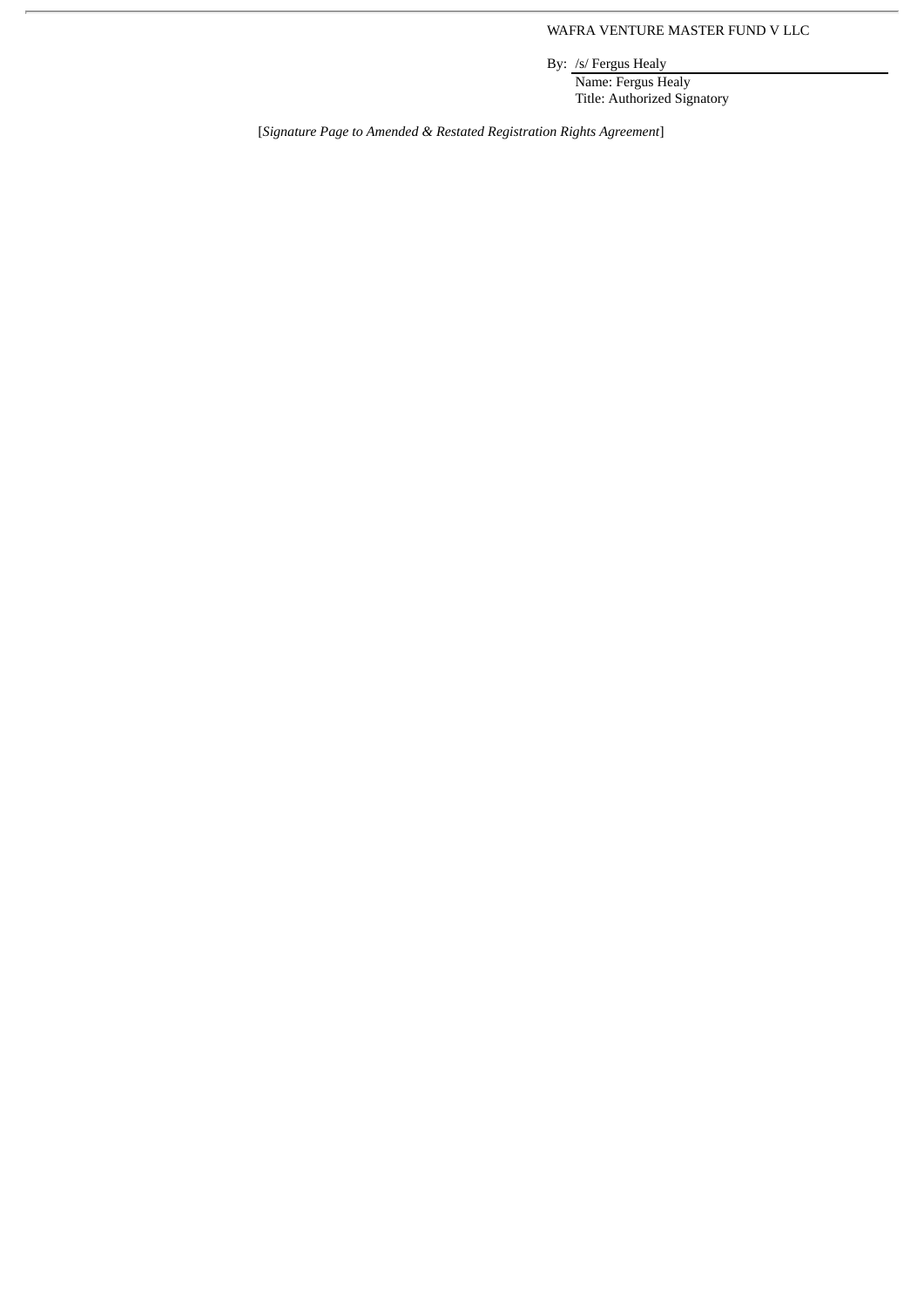WAFRA VENTURE MASTER FUND V LLC

By: /s/ Fergus Healy
Name: Fergus Healy
Title: Authorized Signatory

[*Signature Page to Amended & Restated Registration Rights Agreement*]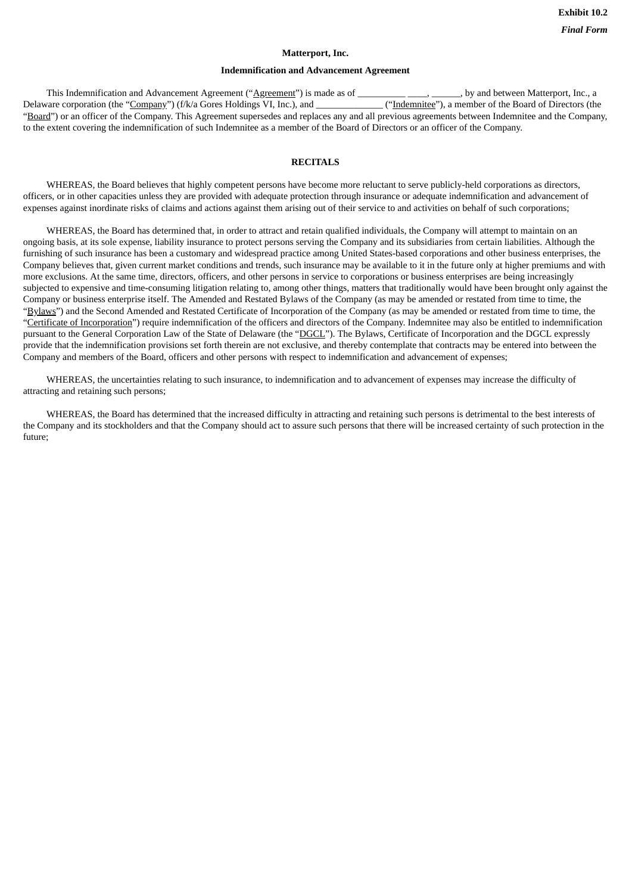**Exhibit 10.2**

***Final Form***

**Matterport, Inc.**

**Indemnification and Advancement Agreement**

This Indemnification and Advancement Agreement ("Agreement") is made as of __________ ____, ______, by and between Matterport, Inc., a Delaware corporation (the "Company") (f/k/a Gores Holdings VI, Inc.), and ______________ ("Indemnitee"), a member of the Board of Directors (the "Board") or an officer of the Company. This Agreement supersedes and replaces any and all previous agreements between Indemnitee and the Company, to the extent covering the indemnification of such Indemnitee as a member of the Board of Directors or an officer of the Company.

**RECITALS**

WHEREAS, the Board believes that highly competent persons have become more reluctant to serve publicly-held corporations as directors, officers, or in other capacities unless they are provided with adequate protection through insurance or adequate indemnification and advancement of expenses against inordinate risks of claims and actions against them arising out of their service to and activities on behalf of such corporations;

WHEREAS, the Board has determined that, in order to attract and retain qualified individuals, the Company will attempt to maintain on an ongoing basis, at its sole expense, liability insurance to protect persons serving the Company and its subsidiaries from certain liabilities. Although the furnishing of such insurance has been a customary and widespread practice among United States-based corporations and other business enterprises, the Company believes that, given current market conditions and trends, such insurance may be available to it in the future only at higher premiums and with more exclusions. At the same time, directors, officers, and other persons in service to corporations or business enterprises are being increasingly subjected to expensive and time-consuming litigation relating to, among other things, matters that traditionally would have been brought only against the Company or business enterprise itself. The Amended and Restated Bylaws of the Company (as may be amended or restated from time to time, the "Bylaws") and the Second Amended and Restated Certificate of Incorporation of the Company (as may be amended or restated from time to time, the "Certificate of Incorporation") require indemnification of the officers and directors of the Company. Indemnitee may also be entitled to indemnification pursuant to the General Corporation Law of the State of Delaware (the "DGCL"). The Bylaws, Certificate of Incorporation and the DGCL expressly provide that the indemnification provisions set forth therein are not exclusive, and thereby contemplate that contracts may be entered into between the Company and members of the Board, officers and other persons with respect to indemnification and advancement of expenses;

WHEREAS, the uncertainties relating to such insurance, to indemnification and to advancement of expenses may increase the difficulty of attracting and retaining such persons;

WHEREAS, the Board has determined that the increased difficulty in attracting and retaining such persons is detrimental to the best interests of the Company and its stockholders and that the Company should act to assure such persons that there will be increased certainty of such protection in the future;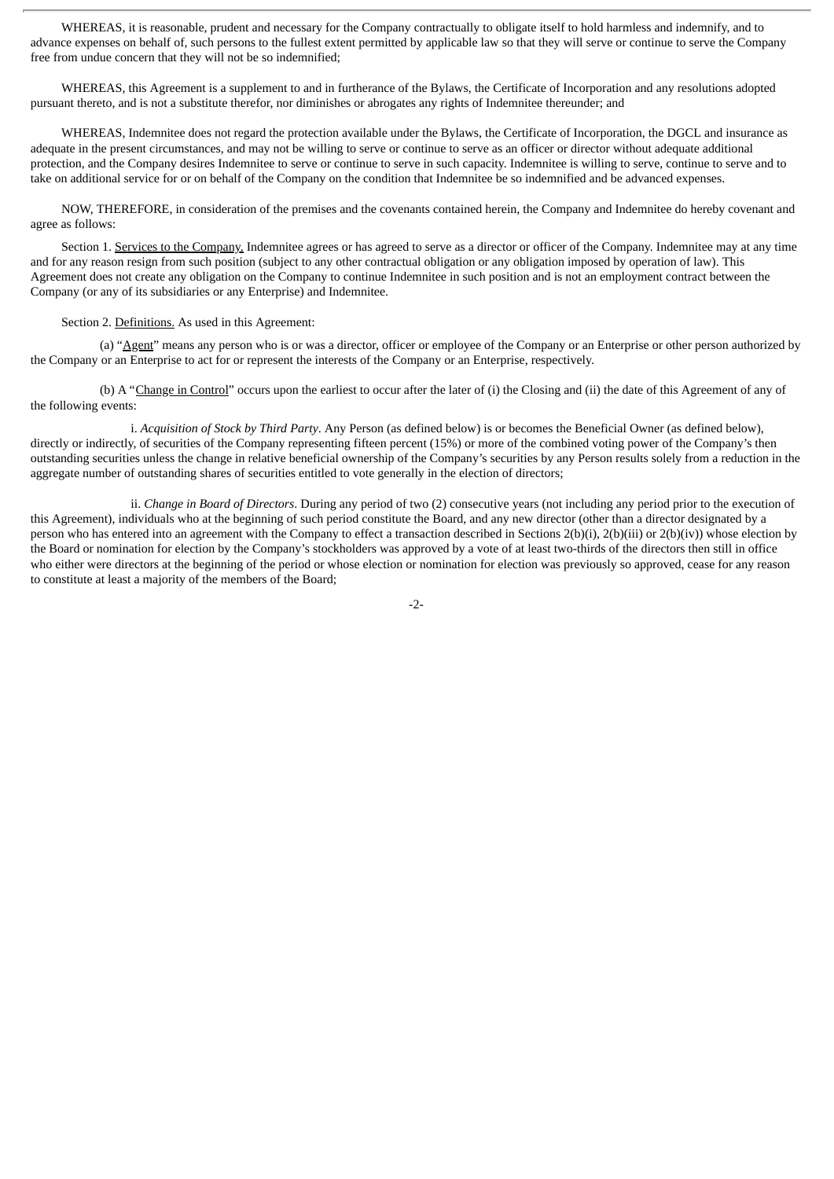WHEREAS, it is reasonable, prudent and necessary for the Company contractually to obligate itself to hold harmless and indemnify, and to advance expenses on behalf of, such persons to the fullest extent permitted by applicable law so that they will serve or continue to serve the Company free from undue concern that they will not be so indemnified;

WHEREAS, this Agreement is a supplement to and in furtherance of the Bylaws, the Certificate of Incorporation and any resolutions adopted pursuant thereto, and is not a substitute therefor, nor diminishes or abrogates any rights of Indemnitee thereunder; and

WHEREAS, Indemnitee does not regard the protection available under the Bylaws, the Certificate of Incorporation, the DGCL and insurance as adequate in the present circumstances, and may not be willing to serve or continue to serve as an officer or director without adequate additional protection, and the Company desires Indemnitee to serve or continue to serve in such capacity. Indemnitee is willing to serve, continue to serve and to take on additional service for or on behalf of the Company on the condition that Indemnitee be so indemnified and be advanced expenses.

NOW, THEREFORE, in consideration of the premises and the covenants contained herein, the Company and Indemnitee do hereby covenant and agree as follows:

Section 1. Services to the Company. Indemnitee agrees or has agreed to serve as a director or officer of the Company. Indemnitee may at any time and for any reason resign from such position (subject to any other contractual obligation or any obligation imposed by operation of law). This Agreement does not create any obligation on the Company to continue Indemnitee in such position and is not an employment contract between the Company (or any of its subsidiaries or any Enterprise) and Indemnitee.

Section 2. Definitions. As used in this Agreement:

(a) "Agent" means any person who is or was a director, officer or employee of the Company or an Enterprise or other person authorized by the Company or an Enterprise to act for or represent the interests of the Company or an Enterprise, respectively.

(b) A "Change in Control" occurs upon the earliest to occur after the later of (i) the Closing and (ii) the date of this Agreement of any of the following events:

i. *Acquisition of Stock by Third Party*. Any Person (as defined below) is or becomes the Beneficial Owner (as defined below), directly or indirectly, of securities of the Company representing fifteen percent (15%) or more of the combined voting power of the Company's then outstanding securities unless the change in relative beneficial ownership of the Company's securities by any Person results solely from a reduction in the aggregate number of outstanding shares of securities entitled to vote generally in the election of directors;

ii. *Change in Board of Directors*. During any period of two (2) consecutive years (not including any period prior to the execution of this Agreement), individuals who at the beginning of such period constitute the Board, and any new director (other than a director designated by a person who has entered into an agreement with the Company to effect a transaction described in Sections 2(b)(i), 2(b)(iii) or 2(b)(iv)) whose election by the Board or nomination for election by the Company's stockholders was approved by a vote of at least two-thirds of the directors then still in office who either were directors at the beginning of the period or whose election or nomination for election was previously so approved, cease for any reason to constitute at least a majority of the members of the Board;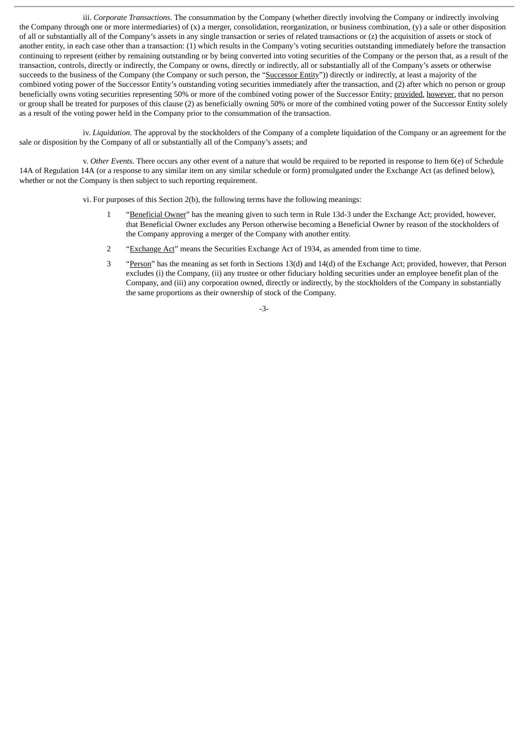iii. *Corporate Transactions*. The consummation by the Company (whether directly involving the Company or indirectly involving the Company through one or more intermediaries) of (x) a merger, consolidation, reorganization, or business combination, (y) a sale or other disposition of all or substantially all of the Company's assets in any single transaction or series of related transactions or (z) the acquisition of assets or stock of another entity, in each case other than a transaction: (1) which results in the Company's voting securities outstanding immediately before the transaction continuing to represent (either by remaining outstanding or by being converted into voting securities of the Company or the person that, as a result of the transaction, controls, directly or indirectly, the Company or owns, directly or indirectly, all or substantially all of the Company's assets or otherwise succeeds to the business of the Company (the Company or such person, the "Successor Entity")) directly or indirectly, at least a majority of the combined voting power of the Successor Entity's outstanding voting securities immediately after the transaction, and (2) after which no person or group beneficially owns voting securities representing 50% or more of the combined voting power of the Successor Entity; provided, however, that no person or group shall be treated for purposes of this clause (2) as beneficially owning 50% or more of the combined voting power of the Successor Entity solely as a result of the voting power held in the Company prior to the consummation of the transaction.

iv. *Liquidation*. The approval by the stockholders of the Company of a complete liquidation of the Company or an agreement for the sale or disposition by the Company of all or substantially all of the Company's assets; and

v. *Other Events*. There occurs any other event of a nature that would be required to be reported in response to Item 6(e) of Schedule 14A of Regulation 14A (or a response to any similar item on any similar schedule or form) promulgated under the Exchange Act (as defined below), whether or not the Company is then subject to such reporting requirement.

vi. For purposes of this Section 2(b), the following terms have the following meanings:

1. "Beneficial Owner" has the meaning given to such term in Rule 13d-3 under the Exchange Act; provided, however, that Beneficial Owner excludes any Person otherwise becoming a Beneficial Owner by reason of the stockholders of the Company approving a merger of the Company with another entity.
2. "Exchange Act" means the Securities Exchange Act of 1934, as amended from time to time.
3. "Person" has the meaning as set forth in Sections 13(d) and 14(d) of the Exchange Act; provided, however, that Person excludes (i) the Company, (ii) any trustee or other fiduciary holding securities under an employee benefit plan of the Company, and (iii) any corporation owned, directly or indirectly, by the stockholders of the Company in substantially the same proportions as their ownership of stock of the Company.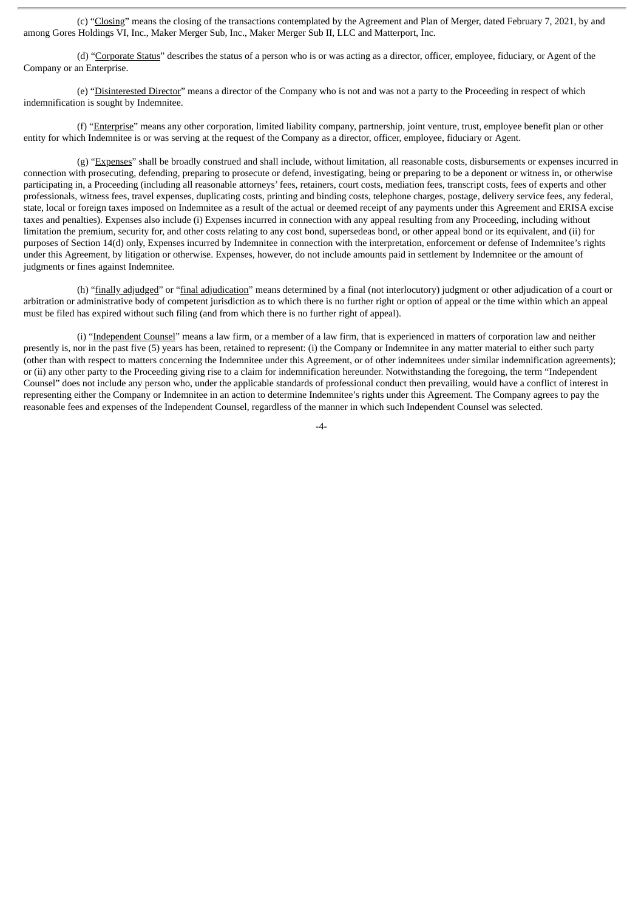(c) "Closing" means the closing of the transactions contemplated by the Agreement and Plan of Merger, dated February 7, 2021, by and among Gores Holdings VI, Inc., Maker Merger Sub, Inc., Maker Merger Sub II, LLC and Matterport, Inc.

(d) "Corporate Status" describes the status of a person who is or was acting as a director, officer, employee, fiduciary, or Agent of the Company or an Enterprise.

(e) "Disinterested Director" means a director of the Company who is not and was not a party to the Proceeding in respect of which indemnification is sought by Indemnitee.

(f) "Enterprise" means any other corporation, limited liability company, partnership, joint venture, trust, employee benefit plan or other entity for which Indemnitee is or was serving at the request of the Company as a director, officer, employee, fiduciary or Agent.

(g) "Expenses" shall be broadly construed and shall include, without limitation, all reasonable costs, disbursements or expenses incurred in connection with prosecuting, defending, preparing to prosecute or defend, investigating, being or preparing to be a deponent or witness in, or otherwise participating in, a Proceeding (including all reasonable attorneys' fees, retainers, court costs, mediation fees, transcript costs, fees of experts and other professionals, witness fees, travel expenses, duplicating costs, printing and binding costs, telephone charges, postage, delivery service fees, any federal, state, local or foreign taxes imposed on Indemnitee as a result of the actual or deemed receipt of any payments under this Agreement and ERISA excise taxes and penalties). Expenses also include (i) Expenses incurred in connection with any appeal resulting from any Proceeding, including without limitation the premium, security for, and other costs relating to any cost bond, supersedeas bond, or other appeal bond or its equivalent, and (ii) for purposes of Section 14(d) only, Expenses incurred by Indemnitee in connection with the interpretation, enforcement or defense of Indemnitee's rights under this Agreement, by litigation or otherwise. Expenses, however, do not include amounts paid in settlement by Indemnitee or the amount of judgments or fines against Indemnitee.

(h) "finally adjudged" or "final adjudication" means determined by a final (not interlocutory) judgment or other adjudication of a court or arbitration or administrative body of competent jurisdiction as to which there is no further right or option of appeal or the time within which an appeal must be filed has expired without such filing (and from which there is no further right of appeal).

(i) "Independent Counsel" means a law firm, or a member of a law firm, that is experienced in matters of corporation law and neither presently is, nor in the past five (5) years has been, retained to represent: (i) the Company or Indemnitee in any matter material to either such party (other than with respect to matters concerning the Indemnitee under this Agreement, or of other indemnitees under similar indemnification agreements); or (ii) any other party to the Proceeding giving rise to a claim for indemnification hereunder. Notwithstanding the foregoing, the term "Independent Counsel" does not include any person who, under the applicable standards of professional conduct then prevailing, would have a conflict of interest in representing either the Company or Indemnitee in an action to determine Indemnitee's rights under this Agreement. The Company agrees to pay the reasonable fees and expenses of the Independent Counsel, regardless of the manner in which such Independent Counsel was selected.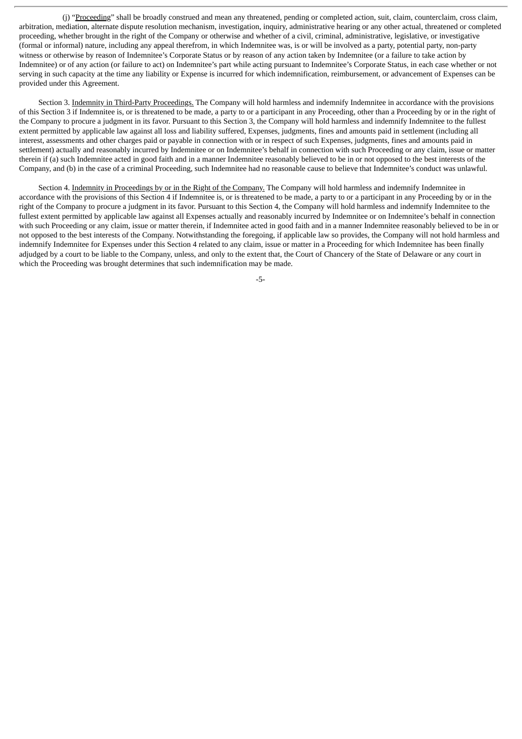(j) "Proceeding" shall be broadly construed and mean any threatened, pending or completed action, suit, claim, counterclaim, cross claim, arbitration, mediation, alternate dispute resolution mechanism, investigation, inquiry, administrative hearing or any other actual, threatened or completed proceeding, whether brought in the right of the Company or otherwise and whether of a civil, criminal, administrative, legislative, or investigative (formal or informal) nature, including any appeal therefrom, in which Indemnitee was, is or will be involved as a party, potential party, non-party witness or otherwise by reason of Indemnitee's Corporate Status or by reason of any action taken by Indemnitee (or a failure to take action by Indemnitee) or of any action (or failure to act) on Indemnitee's part while acting pursuant to Indemnitee's Corporate Status, in each case whether or not serving in such capacity at the time any liability or Expense is incurred for which indemnification, reimbursement, or advancement of Expenses can be provided under this Agreement.

Section 3. Indemnity in Third-Party Proceedings. The Company will hold harmless and indemnify Indemnitee in accordance with the provisions of this Section 3 if Indemnitee is, or is threatened to be made, a party to or a participant in any Proceeding, other than a Proceeding by or in the right of the Company to procure a judgment in its favor. Pursuant to this Section 3, the Company will hold harmless and indemnify Indemnitee to the fullest extent permitted by applicable law against all loss and liability suffered, Expenses, judgments, fines and amounts paid in settlement (including all interest, assessments and other charges paid or payable in connection with or in respect of such Expenses, judgments, fines and amounts paid in settlement) actually and reasonably incurred by Indemnitee or on Indemnitee's behalf in connection with such Proceeding or any claim, issue or matter therein if (a) such Indemnitee acted in good faith and in a manner Indemnitee reasonably believed to be in or not opposed to the best interests of the Company, and (b) in the case of a criminal Proceeding, such Indemnitee had no reasonable cause to believe that Indemnitee's conduct was unlawful.

Section 4. Indemnity in Proceedings by or in the Right of the Company. The Company will hold harmless and indemnify Indemnitee in accordance with the provisions of this Section 4 if Indemnitee is, or is threatened to be made, a party to or a participant in any Proceeding by or in the right of the Company to procure a judgment in its favor. Pursuant to this Section 4, the Company will hold harmless and indemnify Indemnitee to the fullest extent permitted by applicable law against all Expenses actually and reasonably incurred by Indemnitee or on Indemnitee's behalf in connection with such Proceeding or any claim, issue or matter therein, if Indemnitee acted in good faith and in a manner Indemnitee reasonably believed to be in or not opposed to the best interests of the Company. Notwithstanding the foregoing, if applicable law so provides, the Company will not hold harmless and indemnify Indemnitee for Expenses under this Section 4 related to any claim, issue or matter in a Proceeding for which Indemnitee has been finally adjudged by a court to be liable to the Company, unless, and only to the extent that, the Court of Chancery of the State of Delaware or any court in which the Proceeding was brought determines that such indemnification may be made.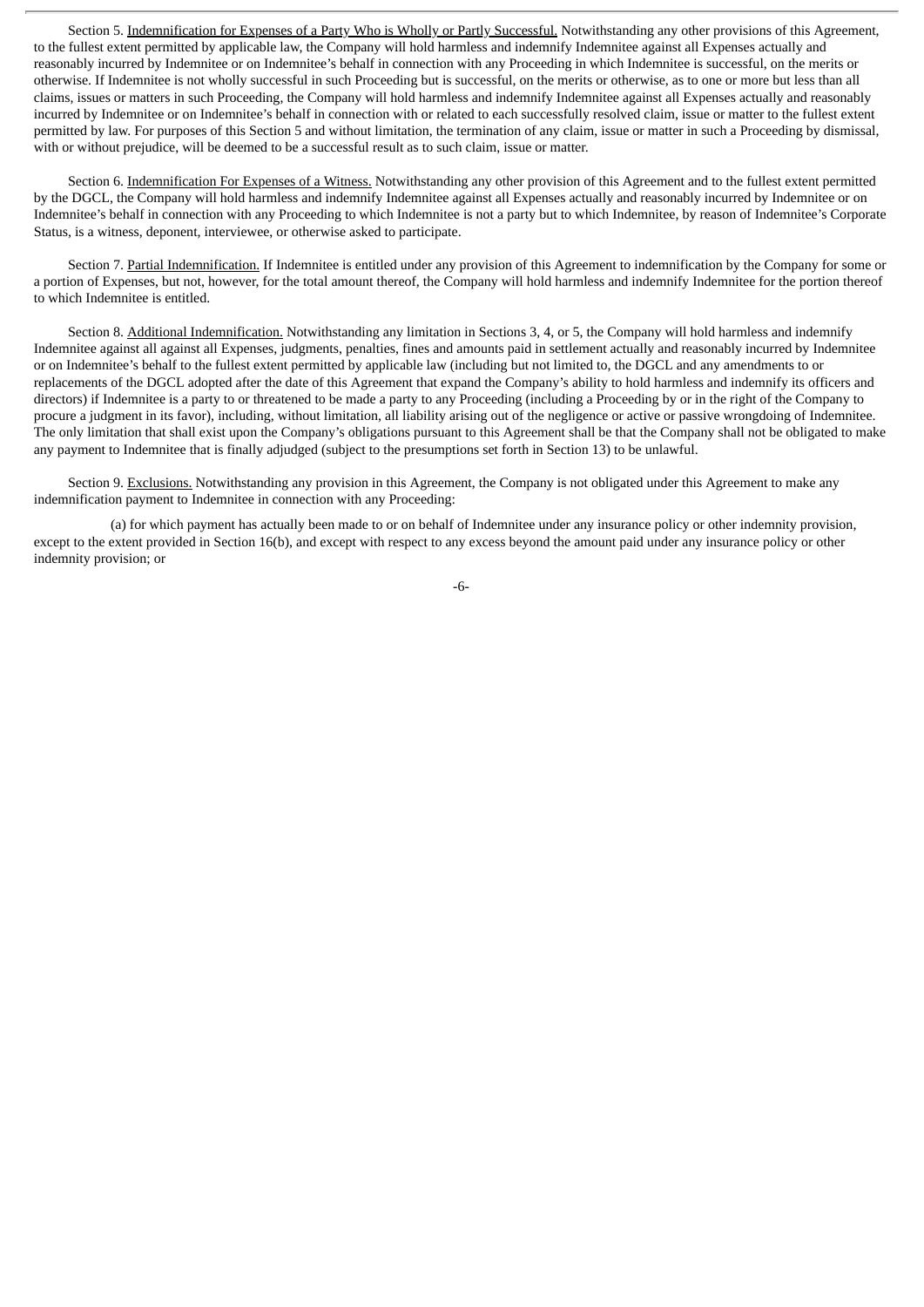Section 5. Indemnification for Expenses of a Party Who is Wholly or Partly Successful. Notwithstanding any other provisions of this Agreement, to the fullest extent permitted by applicable law, the Company will hold harmless and indemnify Indemnitee against all Expenses actually and reasonably incurred by Indemnitee or on Indemnitee's behalf in connection with any Proceeding in which Indemnitee is successful, on the merits or otherwise. If Indemnitee is not wholly successful in such Proceeding but is successful, on the merits or otherwise, as to one or more but less than all claims, issues or matters in such Proceeding, the Company will hold harmless and indemnify Indemnitee against all Expenses actually and reasonably incurred by Indemnitee or on Indemnitee's behalf in connection with or related to each successfully resolved claim, issue or matter to the fullest extent permitted by law. For purposes of this Section 5 and without limitation, the termination of any claim, issue or matter in such a Proceeding by dismissal, with or without prejudice, will be deemed to be a successful result as to such claim, issue or matter.

Section 6. Indemnification For Expenses of a Witness. Notwithstanding any other provision of this Agreement and to the fullest extent permitted by the DGCL, the Company will hold harmless and indemnify Indemnitee against all Expenses actually and reasonably incurred by Indemnitee or on Indemnitee's behalf in connection with any Proceeding to which Indemnitee is not a party but to which Indemnitee, by reason of Indemnitee's Corporate Status, is a witness, deponent, interviewee, or otherwise asked to participate.

Section 7. Partial Indemnification. If Indemnitee is entitled under any provision of this Agreement to indemnification by the Company for some or a portion of Expenses, but not, however, for the total amount thereof, the Company will hold harmless and indemnify Indemnitee for the portion thereof to which Indemnitee is entitled.

Section 8. Additional Indemnification. Notwithstanding any limitation in Sections 3, 4, or 5, the Company will hold harmless and indemnify Indemnitee against all against all Expenses, judgments, penalties, fines and amounts paid in settlement actually and reasonably incurred by Indemnitee or on Indemnitee's behalf to the fullest extent permitted by applicable law (including but not limited to, the DGCL and any amendments to or replacements of the DGCL adopted after the date of this Agreement that expand the Company's ability to hold harmless and indemnify its officers and directors) if Indemnitee is a party to or threatened to be made a party to any Proceeding (including a Proceeding by or in the right of the Company to procure a judgment in its favor), including, without limitation, all liability arising out of the negligence or active or passive wrongdoing of Indemnitee. The only limitation that shall exist upon the Company's obligations pursuant to this Agreement shall be that the Company shall not be obligated to make any payment to Indemnitee that is finally adjudged (subject to the presumptions set forth in Section 13) to be unlawful.

Section 9. Exclusions. Notwithstanding any provision in this Agreement, the Company is not obligated under this Agreement to make any indemnification payment to Indemnitee in connection with any Proceeding:

(a) for which payment has actually been made to or on behalf of Indemnitee under any insurance policy or other indemnity provision, except to the extent provided in Section 16(b), and except with respect to any excess beyond the amount paid under any insurance policy or other indemnity provision; or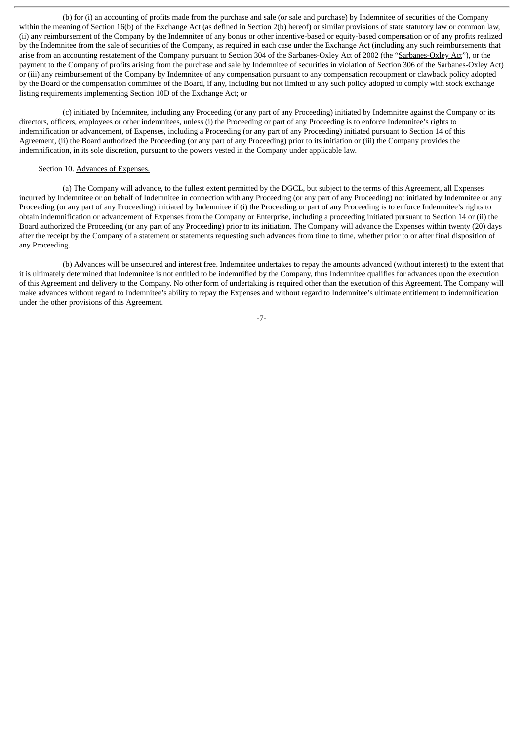(b) for (i) an accounting of profits made from the purchase and sale (or sale and purchase) by Indemnitee of securities of the Company within the meaning of Section 16(b) of the Exchange Act (as defined in Section 2(b) hereof) or similar provisions of state statutory law or common law, (ii) any reimbursement of the Company by the Indemnitee of any bonus or other incentive-based or equity-based compensation or of any profits realized by the Indemnitee from the sale of securities of the Company, as required in each case under the Exchange Act (including any such reimbursements that arise from an accounting restatement of the Company pursuant to Section 304 of the Sarbanes-Oxley Act of 2002 (the "Sarbanes-Oxley Act"), or the payment to the Company of profits arising from the purchase and sale by Indemnitee of securities in violation of Section 306 of the Sarbanes-Oxley Act) or (iii) any reimbursement of the Company by Indemnitee of any compensation pursuant to any compensation recoupment or clawback policy adopted by the Board or the compensation committee of the Board, if any, including but not limited to any such policy adopted to comply with stock exchange listing requirements implementing Section 10D of the Exchange Act; or

(c) initiated by Indemnitee, including any Proceeding (or any part of any Proceeding) initiated by Indemnitee against the Company or its directors, officers, employees or other indemnitees, unless (i) the Proceeding or part of any Proceeding is to enforce Indemnitee's rights to indemnification or advancement, of Expenses, including a Proceeding (or any part of any Proceeding) initiated pursuant to Section 14 of this Agreement, (ii) the Board authorized the Proceeding (or any part of any Proceeding) prior to its initiation or (iii) the Company provides the indemnification, in its sole discretion, pursuant to the powers vested in the Company under applicable law.

Section 10. Advances of Expenses.

(a) The Company will advance, to the fullest extent permitted by the DGCL, but subject to the terms of this Agreement, all Expenses incurred by Indemnitee or on behalf of Indemnitee in connection with any Proceeding (or any part of any Proceeding) not initiated by Indemnitee or any Proceeding (or any part of any Proceeding) initiated by Indemnitee if (i) the Proceeding or part of any Proceeding is to enforce Indemnitee's rights to obtain indemnification or advancement of Expenses from the Company or Enterprise, including a proceeding initiated pursuant to Section 14 or (ii) the Board authorized the Proceeding (or any part of any Proceeding) prior to its initiation. The Company will advance the Expenses within twenty (20) days after the receipt by the Company of a statement or statements requesting such advances from time to time, whether prior to or after final disposition of any Proceeding.

(b) Advances will be unsecured and interest free. Indemnitee undertakes to repay the amounts advanced (without interest) to the extent that it is ultimately determined that Indemnitee is not entitled to be indemnified by the Company, thus Indemnitee qualifies for advances upon the execution of this Agreement and delivery to the Company. No other form of undertaking is required other than the execution of this Agreement. The Company will make advances without regard to Indemnitee's ability to repay the Expenses and without regard to Indemnitee's ultimate entitlement to indemnification under the other provisions of this Agreement.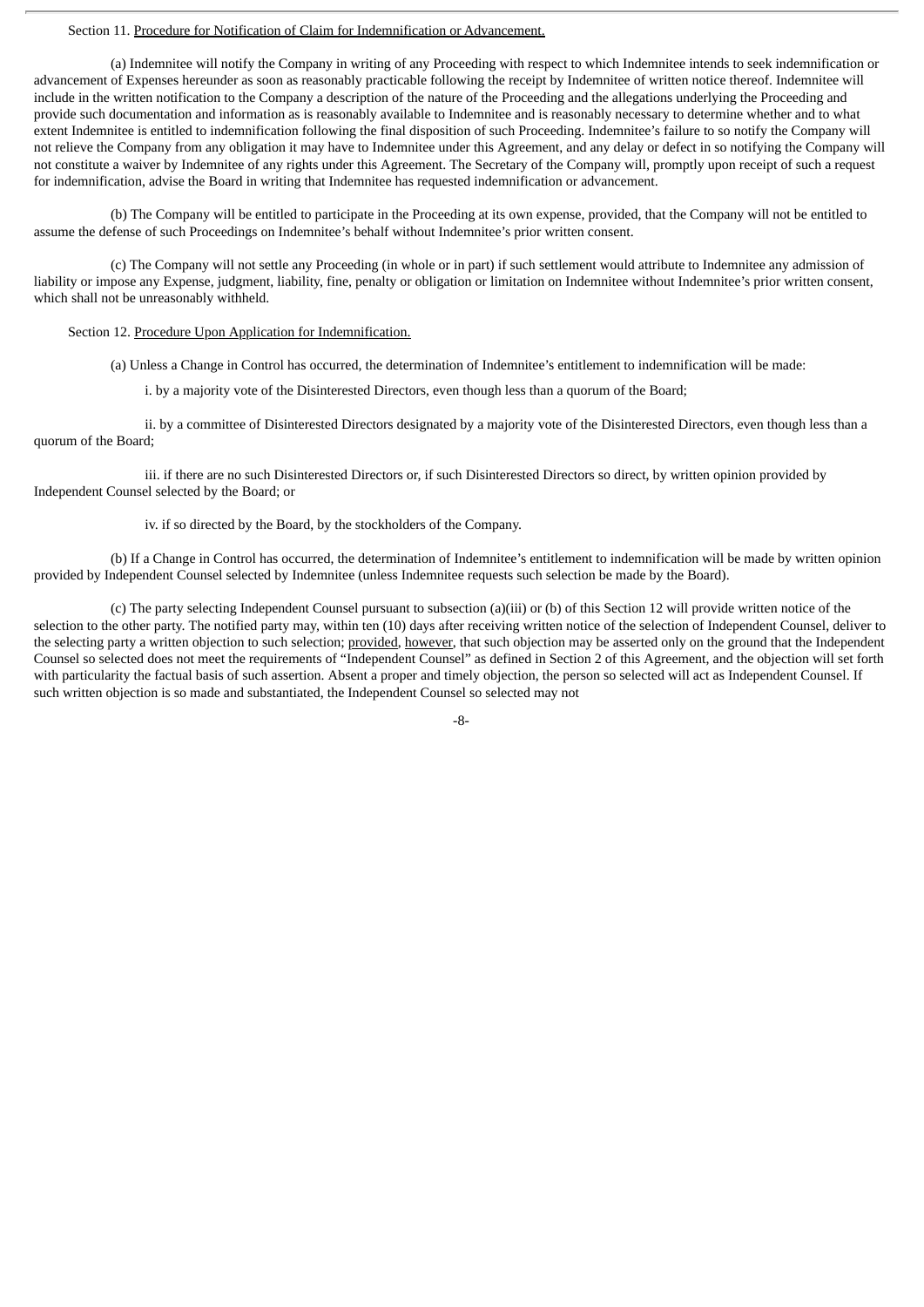Section 11. Procedure for Notification of Claim for Indemnification or Advancement.

(a) Indemnitee will notify the Company in writing of any Proceeding with respect to which Indemnitee intends to seek indemnification or advancement of Expenses hereunder as soon as reasonably practicable following the receipt by Indemnitee of written notice thereof. Indemnitee will include in the written notification to the Company a description of the nature of the Proceeding and the allegations underlying the Proceeding and provide such documentation and information as is reasonably available to Indemnitee and is reasonably necessary to determine whether and to what extent Indemnitee is entitled to indemnification following the final disposition of such Proceeding. Indemnitee's failure to so notify the Company will not relieve the Company from any obligation it may have to Indemnitee under this Agreement, and any delay or defect in so notifying the Company will not constitute a waiver by Indemnitee of any rights under this Agreement. The Secretary of the Company will, promptly upon receipt of such a request for indemnification, advise the Board in writing that Indemnitee has requested indemnification or advancement.

(b) The Company will be entitled to participate in the Proceeding at its own expense, provided, that the Company will not be entitled to assume the defense of such Proceedings on Indemnitee's behalf without Indemnitee's prior written consent.

(c) The Company will not settle any Proceeding (in whole or in part) if such settlement would attribute to Indemnitee any admission of liability or impose any Expense, judgment, liability, fine, penalty or obligation or limitation on Indemnitee without Indemnitee's prior written consent, which shall not be unreasonably withheld.

Section 12. Procedure Upon Application for Indemnification.

(a) Unless a Change in Control has occurred, the determination of Indemnitee's entitlement to indemnification will be made:

i. by a majority vote of the Disinterested Directors, even though less than a quorum of the Board;

ii. by a committee of Disinterested Directors designated by a majority vote of the Disinterested Directors, even though less than a quorum of the Board;

iii. if there are no such Disinterested Directors or, if such Disinterested Directors so direct, by written opinion provided by Independent Counsel selected by the Board; or

iv. if so directed by the Board, by the stockholders of the Company.

(b) If a Change in Control has occurred, the determination of Indemnitee's entitlement to indemnification will be made by written opinion provided by Independent Counsel selected by Indemnitee (unless Indemnitee requests such selection be made by the Board).

(c) The party selecting Independent Counsel pursuant to subsection (a)(iii) or (b) of this Section 12 will provide written notice of the selection to the other party. The notified party may, within ten (10) days after receiving written notice of the selection of Independent Counsel, deliver to the selecting party a written objection to such selection; provided, however, that such objection may be asserted only on the ground that the Independent Counsel so selected does not meet the requirements of "Independent Counsel" as defined in Section 2 of this Agreement, and the objection will set forth with particularity the factual basis of such assertion. Absent a proper and timely objection, the person so selected will act as Independent Counsel. If such written objection is so made and substantiated, the Independent Counsel so selected may not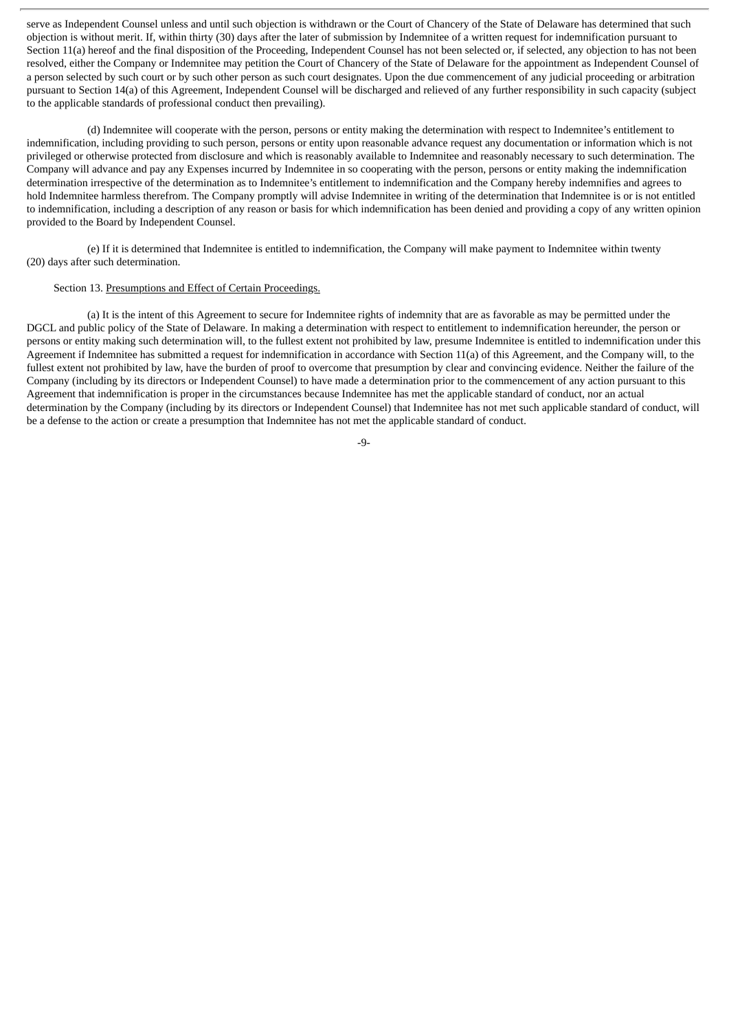serve as Independent Counsel unless and until such objection is withdrawn or the Court of Chancery of the State of Delaware has determined that such objection is without merit. If, within thirty (30) days after the later of submission by Indemnitee of a written request for indemnification pursuant to Section 11(a) hereof and the final disposition of the Proceeding, Independent Counsel has not been selected or, if selected, any objection to has not been resolved, either the Company or Indemnitee may petition the Court of Chancery of the State of Delaware for the appointment as Independent Counsel of a person selected by such court or by such other person as such court designates. Upon the due commencement of any judicial proceeding or arbitration pursuant to Section 14(a) of this Agreement, Independent Counsel will be discharged and relieved of any further responsibility in such capacity (subject to the applicable standards of professional conduct then prevailing).

(d) Indemnitee will cooperate with the person, persons or entity making the determination with respect to Indemnitee's entitlement to indemnification, including providing to such person, persons or entity upon reasonable advance request any documentation or information which is not privileged or otherwise protected from disclosure and which is reasonably available to Indemnitee and reasonably necessary to such determination. The Company will advance and pay any Expenses incurred by Indemnitee in so cooperating with the person, persons or entity making the indemnification determination irrespective of the determination as to Indemnitee's entitlement to indemnification and the Company hereby indemnifies and agrees to hold Indemnitee harmless therefrom. The Company promptly will advise Indemnitee in writing of the determination that Indemnitee is or is not entitled to indemnification, including a description of any reason or basis for which indemnification has been denied and providing a copy of any written opinion provided to the Board by Independent Counsel.

(e) If it is determined that Indemnitee is entitled to indemnification, the Company will make payment to Indemnitee within twenty (20) days after such determination.

Section 13. Presumptions and Effect of Certain Proceedings.

(a) It is the intent of this Agreement to secure for Indemnitee rights of indemnity that are as favorable as may be permitted under the DGCL and public policy of the State of Delaware. In making a determination with respect to entitlement to indemnification hereunder, the person or persons or entity making such determination will, to the fullest extent not prohibited by law, presume Indemnitee is entitled to indemnification under this Agreement if Indemnitee has submitted a request for indemnification in accordance with Section 11(a) of this Agreement, and the Company will, to the fullest extent not prohibited by law, have the burden of proof to overcome that presumption by clear and convincing evidence. Neither the failure of the Company (including by its directors or Independent Counsel) to have made a determination prior to the commencement of any action pursuant to this Agreement that indemnification is proper in the circumstances because Indemnitee has met the applicable standard of conduct, nor an actual determination by the Company (including by its directors or Independent Counsel) that Indemnitee has not met such applicable standard of conduct, will be a defense to the action or create a presumption that Indemnitee has not met the applicable standard of conduct.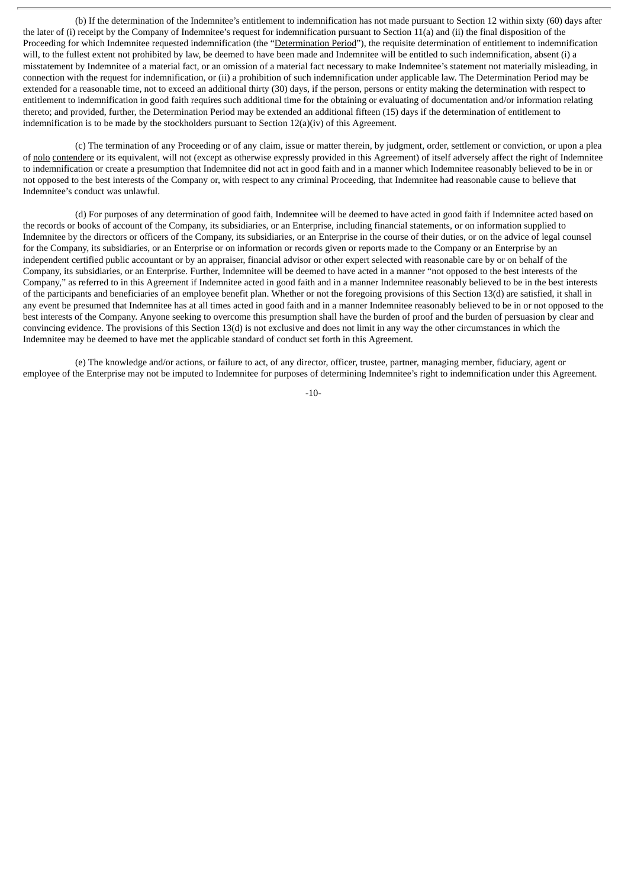(b) If the determination of the Indemnitee's entitlement to indemnification has not made pursuant to Section 12 within sixty (60) days after the later of (i) receipt by the Company of Indemnitee's request for indemnification pursuant to Section 11(a) and (ii) the final disposition of the Proceeding for which Indemnitee requested indemnification (the "Determination Period"), the requisite determination of entitlement to indemnification will, to the fullest extent not prohibited by law, be deemed to have been made and Indemnitee will be entitled to such indemnification, absent (i) a misstatement by Indemnitee of a material fact, or an omission of a material fact necessary to make Indemnitee's statement not materially misleading, in connection with the request for indemnification, or (ii) a prohibition of such indemnification under applicable law. The Determination Period may be extended for a reasonable time, not to exceed an additional thirty (30) days, if the person, persons or entity making the determination with respect to entitlement to indemnification in good faith requires such additional time for the obtaining or evaluating of documentation and/or information relating thereto; and provided, further, the Determination Period may be extended an additional fifteen (15) days if the determination of entitlement to indemnification is to be made by the stockholders pursuant to Section 12(a)(iv) of this Agreement.

(c) The termination of any Proceeding or of any claim, issue or matter therein, by judgment, order, settlement or conviction, or upon a plea of nolo contendere or its equivalent, will not (except as otherwise expressly provided in this Agreement) of itself adversely affect the right of Indemnitee to indemnification or create a presumption that Indemnitee did not act in good faith and in a manner which Indemnitee reasonably believed to be in or not opposed to the best interests of the Company or, with respect to any criminal Proceeding, that Indemnitee had reasonable cause to believe that Indemnitee's conduct was unlawful.

(d) For purposes of any determination of good faith, Indemnitee will be deemed to have acted in good faith if Indemnitee acted based on the records or books of account of the Company, its subsidiaries, or an Enterprise, including financial statements, or on information supplied to Indemnitee by the directors or officers of the Company, its subsidiaries, or an Enterprise in the course of their duties, or on the advice of legal counsel for the Company, its subsidiaries, or an Enterprise or on information or records given or reports made to the Company or an Enterprise by an independent certified public accountant or by an appraiser, financial advisor or other expert selected with reasonable care by or on behalf of the Company, its subsidiaries, or an Enterprise. Further, Indemnitee will be deemed to have acted in a manner "not opposed to the best interests of the Company," as referred to in this Agreement if Indemnitee acted in good faith and in a manner Indemnitee reasonably believed to be in the best interests of the participants and beneficiaries of an employee benefit plan. Whether or not the foregoing provisions of this Section 13(d) are satisfied, it shall in any event be presumed that Indemnitee has at all times acted in good faith and in a manner Indemnitee reasonably believed to be in or not opposed to the best interests of the Company. Anyone seeking to overcome this presumption shall have the burden of proof and the burden of persuasion by clear and convincing evidence. The provisions of this Section 13(d) is not exclusive and does not limit in any way the other circumstances in which the Indemnitee may be deemed to have met the applicable standard of conduct set forth in this Agreement.

(e) The knowledge and/or actions, or failure to act, of any director, officer, trustee, partner, managing member, fiduciary, agent or employee of the Enterprise may not be imputed to Indemnitee for purposes of determining Indemnitee's right to indemnification under this Agreement.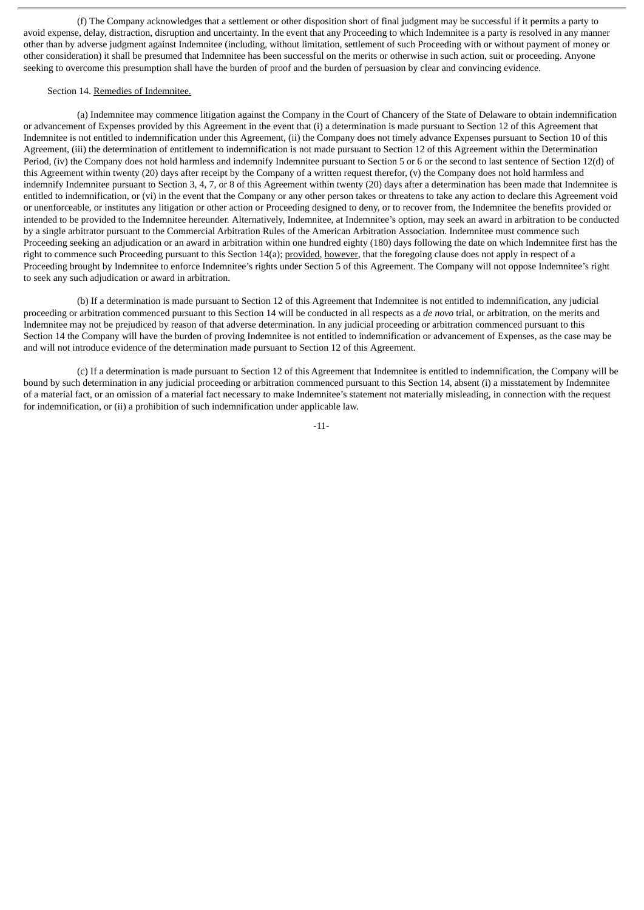(f) The Company acknowledges that a settlement or other disposition short of final judgment may be successful if it permits a party to avoid expense, delay, distraction, disruption and uncertainty. In the event that any Proceeding to which Indemnitee is a party is resolved in any manner other than by adverse judgment against Indemnitee (including, without limitation, settlement of such Proceeding with or without payment of money or other consideration) it shall be presumed that Indemnitee has been successful on the merits or otherwise in such action, suit or proceeding. Anyone seeking to overcome this presumption shall have the burden of proof and the burden of persuasion by clear and convincing evidence.

Section 14. Remedies of Indemnitee.

(a) Indemnitee may commence litigation against the Company in the Court of Chancery of the State of Delaware to obtain indemnification or advancement of Expenses provided by this Agreement in the event that (i) a determination is made pursuant to Section 12 of this Agreement that Indemnitee is not entitled to indemnification under this Agreement, (ii) the Company does not timely advance Expenses pursuant to Section 10 of this Agreement, (iii) the determination of entitlement to indemnification is not made pursuant to Section 12 of this Agreement within the Determination Period, (iv) the Company does not hold harmless and indemnify Indemnitee pursuant to Section 5 or 6 or the second to last sentence of Section 12(d) of this Agreement within twenty (20) days after receipt by the Company of a written request therefor, (v) the Company does not hold harmless and indemnify Indemnitee pursuant to Section 3, 4, 7, or 8 of this Agreement within twenty (20) days after a determination has been made that Indemnitee is entitled to indemnification, or (vi) in the event that the Company or any other person takes or threatens to take any action to declare this Agreement void or unenforceable, or institutes any litigation or other action or Proceeding designed to deny, or to recover from, the Indemnitee the benefits provided or intended to be provided to the Indemnitee hereunder. Alternatively, Indemnitee, at Indemnitee's option, may seek an award in arbitration to be conducted by a single arbitrator pursuant to the Commercial Arbitration Rules of the American Arbitration Association. Indemnitee must commence such Proceeding seeking an adjudication or an award in arbitration within one hundred eighty (180) days following the date on which Indemnitee first has the right to commence such Proceeding pursuant to this Section 14(a); provided, however, that the foregoing clause does not apply in respect of a Proceeding brought by Indemnitee to enforce Indemnitee's rights under Section 5 of this Agreement. The Company will not oppose Indemnitee's right to seek any such adjudication or award in arbitration.

(b) If a determination is made pursuant to Section 12 of this Agreement that Indemnitee is not entitled to indemnification, any judicial proceeding or arbitration commenced pursuant to this Section 14 will be conducted in all respects as a *de novo* trial, or arbitration, on the merits and Indemnitee may not be prejudiced by reason of that adverse determination. In any judicial proceeding or arbitration commenced pursuant to this Section 14 the Company will have the burden of proving Indemnitee is not entitled to indemnification or advancement of Expenses, as the case may be and will not introduce evidence of the determination made pursuant to Section 12 of this Agreement.

(c) If a determination is made pursuant to Section 12 of this Agreement that Indemnitee is entitled to indemnification, the Company will be bound by such determination in any judicial proceeding or arbitration commenced pursuant to this Section 14, absent (i) a misstatement by Indemnitee of a material fact, or an omission of a material fact necessary to make Indemnitee's statement not materially misleading, in connection with the request for indemnification, or (ii) a prohibition of such indemnification under applicable law.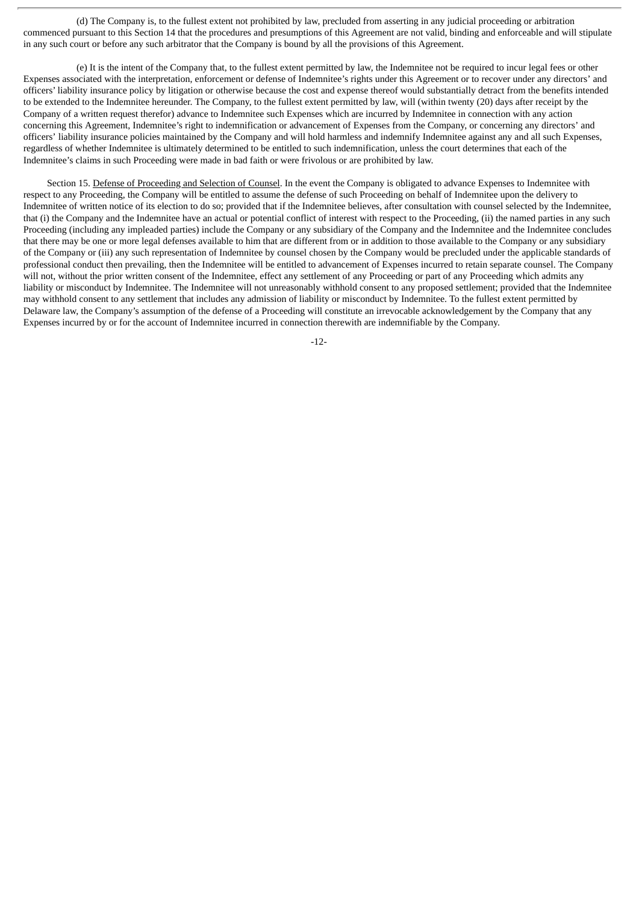(d) The Company is, to the fullest extent not prohibited by law, precluded from asserting in any judicial proceeding or arbitration commenced pursuant to this Section 14 that the procedures and presumptions of this Agreement are not valid, binding and enforceable and will stipulate in any such court or before any such arbitrator that the Company is bound by all the provisions of this Agreement.

(e) It is the intent of the Company that, to the fullest extent permitted by law, the Indemnitee not be required to incur legal fees or other Expenses associated with the interpretation, enforcement or defense of Indemnitee's rights under this Agreement or to recover under any directors' and officers' liability insurance policy by litigation or otherwise because the cost and expense thereof would substantially detract from the benefits intended to be extended to the Indemnitee hereunder. The Company, to the fullest extent permitted by law, will (within twenty (20) days after receipt by the Company of a written request therefor) advance to Indemnitee such Expenses which are incurred by Indemnitee in connection with any action concerning this Agreement, Indemnitee's right to indemnification or advancement of Expenses from the Company, or concerning any directors' and officers' liability insurance policies maintained by the Company and will hold harmless and indemnify Indemnitee against any and all such Expenses, regardless of whether Indemnitee is ultimately determined to be entitled to such indemnification, unless the court determines that each of the Indemnitee's claims in such Proceeding were made in bad faith or were frivolous or are prohibited by law.

Section 15. Defense of Proceeding and Selection of Counsel. In the event the Company is obligated to advance Expenses to Indemnitee with respect to any Proceeding, the Company will be entitled to assume the defense of such Proceeding on behalf of Indemnitee upon the delivery to Indemnitee of written notice of its election to do so; provided that if the Indemnitee believes, after consultation with counsel selected by the Indemnitee, that (i) the Company and the Indemnitee have an actual or potential conflict of interest with respect to the Proceeding, (ii) the named parties in any such Proceeding (including any impleaded parties) include the Company or any subsidiary of the Company and the Indemnitee and the Indemnitee concludes that there may be one or more legal defenses available to him that are different from or in addition to those available to the Company or any subsidiary of the Company or (iii) any such representation of Indemnitee by counsel chosen by the Company would be precluded under the applicable standards of professional conduct then prevailing, then the Indemnitee will be entitled to advancement of Expenses incurred to retain separate counsel. The Company will not, without the prior written consent of the Indemnitee, effect any settlement of any Proceeding or part of any Proceeding which admits any liability or misconduct by Indemnitee. The Indemnitee will not unreasonably withhold consent to any proposed settlement; provided that the Indemnitee may withhold consent to any settlement that includes any admission of liability or misconduct by Indemnitee. To the fullest extent permitted by Delaware law, the Company's assumption of the defense of a Proceeding will constitute an irrevocable acknowledgement by the Company that any Expenses incurred by or for the account of Indemnitee incurred in connection therewith are indemnifiable by the Company.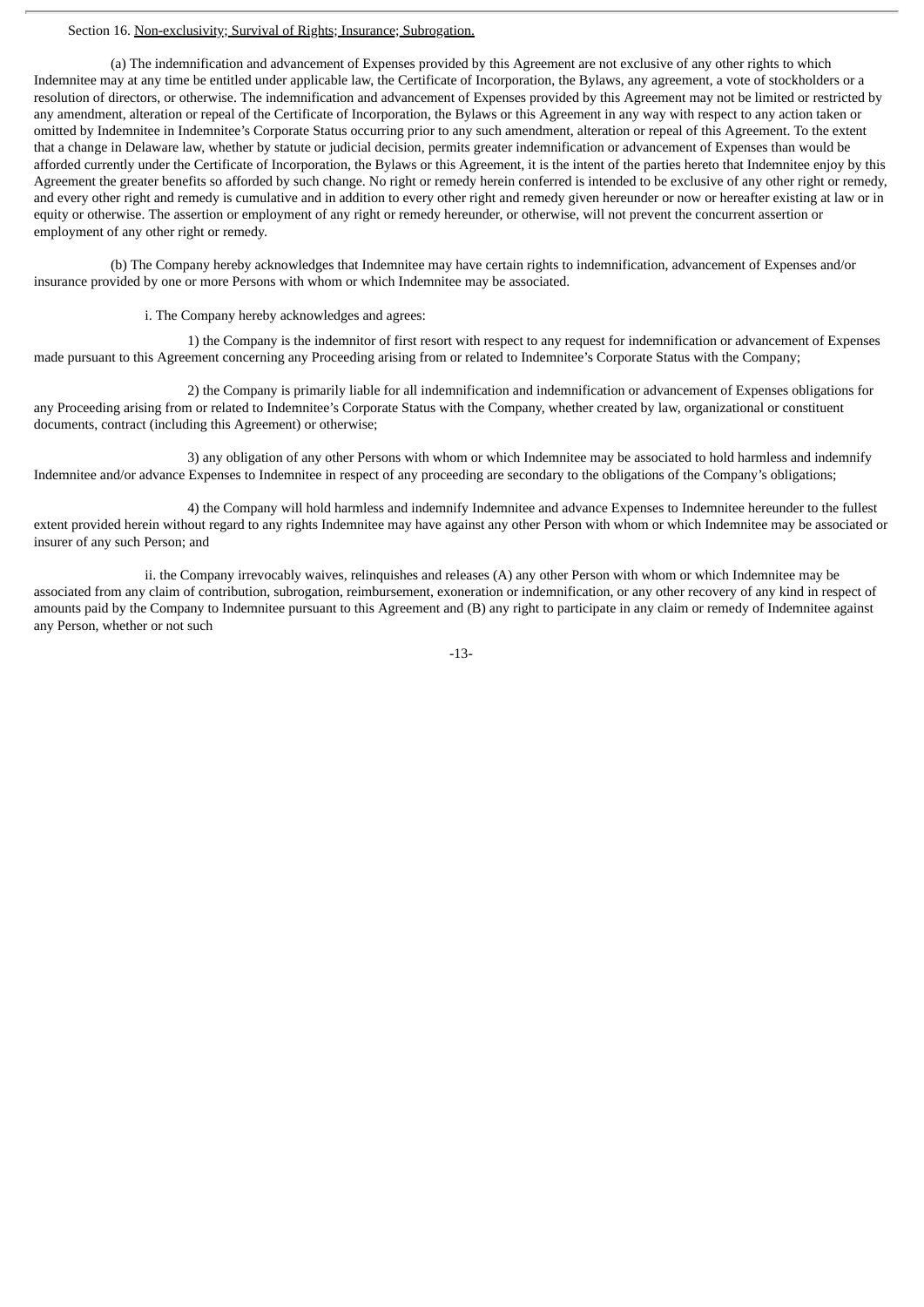Section 16. Non-exclusivity; Survival of Rights; Insurance; Subrogation.

(a) The indemnification and advancement of Expenses provided by this Agreement are not exclusive of any other rights to which Indemnitee may at any time be entitled under applicable law, the Certificate of Incorporation, the Bylaws, any agreement, a vote of stockholders or a resolution of directors, or otherwise. The indemnification and advancement of Expenses provided by this Agreement may not be limited or restricted by any amendment, alteration or repeal of the Certificate of Incorporation, the Bylaws or this Agreement in any way with respect to any action taken or omitted by Indemnitee in Indemnitee's Corporate Status occurring prior to any such amendment, alteration or repeal of this Agreement. To the extent that a change in Delaware law, whether by statute or judicial decision, permits greater indemnification or advancement of Expenses than would be afforded currently under the Certificate of Incorporation, the Bylaws or this Agreement, it is the intent of the parties hereto that Indemnitee enjoy by this Agreement the greater benefits so afforded by such change. No right or remedy herein conferred is intended to be exclusive of any other right or remedy, and every other right and remedy is cumulative and in addition to every other right and remedy given hereunder or now or hereafter existing at law or in equity or otherwise. The assertion or employment of any right or remedy hereunder, or otherwise, will not prevent the concurrent assertion or employment of any other right or remedy.

(b) The Company hereby acknowledges that Indemnitee may have certain rights to indemnification, advancement of Expenses and/or insurance provided by one or more Persons with whom or which Indemnitee may be associated.

i. The Company hereby acknowledges and agrees:

1) the Company is the indemnitor of first resort with respect to any request for indemnification or advancement of Expenses made pursuant to this Agreement concerning any Proceeding arising from or related to Indemnitee's Corporate Status with the Company;

2) the Company is primarily liable for all indemnification and indemnification or advancement of Expenses obligations for any Proceeding arising from or related to Indemnitee's Corporate Status with the Company, whether created by law, organizational or constituent documents, contract (including this Agreement) or otherwise;

3) any obligation of any other Persons with whom or which Indemnitee may be associated to hold harmless and indemnify Indemnitee and/or advance Expenses to Indemnitee in respect of any proceeding are secondary to the obligations of the Company's obligations;

4) the Company will hold harmless and indemnify Indemnitee and advance Expenses to Indemnitee hereunder to the fullest extent provided herein without regard to any rights Indemnitee may have against any other Person with whom or which Indemnitee may be associated or insurer of any such Person; and

ii. the Company irrevocably waives, relinquishes and releases (A) any other Person with whom or which Indemnitee may be associated from any claim of contribution, subrogation, reimbursement, exoneration or indemnification, or any other recovery of any kind in respect of amounts paid by the Company to Indemnitee pursuant to this Agreement and (B) any right to participate in any claim or remedy of Indemnitee against any Person, whether or not such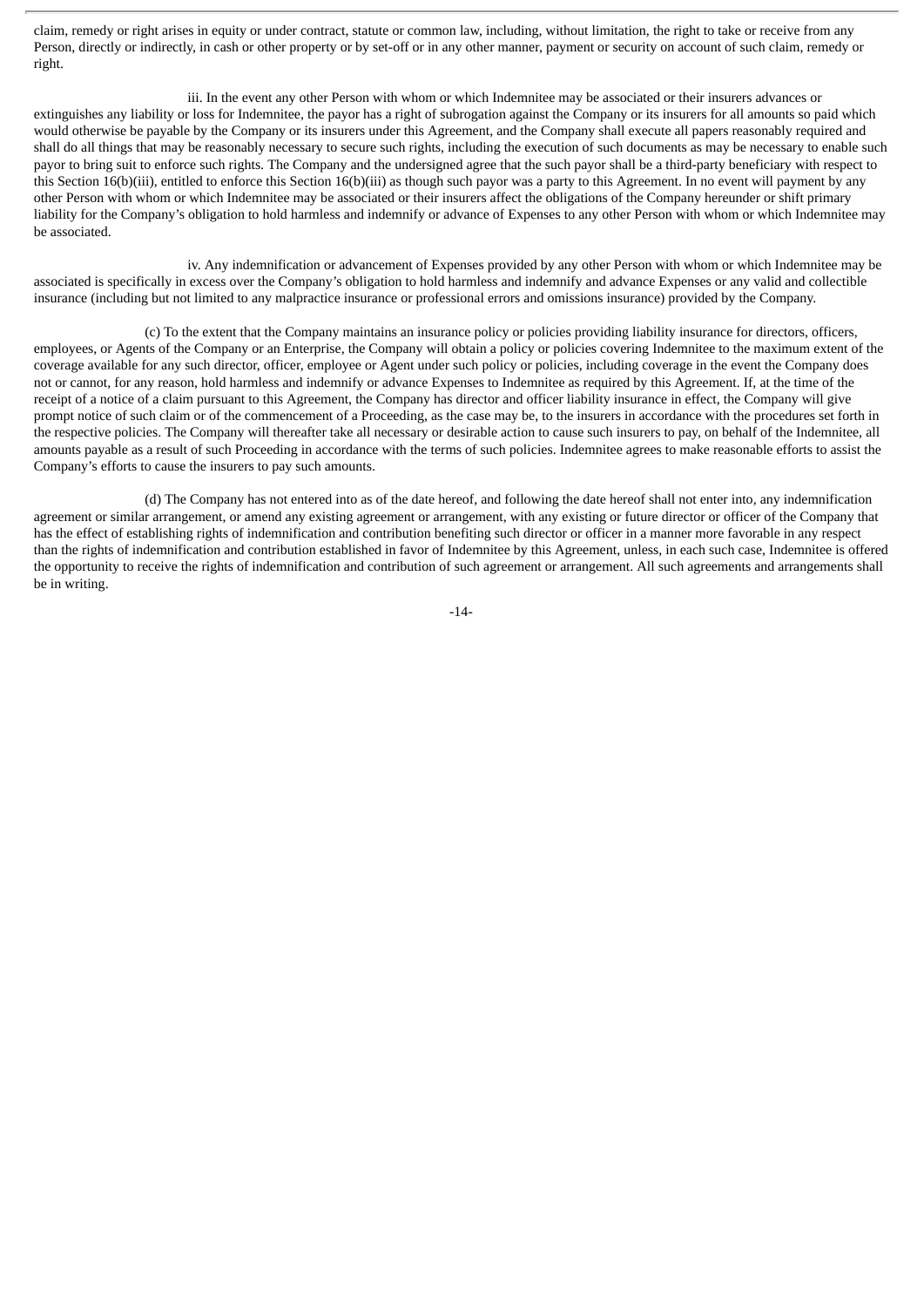claim, remedy or right arises in equity or under contract, statute or common law, including, without limitation, the right to take or receive from any Person, directly or indirectly, in cash or other property or by set-off or in any other manner, payment or security on account of such claim, remedy or right.

iii. In the event any other Person with whom or which Indemnitee may be associated or their insurers advances or extinguishes any liability or loss for Indemnitee, the payor has a right of subrogation against the Company or its insurers for all amounts so paid which would otherwise be payable by the Company or its insurers under this Agreement, and the Company shall execute all papers reasonably required and shall do all things that may be reasonably necessary to secure such rights, including the execution of such documents as may be necessary to enable such payor to bring suit to enforce such rights. The Company and the undersigned agree that the such payor shall be a third-party beneficiary with respect to this Section 16(b)(iii), entitled to enforce this Section 16(b)(iii) as though such payor was a party to this Agreement. In no event will payment by any other Person with whom or which Indemnitee may be associated or their insurers affect the obligations of the Company hereunder or shift primary liability for the Company's obligation to hold harmless and indemnify or advance of Expenses to any other Person with whom or which Indemnitee may be associated.

iv. Any indemnification or advancement of Expenses provided by any other Person with whom or which Indemnitee may be associated is specifically in excess over the Company's obligation to hold harmless and indemnify and advance Expenses or any valid and collectible insurance (including but not limited to any malpractice insurance or professional errors and omissions insurance) provided by the Company.

(c) To the extent that the Company maintains an insurance policy or policies providing liability insurance for directors, officers, employees, or Agents of the Company or an Enterprise, the Company will obtain a policy or policies covering Indemnitee to the maximum extent of the coverage available for any such director, officer, employee or Agent under such policy or policies, including coverage in the event the Company does not or cannot, for any reason, hold harmless and indemnify or advance Expenses to Indemnitee as required by this Agreement. If, at the time of the receipt of a notice of a claim pursuant to this Agreement, the Company has director and officer liability insurance in effect, the Company will give prompt notice of such claim or of the commencement of a Proceeding, as the case may be, to the insurers in accordance with the procedures set forth in the respective policies. The Company will thereafter take all necessary or desirable action to cause such insurers to pay, on behalf of the Indemnitee, all amounts payable as a result of such Proceeding in accordance with the terms of such policies. Indemnitee agrees to make reasonable efforts to assist the Company's efforts to cause the insurers to pay such amounts.

(d) The Company has not entered into as of the date hereof, and following the date hereof shall not enter into, any indemnification agreement or similar arrangement, or amend any existing agreement or arrangement, with any existing or future director or officer of the Company that has the effect of establishing rights of indemnification and contribution benefiting such director or officer in a manner more favorable in any respect than the rights of indemnification and contribution established in favor of Indemnitee by this Agreement, unless, in each such case, Indemnitee is offered the opportunity to receive the rights of indemnification and contribution of such agreement or arrangement. All such agreements and arrangements shall be in writing.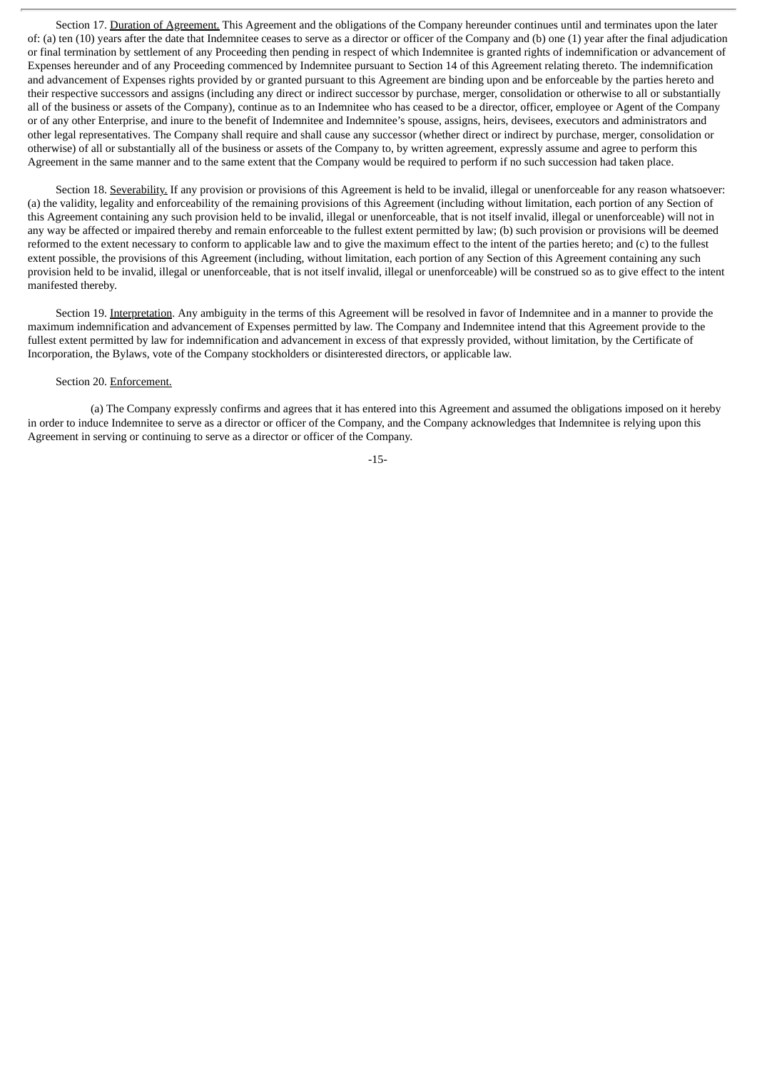Section 17. Duration of Agreement. This Agreement and the obligations of the Company hereunder continues until and terminates upon the later of: (a) ten (10) years after the date that Indemnitee ceases to serve as a director or officer of the Company and (b) one (1) year after the final adjudication or final termination by settlement of any Proceeding then pending in respect of which Indemnitee is granted rights of indemnification or advancement of Expenses hereunder and of any Proceeding commenced by Indemnitee pursuant to Section 14 of this Agreement relating thereto. The indemnification and advancement of Expenses rights provided by or granted pursuant to this Agreement are binding upon and be enforceable by the parties hereto and their respective successors and assigns (including any direct or indirect successor by purchase, merger, consolidation or otherwise to all or substantially all of the business or assets of the Company), continue as to an Indemnitee who has ceased to be a director, officer, employee or Agent of the Company or of any other Enterprise, and inure to the benefit of Indemnitee and Indemnitee's spouse, assigns, heirs, devisees, executors and administrators and other legal representatives. The Company shall require and shall cause any successor (whether direct or indirect by purchase, merger, consolidation or otherwise) of all or substantially all of the business or assets of the Company to, by written agreement, expressly assume and agree to perform this Agreement in the same manner and to the same extent that the Company would be required to perform if no such succession had taken place.

Section 18. Severability. If any provision or provisions of this Agreement is held to be invalid, illegal or unenforceable for any reason whatsoever: (a) the validity, legality and enforceability of the remaining provisions of this Agreement (including without limitation, each portion of any Section of this Agreement containing any such provision held to be invalid, illegal or unenforceable, that is not itself invalid, illegal or unenforceable) will not in any way be affected or impaired thereby and remain enforceable to the fullest extent permitted by law; (b) such provision or provisions will be deemed reformed to the extent necessary to conform to applicable law and to give the maximum effect to the intent of the parties hereto; and (c) to the fullest extent possible, the provisions of this Agreement (including, without limitation, each portion of any Section of this Agreement containing any such provision held to be invalid, illegal or unenforceable, that is not itself invalid, illegal or unenforceable) will be construed so as to give effect to the intent manifested thereby.

Section 19. Interpretation. Any ambiguity in the terms of this Agreement will be resolved in favor of Indemnitee and in a manner to provide the maximum indemnification and advancement of Expenses permitted by law. The Company and Indemnitee intend that this Agreement provide to the fullest extent permitted by law for indemnification and advancement in excess of that expressly provided, without limitation, by the Certificate of Incorporation, the Bylaws, vote of the Company stockholders or disinterested directors, or applicable law.

Section 20. Enforcement.

(a) The Company expressly confirms and agrees that it has entered into this Agreement and assumed the obligations imposed on it hereby in order to induce Indemnitee to serve as a director or officer of the Company, and the Company acknowledges that Indemnitee is relying upon this Agreement in serving or continuing to serve as a director or officer of the Company.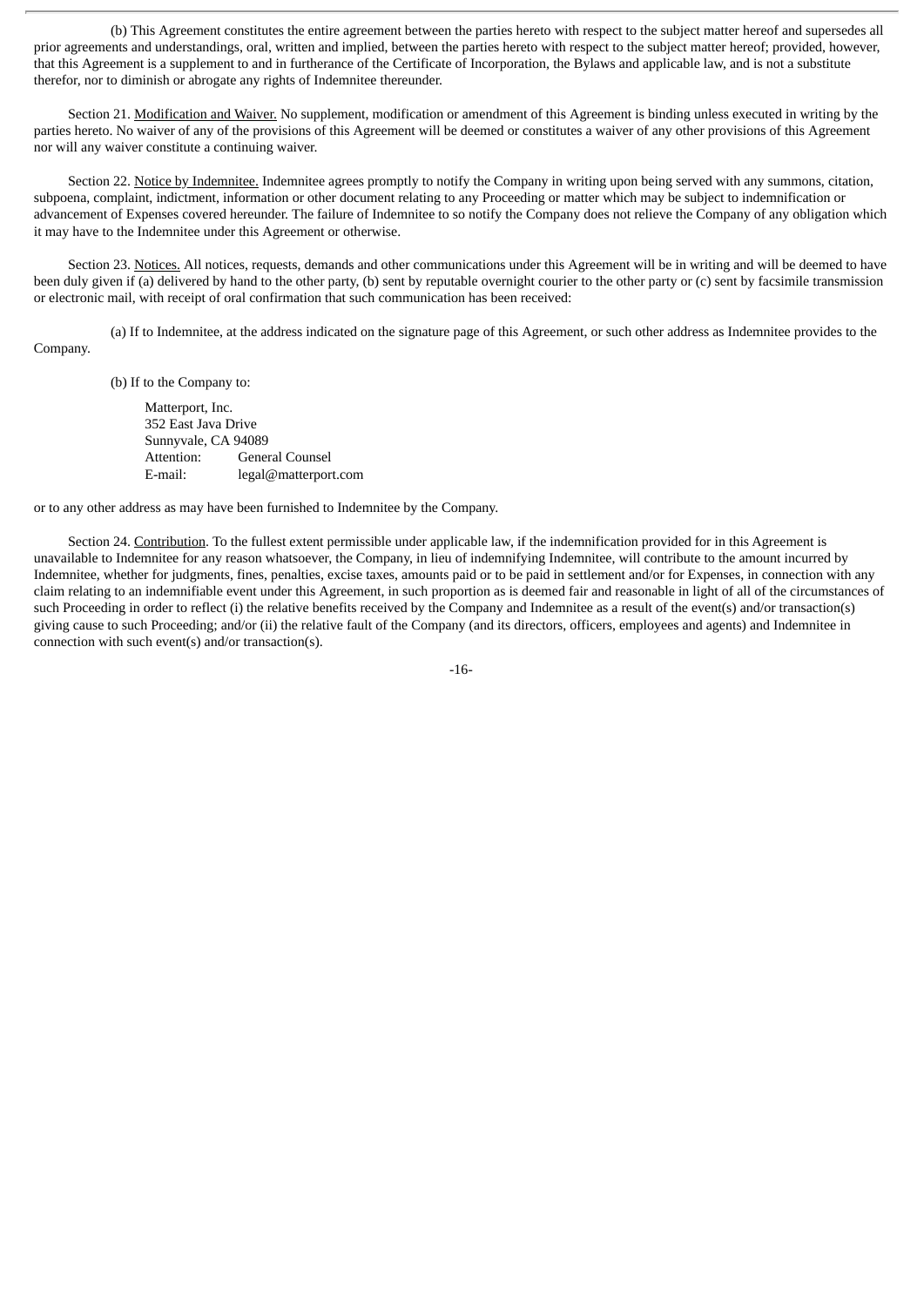(b) This Agreement constitutes the entire agreement between the parties hereto with respect to the subject matter hereof and supersedes all prior agreements and understandings, oral, written and implied, between the parties hereto with respect to the subject matter hereof; provided, however, that this Agreement is a supplement to and in furtherance of the Certificate of Incorporation, the Bylaws and applicable law, and is not a substitute therefor, nor to diminish or abrogate any rights of Indemnitee thereunder.

Section 21. Modification and Waiver. No supplement, modification or amendment of this Agreement is binding unless executed in writing by the parties hereto. No waiver of any of the provisions of this Agreement will be deemed or constitutes a waiver of any other provisions of this Agreement nor will any waiver constitute a continuing waiver.

Section 22. Notice by Indemnitee. Indemnitee agrees promptly to notify the Company in writing upon being served with any summons, citation, subpoena, complaint, indictment, information or other document relating to any Proceeding or matter which may be subject to indemnification or advancement of Expenses covered hereunder. The failure of Indemnitee to so notify the Company does not relieve the Company of any obligation which it may have to the Indemnitee under this Agreement or otherwise.

Section 23. Notices. All notices, requests, demands and other communications under this Agreement will be in writing and will be deemed to have been duly given if (a) delivered by hand to the other party, (b) sent by reputable overnight courier to the other party or (c) sent by facsimile transmission or electronic mail, with receipt of oral confirmation that such communication has been received:

(a) If to Indemnitee, at the address indicated on the signature page of this Agreement, or such other address as Indemnitee provides to the Company.

(b) If to the Company to:

Matterport, Inc.
352 East Java Drive
Sunnyvale, CA 94089
Attention: General Counsel
E-mail: legal@matterport.com

or to any other address as may have been furnished to Indemnitee by the Company.

Section 24. Contribution. To the fullest extent permissible under applicable law, if the indemnification provided for in this Agreement is unavailable to Indemnitee for any reason whatsoever, the Company, in lieu of indemnifying Indemnitee, will contribute to the amount incurred by Indemnitee, whether for judgments, fines, penalties, excise taxes, amounts paid or to be paid in settlement and/or for Expenses, in connection with any claim relating to an indemnifiable event under this Agreement, in such proportion as is deemed fair and reasonable in light of all of the circumstances of such Proceeding in order to reflect (i) the relative benefits received by the Company and Indemnitee as a result of the event(s) and/or transaction(s) giving cause to such Proceeding; and/or (ii) the relative fault of the Company (and its directors, officers, employees and agents) and Indemnitee in connection with such event(s) and/or transaction(s).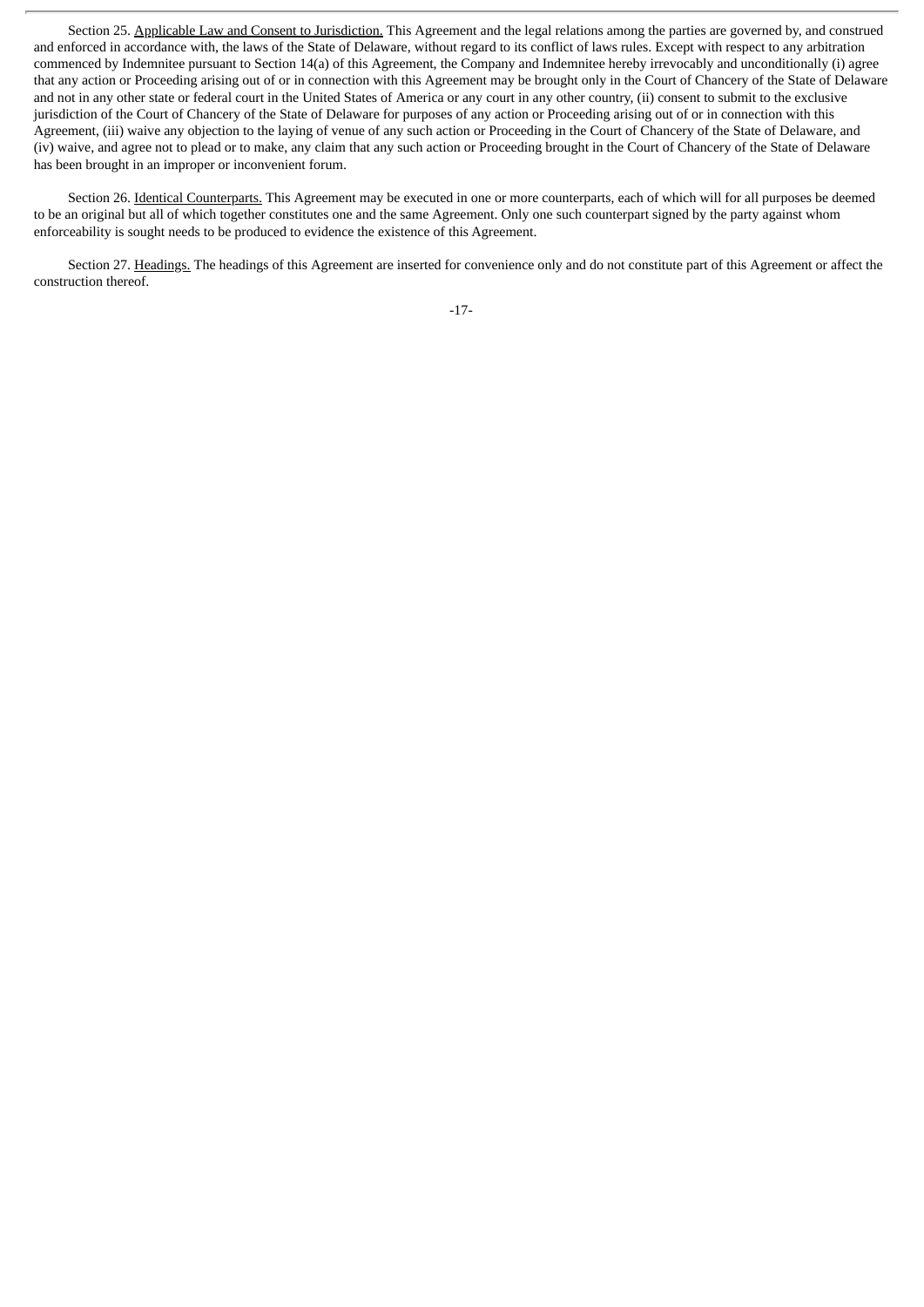Section 25. Applicable Law and Consent to Jurisdiction. This Agreement and the legal relations among the parties are governed by, and construed and enforced in accordance with, the laws of the State of Delaware, without regard to its conflict of laws rules. Except with respect to any arbitration commenced by Indemnitee pursuant to Section 14(a) of this Agreement, the Company and Indemnitee hereby irrevocably and unconditionally (i) agree that any action or Proceeding arising out of or in connection with this Agreement may be brought only in the Court of Chancery of the State of Delaware and not in any other state or federal court in the United States of America or any court in any other country, (ii) consent to submit to the exclusive jurisdiction of the Court of Chancery of the State of Delaware for purposes of any action or Proceeding arising out of or in connection with this Agreement, (iii) waive any objection to the laying of venue of any such action or Proceeding in the Court of Chancery of the State of Delaware, and (iv) waive, and agree not to plead or to make, any claim that any such action or Proceeding brought in the Court of Chancery of the State of Delaware has been brought in an improper or inconvenient forum.

Section 26. Identical Counterparts. This Agreement may be executed in one or more counterparts, each of which will for all purposes be deemed to be an original but all of which together constitutes one and the same Agreement. Only one such counterpart signed by the party against whom enforceability is sought needs to be produced to evidence the existence of this Agreement.

Section 27. Headings. The headings of this Agreement are inserted for convenience only and do not constitute part of this Agreement or affect the construction thereof.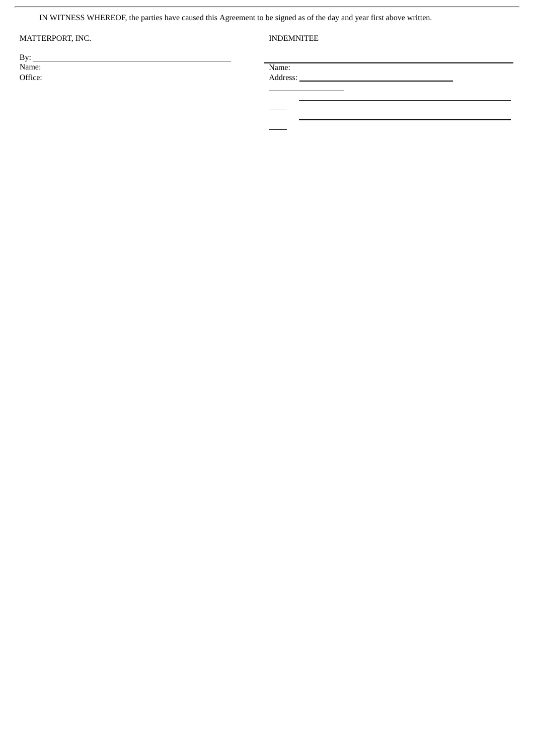IN WITNESS WHEREOF, the parties have caused this Agreement to be signed as of the day and year first above written.

| MATTERPORT, INC. | INDEMNITEE |
| --- | --- |
| By: \_\_\_\_\_\_\_\_\_\_\_\_\_\_\_\_\_\_\_\_\_\_\_\_ | \_\_\_\_\_\_\_\_\_\_\_\_\_\_\_\_\_\_\_\_\_\_\_\_ |
| Name: | Name: |
| Office: | Address: \_\_\_\_\_\_\_\_\_\_\_\_\_\_\_\_\_\_\_\_\_\_\_\_ |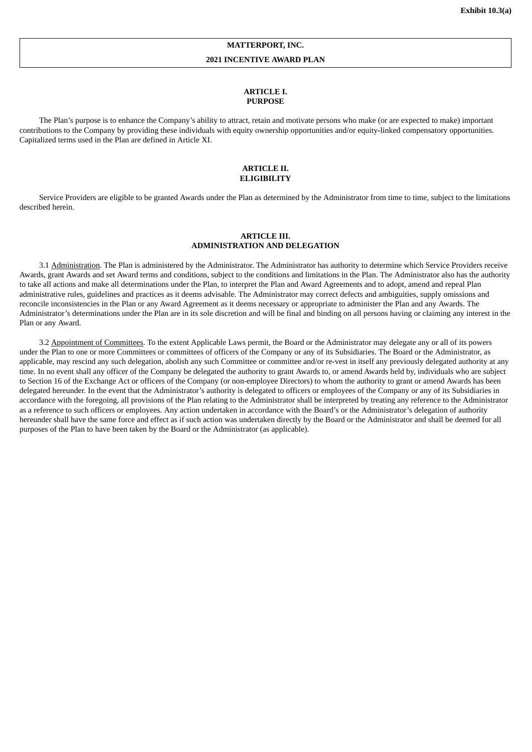**Exhibit 10.3(a)**

**MATTERPORT, INC.**

**2021 INCENTIVE AWARD PLAN**

## ARTICLE I. PURPOSE

The Plan's purpose is to enhance the Company's ability to attract, retain and motivate persons who make (or are expected to make) important contributions to the Company by providing these individuals with equity ownership opportunities and/or equity-linked compensatory opportunities. Capitalized terms used in the Plan are defined in Article XI.

## ARTICLE II. ELIGIBILITY

Service Providers are eligible to be granted Awards under the Plan as determined by the Administrator from time to time, subject to the limitations described herein.

## ARTICLE III. ADMINISTRATION AND DELEGATION

3.1 Administration. The Plan is administered by the Administrator. The Administrator has authority to determine which Service Providers receive Awards, grant Awards and set Award terms and conditions, subject to the conditions and limitations in the Plan. The Administrator also has the authority to take all actions and make all determinations under the Plan, to interpret the Plan and Award Agreements and to adopt, amend and repeal Plan administrative rules, guidelines and practices as it deems advisable. The Administrator may correct defects and ambiguities, supply omissions and reconcile inconsistencies in the Plan or any Award Agreement as it deems necessary or appropriate to administer the Plan and any Awards. The Administrator's determinations under the Plan are in its sole discretion and will be final and binding on all persons having or claiming any interest in the Plan or any Award.

3.2 Appointment of Committees. To the extent Applicable Laws permit, the Board or the Administrator may delegate any or all of its powers under the Plan to one or more Committees or committees of officers of the Company or any of its Subsidiaries. The Board or the Administrator, as applicable, may rescind any such delegation, abolish any such Committee or committee and/or re-vest in itself any previously delegated authority at any time. In no event shall any officer of the Company be delegated the authority to grant Awards to, or amend Awards held by, individuals who are subject to Section 16 of the Exchange Act or officers of the Company (or non-employee Directors) to whom the authority to grant or amend Awards has been delegated hereunder. In the event that the Administrator's authority is delegated to officers or employees of the Company or any of its Subsidiaries in accordance with the foregoing, all provisions of the Plan relating to the Administrator shall be interpreted by treating any reference to the Administrator as a reference to such officers or employees. Any action undertaken in accordance with the Board's or the Administrator's delegation of authority hereunder shall have the same force and effect as if such action was undertaken directly by the Board or the Administrator and shall be deemed for all purposes of the Plan to have been taken by the Board or the Administrator (as applicable).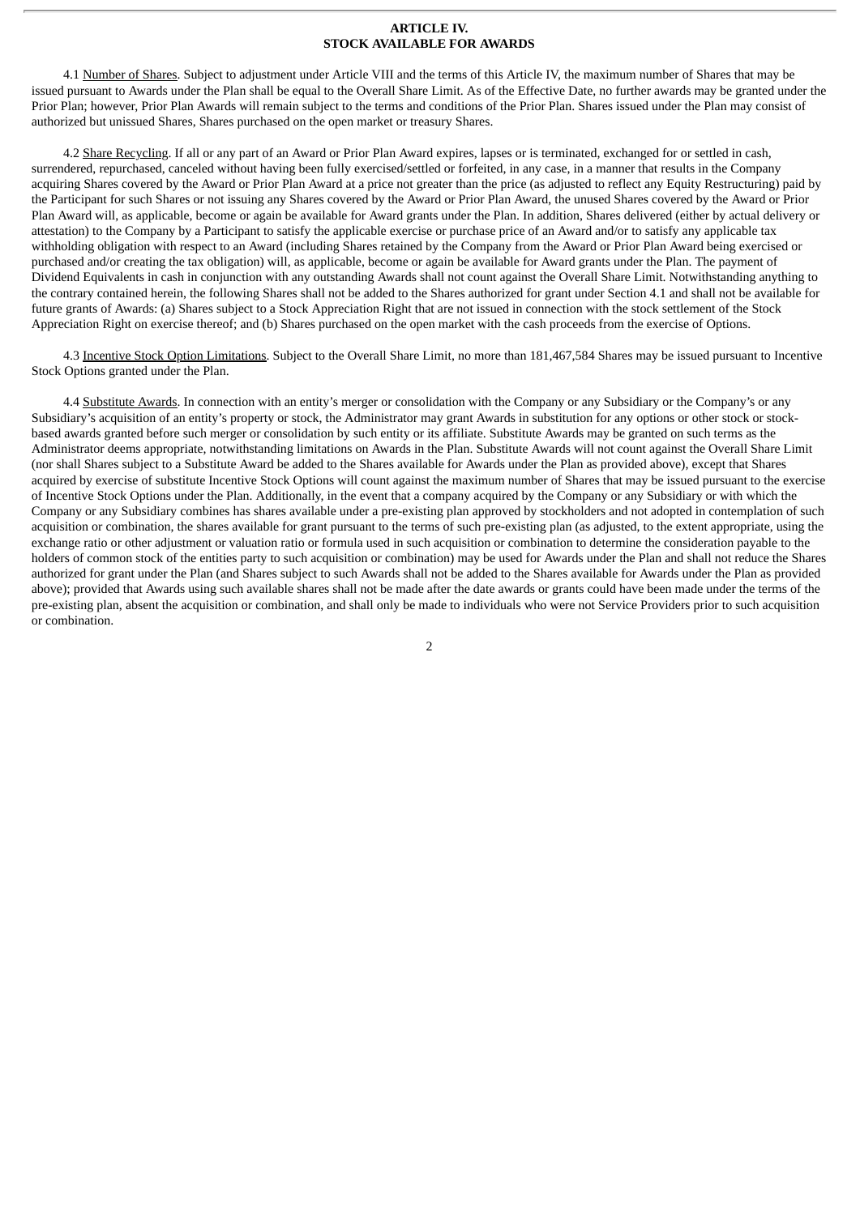## ARTICLE IV.
## STOCK AVAILABLE FOR AWARDS

4.1 Number of Shares. Subject to adjustment under Article VIII and the terms of this Article IV, the maximum number of Shares that may be issued pursuant to Awards under the Plan shall be equal to the Overall Share Limit. As of the Effective Date, no further awards may be granted under the Prior Plan; however, Prior Plan Awards will remain subject to the terms and conditions of the Prior Plan. Shares issued under the Plan may consist of authorized but unissued Shares, Shares purchased on the open market or treasury Shares.

4.2 Share Recycling. If all or any part of an Award or Prior Plan Award expires, lapses or is terminated, exchanged for or settled in cash, surrendered, repurchased, canceled without having been fully exercised/settled or forfeited, in any case, in a manner that results in the Company acquiring Shares covered by the Award or Prior Plan Award at a price not greater than the price (as adjusted to reflect any Equity Restructuring) paid by the Participant for such Shares or not issuing any Shares covered by the Award or Prior Plan Award, the unused Shares covered by the Award or Prior Plan Award will, as applicable, become or again be available for Award grants under the Plan. In addition, Shares delivered (either by actual delivery or attestation) to the Company by a Participant to satisfy the applicable exercise or purchase price of an Award and/or to satisfy any applicable tax withholding obligation with respect to an Award (including Shares retained by the Company from the Award or Prior Plan Award being exercised or purchased and/or creating the tax obligation) will, as applicable, become or again be available for Award grants under the Plan. The payment of Dividend Equivalents in cash in conjunction with any outstanding Awards shall not count against the Overall Share Limit. Notwithstanding anything to the contrary contained herein, the following Shares shall not be added to the Shares authorized for grant under Section 4.1 and shall not be available for future grants of Awards: (a) Shares subject to a Stock Appreciation Right that are not issued in connection with the stock settlement of the Stock Appreciation Right on exercise thereof; and (b) Shares purchased on the open market with the cash proceeds from the exercise of Options.

4.3 Incentive Stock Option Limitations. Subject to the Overall Share Limit, no more than 181,467,584 Shares may be issued pursuant to Incentive Stock Options granted under the Plan.

4.4 Substitute Awards. In connection with an entity's merger or consolidation with the Company or any Subsidiary or the Company's or any Subsidiary's acquisition of an entity's property or stock, the Administrator may grant Awards in substitution for any options or other stock or stock-based awards granted before such merger or consolidation by such entity or its affiliate. Substitute Awards may be granted on such terms as the Administrator deems appropriate, notwithstanding limitations on Awards in the Plan. Substitute Awards will not count against the Overall Share Limit (nor shall Shares subject to a Substitute Award be added to the Shares available for Awards under the Plan as provided above), except that Shares acquired by exercise of substitute Incentive Stock Options will count against the maximum number of Shares that may be issued pursuant to the exercise of Incentive Stock Options under the Plan. Additionally, in the event that a company acquired by the Company or any Subsidiary or with which the Company or any Subsidiary combines has shares available under a pre-existing plan approved by stockholders and not adopted in contemplation of such acquisition or combination, the shares available for grant pursuant to the terms of such pre-existing plan (as adjusted, to the extent appropriate, using the exchange ratio or other adjustment or valuation ratio or formula used in such acquisition or combination to determine the consideration payable to the holders of common stock of the entities party to such acquisition or combination) may be used for Awards under the Plan and shall not reduce the Shares authorized for grant under the Plan (and Shares subject to such Awards shall not be added to the Shares available for Awards under the Plan as provided above); provided that Awards using such available shares shall not be made after the date awards or grants could have been made under the terms of the pre-existing plan, absent the acquisition or combination, and shall only be made to individuals who were not Service Providers prior to such acquisition or combination.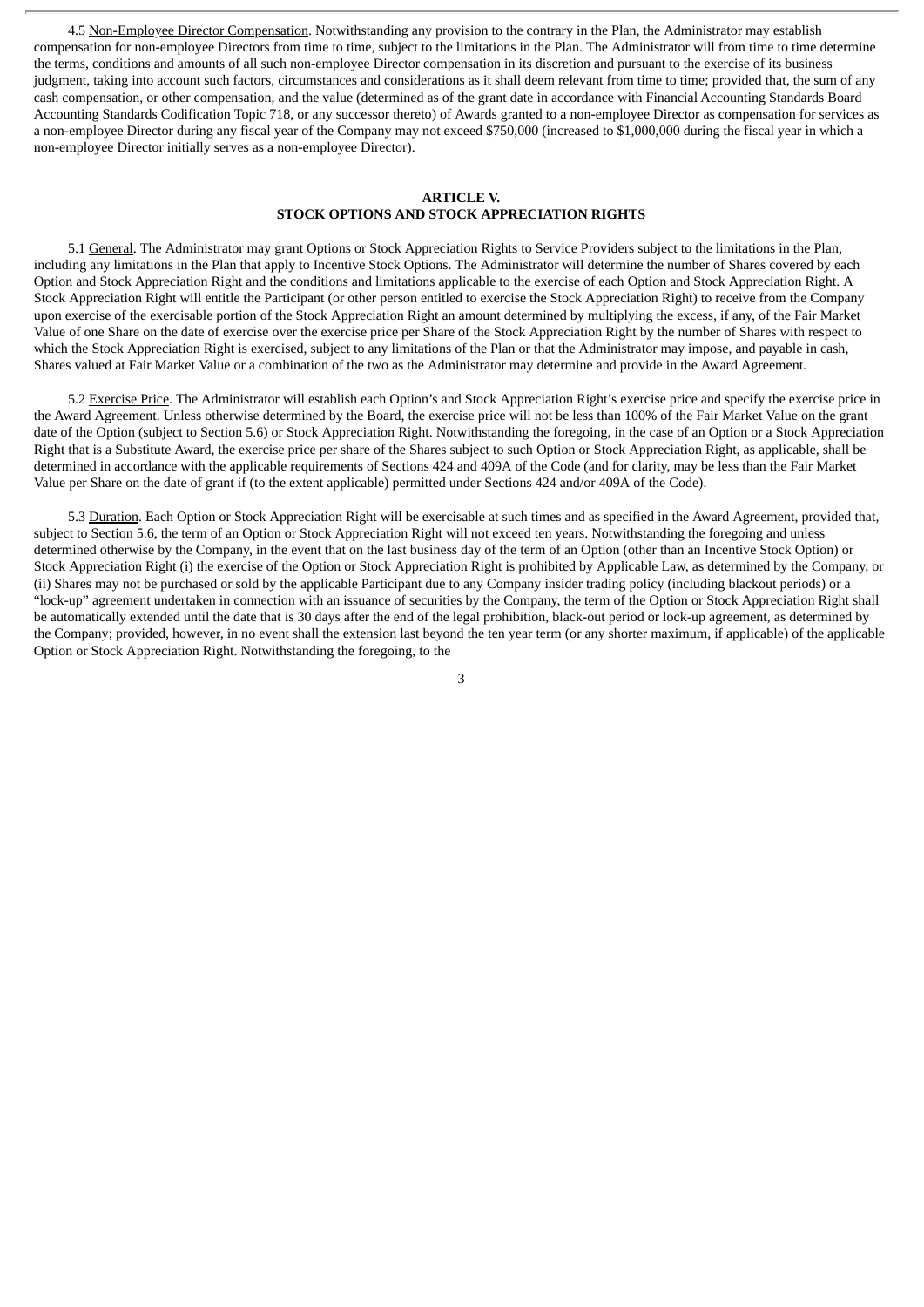4.5 Non-Employee Director Compensation. Notwithstanding any provision to the contrary in the Plan, the Administrator may establish compensation for non-employee Directors from time to time, subject to the limitations in the Plan. The Administrator will from time to time determine the terms, conditions and amounts of all such non-employee Director compensation in its discretion and pursuant to the exercise of its business judgment, taking into account such factors, circumstances and considerations as it shall deem relevant from time to time; provided that, the sum of any cash compensation, or other compensation, and the value (determined as of the grant date in accordance with Financial Accounting Standards Board Accounting Standards Codification Topic 718, or any successor thereto) of Awards granted to a non-employee Director as compensation for services as a non-employee Director during any fiscal year of the Company may not exceed $750,000 (increased to $1,000,000 during the fiscal year in which a non-employee Director initially serves as a non-employee Director).

## ARTICLE V.
## STOCK OPTIONS AND STOCK APPRECIATION RIGHTS

5.1 General. The Administrator may grant Options or Stock Appreciation Rights to Service Providers subject to the limitations in the Plan, including any limitations in the Plan that apply to Incentive Stock Options. The Administrator will determine the number of Shares covered by each Option and Stock Appreciation Right and the conditions and limitations applicable to the exercise of each Option and Stock Appreciation Right. A Stock Appreciation Right will entitle the Participant (or other person entitled to exercise the Stock Appreciation Right) to receive from the Company upon exercise of the exercisable portion of the Stock Appreciation Right an amount determined by multiplying the excess, if any, of the Fair Market Value of one Share on the date of exercise over the exercise price per Share of the Stock Appreciation Right by the number of Shares with respect to which the Stock Appreciation Right is exercised, subject to any limitations of the Plan or that the Administrator may impose, and payable in cash, Shares valued at Fair Market Value or a combination of the two as the Administrator may determine and provide in the Award Agreement.

5.2 Exercise Price. The Administrator will establish each Option's and Stock Appreciation Right's exercise price and specify the exercise price in the Award Agreement. Unless otherwise determined by the Board, the exercise price will not be less than 100% of the Fair Market Value on the grant date of the Option (subject to Section 5.6) or Stock Appreciation Right. Notwithstanding the foregoing, in the case of an Option or a Stock Appreciation Right that is a Substitute Award, the exercise price per share of the Shares subject to such Option or Stock Appreciation Right, as applicable, shall be determined in accordance with the applicable requirements of Sections 424 and 409A of the Code (and for clarity, may be less than the Fair Market Value per Share on the date of grant if (to the extent applicable) permitted under Sections 424 and/or 409A of the Code).

5.3 Duration. Each Option or Stock Appreciation Right will be exercisable at such times and as specified in the Award Agreement, provided that, subject to Section 5.6, the term of an Option or Stock Appreciation Right will not exceed ten years. Notwithstanding the foregoing and unless determined otherwise by the Company, in the event that on the last business day of the term of an Option (other than an Incentive Stock Option) or Stock Appreciation Right (i) the exercise of the Option or Stock Appreciation Right is prohibited by Applicable Law, as determined by the Company, or (ii) Shares may not be purchased or sold by the applicable Participant due to any Company insider trading policy (including blackout periods) or a "lock-up" agreement undertaken in connection with an issuance of securities by the Company, the term of the Option or Stock Appreciation Right shall be automatically extended until the date that is 30 days after the end of the legal prohibition, black-out period or lock-up agreement, as determined by the Company; provided, however, in no event shall the extension last beyond the ten year term (or any shorter maximum, if applicable) of the applicable Option or Stock Appreciation Right. Notwithstanding the foregoing, to the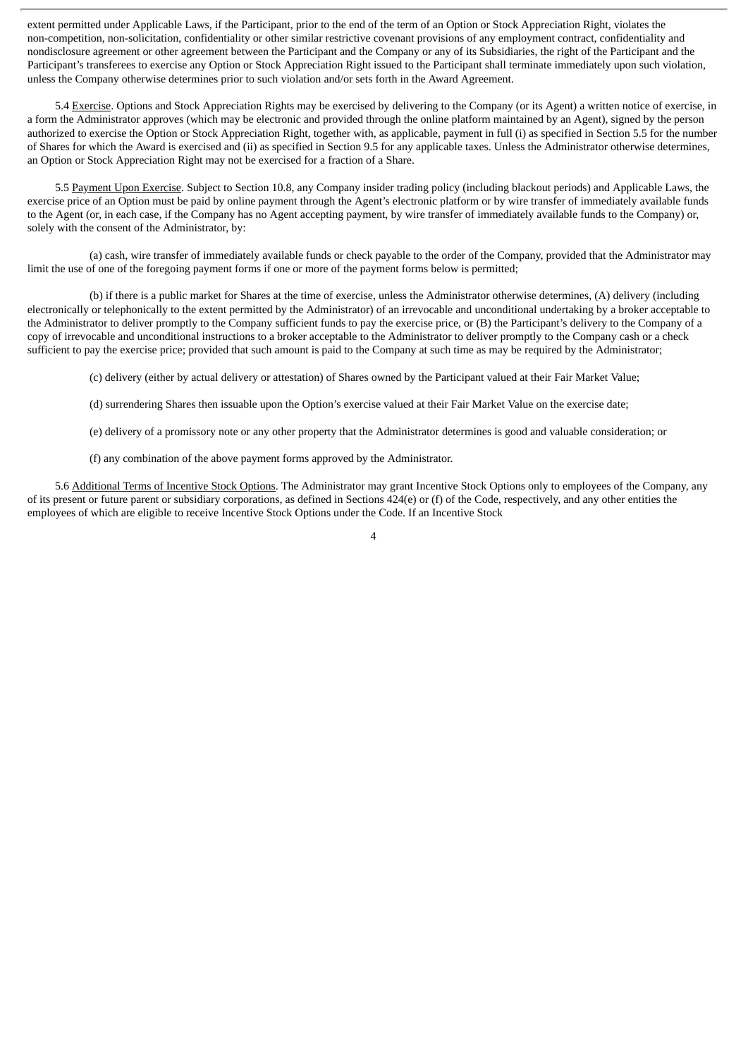extent permitted under Applicable Laws, if the Participant, prior to the end of the term of an Option or Stock Appreciation Right, violates the non-competition, non-solicitation, confidentiality or other similar restrictive covenant provisions of any employment contract, confidentiality and nondisclosure agreement or other agreement between the Participant and the Company or any of its Subsidiaries, the right of the Participant and the Participant's transferees to exercise any Option or Stock Appreciation Right issued to the Participant shall terminate immediately upon such violation, unless the Company otherwise determines prior to such violation and/or sets forth in the Award Agreement.

5.4 Exercise. Options and Stock Appreciation Rights may be exercised by delivering to the Company (or its Agent) a written notice of exercise, in a form the Administrator approves (which may be electronic and provided through the online platform maintained by an Agent), signed by the person authorized to exercise the Option or Stock Appreciation Right, together with, as applicable, payment in full (i) as specified in Section 5.5 for the number of Shares for which the Award is exercised and (ii) as specified in Section 9.5 for any applicable taxes. Unless the Administrator otherwise determines, an Option or Stock Appreciation Right may not be exercised for a fraction of a Share.

5.5 Payment Upon Exercise. Subject to Section 10.8, any Company insider trading policy (including blackout periods) and Applicable Laws, the exercise price of an Option must be paid by online payment through the Agent's electronic platform or by wire transfer of immediately available funds to the Agent (or, in each case, if the Company has no Agent accepting payment, by wire transfer of immediately available funds to the Company) or, solely with the consent of the Administrator, by:

(a) cash, wire transfer of immediately available funds or check payable to the order of the Company, provided that the Administrator may limit the use of one of the foregoing payment forms if one or more of the payment forms below is permitted;

(b) if there is a public market for Shares at the time of exercise, unless the Administrator otherwise determines, (A) delivery (including electronically or telephonically to the extent permitted by the Administrator) of an irrevocable and unconditional undertaking by a broker acceptable to the Administrator to deliver promptly to the Company sufficient funds to pay the exercise price, or (B) the Participant's delivery to the Company of a copy of irrevocable and unconditional instructions to a broker acceptable to the Administrator to deliver promptly to the Company cash or a check sufficient to pay the exercise price; provided that such amount is paid to the Company at such time as may be required by the Administrator;

(c) delivery (either by actual delivery or attestation) of Shares owned by the Participant valued at their Fair Market Value;

(d) surrendering Shares then issuable upon the Option's exercise valued at their Fair Market Value on the exercise date;

(e) delivery of a promissory note or any other property that the Administrator determines is good and valuable consideration; or

(f) any combination of the above payment forms approved by the Administrator.

5.6 Additional Terms of Incentive Stock Options. The Administrator may grant Incentive Stock Options only to employees of the Company, any of its present or future parent or subsidiary corporations, as defined in Sections 424(e) or (f) of the Code, respectively, and any other entities the employees of which are eligible to receive Incentive Stock Options under the Code. If an Incentive Stock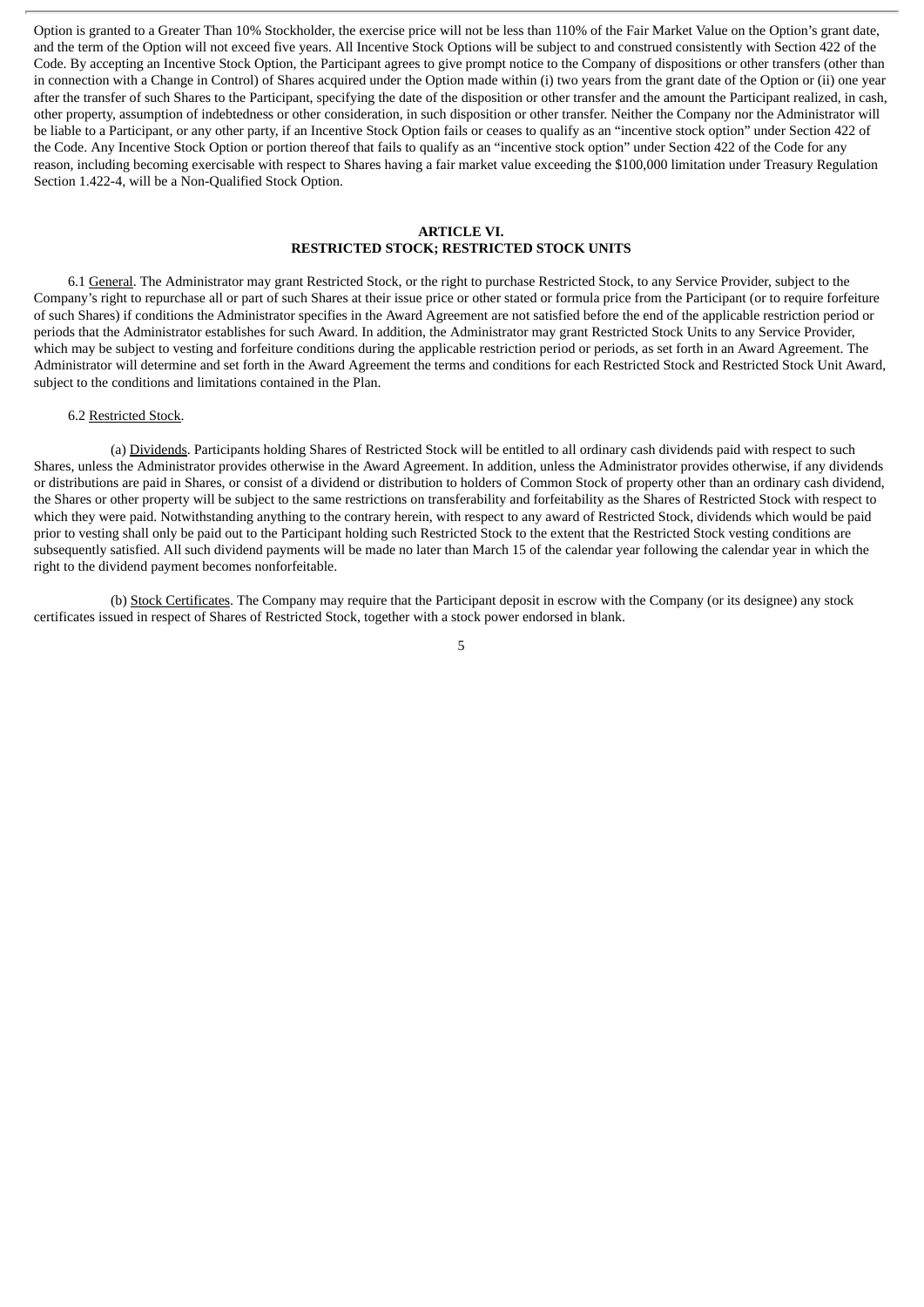Option is granted to a Greater Than 10% Stockholder, the exercise price will not be less than 110% of the Fair Market Value on the Option's grant date, and the term of the Option will not exceed five years. All Incentive Stock Options will be subject to and construed consistently with Section 422 of the Code. By accepting an Incentive Stock Option, the Participant agrees to give prompt notice to the Company of dispositions or other transfers (other than in connection with a Change in Control) of Shares acquired under the Option made within (i) two years from the grant date of the Option or (ii) one year after the transfer of such Shares to the Participant, specifying the date of the disposition or other transfer and the amount the Participant realized, in cash, other property, assumption of indebtedness or other consideration, in such disposition or other transfer. Neither the Company nor the Administrator will be liable to a Participant, or any other party, if an Incentive Stock Option fails or ceases to qualify as an "incentive stock option" under Section 422 of the Code. Any Incentive Stock Option or portion thereof that fails to qualify as an "incentive stock option" under Section 422 of the Code for any reason, including becoming exercisable with respect to Shares having a fair market value exceeding the $100,000 limitation under Treasury Regulation Section 1.422-4, will be a Non-Qualified Stock Option.

## ARTICLE VI.
## RESTRICTED STOCK; RESTRICTED STOCK UNITS

6.1 General. The Administrator may grant Restricted Stock, or the right to purchase Restricted Stock, to any Service Provider, subject to the Company's right to repurchase all or part of such Shares at their issue price or other stated or formula price from the Participant (or to require forfeiture of such Shares) if conditions the Administrator specifies in the Award Agreement are not satisfied before the end of the applicable restriction period or periods that the Administrator establishes for such Award. In addition, the Administrator may grant Restricted Stock Units to any Service Provider, which may be subject to vesting and forfeiture conditions during the applicable restriction period or periods, as set forth in an Award Agreement. The Administrator will determine and set forth in the Award Agreement the terms and conditions for each Restricted Stock and Restricted Stock Unit Award, subject to the conditions and limitations contained in the Plan.

6.2 Restricted Stock.

(a) Dividends. Participants holding Shares of Restricted Stock will be entitled to all ordinary cash dividends paid with respect to such Shares, unless the Administrator provides otherwise in the Award Agreement. In addition, unless the Administrator provides otherwise, if any dividends or distributions are paid in Shares, or consist of a dividend or distribution to holders of Common Stock of property other than an ordinary cash dividend, the Shares or other property will be subject to the same restrictions on transferability and forfeitability as the Shares of Restricted Stock with respect to which they were paid. Notwithstanding anything to the contrary herein, with respect to any award of Restricted Stock, dividends which would be paid prior to vesting shall only be paid out to the Participant holding such Restricted Stock to the extent that the Restricted Stock vesting conditions are subsequently satisfied. All such dividend payments will be made no later than March 15 of the calendar year following the calendar year in which the right to the dividend payment becomes nonforfeitable.

(b) Stock Certificates. The Company may require that the Participant deposit in escrow with the Company (or its designee) any stock certificates issued in respect of Shares of Restricted Stock, together with a stock power endorsed in blank.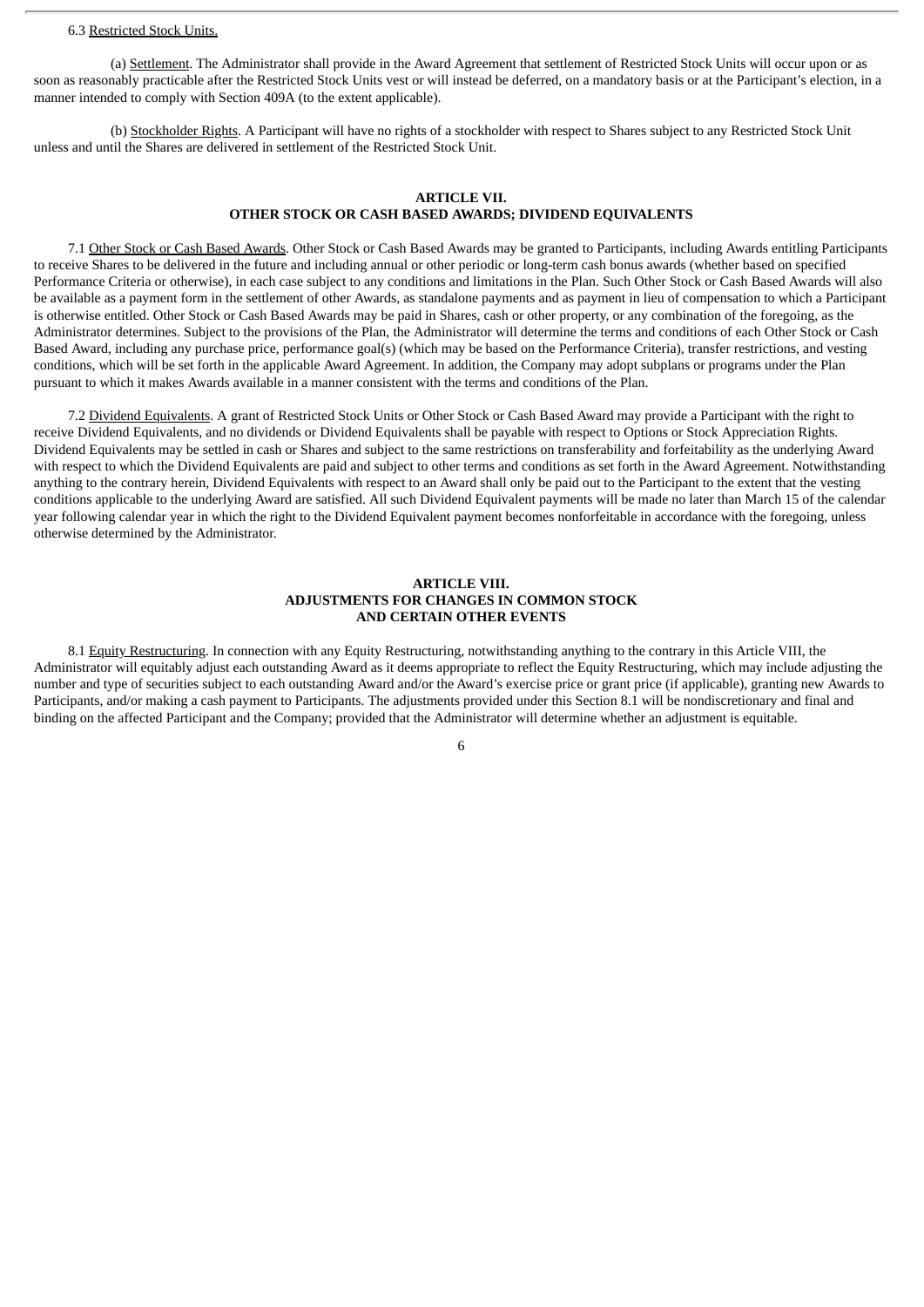6.3 Restricted Stock Units.

(a) Settlement. The Administrator shall provide in the Award Agreement that settlement of Restricted Stock Units will occur upon or as soon as reasonably practicable after the Restricted Stock Units vest or will instead be deferred, on a mandatory basis or at the Participant's election, in a manner intended to comply with Section 409A (to the extent applicable).

(b) Stockholder Rights. A Participant will have no rights of a stockholder with respect to Shares subject to any Restricted Stock Unit unless and until the Shares are delivered in settlement of the Restricted Stock Unit.

## ARTICLE VII.
## OTHER STOCK OR CASH BASED AWARDS; DIVIDEND EQUIVALENTS

7.1 Other Stock or Cash Based Awards. Other Stock or Cash Based Awards may be granted to Participants, including Awards entitling Participants to receive Shares to be delivered in the future and including annual or other periodic or long-term cash bonus awards (whether based on specified Performance Criteria or otherwise), in each case subject to any conditions and limitations in the Plan. Such Other Stock or Cash Based Awards will also be available as a payment form in the settlement of other Awards, as standalone payments and as payment in lieu of compensation to which a Participant is otherwise entitled. Other Stock or Cash Based Awards may be paid in Shares, cash or other property, or any combination of the foregoing, as the Administrator determines. Subject to the provisions of the Plan, the Administrator will determine the terms and conditions of each Other Stock or Cash Based Award, including any purchase price, performance goal(s) (which may be based on the Performance Criteria), transfer restrictions, and vesting conditions, which will be set forth in the applicable Award Agreement. In addition, the Company may adopt subplans or programs under the Plan pursuant to which it makes Awards available in a manner consistent with the terms and conditions of the Plan.

7.2 Dividend Equivalents. A grant of Restricted Stock Units or Other Stock or Cash Based Award may provide a Participant with the right to receive Dividend Equivalents, and no dividends or Dividend Equivalents shall be payable with respect to Options or Stock Appreciation Rights. Dividend Equivalents may be settled in cash or Shares and subject to the same restrictions on transferability and forfeitability as the underlying Award with respect to which the Dividend Equivalents are paid and subject to other terms and conditions as set forth in the Award Agreement. Notwithstanding anything to the contrary herein, Dividend Equivalents with respect to an Award shall only be paid out to the Participant to the extent that the vesting conditions applicable to the underlying Award are satisfied. All such Dividend Equivalent payments will be made no later than March 15 of the calendar year following calendar year in which the right to the Dividend Equivalent payment becomes nonforfeitable in accordance with the foregoing, unless otherwise determined by the Administrator.

## ARTICLE VIII.
## ADJUSTMENTS FOR CHANGES IN COMMON STOCK AND CERTAIN OTHER EVENTS

8.1 Equity Restructuring. In connection with any Equity Restructuring, notwithstanding anything to the contrary in this Article VIII, the Administrator will equitably adjust each outstanding Award as it deems appropriate to reflect the Equity Restructuring, which may include adjusting the number and type of securities subject to each outstanding Award and/or the Award's exercise price or grant price (if applicable), granting new Awards to Participants, and/or making a cash payment to Participants. The adjustments provided under this Section 8.1 will be nondiscretionary and final and binding on the affected Participant and the Company; provided that the Administrator will determine whether an adjustment is equitable.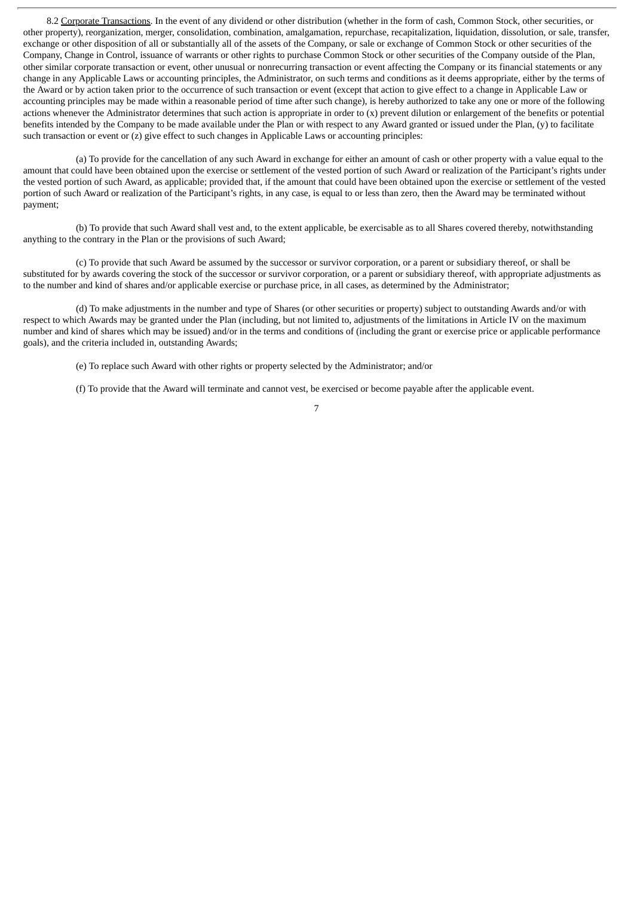8.2 Corporate Transactions. In the event of any dividend or other distribution (whether in the form of cash, Common Stock, other securities, or other property), reorganization, merger, consolidation, combination, amalgamation, repurchase, recapitalization, liquidation, dissolution, or sale, transfer, exchange or other disposition of all or substantially all of the assets of the Company, or sale or exchange of Common Stock or other securities of the Company, Change in Control, issuance of warrants or other rights to purchase Common Stock or other securities of the Company outside of the Plan, other similar corporate transaction or event, other unusual or nonrecurring transaction or event affecting the Company or its financial statements or any change in any Applicable Laws or accounting principles, the Administrator, on such terms and conditions as it deems appropriate, either by the terms of the Award or by action taken prior to the occurrence of such transaction or event (except that action to give effect to a change in Applicable Law or accounting principles may be made within a reasonable period of time after such change), is hereby authorized to take any one or more of the following actions whenever the Administrator determines that such action is appropriate in order to (x) prevent dilution or enlargement of the benefits or potential benefits intended by the Company to be made available under the Plan or with respect to any Award granted or issued under the Plan, (y) to facilitate such transaction or event or (z) give effect to such changes in Applicable Laws or accounting principles:

(a) To provide for the cancellation of any such Award in exchange for either an amount of cash or other property with a value equal to the amount that could have been obtained upon the exercise or settlement of the vested portion of such Award or realization of the Participant's rights under the vested portion of such Award, as applicable; provided that, if the amount that could have been obtained upon the exercise or settlement of the vested portion of such Award or realization of the Participant's rights, in any case, is equal to or less than zero, then the Award may be terminated without payment;

(b) To provide that such Award shall vest and, to the extent applicable, be exercisable as to all Shares covered thereby, notwithstanding anything to the contrary in the Plan or the provisions of such Award;

(c) To provide that such Award be assumed by the successor or survivor corporation, or a parent or subsidiary thereof, or shall be substituted for by awards covering the stock of the successor or survivor corporation, or a parent or subsidiary thereof, with appropriate adjustments as to the number and kind of shares and/or applicable exercise or purchase price, in all cases, as determined by the Administrator;

(d) To make adjustments in the number and type of Shares (or other securities or property) subject to outstanding Awards and/or with respect to which Awards may be granted under the Plan (including, but not limited to, adjustments of the limitations in Article IV on the maximum number and kind of shares which may be issued) and/or in the terms and conditions of (including the grant or exercise price or applicable performance goals), and the criteria included in, outstanding Awards;

(e) To replace such Award with other rights or property selected by the Administrator; and/or

(f) To provide that the Award will terminate and cannot vest, be exercised or become payable after the applicable event.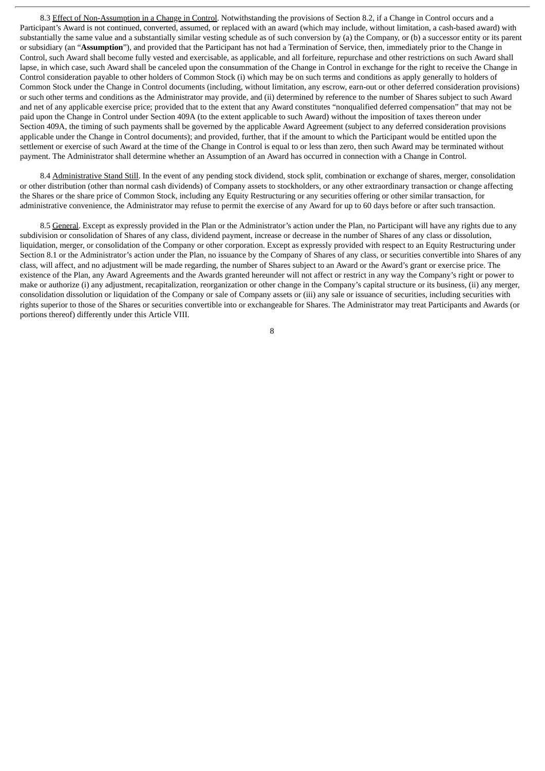8.3 <u>Effect of Non-Assumption in a Change in Control</u>. Notwithstanding the provisions of Section 8.2, if a Change in Control occurs and a Participant's Award is not continued, converted, assumed, or replaced with an award (which may include, without limitation, a cash-based award) with substantially the same value and a substantially similar vesting schedule as of such conversion by (a) the Company, or (b) a successor entity or its parent or subsidiary (an "**Assumption**"), and provided that the Participant has not had a Termination of Service, then, immediately prior to the Change in Control, such Award shall become fully vested and exercisable, as applicable, and all forfeiture, repurchase and other restrictions on such Award shall lapse, in which case, such Award shall be canceled upon the consummation of the Change in Control in exchange for the right to receive the Change in Control consideration payable to other holders of Common Stock (i) which may be on such terms and conditions as apply generally to holders of Common Stock under the Change in Control documents (including, without limitation, any escrow, earn-out or other deferred consideration provisions) or such other terms and conditions as the Administrator may provide, and (ii) determined by reference to the number of Shares subject to such Award and net of any applicable exercise price; provided that to the extent that any Award constitutes "nonqualified deferred compensation" that may not be paid upon the Change in Control under Section 409A (to the extent applicable to such Award) without the imposition of taxes thereon under Section 409A, the timing of such payments shall be governed by the applicable Award Agreement (subject to any deferred consideration provisions applicable under the Change in Control documents); and provided, further, that if the amount to which the Participant would be entitled upon the settlement or exercise of such Award at the time of the Change in Control is equal to or less than zero, then such Award may be terminated without payment. The Administrator shall determine whether an Assumption of an Award has occurred in connection with a Change in Control.

8.4 <u>Administrative Stand Still</u>. In the event of any pending stock dividend, stock split, combination or exchange of shares, merger, consolidation or other distribution (other than normal cash dividends) of Company assets to stockholders, or any other extraordinary transaction or change affecting the Shares or the share price of Common Stock, including any Equity Restructuring or any securities offering or other similar transaction, for administrative convenience, the Administrator may refuse to permit the exercise of any Award for up to 60 days before or after such transaction.

8.5 <u>General</u>. Except as expressly provided in the Plan or the Administrator's action under the Plan, no Participant will have any rights due to any subdivision or consolidation of Shares of any class, dividend payment, increase or decrease in the number of Shares of any class or dissolution, liquidation, merger, or consolidation of the Company or other corporation. Except as expressly provided with respect to an Equity Restructuring under Section 8.1 or the Administrator's action under the Plan, no issuance by the Company of Shares of any class, or securities convertible into Shares of any class, will affect, and no adjustment will be made regarding, the number of Shares subject to an Award or the Award's grant or exercise price. The existence of the Plan, any Award Agreements and the Awards granted hereunder will not affect or restrict in any way the Company's right or power to make or authorize (i) any adjustment, recapitalization, reorganization or other change in the Company's capital structure or its business, (ii) any merger, consolidation dissolution or liquidation of the Company or sale of Company assets or (iii) any sale or issuance of securities, including securities with rights superior to those of the Shares or securities convertible into or exchangeable for Shares. The Administrator may treat Participants and Awards (or portions thereof) differently under this Article VIII.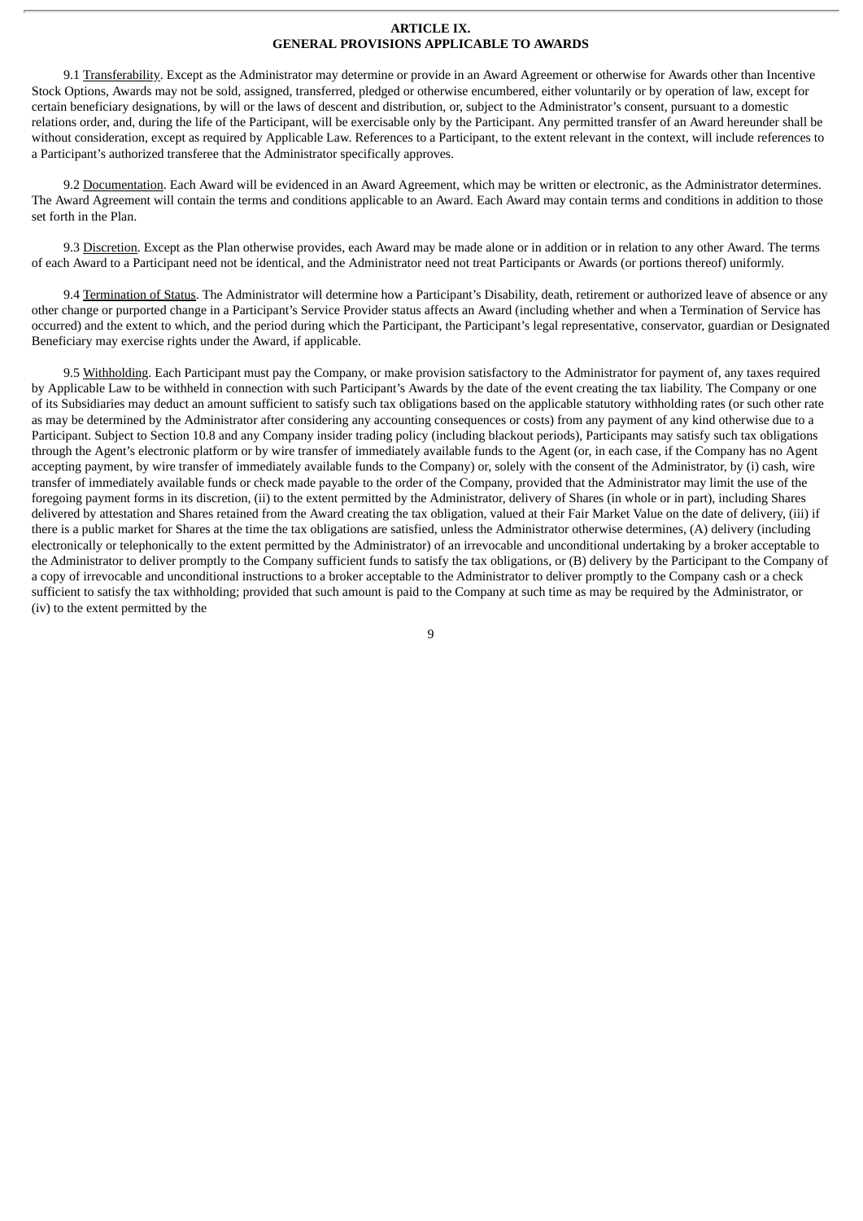# ARTICLE IX.
# GENERAL PROVISIONS APPLICABLE TO AWARDS

9.1 Transferability. Except as the Administrator may determine or provide in an Award Agreement or otherwise for Awards other than Incentive Stock Options, Awards may not be sold, assigned, transferred, pledged or otherwise encumbered, either voluntarily or by operation of law, except for certain beneficiary designations, by will or the laws of descent and distribution, or, subject to the Administrator's consent, pursuant to a domestic relations order, and, during the life of the Participant, will be exercisable only by the Participant. Any permitted transfer of an Award hereunder shall be without consideration, except as required by Applicable Law. References to a Participant, to the extent relevant in the context, will include references to a Participant's authorized transferee that the Administrator specifically approves.

9.2 Documentation. Each Award will be evidenced in an Award Agreement, which may be written or electronic, as the Administrator determines. The Award Agreement will contain the terms and conditions applicable to an Award. Each Award may contain terms and conditions in addition to those set forth in the Plan.

9.3 Discretion. Except as the Plan otherwise provides, each Award may be made alone or in addition or in relation to any other Award. The terms of each Award to a Participant need not be identical, and the Administrator need not treat Participants or Awards (or portions thereof) uniformly.

9.4 Termination of Status. The Administrator will determine how a Participant's Disability, death, retirement or authorized leave of absence or any other change or purported change in a Participant's Service Provider status affects an Award (including whether and when a Termination of Service has occurred) and the extent to which, and the period during which the Participant, the Participant's legal representative, conservator, guardian or Designated Beneficiary may exercise rights under the Award, if applicable.

9.5 Withholding. Each Participant must pay the Company, or make provision satisfactory to the Administrator for payment of, any taxes required by Applicable Law to be withheld in connection with such Participant's Awards by the date of the event creating the tax liability. The Company or one of its Subsidiaries may deduct an amount sufficient to satisfy such tax obligations based on the applicable statutory withholding rates (or such other rate as may be determined by the Administrator after considering any accounting consequences or costs) from any payment of any kind otherwise due to a Participant. Subject to Section 10.8 and any Company insider trading policy (including blackout periods), Participants may satisfy such tax obligations through the Agent's electronic platform or by wire transfer of immediately available funds to the Agent (or, in each case, if the Company has no Agent accepting payment, by wire transfer of immediately available funds to the Company) or, solely with the consent of the Administrator, by (i) cash, wire transfer of immediately available funds or check made payable to the order of the Company, provided that the Administrator may limit the use of the foregoing payment forms in its discretion, (ii) to the extent permitted by the Administrator, delivery of Shares (in whole or in part), including Shares delivered by attestation and Shares retained from the Award creating the tax obligation, valued at their Fair Market Value on the date of delivery, (iii) if there is a public market for Shares at the time the tax obligations are satisfied, unless the Administrator otherwise determines, (A) delivery (including electronically or telephonically to the extent permitted by the Administrator) of an irrevocable and unconditional undertaking by a broker acceptable to the Administrator to deliver promptly to the Company sufficient funds to satisfy the tax obligations, or (B) delivery by the Participant to the Company of a copy of irrevocable and unconditional instructions to a broker acceptable to the Administrator to deliver promptly to the Company cash or a check sufficient to satisfy the tax withholding; provided that such amount is paid to the Company at such time as may be required by the Administrator, or (iv) to the extent permitted by the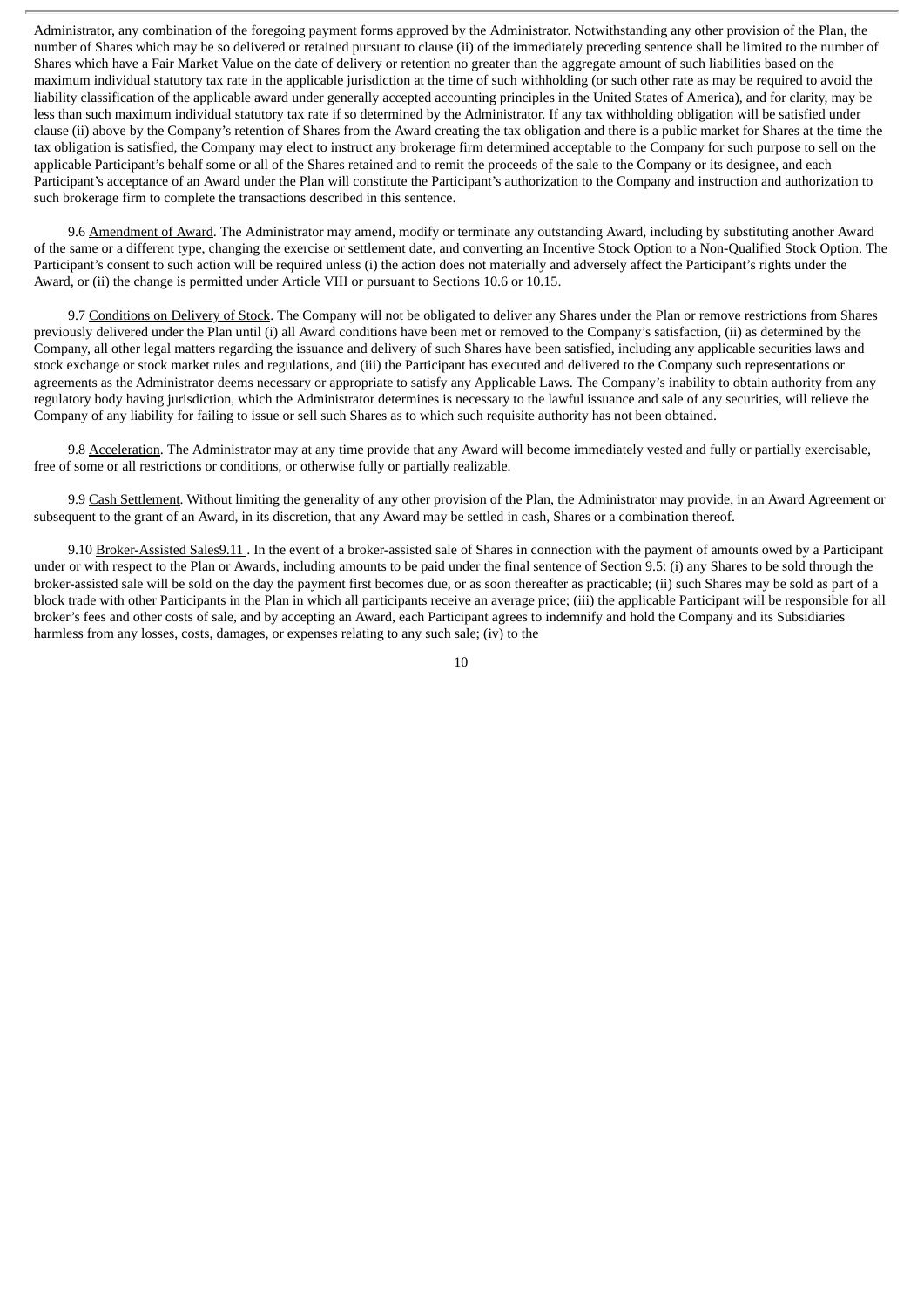Administrator, any combination of the foregoing payment forms approved by the Administrator. Notwithstanding any other provision of the Plan, the number of Shares which may be so delivered or retained pursuant to clause (ii) of the immediately preceding sentence shall be limited to the number of Shares which have a Fair Market Value on the date of delivery or retention no greater than the aggregate amount of such liabilities based on the maximum individual statutory tax rate in the applicable jurisdiction at the time of such withholding (or such other rate as may be required to avoid the liability classification of the applicable award under generally accepted accounting principles in the United States of America), and for clarity, may be less than such maximum individual statutory tax rate if so determined by the Administrator. If any tax withholding obligation will be satisfied under clause (ii) above by the Company's retention of Shares from the Award creating the tax obligation and there is a public market for Shares at the time the tax obligation is satisfied, the Company may elect to instruct any brokerage firm determined acceptable to the Company for such purpose to sell on the applicable Participant's behalf some or all of the Shares retained and to remit the proceeds of the sale to the Company or its designee, and each Participant's acceptance of an Award under the Plan will constitute the Participant's authorization to the Company and instruction and authorization to such brokerage firm to complete the transactions described in this sentence.

9.6 Amendment of Award. The Administrator may amend, modify or terminate any outstanding Award, including by substituting another Award of the same or a different type, changing the exercise or settlement date, and converting an Incentive Stock Option to a Non-Qualified Stock Option. The Participant's consent to such action will be required unless (i) the action does not materially and adversely affect the Participant's rights under the Award, or (ii) the change is permitted under Article VIII or pursuant to Sections 10.6 or 10.15.

9.7 Conditions on Delivery of Stock. The Company will not be obligated to deliver any Shares under the Plan or remove restrictions from Shares previously delivered under the Plan until (i) all Award conditions have been met or removed to the Company's satisfaction, (ii) as determined by the Company, all other legal matters regarding the issuance and delivery of such Shares have been satisfied, including any applicable securities laws and stock exchange or stock market rules and regulations, and (iii) the Participant has executed and delivered to the Company such representations or agreements as the Administrator deems necessary or appropriate to satisfy any Applicable Laws. The Company's inability to obtain authority from any regulatory body having jurisdiction, which the Administrator determines is necessary to the lawful issuance and sale of any securities, will relieve the Company of any liability for failing to issue or sell such Shares as to which such requisite authority has not been obtained.

9.8 Acceleration. The Administrator may at any time provide that any Award will become immediately vested and fully or partially exercisable, free of some or all restrictions or conditions, or otherwise fully or partially realizable.

9.9 Cash Settlement. Without limiting the generality of any other provision of the Plan, the Administrator may provide, in an Award Agreement or subsequent to the grant of an Award, in its discretion, that any Award may be settled in cash, Shares or a combination thereof.

9.10 Broker-Assisted Sales9.11 . In the event of a broker-assisted sale of Shares in connection with the payment of amounts owed by a Participant under or with respect to the Plan or Awards, including amounts to be paid under the final sentence of Section 9.5: (i) any Shares to be sold through the broker-assisted sale will be sold on the day the payment first becomes due, or as soon thereafter as practicable; (ii) such Shares may be sold as part of a block trade with other Participants in the Plan in which all participants receive an average price; (iii) the applicable Participant will be responsible for all broker's fees and other costs of sale, and by accepting an Award, each Participant agrees to indemnify and hold the Company and its Subsidiaries harmless from any losses, costs, damages, or expenses relating to any such sale; (iv) to the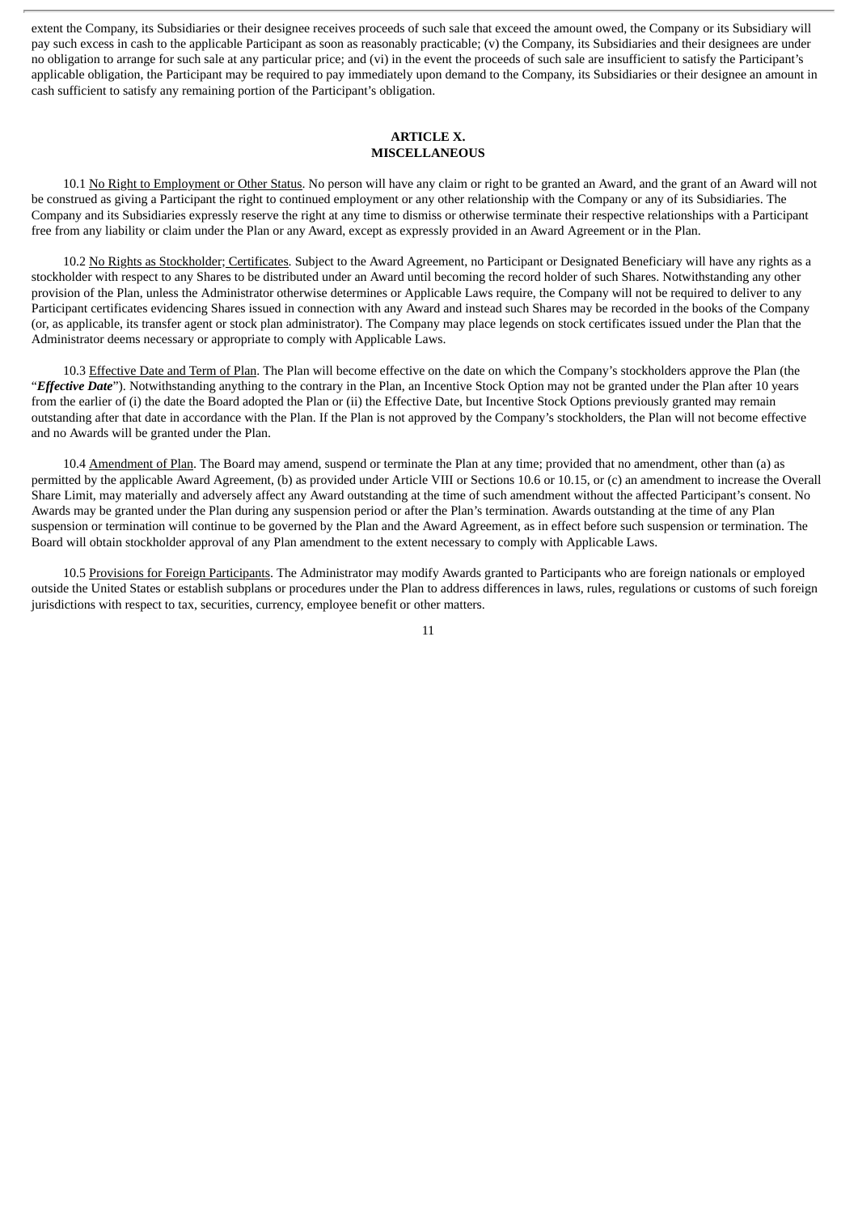extent the Company, its Subsidiaries or their designee receives proceeds of such sale that exceed the amount owed, the Company or its Subsidiary will pay such excess in cash to the applicable Participant as soon as reasonably practicable; (v) the Company, its Subsidiaries and their designees are under no obligation to arrange for such sale at any particular price; and (vi) in the event the proceeds of such sale are insufficient to satisfy the Participant's applicable obligation, the Participant may be required to pay immediately upon demand to the Company, its Subsidiaries or their designee an amount in cash sufficient to satisfy any remaining portion of the Participant's obligation.

## ARTICLE X.
## MISCELLANEOUS

10.1 No Right to Employment or Other Status. No person will have any claim or right to be granted an Award, and the grant of an Award will not be construed as giving a Participant the right to continued employment or any other relationship with the Company or any of its Subsidiaries. The Company and its Subsidiaries expressly reserve the right at any time to dismiss or otherwise terminate their respective relationships with a Participant free from any liability or claim under the Plan or any Award, except as expressly provided in an Award Agreement or in the Plan.

10.2 No Rights as Stockholder; Certificates. Subject to the Award Agreement, no Participant or Designated Beneficiary will have any rights as a stockholder with respect to any Shares to be distributed under an Award until becoming the record holder of such Shares. Notwithstanding any other provision of the Plan, unless the Administrator otherwise determines or Applicable Laws require, the Company will not be required to deliver to any Participant certificates evidencing Shares issued in connection with any Award and instead such Shares may be recorded in the books of the Company (or, as applicable, its transfer agent or stock plan administrator). The Company may place legends on stock certificates issued under the Plan that the Administrator deems necessary or appropriate to comply with Applicable Laws.

10.3 Effective Date and Term of Plan. The Plan will become effective on the date on which the Company's stockholders approve the Plan (the "***Effective Date***"). Notwithstanding anything to the contrary in the Plan, an Incentive Stock Option may not be granted under the Plan after 10 years from the earlier of (i) the date the Board adopted the Plan or (ii) the Effective Date, but Incentive Stock Options previously granted may remain outstanding after that date in accordance with the Plan. If the Plan is not approved by the Company's stockholders, the Plan will not become effective and no Awards will be granted under the Plan.

10.4 Amendment of Plan. The Board may amend, suspend or terminate the Plan at any time; provided that no amendment, other than (a) as permitted by the applicable Award Agreement, (b) as provided under Article VIII or Sections 10.6 or 10.15, or (c) an amendment to increase the Overall Share Limit, may materially and adversely affect any Award outstanding at the time of such amendment without the affected Participant's consent. No Awards may be granted under the Plan during any suspension period or after the Plan's termination. Awards outstanding at the time of any Plan suspension or termination will continue to be governed by the Plan and the Award Agreement, as in effect before such suspension or termination. The Board will obtain stockholder approval of any Plan amendment to the extent necessary to comply with Applicable Laws.

10.5 Provisions for Foreign Participants. The Administrator may modify Awards granted to Participants who are foreign nationals or employed outside the United States or establish subplans or procedures under the Plan to address differences in laws, rules, regulations or customs of such foreign jurisdictions with respect to tax, securities, currency, employee benefit or other matters.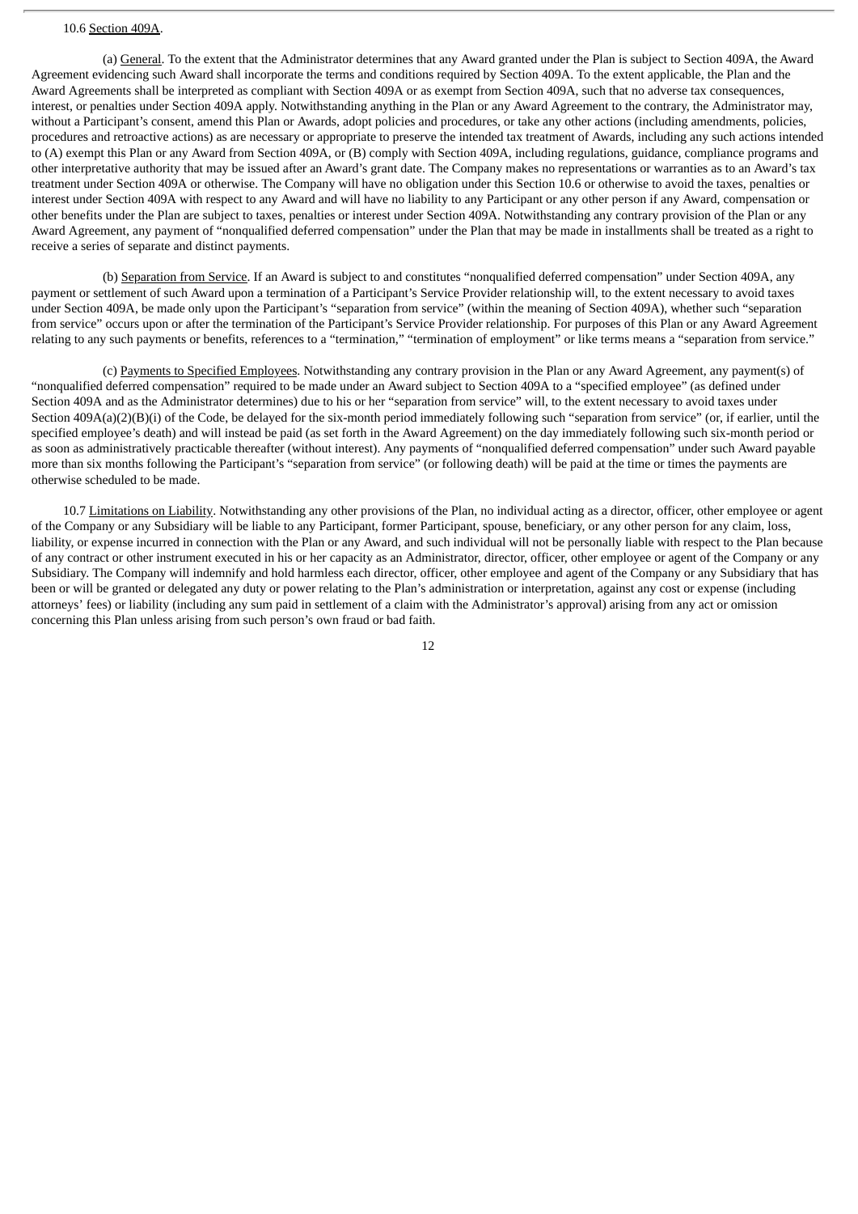10.6 Section 409A.

(a) General. To the extent that the Administrator determines that any Award granted under the Plan is subject to Section 409A, the Award Agreement evidencing such Award shall incorporate the terms and conditions required by Section 409A. To the extent applicable, the Plan and the Award Agreements shall be interpreted as compliant with Section 409A or as exempt from Section 409A, such that no adverse tax consequences, interest, or penalties under Section 409A apply. Notwithstanding anything in the Plan or any Award Agreement to the contrary, the Administrator may, without a Participant's consent, amend this Plan or Awards, adopt policies and procedures, or take any other actions (including amendments, policies, procedures and retroactive actions) as are necessary or appropriate to preserve the intended tax treatment of Awards, including any such actions intended to (A) exempt this Plan or any Award from Section 409A, or (B) comply with Section 409A, including regulations, guidance, compliance programs and other interpretative authority that may be issued after an Award's grant date. The Company makes no representations or warranties as to an Award's tax treatment under Section 409A or otherwise. The Company will have no obligation under this Section 10.6 or otherwise to avoid the taxes, penalties or interest under Section 409A with respect to any Award and will have no liability to any Participant or any other person if any Award, compensation or other benefits under the Plan are subject to taxes, penalties or interest under Section 409A. Notwithstanding any contrary provision of the Plan or any Award Agreement, any payment of "nonqualified deferred compensation" under the Plan that may be made in installments shall be treated as a right to receive a series of separate and distinct payments.

(b) Separation from Service. If an Award is subject to and constitutes "nonqualified deferred compensation" under Section 409A, any payment or settlement of such Award upon a termination of a Participant's Service Provider relationship will, to the extent necessary to avoid taxes under Section 409A, be made only upon the Participant's "separation from service" (within the meaning of Section 409A), whether such "separation from service" occurs upon or after the termination of the Participant's Service Provider relationship. For purposes of this Plan or any Award Agreement relating to any such payments or benefits, references to a "termination," "termination of employment" or like terms means a "separation from service."

(c) Payments to Specified Employees. Notwithstanding any contrary provision in the Plan or any Award Agreement, any payment(s) of "nonqualified deferred compensation" required to be made under an Award subject to Section 409A to a "specified employee" (as defined under Section 409A and as the Administrator determines) due to his or her "separation from service" will, to the extent necessary to avoid taxes under Section 409A(a)(2)(B)(i) of the Code, be delayed for the six-month period immediately following such "separation from service" (or, if earlier, until the specified employee's death) and will instead be paid (as set forth in the Award Agreement) on the day immediately following such six-month period or as soon as administratively practicable thereafter (without interest). Any payments of "nonqualified deferred compensation" under such Award payable more than six months following the Participant's "separation from service" (or following death) will be paid at the time or times the payments are otherwise scheduled to be made.

10.7 Limitations on Liability. Notwithstanding any other provisions of the Plan, no individual acting as a director, officer, other employee or agent of the Company or any Subsidiary will be liable to any Participant, former Participant, spouse, beneficiary, or any other person for any claim, loss, liability, or expense incurred in connection with the Plan or any Award, and such individual will not be personally liable with respect to the Plan because of any contract or other instrument executed in his or her capacity as an Administrator, director, officer, other employee or agent of the Company or any Subsidiary. The Company will indemnify and hold harmless each director, officer, other employee and agent of the Company or any Subsidiary that has been or will be granted or delegated any duty or power relating to the Plan's administration or interpretation, against any cost or expense (including attorneys' fees) or liability (including any sum paid in settlement of a claim with the Administrator's approval) arising from any act or omission concerning this Plan unless arising from such person's own fraud or bad faith.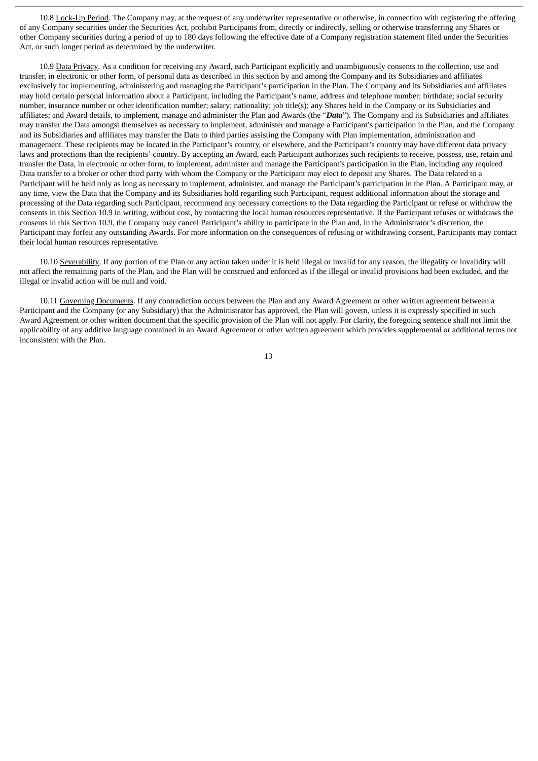10.8 Lock-Up Period. The Company may, at the request of any underwriter representative or otherwise, in connection with registering the offering of any Company securities under the Securities Act, prohibit Participants from, directly or indirectly, selling or otherwise transferring any Shares or other Company securities during a period of up to 180 days following the effective date of a Company registration statement filed under the Securities Act, or such longer period as determined by the underwriter.

10.9 Data Privacy. As a condition for receiving any Award, each Participant explicitly and unambiguously consents to the collection, use and transfer, in electronic or other form, of personal data as described in this section by and among the Company and its Subsidiaries and affiliates exclusively for implementing, administering and managing the Participant's participation in the Plan. The Company and its Subsidiaries and affiliates may hold certain personal information about a Participant, including the Participant's name, address and telephone number; birthdate; social security number, insurance number or other identification number; salary; nationality; job title(s); any Shares held in the Company or its Subsidiaries and affiliates; and Award details, to implement, manage and administer the Plan and Awards (the "***Data***"). The Company and its Subsidiaries and affiliates may transfer the Data amongst themselves as necessary to implement, administer and manage a Participant's participation in the Plan, and the Company and its Subsidiaries and affiliates may transfer the Data to third parties assisting the Company with Plan implementation, administration and management. These recipients may be located in the Participant's country, or elsewhere, and the Participant's country may have different data privacy laws and protections than the recipients' country. By accepting an Award, each Participant authorizes such recipients to receive, possess, use, retain and transfer the Data, in electronic or other form, to implement, administer and manage the Participant's participation in the Plan, including any required Data transfer to a broker or other third party with whom the Company or the Participant may elect to deposit any Shares. The Data related to a Participant will be held only as long as necessary to implement, administer, and manage the Participant's participation in the Plan. A Participant may, at any time, view the Data that the Company and its Subsidiaries hold regarding such Participant, request additional information about the storage and processing of the Data regarding such Participant, recommend any necessary corrections to the Data regarding the Participant or refuse or withdraw the consents in this Section 10.9 in writing, without cost, by contacting the local human resources representative. If the Participant refuses or withdraws the consents in this Section 10.9, the Company may cancel Participant's ability to participate in the Plan and, in the Administrator's discretion, the Participant may forfeit any outstanding Awards. For more information on the consequences of refusing or withdrawing consent, Participants may contact their local human resources representative.

10.10 Severability. If any portion of the Plan or any action taken under it is held illegal or invalid for any reason, the illegality or invalidity will not affect the remaining parts of the Plan, and the Plan will be construed and enforced as if the illegal or invalid provisions had been excluded, and the illegal or invalid action will be null and void.

10.11 Governing Documents. If any contradiction occurs between the Plan and any Award Agreement or other written agreement between a Participant and the Company (or any Subsidiary) that the Administrator has approved, the Plan will govern, unless it is expressly specified in such Award Agreement or other written document that the specific provision of the Plan will not apply. For clarity, the foregoing sentence shall not limit the applicability of any additive language contained in an Award Agreement or other written agreement which provides supplemental or additional terms not inconsistent with the Plan.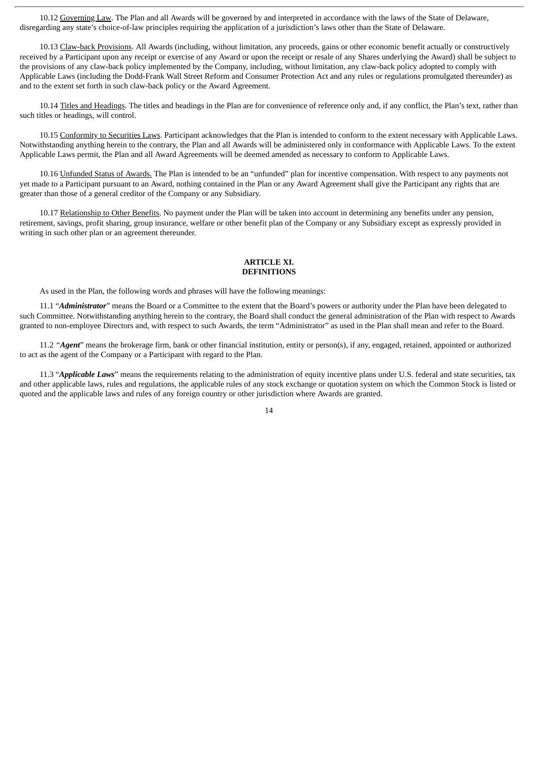10.12 Governing Law. The Plan and all Awards will be governed by and interpreted in accordance with the laws of the State of Delaware, disregarding any state's choice-of-law principles requiring the application of a jurisdiction's laws other than the State of Delaware.

10.13 Claw-back Provisions. All Awards (including, without limitation, any proceeds, gains or other economic benefit actually or constructively received by a Participant upon any receipt or exercise of any Award or upon the receipt or resale of any Shares underlying the Award) shall be subject to the provisions of any claw-back policy implemented by the Company, including, without limitation, any claw-back policy adopted to comply with Applicable Laws (including the Dodd-Frank Wall Street Reform and Consumer Protection Act and any rules or regulations promulgated thereunder) as and to the extent set forth in such claw-back policy or the Award Agreement.

10.14 Titles and Headings. The titles and headings in the Plan are for convenience of reference only and, if any conflict, the Plan's text, rather than such titles or headings, will control.

10.15 Conformity to Securities Laws. Participant acknowledges that the Plan is intended to conform to the extent necessary with Applicable Laws. Notwithstanding anything herein to the contrary, the Plan and all Awards will be administered only in conformance with Applicable Laws. To the extent Applicable Laws permit, the Plan and all Award Agreements will be deemed amended as necessary to conform to Applicable Laws.

10.16 Unfunded Status of Awards. The Plan is intended to be an "unfunded" plan for incentive compensation. With respect to any payments not yet made to a Participant pursuant to an Award, nothing contained in the Plan or any Award Agreement shall give the Participant any rights that are greater than those of a general creditor of the Company or any Subsidiary.

10.17 Relationship to Other Benefits. No payment under the Plan will be taken into account in determining any benefits under any pension, retirement, savings, profit sharing, group insurance, welfare or other benefit plan of the Company or any Subsidiary except as expressly provided in writing in such other plan or an agreement thereunder.

## ARTICLE XI.
## DEFINITIONS

As used in the Plan, the following words and phrases will have the following meanings:

11.1 "***Administrator***" means the Board or a Committee to the extent that the Board's powers or authority under the Plan have been delegated to such Committee. Notwithstanding anything herein to the contrary, the Board shall conduct the general administration of the Plan with respect to Awards granted to non-employee Directors and, with respect to such Awards, the term "Administrator" as used in the Plan shall mean and refer to the Board.

11.2 "***Agent***" means the brokerage firm, bank or other financial institution, entity or person(s), if any, engaged, retained, appointed or authorized to act as the agent of the Company or a Participant with regard to the Plan.

11.3 "***Applicable Laws***" means the requirements relating to the administration of equity incentive plans under U.S. federal and state securities, tax and other applicable laws, rules and regulations, the applicable rules of any stock exchange or quotation system on which the Common Stock is listed or quoted and the applicable laws and rules of any foreign country or other jurisdiction where Awards are granted.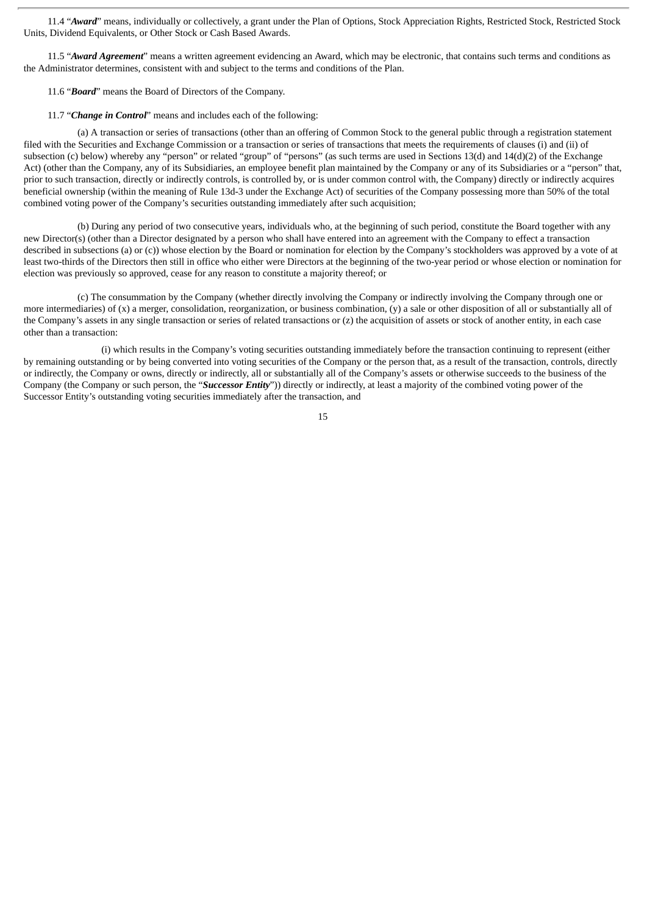11.4 “***Award***” means, individually or collectively, a grant under the Plan of Options, Stock Appreciation Rights, Restricted Stock, Restricted Stock Units, Dividend Equivalents, or Other Stock or Cash Based Awards.

11.5 “***Award Agreement***” means a written agreement evidencing an Award, which may be electronic, that contains such terms and conditions as the Administrator determines, consistent with and subject to the terms and conditions of the Plan.

11.6 “***Board***” means the Board of Directors of the Company.

11.7 “***Change in Control***” means and includes each of the following:

(a) A transaction or series of transactions (other than an offering of Common Stock to the general public through a registration statement filed with the Securities and Exchange Commission or a transaction or series of transactions that meets the requirements of clauses (i) and (ii) of subsection (c) below) whereby any “person” or related “group” of “persons” (as such terms are used in Sections 13(d) and 14(d)(2) of the Exchange Act) (other than the Company, any of its Subsidiaries, an employee benefit plan maintained by the Company or any of its Subsidiaries or a “person” that, prior to such transaction, directly or indirectly controls, is controlled by, or is under common control with, the Company) directly or indirectly acquires beneficial ownership (within the meaning of Rule 13d-3 under the Exchange Act) of securities of the Company possessing more than 50% of the total combined voting power of the Company’s securities outstanding immediately after such acquisition;

(b) During any period of two consecutive years, individuals who, at the beginning of such period, constitute the Board together with any new Director(s) (other than a Director designated by a person who shall have entered into an agreement with the Company to effect a transaction described in subsections (a) or (c)) whose election by the Board or nomination for election by the Company’s stockholders was approved by a vote of at least two-thirds of the Directors then still in office who either were Directors at the beginning of the two-year period or whose election or nomination for election was previously so approved, cease for any reason to constitute a majority thereof; or

(c) The consummation by the Company (whether directly involving the Company or indirectly involving the Company through one or more intermediaries) of (x) a merger, consolidation, reorganization, or business combination, (y) a sale or other disposition of all or substantially all of the Company’s assets in any single transaction or series of related transactions or (z) the acquisition of assets or stock of another entity, in each case other than a transaction:

(i) which results in the Company’s voting securities outstanding immediately before the transaction continuing to represent (either by remaining outstanding or by being converted into voting securities of the Company or the person that, as a result of the transaction, controls, directly or indirectly, the Company or owns, directly or indirectly, all or substantially all of the Company’s assets or otherwise succeeds to the business of the Company (the Company or such person, the “***Successor Entity***”)) directly or indirectly, at least a majority of the combined voting power of the Successor Entity’s outstanding voting securities immediately after the transaction, and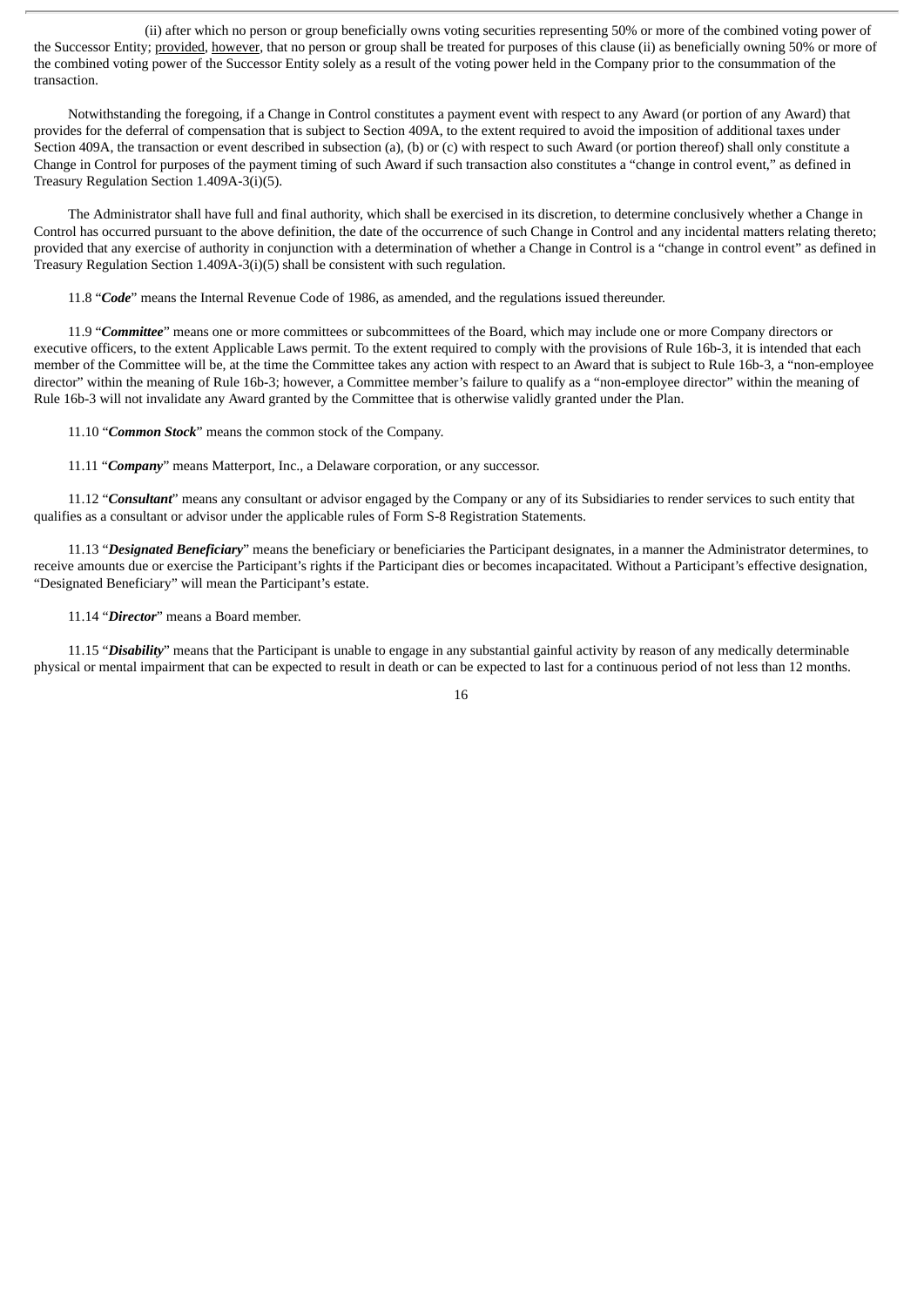(ii) after which no person or group beneficially owns voting securities representing 50% or more of the combined voting power of the Successor Entity; provided, however, that no person or group shall be treated for purposes of this clause (ii) as beneficially owning 50% or more of the combined voting power of the Successor Entity solely as a result of the voting power held in the Company prior to the consummation of the transaction.

Notwithstanding the foregoing, if a Change in Control constitutes a payment event with respect to any Award (or portion of any Award) that provides for the deferral of compensation that is subject to Section 409A, to the extent required to avoid the imposition of additional taxes under Section 409A, the transaction or event described in subsection (a), (b) or (c) with respect to such Award (or portion thereof) shall only constitute a Change in Control for purposes of the payment timing of such Award if such transaction also constitutes a "change in control event," as defined in Treasury Regulation Section 1.409A-3(i)(5).

The Administrator shall have full and final authority, which shall be exercised in its discretion, to determine conclusively whether a Change in Control has occurred pursuant to the above definition, the date of the occurrence of such Change in Control and any incidental matters relating thereto; provided that any exercise of authority in conjunction with a determination of whether a Change in Control is a "change in control event" as defined in Treasury Regulation Section 1.409A-3(i)(5) shall be consistent with such regulation.

11.8 "***Code***" means the Internal Revenue Code of 1986, as amended, and the regulations issued thereunder.

11.9 "***Committee***" means one or more committees or subcommittees of the Board, which may include one or more Company directors or executive officers, to the extent Applicable Laws permit. To the extent required to comply with the provisions of Rule 16b-3, it is intended that each member of the Committee will be, at the time the Committee takes any action with respect to an Award that is subject to Rule 16b-3, a "non-employee director" within the meaning of Rule 16b-3; however, a Committee member's failure to qualify as a "non-employee director" within the meaning of Rule 16b-3 will not invalidate any Award granted by the Committee that is otherwise validly granted under the Plan.

11.10 "***Common Stock***" means the common stock of the Company.

11.11 "***Company***" means Matterport, Inc., a Delaware corporation, or any successor.

11.12 "***Consultant***" means any consultant or advisor engaged by the Company or any of its Subsidiaries to render services to such entity that qualifies as a consultant or advisor under the applicable rules of Form S-8 Registration Statements.

11.13 "***Designated Beneficiary***" means the beneficiary or beneficiaries the Participant designates, in a manner the Administrator determines, to receive amounts due or exercise the Participant's rights if the Participant dies or becomes incapacitated. Without a Participant's effective designation, "Designated Beneficiary" will mean the Participant's estate.

11.14 "***Director***" means a Board member.

11.15 "***Disability***" means that the Participant is unable to engage in any substantial gainful activity by reason of any medically determinable physical or mental impairment that can be expected to result in death or can be expected to last for a continuous period of not less than 12 months.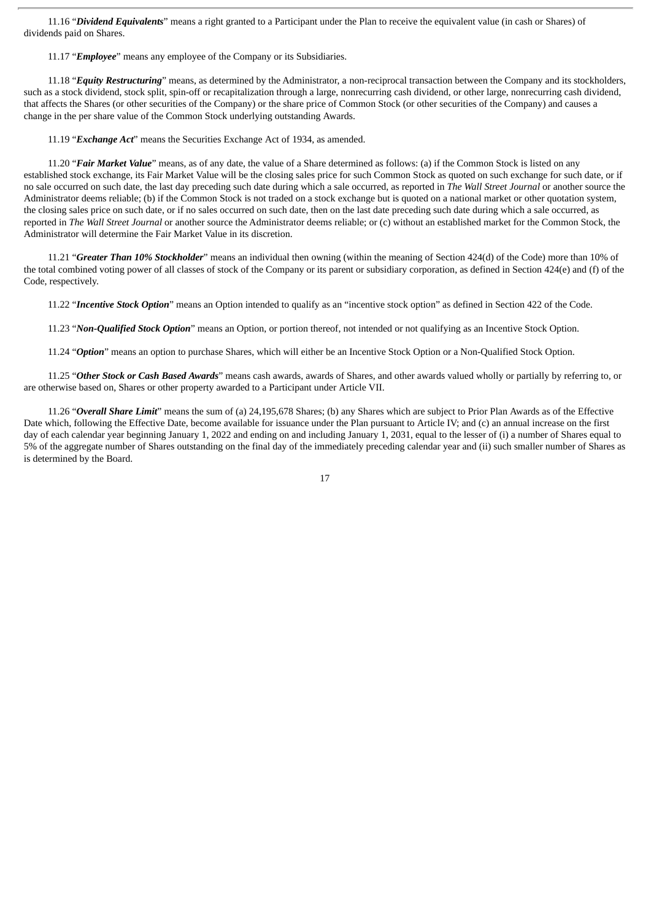11.16 "***Dividend Equivalents***" means a right granted to a Participant under the Plan to receive the equivalent value (in cash or Shares) of dividends paid on Shares.

11.17 "***Employee***" means any employee of the Company or its Subsidiaries.

11.18 "***Equity Restructuring***" means, as determined by the Administrator, a non-reciprocal transaction between the Company and its stockholders, such as a stock dividend, stock split, spin-off or recapitalization through a large, nonrecurring cash dividend, or other large, nonrecurring cash dividend, that affects the Shares (or other securities of the Company) or the share price of Common Stock (or other securities of the Company) and causes a change in the per share value of the Common Stock underlying outstanding Awards.

11.19 "***Exchange Act***" means the Securities Exchange Act of 1934, as amended.

11.20 "***Fair Market Value***" means, as of any date, the value of a Share determined as follows: (a) if the Common Stock is listed on any established stock exchange, its Fair Market Value will be the closing sales price for such Common Stock as quoted on such exchange for such date, or if no sale occurred on such date, the last day preceding such date during which a sale occurred, as reported in *The Wall Street Journal* or another source the Administrator deems reliable; (b) if the Common Stock is not traded on a stock exchange but is quoted on a national market or other quotation system, the closing sales price on such date, or if no sales occurred on such date, then on the last date preceding such date during which a sale occurred, as reported in *The Wall Street Journal* or another source the Administrator deems reliable; or (c) without an established market for the Common Stock, the Administrator will determine the Fair Market Value in its discretion.

11.21 "***Greater Than 10% Stockholder***" means an individual then owning (within the meaning of Section 424(d) of the Code) more than 10% of the total combined voting power of all classes of stock of the Company or its parent or subsidiary corporation, as defined in Section 424(e) and (f) of the Code, respectively.

11.22 "***Incentive Stock Option***" means an Option intended to qualify as an "incentive stock option" as defined in Section 422 of the Code.

11.23 "***Non-Qualified Stock Option***" means an Option, or portion thereof, not intended or not qualifying as an Incentive Stock Option.

11.24 "***Option***" means an option to purchase Shares, which will either be an Incentive Stock Option or a Non-Qualified Stock Option.

11.25 "***Other Stock or Cash Based Awards***" means cash awards, awards of Shares, and other awards valued wholly or partially by referring to, or are otherwise based on, Shares or other property awarded to a Participant under Article VII.

11.26 "***Overall Share Limit***" means the sum of (a) 24,195,678 Shares; (b) any Shares which are subject to Prior Plan Awards as of the Effective Date which, following the Effective Date, become available for issuance under the Plan pursuant to Article IV; and (c) an annual increase on the first day of each calendar year beginning January 1, 2022 and ending on and including January 1, 2031, equal to the lesser of (i) a number of Shares equal to 5% of the aggregate number of Shares outstanding on the final day of the immediately preceding calendar year and (ii) such smaller number of Shares as is determined by the Board.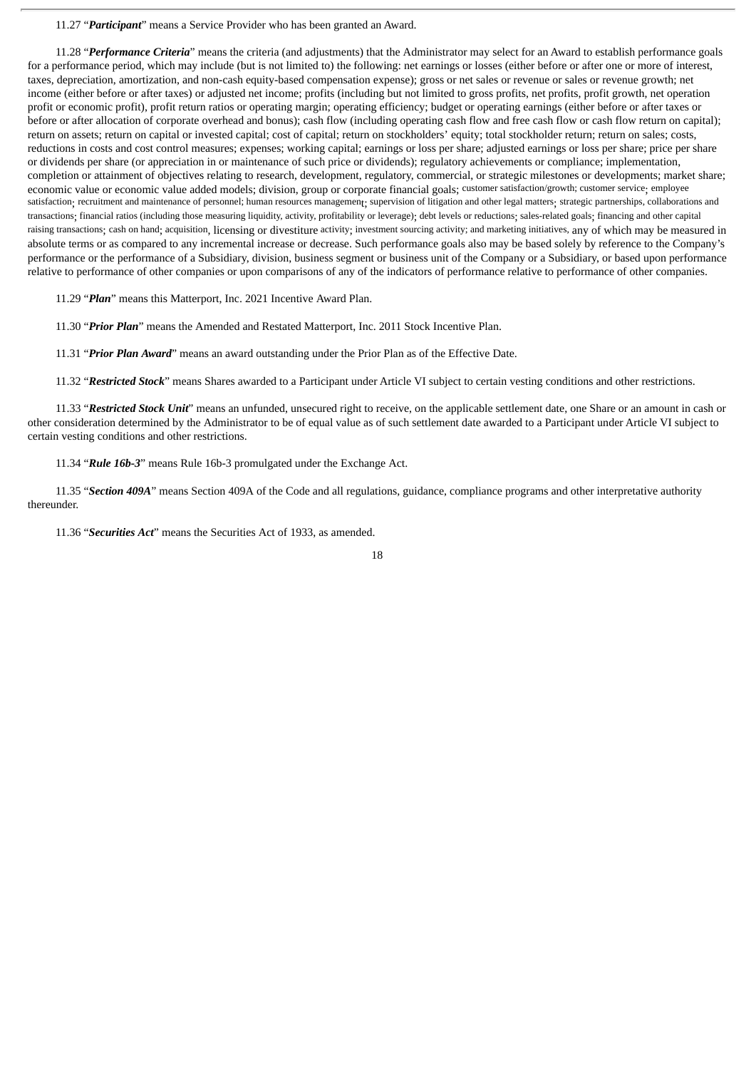11.27 "***Participant***" means a Service Provider who has been granted an Award.

11.28 "***Performance Criteria***" means the criteria (and adjustments) that the Administrator may select for an Award to establish performance goals for a performance period, which may include (but is not limited to) the following: net earnings or losses (either before or after one or more of interest, taxes, depreciation, amortization, and non-cash equity-based compensation expense); gross or net sales or revenue or sales or revenue growth; net income (either before or after taxes) or adjusted net income; profits (including but not limited to gross profits, net profits, profit growth, net operation profit or economic profit), profit return ratios or operating margin; operating efficiency; budget or operating earnings (either before or after taxes or before or after allocation of corporate overhead and bonus); cash flow (including operating cash flow and free cash flow or cash flow return on capital); return on assets; return on capital or invested capital; cost of capital; return on stockholders' equity; total stockholder return; return on sales; costs, reductions in costs and cost control measures; expenses; working capital; earnings or loss per share; adjusted earnings or loss per share; price per share or dividends per share (or appreciation in or maintenance of such price or dividends); regulatory achievements or compliance; implementation, completion or attainment of objectives relating to research, development, regulatory, commercial, or strategic milestones or developments; market share; economic value or economic value added models; division, group or corporate financial goals; customer satisfaction/growth; customer service; employee satisfaction; recruitment and maintenance of personnel; human resources management; supervision of litigation and other legal matters; strategic partnerships, collaborations and transactions; financial ratios (including those measuring liquidity, activity, profitability or leverage); debt levels or reductions; sales-related goals; financing and other capital raising transactions; cash on hand; acquisition, licensing or divestiture activity; investment sourcing activity; and marketing initiatives, any of which may be measured in absolute terms or as compared to any incremental increase or decrease. Such performance goals also may be based solely by reference to the Company's performance or the performance of a Subsidiary, division, business segment or business unit of the Company or a Subsidiary, or based upon performance relative to performance of other companies or upon comparisons of any of the indicators of performance relative to performance of other companies.

11.29 "***Plan***" means this Matterport, Inc. 2021 Incentive Award Plan.

11.30 "***Prior Plan***" means the Amended and Restated Matterport, Inc. 2011 Stock Incentive Plan.

11.31 "***Prior Plan Award***" means an award outstanding under the Prior Plan as of the Effective Date.

11.32 "***Restricted Stock***" means Shares awarded to a Participant under Article VI subject to certain vesting conditions and other restrictions.

11.33 "***Restricted Stock Unit***" means an unfunded, unsecured right to receive, on the applicable settlement date, one Share or an amount in cash or other consideration determined by the Administrator to be of equal value as of such settlement date awarded to a Participant under Article VI subject to certain vesting conditions and other restrictions.

11.34 "***Rule 16b-3***" means Rule 16b-3 promulgated under the Exchange Act.

11.35 "***Section 409A***" means Section 409A of the Code and all regulations, guidance, compliance programs and other interpretative authority thereunder.

11.36 "***Securities Act***" means the Securities Act of 1933, as amended.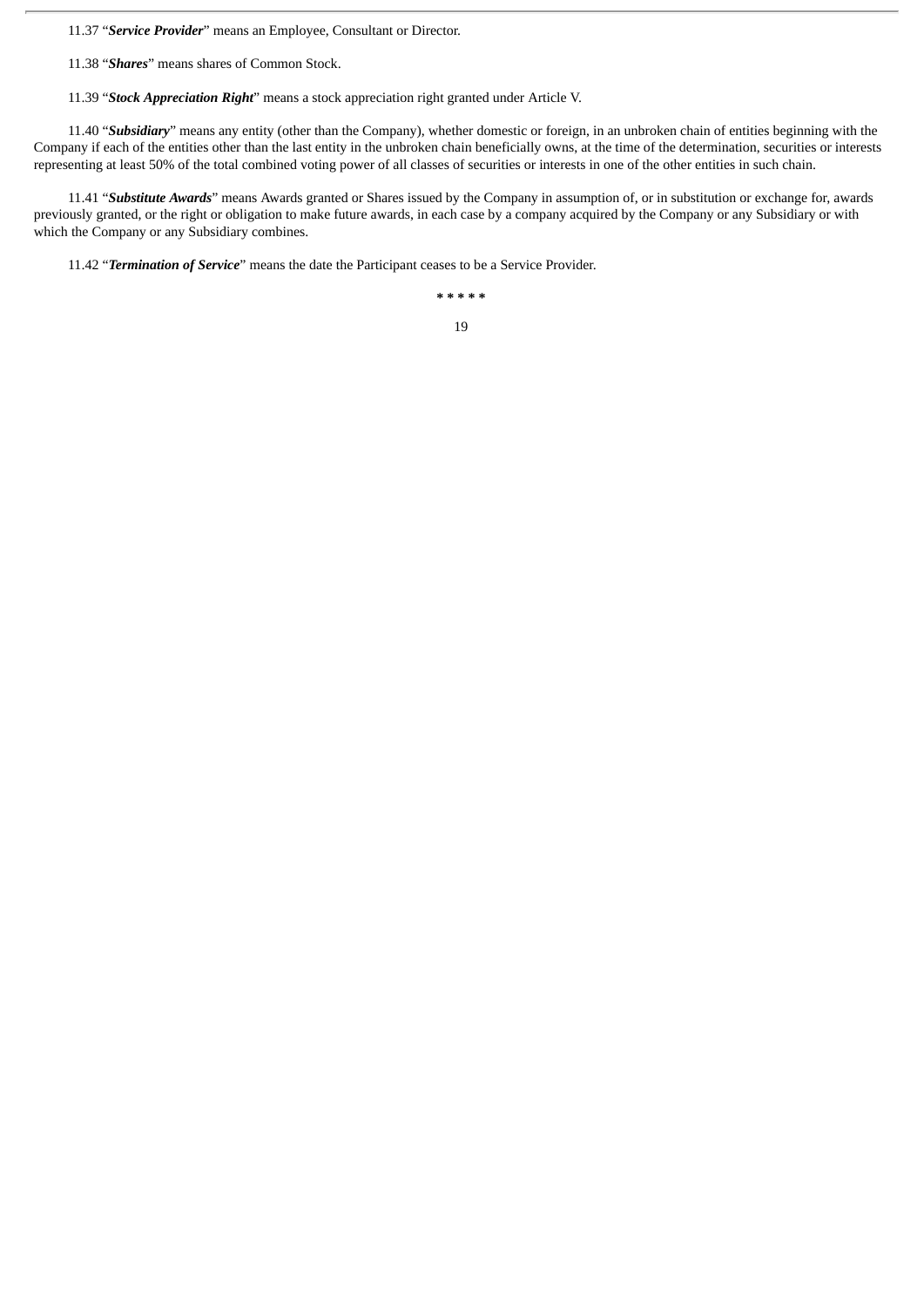11.37 “***Service Provider***” means an Employee, Consultant or Director.

11.38 “***Shares***” means shares of Common Stock.

11.39 “***Stock Appreciation Right***” means a stock appreciation right granted under Article V.

11.40 “***Subsidiary***” means any entity (other than the Company), whether domestic or foreign, in an unbroken chain of entities beginning with the Company if each of the entities other than the last entity in the unbroken chain beneficially owns, at the time of the determination, securities or interests representing at least 50% of the total combined voting power of all classes of securities or interests in one of the other entities in such chain.

11.41 “***Substitute Awards***” means Awards granted or Shares issued by the Company in assumption of, or in substitution or exchange for, awards previously granted, or the right or obligation to make future awards, in each case by a company acquired by the Company or any Subsidiary or with which the Company or any Subsidiary combines.

11.42 “***Termination of Service***” means the date the Participant ceases to be a Service Provider.

**\* \* \* \* \***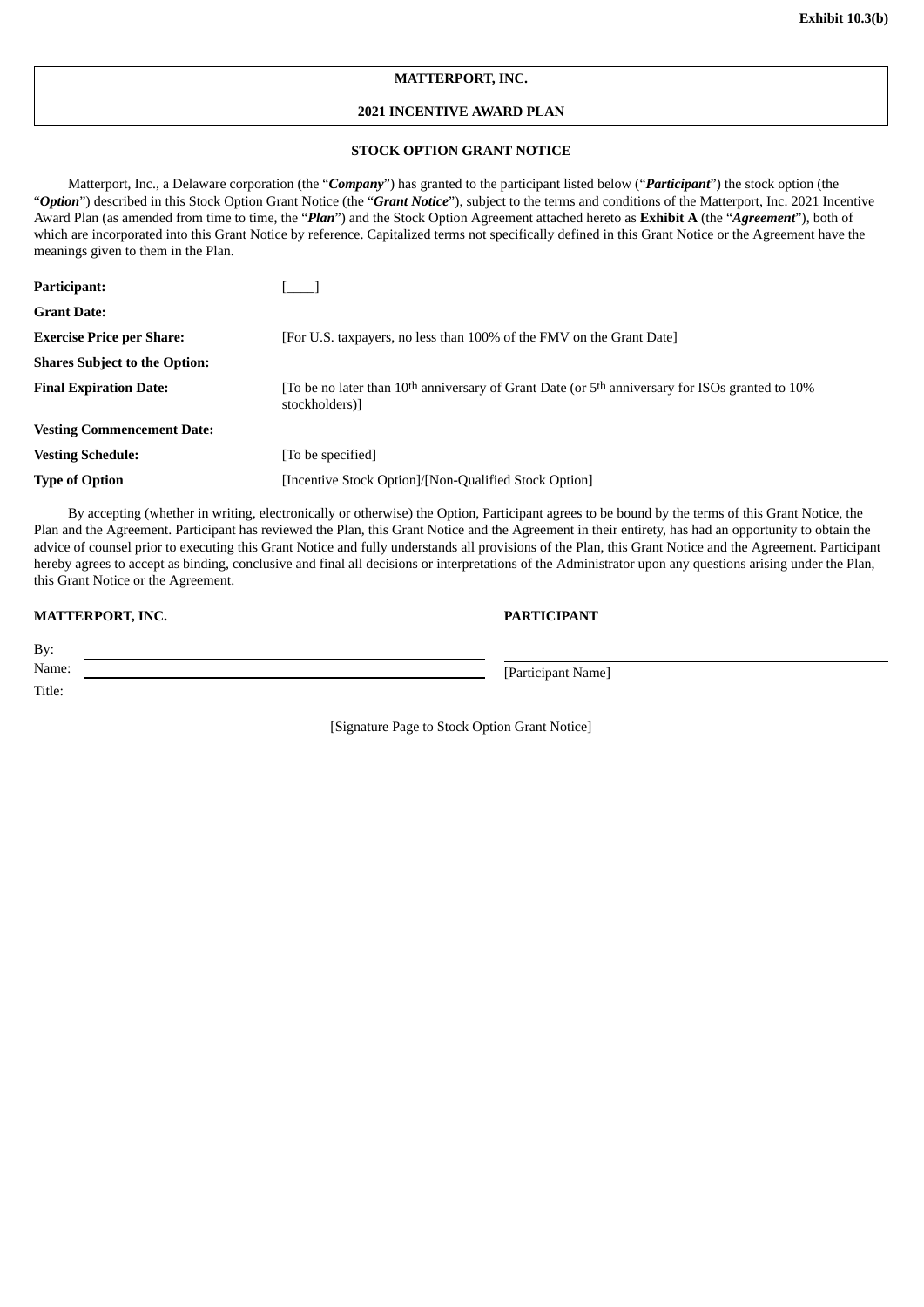**Exhibit 10.3(b)**

**MATTERPORT, INC.**

**2021 INCENTIVE AWARD PLAN**

**STOCK OPTION GRANT NOTICE**

Matterport, Inc., a Delaware corporation (the "***Company***") has granted to the participant listed below ("***Participant***") the stock option (the "***Option***") described in this Stock Option Grant Notice (the "***Grant Notice***"), subject to the terms and conditions of the Matterport, Inc. 2021 Incentive Award Plan (as amended from time to time, the "***Plan***") and the Stock Option Agreement attached hereto as **Exhibit A** (the "***Agreement***"), both of which are incorporated into this Grant Notice by reference. Capitalized terms not specifically defined in this Grant Notice or the Agreement have the meanings given to them in the Plan.

| | |
|---|---|
| **Participant:** | [____] |
| **Grant Date:** | |
| **Exercise Price per Share:** | [For U.S. taxpayers, no less than 100% of the FMV on the Grant Date] |
| **Shares Subject to the Option:** | |
| **Final Expiration Date:** | [To be no later than 10th anniversary of Grant Date (or 5th anniversary for ISOs granted to 10% stockholders)] |
| **Vesting Commencement Date:** | |
| **Vesting Schedule:** | [To be specified] |
| **Type of Option** | [Incentive Stock Option]/[Non-Qualified Stock Option] |

By accepting (whether in writing, electronically or otherwise) the Option, Participant agrees to be bound by the terms of this Grant Notice, the Plan and the Agreement. Participant has reviewed the Plan, this Grant Notice and the Agreement in their entirety, has had an opportunity to obtain the advice of counsel prior to executing this Grant Notice and fully understands all provisions of the Plan, this Grant Notice and the Agreement. Participant hereby agrees to accept as binding, conclusive and final all decisions or interpretations of the Administrator upon any questions arising under the Plan, this Grant Notice or the Agreement.

| **MATTERPORT, INC.** | **PARTICIPANT** |
|---|---|
| By: ______________________ | ______________________ |
| Name: ______________________ | [Participant Name] |
| Title: ______________________ | |

[Signature Page to Stock Option Grant Notice]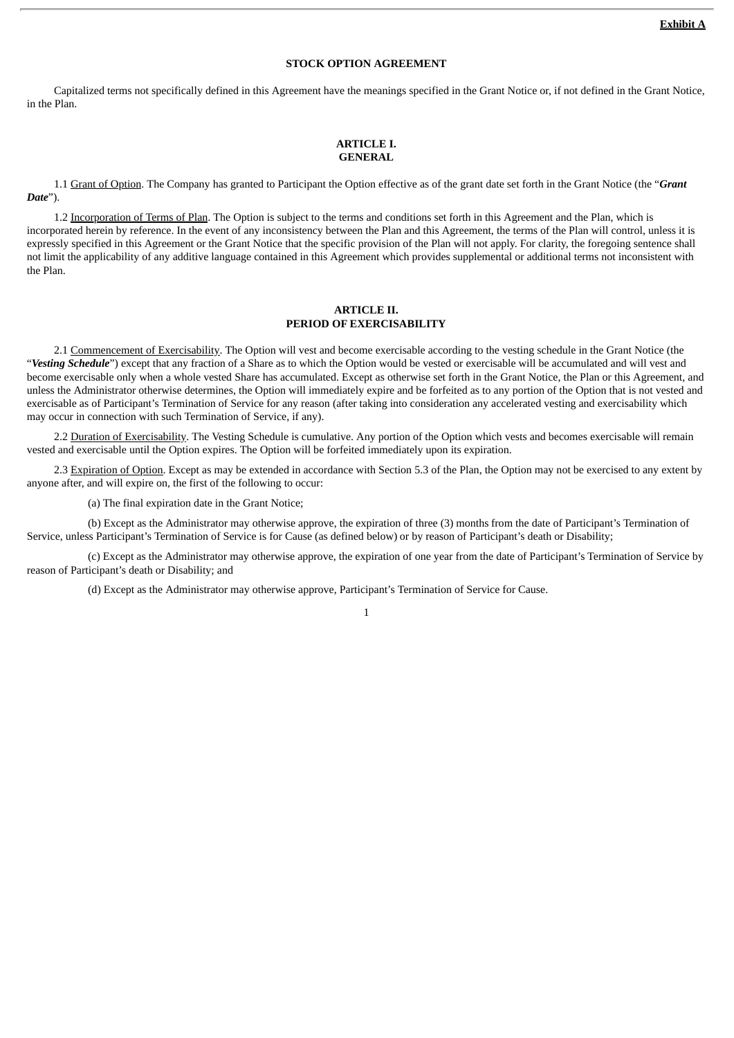**Exhibit A**

# STOCK OPTION AGREEMENT

Capitalized terms not specifically defined in this Agreement have the meanings specified in the Grant Notice or, if not defined in the Grant Notice, in the Plan.

## ARTICLE I.
## GENERAL

1.1 Grant of Option. The Company has granted to Participant the Option effective as of the grant date set forth in the Grant Notice (the "***Grant Date***").

1.2 Incorporation of Terms of Plan. The Option is subject to the terms and conditions set forth in this Agreement and the Plan, which is incorporated herein by reference. In the event of any inconsistency between the Plan and this Agreement, the terms of the Plan will control, unless it is expressly specified in this Agreement or the Grant Notice that the specific provision of the Plan will not apply. For clarity, the foregoing sentence shall not limit the applicability of any additive language contained in this Agreement which provides supplemental or additional terms not inconsistent with the Plan.

## ARTICLE II.
## PERIOD OF EXERCISABILITY

2.1 Commencement of Exercisability. The Option will vest and become exercisable according to the vesting schedule in the Grant Notice (the "***Vesting Schedule***") except that any fraction of a Share as to which the Option would be vested or exercisable will be accumulated and will vest and become exercisable only when a whole vested Share has accumulated. Except as otherwise set forth in the Grant Notice, the Plan or this Agreement, and unless the Administrator otherwise determines, the Option will immediately expire and be forfeited as to any portion of the Option that is not vested and exercisable as of Participant's Termination of Service for any reason (after taking into consideration any accelerated vesting and exercisability which may occur in connection with such Termination of Service, if any).

2.2 Duration of Exercisability. The Vesting Schedule is cumulative. Any portion of the Option which vests and becomes exercisable will remain vested and exercisable until the Option expires. The Option will be forfeited immediately upon its expiration.

2.3 Expiration of Option. Except as may be extended in accordance with Section 5.3 of the Plan, the Option may not be exercised to any extent by anyone after, and will expire on, the first of the following to occur:

(a) The final expiration date in the Grant Notice;

(b) Except as the Administrator may otherwise approve, the expiration of three (3) months from the date of Participant's Termination of Service, unless Participant's Termination of Service is for Cause (as defined below) or by reason of Participant's death or Disability;

(c) Except as the Administrator may otherwise approve, the expiration of one year from the date of Participant's Termination of Service by reason of Participant's death or Disability; and

(d) Except as the Administrator may otherwise approve, Participant's Termination of Service for Cause.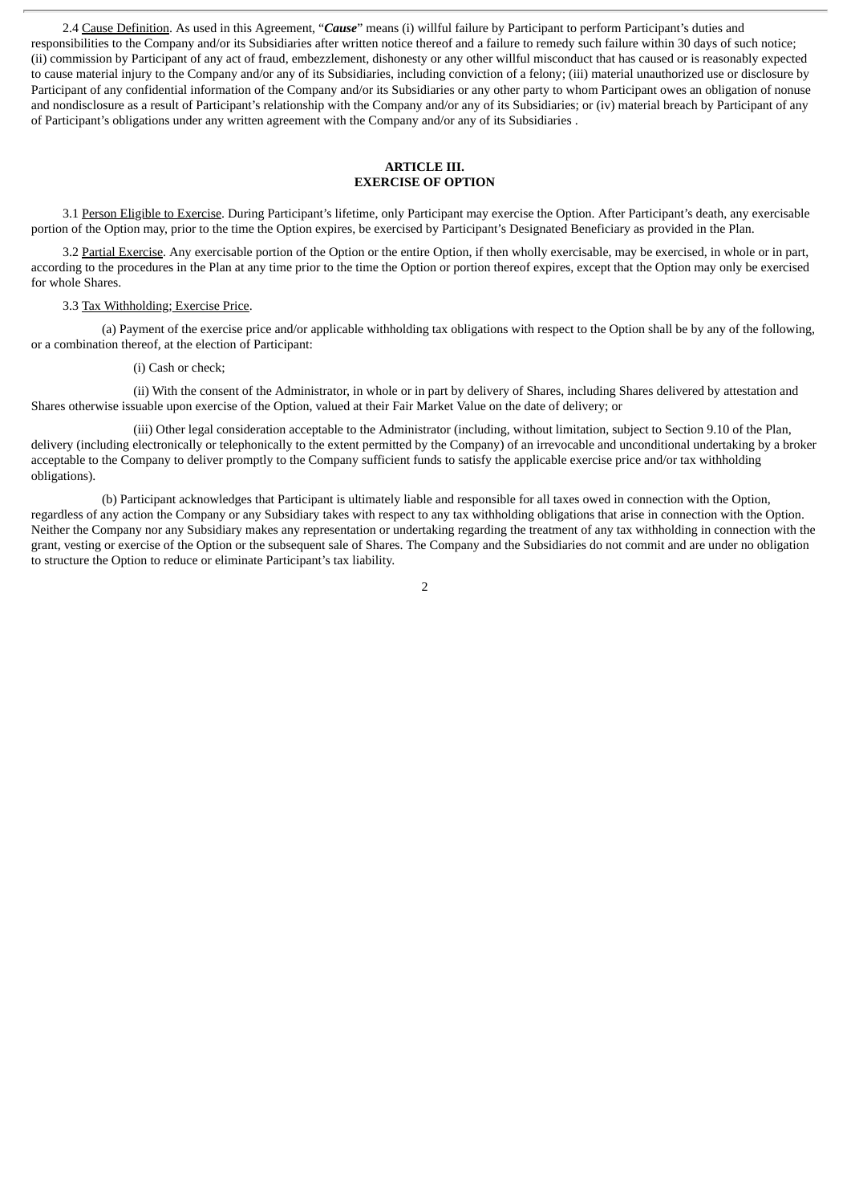2.4 Cause Definition. As used in this Agreement, "***Cause***" means (i) willful failure by Participant to perform Participant's duties and responsibilities to the Company and/or its Subsidiaries after written notice thereof and a failure to remedy such failure within 30 days of such notice; (ii) commission by Participant of any act of fraud, embezzlement, dishonesty or any other willful misconduct that has caused or is reasonably expected to cause material injury to the Company and/or any of its Subsidiaries, including conviction of a felony; (iii) material unauthorized use or disclosure by Participant of any confidential information of the Company and/or its Subsidiaries or any other party to whom Participant owes an obligation of nonuse and nondisclosure as a result of Participant's relationship with the Company and/or any of its Subsidiaries; or (iv) material breach by Participant of any of Participant's obligations under any written agreement with the Company and/or any of its Subsidiaries .

## ARTICLE III.
## EXERCISE OF OPTION

3.1 Person Eligible to Exercise. During Participant's lifetime, only Participant may exercise the Option. After Participant's death, any exercisable portion of the Option may, prior to the time the Option expires, be exercised by Participant's Designated Beneficiary as provided in the Plan.

3.2 Partial Exercise. Any exercisable portion of the Option or the entire Option, if then wholly exercisable, may be exercised, in whole or in part, according to the procedures in the Plan at any time prior to the time the Option or portion thereof expires, except that the Option may only be exercised for whole Shares.

3.3 Tax Withholding; Exercise Price.

(a) Payment of the exercise price and/or applicable withholding tax obligations with respect to the Option shall be by any of the following, or a combination thereof, at the election of Participant:

(i) Cash or check;

(ii) With the consent of the Administrator, in whole or in part by delivery of Shares, including Shares delivered by attestation and Shares otherwise issuable upon exercise of the Option, valued at their Fair Market Value on the date of delivery; or

(iii) Other legal consideration acceptable to the Administrator (including, without limitation, subject to Section 9.10 of the Plan, delivery (including electronically or telephonically to the extent permitted by the Company) of an irrevocable and unconditional undertaking by a broker acceptable to the Company to deliver promptly to the Company sufficient funds to satisfy the applicable exercise price and/or tax withholding obligations).

(b) Participant acknowledges that Participant is ultimately liable and responsible for all taxes owed in connection with the Option, regardless of any action the Company or any Subsidiary takes with respect to any tax withholding obligations that arise in connection with the Option. Neither the Company nor any Subsidiary makes any representation or undertaking regarding the treatment of any tax withholding in connection with the grant, vesting or exercise of the Option or the subsequent sale of Shares. The Company and the Subsidiaries do not commit and are under no obligation to structure the Option to reduce or eliminate Participant's tax liability.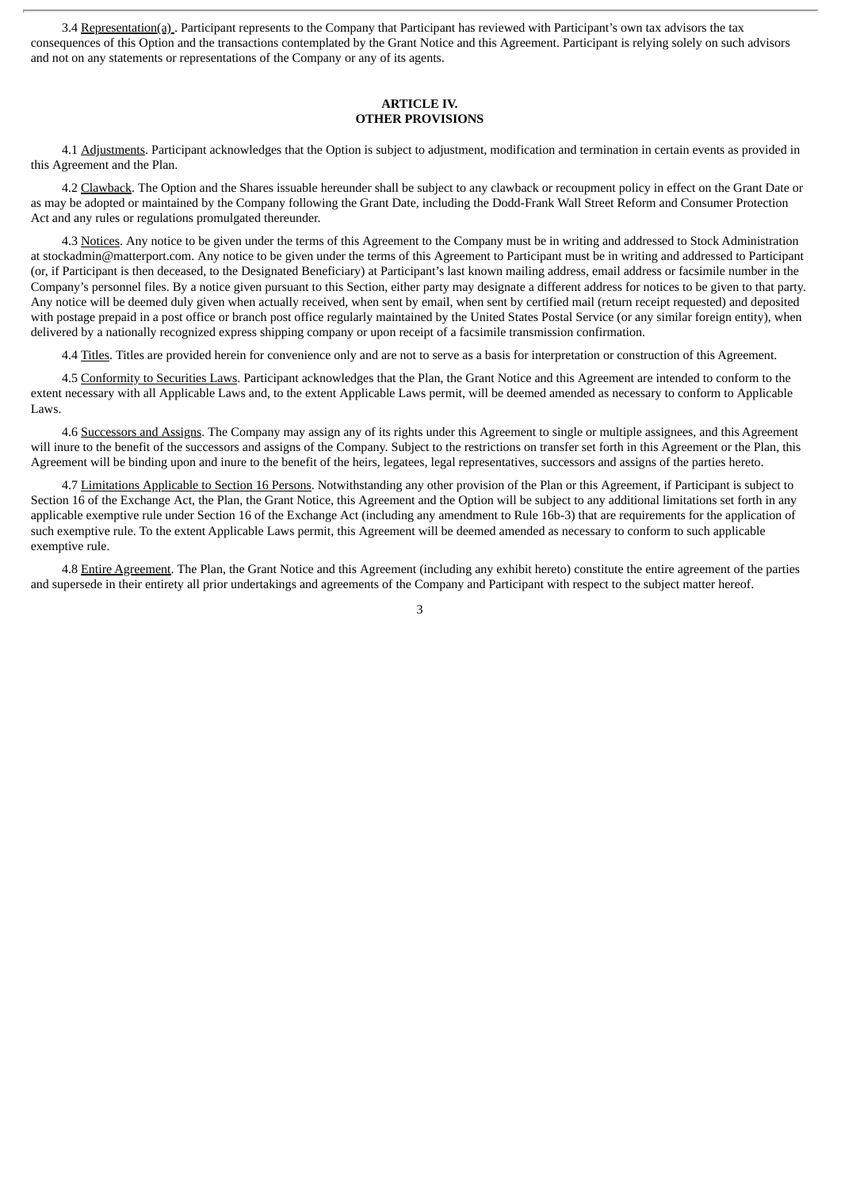3.4 Representation(a) . Participant represents to the Company that Participant has reviewed with Participant's own tax advisors the tax consequences of this Option and the transactions contemplated by the Grant Notice and this Agreement. Participant is relying solely on such advisors and not on any statements or representations of the Company or any of its agents.

**ARTICLE IV.**
**OTHER PROVISIONS**

4.1 Adjustments. Participant acknowledges that the Option is subject to adjustment, modification and termination in certain events as provided in this Agreement and the Plan.

4.2 Clawback. The Option and the Shares issuable hereunder shall be subject to any clawback or recoupment policy in effect on the Grant Date or as may be adopted or maintained by the Company following the Grant Date, including the Dodd-Frank Wall Street Reform and Consumer Protection Act and any rules or regulations promulgated thereunder.

4.3 Notices. Any notice to be given under the terms of this Agreement to the Company must be in writing and addressed to Stock Administration at stockadmin@matterport.com. Any notice to be given under the terms of this Agreement to Participant must be in writing and addressed to Participant (or, if Participant is then deceased, to the Designated Beneficiary) at Participant's last known mailing address, email address or facsimile number in the Company's personnel files. By a notice given pursuant to this Section, either party may designate a different address for notices to be given to that party. Any notice will be deemed duly given when actually received, when sent by email, when sent by certified mail (return receipt requested) and deposited with postage prepaid in a post office or branch post office regularly maintained by the United States Postal Service (or any similar foreign entity), when delivered by a nationally recognized express shipping company or upon receipt of a facsimile transmission confirmation.

4.4 Titles. Titles are provided herein for convenience only and are not to serve as a basis for interpretation or construction of this Agreement.

4.5 Conformity to Securities Laws. Participant acknowledges that the Plan, the Grant Notice and this Agreement are intended to conform to the extent necessary with all Applicable Laws and, to the extent Applicable Laws permit, will be deemed amended as necessary to conform to Applicable Laws.

4.6 Successors and Assigns. The Company may assign any of its rights under this Agreement to single or multiple assignees, and this Agreement will inure to the benefit of the successors and assigns of the Company. Subject to the restrictions on transfer set forth in this Agreement or the Plan, this Agreement will be binding upon and inure to the benefit of the heirs, legatees, legal representatives, successors and assigns of the parties hereto.

4.7 Limitations Applicable to Section 16 Persons. Notwithstanding any other provision of the Plan or this Agreement, if Participant is subject to Section 16 of the Exchange Act, the Plan, the Grant Notice, this Agreement and the Option will be subject to any additional limitations set forth in any applicable exemptive rule under Section 16 of the Exchange Act (including any amendment to Rule 16b-3) that are requirements for the application of such exemptive rule. To the extent Applicable Laws permit, this Agreement will be deemed amended as necessary to conform to such applicable exemptive rule.

4.8 Entire Agreement. The Plan, the Grant Notice and this Agreement (including any exhibit hereto) constitute the entire agreement of the parties and supersede in their entirety all prior undertakings and agreements of the Company and Participant with respect to the subject matter hereof.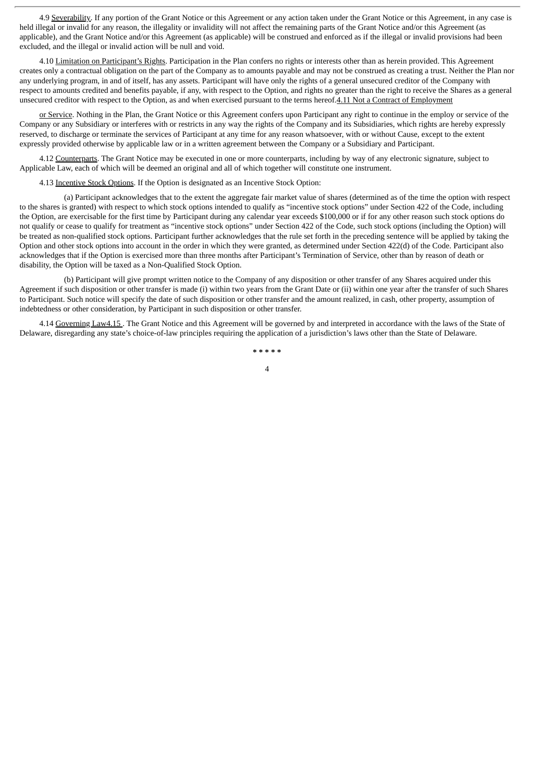4.9 Severability. If any portion of the Grant Notice or this Agreement or any action taken under the Grant Notice or this Agreement, in any case is held illegal or invalid for any reason, the illegality or invalidity will not affect the remaining parts of the Grant Notice and/or this Agreement (as applicable), and the Grant Notice and/or this Agreement (as applicable) will be construed and enforced as if the illegal or invalid provisions had been excluded, and the illegal or invalid action will be null and void.

4.10 Limitation on Participant's Rights. Participation in the Plan confers no rights or interests other than as herein provided. This Agreement creates only a contractual obligation on the part of the Company as to amounts payable and may not be construed as creating a trust. Neither the Plan nor any underlying program, in and of itself, has any assets. Participant will have only the rights of a general unsecured creditor of the Company with respect to amounts credited and benefits payable, if any, with respect to the Option, and rights no greater than the right to receive the Shares as a general unsecured creditor with respect to the Option, as and when exercised pursuant to the terms hereof.4.11 Not a Contract of Employment

or Service. Nothing in the Plan, the Grant Notice or this Agreement confers upon Participant any right to continue in the employ or service of the Company or any Subsidiary or interferes with or restricts in any way the rights of the Company and its Subsidiaries, which rights are hereby expressly reserved, to discharge or terminate the services of Participant at any time for any reason whatsoever, with or without Cause, except to the extent expressly provided otherwise by applicable law or in a written agreement between the Company or a Subsidiary and Participant.

4.12 Counterparts. The Grant Notice may be executed in one or more counterparts, including by way of any electronic signature, subject to Applicable Law, each of which will be deemed an original and all of which together will constitute one instrument.

4.13 Incentive Stock Options. If the Option is designated as an Incentive Stock Option:

(a) Participant acknowledges that to the extent the aggregate fair market value of shares (determined as of the time the option with respect to the shares is granted) with respect to which stock options intended to qualify as "incentive stock options" under Section 422 of the Code, including the Option, are exercisable for the first time by Participant during any calendar year exceeds $100,000 or if for any other reason such stock options do not qualify or cease to qualify for treatment as "incentive stock options" under Section 422 of the Code, such stock options (including the Option) will be treated as non-qualified stock options. Participant further acknowledges that the rule set forth in the preceding sentence will be applied by taking the Option and other stock options into account in the order in which they were granted, as determined under Section 422(d) of the Code. Participant also acknowledges that if the Option is exercised more than three months after Participant's Termination of Service, other than by reason of death or disability, the Option will be taxed as a Non-Qualified Stock Option.

(b) Participant will give prompt written notice to the Company of any disposition or other transfer of any Shares acquired under this Agreement if such disposition or other transfer is made (i) within two years from the Grant Date or (ii) within one year after the transfer of such Shares to Participant. Such notice will specify the date of such disposition or other transfer and the amount realized, in cash, other property, assumption of indebtedness or other consideration, by Participant in such disposition or other transfer.

4.14 Governing Law4.15 . The Grant Notice and this Agreement will be governed by and interpreted in accordance with the laws of the State of Delaware, disregarding any state's choice-of-law principles requiring the application of a jurisdiction's laws other than the State of Delaware.

\* \* \* \* \*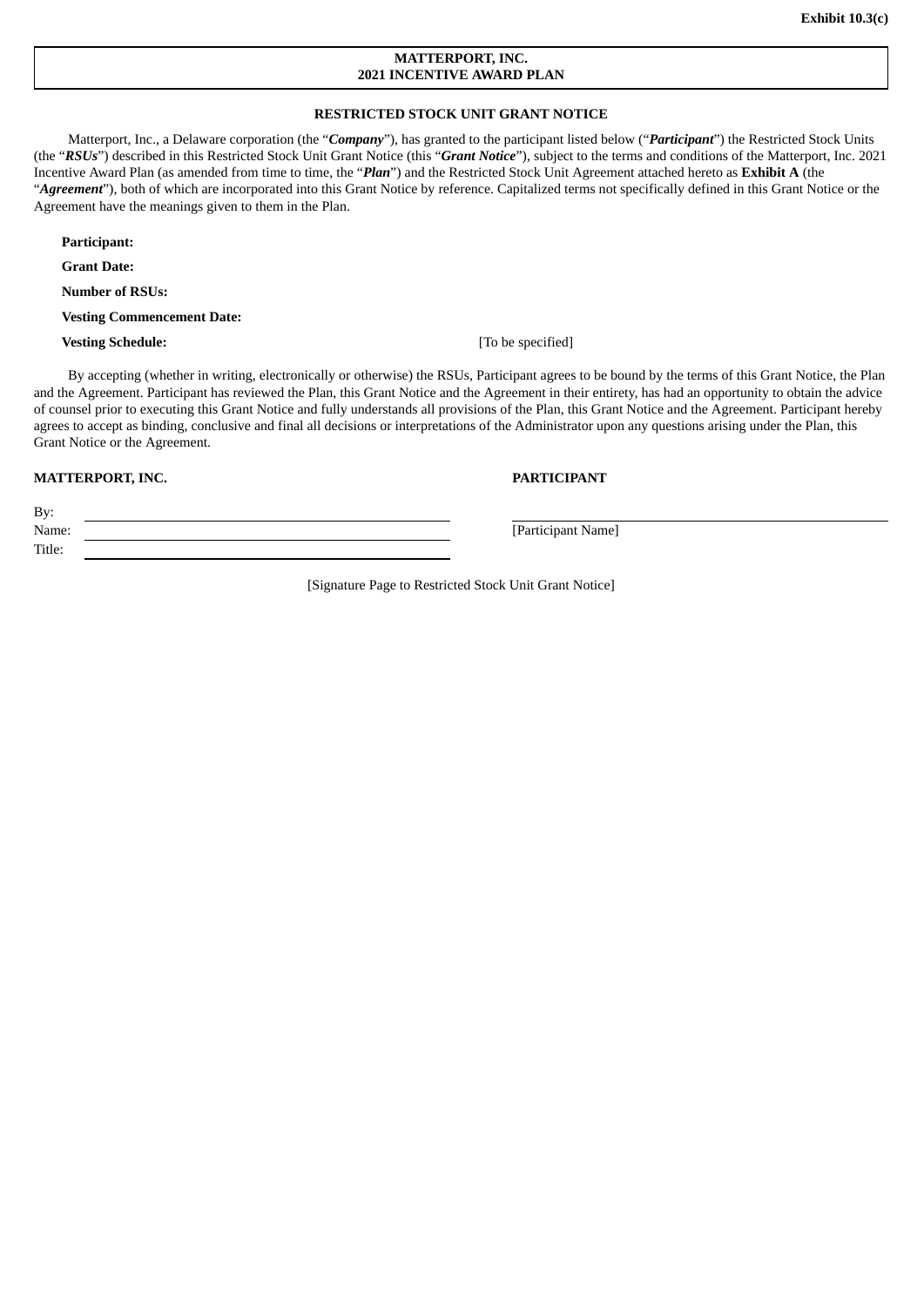**Exhibit 10.3(c)**

**MATTERPORT, INC.**
**2021 INCENTIVE AWARD PLAN**

**RESTRICTED STOCK UNIT GRANT NOTICE**

Matterport, Inc., a Delaware corporation (the "***Company***"), has granted to the participant listed below ("***Participant***") the Restricted Stock Units (the "***RSUs***") described in this Restricted Stock Unit Grant Notice (this "***Grant Notice***"), subject to the terms and conditions of the Matterport, Inc. 2021 Incentive Award Plan (as amended from time to time, the "***Plan***") and the Restricted Stock Unit Agreement attached hereto as **Exhibit A** (the "***Agreement***"), both of which are incorporated into this Grant Notice by reference. Capitalized terms not specifically defined in this Grant Notice or the Agreement have the meanings given to them in the Plan.

**Participant:**

**Grant Date:**

**Number of RSUs:**

**Vesting Commencement Date:**

**Vesting Schedule:** [To be specified]

By accepting (whether in writing, electronically or otherwise) the RSUs, Participant agrees to be bound by the terms of this Grant Notice, the Plan and the Agreement. Participant has reviewed the Plan, this Grant Notice and the Agreement in their entirety, has had an opportunity to obtain the advice of counsel prior to executing this Grant Notice and fully understands all provisions of the Plan, this Grant Notice and the Agreement. Participant hereby agrees to accept as binding, conclusive and final all decisions or interpretations of the Administrator upon any questions arising under the Plan, this Grant Notice or the Agreement.

| **MATTERPORT, INC.** | **PARTICIPANT** |
|---|---|
| By: ______________________ | ______________________ |
| Name: ______________________ | [Participant Name] |
| Title: ______________________ | |

[Signature Page to Restricted Stock Unit Grant Notice]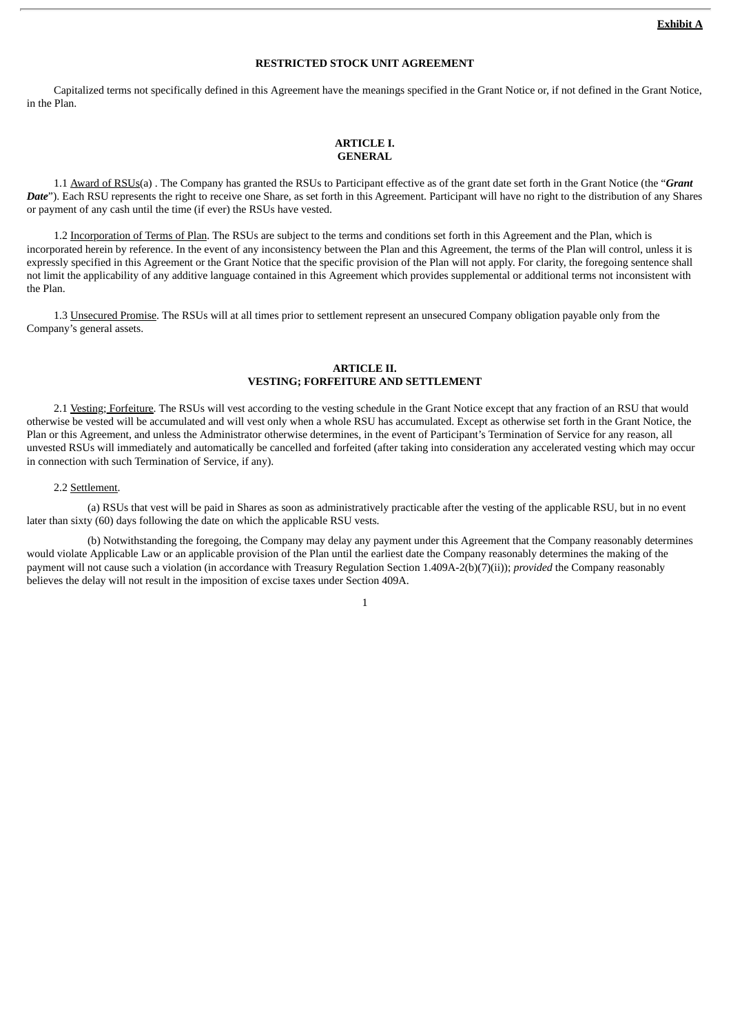**Exhibit A**

**RESTRICTED STOCK UNIT AGREEMENT**

Capitalized terms not specifically defined in this Agreement have the meanings specified in the Grant Notice or, if not defined in the Grant Notice, in the Plan.

**ARTICLE I.**
**GENERAL**

1.1 Award of RSUs(a) . The Company has granted the RSUs to Participant effective as of the grant date set forth in the Grant Notice (the "***Grant Date***"). Each RSU represents the right to receive one Share, as set forth in this Agreement. Participant will have no right to the distribution of any Shares or payment of any cash until the time (if ever) the RSUs have vested.

1.2 Incorporation of Terms of Plan. The RSUs are subject to the terms and conditions set forth in this Agreement and the Plan, which is incorporated herein by reference. In the event of any inconsistency between the Plan and this Agreement, the terms of the Plan will control, unless it is expressly specified in this Agreement or the Grant Notice that the specific provision of the Plan will not apply. For clarity, the foregoing sentence shall not limit the applicability of any additive language contained in this Agreement which provides supplemental or additional terms not inconsistent with the Plan.

1.3 Unsecured Promise. The RSUs will at all times prior to settlement represent an unsecured Company obligation payable only from the Company's general assets.

**ARTICLE II.**
**VESTING; FORFEITURE AND SETTLEMENT**

2.1 Vesting; Forfeiture. The RSUs will vest according to the vesting schedule in the Grant Notice except that any fraction of an RSU that would otherwise be vested will be accumulated and will vest only when a whole RSU has accumulated. Except as otherwise set forth in the Grant Notice, the Plan or this Agreement, and unless the Administrator otherwise determines, in the event of Participant's Termination of Service for any reason, all unvested RSUs will immediately and automatically be cancelled and forfeited (after taking into consideration any accelerated vesting which may occur in connection with such Termination of Service, if any).

2.2 Settlement.

(a) RSUs that vest will be paid in Shares as soon as administratively practicable after the vesting of the applicable RSU, but in no event later than sixty (60) days following the date on which the applicable RSU vests.

(b) Notwithstanding the foregoing, the Company may delay any payment under this Agreement that the Company reasonably determines would violate Applicable Law or an applicable provision of the Plan until the earliest date the Company reasonably determines the making of the payment will not cause such a violation (in accordance with Treasury Regulation Section 1.409A-2(b)(7)(ii)); *provided* the Company reasonably believes the delay will not result in the imposition of excise taxes under Section 409A.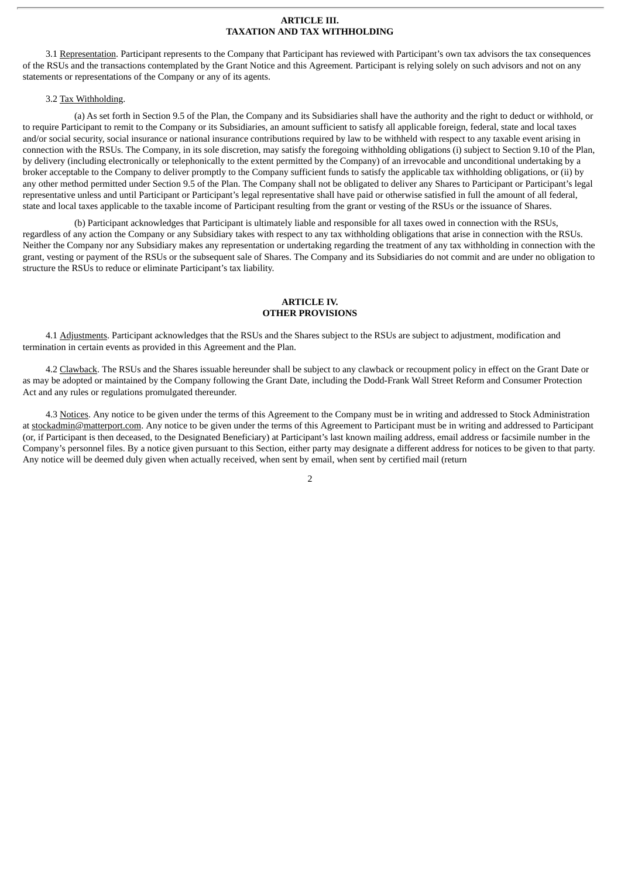## ARTICLE III.
## TAXATION AND TAX WITHHOLDING

3.1 Representation. Participant represents to the Company that Participant has reviewed with Participant's own tax advisors the tax consequences of the RSUs and the transactions contemplated by the Grant Notice and this Agreement. Participant is relying solely on such advisors and not on any statements or representations of the Company or any of its agents.

3.2 Tax Withholding.

(a) As set forth in Section 9.5 of the Plan, the Company and its Subsidiaries shall have the authority and the right to deduct or withhold, or to require Participant to remit to the Company or its Subsidiaries, an amount sufficient to satisfy all applicable foreign, federal, state and local taxes and/or social security, social insurance or national insurance contributions required by law to be withheld with respect to any taxable event arising in connection with the RSUs. The Company, in its sole discretion, may satisfy the foregoing withholding obligations (i) subject to Section 9.10 of the Plan, by delivery (including electronically or telephonically to the extent permitted by the Company) of an irrevocable and unconditional undertaking by a broker acceptable to the Company to deliver promptly to the Company sufficient funds to satisfy the applicable tax withholding obligations, or (ii) by any other method permitted under Section 9.5 of the Plan. The Company shall not be obligated to deliver any Shares to Participant or Participant's legal representative unless and until Participant or Participant's legal representative shall have paid or otherwise satisfied in full the amount of all federal, state and local taxes applicable to the taxable income of Participant resulting from the grant or vesting of the RSUs or the issuance of Shares.

(b) Participant acknowledges that Participant is ultimately liable and responsible for all taxes owed in connection with the RSUs, regardless of any action the Company or any Subsidiary takes with respect to any tax withholding obligations that arise in connection with the RSUs. Neither the Company nor any Subsidiary makes any representation or undertaking regarding the treatment of any tax withholding in connection with the grant, vesting or payment of the RSUs or the subsequent sale of Shares. The Company and its Subsidiaries do not commit and are under no obligation to structure the RSUs to reduce or eliminate Participant's tax liability.

## ARTICLE IV.
## OTHER PROVISIONS

4.1 Adjustments. Participant acknowledges that the RSUs and the Shares subject to the RSUs are subject to adjustment, modification and termination in certain events as provided in this Agreement and the Plan.

4.2 Clawback. The RSUs and the Shares issuable hereunder shall be subject to any clawback or recoupment policy in effect on the Grant Date or as may be adopted or maintained by the Company following the Grant Date, including the Dodd-Frank Wall Street Reform and Consumer Protection Act and any rules or regulations promulgated thereunder.

4.3 Notices. Any notice to be given under the terms of this Agreement to the Company must be in writing and addressed to Stock Administration at stockadmin@matterport.com. Any notice to be given under the terms of this Agreement to Participant must be in writing and addressed to Participant (or, if Participant is then deceased, to the Designated Beneficiary) at Participant's last known mailing address, email address or facsimile number in the Company's personnel files. By a notice given pursuant to this Section, either party may designate a different address for notices to be given to that party. Any notice will be deemed duly given when actually received, when sent by email, when sent by certified mail (return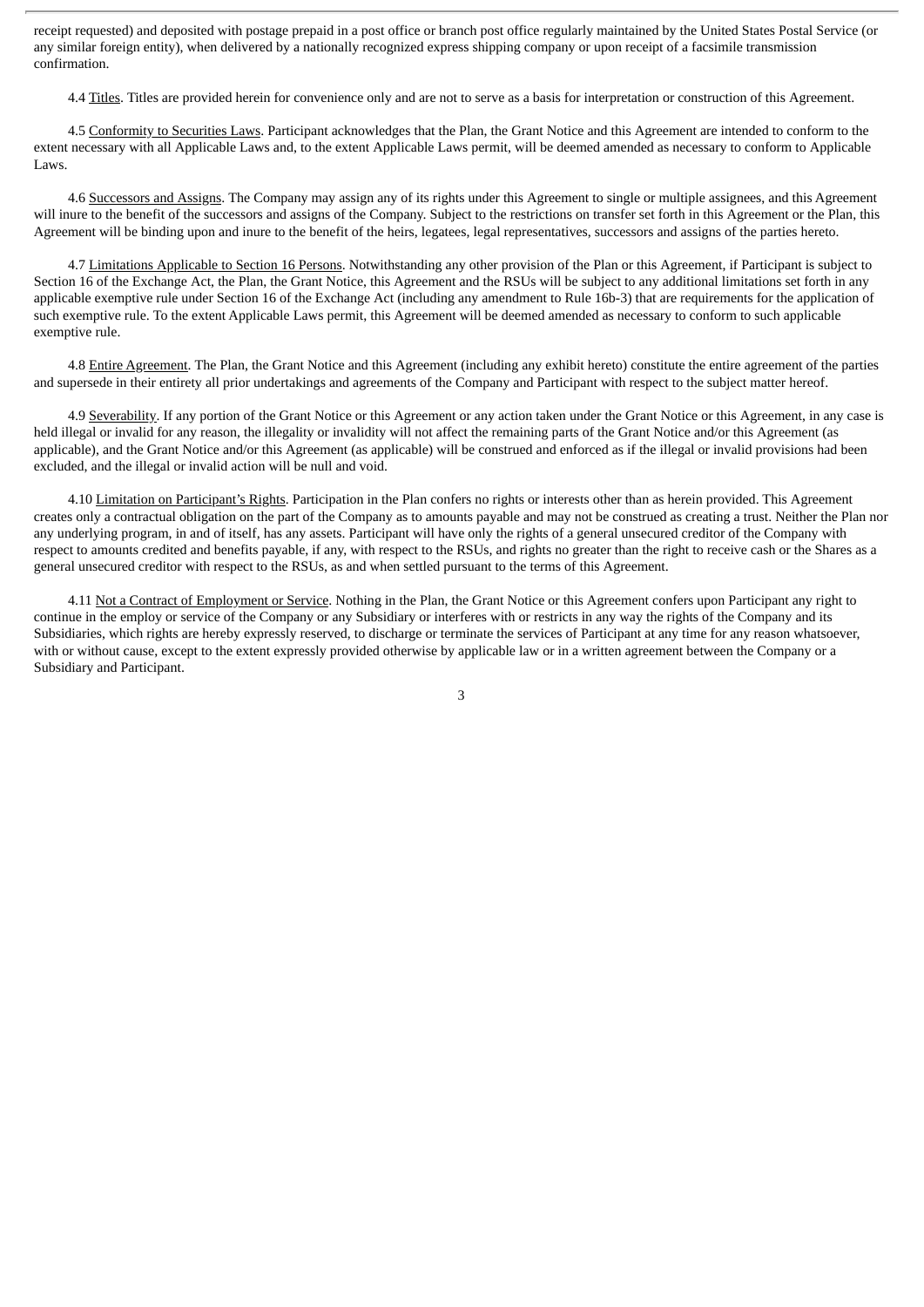receipt requested) and deposited with postage prepaid in a post office or branch post office regularly maintained by the United States Postal Service (or any similar foreign entity), when delivered by a nationally recognized express shipping company or upon receipt of a facsimile transmission confirmation.

4.4 Titles. Titles are provided herein for convenience only and are not to serve as a basis for interpretation or construction of this Agreement.

4.5 Conformity to Securities Laws. Participant acknowledges that the Plan, the Grant Notice and this Agreement are intended to conform to the extent necessary with all Applicable Laws and, to the extent Applicable Laws permit, will be deemed amended as necessary to conform to Applicable Laws.

4.6 Successors and Assigns. The Company may assign any of its rights under this Agreement to single or multiple assignees, and this Agreement will inure to the benefit of the successors and assigns of the Company. Subject to the restrictions on transfer set forth in this Agreement or the Plan, this Agreement will be binding upon and inure to the benefit of the heirs, legatees, legal representatives, successors and assigns of the parties hereto.

4.7 Limitations Applicable to Section 16 Persons. Notwithstanding any other provision of the Plan or this Agreement, if Participant is subject to Section 16 of the Exchange Act, the Plan, the Grant Notice, this Agreement and the RSUs will be subject to any additional limitations set forth in any applicable exemptive rule under Section 16 of the Exchange Act (including any amendment to Rule 16b-3) that are requirements for the application of such exemptive rule. To the extent Applicable Laws permit, this Agreement will be deemed amended as necessary to conform to such applicable exemptive rule.

4.8 Entire Agreement. The Plan, the Grant Notice and this Agreement (including any exhibit hereto) constitute the entire agreement of the parties and supersede in their entirety all prior undertakings and agreements of the Company and Participant with respect to the subject matter hereof.

4.9 Severability. If any portion of the Grant Notice or this Agreement or any action taken under the Grant Notice or this Agreement, in any case is held illegal or invalid for any reason, the illegality or invalidity will not affect the remaining parts of the Grant Notice and/or this Agreement (as applicable), and the Grant Notice and/or this Agreement (as applicable) will be construed and enforced as if the illegal or invalid provisions had been excluded, and the illegal or invalid action will be null and void.

4.10 Limitation on Participant's Rights. Participation in the Plan confers no rights or interests other than as herein provided. This Agreement creates only a contractual obligation on the part of the Company as to amounts payable and may not be construed as creating a trust. Neither the Plan nor any underlying program, in and of itself, has any assets. Participant will have only the rights of a general unsecured creditor of the Company with respect to amounts credited and benefits payable, if any, with respect to the RSUs, and rights no greater than the right to receive cash or the Shares as a general unsecured creditor with respect to the RSUs, as and when settled pursuant to the terms of this Agreement.

4.11 Not a Contract of Employment or Service. Nothing in the Plan, the Grant Notice or this Agreement confers upon Participant any right to continue in the employ or service of the Company or any Subsidiary or interferes with or restricts in any way the rights of the Company and its Subsidiaries, which rights are hereby expressly reserved, to discharge or terminate the services of Participant at any time for any reason whatsoever, with or without cause, except to the extent expressly provided otherwise by applicable law or in a written agreement between the Company or a Subsidiary and Participant.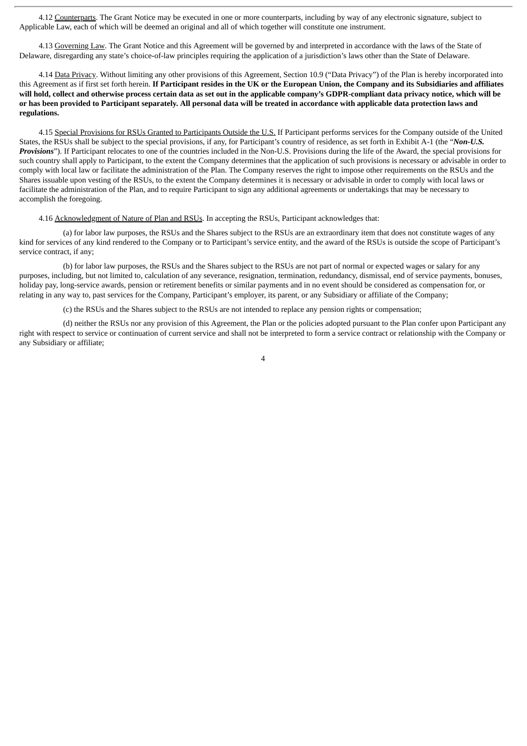4.12 Counterparts. The Grant Notice may be executed in one or more counterparts, including by way of any electronic signature, subject to Applicable Law, each of which will be deemed an original and all of which together will constitute one instrument.

4.13 Governing Law. The Grant Notice and this Agreement will be governed by and interpreted in accordance with the laws of the State of Delaware, disregarding any state's choice-of-law principles requiring the application of a jurisdiction's laws other than the State of Delaware.

4.14 Data Privacy. Without limiting any other provisions of this Agreement, Section 10.9 ("Data Privacy") of the Plan is hereby incorporated into this Agreement as if first set forth herein. **If Participant resides in the UK or the European Union, the Company and its Subsidiaries and affiliates will hold, collect and otherwise process certain data as set out in the applicable company's GDPR-compliant data privacy notice, which will be or has been provided to Participant separately. All personal data will be treated in accordance with applicable data protection laws and regulations.**

4.15 Special Provisions for RSUs Granted to Participants Outside the U.S. If Participant performs services for the Company outside of the United States, the RSUs shall be subject to the special provisions, if any, for Participant's country of residence, as set forth in Exhibit A-1 (the "***Non-U.S. Provisions***"). If Participant relocates to one of the countries included in the Non-U.S. Provisions during the life of the Award, the special provisions for such country shall apply to Participant, to the extent the Company determines that the application of such provisions is necessary or advisable in order to comply with local law or facilitate the administration of the Plan. The Company reserves the right to impose other requirements on the RSUs and the Shares issuable upon vesting of the RSUs, to the extent the Company determines it is necessary or advisable in order to comply with local laws or facilitate the administration of the Plan, and to require Participant to sign any additional agreements or undertakings that may be necessary to accomplish the foregoing.

4.16 Acknowledgment of Nature of Plan and RSUs. In accepting the RSUs, Participant acknowledges that:

(a) for labor law purposes, the RSUs and the Shares subject to the RSUs are an extraordinary item that does not constitute wages of any kind for services of any kind rendered to the Company or to Participant's service entity, and the award of the RSUs is outside the scope of Participant's service contract, if any;

(b) for labor law purposes, the RSUs and the Shares subject to the RSUs are not part of normal or expected wages or salary for any purposes, including, but not limited to, calculation of any severance, resignation, termination, redundancy, dismissal, end of service payments, bonuses, holiday pay, long-service awards, pension or retirement benefits or similar payments and in no event should be considered as compensation for, or relating in any way to, past services for the Company, Participant's employer, its parent, or any Subsidiary or affiliate of the Company;

(c) the RSUs and the Shares subject to the RSUs are not intended to replace any pension rights or compensation;

(d) neither the RSUs nor any provision of this Agreement, the Plan or the policies adopted pursuant to the Plan confer upon Participant any right with respect to service or continuation of current service and shall not be interpreted to form a service contract or relationship with the Company or any Subsidiary or affiliate;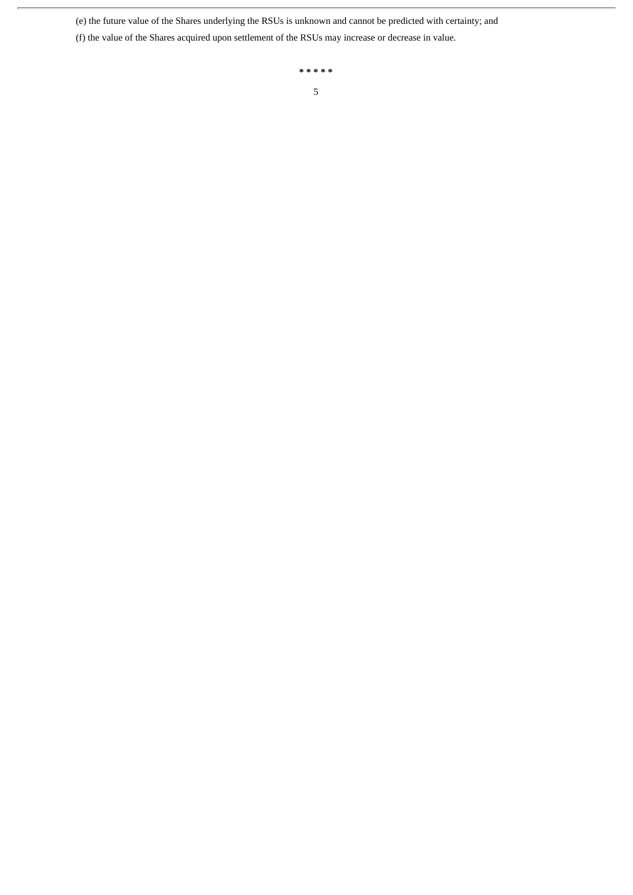(e) the future value of the Shares underlying the RSUs is unknown and cannot be predicted with certainty; and

(f) the value of the Shares acquired upon settlement of the RSUs may increase or decrease in value.

* * * * *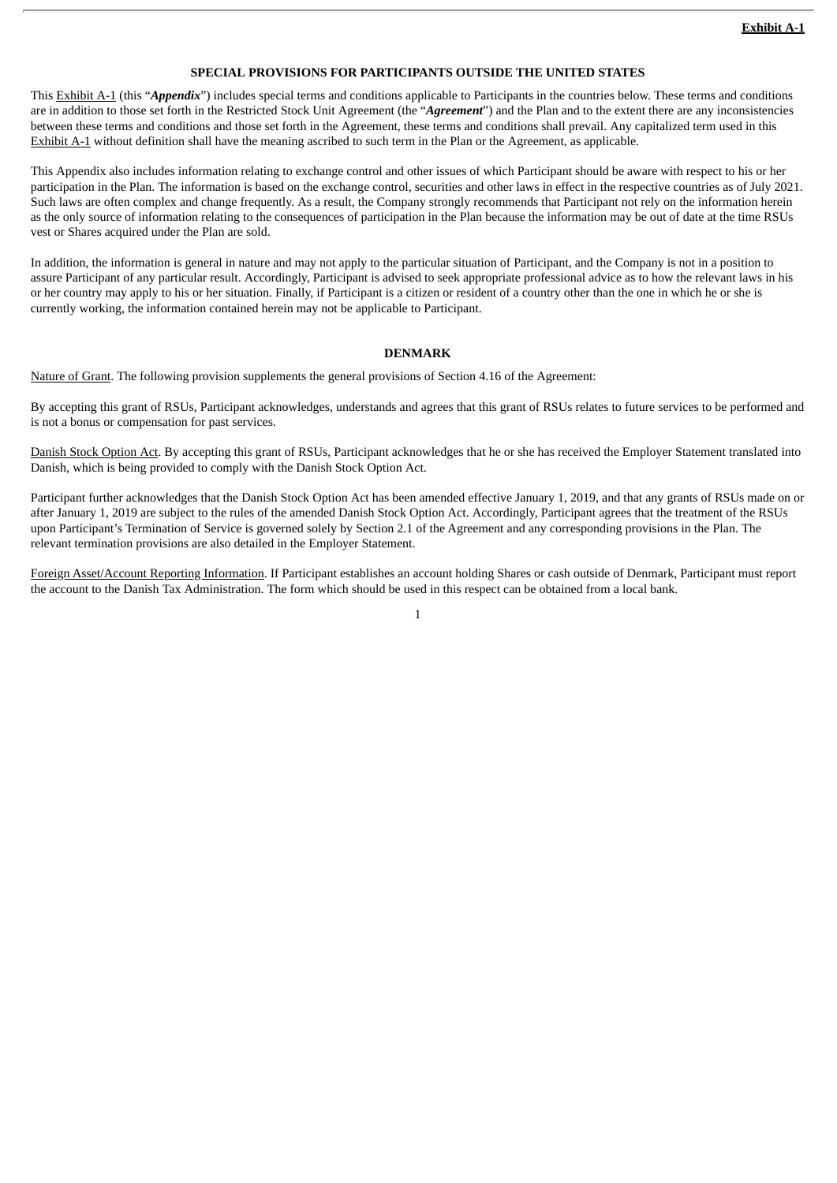**Exhibit A-1**

**SPECIAL PROVISIONS FOR PARTICIPANTS OUTSIDE THE UNITED STATES**

This Exhibit A-1 (this "***Appendix***") includes special terms and conditions applicable to Participants in the countries below. These terms and conditions are in addition to those set forth in the Restricted Stock Unit Agreement (the "***Agreement***") and the Plan and to the extent there are any inconsistencies between these terms and conditions and those set forth in the Agreement, these terms and conditions shall prevail. Any capitalized term used in this Exhibit A-1 without definition shall have the meaning ascribed to such term in the Plan or the Agreement, as applicable.

This Appendix also includes information relating to exchange control and other issues of which Participant should be aware with respect to his or her participation in the Plan. The information is based on the exchange control, securities and other laws in effect in the respective countries as of July 2021. Such laws are often complex and change frequently. As a result, the Company strongly recommends that Participant not rely on the information herein as the only source of information relating to the consequences of participation in the Plan because the information may be out of date at the time RSUs vest or Shares acquired under the Plan are sold.

In addition, the information is general in nature and may not apply to the particular situation of Participant, and the Company is not in a position to assure Participant of any particular result. Accordingly, Participant is advised to seek appropriate professional advice as to how the relevant laws in his or her country may apply to his or her situation. Finally, if Participant is a citizen or resident of a country other than the one in which he or she is currently working, the information contained herein may not be applicable to Participant.

**DENMARK**

Nature of Grant. The following provision supplements the general provisions of Section 4.16 of the Agreement:

By accepting this grant of RSUs, Participant acknowledges, understands and agrees that this grant of RSUs relates to future services to be performed and is not a bonus or compensation for past services.

Danish Stock Option Act. By accepting this grant of RSUs, Participant acknowledges that he or she has received the Employer Statement translated into Danish, which is being provided to comply with the Danish Stock Option Act.

Participant further acknowledges that the Danish Stock Option Act has been amended effective January 1, 2019, and that any grants of RSUs made on or after January 1, 2019 are subject to the rules of the amended Danish Stock Option Act. Accordingly, Participant agrees that the treatment of the RSUs upon Participant's Termination of Service is governed solely by Section 2.1 of the Agreement and any corresponding provisions in the Plan. The relevant termination provisions are also detailed in the Employer Statement.

Foreign Asset/Account Reporting Information. If Participant establishes an account holding Shares or cash outside of Denmark, Participant must report the account to the Danish Tax Administration. The form which should be used in this respect can be obtained from a local bank.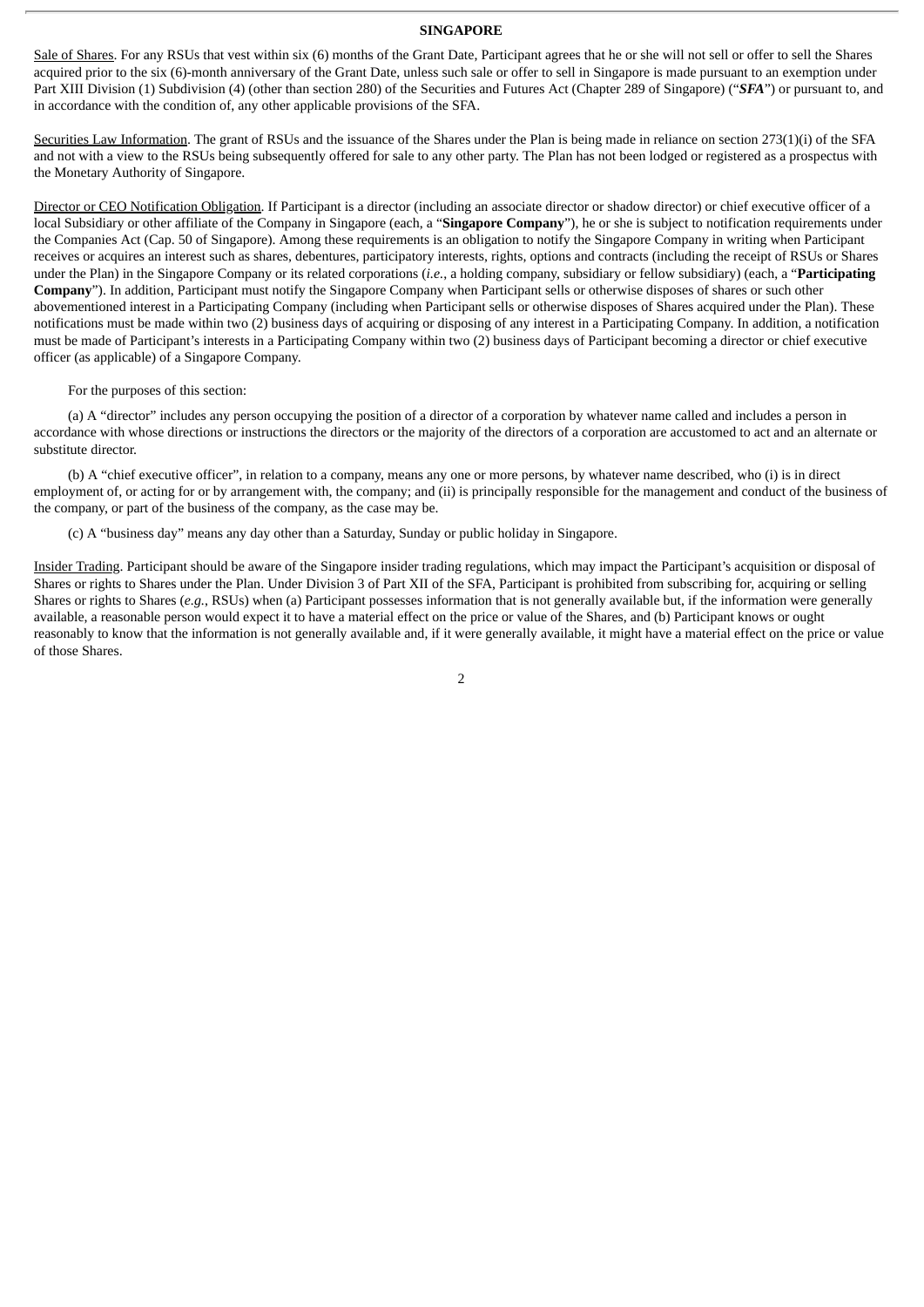## SINGAPORE

Sale of Shares. For any RSUs that vest within six (6) months of the Grant Date, Participant agrees that he or she will not sell or offer to sell the Shares acquired prior to the six (6)-month anniversary of the Grant Date, unless such sale or offer to sell in Singapore is made pursuant to an exemption under Part XIII Division (1) Subdivision (4) (other than section 280) of the Securities and Futures Act (Chapter 289 of Singapore) ("***SFA***") or pursuant to, and in accordance with the condition of, any other applicable provisions of the SFA.

Securities Law Information. The grant of RSUs and the issuance of the Shares under the Plan is being made in reliance on section 273(1)(i) of the SFA and not with a view to the RSUs being subsequently offered for sale to any other party. The Plan has not been lodged or registered as a prospectus with the Monetary Authority of Singapore.

Director or CEO Notification Obligation. If Participant is a director (including an associate director or shadow director) or chief executive officer of a local Subsidiary or other affiliate of the Company in Singapore (each, a "**Singapore Company**"), he or she is subject to notification requirements under the Companies Act (Cap. 50 of Singapore). Among these requirements is an obligation to notify the Singapore Company in writing when Participant receives or acquires an interest such as shares, debentures, participatory interests, rights, options and contracts (including the receipt of RSUs or Shares under the Plan) in the Singapore Company or its related corporations (*i.e.*, a holding company, subsidiary or fellow subsidiary) (each, a "**Participating Company**"). In addition, Participant must notify the Singapore Company when Participant sells or otherwise disposes of shares or such other abovementioned interest in a Participating Company (including when Participant sells or otherwise disposes of Shares acquired under the Plan). These notifications must be made within two (2) business days of acquiring or disposing of any interest in a Participating Company. In addition, a notification must be made of Participant's interests in a Participating Company within two (2) business days of Participant becoming a director or chief executive officer (as applicable) of a Singapore Company.

For the purposes of this section:

(a) A "director" includes any person occupying the position of a director of a corporation by whatever name called and includes a person in accordance with whose directions or instructions the directors or the majority of the directors of a corporation are accustomed to act and an alternate or substitute director.

(b) A "chief executive officer", in relation to a company, means any one or more persons, by whatever name described, who (i) is in direct employment of, or acting for or by arrangement with, the company; and (ii) is principally responsible for the management and conduct of the business of the company, or part of the business of the company, as the case may be.

(c) A "business day" means any day other than a Saturday, Sunday or public holiday in Singapore.

Insider Trading. Participant should be aware of the Singapore insider trading regulations, which may impact the Participant's acquisition or disposal of Shares or rights to Shares under the Plan. Under Division 3 of Part XII of the SFA, Participant is prohibited from subscribing for, acquiring or selling Shares or rights to Shares (*e.g.*, RSUs) when (a) Participant possesses information that is not generally available but, if the information were generally available, a reasonable person would expect it to have a material effect on the price or value of the Shares, and (b) Participant knows or ought reasonably to know that the information is not generally available and, if it were generally available, it might have a material effect on the price or value of those Shares.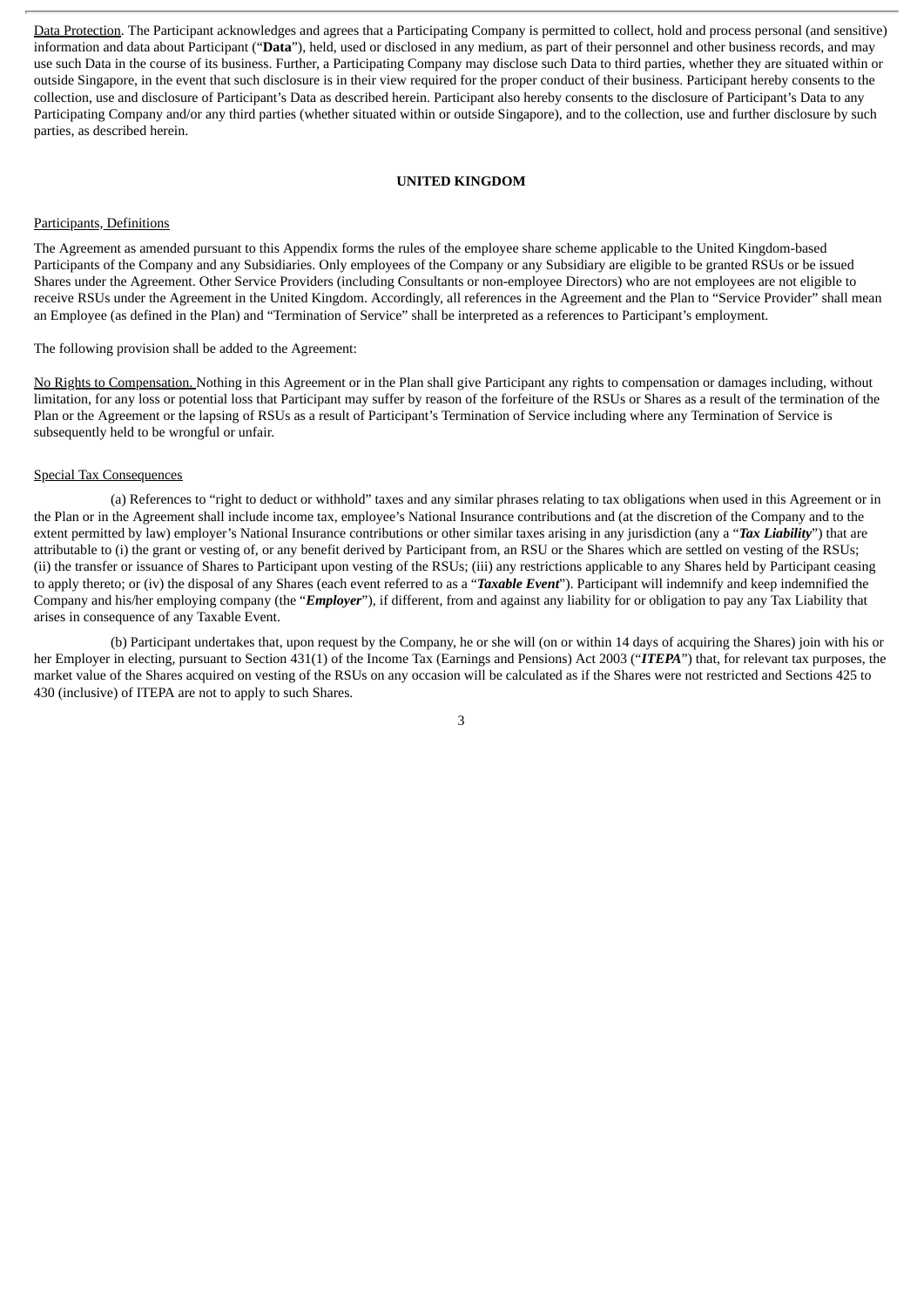Data Protection. The Participant acknowledges and agrees that a Participating Company is permitted to collect, hold and process personal (and sensitive) information and data about Participant ("**Data**"), held, used or disclosed in any medium, as part of their personnel and other business records, and may use such Data in the course of its business. Further, a Participating Company may disclose such Data to third parties, whether they are situated within or outside Singapore, in the event that such disclosure is in their view required for the proper conduct of their business. Participant hereby consents to the collection, use and disclosure of Participant's Data as described herein. Participant also hereby consents to the disclosure of Participant's Data to any Participating Company and/or any third parties (whether situated within or outside Singapore), and to the collection, use and further disclosure by such parties, as described herein.

## UNITED KINGDOM

Participants, Definitions

The Agreement as amended pursuant to this Appendix forms the rules of the employee share scheme applicable to the United Kingdom-based Participants of the Company and any Subsidiaries. Only employees of the Company or any Subsidiary are eligible to be granted RSUs or be issued Shares under the Agreement. Other Service Providers (including Consultants or non-employee Directors) who are not employees are not eligible to receive RSUs under the Agreement in the United Kingdom. Accordingly, all references in the Agreement and the Plan to "Service Provider" shall mean an Employee (as defined in the Plan) and "Termination of Service" shall be interpreted as a references to Participant's employment.

The following provision shall be added to the Agreement:

No Rights to Compensation. Nothing in this Agreement or in the Plan shall give Participant any rights to compensation or damages including, without limitation, for any loss or potential loss that Participant may suffer by reason of the forfeiture of the RSUs or Shares as a result of the termination of the Plan or the Agreement or the lapsing of RSUs as a result of Participant's Termination of Service including where any Termination of Service is subsequently held to be wrongful or unfair.

Special Tax Consequences

(a) References to "right to deduct or withhold" taxes and any similar phrases relating to tax obligations when used in this Agreement or in the Plan or in the Agreement shall include income tax, employee's National Insurance contributions and (at the discretion of the Company and to the extent permitted by law) employer's National Insurance contributions or other similar taxes arising in any jurisdiction (any a "***Tax Liability***") that are attributable to (i) the grant or vesting of, or any benefit derived by Participant from, an RSU or the Shares which are settled on vesting of the RSUs; (ii) the transfer or issuance of Shares to Participant upon vesting of the RSUs; (iii) any restrictions applicable to any Shares held by Participant ceasing to apply thereto; or (iv) the disposal of any Shares (each event referred to as a "***Taxable Event***"). Participant will indemnify and keep indemnified the Company and his/her employing company (the "***Employer***"), if different, from and against any liability for or obligation to pay any Tax Liability that arises in consequence of any Taxable Event.

(b) Participant undertakes that, upon request by the Company, he or she will (on or within 14 days of acquiring the Shares) join with his or her Employer in electing, pursuant to Section 431(1) of the Income Tax (Earnings and Pensions) Act 2003 ("***ITEPA***") that, for relevant tax purposes, the market value of the Shares acquired on vesting of the RSUs on any occasion will be calculated as if the Shares were not restricted and Sections 425 to 430 (inclusive) of ITEPA are not to apply to such Shares.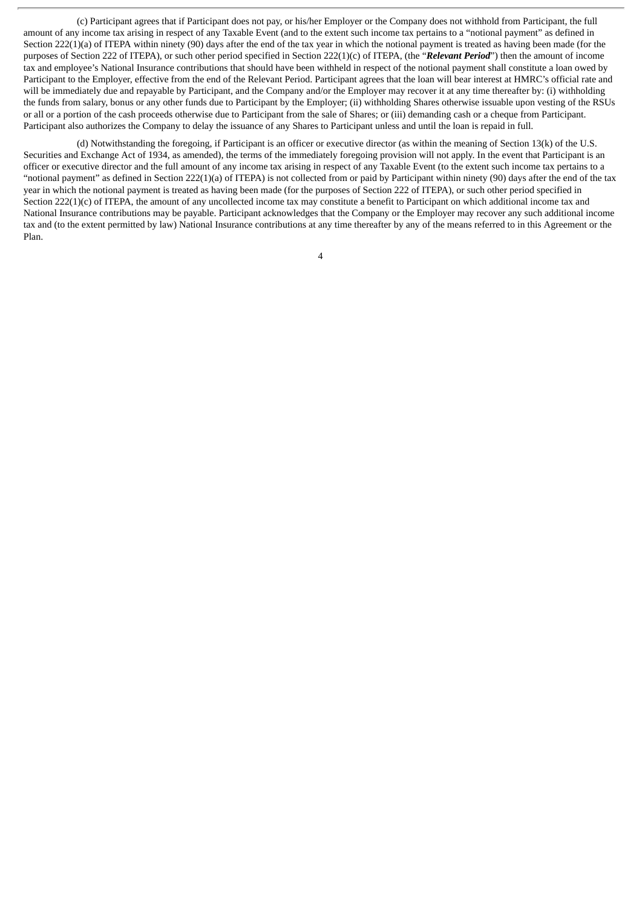(c) Participant agrees that if Participant does not pay, or his/her Employer or the Company does not withhold from Participant, the full amount of any income tax arising in respect of any Taxable Event (and to the extent such income tax pertains to a "notional payment" as defined in Section 222(1)(a) of ITEPA within ninety (90) days after the end of the tax year in which the notional payment is treated as having been made (for the purposes of Section 222 of ITEPA), or such other period specified in Section 222(1)(c) of ITEPA, (the "***Relevant Period***") then the amount of income tax and employee's National Insurance contributions that should have been withheld in respect of the notional payment shall constitute a loan owed by Participant to the Employer, effective from the end of the Relevant Period. Participant agrees that the loan will bear interest at HMRC's official rate and will be immediately due and repayable by Participant, and the Company and/or the Employer may recover it at any time thereafter by: (i) withholding the funds from salary, bonus or any other funds due to Participant by the Employer; (ii) withholding Shares otherwise issuable upon vesting of the RSUs or all or a portion of the cash proceeds otherwise due to Participant from the sale of Shares; or (iii) demanding cash or a cheque from Participant. Participant also authorizes the Company to delay the issuance of any Shares to Participant unless and until the loan is repaid in full.

(d) Notwithstanding the foregoing, if Participant is an officer or executive director (as within the meaning of Section 13(k) of the U.S. Securities and Exchange Act of 1934, as amended), the terms of the immediately foregoing provision will not apply. In the event that Participant is an officer or executive director and the full amount of any income tax arising in respect of any Taxable Event (to the extent such income tax pertains to a "notional payment" as defined in Section 222(1)(a) of ITEPA) is not collected from or paid by Participant within ninety (90) days after the end of the tax year in which the notional payment is treated as having been made (for the purposes of Section 222 of ITEPA), or such other period specified in Section 222(1)(c) of ITEPA, the amount of any uncollected income tax may constitute a benefit to Participant on which additional income tax and National Insurance contributions may be payable. Participant acknowledges that the Company or the Employer may recover any such additional income tax and (to the extent permitted by law) National Insurance contributions at any time thereafter by any of the means referred to in this Agreement or the Plan.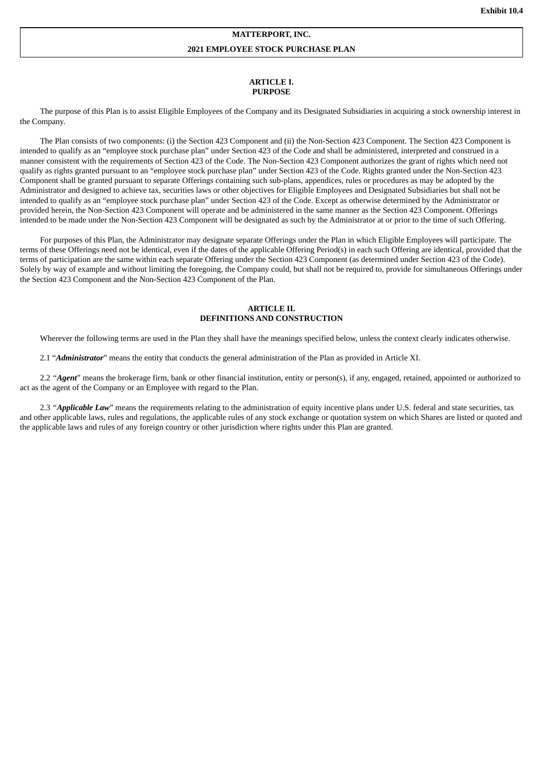Exhibit 10.4

**MATTERPORT, INC.**

**2021 EMPLOYEE STOCK PURCHASE PLAN**

## ARTICLE I.
## PURPOSE

The purpose of this Plan is to assist Eligible Employees of the Company and its Designated Subsidiaries in acquiring a stock ownership interest in the Company.

The Plan consists of two components: (i) the Section 423 Component and (ii) the Non-Section 423 Component. The Section 423 Component is intended to qualify as an “employee stock purchase plan” under Section 423 of the Code and shall be administered, interpreted and construed in a manner consistent with the requirements of Section 423 of the Code. The Non-Section 423 Component authorizes the grant of rights which need not qualify as rights granted pursuant to an “employee stock purchase plan” under Section 423 of the Code. Rights granted under the Non-Section 423 Component shall be granted pursuant to separate Offerings containing such sub-plans, appendices, rules or procedures as may be adopted by the Administrator and designed to achieve tax, securities laws or other objectives for Eligible Employees and Designated Subsidiaries but shall not be intended to qualify as an “employee stock purchase plan” under Section 423 of the Code. Except as otherwise determined by the Administrator or provided herein, the Non-Section 423 Component will operate and be administered in the same manner as the Section 423 Component. Offerings intended to be made under the Non-Section 423 Component will be designated as such by the Administrator at or prior to the time of such Offering.

For purposes of this Plan, the Administrator may designate separate Offerings under the Plan in which Eligible Employees will participate. The terms of these Offerings need not be identical, even if the dates of the applicable Offering Period(s) in each such Offering are identical, provided that the terms of participation are the same within each separate Offering under the Section 423 Component (as determined under Section 423 of the Code). Solely by way of example and without limiting the foregoing, the Company could, but shall not be required to, provide for simultaneous Offerings under the Section 423 Component and the Non-Section 423 Component of the Plan.

## ARTICLE II.
## DEFINITIONS AND CONSTRUCTION

Wherever the following terms are used in the Plan they shall have the meanings specified below, unless the context clearly indicates otherwise.

2.1 “***Administrator***” means the entity that conducts the general administration of the Plan as provided in Article XI.

2.2 “***Agent***” means the brokerage firm, bank or other financial institution, entity or person(s), if any, engaged, retained, appointed or authorized to act as the agent of the Company or an Employee with regard to the Plan.

2.3 “***Applicable Law***” means the requirements relating to the administration of equity incentive plans under U.S. federal and state securities, tax and other applicable laws, rules and regulations, the applicable rules of any stock exchange or quotation system on which Shares are listed or quoted and the applicable laws and rules of any foreign country or other jurisdiction where rights under this Plan are granted.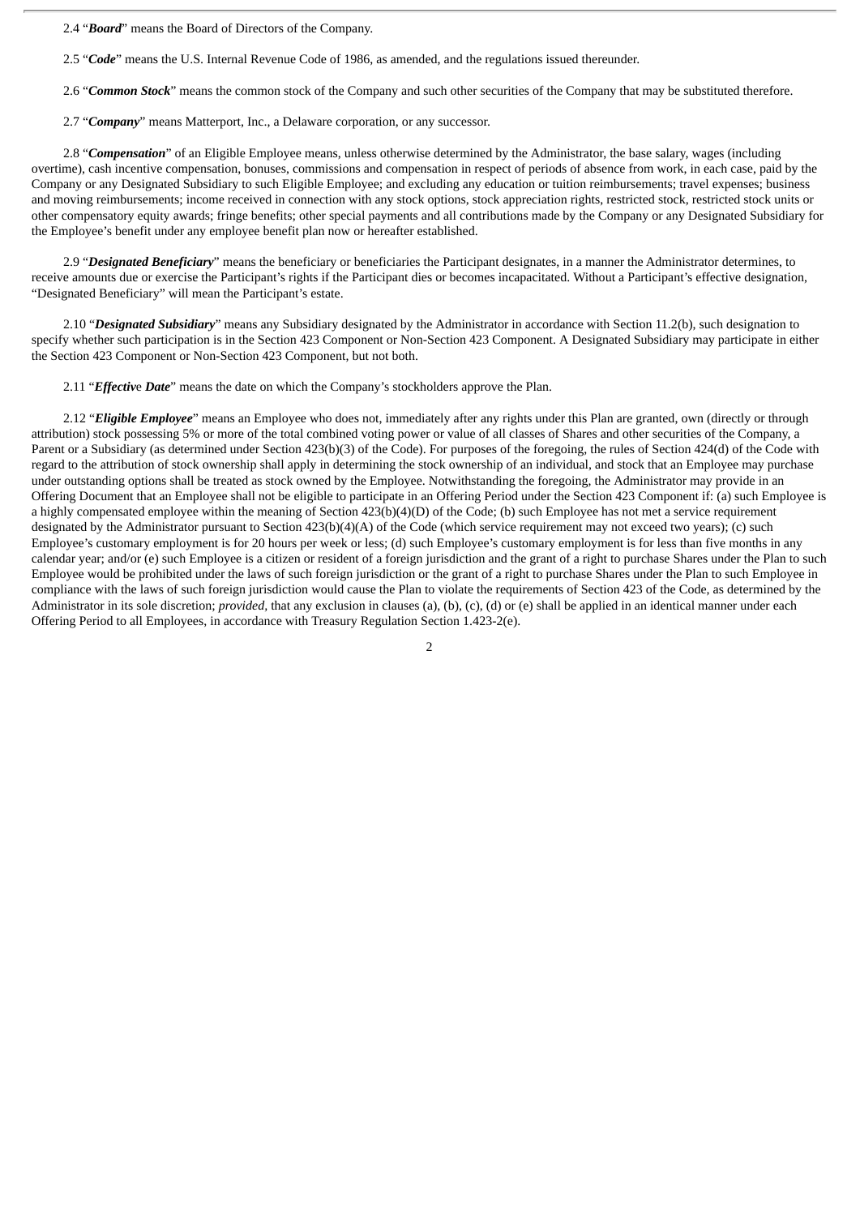2.4 "***Board***" means the Board of Directors of the Company.

2.5 "***Code***" means the U.S. Internal Revenue Code of 1986, as amended, and the regulations issued thereunder.

2.6 "***Common Stock***" means the common stock of the Company and such other securities of the Company that may be substituted therefore.

2.7 "***Company***" means Matterport, Inc., a Delaware corporation, or any successor.

2.8 "***Compensation***" of an Eligible Employee means, unless otherwise determined by the Administrator, the base salary, wages (including overtime), cash incentive compensation, bonuses, commissions and compensation in respect of periods of absence from work, in each case, paid by the Company or any Designated Subsidiary to such Eligible Employee; and excluding any education or tuition reimbursements; travel expenses; business and moving reimbursements; income received in connection with any stock options, stock appreciation rights, restricted stock, restricted stock units or other compensatory equity awards; fringe benefits; other special payments and all contributions made by the Company or any Designated Subsidiary for the Employee's benefit under any employee benefit plan now or hereafter established.

2.9 "***Designated Beneficiary***" means the beneficiary or beneficiaries the Participant designates, in a manner the Administrator determines, to receive amounts due or exercise the Participant's rights if the Participant dies or becomes incapacitated. Without a Participant's effective designation, "Designated Beneficiary" will mean the Participant's estate.

2.10 "***Designated Subsidiary***" means any Subsidiary designated by the Administrator in accordance with Section 11.2(b), such designation to specify whether such participation is in the Section 423 Component or Non-Section 423 Component. A Designated Subsidiary may participate in either the Section 423 Component or Non-Section 423 Component, but not both.

2.11 "***Effective Date***" means the date on which the Company's stockholders approve the Plan.

2.12 "***Eligible Employee***" means an Employee who does not, immediately after any rights under this Plan are granted, own (directly or through attribution) stock possessing 5% or more of the total combined voting power or value of all classes of Shares and other securities of the Company, a Parent or a Subsidiary (as determined under Section 423(b)(3) of the Code). For purposes of the foregoing, the rules of Section 424(d) of the Code with regard to the attribution of stock ownership shall apply in determining the stock ownership of an individual, and stock that an Employee may purchase under outstanding options shall be treated as stock owned by the Employee. Notwithstanding the foregoing, the Administrator may provide in an Offering Document that an Employee shall not be eligible to participate in an Offering Period under the Section 423 Component if: (a) such Employee is a highly compensated employee within the meaning of Section 423(b)(4)(D) of the Code; (b) such Employee has not met a service requirement designated by the Administrator pursuant to Section 423(b)(4)(A) of the Code (which service requirement may not exceed two years); (c) such Employee's customary employment is for 20 hours per week or less; (d) such Employee's customary employment is for less than five months in any calendar year; and/or (e) such Employee is a citizen or resident of a foreign jurisdiction and the grant of a right to purchase Shares under the Plan to such Employee would be prohibited under the laws of such foreign jurisdiction or the grant of a right to purchase Shares under the Plan to such Employee in compliance with the laws of such foreign jurisdiction would cause the Plan to violate the requirements of Section 423 of the Code, as determined by the Administrator in its sole discretion; *provided*, that any exclusion in clauses (a), (b), (c), (d) or (e) shall be applied in an identical manner under each Offering Period to all Employees, in accordance with Treasury Regulation Section 1.423-2(e).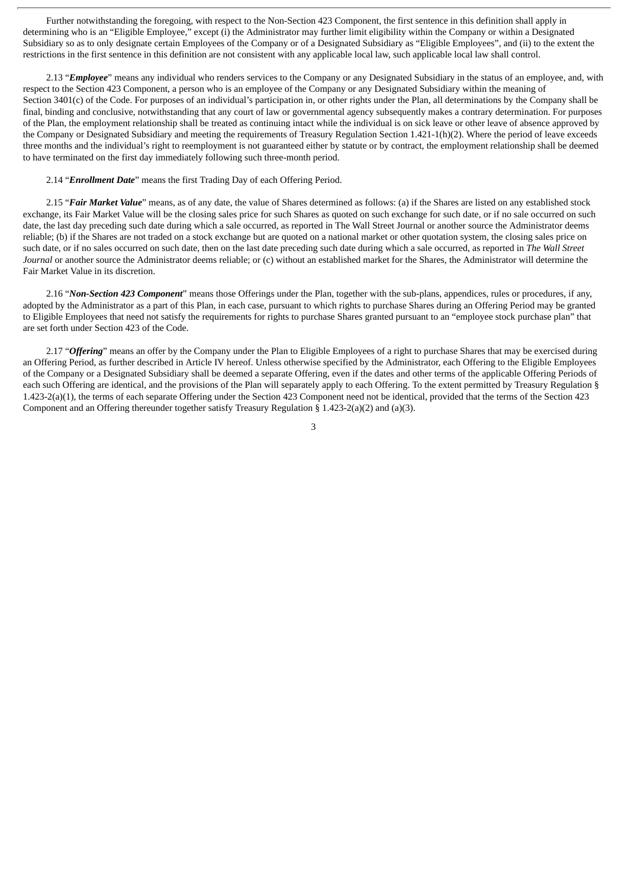Further notwithstanding the foregoing, with respect to the Non-Section 423 Component, the first sentence in this definition shall apply in determining who is an "Eligible Employee," except (i) the Administrator may further limit eligibility within the Company or within a Designated Subsidiary so as to only designate certain Employees of the Company or of a Designated Subsidiary as "Eligible Employees", and (ii) to the extent the restrictions in the first sentence in this definition are not consistent with any applicable local law, such applicable local law shall control.

2.13 "***Employee***" means any individual who renders services to the Company or any Designated Subsidiary in the status of an employee, and, with respect to the Section 423 Component, a person who is an employee of the Company or any Designated Subsidiary within the meaning of Section 3401(c) of the Code. For purposes of an individual's participation in, or other rights under the Plan, all determinations by the Company shall be final, binding and conclusive, notwithstanding that any court of law or governmental agency subsequently makes a contrary determination. For purposes of the Plan, the employment relationship shall be treated as continuing intact while the individual is on sick leave or other leave of absence approved by the Company or Designated Subsidiary and meeting the requirements of Treasury Regulation Section 1.421-1(h)(2). Where the period of leave exceeds three months and the individual's right to reemployment is not guaranteed either by statute or by contract, the employment relationship shall be deemed to have terminated on the first day immediately following such three-month period.

2.14 "***Enrollment Date***" means the first Trading Day of each Offering Period.

2.15 "***Fair Market Value***" means, as of any date, the value of Shares determined as follows: (a) if the Shares are listed on any established stock exchange, its Fair Market Value will be the closing sales price for such Shares as quoted on such exchange for such date, or if no sale occurred on such date, the last day preceding such date during which a sale occurred, as reported in The Wall Street Journal or another source the Administrator deems reliable; (b) if the Shares are not traded on a stock exchange but are quoted on a national market or other quotation system, the closing sales price on such date, or if no sales occurred on such date, then on the last date preceding such date during which a sale occurred, as reported in *The Wall Street Journal* or another source the Administrator deems reliable; or (c) without an established market for the Shares, the Administrator will determine the Fair Market Value in its discretion.

2.16 "***Non-Section 423 Component***" means those Offerings under the Plan, together with the sub-plans, appendices, rules or procedures, if any, adopted by the Administrator as a part of this Plan, in each case, pursuant to which rights to purchase Shares during an Offering Period may be granted to Eligible Employees that need not satisfy the requirements for rights to purchase Shares granted pursuant to an "employee stock purchase plan" that are set forth under Section 423 of the Code.

2.17 "***Offering***" means an offer by the Company under the Plan to Eligible Employees of a right to purchase Shares that may be exercised during an Offering Period, as further described in Article IV hereof. Unless otherwise specified by the Administrator, each Offering to the Eligible Employees of the Company or a Designated Subsidiary shall be deemed a separate Offering, even if the dates and other terms of the applicable Offering Periods of each such Offering are identical, and the provisions of the Plan will separately apply to each Offering. To the extent permitted by Treasury Regulation § 1.423-2(a)(1), the terms of each separate Offering under the Section 423 Component need not be identical, provided that the terms of the Section 423 Component and an Offering thereunder together satisfy Treasury Regulation § 1.423-2(a)(2) and (a)(3).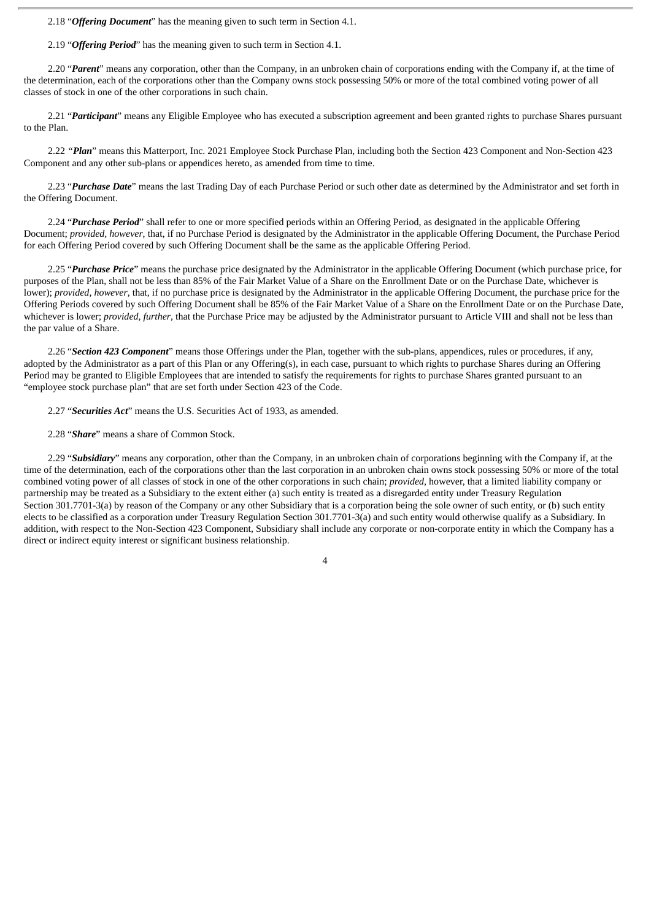2.18 “***Offering Document***” has the meaning given to such term in Section 4.1.

2.19 “***Offering Period***” has the meaning given to such term in Section 4.1.

2.20 “***Parent***” means any corporation, other than the Company, in an unbroken chain of corporations ending with the Company if, at the time of the determination, each of the corporations other than the Company owns stock possessing 50% or more of the total combined voting power of all classes of stock in one of the other corporations in such chain.

2.21 “***Participant***” means any Eligible Employee who has executed a subscription agreement and been granted rights to purchase Shares pursuant to the Plan.

2.22 “***Plan***” means this Matterport, Inc. 2021 Employee Stock Purchase Plan, including both the Section 423 Component and Non-Section 423 Component and any other sub-plans or appendices hereto, as amended from time to time.

2.23 “***Purchase Date***” means the last Trading Day of each Purchase Period or such other date as determined by the Administrator and set forth in the Offering Document.

2.24 “***Purchase Period***” shall refer to one or more specified periods within an Offering Period, as designated in the applicable Offering Document; *provided, however*, that, if no Purchase Period is designated by the Administrator in the applicable Offering Document, the Purchase Period for each Offering Period covered by such Offering Document shall be the same as the applicable Offering Period.

2.25 “***Purchase Price***” means the purchase price designated by the Administrator in the applicable Offering Document (which purchase price, for purposes of the Plan, shall not be less than 85% of the Fair Market Value of a Share on the Enrollment Date or on the Purchase Date, whichever is lower); *provided, however,* that, if no purchase price is designated by the Administrator in the applicable Offering Document, the purchase price for the Offering Periods covered by such Offering Document shall be 85% of the Fair Market Value of a Share on the Enrollment Date or on the Purchase Date, whichever is lower; *provided, further*, that the Purchase Price may be adjusted by the Administrator pursuant to Article VIII and shall not be less than the par value of a Share.

2.26 “***Section 423 Component***” means those Offerings under the Plan, together with the sub-plans, appendices, rules or procedures, if any, adopted by the Administrator as a part of this Plan or any Offering(s), in each case, pursuant to which rights to purchase Shares during an Offering Period may be granted to Eligible Employees that are intended to satisfy the requirements for rights to purchase Shares granted pursuant to an “employee stock purchase plan” that are set forth under Section 423 of the Code.

2.27 “***Securities Act***” means the U.S. Securities Act of 1933, as amended.

2.28 “***Share***” means a share of Common Stock.

2.29 “***Subsidiary***” means any corporation, other than the Company, in an unbroken chain of corporations beginning with the Company if, at the time of the determination, each of the corporations other than the last corporation in an unbroken chain owns stock possessing 50% or more of the total combined voting power of all classes of stock in one of the other corporations in such chain; *provided*, however, that a limited liability company or partnership may be treated as a Subsidiary to the extent either (a) such entity is treated as a disregarded entity under Treasury Regulation Section 301.7701-3(a) by reason of the Company or any other Subsidiary that is a corporation being the sole owner of such entity, or (b) such entity elects to be classified as a corporation under Treasury Regulation Section 301.7701-3(a) and such entity would otherwise qualify as a Subsidiary. In addition, with respect to the Non-Section 423 Component, Subsidiary shall include any corporate or non-corporate entity in which the Company has a direct or indirect equity interest or significant business relationship.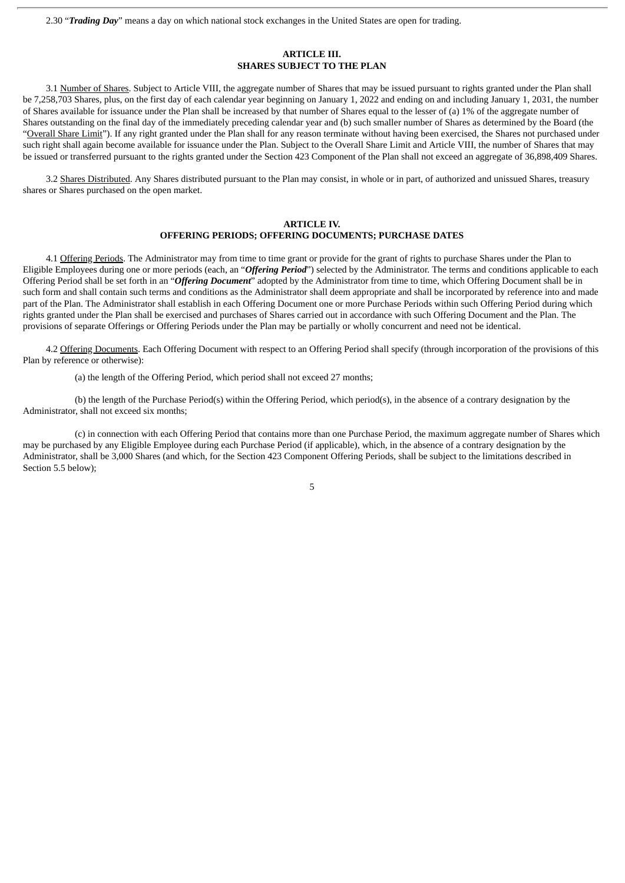2.30 "***Trading Day***" means a day on which national stock exchanges in the United States are open for trading.

## ARTICLE III.
## SHARES SUBJECT TO THE PLAN

3.1 Number of Shares. Subject to Article VIII, the aggregate number of Shares that may be issued pursuant to rights granted under the Plan shall be 7,258,703 Shares, plus, on the first day of each calendar year beginning on January 1, 2022 and ending on and including January 1, 2031, the number of Shares available for issuance under the Plan shall be increased by that number of Shares equal to the lesser of (a) 1% of the aggregate number of Shares outstanding on the final day of the immediately preceding calendar year and (b) such smaller number of Shares as determined by the Board (the "Overall Share Limit"). If any right granted under the Plan shall for any reason terminate without having been exercised, the Shares not purchased under such right shall again become available for issuance under the Plan. Subject to the Overall Share Limit and Article VIII, the number of Shares that may be issued or transferred pursuant to the rights granted under the Section 423 Component of the Plan shall not exceed an aggregate of 36,898,409 Shares.

3.2 Shares Distributed. Any Shares distributed pursuant to the Plan may consist, in whole or in part, of authorized and unissued Shares, treasury shares or Shares purchased on the open market.

## ARTICLE IV.
## OFFERING PERIODS; OFFERING DOCUMENTS; PURCHASE DATES

4.1 Offering Periods. The Administrator may from time to time grant or provide for the grant of rights to purchase Shares under the Plan to Eligible Employees during one or more periods (each, an "***Offering Period***") selected by the Administrator. The terms and conditions applicable to each Offering Period shall be set forth in an "***Offering Document***" adopted by the Administrator from time to time, which Offering Document shall be in such form and shall contain such terms and conditions as the Administrator shall deem appropriate and shall be incorporated by reference into and made part of the Plan. The Administrator shall establish in each Offering Document one or more Purchase Periods within such Offering Period during which rights granted under the Plan shall be exercised and purchases of Shares carried out in accordance with such Offering Document and the Plan. The provisions of separate Offerings or Offering Periods under the Plan may be partially or wholly concurrent and need not be identical.

4.2 Offering Documents. Each Offering Document with respect to an Offering Period shall specify (through incorporation of the provisions of this Plan by reference or otherwise):

(a) the length of the Offering Period, which period shall not exceed 27 months;

(b) the length of the Purchase Period(s) within the Offering Period, which period(s), in the absence of a contrary designation by the Administrator, shall not exceed six months;

(c) in connection with each Offering Period that contains more than one Purchase Period, the maximum aggregate number of Shares which may be purchased by any Eligible Employee during each Purchase Period (if applicable), which, in the absence of a contrary designation by the Administrator, shall be 3,000 Shares (and which, for the Section 423 Component Offering Periods, shall be subject to the limitations described in Section 5.5 below);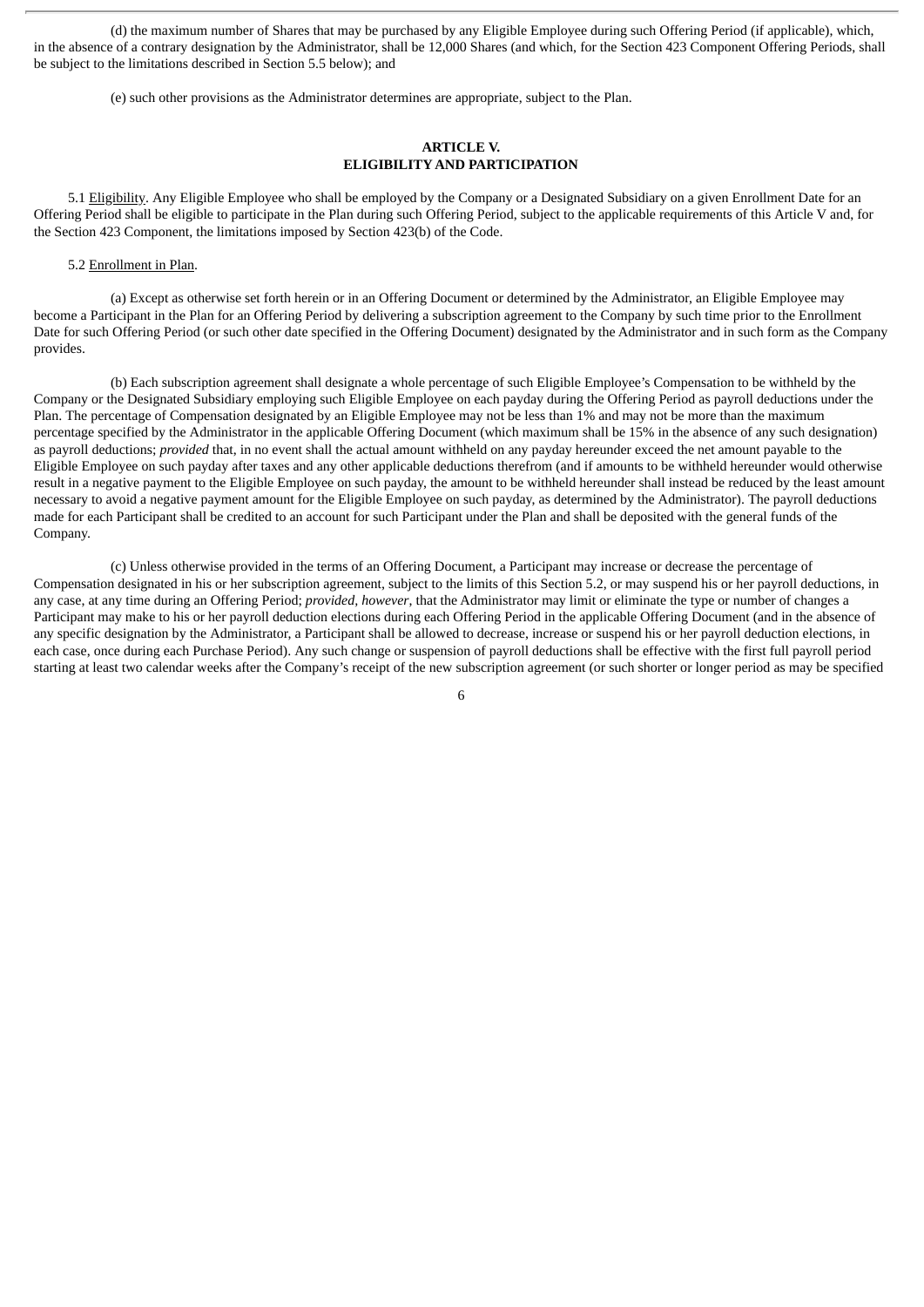(d) the maximum number of Shares that may be purchased by any Eligible Employee during such Offering Period (if applicable), which, in the absence of a contrary designation by the Administrator, shall be 12,000 Shares (and which, for the Section 423 Component Offering Periods, shall be subject to the limitations described in Section 5.5 below); and

(e) such other provisions as the Administrator determines are appropriate, subject to the Plan.

## ARTICLE V.
## ELIGIBILITY AND PARTICIPATION

5.1 Eligibility. Any Eligible Employee who shall be employed by the Company or a Designated Subsidiary on a given Enrollment Date for an Offering Period shall be eligible to participate in the Plan during such Offering Period, subject to the applicable requirements of this Article V and, for the Section 423 Component, the limitations imposed by Section 423(b) of the Code.

5.2 Enrollment in Plan.

(a) Except as otherwise set forth herein or in an Offering Document or determined by the Administrator, an Eligible Employee may become a Participant in the Plan for an Offering Period by delivering a subscription agreement to the Company by such time prior to the Enrollment Date for such Offering Period (or such other date specified in the Offering Document) designated by the Administrator and in such form as the Company provides.

(b) Each subscription agreement shall designate a whole percentage of such Eligible Employee's Compensation to be withheld by the Company or the Designated Subsidiary employing such Eligible Employee on each payday during the Offering Period as payroll deductions under the Plan. The percentage of Compensation designated by an Eligible Employee may not be less than 1% and may not be more than the maximum percentage specified by the Administrator in the applicable Offering Document (which maximum shall be 15% in the absence of any such designation) as payroll deductions; *provided* that, in no event shall the actual amount withheld on any payday hereunder exceed the net amount payable to the Eligible Employee on such payday after taxes and any other applicable deductions therefrom (and if amounts to be withheld hereunder would otherwise result in a negative payment to the Eligible Employee on such payday, the amount to be withheld hereunder shall instead be reduced by the least amount necessary to avoid a negative payment amount for the Eligible Employee on such payday, as determined by the Administrator). The payroll deductions made for each Participant shall be credited to an account for such Participant under the Plan and shall be deposited with the general funds of the Company.

(c) Unless otherwise provided in the terms of an Offering Document, a Participant may increase or decrease the percentage of Compensation designated in his or her subscription agreement, subject to the limits of this Section 5.2, or may suspend his or her payroll deductions, in any case, at any time during an Offering Period; *provided*, *however*, that the Administrator may limit or eliminate the type or number of changes a Participant may make to his or her payroll deduction elections during each Offering Period in the applicable Offering Document (and in the absence of any specific designation by the Administrator, a Participant shall be allowed to decrease, increase or suspend his or her payroll deduction elections, in each case, once during each Purchase Period). Any such change or suspension of payroll deductions shall be effective with the first full payroll period starting at least two calendar weeks after the Company's receipt of the new subscription agreement (or such shorter or longer period as may be specified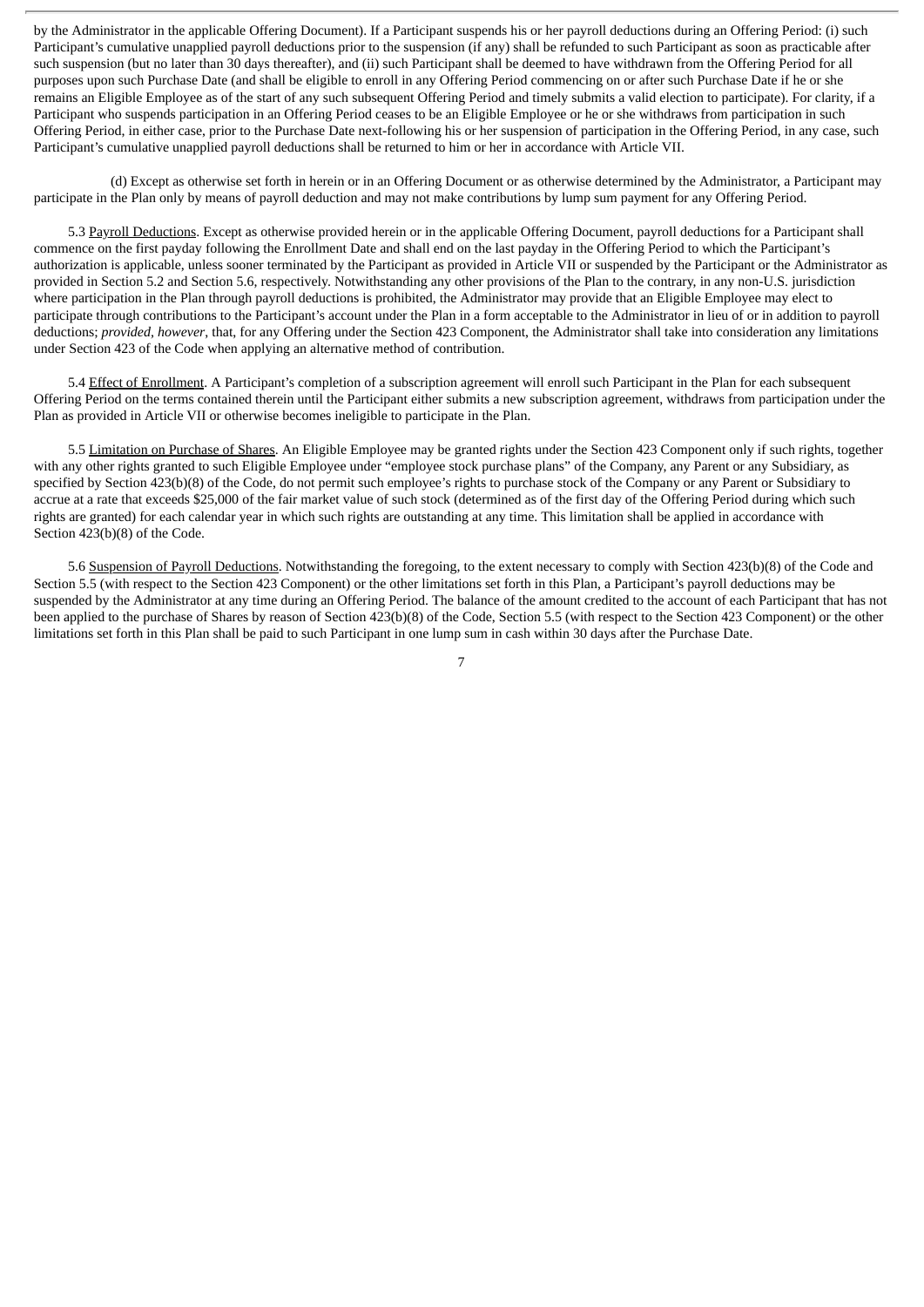by the Administrator in the applicable Offering Document). If a Participant suspends his or her payroll deductions during an Offering Period: (i) such Participant's cumulative unapplied payroll deductions prior to the suspension (if any) shall be refunded to such Participant as soon as practicable after such suspension (but no later than 30 days thereafter), and (ii) such Participant shall be deemed to have withdrawn from the Offering Period for all purposes upon such Purchase Date (and shall be eligible to enroll in any Offering Period commencing on or after such Purchase Date if he or she remains an Eligible Employee as of the start of any such subsequent Offering Period and timely submits a valid election to participate). For clarity, if a Participant who suspends participation in an Offering Period ceases to be an Eligible Employee or he or she withdraws from participation in such Offering Period, in either case, prior to the Purchase Date next-following his or her suspension of participation in the Offering Period, in any case, such Participant's cumulative unapplied payroll deductions shall be returned to him or her in accordance with Article VII.

(d) Except as otherwise set forth in herein or in an Offering Document or as otherwise determined by the Administrator, a Participant may participate in the Plan only by means of payroll deduction and may not make contributions by lump sum payment for any Offering Period.

5.3 Payroll Deductions. Except as otherwise provided herein or in the applicable Offering Document, payroll deductions for a Participant shall commence on the first payday following the Enrollment Date and shall end on the last payday in the Offering Period to which the Participant's authorization is applicable, unless sooner terminated by the Participant as provided in Article VII or suspended by the Participant or the Administrator as provided in Section 5.2 and Section 5.6, respectively. Notwithstanding any other provisions of the Plan to the contrary, in any non-U.S. jurisdiction where participation in the Plan through payroll deductions is prohibited, the Administrator may provide that an Eligible Employee may elect to participate through contributions to the Participant's account under the Plan in a form acceptable to the Administrator in lieu of or in addition to payroll deductions; *provided, however*, that, for any Offering under the Section 423 Component, the Administrator shall take into consideration any limitations under Section 423 of the Code when applying an alternative method of contribution.

5.4 Effect of Enrollment. A Participant's completion of a subscription agreement will enroll such Participant in the Plan for each subsequent Offering Period on the terms contained therein until the Participant either submits a new subscription agreement, withdraws from participation under the Plan as provided in Article VII or otherwise becomes ineligible to participate in the Plan.

5.5 Limitation on Purchase of Shares. An Eligible Employee may be granted rights under the Section 423 Component only if such rights, together with any other rights granted to such Eligible Employee under "employee stock purchase plans" of the Company, any Parent or any Subsidiary, as specified by Section 423(b)(8) of the Code, do not permit such employee's rights to purchase stock of the Company or any Parent or Subsidiary to accrue at a rate that exceeds $25,000 of the fair market value of such stock (determined as of the first day of the Offering Period during which such rights are granted) for each calendar year in which such rights are outstanding at any time. This limitation shall be applied in accordance with Section 423(b)(8) of the Code.

5.6 Suspension of Payroll Deductions. Notwithstanding the foregoing, to the extent necessary to comply with Section 423(b)(8) of the Code and Section 5.5 (with respect to the Section 423 Component) or the other limitations set forth in this Plan, a Participant's payroll deductions may be suspended by the Administrator at any time during an Offering Period. The balance of the amount credited to the account of each Participant that has not been applied to the purchase of Shares by reason of Section 423(b)(8) of the Code, Section 5.5 (with respect to the Section 423 Component) or the other limitations set forth in this Plan shall be paid to such Participant in one lump sum in cash within 30 days after the Purchase Date.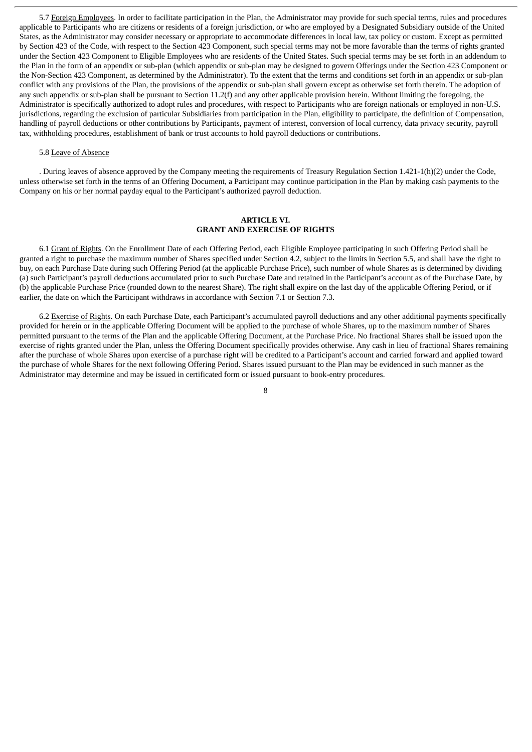5.7 Foreign Employees. In order to facilitate participation in the Plan, the Administrator may provide for such special terms, rules and procedures applicable to Participants who are citizens or residents of a foreign jurisdiction, or who are employed by a Designated Subsidiary outside of the United States, as the Administrator may consider necessary or appropriate to accommodate differences in local law, tax policy or custom. Except as permitted by Section 423 of the Code, with respect to the Section 423 Component, such special terms may not be more favorable than the terms of rights granted under the Section 423 Component to Eligible Employees who are residents of the United States. Such special terms may be set forth in an addendum to the Plan in the form of an appendix or sub-plan (which appendix or sub-plan may be designed to govern Offerings under the Section 423 Component or the Non-Section 423 Component, as determined by the Administrator). To the extent that the terms and conditions set forth in an appendix or sub-plan conflict with any provisions of the Plan, the provisions of the appendix or sub-plan shall govern except as otherwise set forth therein. The adoption of any such appendix or sub-plan shall be pursuant to Section 11.2(f) and any other applicable provision herein. Without limiting the foregoing, the Administrator is specifically authorized to adopt rules and procedures, with respect to Participants who are foreign nationals or employed in non-U.S. jurisdictions, regarding the exclusion of particular Subsidiaries from participation in the Plan, eligibility to participate, the definition of Compensation, handling of payroll deductions or other contributions by Participants, payment of interest, conversion of local currency, data privacy security, payroll tax, withholding procedures, establishment of bank or trust accounts to hold payroll deductions or contributions.

5.8 Leave of Absence

. During leaves of absence approved by the Company meeting the requirements of Treasury Regulation Section 1.421-1(h)(2) under the Code, unless otherwise set forth in the terms of an Offering Document, a Participant may continue participation in the Plan by making cash payments to the Company on his or her normal payday equal to the Participant's authorized payroll deduction.

## ARTICLE VI.
## GRANT AND EXERCISE OF RIGHTS

6.1 Grant of Rights. On the Enrollment Date of each Offering Period, each Eligible Employee participating in such Offering Period shall be granted a right to purchase the maximum number of Shares specified under Section 4.2, subject to the limits in Section 5.5, and shall have the right to buy, on each Purchase Date during such Offering Period (at the applicable Purchase Price), such number of whole Shares as is determined by dividing (a) such Participant's payroll deductions accumulated prior to such Purchase Date and retained in the Participant's account as of the Purchase Date, by (b) the applicable Purchase Price (rounded down to the nearest Share). The right shall expire on the last day of the applicable Offering Period, or if earlier, the date on which the Participant withdraws in accordance with Section 7.1 or Section 7.3.

6.2 Exercise of Rights. On each Purchase Date, each Participant's accumulated payroll deductions and any other additional payments specifically provided for herein or in the applicable Offering Document will be applied to the purchase of whole Shares, up to the maximum number of Shares permitted pursuant to the terms of the Plan and the applicable Offering Document, at the Purchase Price. No fractional Shares shall be issued upon the exercise of rights granted under the Plan, unless the Offering Document specifically provides otherwise. Any cash in lieu of fractional Shares remaining after the purchase of whole Shares upon exercise of a purchase right will be credited to a Participant's account and carried forward and applied toward the purchase of whole Shares for the next following Offering Period. Shares issued pursuant to the Plan may be evidenced in such manner as the Administrator may determine and may be issued in certificated form or issued pursuant to book-entry procedures.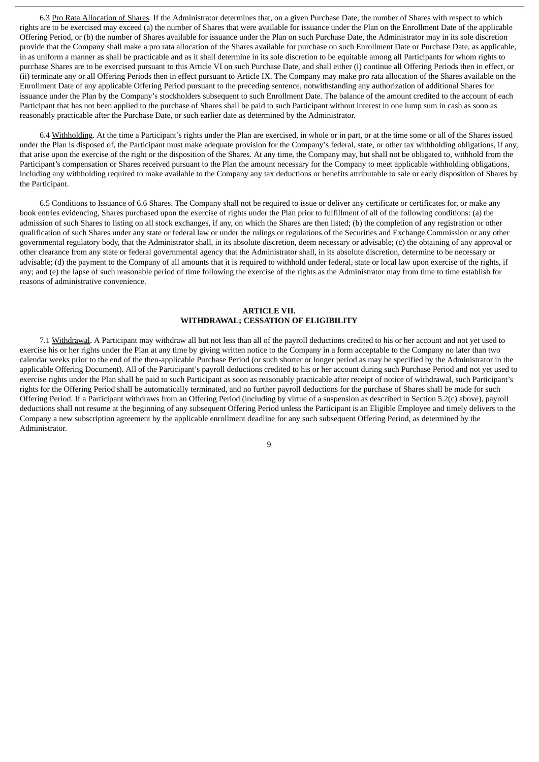6.3 Pro Rata Allocation of Shares. If the Administrator determines that, on a given Purchase Date, the number of Shares with respect to which rights are to be exercised may exceed (a) the number of Shares that were available for issuance under the Plan on the Enrollment Date of the applicable Offering Period, or (b) the number of Shares available for issuance under the Plan on such Purchase Date, the Administrator may in its sole discretion provide that the Company shall make a pro rata allocation of the Shares available for purchase on such Enrollment Date or Purchase Date, as applicable, in as uniform a manner as shall be practicable and as it shall determine in its sole discretion to be equitable among all Participants for whom rights to purchase Shares are to be exercised pursuant to this Article VI on such Purchase Date, and shall either (i) continue all Offering Periods then in effect, or (ii) terminate any or all Offering Periods then in effect pursuant to Article IX. The Company may make pro rata allocation of the Shares available on the Enrollment Date of any applicable Offering Period pursuant to the preceding sentence, notwithstanding any authorization of additional Shares for issuance under the Plan by the Company's stockholders subsequent to such Enrollment Date. The balance of the amount credited to the account of each Participant that has not been applied to the purchase of Shares shall be paid to such Participant without interest in one lump sum in cash as soon as reasonably practicable after the Purchase Date, or such earlier date as determined by the Administrator.

6.4 Withholding. At the time a Participant's rights under the Plan are exercised, in whole or in part, or at the time some or all of the Shares issued under the Plan is disposed of, the Participant must make adequate provision for the Company's federal, state, or other tax withholding obligations, if any, that arise upon the exercise of the right or the disposition of the Shares. At any time, the Company may, but shall not be obligated to, withhold from the Participant's compensation or Shares received pursuant to the Plan the amount necessary for the Company to meet applicable withholding obligations, including any withholding required to make available to the Company any tax deductions or benefits attributable to sale or early disposition of Shares by the Participant.

6.5 Conditions to Issuance of 6.6 Shares. The Company shall not be required to issue or deliver any certificate or certificates for, or make any book entries evidencing, Shares purchased upon the exercise of rights under the Plan prior to fulfillment of all of the following conditions: (a) the admission of such Shares to listing on all stock exchanges, if any, on which the Shares are then listed; (b) the completion of any registration or other qualification of such Shares under any state or federal law or under the rulings or regulations of the Securities and Exchange Commission or any other governmental regulatory body, that the Administrator shall, in its absolute discretion, deem necessary or advisable; (c) the obtaining of any approval or other clearance from any state or federal governmental agency that the Administrator shall, in its absolute discretion, determine to be necessary or advisable; (d) the payment to the Company of all amounts that it is required to withhold under federal, state or local law upon exercise of the rights, if any; and (e) the lapse of such reasonable period of time following the exercise of the rights as the Administrator may from time to time establish for reasons of administrative convenience.

## ARTICLE VII.
## WITHDRAWAL; CESSATION OF ELIGIBILITY

7.1 Withdrawal. A Participant may withdraw all but not less than all of the payroll deductions credited to his or her account and not yet used to exercise his or her rights under the Plan at any time by giving written notice to the Company in a form acceptable to the Company no later than two calendar weeks prior to the end of the then-applicable Purchase Period (or such shorter or longer period as may be specified by the Administrator in the applicable Offering Document). All of the Participant's payroll deductions credited to his or her account during such Purchase Period and not yet used to exercise rights under the Plan shall be paid to such Participant as soon as reasonably practicable after receipt of notice of withdrawal, such Participant's rights for the Offering Period shall be automatically terminated, and no further payroll deductions for the purchase of Shares shall be made for such Offering Period. If a Participant withdraws from an Offering Period (including by virtue of a suspension as described in Section 5.2(c) above), payroll deductions shall not resume at the beginning of any subsequent Offering Period unless the Participant is an Eligible Employee and timely delivers to the Company a new subscription agreement by the applicable enrollment deadline for any such subsequent Offering Period, as determined by the Administrator.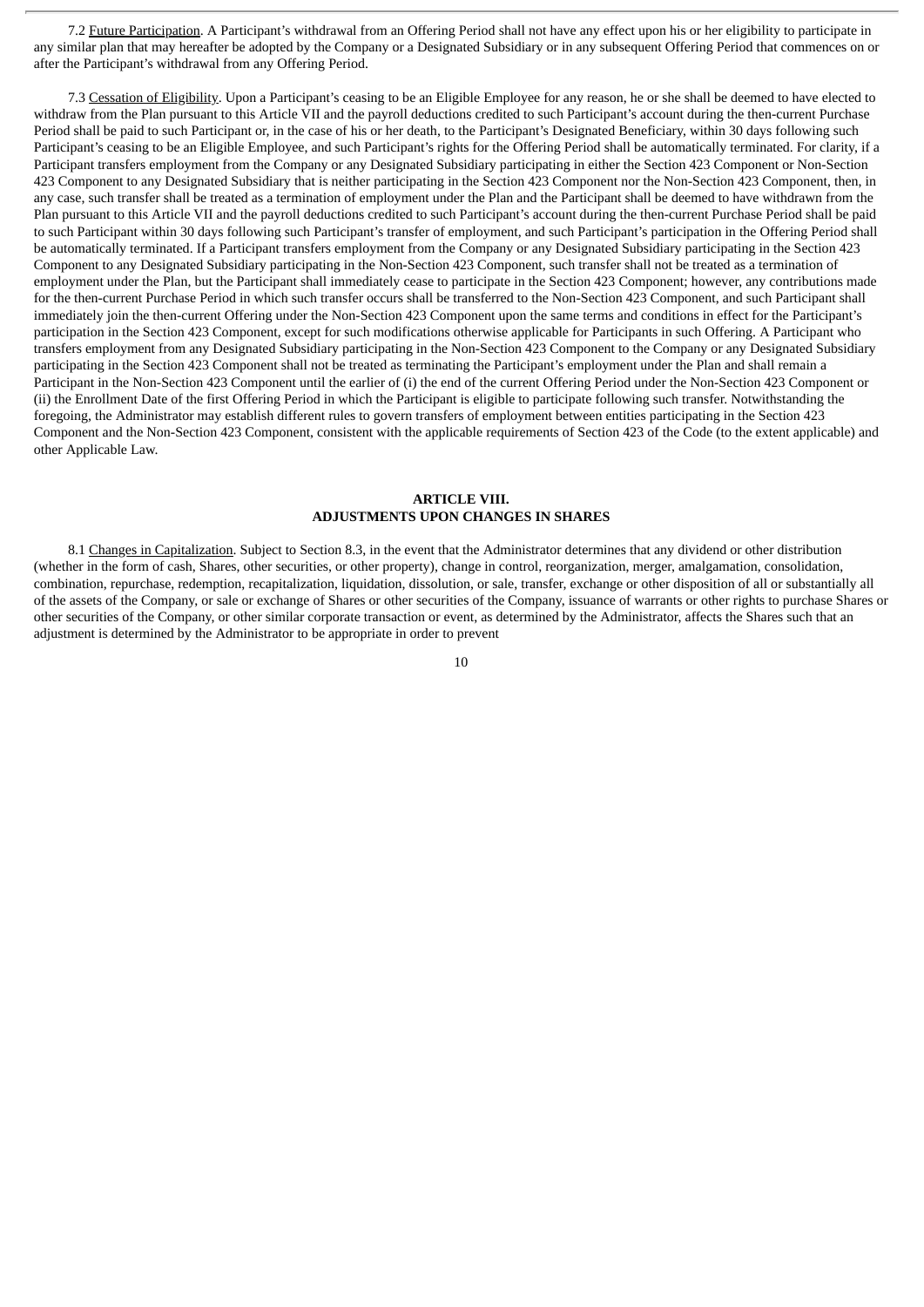7.2 Future Participation. A Participant's withdrawal from an Offering Period shall not have any effect upon his or her eligibility to participate in any similar plan that may hereafter be adopted by the Company or a Designated Subsidiary or in any subsequent Offering Period that commences on or after the Participant's withdrawal from any Offering Period.

7.3 Cessation of Eligibility. Upon a Participant's ceasing to be an Eligible Employee for any reason, he or she shall be deemed to have elected to withdraw from the Plan pursuant to this Article VII and the payroll deductions credited to such Participant's account during the then-current Purchase Period shall be paid to such Participant or, in the case of his or her death, to the Participant's Designated Beneficiary, within 30 days following such Participant's ceasing to be an Eligible Employee, and such Participant's rights for the Offering Period shall be automatically terminated. For clarity, if a Participant transfers employment from the Company or any Designated Subsidiary participating in either the Section 423 Component or Non-Section 423 Component to any Designated Subsidiary that is neither participating in the Section 423 Component nor the Non-Section 423 Component, then, in any case, such transfer shall be treated as a termination of employment under the Plan and the Participant shall be deemed to have withdrawn from the Plan pursuant to this Article VII and the payroll deductions credited to such Participant's account during the then-current Purchase Period shall be paid to such Participant within 30 days following such Participant's transfer of employment, and such Participant's participation in the Offering Period shall be automatically terminated. If a Participant transfers employment from the Company or any Designated Subsidiary participating in the Section 423 Component to any Designated Subsidiary participating in the Non-Section 423 Component, such transfer shall not be treated as a termination of employment under the Plan, but the Participant shall immediately cease to participate in the Section 423 Component; however, any contributions made for the then-current Purchase Period in which such transfer occurs shall be transferred to the Non-Section 423 Component, and such Participant shall immediately join the then-current Offering under the Non-Section 423 Component upon the same terms and conditions in effect for the Participant's participation in the Section 423 Component, except for such modifications otherwise applicable for Participants in such Offering. A Participant who transfers employment from any Designated Subsidiary participating in the Non-Section 423 Component to the Company or any Designated Subsidiary participating in the Section 423 Component shall not be treated as terminating the Participant's employment under the Plan and shall remain a Participant in the Non-Section 423 Component until the earlier of (i) the end of the current Offering Period under the Non-Section 423 Component or (ii) the Enrollment Date of the first Offering Period in which the Participant is eligible to participate following such transfer. Notwithstanding the foregoing, the Administrator may establish different rules to govern transfers of employment between entities participating in the Section 423 Component and the Non-Section 423 Component, consistent with the applicable requirements of Section 423 of the Code (to the extent applicable) and other Applicable Law.

## ARTICLE VIII.
## ADJUSTMENTS UPON CHANGES IN SHARES

8.1 Changes in Capitalization. Subject to Section 8.3, in the event that the Administrator determines that any dividend or other distribution (whether in the form of cash, Shares, other securities, or other property), change in control, reorganization, merger, amalgamation, consolidation, combination, repurchase, redemption, recapitalization, liquidation, dissolution, or sale, transfer, exchange or other disposition of all or substantially all of the assets of the Company, or sale or exchange of Shares or other securities of the Company, issuance of warrants or other rights to purchase Shares or other securities of the Company, or other similar corporate transaction or event, as determined by the Administrator, affects the Shares such that an adjustment is determined by the Administrator to be appropriate in order to prevent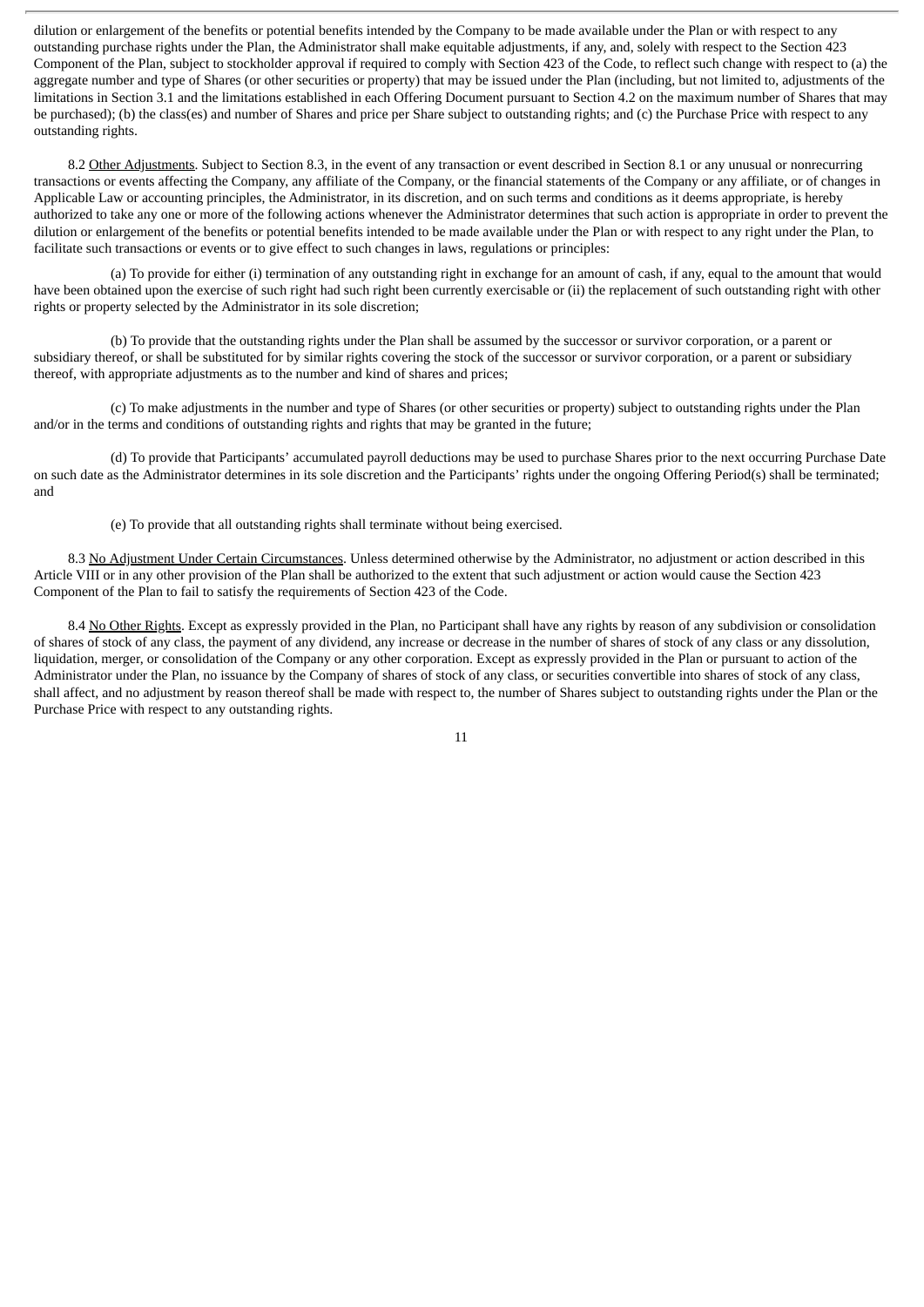dilution or enlargement of the benefits or potential benefits intended by the Company to be made available under the Plan or with respect to any outstanding purchase rights under the Plan, the Administrator shall make equitable adjustments, if any, and, solely with respect to the Section 423 Component of the Plan, subject to stockholder approval if required to comply with Section 423 of the Code, to reflect such change with respect to (a) the aggregate number and type of Shares (or other securities or property) that may be issued under the Plan (including, but not limited to, adjustments of the limitations in Section 3.1 and the limitations established in each Offering Document pursuant to Section 4.2 on the maximum number of Shares that may be purchased); (b) the class(es) and number of Shares and price per Share subject to outstanding rights; and (c) the Purchase Price with respect to any outstanding rights.

8.2 Other Adjustments. Subject to Section 8.3, in the event of any transaction or event described in Section 8.1 or any unusual or nonrecurring transactions or events affecting the Company, any affiliate of the Company, or the financial statements of the Company or any affiliate, or of changes in Applicable Law or accounting principles, the Administrator, in its discretion, and on such terms and conditions as it deems appropriate, is hereby authorized to take any one or more of the following actions whenever the Administrator determines that such action is appropriate in order to prevent the dilution or enlargement of the benefits or potential benefits intended to be made available under the Plan or with respect to any right under the Plan, to facilitate such transactions or events or to give effect to such changes in laws, regulations or principles:

(a) To provide for either (i) termination of any outstanding right in exchange for an amount of cash, if any, equal to the amount that would have been obtained upon the exercise of such right had such right been currently exercisable or (ii) the replacement of such outstanding right with other rights or property selected by the Administrator in its sole discretion;

(b) To provide that the outstanding rights under the Plan shall be assumed by the successor or survivor corporation, or a parent or subsidiary thereof, or shall be substituted for by similar rights covering the stock of the successor or survivor corporation, or a parent or subsidiary thereof, with appropriate adjustments as to the number and kind of shares and prices;

(c) To make adjustments in the number and type of Shares (or other securities or property) subject to outstanding rights under the Plan and/or in the terms and conditions of outstanding rights and rights that may be granted in the future;

(d) To provide that Participants' accumulated payroll deductions may be used to purchase Shares prior to the next occurring Purchase Date on such date as the Administrator determines in its sole discretion and the Participants' rights under the ongoing Offering Period(s) shall be terminated; and

(e) To provide that all outstanding rights shall terminate without being exercised.

8.3 No Adjustment Under Certain Circumstances. Unless determined otherwise by the Administrator, no adjustment or action described in this Article VIII or in any other provision of the Plan shall be authorized to the extent that such adjustment or action would cause the Section 423 Component of the Plan to fail to satisfy the requirements of Section 423 of the Code.

8.4 No Other Rights. Except as expressly provided in the Plan, no Participant shall have any rights by reason of any subdivision or consolidation of shares of stock of any class, the payment of any dividend, any increase or decrease in the number of shares of stock of any class or any dissolution, liquidation, merger, or consolidation of the Company or any other corporation. Except as expressly provided in the Plan or pursuant to action of the Administrator under the Plan, no issuance by the Company of shares of stock of any class, or securities convertible into shares of stock of any class, shall affect, and no adjustment by reason thereof shall be made with respect to, the number of Shares subject to outstanding rights under the Plan or the Purchase Price with respect to any outstanding rights.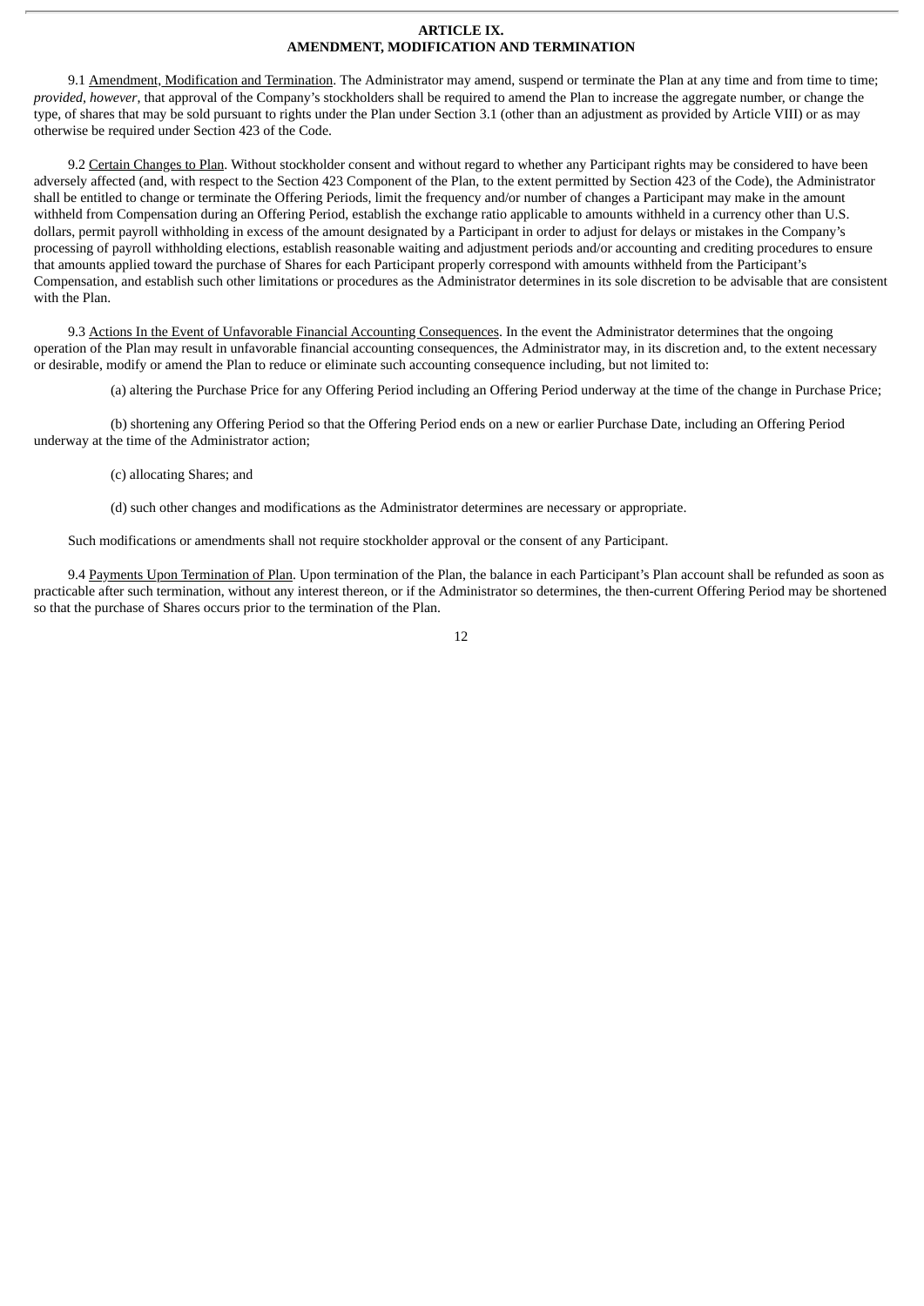# ARTICLE IX.
# AMENDMENT, MODIFICATION AND TERMINATION

9.1 Amendment, Modification and Termination. The Administrator may amend, suspend or terminate the Plan at any time and from time to time; *provided*, *however*, that approval of the Company's stockholders shall be required to amend the Plan to increase the aggregate number, or change the type, of shares that may be sold pursuant to rights under the Plan under Section 3.1 (other than an adjustment as provided by Article VIII) or as may otherwise be required under Section 423 of the Code.

9.2 Certain Changes to Plan. Without stockholder consent and without regard to whether any Participant rights may be considered to have been adversely affected (and, with respect to the Section 423 Component of the Plan, to the extent permitted by Section 423 of the Code), the Administrator shall be entitled to change or terminate the Offering Periods, limit the frequency and/or number of changes a Participant may make in the amount withheld from Compensation during an Offering Period, establish the exchange ratio applicable to amounts withheld in a currency other than U.S. dollars, permit payroll withholding in excess of the amount designated by a Participant in order to adjust for delays or mistakes in the Company's processing of payroll withholding elections, establish reasonable waiting and adjustment periods and/or accounting and crediting procedures to ensure that amounts applied toward the purchase of Shares for each Participant properly correspond with amounts withheld from the Participant's Compensation, and establish such other limitations or procedures as the Administrator determines in its sole discretion to be advisable that are consistent with the Plan.

9.3 Actions In the Event of Unfavorable Financial Accounting Consequences. In the event the Administrator determines that the ongoing operation of the Plan may result in unfavorable financial accounting consequences, the Administrator may, in its discretion and, to the extent necessary or desirable, modify or amend the Plan to reduce or eliminate such accounting consequence including, but not limited to:

(a) altering the Purchase Price for any Offering Period including an Offering Period underway at the time of the change in Purchase Price;

(b) shortening any Offering Period so that the Offering Period ends on a new or earlier Purchase Date, including an Offering Period underway at the time of the Administrator action;

(c) allocating Shares; and

(d) such other changes and modifications as the Administrator determines are necessary or appropriate.

Such modifications or amendments shall not require stockholder approval or the consent of any Participant.

9.4 Payments Upon Termination of Plan. Upon termination of the Plan, the balance in each Participant's Plan account shall be refunded as soon as practicable after such termination, without any interest thereon, or if the Administrator so determines, the then-current Offering Period may be shortened so that the purchase of Shares occurs prior to the termination of the Plan.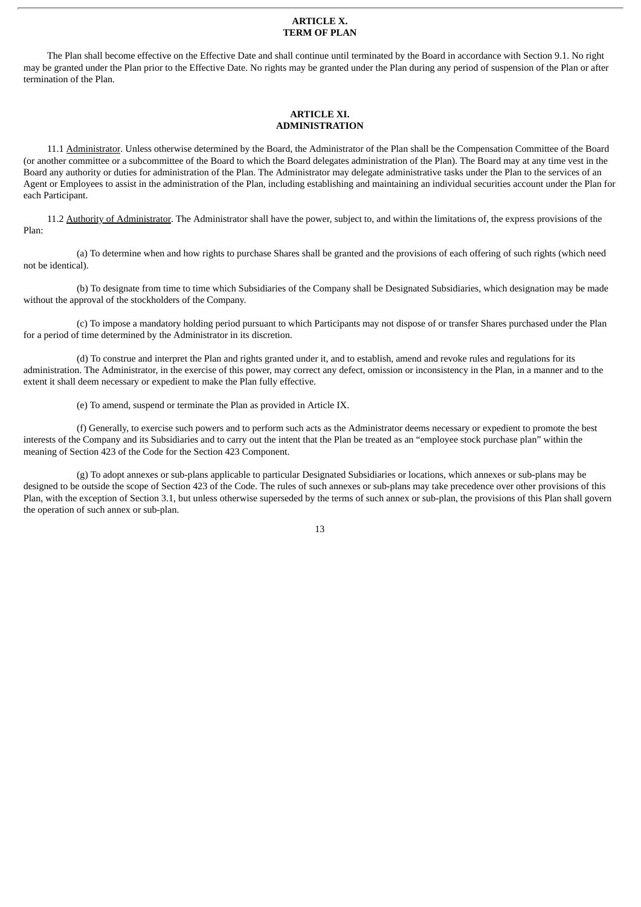## ARTICLE X.
## TERM OF PLAN

The Plan shall become effective on the Effective Date and shall continue until terminated by the Board in accordance with Section 9.1. No right may be granted under the Plan prior to the Effective Date. No rights may be granted under the Plan during any period of suspension of the Plan or after termination of the Plan.

## ARTICLE XI.
## ADMINISTRATION

11.1 Administrator. Unless otherwise determined by the Board, the Administrator of the Plan shall be the Compensation Committee of the Board (or another committee or a subcommittee of the Board to which the Board delegates administration of the Plan). The Board may at any time vest in the Board any authority or duties for administration of the Plan. The Administrator may delegate administrative tasks under the Plan to the services of an Agent or Employees to assist in the administration of the Plan, including establishing and maintaining an individual securities account under the Plan for each Participant.

11.2 Authority of Administrator. The Administrator shall have the power, subject to, and within the limitations of, the express provisions of the Plan:

(a) To determine when and how rights to purchase Shares shall be granted and the provisions of each offering of such rights (which need not be identical).

(b) To designate from time to time which Subsidiaries of the Company shall be Designated Subsidiaries, which designation may be made without the approval of the stockholders of the Company.

(c) To impose a mandatory holding period pursuant to which Participants may not dispose of or transfer Shares purchased under the Plan for a period of time determined by the Administrator in its discretion.

(d) To construe and interpret the Plan and rights granted under it, and to establish, amend and revoke rules and regulations for its administration. The Administrator, in the exercise of this power, may correct any defect, omission or inconsistency in the Plan, in a manner and to the extent it shall deem necessary or expedient to make the Plan fully effective.

(e) To amend, suspend or terminate the Plan as provided in Article IX.

(f) Generally, to exercise such powers and to perform such acts as the Administrator deems necessary or expedient to promote the best interests of the Company and its Subsidiaries and to carry out the intent that the Plan be treated as an "employee stock purchase plan" within the meaning of Section 423 of the Code for the Section 423 Component.

(g) To adopt annexes or sub-plans applicable to particular Designated Subsidiaries or locations, which annexes or sub-plans may be designed to be outside the scope of Section 423 of the Code. The rules of such annexes or sub-plans may take precedence over other provisions of this Plan, with the exception of Section 3.1, but unless otherwise superseded by the terms of such annex or sub-plan, the provisions of this Plan shall govern the operation of such annex or sub-plan.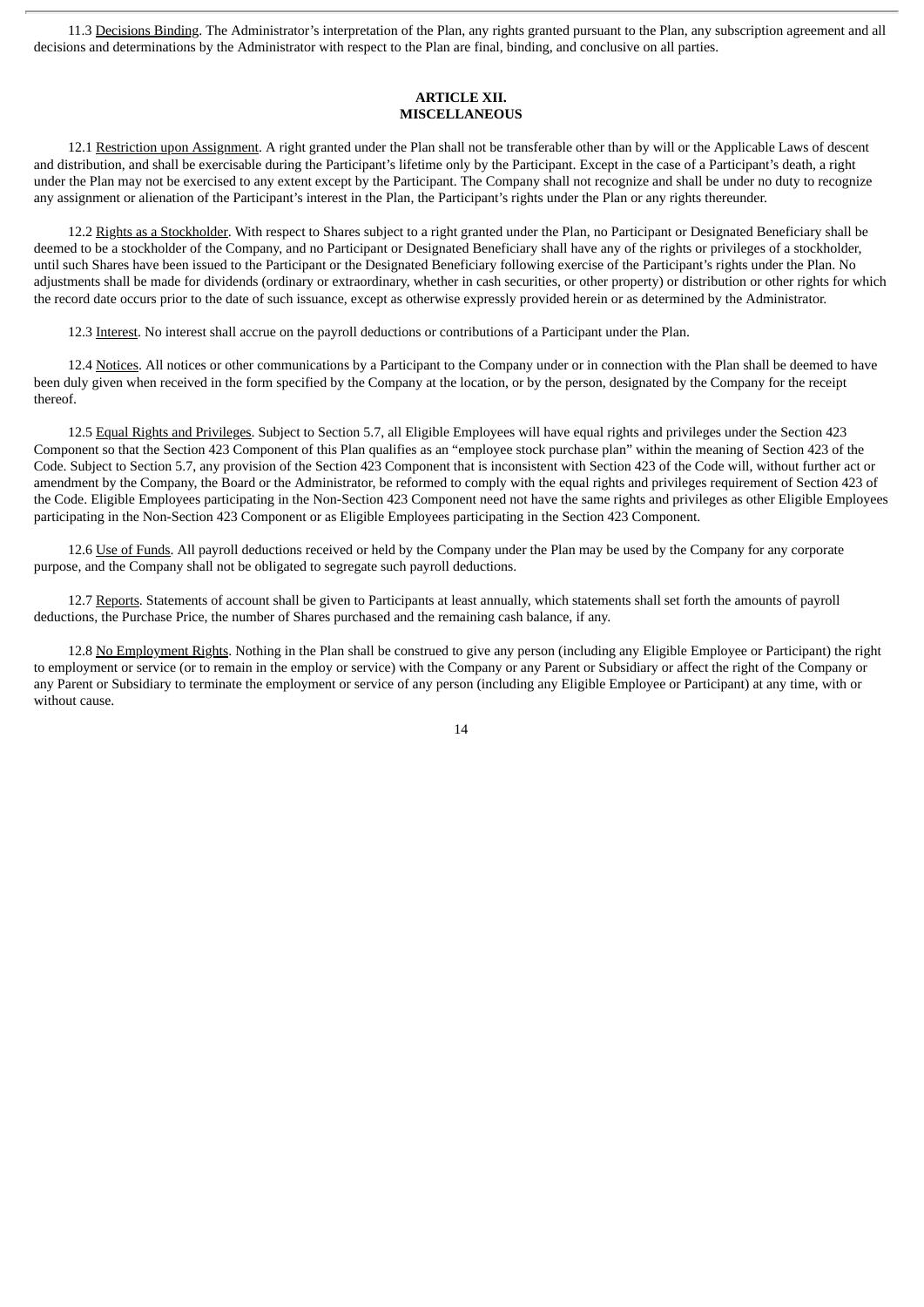11.3 Decisions Binding. The Administrator's interpretation of the Plan, any rights granted pursuant to the Plan, any subscription agreement and all decisions and determinations by the Administrator with respect to the Plan are final, binding, and conclusive on all parties.

## ARTICLE XII.
## MISCELLANEOUS

12.1 Restriction upon Assignment. A right granted under the Plan shall not be transferable other than by will or the Applicable Laws of descent and distribution, and shall be exercisable during the Participant's lifetime only by the Participant. Except in the case of a Participant's death, a right under the Plan may not be exercised to any extent except by the Participant. The Company shall not recognize and shall be under no duty to recognize any assignment or alienation of the Participant's interest in the Plan, the Participant's rights under the Plan or any rights thereunder.

12.2 Rights as a Stockholder. With respect to Shares subject to a right granted under the Plan, no Participant or Designated Beneficiary shall be deemed to be a stockholder of the Company, and no Participant or Designated Beneficiary shall have any of the rights or privileges of a stockholder, until such Shares have been issued to the Participant or the Designated Beneficiary following exercise of the Participant's rights under the Plan. No adjustments shall be made for dividends (ordinary or extraordinary, whether in cash securities, or other property) or distribution or other rights for which the record date occurs prior to the date of such issuance, except as otherwise expressly provided herein or as determined by the Administrator.

12.3 Interest. No interest shall accrue on the payroll deductions or contributions of a Participant under the Plan.

12.4 Notices. All notices or other communications by a Participant to the Company under or in connection with the Plan shall be deemed to have been duly given when received in the form specified by the Company at the location, or by the person, designated by the Company for the receipt thereof.

12.5 Equal Rights and Privileges. Subject to Section 5.7, all Eligible Employees will have equal rights and privileges under the Section 423 Component so that the Section 423 Component of this Plan qualifies as an "employee stock purchase plan" within the meaning of Section 423 of the Code. Subject to Section 5.7, any provision of the Section 423 Component that is inconsistent with Section 423 of the Code will, without further act or amendment by the Company, the Board or the Administrator, be reformed to comply with the equal rights and privileges requirement of Section 423 of the Code. Eligible Employees participating in the Non-Section 423 Component need not have the same rights and privileges as other Eligible Employees participating in the Non-Section 423 Component or as Eligible Employees participating in the Section 423 Component.

12.6 Use of Funds. All payroll deductions received or held by the Company under the Plan may be used by the Company for any corporate purpose, and the Company shall not be obligated to segregate such payroll deductions.

12.7 Reports. Statements of account shall be given to Participants at least annually, which statements shall set forth the amounts of payroll deductions, the Purchase Price, the number of Shares purchased and the remaining cash balance, if any.

12.8 No Employment Rights. Nothing in the Plan shall be construed to give any person (including any Eligible Employee or Participant) the right to employment or service (or to remain in the employ or service) with the Company or any Parent or Subsidiary or affect the right of the Company or any Parent or Subsidiary to terminate the employment or service of any person (including any Eligible Employee or Participant) at any time, with or without cause.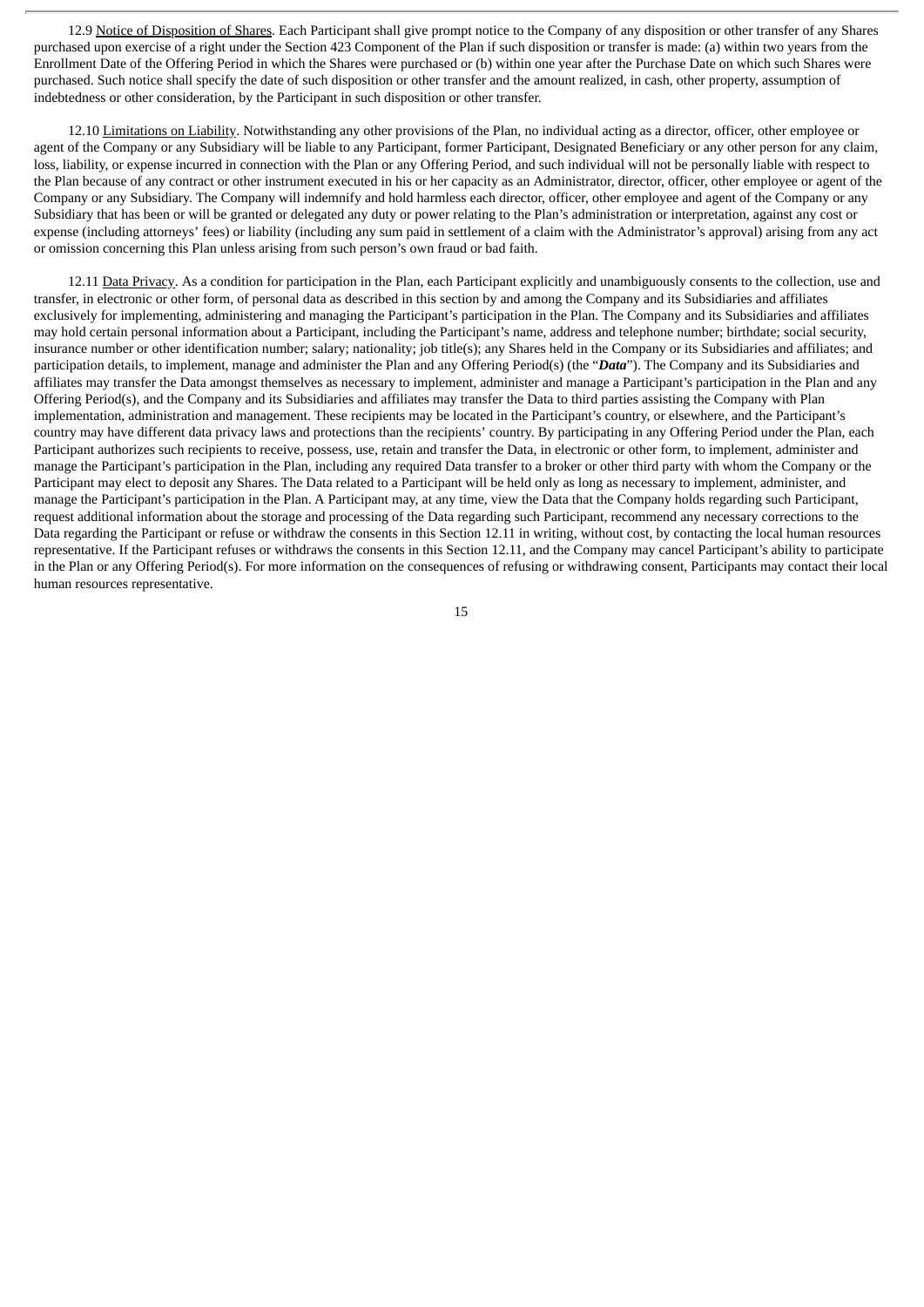12.9 Notice of Disposition of Shares. Each Participant shall give prompt notice to the Company of any disposition or other transfer of any Shares purchased upon exercise of a right under the Section 423 Component of the Plan if such disposition or transfer is made: (a) within two years from the Enrollment Date of the Offering Period in which the Shares were purchased or (b) within one year after the Purchase Date on which such Shares were purchased. Such notice shall specify the date of such disposition or other transfer and the amount realized, in cash, other property, assumption of indebtedness or other consideration, by the Participant in such disposition or other transfer.

12.10 Limitations on Liability. Notwithstanding any other provisions of the Plan, no individual acting as a director, officer, other employee or agent of the Company or any Subsidiary will be liable to any Participant, former Participant, Designated Beneficiary or any other person for any claim, loss, liability, or expense incurred in connection with the Plan or any Offering Period, and such individual will not be personally liable with respect to the Plan because of any contract or other instrument executed in his or her capacity as an Administrator, director, officer, other employee or agent of the Company or any Subsidiary. The Company will indemnify and hold harmless each director, officer, other employee and agent of the Company or any Subsidiary that has been or will be granted or delegated any duty or power relating to the Plan's administration or interpretation, against any cost or expense (including attorneys' fees) or liability (including any sum paid in settlement of a claim with the Administrator's approval) arising from any act or omission concerning this Plan unless arising from such person's own fraud or bad faith.

12.11 Data Privacy. As a condition for participation in the Plan, each Participant explicitly and unambiguously consents to the collection, use and transfer, in electronic or other form, of personal data as described in this section by and among the Company and its Subsidiaries and affiliates exclusively for implementing, administering and managing the Participant's participation in the Plan. The Company and its Subsidiaries and affiliates may hold certain personal information about a Participant, including the Participant's name, address and telephone number; birthdate; social security, insurance number or other identification number; salary; nationality; job title(s); any Shares held in the Company or its Subsidiaries and affiliates; and participation details, to implement, manage and administer the Plan and any Offering Period(s) (the "***Data***"). The Company and its Subsidiaries and affiliates may transfer the Data amongst themselves as necessary to implement, administer and manage a Participant's participation in the Plan and any Offering Period(s), and the Company and its Subsidiaries and affiliates may transfer the Data to third parties assisting the Company with Plan implementation, administration and management. These recipients may be located in the Participant's country, or elsewhere, and the Participant's country may have different data privacy laws and protections than the recipients' country. By participating in any Offering Period under the Plan, each Participant authorizes such recipients to receive, possess, use, retain and transfer the Data, in electronic or other form, to implement, administer and manage the Participant's participation in the Plan, including any required Data transfer to a broker or other third party with whom the Company or the Participant may elect to deposit any Shares. The Data related to a Participant will be held only as long as necessary to implement, administer, and manage the Participant's participation in the Plan. A Participant may, at any time, view the Data that the Company holds regarding such Participant, request additional information about the storage and processing of the Data regarding such Participant, recommend any necessary corrections to the Data regarding the Participant or refuse or withdraw the consents in this Section 12.11 in writing, without cost, by contacting the local human resources representative. If the Participant refuses or withdraws the consents in this Section 12.11, and the Company may cancel Participant's ability to participate in the Plan or any Offering Period(s). For more information on the consequences of refusing or withdrawing consent, Participants may contact their local human resources representative.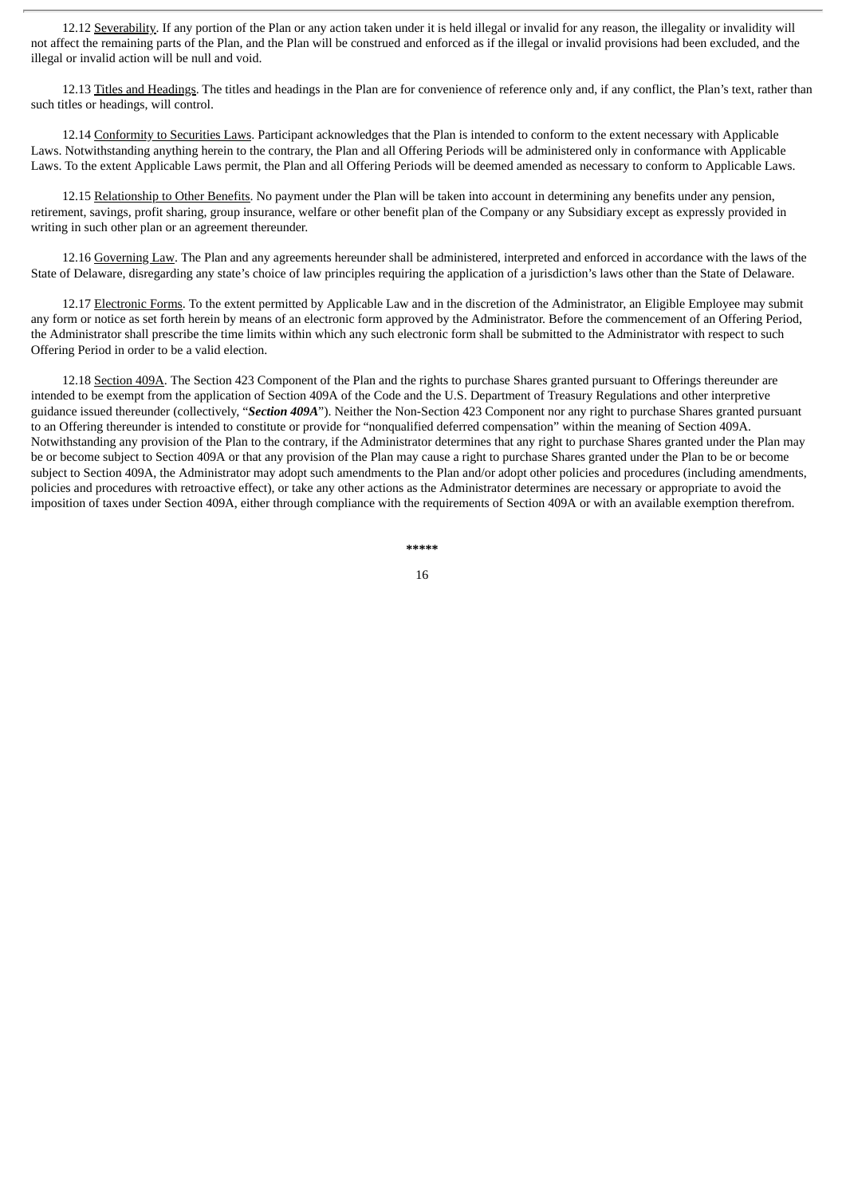12.12 Severability. If any portion of the Plan or any action taken under it is held illegal or invalid for any reason, the illegality or invalidity will not affect the remaining parts of the Plan, and the Plan will be construed and enforced as if the illegal or invalid provisions had been excluded, and the illegal or invalid action will be null and void.

12.13 Titles and Headings. The titles and headings in the Plan are for convenience of reference only and, if any conflict, the Plan's text, rather than such titles or headings, will control.

12.14 Conformity to Securities Laws. Participant acknowledges that the Plan is intended to conform to the extent necessary with Applicable Laws. Notwithstanding anything herein to the contrary, the Plan and all Offering Periods will be administered only in conformance with Applicable Laws. To the extent Applicable Laws permit, the Plan and all Offering Periods will be deemed amended as necessary to conform to Applicable Laws.

12.15 Relationship to Other Benefits. No payment under the Plan will be taken into account in determining any benefits under any pension, retirement, savings, profit sharing, group insurance, welfare or other benefit plan of the Company or any Subsidiary except as expressly provided in writing in such other plan or an agreement thereunder.

12.16 Governing Law. The Plan and any agreements hereunder shall be administered, interpreted and enforced in accordance with the laws of the State of Delaware, disregarding any state's choice of law principles requiring the application of a jurisdiction's laws other than the State of Delaware.

12.17 Electronic Forms. To the extent permitted by Applicable Law and in the discretion of the Administrator, an Eligible Employee may submit any form or notice as set forth herein by means of an electronic form approved by the Administrator. Before the commencement of an Offering Period, the Administrator shall prescribe the time limits within which any such electronic form shall be submitted to the Administrator with respect to such Offering Period in order to be a valid election.

12.18 Section 409A. The Section 423 Component of the Plan and the rights to purchase Shares granted pursuant to Offerings thereunder are intended to be exempt from the application of Section 409A of the Code and the U.S. Department of Treasury Regulations and other interpretive guidance issued thereunder (collectively, "***Section 409A***"). Neither the Non-Section 423 Component nor any right to purchase Shares granted pursuant to an Offering thereunder is intended to constitute or provide for "nonqualified deferred compensation" within the meaning of Section 409A. Notwithstanding any provision of the Plan to the contrary, if the Administrator determines that any right to purchase Shares granted under the Plan may be or become subject to Section 409A or that any provision of the Plan may cause a right to purchase Shares granted under the Plan to be or become subject to Section 409A, the Administrator may adopt such amendments to the Plan and/or adopt other policies and procedures (including amendments, policies and procedures with retroactive effect), or take any other actions as the Administrator determines are necessary or appropriate to avoid the imposition of taxes under Section 409A, either through compliance with the requirements of Section 409A or with an available exemption therefrom.

*****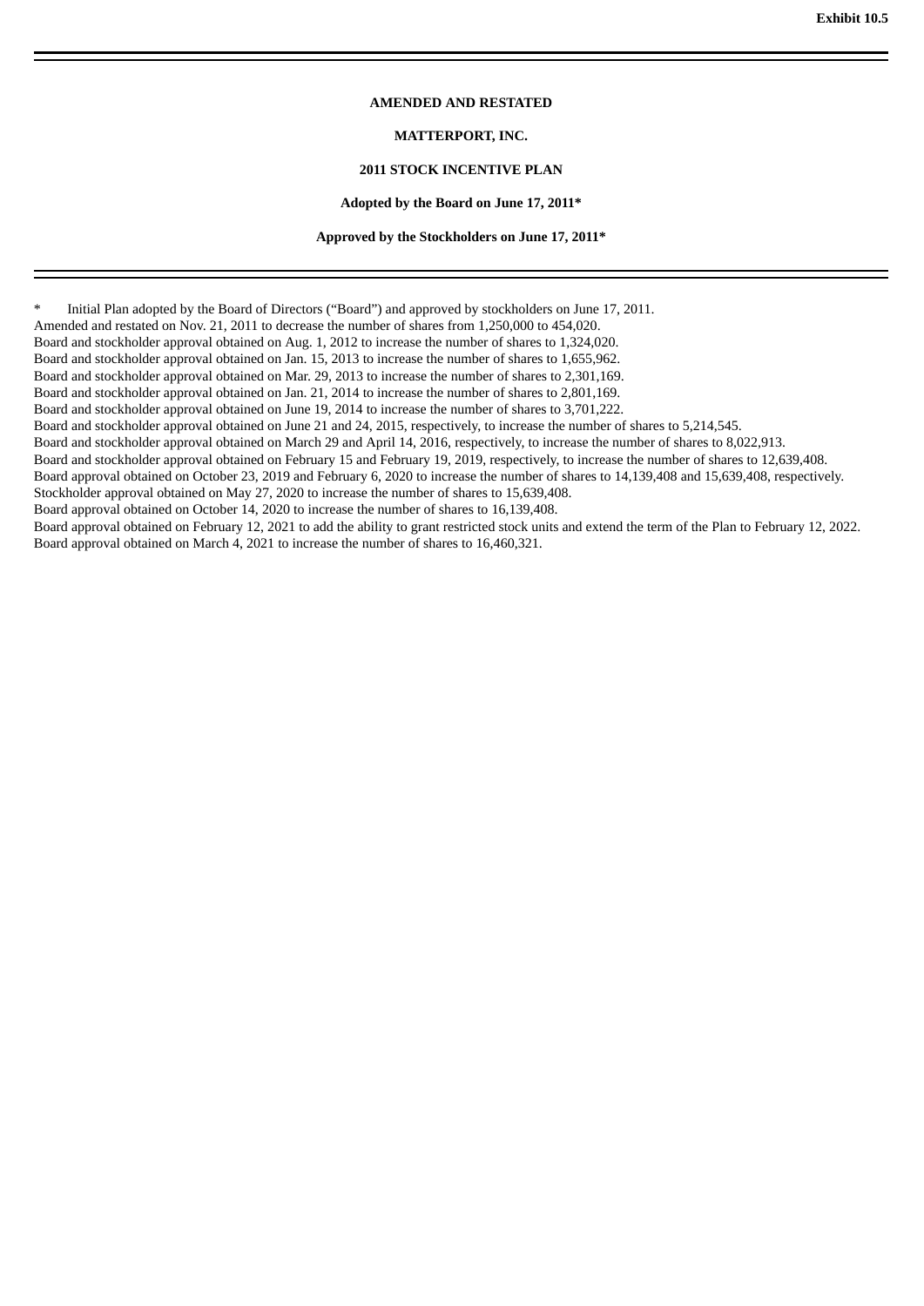Exhibit 10.5

---

**AMENDED AND RESTATED**

**MATTERPORT, INC.**

**2011 STOCK INCENTIVE PLAN**

**Adopted by the Board on June 17, 2011***

**Approved by the Stockholders on June 17, 2011***

---

\* Initial Plan adopted by the Board of Directors ("Board") and approved by stockholders on June 17, 2011.

Amended and restated on Nov. 21, 2011 to decrease the number of shares from 1,250,000 to 454,020.

Board and stockholder approval obtained on Aug. 1, 2012 to increase the number of shares to 1,324,020.

Board and stockholder approval obtained on Jan. 15, 2013 to increase the number of shares to 1,655,962.

Board and stockholder approval obtained on Mar. 29, 2013 to increase the number of shares to 2,301,169.

Board and stockholder approval obtained on Jan. 21, 2014 to increase the number of shares to 2,801,169.

Board and stockholder approval obtained on June 19, 2014 to increase the number of shares to 3,701,222.

Board and stockholder approval obtained on June 21 and 24, 2015, respectively, to increase the number of shares to 5,214,545.

Board and stockholder approval obtained on March 29 and April 14, 2016, respectively, to increase the number of shares to 8,022,913.

Board and stockholder approval obtained on February 15 and February 19, 2019, respectively, to increase the number of shares to 12,639,408.

Board approval obtained on October 23, 2019 and February 6, 2020 to increase the number of shares to 14,139,408 and 15,639,408, respectively.

Stockholder approval obtained on May 27, 2020 to increase the number of shares to 15,639,408.

Board approval obtained on October 14, 2020 to increase the number of shares to 16,139,408.

Board approval obtained on February 12, 2021 to add the ability to grant restricted stock units and extend the term of the Plan to February 12, 2022.

Board approval obtained on March 4, 2021 to increase the number of shares to 16,460,321.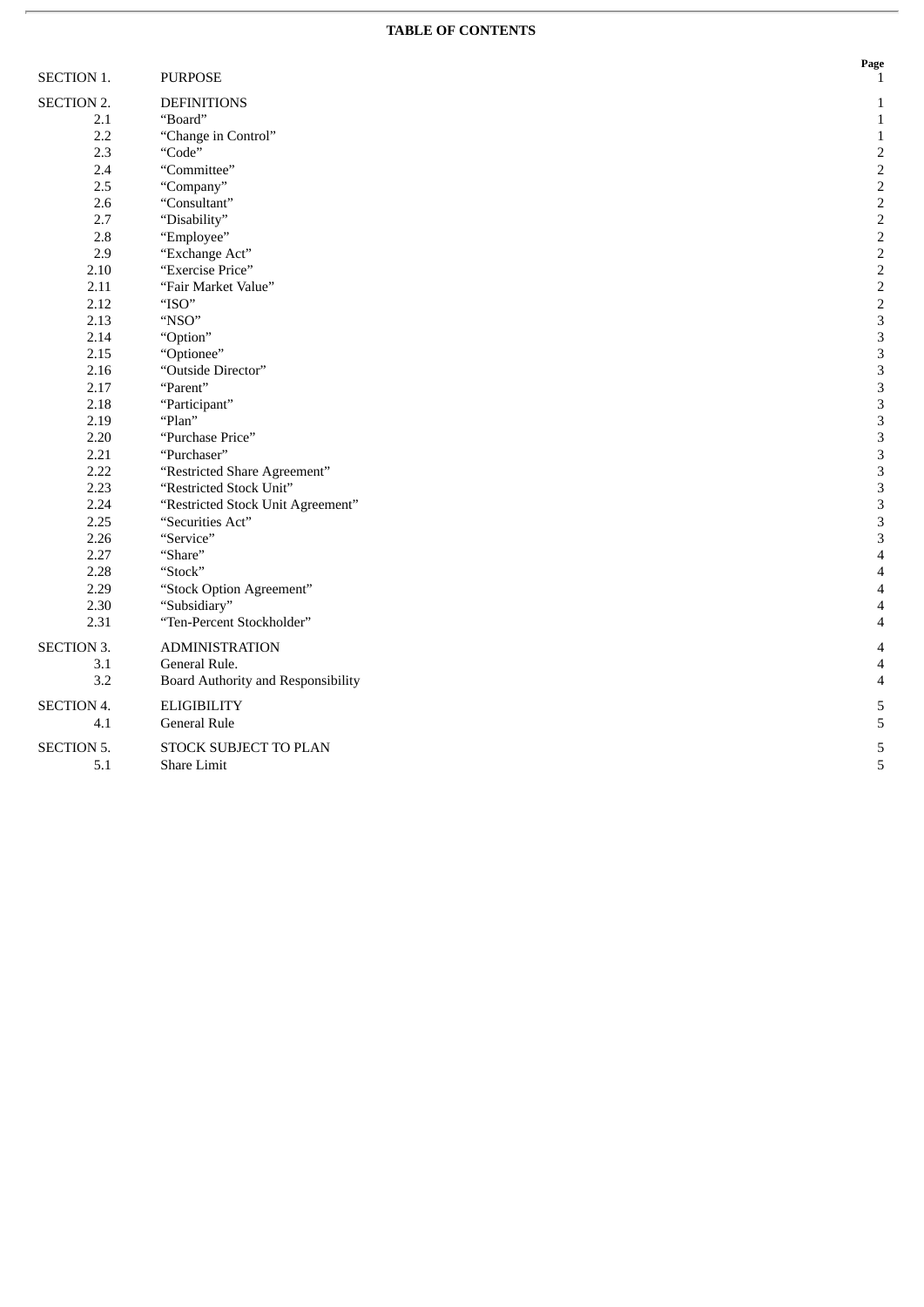**TABLE OF CONTENTS**

| | | Page |
|---|---|---|
| SECTION 1. | PURPOSE | 1 |
| SECTION 2. | DEFINITIONS | 1 |
| 2.1 | "Board" | 1 |
| 2.2 | "Change in Control" | 1 |
| 2.3 | "Code" | 2 |
| 2.4 | "Committee" | 2 |
| 2.5 | "Company" | 2 |
| 2.6 | "Consultant" | 2 |
| 2.7 | "Disability" | 2 |
| 2.8 | "Employee" | 2 |
| 2.9 | "Exchange Act" | 2 |
| 2.10 | "Exercise Price" | 2 |
| 2.11 | "Fair Market Value" | 2 |
| 2.12 | "ISO" | 2 |
| 2.13 | "NSO" | 3 |
| 2.14 | "Option" | 3 |
| 2.15 | "Optionee" | 3 |
| 2.16 | "Outside Director" | 3 |
| 2.17 | "Parent" | 3 |
| 2.18 | "Participant" | 3 |
| 2.19 | "Plan" | 3 |
| 2.20 | "Purchase Price" | 3 |
| 2.21 | "Purchaser" | 3 |
| 2.22 | "Restricted Share Agreement" | 3 |
| 2.23 | "Restricted Stock Unit" | 3 |
| 2.24 | "Restricted Stock Unit Agreement" | 3 |
| 2.25 | "Securities Act" | 3 |
| 2.26 | "Service" | 3 |
| 2.27 | "Share" | 4 |
| 2.28 | "Stock" | 4 |
| 2.29 | "Stock Option Agreement" | 4 |
| 2.30 | "Subsidiary" | 4 |
| 2.31 | "Ten-Percent Stockholder" | 4 |
| SECTION 3. | ADMINISTRATION | 4 |
| 3.1 | General Rule. | 4 |
| 3.2 | Board Authority and Responsibility | 4 |
| SECTION 4. | ELIGIBILITY | 5 |
| 4.1 | General Rule | 5 |
| SECTION 5. | STOCK SUBJECT TO PLAN | 5 |
| 5.1 | Share Limit | 5 |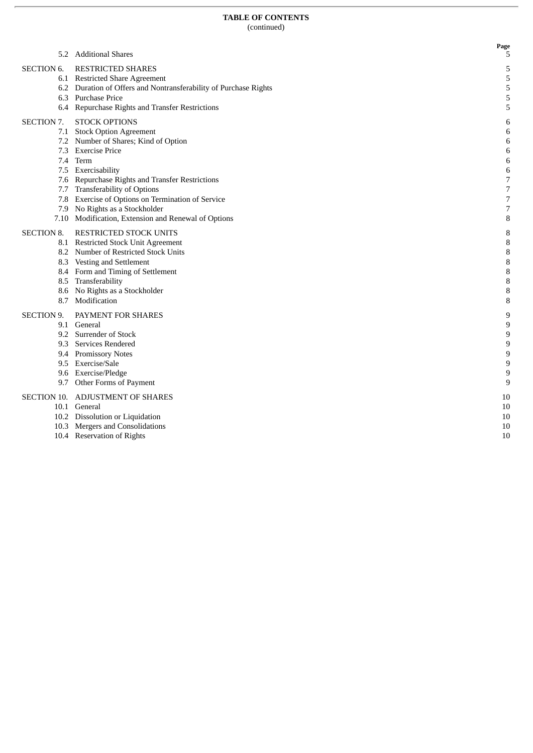**TABLE OF CONTENTS**
(continued)

| | | Page |
|---|---|---|
| 5.2 | Additional Shares | 5 |
| SECTION 6. | RESTRICTED SHARES | 5 |
| 6.1 | Restricted Share Agreement | 5 |
| 6.2 | Duration of Offers and Nontransferability of Purchase Rights | 5 |
| 6.3 | Purchase Price | 5 |
| 6.4 | Repurchase Rights and Transfer Restrictions | 5 |
| SECTION 7. | STOCK OPTIONS | 6 |
| 7.1 | Stock Option Agreement | 6 |
| 7.2 | Number of Shares; Kind of Option | 6 |
| 7.3 | Exercise Price | 6 |
| 7.4 | Term | 6 |
| 7.5 | Exercisability | 6 |
| 7.6 | Repurchase Rights and Transfer Restrictions | 7 |
| 7.7 | Transferability of Options | 7 |
| 7.8 | Exercise of Options on Termination of Service | 7 |
| 7.9 | No Rights as a Stockholder | 7 |
| 7.10 | Modification, Extension and Renewal of Options | 8 |
| SECTION 8. | RESTRICTED STOCK UNITS | 8 |
| 8.1 | Restricted Stock Unit Agreement | 8 |
| 8.2 | Number of Restricted Stock Units | 8 |
| 8.3 | Vesting and Settlement | 8 |
| 8.4 | Form and Timing of Settlement | 8 |
| 8.5 | Transferability | 8 |
| 8.6 | No Rights as a Stockholder | 8 |
| 8.7 | Modification | 8 |
| SECTION 9. | PAYMENT FOR SHARES | 9 |
| 9.1 | General | 9 |
| 9.2 | Surrender of Stock | 9 |
| 9.3 | Services Rendered | 9 |
| 9.4 | Promissory Notes | 9 |
| 9.5 | Exercise/Sale | 9 |
| 9.6 | Exercise/Pledge | 9 |
| 9.7 | Other Forms of Payment | 9 |
| SECTION 10. | ADJUSTMENT OF SHARES | 10 |
| 10.1 | General | 10 |
| 10.2 | Dissolution or Liquidation | 10 |
| 10.3 | Mergers and Consolidations | 10 |
| 10.4 | Reservation of Rights | 10 |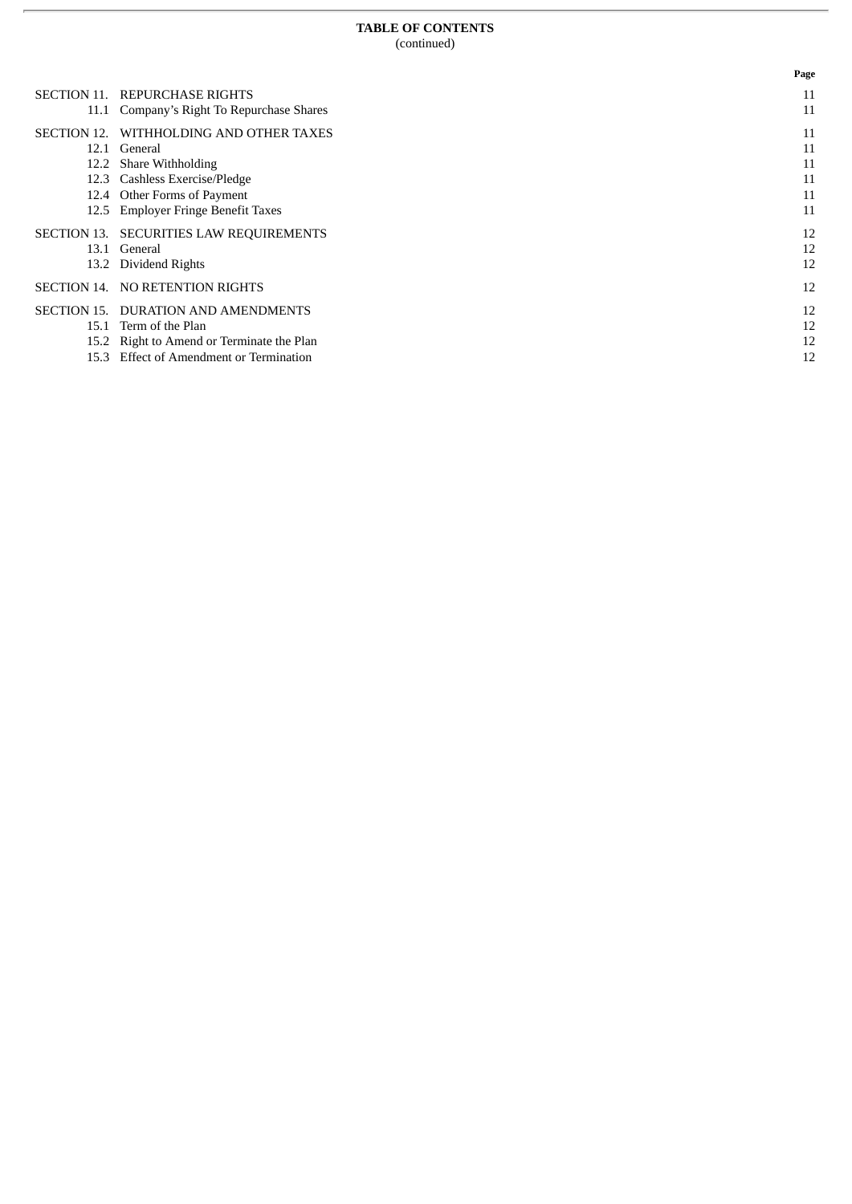**TABLE OF CONTENTS**
(continued)

| | | Page |
|---|---|---|
| SECTION 11. | REPURCHASE RIGHTS | 11 |
| 11.1 | Company's Right To Repurchase Shares | 11 |
| SECTION 12. | WITHHOLDING AND OTHER TAXES | 11 |
| 12.1 | General | 11 |
| 12.2 | Share Withholding | 11 |
| 12.3 | Cashless Exercise/Pledge | 11 |
| 12.4 | Other Forms of Payment | 11 |
| 12.5 | Employer Fringe Benefit Taxes | 11 |
| SECTION 13. | SECURITIES LAW REQUIREMENTS | 12 |
| 13.1 | General | 12 |
| 13.2 | Dividend Rights | 12 |
| SECTION 14. | NO RETENTION RIGHTS | 12 |
| SECTION 15. | DURATION AND AMENDMENTS | 12 |
| 15.1 | Term of the Plan | 12 |
| 15.2 | Right to Amend or Terminate the Plan | 12 |
| 15.3 | Effect of Amendment or Termination | 12 |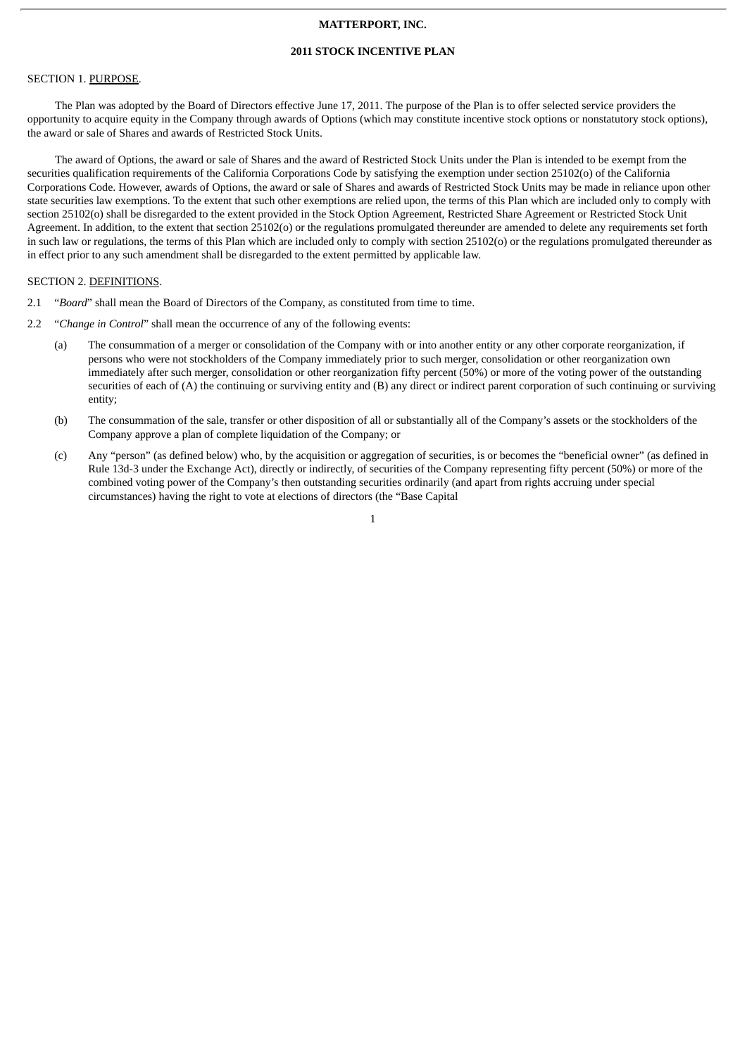**MATTERPORT, INC.**

**2011 STOCK INCENTIVE PLAN**

SECTION 1. PURPOSE.

The Plan was adopted by the Board of Directors effective June 17, 2011. The purpose of the Plan is to offer selected service providers the opportunity to acquire equity in the Company through awards of Options (which may constitute incentive stock options or nonstatutory stock options), the award or sale of Shares and awards of Restricted Stock Units.

The award of Options, the award or sale of Shares and the award of Restricted Stock Units under the Plan is intended to be exempt from the securities qualification requirements of the California Corporations Code by satisfying the exemption under section 25102(o) of the California Corporations Code. However, awards of Options, the award or sale of Shares and awards of Restricted Stock Units may be made in reliance upon other state securities law exemptions. To the extent that such other exemptions are relied upon, the terms of this Plan which are included only to comply with section 25102(o) shall be disregarded to the extent provided in the Stock Option Agreement, Restricted Share Agreement or Restricted Stock Unit Agreement. In addition, to the extent that section 25102(o) or the regulations promulgated thereunder are amended to delete any requirements set forth in such law or regulations, the terms of this Plan which are included only to comply with section 25102(o) or the regulations promulgated thereunder as in effect prior to any such amendment shall be disregarded to the extent permitted by applicable law.

SECTION 2. DEFINITIONS.

2.1 "*Board*" shall mean the Board of Directors of the Company, as constituted from time to time.

2.2 "*Change in Control*" shall mean the occurrence of any of the following events:

(a) The consummation of a merger or consolidation of the Company with or into another entity or any other corporate reorganization, if persons who were not stockholders of the Company immediately prior to such merger, consolidation or other reorganization own immediately after such merger, consolidation or other reorganization fifty percent (50%) or more of the voting power of the outstanding securities of each of (A) the continuing or surviving entity and (B) any direct or indirect parent corporation of such continuing or surviving entity;

(b) The consummation of the sale, transfer or other disposition of all or substantially all of the Company's assets or the stockholders of the Company approve a plan of complete liquidation of the Company; or

(c) Any "person" (as defined below) who, by the acquisition or aggregation of securities, is or becomes the "beneficial owner" (as defined in Rule 13d-3 under the Exchange Act), directly or indirectly, of securities of the Company representing fifty percent (50%) or more of the combined voting power of the Company's then outstanding securities ordinarily (and apart from rights accruing under special circumstances) having the right to vote at elections of directors (the "Base Capital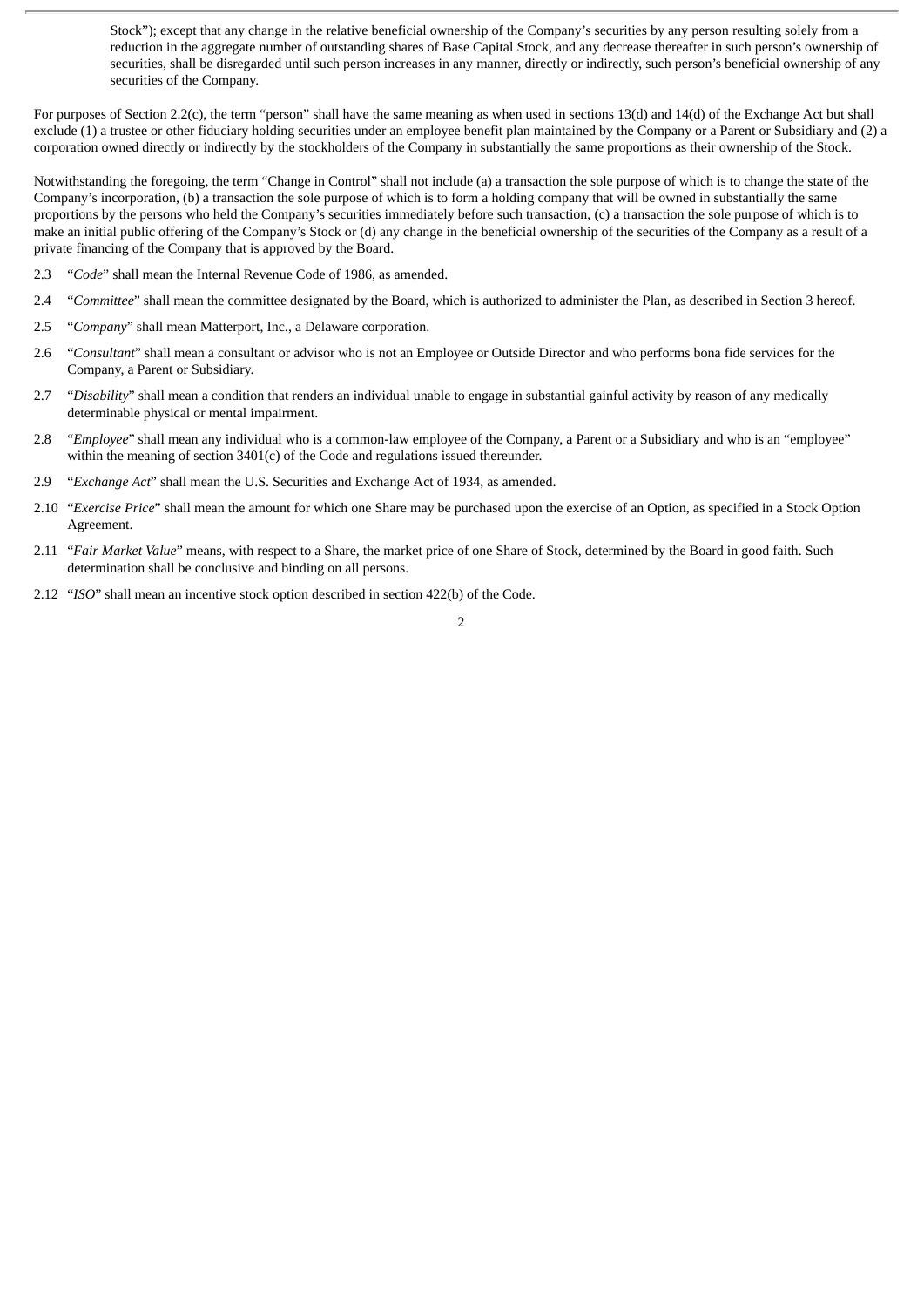Stock"); except that any change in the relative beneficial ownership of the Company's securities by any person resulting solely from a reduction in the aggregate number of outstanding shares of Base Capital Stock, and any decrease thereafter in such person's ownership of securities, shall be disregarded until such person increases in any manner, directly or indirectly, such person's beneficial ownership of any securities of the Company.

For purposes of Section 2.2(c), the term "person" shall have the same meaning as when used in sections 13(d) and 14(d) of the Exchange Act but shall exclude (1) a trustee or other fiduciary holding securities under an employee benefit plan maintained by the Company or a Parent or Subsidiary and (2) a corporation owned directly or indirectly by the stockholders of the Company in substantially the same proportions as their ownership of the Stock.

Notwithstanding the foregoing, the term "Change in Control" shall not include (a) a transaction the sole purpose of which is to change the state of the Company's incorporation, (b) a transaction the sole purpose of which is to form a holding company that will be owned in substantially the same proportions by the persons who held the Company's securities immediately before such transaction, (c) a transaction the sole purpose of which is to make an initial public offering of the Company's Stock or (d) any change in the beneficial ownership of the securities of the Company as a result of a private financing of the Company that is approved by the Board.

2.3 "*Code*" shall mean the Internal Revenue Code of 1986, as amended.

2.4 "*Committee*" shall mean the committee designated by the Board, which is authorized to administer the Plan, as described in Section 3 hereof.

2.5 "*Company*" shall mean Matterport, Inc., a Delaware corporation.

2.6 "*Consultant*" shall mean a consultant or advisor who is not an Employee or Outside Director and who performs bona fide services for the Company, a Parent or Subsidiary.

2.7 "*Disability*" shall mean a condition that renders an individual unable to engage in substantial gainful activity by reason of any medically determinable physical or mental impairment.

2.8 "*Employee*" shall mean any individual who is a common-law employee of the Company, a Parent or a Subsidiary and who is an "employee" within the meaning of section 3401(c) of the Code and regulations issued thereunder.

2.9 "*Exchange Act*" shall mean the U.S. Securities and Exchange Act of 1934, as amended.

2.10 "*Exercise Price*" shall mean the amount for which one Share may be purchased upon the exercise of an Option, as specified in a Stock Option Agreement.

2.11 "*Fair Market Value*" means, with respect to a Share, the market price of one Share of Stock, determined by the Board in good faith. Such determination shall be conclusive and binding on all persons.

2.12 "*ISO*" shall mean an incentive stock option described in section 422(b) of the Code.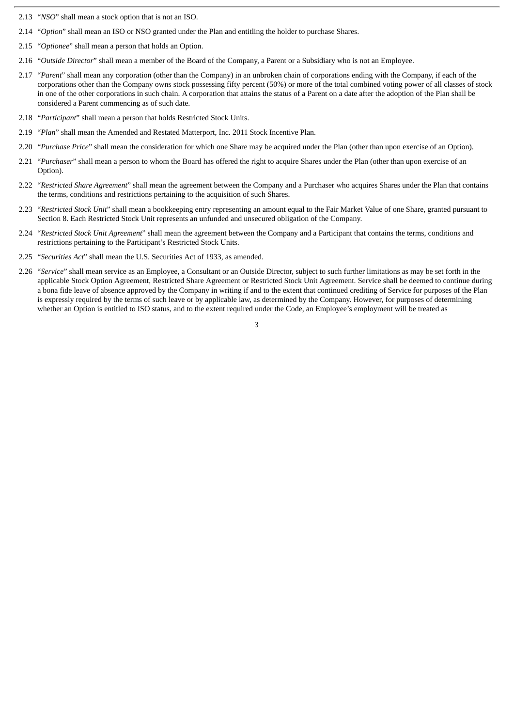2.13 “*NSO*” shall mean a stock option that is not an ISO.

2.14 “*Option*” shall mean an ISO or NSO granted under the Plan and entitling the holder to purchase Shares.

2.15 “*Optionee*” shall mean a person that holds an Option.

2.16 “*Outside Director*” shall mean a member of the Board of the Company, a Parent or a Subsidiary who is not an Employee.

2.17 “*Parent*” shall mean any corporation (other than the Company) in an unbroken chain of corporations ending with the Company, if each of the corporations other than the Company owns stock possessing fifty percent (50%) or more of the total combined voting power of all classes of stock in one of the other corporations in such chain. A corporation that attains the status of a Parent on a date after the adoption of the Plan shall be considered a Parent commencing as of such date.

2.18 “*Participant*” shall mean a person that holds Restricted Stock Units.

2.19 “*Plan*” shall mean the Amended and Restated Matterport, Inc. 2011 Stock Incentive Plan.

2.20 “*Purchase Price*” shall mean the consideration for which one Share may be acquired under the Plan (other than upon exercise of an Option).

2.21 “*Purchaser*” shall mean a person to whom the Board has offered the right to acquire Shares under the Plan (other than upon exercise of an Option).

2.22 “*Restricted Share Agreement*” shall mean the agreement between the Company and a Purchaser who acquires Shares under the Plan that contains the terms, conditions and restrictions pertaining to the acquisition of such Shares.

2.23 “*Restricted Stock Unit*” shall mean a bookkeeping entry representing an amount equal to the Fair Market Value of one Share, granted pursuant to Section 8. Each Restricted Stock Unit represents an unfunded and unsecured obligation of the Company.

2.24 “*Restricted Stock Unit Agreement*” shall mean the agreement between the Company and a Participant that contains the terms, conditions and restrictions pertaining to the Participant’s Restricted Stock Units.

2.25 “*Securities Act*” shall mean the U.S. Securities Act of 1933, as amended.

2.26 “*Service*” shall mean service as an Employee, a Consultant or an Outside Director, subject to such further limitations as may be set forth in the applicable Stock Option Agreement, Restricted Share Agreement or Restricted Stock Unit Agreement. Service shall be deemed to continue during a bona fide leave of absence approved by the Company in writing if and to the extent that continued crediting of Service for purposes of the Plan is expressly required by the terms of such leave or by applicable law, as determined by the Company. However, for purposes of determining whether an Option is entitled to ISO status, and to the extent required under the Code, an Employee’s employment will be treated as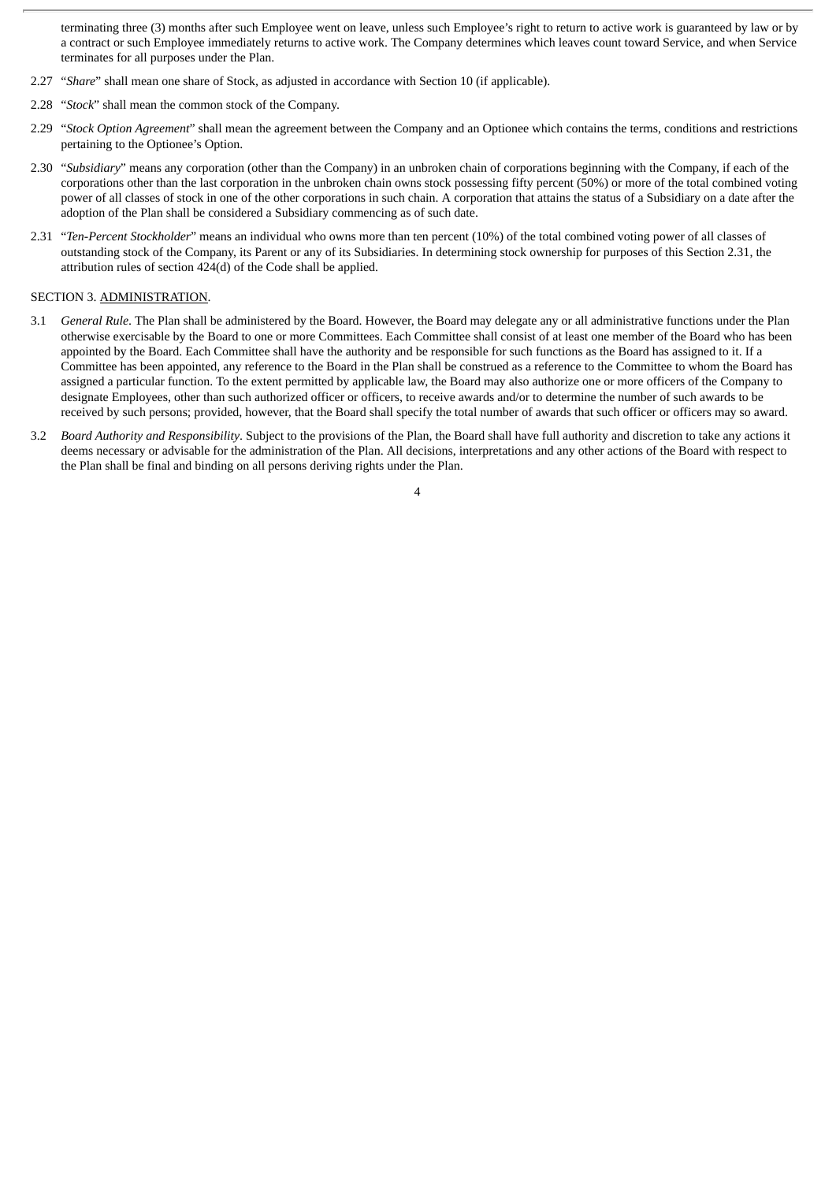terminating three (3) months after such Employee went on leave, unless such Employee's right to return to active work is guaranteed by law or by a contract or such Employee immediately returns to active work. The Company determines which leaves count toward Service, and when Service terminates for all purposes under the Plan.

2.27 "*Share*" shall mean one share of Stock, as adjusted in accordance with Section 10 (if applicable).

2.28 "*Stock*" shall mean the common stock of the Company.

2.29 "*Stock Option Agreement*" shall mean the agreement between the Company and an Optionee which contains the terms, conditions and restrictions pertaining to the Optionee's Option.

2.30 "*Subsidiary*" means any corporation (other than the Company) in an unbroken chain of corporations beginning with the Company, if each of the corporations other than the last corporation in the unbroken chain owns stock possessing fifty percent (50%) or more of the total combined voting power of all classes of stock in one of the other corporations in such chain. A corporation that attains the status of a Subsidiary on a date after the adoption of the Plan shall be considered a Subsidiary commencing as of such date.

2.31 "*Ten-Percent Stockholder*" means an individual who owns more than ten percent (10%) of the total combined voting power of all classes of outstanding stock of the Company, its Parent or any of its Subsidiaries. In determining stock ownership for purposes of this Section 2.31, the attribution rules of section 424(d) of the Code shall be applied.

SECTION 3. ADMINISTRATION.

3.1 *General Rule*. The Plan shall be administered by the Board. However, the Board may delegate any or all administrative functions under the Plan otherwise exercisable by the Board to one or more Committees. Each Committee shall consist of at least one member of the Board who has been appointed by the Board. Each Committee shall have the authority and be responsible for such functions as the Board has assigned to it. If a Committee has been appointed, any reference to the Board in the Plan shall be construed as a reference to the Committee to whom the Board has assigned a particular function. To the extent permitted by applicable law, the Board may also authorize one or more officers of the Company to designate Employees, other than such authorized officer or officers, to receive awards and/or to determine the number of such awards to be received by such persons; provided, however, that the Board shall specify the total number of awards that such officer or officers may so award.

3.2 *Board Authority and Responsibility*. Subject to the provisions of the Plan, the Board shall have full authority and discretion to take any actions it deems necessary or advisable for the administration of the Plan. All decisions, interpretations and any other actions of the Board with respect to the Plan shall be final and binding on all persons deriving rights under the Plan.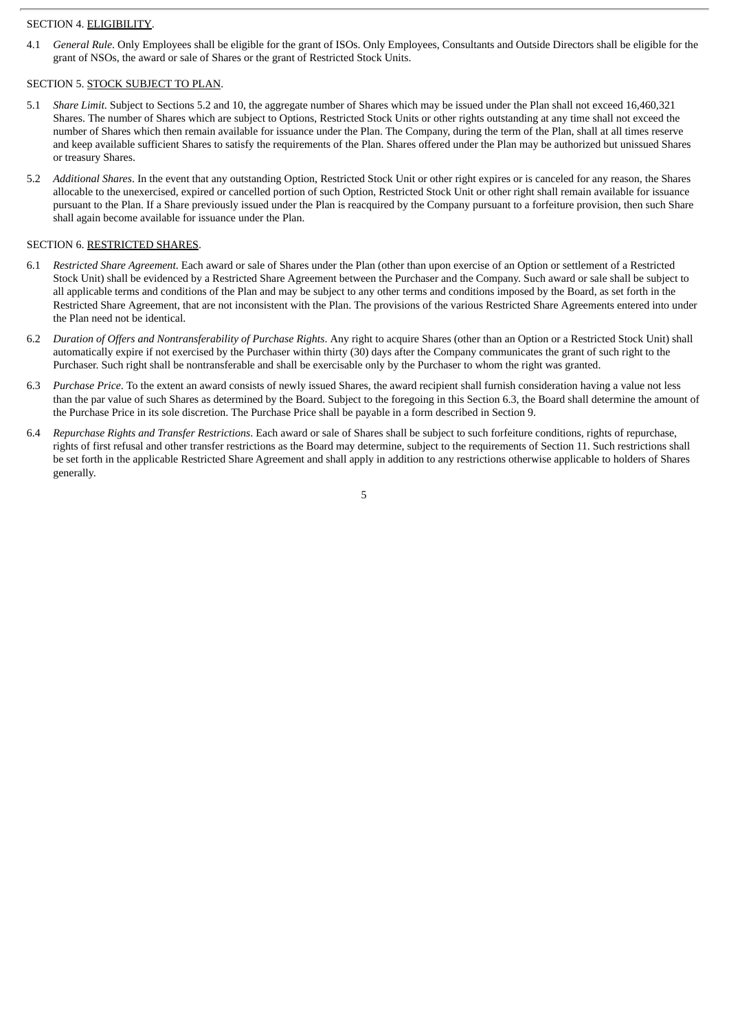SECTION 4. <u>ELIGIBILITY</u>.

4.1 *General Rule*. Only Employees shall be eligible for the grant of ISOs. Only Employees, Consultants and Outside Directors shall be eligible for the grant of NSOs, the award or sale of Shares or the grant of Restricted Stock Units.

SECTION 5. <u>STOCK SUBJECT TO PLAN</u>.

5.1 *Share Limit*. Subject to Sections 5.2 and 10, the aggregate number of Shares which may be issued under the Plan shall not exceed 16,460,321 Shares. The number of Shares which are subject to Options, Restricted Stock Units or other rights outstanding at any time shall not exceed the number of Shares which then remain available for issuance under the Plan. The Company, during the term of the Plan, shall at all times reserve and keep available sufficient Shares to satisfy the requirements of the Plan. Shares offered under the Plan may be authorized but unissued Shares or treasury Shares.

5.2 *Additional Shares*. In the event that any outstanding Option, Restricted Stock Unit or other right expires or is canceled for any reason, the Shares allocable to the unexercised, expired or cancelled portion of such Option, Restricted Stock Unit or other right shall remain available for issuance pursuant to the Plan. If a Share previously issued under the Plan is reacquired by the Company pursuant to a forfeiture provision, then such Share shall again become available for issuance under the Plan.

SECTION 6. <u>RESTRICTED SHARES</u>.

6.1 *Restricted Share Agreement*. Each award or sale of Shares under the Plan (other than upon exercise of an Option or settlement of a Restricted Stock Unit) shall be evidenced by a Restricted Share Agreement between the Purchaser and the Company. Such award or sale shall be subject to all applicable terms and conditions of the Plan and may be subject to any other terms and conditions imposed by the Board, as set forth in the Restricted Share Agreement, that are not inconsistent with the Plan. The provisions of the various Restricted Share Agreements entered into under the Plan need not be identical.

6.2 *Duration of Offers and Nontransferability of Purchase Rights*. Any right to acquire Shares (other than an Option or a Restricted Stock Unit) shall automatically expire if not exercised by the Purchaser within thirty (30) days after the Company communicates the grant of such right to the Purchaser. Such right shall be nontransferable and shall be exercisable only by the Purchaser to whom the right was granted.

6.3 *Purchase Price*. To the extent an award consists of newly issued Shares, the award recipient shall furnish consideration having a value not less than the par value of such Shares as determined by the Board. Subject to the foregoing in this Section 6.3, the Board shall determine the amount of the Purchase Price in its sole discretion. The Purchase Price shall be payable in a form described in Section 9.

6.4 *Repurchase Rights and Transfer Restrictions*. Each award or sale of Shares shall be subject to such forfeiture conditions, rights of repurchase, rights of first refusal and other transfer restrictions as the Board may determine, subject to the requirements of Section 11. Such restrictions shall be set forth in the applicable Restricted Share Agreement and shall apply in addition to any restrictions otherwise applicable to holders of Shares generally.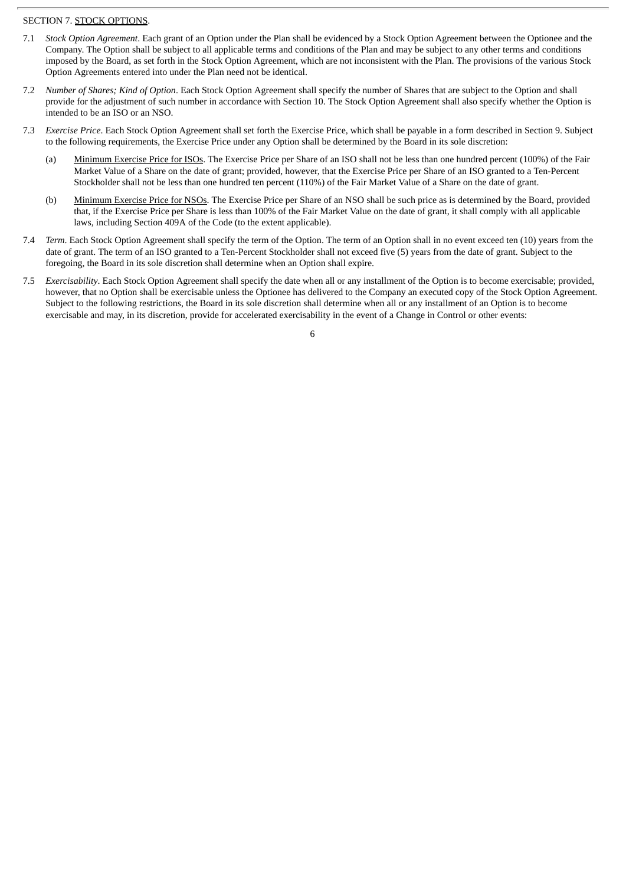SECTION 7. STOCK OPTIONS.

7.1 *Stock Option Agreement*. Each grant of an Option under the Plan shall be evidenced by a Stock Option Agreement between the Optionee and the Company. The Option shall be subject to all applicable terms and conditions of the Plan and may be subject to any other terms and conditions imposed by the Board, as set forth in the Stock Option Agreement, which are not inconsistent with the Plan. The provisions of the various Stock Option Agreements entered into under the Plan need not be identical.

7.2 *Number of Shares; Kind of Option*. Each Stock Option Agreement shall specify the number of Shares that are subject to the Option and shall provide for the adjustment of such number in accordance with Section 10. The Stock Option Agreement shall also specify whether the Option is intended to be an ISO or an NSO.

7.3 *Exercise Price*. Each Stock Option Agreement shall set forth the Exercise Price, which shall be payable in a form described in Section 9. Subject to the following requirements, the Exercise Price under any Option shall be determined by the Board in its sole discretion:

(a) Minimum Exercise Price for ISOs. The Exercise Price per Share of an ISO shall not be less than one hundred percent (100%) of the Fair Market Value of a Share on the date of grant; provided, however, that the Exercise Price per Share of an ISO granted to a Ten-Percent Stockholder shall not be less than one hundred ten percent (110%) of the Fair Market Value of a Share on the date of grant.

(b) Minimum Exercise Price for NSOs. The Exercise Price per Share of an NSO shall be such price as is determined by the Board, provided that, if the Exercise Price per Share is less than 100% of the Fair Market Value on the date of grant, it shall comply with all applicable laws, including Section 409A of the Code (to the extent applicable).

7.4 *Term*. Each Stock Option Agreement shall specify the term of the Option. The term of an Option shall in no event exceed ten (10) years from the date of grant. The term of an ISO granted to a Ten-Percent Stockholder shall not exceed five (5) years from the date of grant. Subject to the foregoing, the Board in its sole discretion shall determine when an Option shall expire.

7.5 *Exercisability*. Each Stock Option Agreement shall specify the date when all or any installment of the Option is to become exercisable; provided, however, that no Option shall be exercisable unless the Optionee has delivered to the Company an executed copy of the Stock Option Agreement. Subject to the following restrictions, the Board in its sole discretion shall determine when all or any installment of an Option is to become exercisable and may, in its discretion, provide for accelerated exercisability in the event of a Change in Control or other events: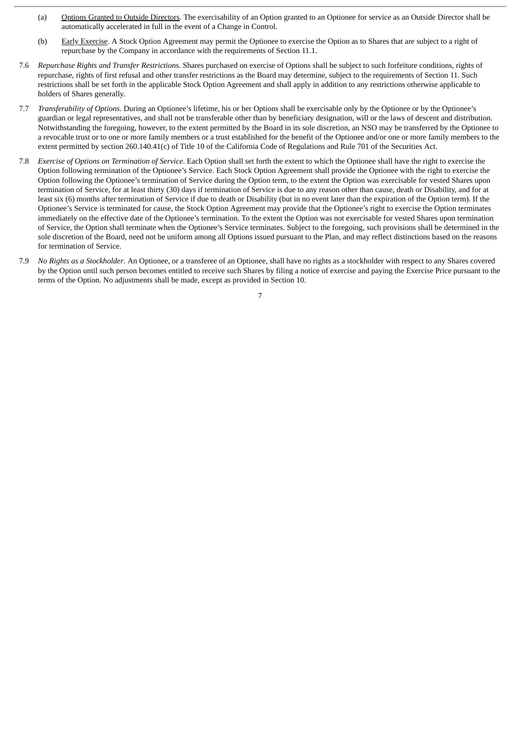(a) Options Granted to Outside Directors. The exercisability of an Option granted to an Optionee for service as an Outside Director shall be automatically accelerated in full in the event of a Change in Control.

(b) Early Exercise. A Stock Option Agreement may permit the Optionee to exercise the Option as to Shares that are subject to a right of repurchase by the Company in accordance with the requirements of Section 11.1.

7.6 *Repurchase Rights and Transfer Restrictions*. Shares purchased on exercise of Options shall be subject to such forfeiture conditions, rights of repurchase, rights of first refusal and other transfer restrictions as the Board may determine, subject to the requirements of Section 11. Such restrictions shall be set forth in the applicable Stock Option Agreement and shall apply in addition to any restrictions otherwise applicable to holders of Shares generally.

7.7 *Transferability of Options*. During an Optionee's lifetime, his or her Options shall be exercisable only by the Optionee or by the Optionee's guardian or legal representatives, and shall not be transferable other than by beneficiary designation, will or the laws of descent and distribution. Notwithstanding the foregoing, however, to the extent permitted by the Board in its sole discretion, an NSO may be transferred by the Optionee to a revocable trust or to one or more family members or a trust established for the benefit of the Optionee and/or one or more family members to the extent permitted by section 260.140.41(c) of Title 10 of the California Code of Regulations and Rule 701 of the Securities Act.

7.8 *Exercise of Options on Termination of Service*. Each Option shall set forth the extent to which the Optionee shall have the right to exercise the Option following termination of the Optionee's Service. Each Stock Option Agreement shall provide the Optionee with the right to exercise the Option following the Optionee's termination of Service during the Option term, to the extent the Option was exercisable for vested Shares upon termination of Service, for at least thirty (30) days if termination of Service is due to any reason other than cause, death or Disability, and for at least six (6) months after termination of Service if due to death or Disability (but in no event later than the expiration of the Option term). If the Optionee's Service is terminated for cause, the Stock Option Agreement may provide that the Optionee's right to exercise the Option terminates immediately on the effective date of the Optionee's termination. To the extent the Option was not exercisable for vested Shares upon termination of Service, the Option shall terminate when the Optionee's Service terminates. Subject to the foregoing, such provisions shall be determined in the sole discretion of the Board, need not be uniform among all Options issued pursuant to the Plan, and may reflect distinctions based on the reasons for termination of Service.

7.9 *No Rights as a Stockholder*. An Optionee, or a transferee of an Optionee, shall have no rights as a stockholder with respect to any Shares covered by the Option until such person becomes entitled to receive such Shares by filing a notice of exercise and paying the Exercise Price pursuant to the terms of the Option. No adjustments shall be made, except as provided in Section 10.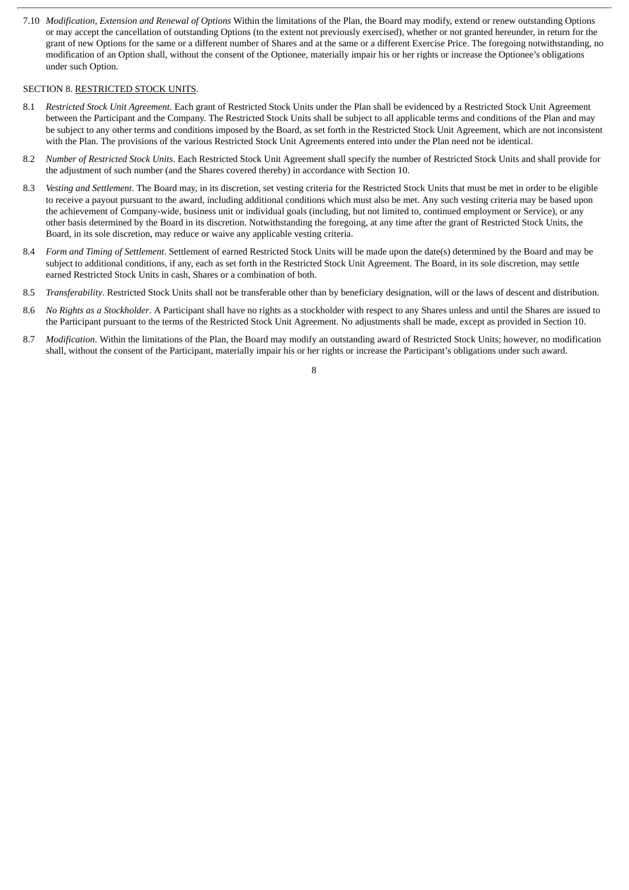7.10 *Modification, Extension and Renewal of Options* Within the limitations of the Plan, the Board may modify, extend or renew outstanding Options or may accept the cancellation of outstanding Options (to the extent not previously exercised), whether or not granted hereunder, in return for the grant of new Options for the same or a different number of Shares and at the same or a different Exercise Price. The foregoing notwithstanding, no modification of an Option shall, without the consent of the Optionee, materially impair his or her rights or increase the Optionee's obligations under such Option.

SECTION 8. <u>RESTRICTED STOCK UNITS</u>.

8.1 *Restricted Stock Unit Agreement*. Each grant of Restricted Stock Units under the Plan shall be evidenced by a Restricted Stock Unit Agreement between the Participant and the Company. The Restricted Stock Units shall be subject to all applicable terms and conditions of the Plan and may be subject to any other terms and conditions imposed by the Board, as set forth in the Restricted Stock Unit Agreement, which are not inconsistent with the Plan. The provisions of the various Restricted Stock Unit Agreements entered into under the Plan need not be identical.

8.2 *Number of Restricted Stock Units*. Each Restricted Stock Unit Agreement shall specify the number of Restricted Stock Units and shall provide for the adjustment of such number (and the Shares covered thereby) in accordance with Section 10.

8.3 *Vesting and Settlement*. The Board may, in its discretion, set vesting criteria for the Restricted Stock Units that must be met in order to be eligible to receive a payout pursuant to the award, including additional conditions which must also be met. Any such vesting criteria may be based upon the achievement of Company-wide, business unit or individual goals (including, but not limited to, continued employment or Service), or any other basis determined by the Board in its discretion. Notwithstanding the foregoing, at any time after the grant of Restricted Stock Units, the Board, in its sole discretion, may reduce or waive any applicable vesting criteria.

8.4 *Form and Timing of Settlement*. Settlement of earned Restricted Stock Units will be made upon the date(s) determined by the Board and may be subject to additional conditions, if any, each as set forth in the Restricted Stock Unit Agreement. The Board, in its sole discretion, may settle earned Restricted Stock Units in cash, Shares or a combination of both.

8.5 *Transferability*. Restricted Stock Units shall not be transferable other than by beneficiary designation, will or the laws of descent and distribution.

8.6 *No Rights as a Stockholder*. A Participant shall have no rights as a stockholder with respect to any Shares unless and until the Shares are issued to the Participant pursuant to the terms of the Restricted Stock Unit Agreement. No adjustments shall be made, except as provided in Section 10.

8.7 *Modification*. Within the limitations of the Plan, the Board may modify an outstanding award of Restricted Stock Units; however, no modification shall, without the consent of the Participant, materially impair his or her rights or increase the Participant's obligations under such award.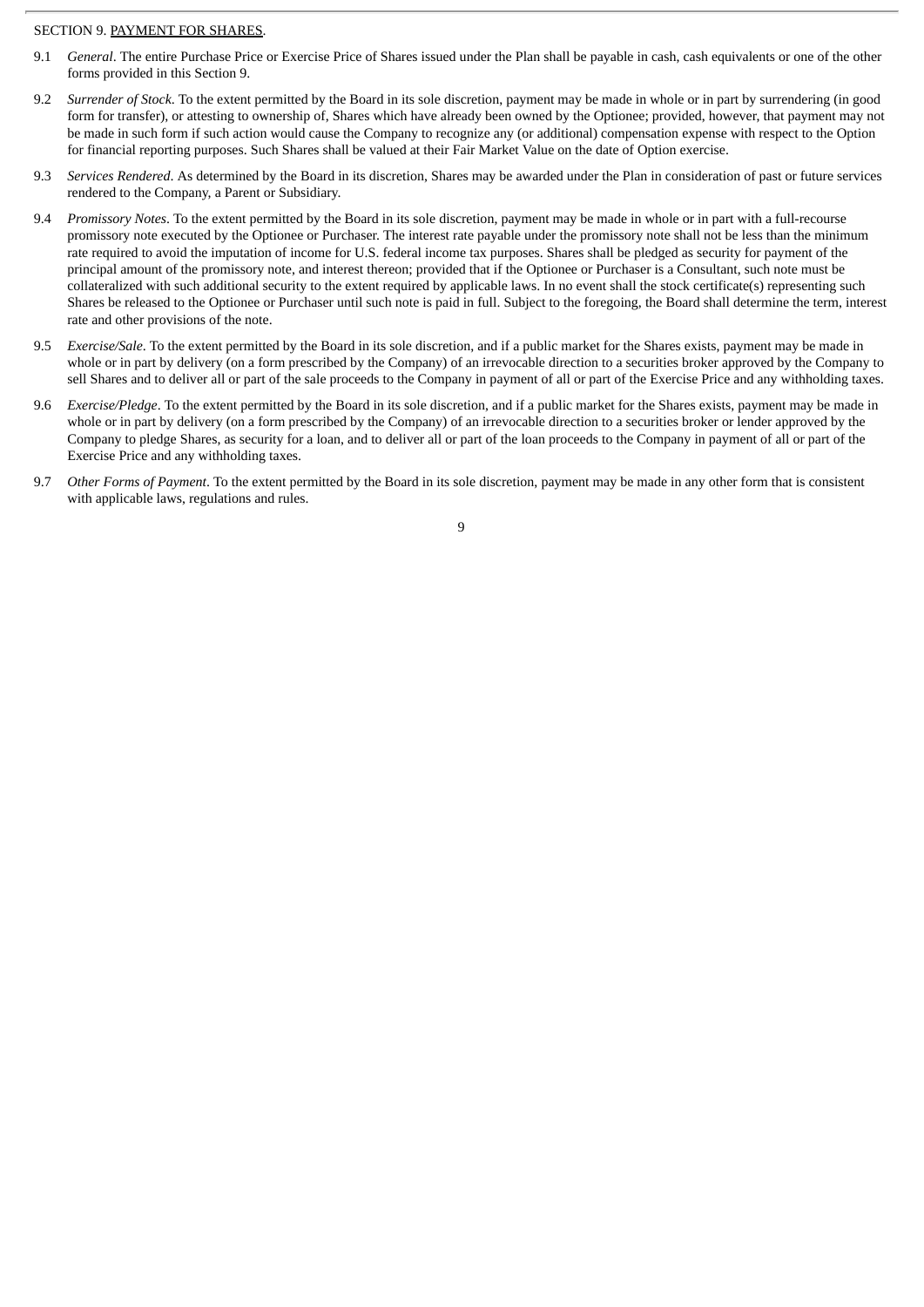SECTION 9. PAYMENT FOR SHARES.

9.1 *General*. The entire Purchase Price or Exercise Price of Shares issued under the Plan shall be payable in cash, cash equivalents or one of the other forms provided in this Section 9.

9.2 *Surrender of Stock*. To the extent permitted by the Board in its sole discretion, payment may be made in whole or in part by surrendering (in good form for transfer), or attesting to ownership of, Shares which have already been owned by the Optionee; provided, however, that payment may not be made in such form if such action would cause the Company to recognize any (or additional) compensation expense with respect to the Option for financial reporting purposes. Such Shares shall be valued at their Fair Market Value on the date of Option exercise.

9.3 *Services Rendered*. As determined by the Board in its discretion, Shares may be awarded under the Plan in consideration of past or future services rendered to the Company, a Parent or Subsidiary.

9.4 *Promissory Notes*. To the extent permitted by the Board in its sole discretion, payment may be made in whole or in part with a full-recourse promissory note executed by the Optionee or Purchaser. The interest rate payable under the promissory note shall not be less than the minimum rate required to avoid the imputation of income for U.S. federal income tax purposes. Shares shall be pledged as security for payment of the principal amount of the promissory note, and interest thereon; provided that if the Optionee or Purchaser is a Consultant, such note must be collateralized with such additional security to the extent required by applicable laws. In no event shall the stock certificate(s) representing such Shares be released to the Optionee or Purchaser until such note is paid in full. Subject to the foregoing, the Board shall determine the term, interest rate and other provisions of the note.

9.5 *Exercise/Sale*. To the extent permitted by the Board in its sole discretion, and if a public market for the Shares exists, payment may be made in whole or in part by delivery (on a form prescribed by the Company) of an irrevocable direction to a securities broker approved by the Company to sell Shares and to deliver all or part of the sale proceeds to the Company in payment of all or part of the Exercise Price and any withholding taxes.

9.6 *Exercise/Pledge*. To the extent permitted by the Board in its sole discretion, and if a public market for the Shares exists, payment may be made in whole or in part by delivery (on a form prescribed by the Company) of an irrevocable direction to a securities broker or lender approved by the Company to pledge Shares, as security for a loan, and to deliver all or part of the loan proceeds to the Company in payment of all or part of the Exercise Price and any withholding taxes.

9.7 *Other Forms of Payment*. To the extent permitted by the Board in its sole discretion, payment may be made in any other form that is consistent with applicable laws, regulations and rules.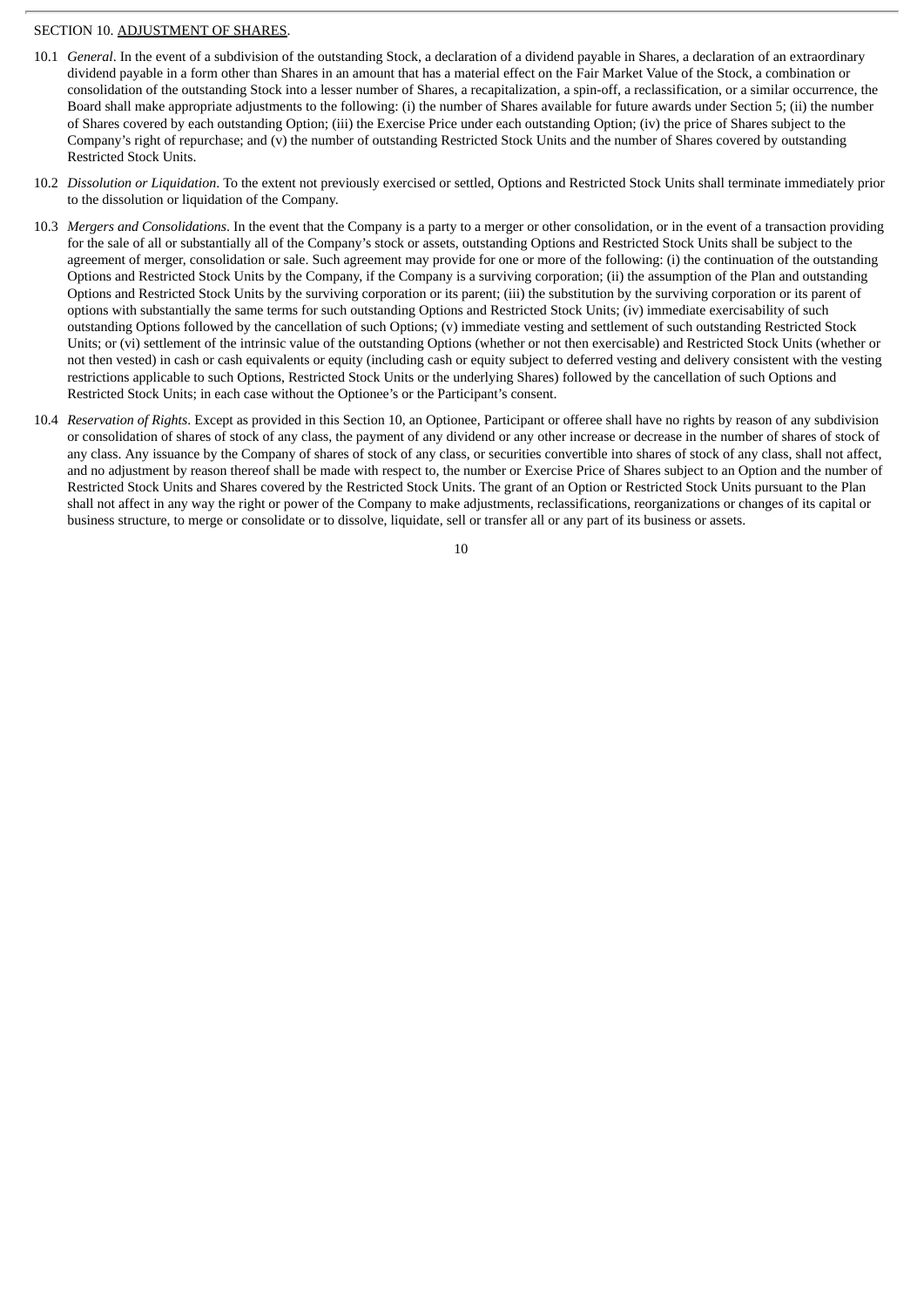SECTION 10. ADJUSTMENT OF SHARES.

10.1 *General*. In the event of a subdivision of the outstanding Stock, a declaration of a dividend payable in Shares, a declaration of an extraordinary dividend payable in a form other than Shares in an amount that has a material effect on the Fair Market Value of the Stock, a combination or consolidation of the outstanding Stock into a lesser number of Shares, a recapitalization, a spin-off, a reclassification, or a similar occurrence, the Board shall make appropriate adjustments to the following: (i) the number of Shares available for future awards under Section 5; (ii) the number of Shares covered by each outstanding Option; (iii) the Exercise Price under each outstanding Option; (iv) the price of Shares subject to the Company's right of repurchase; and (v) the number of outstanding Restricted Stock Units and the number of Shares covered by outstanding Restricted Stock Units.

10.2 *Dissolution or Liquidation*. To the extent not previously exercised or settled, Options and Restricted Stock Units shall terminate immediately prior to the dissolution or liquidation of the Company.

10.3 *Mergers and Consolidations*. In the event that the Company is a party to a merger or other consolidation, or in the event of a transaction providing for the sale of all or substantially all of the Company's stock or assets, outstanding Options and Restricted Stock Units shall be subject to the agreement of merger, consolidation or sale. Such agreement may provide for one or more of the following: (i) the continuation of the outstanding Options and Restricted Stock Units by the Company, if the Company is a surviving corporation; (ii) the assumption of the Plan and outstanding Options and Restricted Stock Units by the surviving corporation or its parent; (iii) the substitution by the surviving corporation or its parent of options with substantially the same terms for such outstanding Options and Restricted Stock Units; (iv) immediate exercisability of such outstanding Options followed by the cancellation of such Options; (v) immediate vesting and settlement of such outstanding Restricted Stock Units; or (vi) settlement of the intrinsic value of the outstanding Options (whether or not then exercisable) and Restricted Stock Units (whether or not then vested) in cash or cash equivalents or equity (including cash or equity subject to deferred vesting and delivery consistent with the vesting restrictions applicable to such Options, Restricted Stock Units or the underlying Shares) followed by the cancellation of such Options and Restricted Stock Units; in each case without the Optionee's or the Participant's consent.

10.4 *Reservation of Rights*. Except as provided in this Section 10, an Optionee, Participant or offeree shall have no rights by reason of any subdivision or consolidation of shares of stock of any class, the payment of any dividend or any other increase or decrease in the number of shares of stock of any class. Any issuance by the Company of shares of stock of any class, or securities convertible into shares of stock of any class, shall not affect, and no adjustment by reason thereof shall be made with respect to, the number or Exercise Price of Shares subject to an Option and the number of Restricted Stock Units and Shares covered by the Restricted Stock Units. The grant of an Option or Restricted Stock Units pursuant to the Plan shall not affect in any way the right or power of the Company to make adjustments, reclassifications, reorganizations or changes of its capital or business structure, to merge or consolidate or to dissolve, liquidate, sell or transfer all or any part of its business or assets.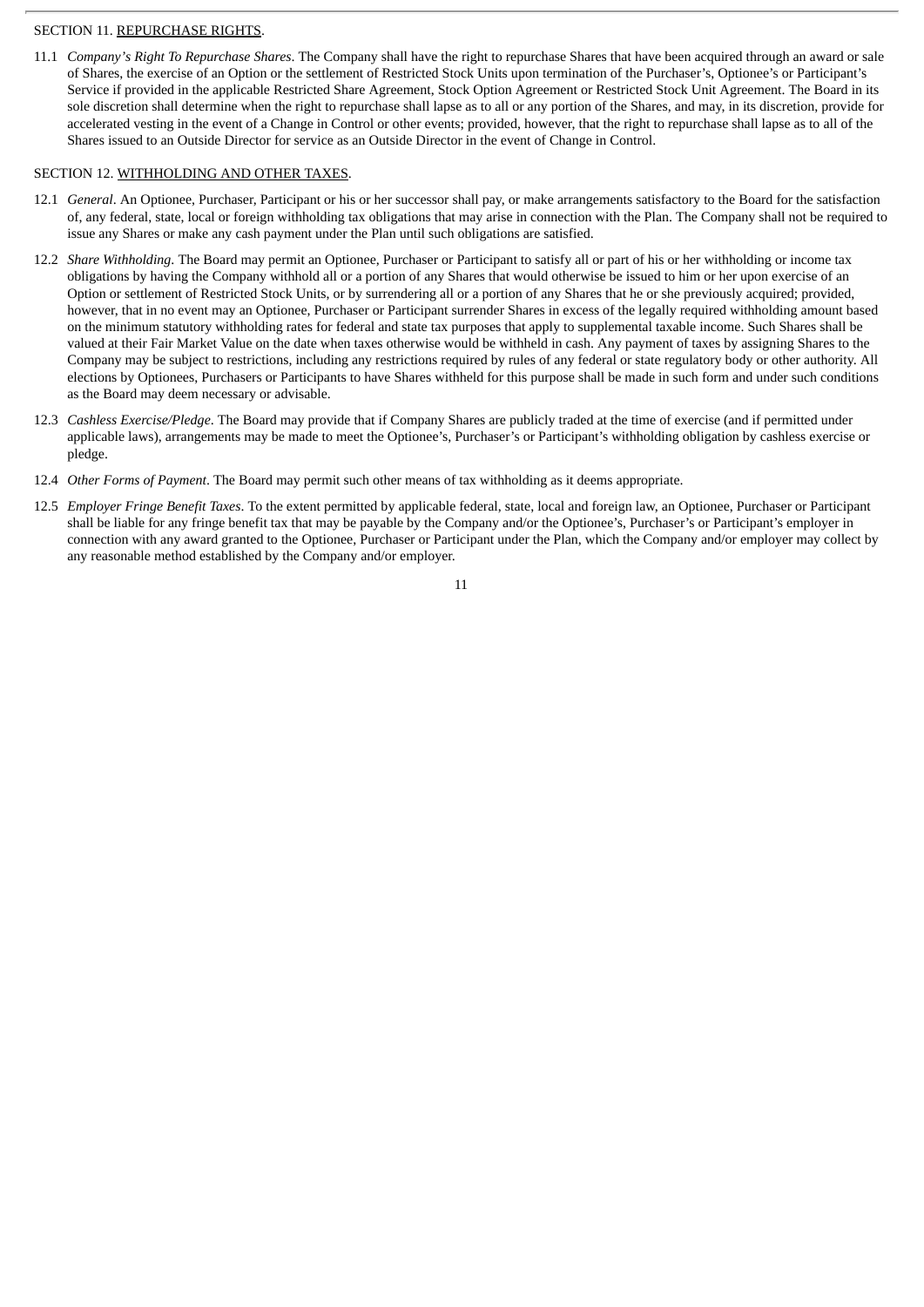SECTION 11. <u>REPURCHASE RIGHTS</u>.

11.1 *Company's Right To Repurchase Shares*. The Company shall have the right to repurchase Shares that have been acquired through an award or sale of Shares, the exercise of an Option or the settlement of Restricted Stock Units upon termination of the Purchaser's, Optionee's or Participant's Service if provided in the applicable Restricted Share Agreement, Stock Option Agreement or Restricted Stock Unit Agreement. The Board in its sole discretion shall determine when the right to repurchase shall lapse as to all or any portion of the Shares, and may, in its discretion, provide for accelerated vesting in the event of a Change in Control or other events; provided, however, that the right to repurchase shall lapse as to all of the Shares issued to an Outside Director for service as an Outside Director in the event of Change in Control.

SECTION 12. <u>WITHHOLDING AND OTHER TAXES</u>.

12.1 *General*. An Optionee, Purchaser, Participant or his or her successor shall pay, or make arrangements satisfactory to the Board for the satisfaction of, any federal, state, local or foreign withholding tax obligations that may arise in connection with the Plan. The Company shall not be required to issue any Shares or make any cash payment under the Plan until such obligations are satisfied.

12.2 *Share Withholding*. The Board may permit an Optionee, Purchaser or Participant to satisfy all or part of his or her withholding or income tax obligations by having the Company withhold all or a portion of any Shares that would otherwise be issued to him or her upon exercise of an Option or settlement of Restricted Stock Units, or by surrendering all or a portion of any Shares that he or she previously acquired; provided, however, that in no event may an Optionee, Purchaser or Participant surrender Shares in excess of the legally required withholding amount based on the minimum statutory withholding rates for federal and state tax purposes that apply to supplemental taxable income. Such Shares shall be valued at their Fair Market Value on the date when taxes otherwise would be withheld in cash. Any payment of taxes by assigning Shares to the Company may be subject to restrictions, including any restrictions required by rules of any federal or state regulatory body or other authority. All elections by Optionees, Purchasers or Participants to have Shares withheld for this purpose shall be made in such form and under such conditions as the Board may deem necessary or advisable.

12.3 *Cashless Exercise/Pledge*. The Board may provide that if Company Shares are publicly traded at the time of exercise (and if permitted under applicable laws), arrangements may be made to meet the Optionee's, Purchaser's or Participant's withholding obligation by cashless exercise or pledge.

12.4 *Other Forms of Payment*. The Board may permit such other means of tax withholding as it deems appropriate.

12.5 *Employer Fringe Benefit Taxes*. To the extent permitted by applicable federal, state, local and foreign law, an Optionee, Purchaser or Participant shall be liable for any fringe benefit tax that may be payable by the Company and/or the Optionee's, Purchaser's or Participant's employer in connection with any award granted to the Optionee, Purchaser or Participant under the Plan, which the Company and/or employer may collect by any reasonable method established by the Company and/or employer.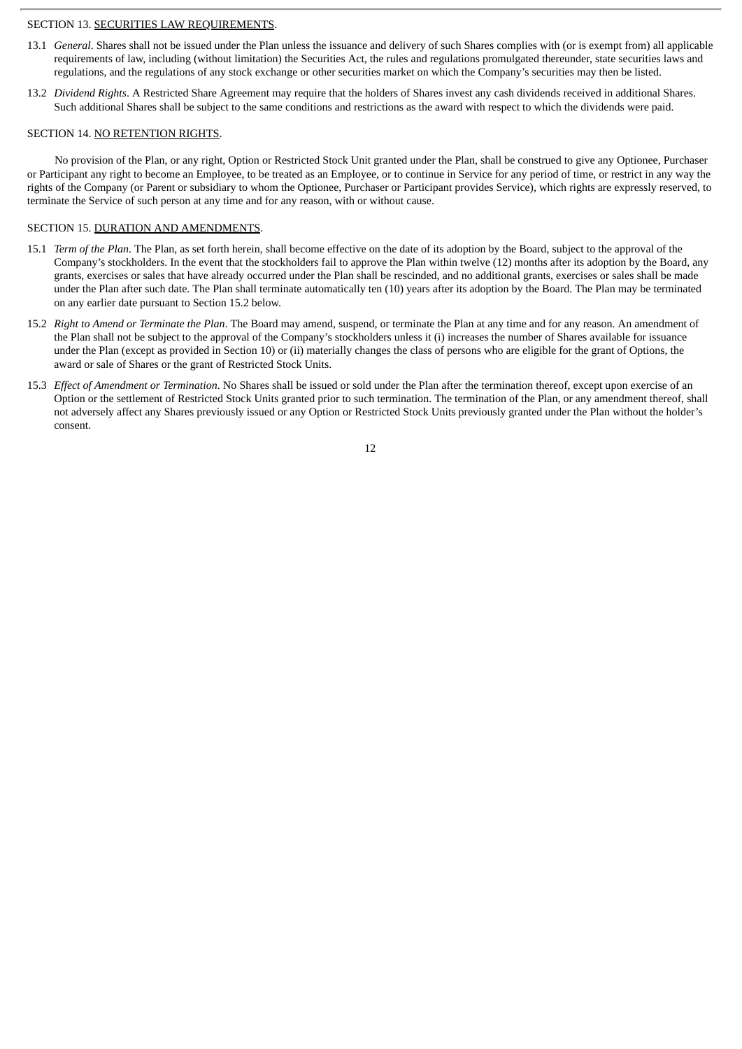SECTION 13. <u>SECURITIES LAW REQUIREMENTS</u>.

13.1 *General*. Shares shall not be issued under the Plan unless the issuance and delivery of such Shares complies with (or is exempt from) all applicable requirements of law, including (without limitation) the Securities Act, the rules and regulations promulgated thereunder, state securities laws and regulations, and the regulations of any stock exchange or other securities market on which the Company's securities may then be listed.

13.2 *Dividend Rights*. A Restricted Share Agreement may require that the holders of Shares invest any cash dividends received in additional Shares. Such additional Shares shall be subject to the same conditions and restrictions as the award with respect to which the dividends were paid.

SECTION 14. <u>NO RETENTION RIGHTS</u>.

No provision of the Plan, or any right, Option or Restricted Stock Unit granted under the Plan, shall be construed to give any Optionee, Purchaser or Participant any right to become an Employee, to be treated as an Employee, or to continue in Service for any period of time, or restrict in any way the rights of the Company (or Parent or subsidiary to whom the Optionee, Purchaser or Participant provides Service), which rights are expressly reserved, to terminate the Service of such person at any time and for any reason, with or without cause.

SECTION 15. <u>DURATION AND AMENDMENTS</u>.

15.1 *Term of the Plan*. The Plan, as set forth herein, shall become effective on the date of its adoption by the Board, subject to the approval of the Company's stockholders. In the event that the stockholders fail to approve the Plan within twelve (12) months after its adoption by the Board, any grants, exercises or sales that have already occurred under the Plan shall be rescinded, and no additional grants, exercises or sales shall be made under the Plan after such date. The Plan shall terminate automatically ten (10) years after its adoption by the Board. The Plan may be terminated on any earlier date pursuant to Section 15.2 below.

15.2 *Right to Amend or Terminate the Plan*. The Board may amend, suspend, or terminate the Plan at any time and for any reason. An amendment of the Plan shall not be subject to the approval of the Company's stockholders unless it (i) increases the number of Shares available for issuance under the Plan (except as provided in Section 10) or (ii) materially changes the class of persons who are eligible for the grant of Options, the award or sale of Shares or the grant of Restricted Stock Units.

15.3 *Effect of Amendment or Termination*. No Shares shall be issued or sold under the Plan after the termination thereof, except upon exercise of an Option or the settlement of Restricted Stock Units granted prior to such termination. The termination of the Plan, or any amendment thereof, shall not adversely affect any Shares previously issued or any Option or Restricted Stock Units previously granted under the Plan without the holder's consent.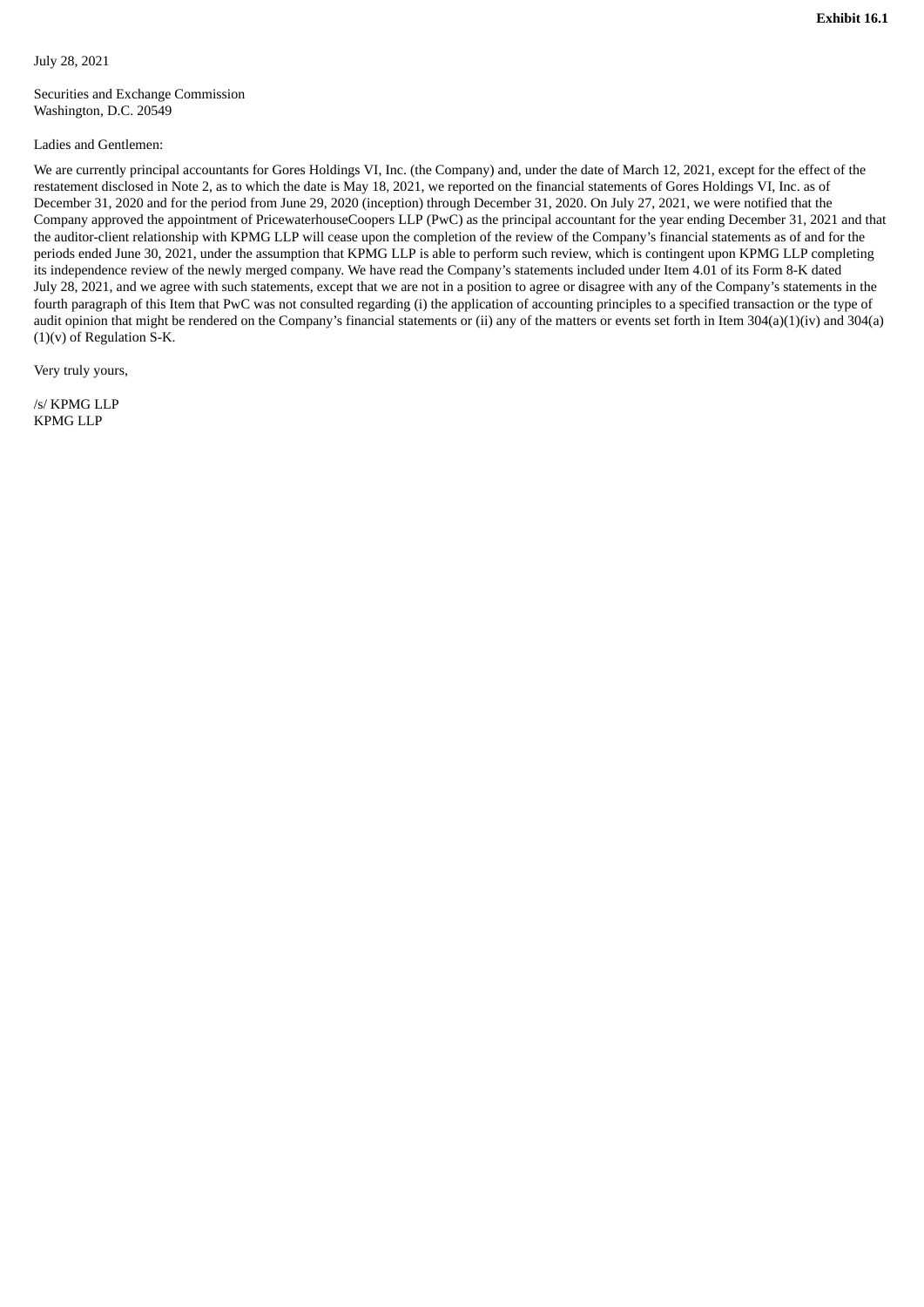**Exhibit 16.1**

July 28, 2021

Securities and Exchange Commission
Washington, D.C. 20549

Ladies and Gentlemen:

We are currently principal accountants for Gores Holdings VI, Inc. (the Company) and, under the date of March 12, 2021, except for the effect of the restatement disclosed in Note 2, as to which the date is May 18, 2021, we reported on the financial statements of Gores Holdings VI, Inc. as of December 31, 2020 and for the period from June 29, 2020 (inception) through December 31, 2020. On July 27, 2021, we were notified that the Company approved the appointment of PricewaterhouseCoopers LLP (PwC) as the principal accountant for the year ending December 31, 2021 and that the auditor-client relationship with KPMG LLP will cease upon the completion of the review of the Company's financial statements as of and for the periods ended June 30, 2021, under the assumption that KPMG LLP is able to perform such review, which is contingent upon KPMG LLP completing its independence review of the newly merged company. We have read the Company's statements included under Item 4.01 of its Form 8-K dated July 28, 2021, and we agree with such statements, except that we are not in a position to agree or disagree with any of the Company's statements in the fourth paragraph of this Item that PwC was not consulted regarding (i) the application of accounting principles to a specified transaction or the type of audit opinion that might be rendered on the Company's financial statements or (ii) any of the matters or events set forth in Item 304(a)(1)(iv) and 304(a)(1)(v) of Regulation S-K.

Very truly yours,

/s/ KPMG LLP
KPMG LLP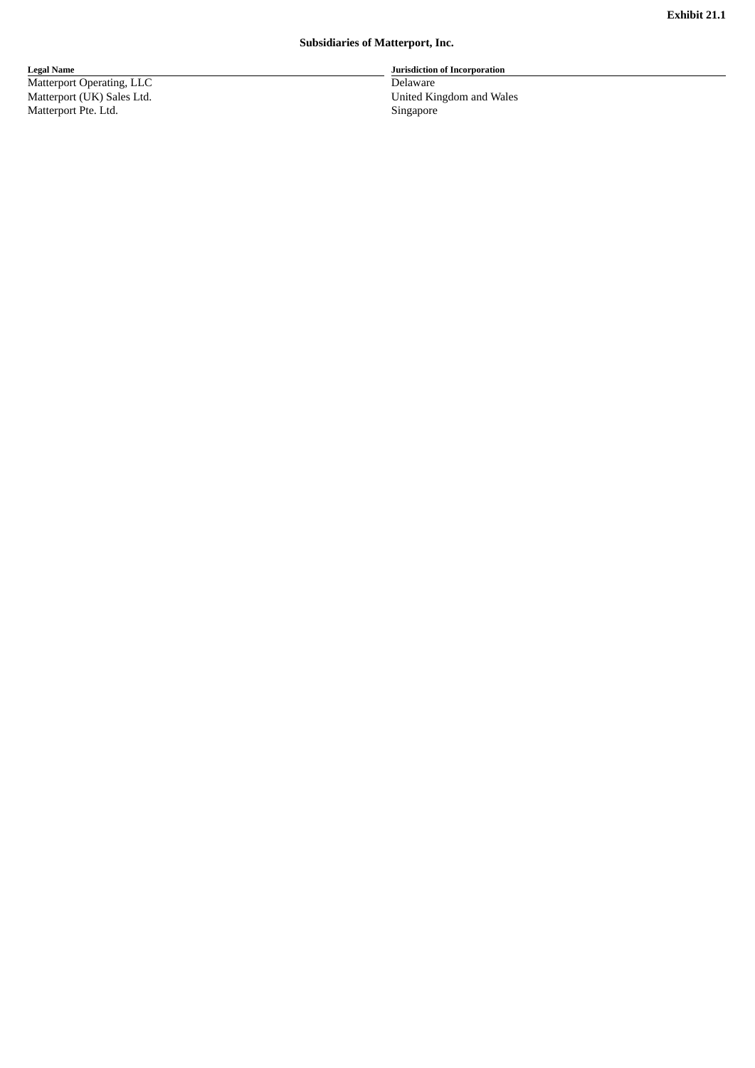**Exhibit 21.1**

**Subsidiaries of Matterport, Inc.**

| Legal Name | Jurisdiction of Incorporation |
|---|---|
| Matterport Operating, LLC | Delaware |
| Matterport (UK) Sales Ltd. | United Kingdom and Wales |
| Matterport Pte. Ltd. | Singapore |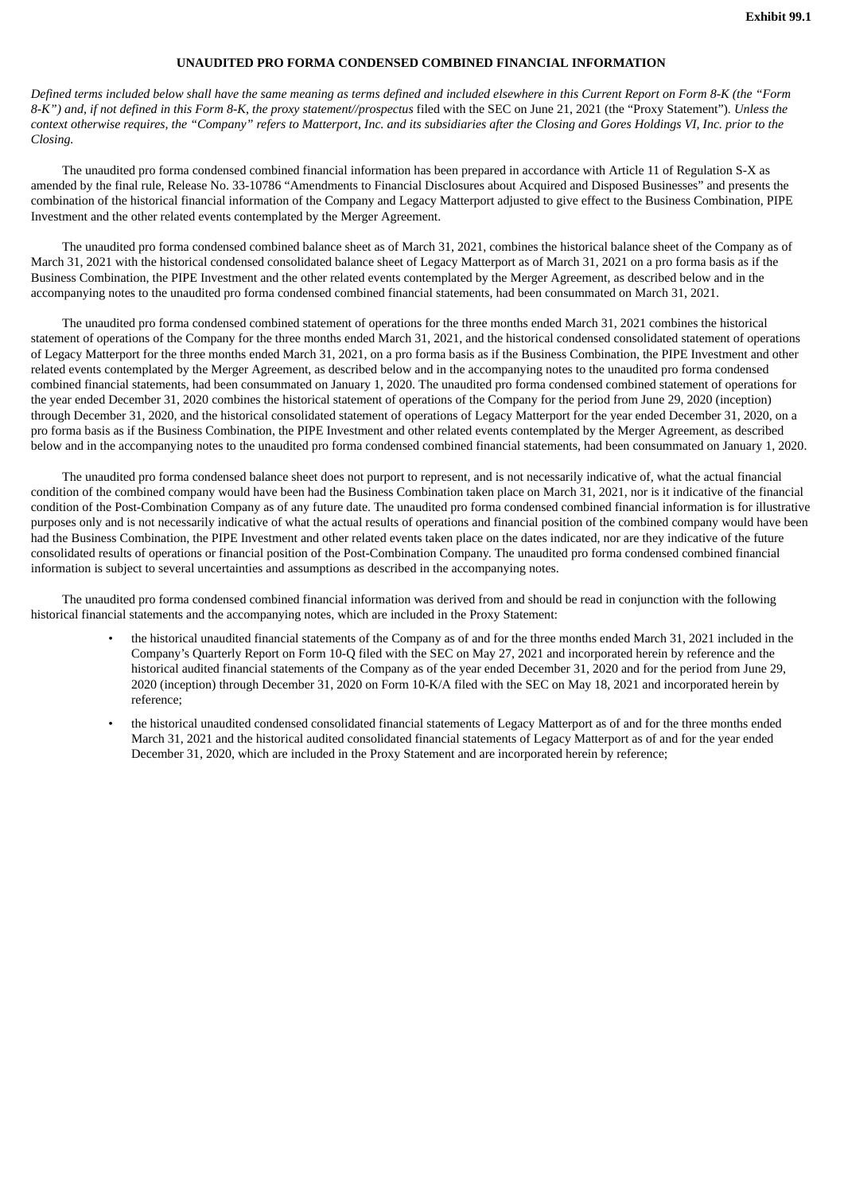**Exhibit 99.1**

## UNAUDITED PRO FORMA CONDENSED COMBINED FINANCIAL INFORMATION

*Defined terms included below shall have the same meaning as terms defined and included elsewhere in this Current Report on Form 8-K (the "Form 8-K") and, if not defined in this Form 8-K, the proxy statement//prospectus* filed with the SEC on June 21, 2021 (the "Proxy Statement")*. Unless the context otherwise requires, the "Company" refers to Matterport, Inc. and its subsidiaries after the Closing and Gores Holdings VI, Inc. prior to the Closing.*

The unaudited pro forma condensed combined financial information has been prepared in accordance with Article 11 of Regulation S-X as amended by the final rule, Release No. 33-10786 "Amendments to Financial Disclosures about Acquired and Disposed Businesses" and presents the combination of the historical financial information of the Company and Legacy Matterport adjusted to give effect to the Business Combination, PIPE Investment and the other related events contemplated by the Merger Agreement.

The unaudited pro forma condensed combined balance sheet as of March 31, 2021, combines the historical balance sheet of the Company as of March 31, 2021 with the historical condensed consolidated balance sheet of Legacy Matterport as of March 31, 2021 on a pro forma basis as if the Business Combination, the PIPE Investment and the other related events contemplated by the Merger Agreement, as described below and in the accompanying notes to the unaudited pro forma condensed combined financial statements, had been consummated on March 31, 2021.

The unaudited pro forma condensed combined statement of operations for the three months ended March 31, 2021 combines the historical statement of operations of the Company for the three months ended March 31, 2021, and the historical condensed consolidated statement of operations of Legacy Matterport for the three months ended March 31, 2021, on a pro forma basis as if the Business Combination, the PIPE Investment and other related events contemplated by the Merger Agreement, as described below and in the accompanying notes to the unaudited pro forma condensed combined financial statements, had been consummated on January 1, 2020. The unaudited pro forma condensed combined statement of operations for the year ended December 31, 2020 combines the historical statement of operations of the Company for the period from June 29, 2020 (inception) through December 31, 2020, and the historical consolidated statement of operations of Legacy Matterport for the year ended December 31, 2020, on a pro forma basis as if the Business Combination, the PIPE Investment and other related events contemplated by the Merger Agreement, as described below and in the accompanying notes to the unaudited pro forma condensed combined financial statements, had been consummated on January 1, 2020.

The unaudited pro forma condensed balance sheet does not purport to represent, and is not necessarily indicative of, what the actual financial condition of the combined company would have been had the Business Combination taken place on March 31, 2021, nor is it indicative of the financial condition of the Post-Combination Company as of any future date. The unaudited pro forma condensed combined financial information is for illustrative purposes only and is not necessarily indicative of what the actual results of operations and financial position of the combined company would have been had the Business Combination, the PIPE Investment and other related events taken place on the dates indicated, nor are they indicative of the future consolidated results of operations or financial position of the Post-Combination Company. The unaudited pro forma condensed combined financial information is subject to several uncertainties and assumptions as described in the accompanying notes.

The unaudited pro forma condensed combined financial information was derived from and should be read in conjunction with the following historical financial statements and the accompanying notes, which are included in the Proxy Statement:

- the historical unaudited financial statements of the Company as of and for the three months ended March 31, 2021 included in the Company's Quarterly Report on Form 10-Q filed with the SEC on May 27, 2021 and incorporated herein by reference and the historical audited financial statements of the Company as of the year ended December 31, 2020 and for the period from June 29, 2020 (inception) through December 31, 2020 on Form 10-K/A filed with the SEC on May 18, 2021 and incorporated herein by reference;
- the historical unaudited condensed consolidated financial statements of Legacy Matterport as of and for the three months ended March 31, 2021 and the historical audited consolidated financial statements of Legacy Matterport as of and for the year ended December 31, 2020, which are included in the Proxy Statement and are incorporated herein by reference;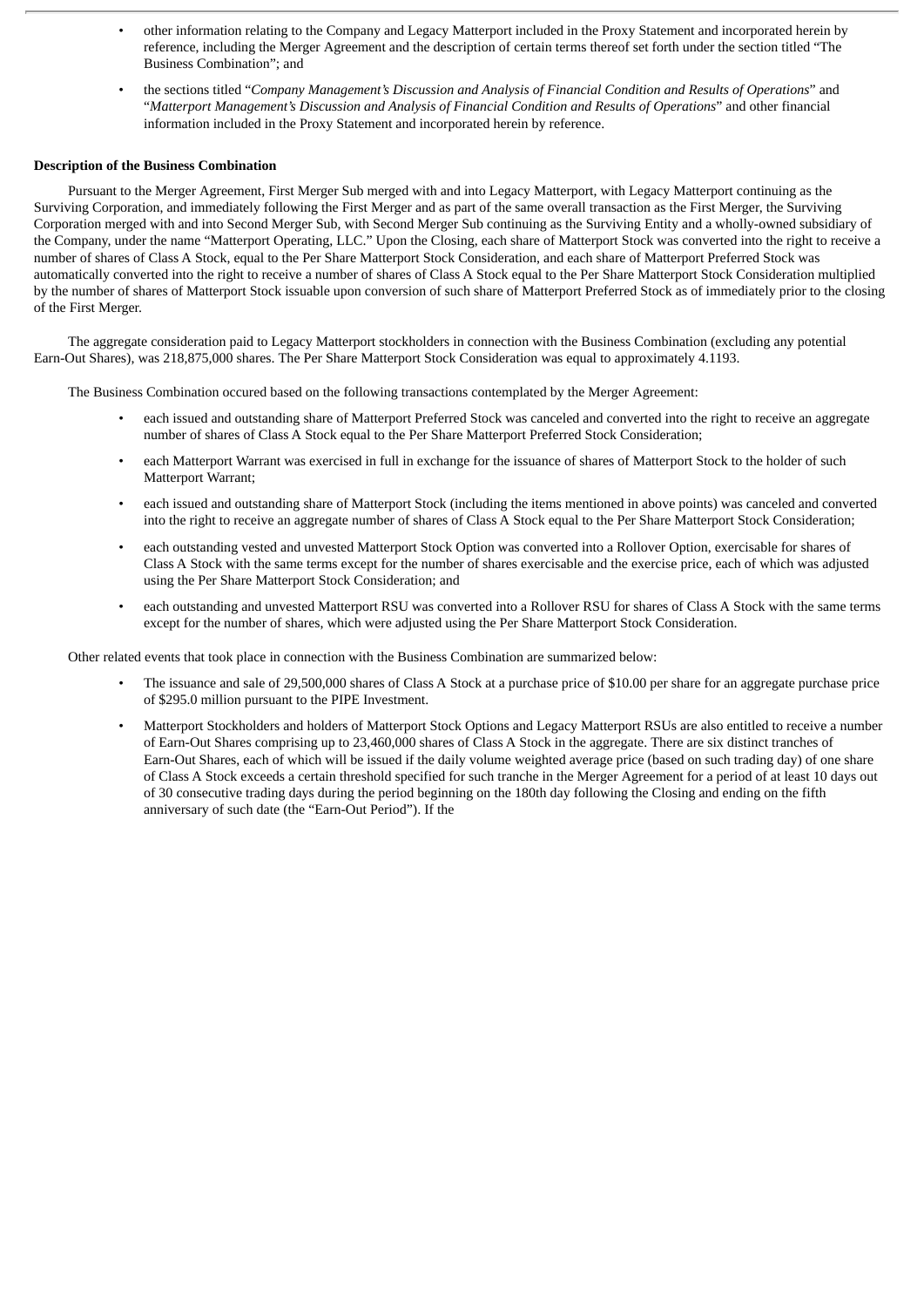- other information relating to the Company and Legacy Matterport included in the Proxy Statement and incorporated herein by reference, including the Merger Agreement and the description of certain terms thereof set forth under the section titled "The Business Combination"; and
- the sections titled "*Company Management's Discussion and Analysis of Financial Condition and Results of Operations*" and "*Matterport Management's Discussion and Analysis of Financial Condition and Results of Operations*" and other financial information included in the Proxy Statement and incorporated herein by reference.

**Description of the Business Combination**

Pursuant to the Merger Agreement, First Merger Sub merged with and into Legacy Matterport, with Legacy Matterport continuing as the Surviving Corporation, and immediately following the First Merger and as part of the same overall transaction as the First Merger, the Surviving Corporation merged with and into Second Merger Sub, with Second Merger Sub continuing as the Surviving Entity and a wholly-owned subsidiary of the Company, under the name "Matterport Operating, LLC." Upon the Closing, each share of Matterport Stock was converted into the right to receive a number of shares of Class A Stock, equal to the Per Share Matterport Stock Consideration, and each share of Matterport Preferred Stock was automatically converted into the right to receive a number of shares of Class A Stock equal to the Per Share Matterport Stock Consideration multiplied by the number of shares of Matterport Stock issuable upon conversion of such share of Matterport Preferred Stock as of immediately prior to the closing of the First Merger.

The aggregate consideration paid to Legacy Matterport stockholders in connection with the Business Combination (excluding any potential Earn-Out Shares), was 218,875,000 shares. The Per Share Matterport Stock Consideration was equal to approximately 4.1193.

The Business Combination occured based on the following transactions contemplated by the Merger Agreement:

- each issued and outstanding share of Matterport Preferred Stock was canceled and converted into the right to receive an aggregate number of shares of Class A Stock equal to the Per Share Matterport Preferred Stock Consideration;
- each Matterport Warrant was exercised in full in exchange for the issuance of shares of Matterport Stock to the holder of such Matterport Warrant;
- each issued and outstanding share of Matterport Stock (including the items mentioned in above points) was canceled and converted into the right to receive an aggregate number of shares of Class A Stock equal to the Per Share Matterport Stock Consideration;
- each outstanding vested and unvested Matterport Stock Option was converted into a Rollover Option, exercisable for shares of Class A Stock with the same terms except for the number of shares exercisable and the exercise price, each of which was adjusted using the Per Share Matterport Stock Consideration; and
- each outstanding and unvested Matterport RSU was converted into a Rollover RSU for shares of Class A Stock with the same terms except for the number of shares, which were adjusted using the Per Share Matterport Stock Consideration.

Other related events that took place in connection with the Business Combination are summarized below:

- The issuance and sale of 29,500,000 shares of Class A Stock at a purchase price of $10.00 per share for an aggregate purchase price of $295.0 million pursuant to the PIPE Investment.
- Matterport Stockholders and holders of Matterport Stock Options and Legacy Matterport RSUs are also entitled to receive a number of Earn-Out Shares comprising up to 23,460,000 shares of Class A Stock in the aggregate. There are six distinct tranches of Earn-Out Shares, each of which will be issued if the daily volume weighted average price (based on such trading day) of one share of Class A Stock exceeds a certain threshold specified for such tranche in the Merger Agreement for a period of at least 10 days out of 30 consecutive trading days during the period beginning on the 180th day following the Closing and ending on the fifth anniversary of such date (the "Earn-Out Period"). If the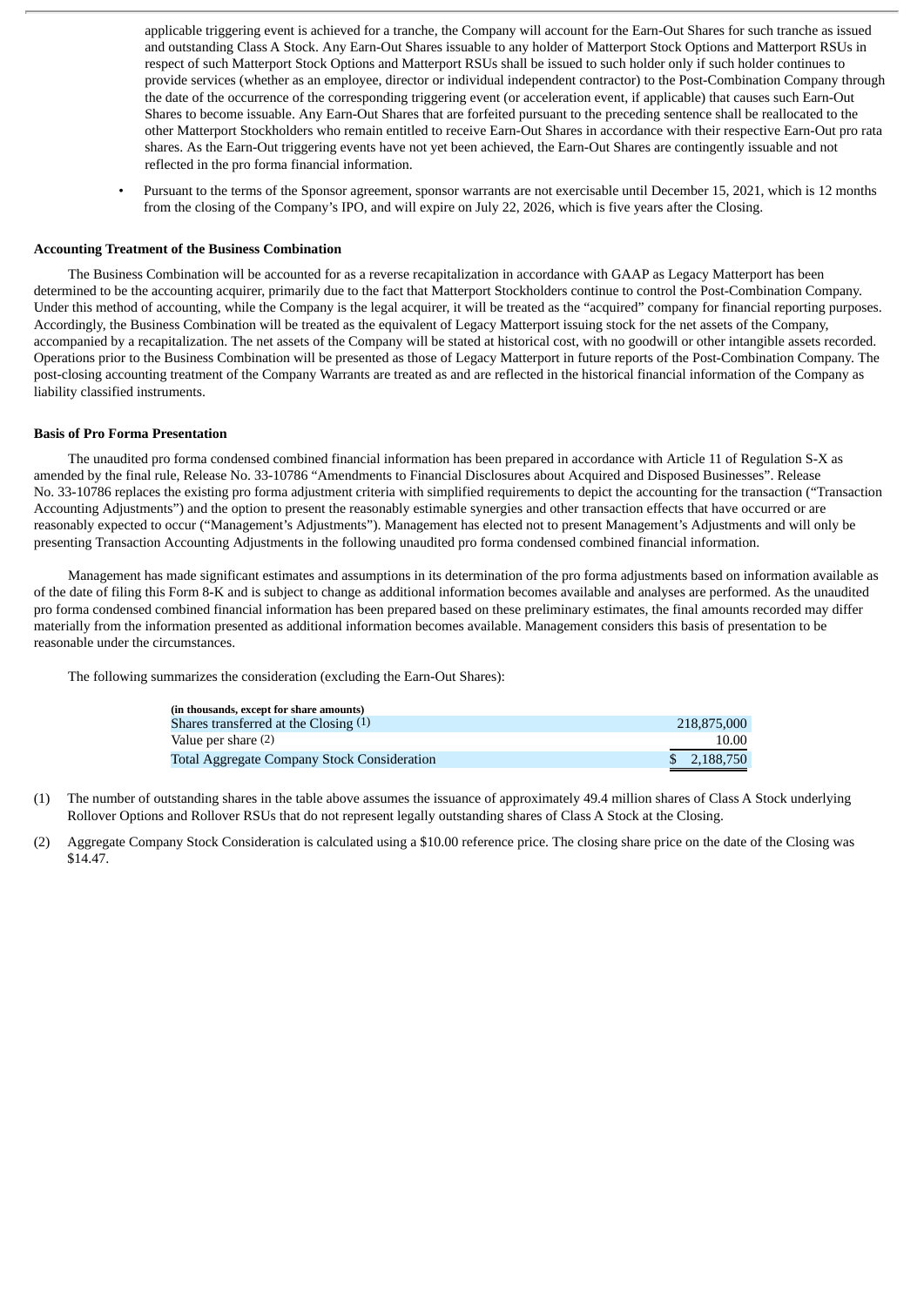applicable triggering event is achieved for a tranche, the Company will account for the Earn-Out Shares for such tranche as issued and outstanding Class A Stock. Any Earn-Out Shares issuable to any holder of Matterport Stock Options and Matterport RSUs in respect of such Matterport Stock Options and Matterport RSUs shall be issued to such holder only if such holder continues to provide services (whether as an employee, director or individual independent contractor) to the Post-Combination Company through the date of the occurrence of the corresponding triggering event (or acceleration event, if applicable) that causes such Earn-Out Shares to become issuable. Any Earn-Out Shares that are forfeited pursuant to the preceding sentence shall be reallocated to the other Matterport Stockholders who remain entitled to receive Earn-Out Shares in accordance with their respective Earn-Out pro rata shares. As the Earn-Out triggering events have not yet been achieved, the Earn-Out Shares are contingently issuable and not reflected in the pro forma financial information.

- Pursuant to the terms of the Sponsor agreement, sponsor warrants are not exercisable until December 15, 2021, which is 12 months from the closing of the Company's IPO, and will expire on July 22, 2026, which is five years after the Closing.

**Accounting Treatment of the Business Combination**

The Business Combination will be accounted for as a reverse recapitalization in accordance with GAAP as Legacy Matterport has been determined to be the accounting acquirer, primarily due to the fact that Matterport Stockholders continue to control the Post-Combination Company. Under this method of accounting, while the Company is the legal acquirer, it will be treated as the "acquired" company for financial reporting purposes. Accordingly, the Business Combination will be treated as the equivalent of Legacy Matterport issuing stock for the net assets of the Company, accompanied by a recapitalization. The net assets of the Company will be stated at historical cost, with no goodwill or other intangible assets recorded. Operations prior to the Business Combination will be presented as those of Legacy Matterport in future reports of the Post-Combination Company. The post-closing accounting treatment of the Company Warrants are treated as and are reflected in the historical financial information of the Company as liability classified instruments.

**Basis of Pro Forma Presentation**

The unaudited pro forma condensed combined financial information has been prepared in accordance with Article 11 of Regulation S-X as amended by the final rule, Release No. 33-10786 "Amendments to Financial Disclosures about Acquired and Disposed Businesses". Release No. 33-10786 replaces the existing pro forma adjustment criteria with simplified requirements to depict the accounting for the transaction ("Transaction Accounting Adjustments") and the option to present the reasonably estimable synergies and other transaction effects that have occurred or are reasonably expected to occur ("Management's Adjustments"). Management has elected not to present Management's Adjustments and will only be presenting Transaction Accounting Adjustments in the following unaudited pro forma condensed combined financial information.

Management has made significant estimates and assumptions in its determination of the pro forma adjustments based on information available as of the date of filing this Form 8-K and is subject to change as additional information becomes available and analyses are performed. As the unaudited pro forma condensed combined financial information has been prepared based on these preliminary estimates, the final amounts recorded may differ materially from the information presented as additional information becomes available. Management considers this basis of presentation to be reasonable under the circumstances.

The following summarizes the consideration (excluding the Earn-Out Shares):

| (in thousands, except for share amounts) | |
|---|---|
| Shares transferred at the Closing (1) | 218,875,000 |
| Value per share (2) | 10.00 |
| Total Aggregate Company Stock Consideration | $ 2,188,750 |

(1) The number of outstanding shares in the table above assumes the issuance of approximately 49.4 million shares of Class A Stock underlying Rollover Options and Rollover RSUs that do not represent legally outstanding shares of Class A Stock at the Closing.

(2) Aggregate Company Stock Consideration is calculated using a $10.00 reference price. The closing share price on the date of the Closing was $14.47.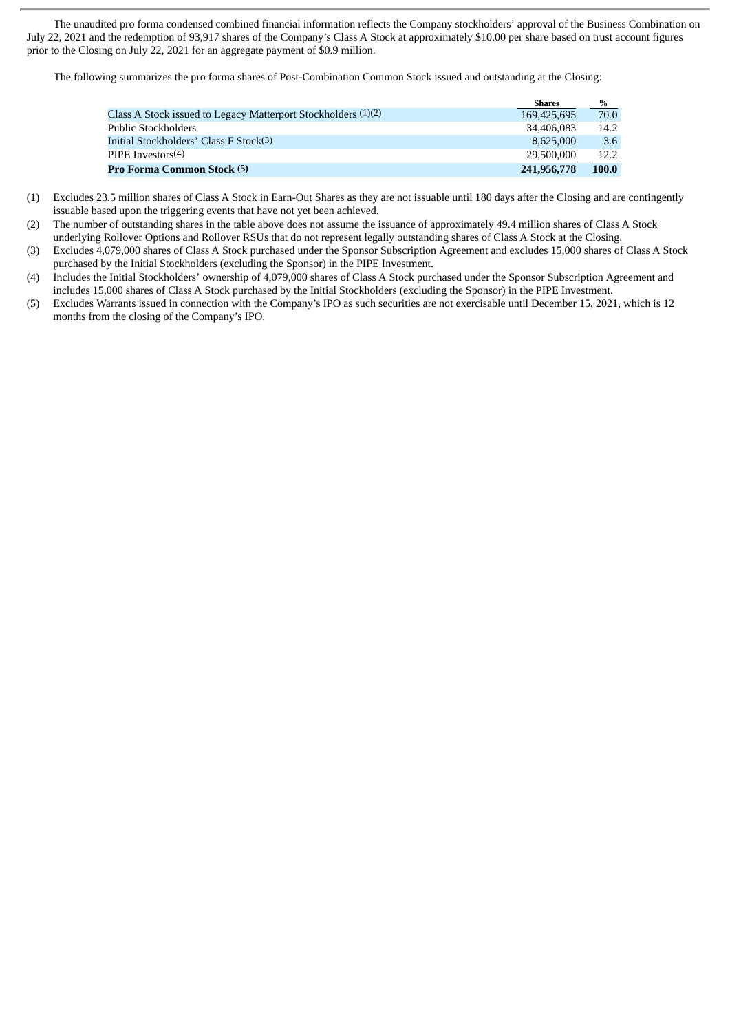The unaudited pro forma condensed combined financial information reflects the Company stockholders' approval of the Business Combination on July 22, 2021 and the redemption of 93,917 shares of the Company's Class A Stock at approximately $10.00 per share based on trust account figures prior to the Closing on July 22, 2021 for an aggregate payment of $0.9 million.

The following summarizes the pro forma shares of Post-Combination Common Stock issued and outstanding at the Closing:

| | Shares | % |
|---|---|---|
| Class A Stock issued to Legacy Matterport Stockholders (1)(2) | 169,425,695 | 70.0 |
| Public Stockholders | 34,406,083 | 14.2 |
| Initial Stockholders' Class F Stock(3) | 8,625,000 | 3.6 |
| PIPE Investors(4) | 29,500,000 | 12.2 |
| **Pro Forma Common Stock (5)** | **241,956,778** | **100.0** |

(1) Excludes 23.5 million shares of Class A Stock in Earn-Out Shares as they are not issuable until 180 days after the Closing and are contingently issuable based upon the triggering events that have not yet been achieved.

(2) The number of outstanding shares in the table above does not assume the issuance of approximately 49.4 million shares of Class A Stock underlying Rollover Options and Rollover RSUs that do not represent legally outstanding shares of Class A Stock at the Closing.

(3) Excludes 4,079,000 shares of Class A Stock purchased under the Sponsor Subscription Agreement and excludes 15,000 shares of Class A Stock purchased by the Initial Stockholders (excluding the Sponsor) in the PIPE Investment.

(4) Includes the Initial Stockholders' ownership of 4,079,000 shares of Class A Stock purchased under the Sponsor Subscription Agreement and includes 15,000 shares of Class A Stock purchased by the Initial Stockholders (excluding the Sponsor) in the PIPE Investment.

(5) Excludes Warrants issued in connection with the Company's IPO as such securities are not exercisable until December 15, 2021, which is 12 months from the closing of the Company's IPO.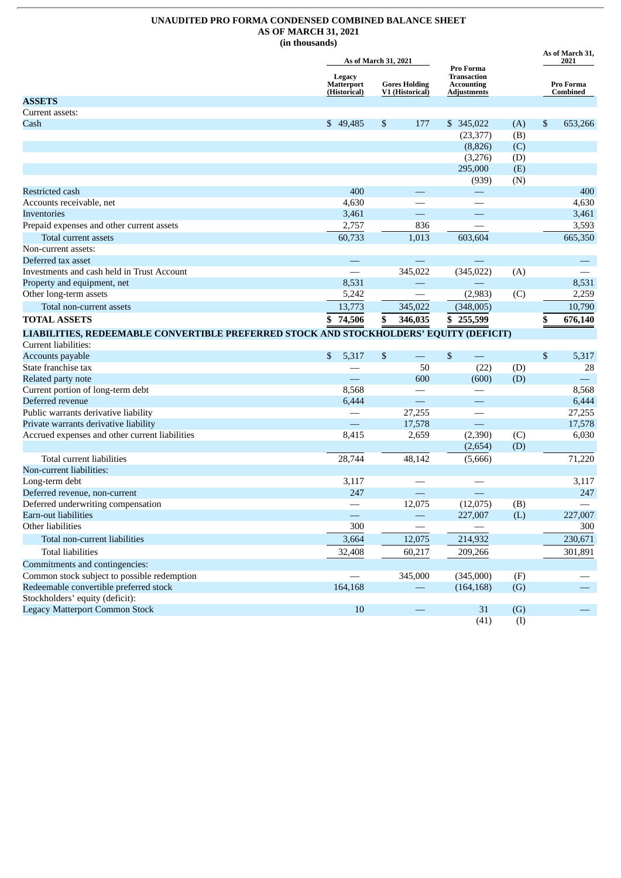**UNAUDITED PRO FORMA CONDENSED COMBINED BALANCE SHEET**
**AS OF MARCH 31, 2021**
**(in thousands)**

| | As of March 31, 2021 | | | | As of March 31, 2021 |
|---|---|---|---|---|---|
| | Legacy Matterport (Historical) | Gores Holding V1 (Historical) | Pro Forma Transaction Accounting Adjustments | | Pro Forma Combined |
| **ASSETS** | | | | | |
| Current assets: | | | | | |
| Cash | $ 49,485 | $ 177 | $ 345,022 | (A) | $ 653,266 |
| | | | (23,377) | (B) | |
| | | | (8,826) | (C) | |
| | | | (3,276) | (D) | |
| | | | 295,000 | (E) | |
| | | | (939) | (N) | |
| Restricted cash | 400 | — | — | | 400 |
| Accounts receivable, net | 4,630 | — | — | | 4,630 |
| Inventories | 3,461 | — | — | | 3,461 |
| Prepaid expenses and other current assets | 2,757 | 836 | — | | 3,593 |
| Total current assets | 60,733 | 1,013 | 603,604 | | 665,350 |
| Non-current assets: | | | | | |
| Deferred tax asset | — | — | — | | — |
| Investments and cash held in Trust Account | — | 345,022 | (345,022) | (A) | — |
| Property and equipment, net | 8,531 | — | — | | 8,531 |
| Other long-term assets | 5,242 | — | (2,983) | (C) | 2,259 |
| Total non-current assets | 13,773 | 345,022 | (348,005) | | 10,790 |
| **TOTAL ASSETS** | **$ 74,506** | **$ 346,035** | **$ 255,599** | | **$ 676,140** |
| **LIABILITIES, REDEEMABLE CONVERTIBLE PREFERRED STOCK AND STOCKHOLDERS' EQUITY (DEFICIT)** | | | | | |
| Current liabilities: | | | | | |
| Accounts payable | $ 5,317 | $ — | $ — | | $ 5,317 |
| State franchise tax | — | 50 | (22) | (D) | 28 |
| Related party note | — | 600 | (600) | (D) | — |
| Current portion of long-term debt | 8,568 | — | — | | 8,568 |
| Deferred revenue | 6,444 | — | — | | 6,444 |
| Public warrants derivative liability | — | 27,255 | — | | 27,255 |
| Private warrants derivative liability | — | 17,578 | — | | 17,578 |
| Accrued expenses and other current liabilities | 8,415 | 2,659 | (2,390) | (C) | 6,030 |
| | | | (2,654) | (D) | |
| Total current liabilities | 28,744 | 48,142 | (5,666) | | 71,220 |
| Non-current liabilities: | | | | | |
| Long-term debt | 3,117 | — | — | | 3,117 |
| Deferred revenue, non-current | 247 | — | — | | 247 |
| Deferred underwriting compensation | — | 12,075 | (12,075) | (B) | — |
| Earn-out liabilities | — | — | 227,007 | (L) | 227,007 |
| Other liabilities | 300 | — | — | | 300 |
| Total non-current liabilities | 3,664 | 12,075 | 214,932 | | 230,671 |
| Total liabilities | 32,408 | 60,217 | 209,266 | | 301,891 |
| Commitments and contingencies: | | | | | |
| Common stock subject to possible redemption | — | 345,000 | (345,000) | (F) | — |
| Redeemable convertible preferred stock | 164,168 | — | (164,168) | (G) | — |
| Stockholders' equity (deficit): | | | | | |
| Legacy Matterport Common Stock | 10 | — | 31 | (G) | — |
| | | | (41) | (I) | |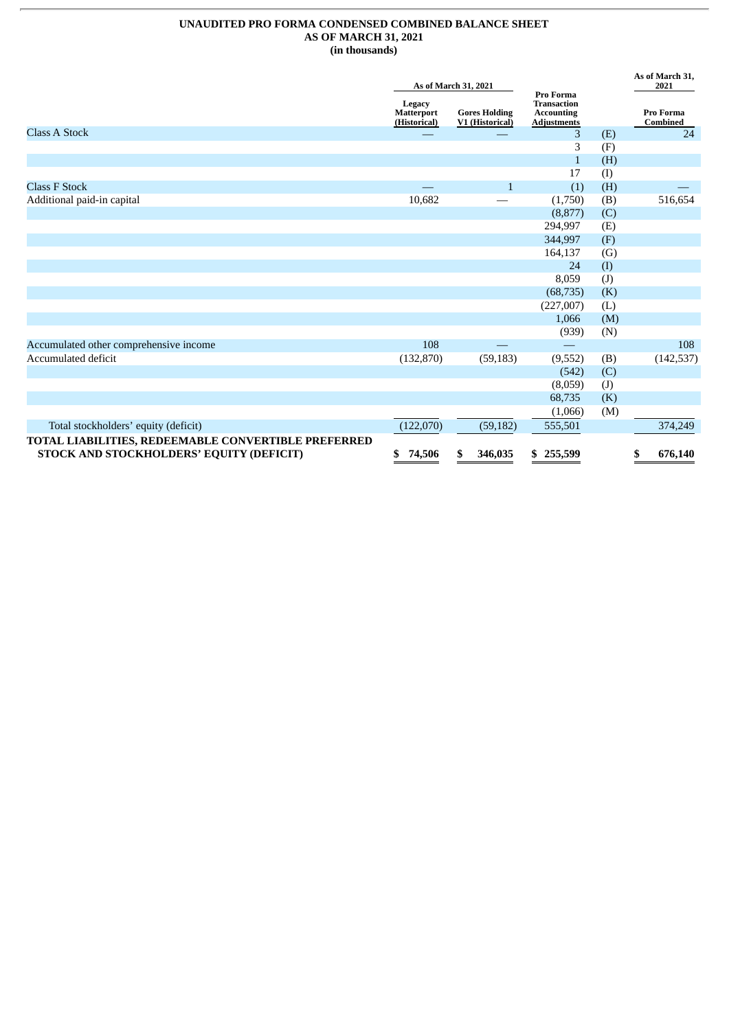**UNAUDITED PRO FORMA CONDENSED COMBINED BALANCE SHEET**
**AS OF MARCH 31, 2021**
**(in thousands)**

| | As of March 31, 2021 | | | | As of March 31, 2021 |
|---|---|---|---|---|---|
| | Legacy Matterport (Historical) | Gores Holding V1 (Historical) | Pro Forma Transaction Accounting Adjustments | | Pro Forma Combined |
| Class A Stock | — | — | 3 | (E) | 24 |
| | | | 3 | (F) | |
| | | | 1 | (H) | |
| | | | 17 | (I) | |
| Class F Stock | — | 1 | (1) | (H) | — |
| Additional paid-in capital | 10,682 | — | (1,750) | (B) | 516,654 |
| | | | (8,877) | (C) | |
| | | | 294,997 | (E) | |
| | | | 344,997 | (F) | |
| | | | 164,137 | (G) | |
| | | | 24 | (I) | |
| | | | 8,059 | (J) | |
| | | | (68,735) | (K) | |
| | | | (227,007) | (L) | |
| | | | 1,066 | (M) | |
| | | | (939) | (N) | |
| Accumulated other comprehensive income | 108 | — | — | | 108 |
| Accumulated deficit | (132,870) | (59,183) | (9,552) | (B) | (142,537) |
| | | | (542) | (C) | |
| | | | (8,059) | (J) | |
| | | | 68,735 | (K) | |
| | | | (1,066) | (M) | |
| Total stockholders' equity (deficit) | (122,070) | (59,182) | 555,501 | | 374,249 |
| **TOTAL LIABILITIES, REDEEMABLE CONVERTIBLE PREFERRED STOCK AND STOCKHOLDERS' EQUITY (DEFICIT)** | **$ 74,506** | **$ 346,035** | **$ 255,599** | | **$ 676,140** |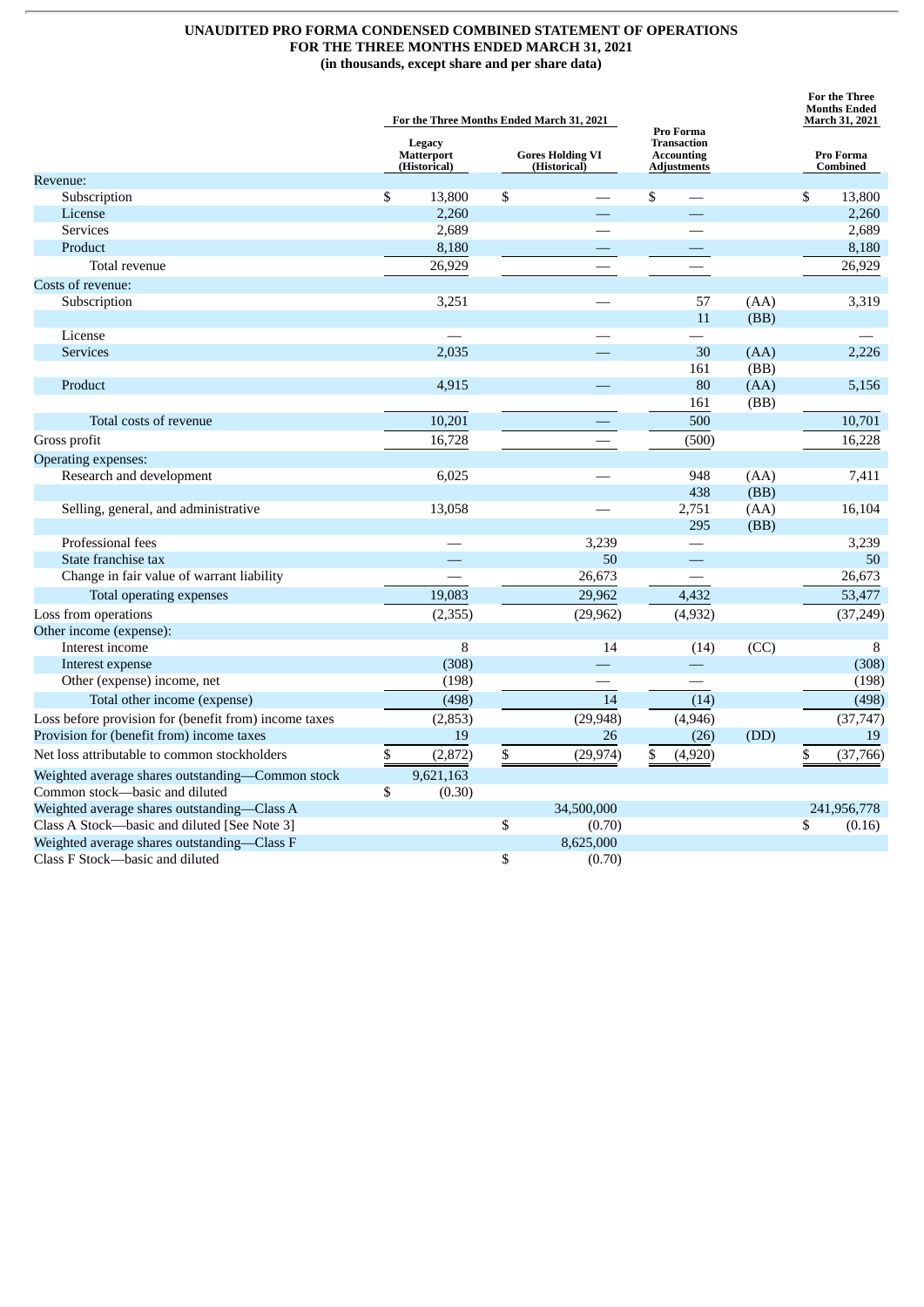# UNAUDITED PRO FORMA CONDENSED COMBINED STATEMENT OF OPERATIONS
## FOR THE THREE MONTHS ENDED MARCH 31, 2021
### (in thousands, except share and per share data)

| | For the Three Months Ended March 31, 2021 | | | | For the Three Months Ended March 31, 2021 |
|---|---|---|---|---|---|
| | Legacy Matterport (Historical) | Gores Holding VI (Historical) | Pro Forma Transaction Accounting Adjustments | | Pro Forma Combined |
| **Revenue:** | | | | | |
| Subscription | $ 13,800 | $ — | $ — | | $ 13,800 |
| License | 2,260 | — | — | | 2,260 |
| Services | 2,689 | — | — | | 2,689 |
| Product | 8,180 | — | — | | 8,180 |
| Total revenue | 26,929 | — | — | | 26,929 |
| **Costs of revenue:** | | | | | |
| Subscription | 3,251 | — | 57 | (AA) | 3,319 |
| | | | 11 | (BB) | |
| License | — | — | — | | — |
| Services | 2,035 | — | 30 | (AA) | 2,226 |
| | | | 161 | (BB) | |
| Product | 4,915 | — | 80 | (AA) | 5,156 |
| | | | 161 | (BB) | |
| Total costs of revenue | 10,201 | — | 500 | | 10,701 |
| Gross profit | 16,728 | — | (500) | | 16,228 |
| **Operating expenses:** | | | | | |
| Research and development | 6,025 | — | 948 | (AA) | 7,411 |
| | | | 438 | (BB) | |
| Selling, general, and administrative | 13,058 | — | 2,751 | (AA) | 16,104 |
| | | | 295 | (BB) | |
| Professional fees | — | 3,239 | — | | 3,239 |
| State franchise tax | — | 50 | — | | 50 |
| Change in fair value of warrant liability | — | 26,673 | — | | 26,673 |
| Total operating expenses | 19,083 | 29,962 | 4,432 | | 53,477 |
| Loss from operations | (2,355) | (29,962) | (4,932) | | (37,249) |
| **Other income (expense):** | | | | | |
| Interest income | 8 | 14 | (14) | (CC) | 8 |
| Interest expense | (308) | — | — | | (308) |
| Other (expense) income, net | (198) | — | — | | (198) |
| Total other income (expense) | (498) | 14 | (14) | | (498) |
| Loss before provision for (benefit from) income taxes | (2,853) | (29,948) | (4,946) | | (37,747) |
| Provision for (benefit from) income taxes | 19 | 26 | (26) | (DD) | 19 |
| Net loss attributable to common stockholders | $ (2,872) | $ (29,974) | $ (4,920) | | $ (37,766) |
| Weighted average shares outstanding—Common stock | 9,621,163 | | | | |
| Common stock—basic and diluted | $ (0.30) | | | | |
| Weighted average shares outstanding—Class A | | 34,500,000 | | | 241,956,778 |
| Class A Stock—basic and diluted [See Note 3] | | $ (0.70) | | | $ (0.16) |
| Weighted average shares outstanding—Class F | | 8,625,000 | | | |
| Class F Stock—basic and diluted | | $ (0.70) | | | |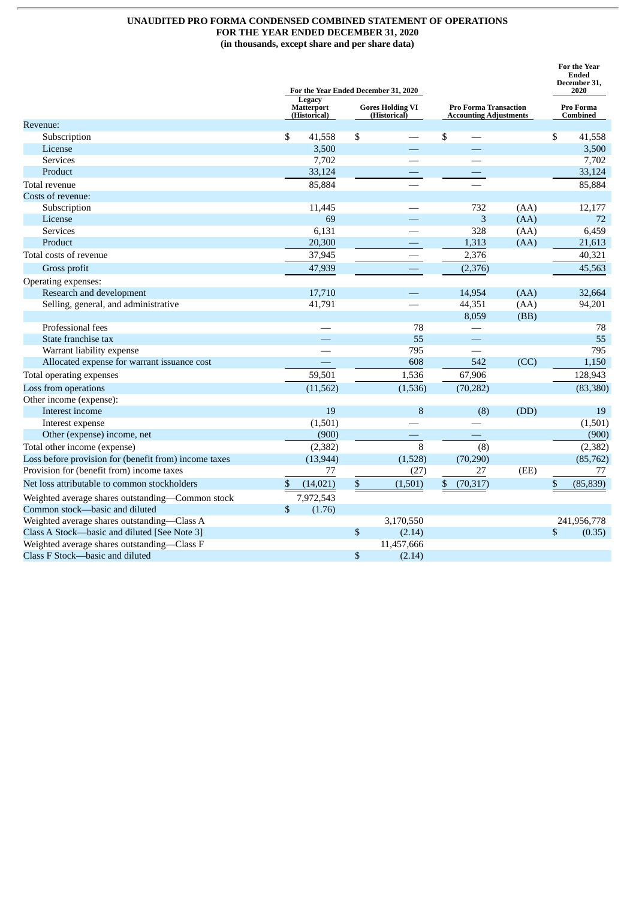**UNAUDITED PRO FORMA CONDENSED COMBINED STATEMENT OF OPERATIONS**
**FOR THE YEAR ENDED DECEMBER 31, 2020**
**(in thousands, except share and per share data)**

| | For the Year Ended December 31, 2020 | | | | For the Year Ended December 31, 2020 |
|---|---|---|---|---|---|
| | Legacy Matterport (Historical) | Gores Holding VI (Historical) | Pro Forma Transaction Accounting Adjustments | | Pro Forma Combined |
| Revenue: | | | | | |
| Subscription | $ 41,558 | $ — | $ — | | $ 41,558 |
| License | 3,500 | — | — | | 3,500 |
| Services | 7,702 | — | — | | 7,702 |
| Product | 33,124 | — | — | | 33,124 |
| Total revenue | 85,884 | — | — | | 85,884 |
| Costs of revenue: | | | | | |
| Subscription | 11,445 | — | 732 | (AA) | 12,177 |
| License | 69 | — | 3 | (AA) | 72 |
| Services | 6,131 | — | 328 | (AA) | 6,459 |
| Product | 20,300 | — | 1,313 | (AA) | 21,613 |
| Total costs of revenue | 37,945 | — | 2,376 | | 40,321 |
| Gross profit | 47,939 | — | (2,376) | | 45,563 |
| Operating expenses: | | | | | |
| Research and development | 17,710 | — | 14,954 | (AA) | 32,664 |
| Selling, general, and administrative | 41,791 | — | 44,351 | (AA) | 94,201 |
| | | | 8,059 | (BB) | |
| Professional fees | — | 78 | — | | 78 |
| State franchise tax | — | 55 | — | | 55 |
| Warrant liability expense | — | 795 | — | | 795 |
| Allocated expense for warrant issuance cost | — | 608 | 542 | (CC) | 1,150 |
| Total operating expenses | 59,501 | 1,536 | 67,906 | | 128,943 |
| Loss from operations | (11,562) | (1,536) | (70,282) | | (83,380) |
| Other income (expense): | | | | | |
| Interest income | 19 | 8 | (8) | (DD) | 19 |
| Interest expense | (1,501) | — | — | | (1,501) |
| Other (expense) income, net | (900) | — | — | | (900) |
| Total other income (expense) | (2,382) | 8 | (8) | | (2,382) |
| Loss before provision for (benefit from) income taxes | (13,944) | (1,528) | (70,290) | | (85,762) |
| Provision for (benefit from) income taxes | 77 | (27) | 27 | (EE) | 77 |
| Net loss attributable to common stockholders | $ (14,021) | $ (1,501) | $ (70,317) | | $ (85,839) |
| Weighted average shares outstanding—Common stock | 7,972,543 | | | | |
| Common stock—basic and diluted | $ (1.76) | | | | |
| Weighted average shares outstanding—Class A | | 3,170,550 | | | 241,956,778 |
| Class A Stock—basic and diluted [See Note 3] | | $ (2.14) | | | $ (0.35) |
| Weighted average shares outstanding—Class F | | 11,457,666 | | | |
| Class F Stock—basic and diluted | | $ (2.14) | | | |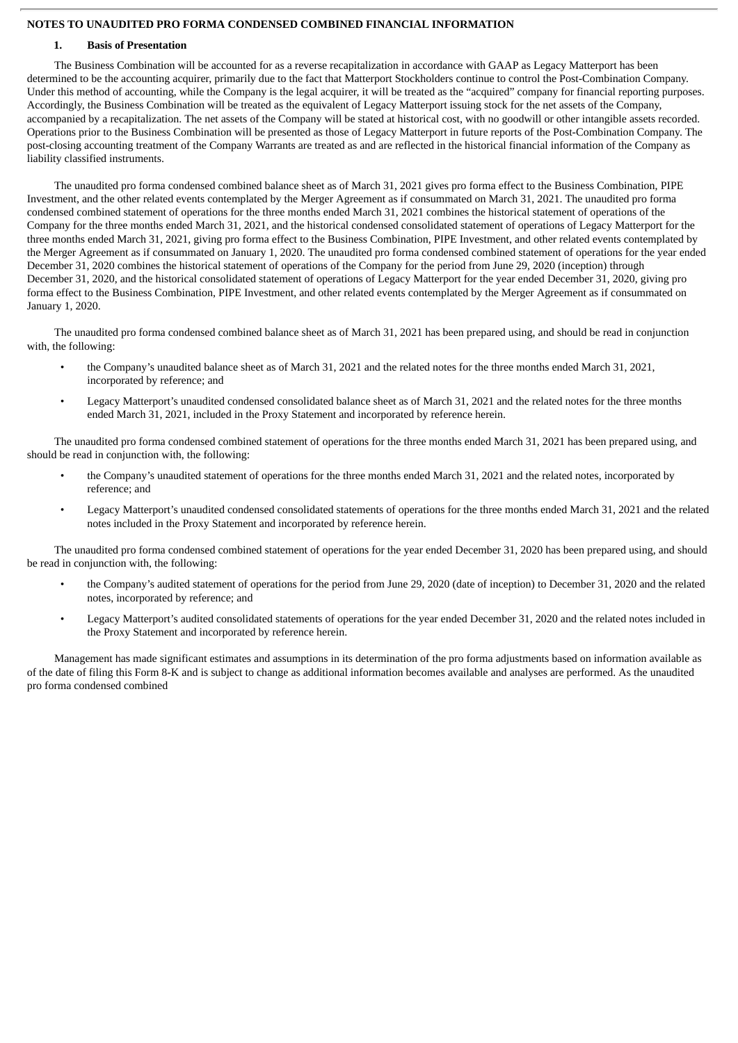## NOTES TO UNAUDITED PRO FORMA CONDENSED COMBINED FINANCIAL INFORMATION

### 1. Basis of Presentation

The Business Combination will be accounted for as a reverse recapitalization in accordance with GAAP as Legacy Matterport has been determined to be the accounting acquirer, primarily due to the fact that Matterport Stockholders continue to control the Post-Combination Company. Under this method of accounting, while the Company is the legal acquirer, it will be treated as the "acquired" company for financial reporting purposes. Accordingly, the Business Combination will be treated as the equivalent of Legacy Matterport issuing stock for the net assets of the Company, accompanied by a recapitalization. The net assets of the Company will be stated at historical cost, with no goodwill or other intangible assets recorded. Operations prior to the Business Combination will be presented as those of Legacy Matterport in future reports of the Post-Combination Company. The post-closing accounting treatment of the Company Warrants are treated as and are reflected in the historical financial information of the Company as liability classified instruments.

The unaudited pro forma condensed combined balance sheet as of March 31, 2021 gives pro forma effect to the Business Combination, PIPE Investment, and the other related events contemplated by the Merger Agreement as if consummated on March 31, 2021. The unaudited pro forma condensed combined statement of operations for the three months ended March 31, 2021 combines the historical statement of operations of the Company for the three months ended March 31, 2021, and the historical condensed consolidated statement of operations of Legacy Matterport for the three months ended March 31, 2021, giving pro forma effect to the Business Combination, PIPE Investment, and other related events contemplated by the Merger Agreement as if consummated on January 1, 2020. The unaudited pro forma condensed combined statement of operations for the year ended December 31, 2020 combines the historical statement of operations of the Company for the period from June 29, 2020 (inception) through December 31, 2020, and the historical consolidated statement of operations of Legacy Matterport for the year ended December 31, 2020, giving pro forma effect to the Business Combination, PIPE Investment, and other related events contemplated by the Merger Agreement as if consummated on January 1, 2020.

The unaudited pro forma condensed combined balance sheet as of March 31, 2021 has been prepared using, and should be read in conjunction with, the following:

- the Company's unaudited balance sheet as of March 31, 2021 and the related notes for the three months ended March 31, 2021, incorporated by reference; and
- Legacy Matterport's unaudited condensed consolidated balance sheet as of March 31, 2021 and the related notes for the three months ended March 31, 2021, included in the Proxy Statement and incorporated by reference herein.

The unaudited pro forma condensed combined statement of operations for the three months ended March 31, 2021 has been prepared using, and should be read in conjunction with, the following:

- the Company's unaudited statement of operations for the three months ended March 31, 2021 and the related notes, incorporated by reference; and
- Legacy Matterport's unaudited condensed consolidated statements of operations for the three months ended March 31, 2021 and the related notes included in the Proxy Statement and incorporated by reference herein.

The unaudited pro forma condensed combined statement of operations for the year ended December 31, 2020 has been prepared using, and should be read in conjunction with, the following:

- the Company's audited statement of operations for the period from June 29, 2020 (date of inception) to December 31, 2020 and the related notes, incorporated by reference; and
- Legacy Matterport's audited consolidated statements of operations for the year ended December 31, 2020 and the related notes included in the Proxy Statement and incorporated by reference herein.

Management has made significant estimates and assumptions in its determination of the pro forma adjustments based on information available as of the date of filing this Form 8-K and is subject to change as additional information becomes available and analyses are performed. As the unaudited pro forma condensed combined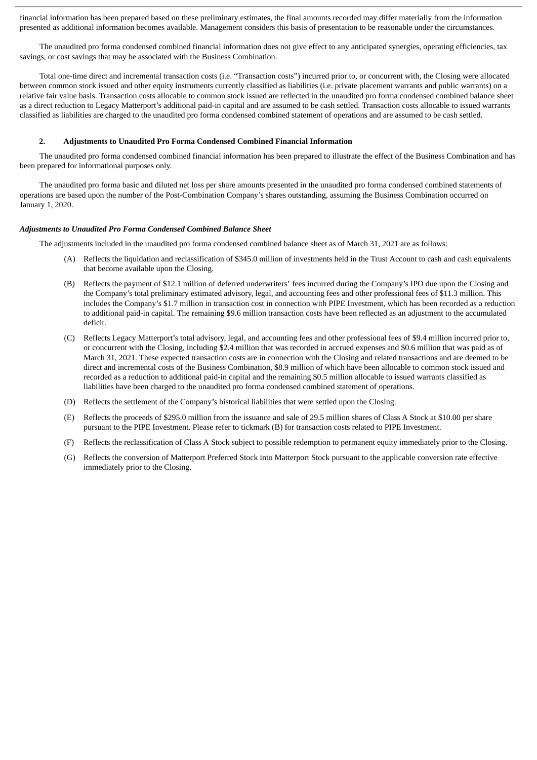financial information has been prepared based on these preliminary estimates, the final amounts recorded may differ materially from the information presented as additional information becomes available. Management considers this basis of presentation to be reasonable under the circumstances.

The unaudited pro forma condensed combined financial information does not give effect to any anticipated synergies, operating efficiencies, tax savings, or cost savings that may be associated with the Business Combination.

Total one-time direct and incremental transaction costs (i.e. "Transaction costs") incurred prior to, or concurrent with, the Closing were allocated between common stock issued and other equity instruments currently classified as liabilities (i.e. private placement warrants and public warrants) on a relative fair value basis. Transaction costs allocable to common stock issued are reflected in the unaudited pro forma condensed combined balance sheet as a direct reduction to Legacy Matterport's additional paid-in capital and are assumed to be cash settled. Transaction costs allocable to issued warrants classified as liabilities are charged to the unaudited pro forma condensed combined statement of operations and are assumed to be cash settled.

## 2. Adjustments to Unaudited Pro Forma Condensed Combined Financial Information

The unaudited pro forma condensed combined financial information has been prepared to illustrate the effect of the Business Combination and has been prepared for informational purposes only.

The unaudited pro forma basic and diluted net loss per share amounts presented in the unaudited pro forma condensed combined statements of operations are based upon the number of the Post-Combination Company's shares outstanding, assuming the Business Combination occurred on January 1, 2020.

### *Adjustments to Unaudited Pro Forma Condensed Combined Balance Sheet*

The adjustments included in the unaudited pro forma condensed combined balance sheet as of March 31, 2021 are as follows:

(A) Reflects the liquidation and reclassification of $345.0 million of investments held in the Trust Account to cash and cash equivalents that become available upon the Closing.

(B) Reflects the payment of $12.1 million of deferred underwriters' fees incurred during the Company's IPO due upon the Closing and the Company's total preliminary estimated advisory, legal, and accounting fees and other professional fees of $11.3 million. This includes the Company's $1.7 million in transaction cost in connection with PIPE Investment, which has been recorded as a reduction to additional paid-in capital. The remaining $9.6 million transaction costs have been reflected as an adjustment to the accumulated deficit.

(C) Reflects Legacy Matterport's total advisory, legal, and accounting fees and other professional fees of $9.4 million incurred prior to, or concurrent with the Closing, including $2.4 million that was recorded in accrued expenses and $0.6 million that was paid as of March 31, 2021. These expected transaction costs are in connection with the Closing and related transactions and are deemed to be direct and incremental costs of the Business Combination, $8.9 million of which have been allocable to common stock issued and recorded as a reduction to additional paid-in capital and the remaining $0.5 million allocable to issued warrants classified as liabilities have been charged to the unaudited pro forma condensed combined statement of operations.

(D) Reflects the settlement of the Company's historical liabilities that were settled upon the Closing.

(E) Reflects the proceeds of $295.0 million from the issuance and sale of 29.5 million shares of Class A Stock at $10.00 per share pursuant to the PIPE Investment. Please refer to tickmark (B) for transaction costs related to PIPE Investment.

(F) Reflects the reclassification of Class A Stock subject to possible redemption to permanent equity immediately prior to the Closing.

(G) Reflects the conversion of Matterport Preferred Stock into Matterport Stock pursuant to the applicable conversion rate effective immediately prior to the Closing.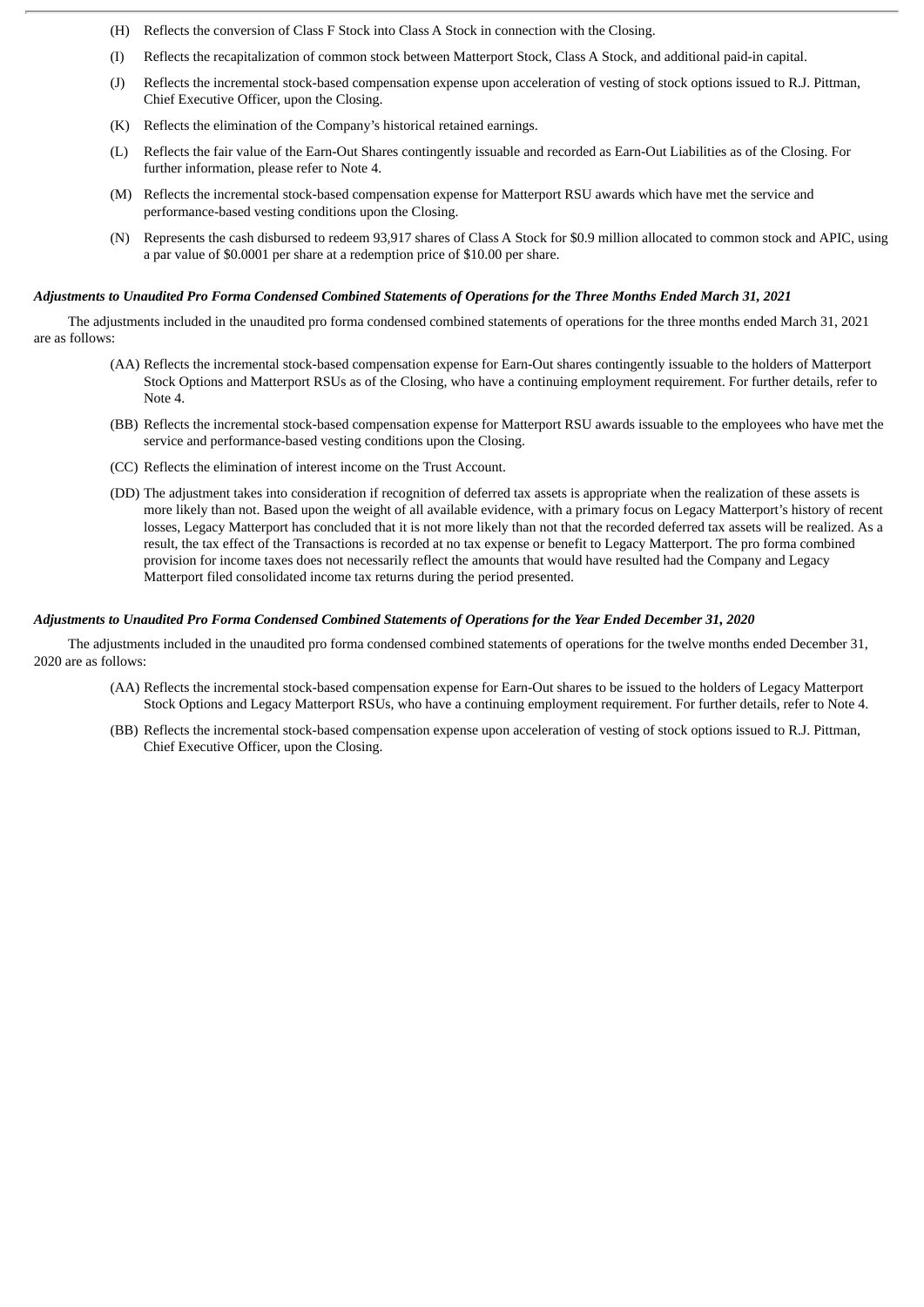(H) Reflects the conversion of Class F Stock into Class A Stock in connection with the Closing.

(I) Reflects the recapitalization of common stock between Matterport Stock, Class A Stock, and additional paid-in capital.

(J) Reflects the incremental stock-based compensation expense upon acceleration of vesting of stock options issued to R.J. Pittman, Chief Executive Officer, upon the Closing.

(K) Reflects the elimination of the Company's historical retained earnings.

(L) Reflects the fair value of the Earn-Out Shares contingently issuable and recorded as Earn-Out Liabilities as of the Closing. For further information, please refer to Note 4.

(M) Reflects the incremental stock-based compensation expense for Matterport RSU awards which have met the service and performance-based vesting conditions upon the Closing.

(N) Represents the cash disbursed to redeem 93,917 shares of Class A Stock for $0.9 million allocated to common stock and APIC, using a par value of $0.0001 per share at a redemption price of $10.00 per share.

***Adjustments to Unaudited Pro Forma Condensed Combined Statements of Operations for the Three Months Ended March 31, 2021***

The adjustments included in the unaudited pro forma condensed combined statements of operations for the three months ended March 31, 2021 are as follows:

(AA) Reflects the incremental stock-based compensation expense for Earn-Out shares contingently issuable to the holders of Matterport Stock Options and Matterport RSUs as of the Closing, who have a continuing employment requirement. For further details, refer to Note 4.

(BB) Reflects the incremental stock-based compensation expense for Matterport RSU awards issuable to the employees who have met the service and performance-based vesting conditions upon the Closing.

(CC) Reflects the elimination of interest income on the Trust Account.

(DD) The adjustment takes into consideration if recognition of deferred tax assets is appropriate when the realization of these assets is more likely than not. Based upon the weight of all available evidence, with a primary focus on Legacy Matterport's history of recent losses, Legacy Matterport has concluded that it is not more likely than not that the recorded deferred tax assets will be realized. As a result, the tax effect of the Transactions is recorded at no tax expense or benefit to Legacy Matterport. The pro forma combined provision for income taxes does not necessarily reflect the amounts that would have resulted had the Company and Legacy Matterport filed consolidated income tax returns during the period presented.

***Adjustments to Unaudited Pro Forma Condensed Combined Statements of Operations for the Year Ended December 31, 2020***

The adjustments included in the unaudited pro forma condensed combined statements of operations for the twelve months ended December 31, 2020 are as follows:

(AA) Reflects the incremental stock-based compensation expense for Earn-Out shares to be issued to the holders of Legacy Matterport Stock Options and Legacy Matterport RSUs, who have a continuing employment requirement. For further details, refer to Note 4.

(BB) Reflects the incremental stock-based compensation expense upon acceleration of vesting of stock options issued to R.J. Pittman, Chief Executive Officer, upon the Closing.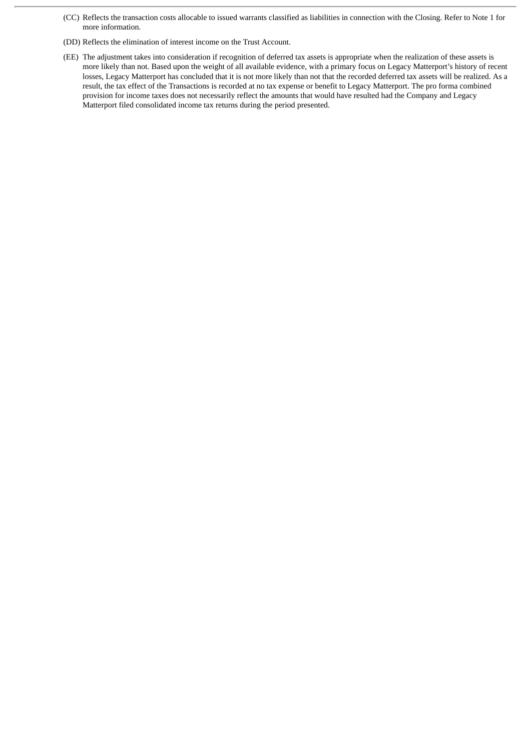(CC) Reflects the transaction costs allocable to issued warrants classified as liabilities in connection with the Closing. Refer to Note 1 for more information.

(DD) Reflects the elimination of interest income on the Trust Account.

(EE) The adjustment takes into consideration if recognition of deferred tax assets is appropriate when the realization of these assets is more likely than not. Based upon the weight of all available evidence, with a primary focus on Legacy Matterport's history of recent losses, Legacy Matterport has concluded that it is not more likely than not that the recorded deferred tax assets will be realized. As a result, the tax effect of the Transactions is recorded at no tax expense or benefit to Legacy Matterport. The pro forma combined provision for income taxes does not necessarily reflect the amounts that would have resulted had the Company and Legacy Matterport filed consolidated income tax returns during the period presented.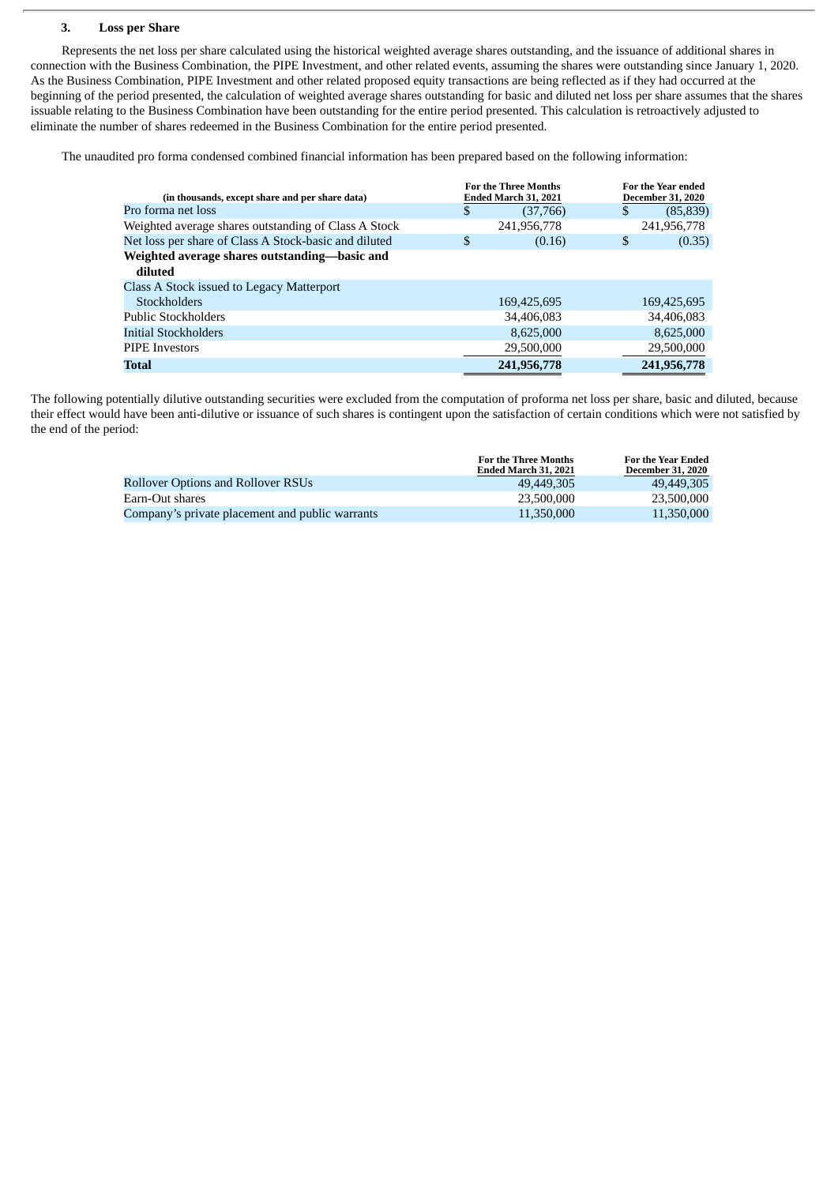### 3. Loss per Share

Represents the net loss per share calculated using the historical weighted average shares outstanding, and the issuance of additional shares in connection with the Business Combination, the PIPE Investment, and other related events, assuming the shares were outstanding since January 1, 2020. As the Business Combination, PIPE Investment and other related proposed equity transactions are being reflected as if they had occurred at the beginning of the period presented, the calculation of weighted average shares outstanding for basic and diluted net loss per share assumes that the shares issuable relating to the Business Combination have been outstanding for the entire period presented. This calculation is retroactively adjusted to eliminate the number of shares redeemed in the Business Combination for the entire period presented.

The unaudited pro forma condensed combined financial information has been prepared based on the following information:

| (in thousands, except share and per share data) | For the Three Months Ended March 31, 2021 | For the Year ended December 31, 2020 |
|---|---|---|
| Pro forma net loss | $ (37,766) | $ (85,839) |
| Weighted average shares outstanding of Class A Stock | 241,956,778 | 241,956,778 |
| Net loss per share of Class A Stock-basic and diluted | $ (0.16) | $ (0.35) |
| **Weighted average shares outstanding—basic and diluted** | | |
| Class A Stock issued to Legacy Matterport Stockholders | 169,425,695 | 169,425,695 |
| Public Stockholders | 34,406,083 | 34,406,083 |
| Initial Stockholders | 8,625,000 | 8,625,000 |
| PIPE Investors | 29,500,000 | 29,500,000 |
| **Total** | **241,956,778** | **241,956,778** |

The following potentially dilutive outstanding securities were excluded from the computation of proforma net loss per share, basic and diluted, because their effect would have been anti-dilutive or issuance of such shares is contingent upon the satisfaction of certain conditions which were not satisfied by the end of the period:

| | For the Three Months Ended March 31, 2021 | For the Year Ended December 31, 2020 |
|---|---|---|
| Rollover Options and Rollover RSUs | 49,449,305 | 49,449,305 |
| Earn-Out shares | 23,500,000 | 23,500,000 |
| Company's private placement and public warrants | 11,350,000 | 11,350,000 |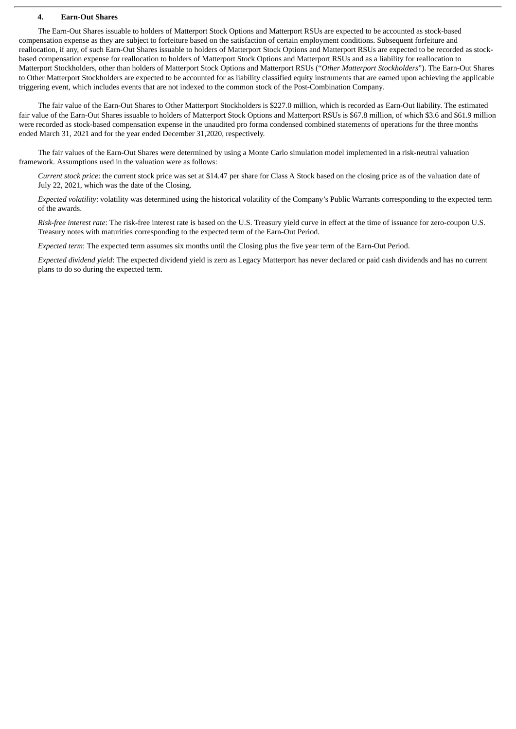### 4. Earn-Out Shares

The Earn-Out Shares issuable to holders of Matterport Stock Options and Matterport RSUs are expected to be accounted as stock-based compensation expense as they are subject to forfeiture based on the satisfaction of certain employment conditions. Subsequent forfeiture and reallocation, if any, of such Earn-Out Shares issuable to holders of Matterport Stock Options and Matterport RSUs are expected to be recorded as stock-based compensation expense for reallocation to holders of Matterport Stock Options and Matterport RSUs and as a liability for reallocation to Matterport Stockholders, other than holders of Matterport Stock Options and Matterport RSUs ("*Other Matterport Stockholders*"). The Earn-Out Shares to Other Matterport Stockholders are expected to be accounted for as liability classified equity instruments that are earned upon achieving the applicable triggering event, which includes events that are not indexed to the common stock of the Post-Combination Company.

The fair value of the Earn-Out Shares to Other Matterport Stockholders is $227.0 million, which is recorded as Earn-Out liability. The estimated fair value of the Earn-Out Shares issuable to holders of Matterport Stock Options and Matterport RSUs is $67.8 million, of which $3.6 and $61.9 million were recorded as stock-based compensation expense in the unaudited pro forma condensed combined statements of operations for the three months ended March 31, 2021 and for the year ended December 31,2020, respectively.

The fair values of the Earn-Out Shares were determined by using a Monte Carlo simulation model implemented in a risk-neutral valuation framework. Assumptions used in the valuation were as follows:

*Current stock price*: the current stock price was set at $14.47 per share for Class A Stock based on the closing price as of the valuation date of July 22, 2021, which was the date of the Closing.

*Expected volatility*: volatility was determined using the historical volatility of the Company's Public Warrants corresponding to the expected term of the awards.

*Risk-free interest rate*: The risk-free interest rate is based on the U.S. Treasury yield curve in effect at the time of issuance for zero-coupon U.S. Treasury notes with maturities corresponding to the expected term of the Earn-Out Period.

*Expected term*: The expected term assumes six months until the Closing plus the five year term of the Earn-Out Period.

*Expected dividend yield*: The expected dividend yield is zero as Legacy Matterport has never declared or paid cash dividends and has no current plans to do so during the expected term.